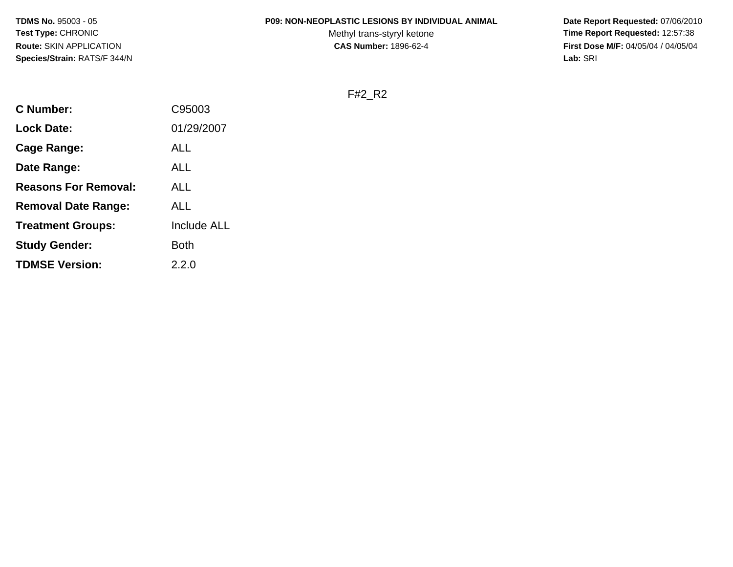**TDMS No.** 95003 - 05
**Test Type:** CHRONIC
**Route:** SKIN APPLICATION
**Species/Strain:** RATS/F 344/N

**P09: NON-NEOPLASTIC LESIONS BY INDIVIDUAL ANIMAL**
Methyl trans-styryl ketone
**CAS Number:** 1896-62-4

**Date Report Requested:** 07/06/2010
**Time Report Requested:** 12:57:38
**First Dose M/F:** 04/05/04 / 04/05/04
**Lab:** SRI

F#2_R2

| | |
|---|---|
| **C Number:** | C95003 |
| **Lock Date:** | 01/29/2007 |
| **Cage Range:** | ALL |
| **Date Range:** | ALL |
| **Reasons For Removal:** | ALL |
| **Removal Date Range:** | ALL |
| **Treatment Groups:** | Include ALL |
| **Study Gender:** | Both |
| **TDMSE Version:** | 2.2.0 |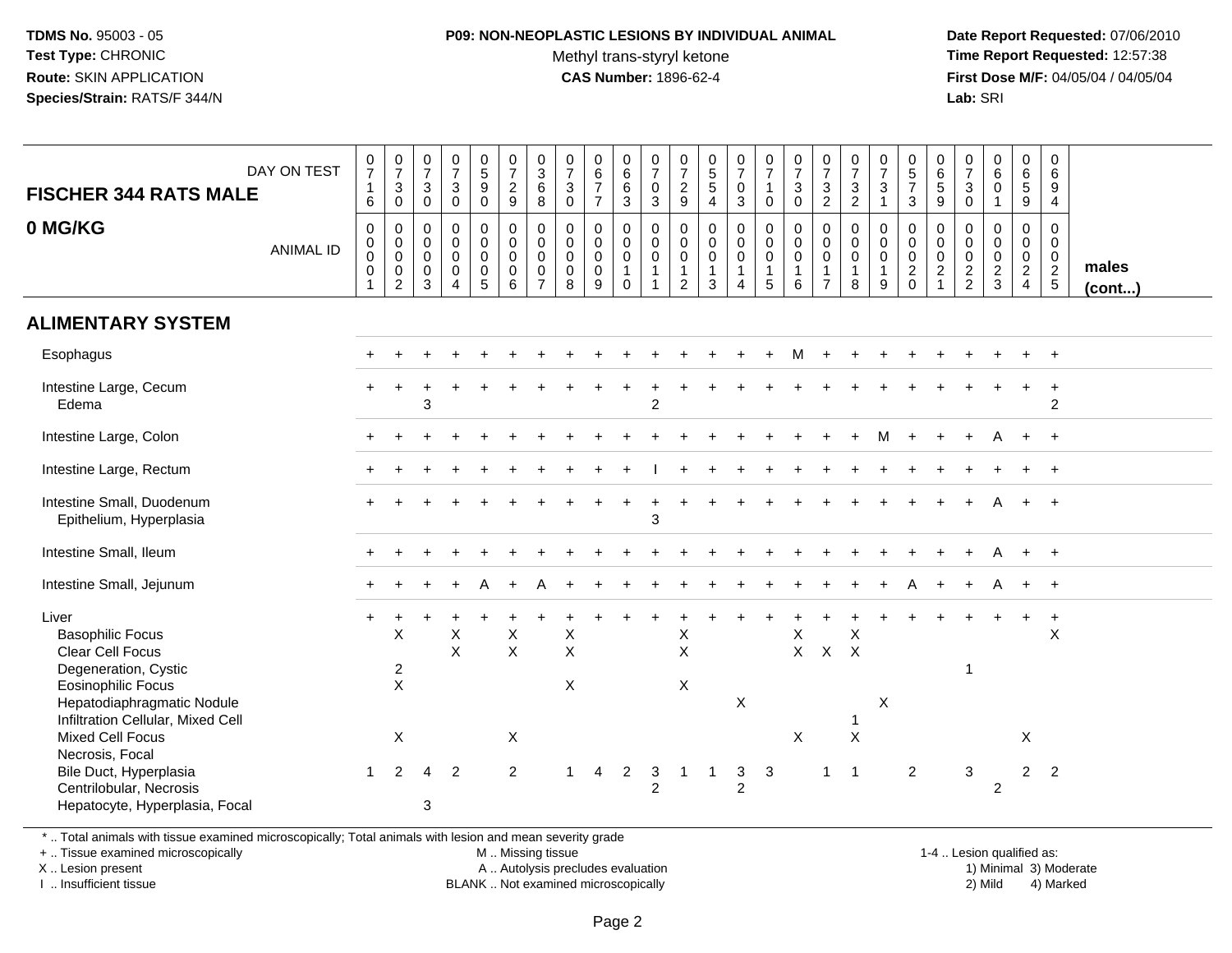TDMS No. 95003 - 05
Test Type: CHRONIC
Route: SKIN APPLICATION
Species/Strain: RATS/F 344/N

**P09: NON-NEOPLASTIC LESIONS BY INDIVIDUAL ANIMAL**
Methyl trans-styryl ketone
**CAS Number:** 1896-62-4

Date Report Requested: 07/06/2010
Time Report Requested: 12:57:38
First Dose M/F: 04/05/04 / 04/05/04
Lab: SRI

## FISCHER 344 RATS MALE

## 0 MG/KG

| DAY ON TEST | 0716 | 0730 | 0730 | 0730 | 0590 | 0729 | 0368 | 0730 | 0677 | 0663 | 0703 | 0729 | 0554 | 0703 | 0710 | 0730 | 0732 | 0732 | 0731 | 0573 | 0659 | 0730 | 0601 | 0659 | 0694 | |
|---|---|---|---|---|---|---|---|---|---|---|---|---|---|---|---|---|---|---|---|---|---|---|---|---|---|---|
| **ANIMAL ID** | 0001 | 0002 | 0003 | 0004 | 0005 | 0006 | 0007 | 0008 | 0009 | 0010 | 0011 | 0012 | 0013 | 0014 | 0015 | 0016 | 0017 | 0018 | 0019 | 0020 | 0021 | 0022 | 0023 | 0024 | 0025 | **males (cont...)** |
| **ALIMENTARY SYSTEM** | | | | | | | | | | | | | | | | | | | | | | | | | | |
| Esophagus | + | + | + | + | + | + | + | + | + | + | + | + | + | + | + | M | + | + | + | + | + | + | + | + | + | |
| Intestine Large, Cecum | + | + | + | + | + | + | + | + | + | + | + | + | + | + | + | + | + | + | + | + | + | + | + | + | + | |
| Edema | | | 3 | | | | | | | | 2 | | | | | | | | | | | | | | 2 | |
| Intestine Large, Colon | + | + | + | + | + | + | + | + | + | + | + | + | + | + | + | + | + | + | M | + | + | + | A | + | + | |
| Intestine Large, Rectum | + | + | + | + | + | + | + | + | + | + | I | + | + | + | + | + | + | + | + | + | + | + | + | + | + | |
| Intestine Small, Duodenum | + | + | + | + | + | + | + | + | + | + | + | + | + | + | + | + | + | + | + | + | + | + | A | + | + | |
| Epithelium, Hyperplasia | | | | | | | | | | | 3 | | | | | | | | | | | | | | | |
| Intestine Small, Ileum | + | + | + | + | + | + | + | + | + | + | + | + | + | + | + | + | + | + | + | + | + | + | A | + | + | |
| Intestine Small, Jejunum | + | + | + | + | A | + | A | + | + | + | + | + | + | + | + | + | + | + | + | A | + | + | A | + | + | |
| Liver | + | + | + | + | + | + | + | + | + | + | + | + | + | + | + | + | + | + | + | + | + | + | + | + | + | |
| Basophilic Focus | | X | | X | | X | | X | | | | X | | | | X | | X | | | | | | | X | |
| Clear Cell Focus | | | | X | | X | | X | | | | X | | | | X | X | X | | | | | | | | |
| Degeneration, Cystic | | 2 | | | | | | | | | | | | | | | | | | | | 1 | | | | |
| Eosinophilic Focus | | X | | | | | | X | | | | X | | | | | | | | | | | | | | |
| Hepatodiaphragmatic Nodule | | | | | | | | | | | | | | X | | | | | X | | | | | | | |
| Infiltration Cellular, Mixed Cell | | | | | | | | | | | | | | | | | | 1 | | | | | | | | |
| Mixed Cell Focus | | X | | | | X | | | | | | | | | | X | | X | | | | | | X | | |
| Necrosis, Focal | | | | | | | | | | | | | | | | | | | | | | | | | | |
| Bile Duct, Hyperplasia | 1 | 2 | 4 | 2 | | 2 | | 1 | 4 | 2 | 3 | 1 | 1 | 3 | 3 | | 1 | 1 | | 2 | | 3 | | 2 | 2 | |
| Centrilobular, Necrosis | | | | | | | | | | | 2 | | | 2 | | | | | | | | | 2 | | | |
| Hepatocyte, Hyperplasia, Focal | | | 3 | | | | | | | | | | | | | | | | | | | | | | | |

\* .. Total animals with tissue examined microscopically; Total animals with lesion and mean severity grade
+ .. Tissue examined microscopically
X .. Lesion present
I .. Insufficient tissue

M .. Missing tissue
A .. Autolysis precludes evaluation
BLANK .. Not examined microscopically

1-4 .. Lesion qualified as:
1) Minimal 3) Moderate
2) Mild 4) Marked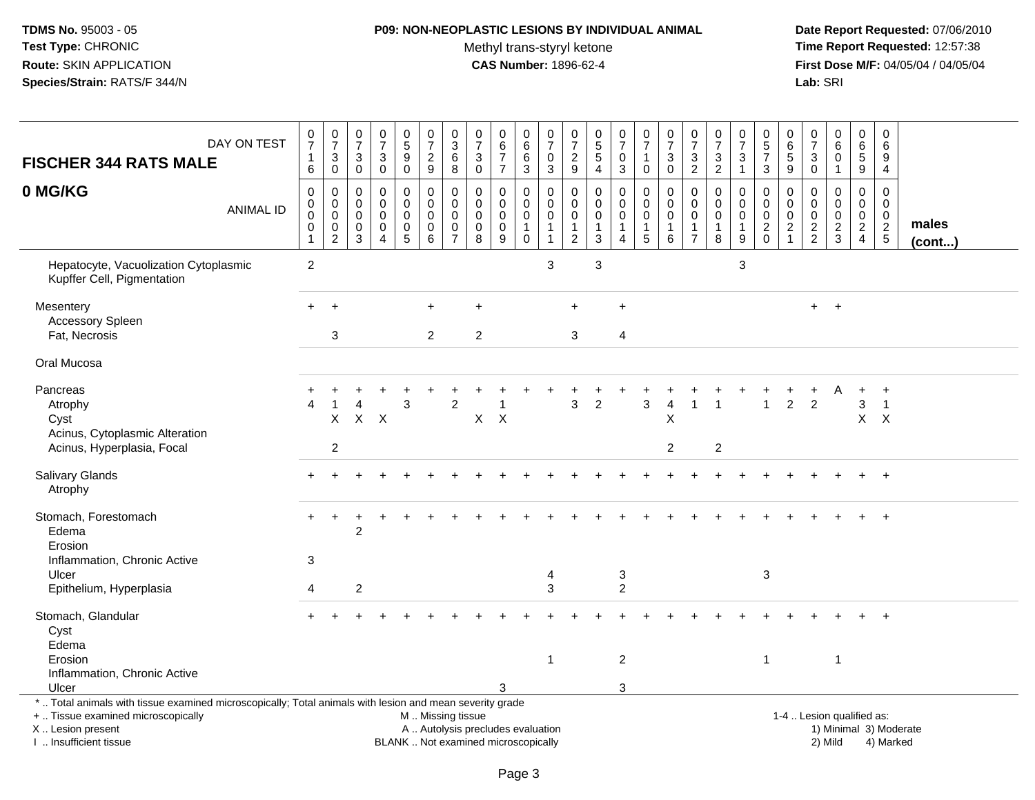**TDMS No.** 95003 - 05
**Test Type:** CHRONIC
**Route:** SKIN APPLICATION
**Species/Strain:** RATS/F 344/N

**P09: NON-NEOPLASTIC LESIONS BY INDIVIDUAL ANIMAL**
Methyl trans-styryl ketone
**CAS Number:** 1896-62-4

**Date Report Requested:** 07/06/2010
**Time Report Requested:** 12:57:38
**First Dose M/F:** 04/05/04 / 04/05/04
**Lab:** SRI

| FISCHER 344 RATS MALE — DAY ON TEST | 0716 | 0730 | 0730 | 0730 | 0590 | 0729 | 0368 | 0730 | 0677 | 0663 | 0703 | 0729 | 0554 | 0703 | 0710 | 0730 | 0732 | 0732 | 0731 | 0573 | 0659 | 0730 | 0601 | 0659 | 0694 | |
|---|---|---|---|---|---|---|---|---|---|---|---|---|---|---|---|---|---|---|---|---|---|---|---|---|---|---|
| **0 MG/KG** — ANIMAL ID | 0001 | 0002 | 0003 | 0004 | 0005 | 0006 | 0007 | 0008 | 0009 | 0010 | 0011 | 0012 | 0013 | 0014 | 0015 | 0016 | 0017 | 0018 | 0019 | 0020 | 0021 | 0022 | 0023 | 0024 | 0025 | **males (cont...)** |
| Hepatocyte, Vacuolization Cytoplasmic | 2 | | | | | | | | | | 3 | | 3 | | | | | | 3 | | | | | | | |
| Kupffer Cell, Pigmentation | | | | | | | | | | | | | | | | | | | | | | | | | | |
| Mesentery | + | + | | | | + | | + | | | | + | | + | | | | | | | | + | + | | | |
| Accessory Spleen | | | | | | | | | | | | | | | | | | | | | | | | | | |
| Fat, Necrosis | | 3 | | | | 2 | | 2 | | | | 3 | | 4 | | | | | | | | | | | | |
| Oral Mucosa | | | | | | | | | | | | | | | | | | | | | | | | | | |
| Pancreas | + | + | + | + | + | + | + | + | + | + | + | + | + | + | + | + | + | + | + | + | + | + | A | + | + | |
| Atrophy | 4 | 1 | 4 | | 3 | | 2 | | 1 | | | 3 | 2 | | 3 | 4 | 1 | 1 | | 1 | 2 | 2 | | 3 | 1 | |
| Cyst | | X | X | X | | | | X | X | | | | | | | X | | | | | | | | X | X | |
| Acinus, Cytoplasmic Alteration | | | | | | | | | | | | | | | | | | | | | | | | | | |
| Acinus, Hyperplasia, Focal | | 2 | | | | | | | | | | | | | | 2 | | 2 | | | | | | | | |
| Salivary Glands | + | + | + | + | + | + | + | + | + | + | + | + | + | + | + | + | + | + | + | + | + | + | + | + | + | |
| Atrophy | | | | | | | | | | | | | | | | | | | | | | | | | | |
| Stomach, Forestomach | + | + | + | + | + | + | + | + | + | + | + | + | + | + | + | + | + | + | + | + | + | + | + | + | + | |
| Edema | | | 2 | | | | | | | | | | | | | | | | | | | | | | | |
| Erosion | | | | | | | | | | | | | | | | | | | | | | | | | | |
| Inflammation, Chronic Active | 3 | | | | | | | | | | | | | | | | | | | | | | | | | |
| Ulcer | | | | | | | | | | | 4 | | | 3 | | | | | | 3 | | | | | | |
| Epithelium, Hyperplasia | 4 | | 2 | | | | | | | | 3 | | | 2 | | | | | | | | | | | | |
| Stomach, Glandular | + | + | + | + | + | + | + | + | + | + | + | + | + | + | + | + | + | + | + | + | + | + | + | + | + | |
| Cyst | | | | | | | | | | | | | | | | | | | | | | | | | | |
| Edema | | | | | | | | | | | | | | | | | | | | | | | | | | |
| Erosion | | | | | | | | | | | 1 | | | 2 | | | | | | 1 | | | 1 | | | |
| Inflammation, Chronic Active | | | | | | | | | | | | | | | | | | | | | | | | | | |
| Ulcer | | | | | | | | | 3 | | | | | 3 | | | | | | | | | | | | |

\* .. Total animals with tissue examined microscopically; Total animals with lesion and mean severity grade
+ .. Tissue examined microscopically
X .. Lesion present
I .. Insufficient tissue

M .. Missing tissue
A .. Autolysis precludes evaluation
BLANK .. Not examined microscopically

1-4 .. Lesion qualified as:
1) Minimal 3) Moderate
2) Mild 4) Marked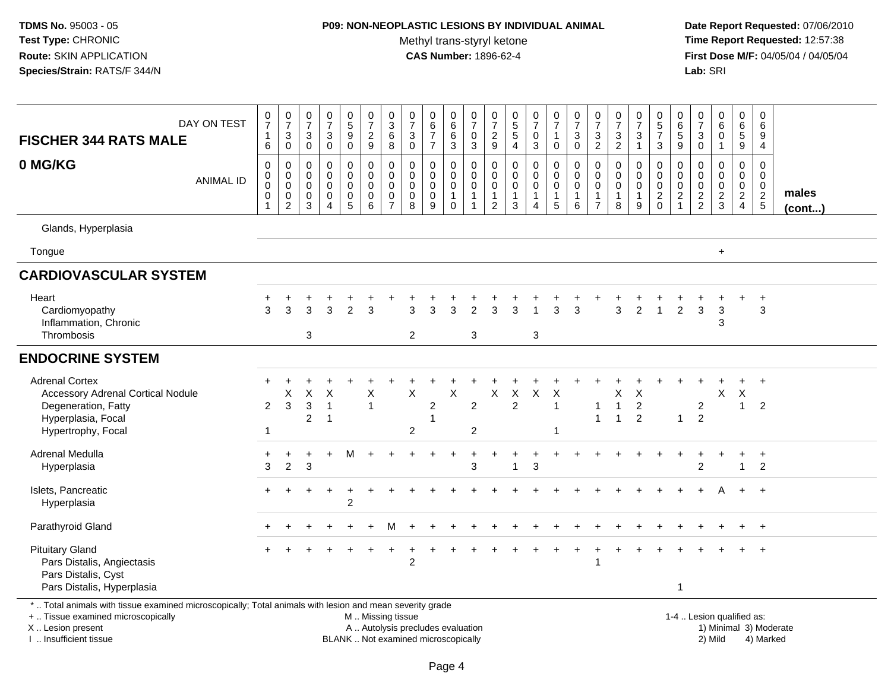| DAY ON TEST | 0716 | 0730 | 0730 | 0730 | 0590 | 0729 | 0368 | 0730 | 0677 | 0663 | 0703 | 0729 | 0554 | 0703 | 0710 | 0730 | 0732 | 0732 | 0731 | 0573 | 0659 | 0730 | 0601 | 0659 | 0694 | |
|---|---|---|---|---|---|---|---|---|---|---|---|---|---|---|---|---|---|---|---|---|---|---|---|---|---|---|
| **FISCHER 344 RATS MALE 0 MG/KG** ANIMAL ID | 0001 | 0002 | 0003 | 0004 | 0005 | 0006 | 0007 | 0008 | 0009 | 0010 | 0011 | 0012 | 0013 | 0014 | 0015 | 0016 | 0017 | 0018 | 0019 | 0020 | 0021 | 0022 | 0023 | 0024 | 0025 | **males (cont...)** |
| Glands, Hyperplasia | | | | | | | | | | | | | | | | | | | | | | | | | | |
| Tongue | | | | | | | | | | | | | | | | | | | | | | | + | | | |
| **CARDIOVASCULAR SYSTEM** | | | | | | | | | | | | | | | | | | | | | | | | | | |
| Heart | + | + | + | + | + | + | + | + | + | + | + | + | + | + | + | + | + | + | + | + | + | + | + | + | + | |
| Cardiomyopathy | 3 | 3 | 3 | 3 | 2 | 3 | | 3 | 3 | 3 | 2 | 3 | 3 | 1 | 3 | 3 | | 3 | 2 | 1 | 2 | 3 | 3 | | 3 | |
| Inflammation, Chronic | | | | | | | | | | | | | | | | | | | | | | | 3 | | | |
| Thrombosis | | | 3 | | | | | 2 | | | 3 | | | 3 | | | | | | | | | | | | |
| **ENDOCRINE SYSTEM** | | | | | | | | | | | | | | | | | | | | | | | | | | |
| Adrenal Cortex | + | + | + | + | + | + | + | + | + | + | + | + | + | + | + | + | + | + | + | + | + | + | + | + | + | |
| Accessory Adrenal Cortical Nodule | | X | X | X | | X | | X | | X | | X | X | X | X | | | X | X | | | | X | X | | |
| Degeneration, Fatty | 2 | 3 | 3 | 1 | | 1 | | | 2 | | 2 | | 2 | | 1 | | 1 | 1 | 2 | | | 2 | | 1 | 2 | |
| Hyperplasia, Focal | | | 2 | 1 | | | | | 1 | | | | | | | | 1 | 1 | 2 | | 1 | 2 | | | | |
| Hypertrophy, Focal | 1 | | | | | | | 2 | | | 2 | | | | 1 | | | | | | | | | | | |
| Adrenal Medulla | + | + | + | + | M | + | + | + | + | + | + | + | + | + | + | + | + | + | + | + | + | + | + | + | + | |
| Hyperplasia | 3 | 2 | 3 | | | | | | | | 3 | | 1 | 3 | | | | | | | | 2 | | 1 | 2 | |
| Islets, Pancreatic | + | + | + | + | + | + | + | + | + | + | + | + | + | + | + | + | + | + | + | + | + | + | A | + | + | |
| Hyperplasia | | | | | 2 | | | | | | | | | | | | | | | | | | | | | |
| Parathyroid Gland | + | + | + | + | + | + | M | + | + | + | + | + | + | + | + | + | + | + | + | + | + | + | + | + | + | |
| Pituitary Gland | + | + | + | + | + | + | + | + | + | + | + | + | + | + | + | + | + | + | + | + | + | + | + | + | + | |
| Pars Distalis, Angiectasis | | | | | | | | 2 | | | | | | | | | 1 | | | | | | | | | |
| Pars Distalis, Cyst | | | | | | | | | | | | | | | | | | | | | | | | | | |
| Pars Distalis, Hyperplasia | | | | | | | | | | | | | | | | | | | | | 1 | | | | | |

\* .. Total animals with tissue examined microscopically; Total animals with lesion and mean severity grade
+ .. Tissue examined microscopically
X .. Lesion present
I .. Insufficient tissue

M .. Missing tissue
A .. Autolysis precludes evaluation
BLANK .. Not examined microscopically

1-4 .. Lesion qualified as:
1) Minimal 3) Moderate
2) Mild 4) Marked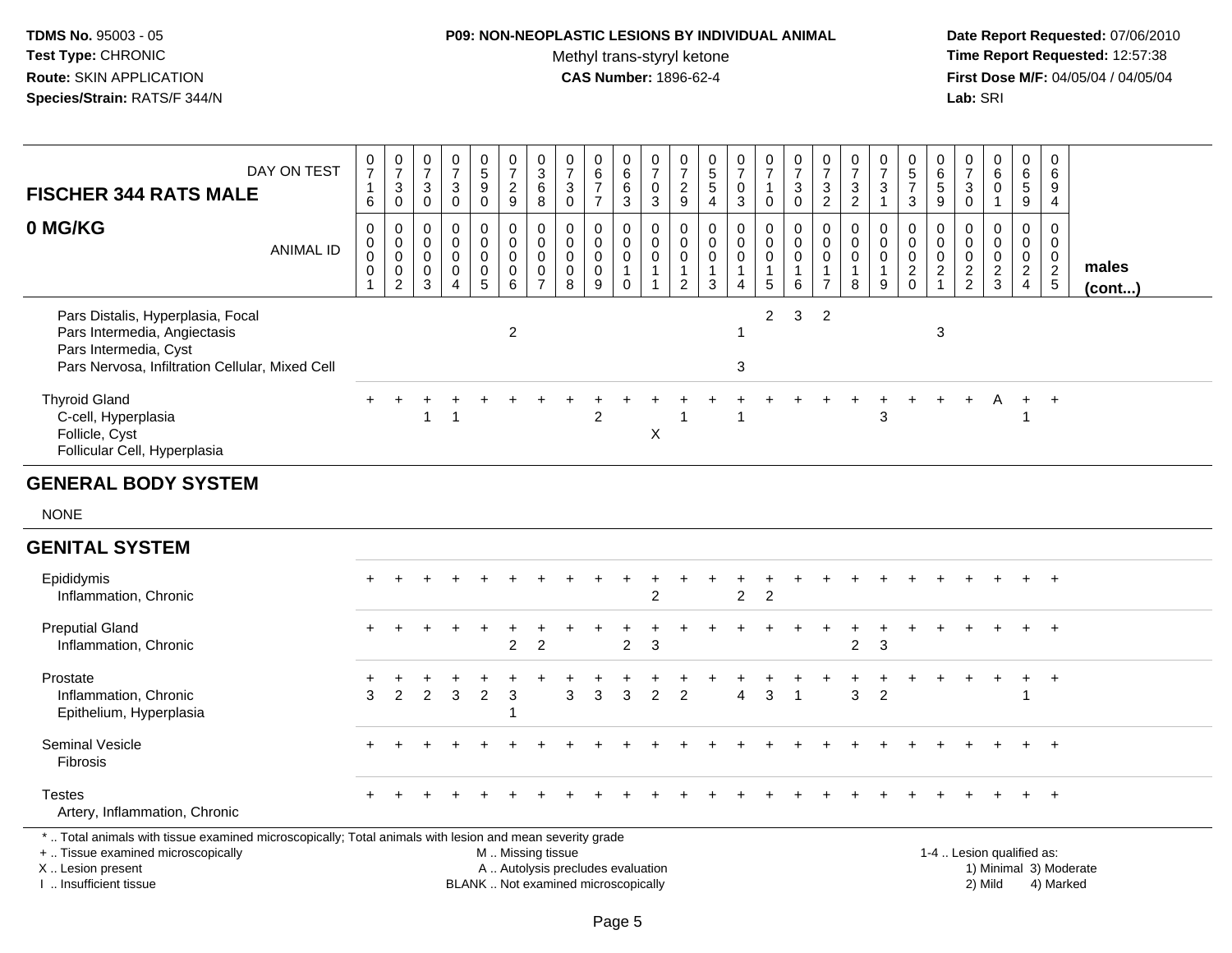**TDMS No.** 95003 - 05
**Test Type:** CHRONIC
**Route:** SKIN APPLICATION
**Species/Strain:** RATS/F 344/N

**P09: NON-NEOPLASTIC LESIONS BY INDIVIDUAL ANIMAL**
Methyl trans-styryl ketone
**CAS Number:** 1896-62-4

**Date Report Requested:** 07/06/2010
**Time Report Requested:** 12:57:38
**First Dose M/F:** 04/05/04 / 04/05/04
**Lab:** SRI

| FISCHER 344 RATS MALE 0 MG/KG | | | | | | | | | | | | | | | | | | | | | | | | | | |
|---|---|---|---|---|---|---|---|---|---|---|---|---|---|---|---|---|---|---|---|---|---|---|---|---|---|---|
| DAY ON TEST | 0716 | 0730 | 0730 | 0730 | 0590 | 0729 | 0368 | 0730 | 0677 | 0663 | 0703 | 0729 | 0554 | 0703 | 0710 | 0730 | 0732 | 0732 | 0731 | 0573 | 0659 | 0730 | 0601 | 0659 | 0694 | |
| ANIMAL ID | 00001 | 00002 | 00003 | 00004 | 00005 | 00006 | 00007 | 00008 | 00009 | 00010 | 00011 | 00012 | 00013 | 00014 | 00015 | 00016 | 00017 | 00018 | 00019 | 00020 | 00021 | 00022 | 00023 | 00024 | 00025 | males (cont...) |
| Pars Distalis, Hyperplasia, Focal | | | | | | | | | | | | | | | 2 | 3 | 2 | | | | | | | | | |
| Pars Intermedia, Angiectasis | | | | | | 2 | | | | | | | | 1 | | | | | | | 3 | | | | | |
| Pars Intermedia, Cyst | | | | | | | | | | | | | | | | | | | | | | | | | | |
| Pars Nervosa, Infiltration Cellular, Mixed Cell | | | | | | | | | | | | | | 3 | | | | | | | | | | | | |
| Thyroid Gland | + | + | + | + | + | + | + | + | + | + | + | + | + | + | + | + | + | + | + | + | + | + | A | + | + | |
| C-cell, Hyperplasia | | | 1 | 1 | | | | | 2 | | | 1 | | 1 | | | | | 3 | | | | | 1 | | |
| Follicle, Cyst | | | | | | | | | | | X | | | | | | | | | | | | | | | |
| Follicular Cell, Hyperplasia | | | | | | | | | | | | | | | | | | | | | | | | | | |
| **GENERAL BODY SYSTEM** | | | | | | | | | | | | | | | | | | | | | | | | | | |
| NONE | | | | | | | | | | | | | | | | | | | | | | | | | | |
| **GENITAL SYSTEM** | | | | | | | | | | | | | | | | | | | | | | | | | | |
| Epididymis | + | + | + | + | + | + | + | + | + | + | + | + | + | + | + | + | + | + | + | + | + | + | + | + | + | |
| Inflammation, Chronic | | | | | | | | | | | 2 | | | 2 | 2 | | | | | | | | | | | |
| Preputial Gland | + | + | + | + | + | + | + | + | + | + | + | + | + | + | + | + | + | + | + | + | + | + | + | + | + | |
| Inflammation, Chronic | | | | | | 2 | 2 | | | 2 | 3 | | | | | | | 2 | 3 | | | | | | | |
| Prostate | + | + | + | + | + | + | + | + | + | + | + | + | + | + | + | + | + | + | + | + | + | + | + | + | + | |
| Inflammation, Chronic | 3 | 2 | 2 | 3 | 2 | 3 | | 3 | 3 | 3 | 2 | 2 | | 4 | 3 | 1 | | 3 | 2 | | | | | 1 | | |
| Epithelium, Hyperplasia | | | | | | 1 | | | | | | | | | | | | | | | | | | | | |
| Seminal Vesicle | + | + | + | + | + | + | + | + | + | + | + | + | + | + | + | + | + | + | + | + | + | + | + | + | + | |
| Fibrosis | | | | | | | | | | | | | | | | | | | | | | | | | | |
| Testes | + | + | + | + | + | + | + | + | + | + | + | + | + | + | + | + | + | + | + | + | + | + | + | + | + | |
| Artery, Inflammation, Chronic | | | | | | | | | | | | | | | | | | | | | | | | | | |

* .. Total animals with tissue examined microscopically; Total animals with lesion and mean severity grade
+ .. Tissue examined microscopically
X .. Lesion present
I .. Insufficient tissue

M .. Missing tissue
A .. Autolysis precludes evaluation
BLANK .. Not examined microscopically

1-4 .. Lesion qualified as:
1) Minimal 3) Moderate
2) Mild 4) Marked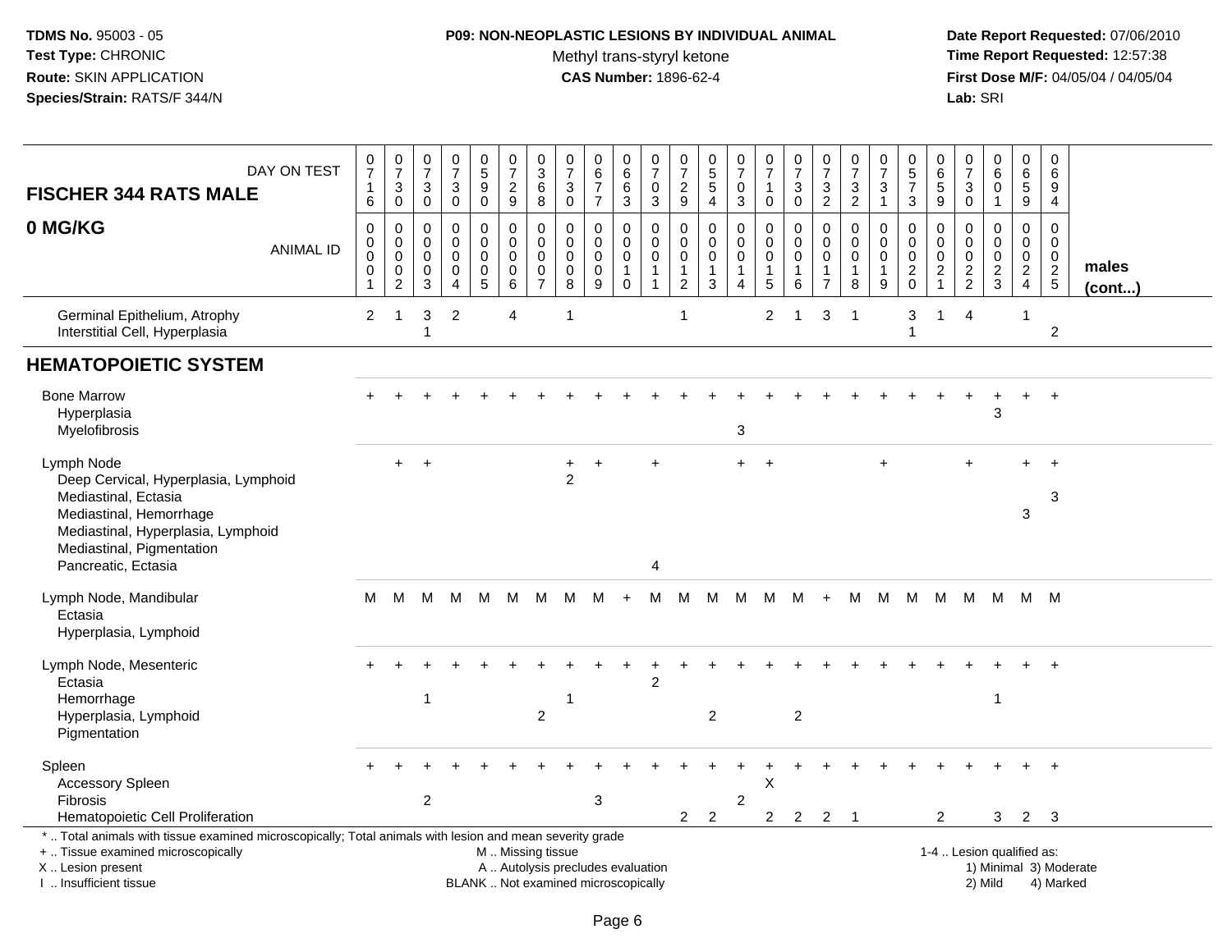**TDMS No.** 95003 - 05
**Test Type:** CHRONIC
**Route:** SKIN APPLICATION
**Species/Strain:** RATS/F 344/N

**P09: NON-NEOPLASTIC LESIONS BY INDIVIDUAL ANIMAL**
Methyl trans-styryl ketone
**CAS Number:** 1896-62-4

**Date Report Requested:** 07/06/2010
**Time Report Requested:** 12:57:38
**First Dose M/F:** 04/05/04 / 04/05/04
**Lab:** SRI

## FISCHER 344 RATS MALE
## 0 MG/KG

| DAY ON TEST | 0716 | 0730 | 0730 | 0730 | 0590 | 0729 | 0368 | 0730 | 0677 | 0663 | 0703 | 0729 | 0554 | 0703 | 0710 | 0730 | 0732 | 0732 | 0731 | 0573 | 0659 | 0730 | 0601 | 0659 | 0694 | |
|---|---|---|---|---|---|---|---|---|---|---|---|---|---|---|---|---|---|---|---|---|---|---|---|---|---|---|
| **ANIMAL ID** | 0001 | 0002 | 0003 | 0004 | 0005 | 0006 | 0007 | 0008 | 0009 | 0010 | 0011 | 0012 | 0013 | 0014 | 0015 | 0016 | 0017 | 0018 | 0019 | 0020 | 0021 | 0022 | 0023 | 0024 | 0025 | **males (cont...)** |
| Germinal Epithelium, Atrophy | 2 | 1 | 3 | 2 | | 4 | | 1 | | | | 1 | | | 2 | 1 | 3 | 1 | | 3 | 1 | 4 | | 1 | | |
| Interstitial Cell, Hyperplasia | | | 1 | | | | | | | | | | | | | | | | | 1 | | | | | 2 | |
| **HEMATOPOIETIC SYSTEM** | | | | | | | | | | | | | | | | | | | | | | | | | | |
| Bone Marrow | + | + | + | + | + | + | + | + | + | + | + | + | + | + | + | + | + | + | + | + | + | + | + | + | + | |
| Hyperplasia | | | | | | | | | | | | | | | | | | | | | | | 3 | | | |
| Myelofibrosis | | | | | | | | | | | | | | 3 | | | | | | | | | | | | |
| Lymph Node | | + | + | | | | | + | + | | + | | | + | + | | | | + | | | + | | + | + | |
| Deep Cervical, Hyperplasia, Lymphoid | | | | | | | | 2 | | | | | | | | | | | | | | | | | | |
| Mediastinal, Ectasia | | | | | | | | | | | | | | | | | | | | | | | | | 3 | |
| Mediastinal, Hemorrhage | | | | | | | | | | | | | | | | | | | | | | | | 3 | | |
| Mediastinal, Hyperplasia, Lymphoid | | | | | | | | | | | | | | | | | | | | | | | | | | |
| Mediastinal, Pigmentation | | | | | | | | | | | | | | | | | | | | | | | | | | |
| Pancreatic, Ectasia | | | | | | | | | | | 4 | | | | | | | | | | | | | | | |
| Lymph Node, Mandibular | M | M | M | M | M | M | M | M | M | + | M | M | M | M | M | M | + | M | M | M | M | M | M | M | M | |
| Ectasia | | | | | | | | | | | | | | | | | | | | | | | | | | |
| Hyperplasia, Lymphoid | | | | | | | | | | | | | | | | | | | | | | | | | | |
| Lymph Node, Mesenteric | + | + | + | + | + | + | + | + | + | + | + | + | + | + | + | + | + | + | + | + | + | + | + | + | + | |
| Ectasia | | | | | | | | | | | 2 | | | | | | | | | | | | | | | |
| Hemorrhage | | | 1 | | | | | 1 | | | | | | | | | | | | | | | 1 | | | |
| Hyperplasia, Lymphoid | | | | | | | 2 | | | | | | 2 | | | 2 | | | | | | | | | | |
| Pigmentation | | | | | | | | | | | | | | | | | | | | | | | | | | |
| Spleen | + | + | + | + | + | + | + | + | + | + | + | + | + | + | + | + | + | + | + | + | + | + | + | + | + | |
| Accessory Spleen | | | | | | | | | | | | | | | X | | | | | | | | | | | |
| Fibrosis | | | 2 | | | | | | 3 | | | | | 2 | | | | | | | | | | | | |
| Hematopoietic Cell Proliferation | | | | | | | | | | | | 2 | 2 | | 2 | 2 | 2 | 1 | | | 2 | | 3 | 2 | 3 | |

\* .. Total animals with tissue examined microscopically; Total animals with lesion and mean severity grade
+ .. Tissue examined microscopically
X .. Lesion present
I .. Insufficient tissue

M .. Missing tissue
A .. Autolysis precludes evaluation
BLANK .. Not examined microscopically

1-4 .. Lesion qualified as:
1) Minimal 3) Moderate
2) Mild 4) Marked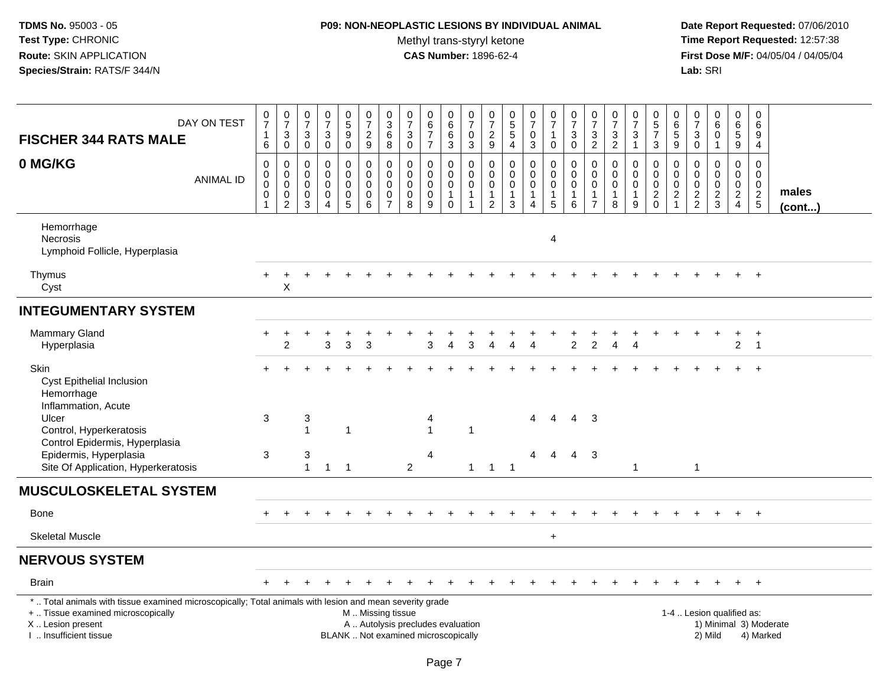**TDMS No.** 95003 - 05
**Test Type:** CHRONIC
**Route:** SKIN APPLICATION
**Species/Strain:** RATS/F 344/N

**P09: NON-NEOPLASTIC LESIONS BY INDIVIDUAL ANIMAL**
Methyl trans-styryl ketone
**CAS Number:** 1896-62-4

**Date Report Requested:** 07/06/2010
**Time Report Requested:** 12:57:38
**First Dose M/F:** 04/05/04 / 04/05/04
**Lab:** SRI

| FISCHER 344 RATS MALE 0 MG/KG | | | | | | | | | | | | | | | | | | | | | | | | | | |
|---|---|---|---|---|---|---|---|---|---|---|---|---|---|---|---|---|---|---|---|---|---|---|---|---|---|---|
| DAY ON TEST | 0716 | 0730 | 0730 | 0730 | 0590 | 0729 | 0368 | 0730 | 0677 | 0663 | 0703 | 0729 | 0554 | 0703 | 0710 | 0730 | 0732 | 0732 | 0731 | 0573 | 0659 | 0730 | 0601 | 0659 | 0694 | |
| ANIMAL ID | 0001 | 0002 | 0003 | 0004 | 0005 | 0006 | 0007 | 0008 | 0009 | 0010 | 0011 | 0012 | 0013 | 0014 | 0015 | 0016 | 0017 | 0018 | 0019 | 0020 | 0021 | 0022 | 0023 | 0024 | 0025 | males (cont...) |
| Hemorrhage | | | | | | | | | | | | | | | | | | | | | | | | | | |
| Necrosis | | | | | | | | | | | | | | | 4 | | | | | | | | | | | |
| Lymphoid Follicle, Hyperplasia | | | | | | | | | | | | | | | | | | | | | | | | | | |
| Thymus | + | + | + | + | + | + | + | + | + | + | + | + | + | + | + | + | + | + | + | + | + | + | + | + | + | |
| Cyst | | X | | | | | | | | | | | | | | | | | | | | | | | | |
| **INTEGUMENTARY SYSTEM** | | | | | | | | | | | | | | | | | | | | | | | | | | |
| Mammary Gland | + | + | + | + | + | + | + | + | + | + | + | + | + | + | + | + | + | + | + | + | + | + | + | + | + | |
| Hyperplasia | | 2 | | 3 | 3 | 3 | | | 3 | 4 | 3 | 4 | 4 | 4 | | 2 | 2 | 4 | 4 | | | | | 2 | 1 | |
| Skin | + | + | + | + | + | + | + | + | + | + | + | + | + | + | + | + | + | + | + | + | + | + | + | + | + | |
| Cyst Epithelial Inclusion | | | | | | | | | | | | | | | | | | | | | | | | | | |
| Hemorrhage | | | | | | | | | | | | | | | | | | | | | | | | | | |
| Inflammation, Acute | | | | | | | | | | | | | | | | | | | | | | | | | | |
| Ulcer | 3 | | 3 | | | | | | 4 | | | | | 4 | 4 | 4 | 3 | | | | | | | | | |
| Control, Hyperkeratosis | | | 1 | | 1 | | | | 1 | | 1 | | | | | | | | | | | | | | | |
| Control Epidermis, Hyperplasia | | | | | | | | | | | | | | | | | | | | | | | | | | |
| Epidermis, Hyperplasia | 3 | | 3 | | | | | | 4 | | | | | 4 | 4 | 4 | 3 | | | | | | | | | |
| Site Of Application, Hyperkeratosis | | | 1 | 1 | 1 | | | 2 | | | 1 | 1 | 1 | | | | | | 1 | | | 1 | | | | |
| **MUSCULOSKELETAL SYSTEM** | | | | | | | | | | | | | | | | | | | | | | | | | | |
| Bone | + | + | + | + | + | + | + | + | + | + | + | + | + | + | + | + | + | + | + | + | + | + | + | + | + | |
| Skeletal Muscle | | | | | | | | | | | | | | | + | | | | | | | | | | | |
| **NERVOUS SYSTEM** | | | | | | | | | | | | | | | | | | | | | | | | | | |
| Brain | + | + | + | + | + | + | + | + | + | + | + | + | + | + | + | + | + | + | + | + | + | + | + | + | + | |

\* .. Total animals with tissue examined microscopically; Total animals with lesion and mean severity grade
+ .. Tissue examined microscopically
X .. Lesion present
I .. Insufficient tissue

M .. Missing tissue
A .. Autolysis precludes evaluation
BLANK .. Not examined microscopically

1-4 .. Lesion qualified as:
1) Minimal 3) Moderate
2) Mild 4) Marked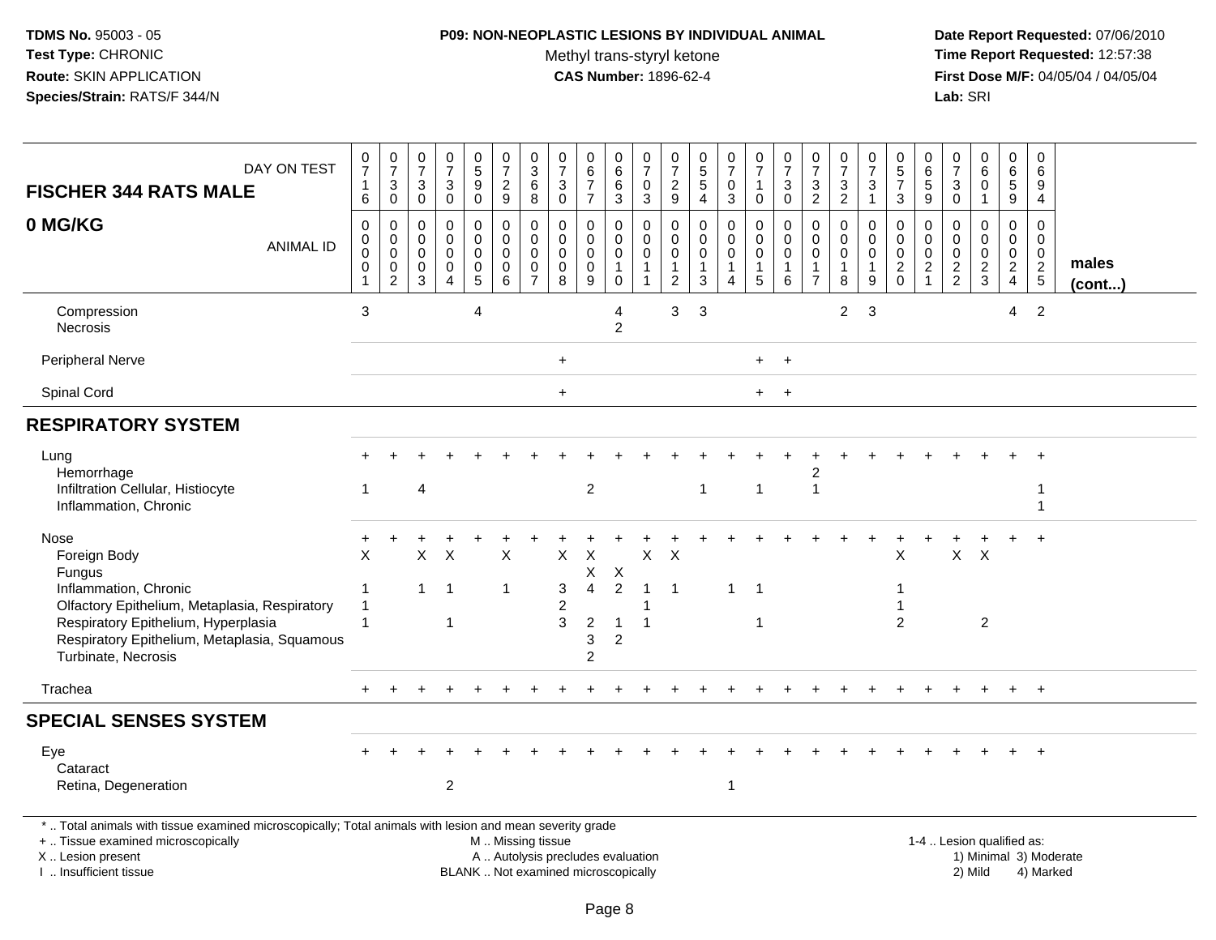**TDMS No.** 95003 - 05
**Test Type:** CHRONIC
**Route:** SKIN APPLICATION
**Species/Strain:** RATS/F 344/N

**P09: NON-NEOPLASTIC LESIONS BY INDIVIDUAL ANIMAL**
Methyl trans-styryl ketone
**CAS Number:** 1896-62-4

**Date Report Requested:** 07/06/2010
**Time Report Requested:** 12:57:38
**First Dose M/F:** 04/05/04 / 04/05/04
**Lab:** SRI

## FISCHER 344 RATS MALE

## 0 MG/KG

| DAY ON TEST | 0716 | 0730 | 0730 | 0730 | 0590 | 0729 | 0368 | 0730 | 0677 | 0663 | 0703 | 0729 | 0554 | 0703 | 0710 | 0730 | 0732 | 0732 | 0731 | 0573 | 0659 | 0730 | 0601 | 0659 | 0694 | |
|---|---|---|---|---|---|---|---|---|---|---|---|---|---|---|---|---|---|---|---|---|---|---|---|---|---|---|
| **ANIMAL ID** | 00001 | 00002 | 00003 | 00004 | 00005 | 00006 | 00007 | 00008 | 00009 | 00010 | 00011 | 00012 | 00013 | 00014 | 00015 | 00016 | 00017 | 00018 | 00019 | 00020 | 00021 | 00022 | 00023 | 00024 | 00025 | **males (cont...)** |
| Compression | 3 | | | | 4 | | | | | 4 | | 3 | 3 | | | | | 2 | 3 | | | | | 4 | 2 | |
| Necrosis | | | | | | | | | | 2 | | | | | | | | | | | | | | | | |
| Peripheral Nerve | | | | | | | | + | | | | | | | + | + | | | | | | | | | | |
| Spinal Cord | | | | | | | | + | | | | | | | + | + | | | | | | | | | | |
| **RESPIRATORY SYSTEM** | | | | | | | | | | | | | | | | | | | | | | | | | | |
| Lung | + | + | + | + | + | + | + | + | + | + | + | + | + | + | + | + | + | + | + | + | + | + | + | + | + | |
| Hemorrhage | | | | | | | | | | | | | | | | | 2 | | | | | | | | | |
| Infiltration Cellular, Histiocyte | 1 | | 4 | | | | | | 2 | | | | 1 | | 1 | | 1 | | | | | | | | 1 | |
| Inflammation, Chronic | | | | | | | | | | | | | | | | | | | | | | | | | 1 | |
| Nose | + | + | + | + | + | + | + | + | + | + | + | + | + | + | + | + | + | + | + | + | + | + | + | + | + | |
| Foreign Body | X | | X | X | | X | | X | X | | X | X | | | | | | | | X | | X | X | | | |
| Fungus | | | | | | | | | X | X | | | | | | | | | | | | | | | | |
| Inflammation, Chronic | 1 | | 1 | 1 | | 1 | | 3 | 4 | 2 | 1 | 1 | | 1 | 1 | | | | | 1 | | | | | | |
| Olfactory Epithelium, Metaplasia, Respiratory | 1 | | | | | | | 2 | | | 1 | | | | | | | | | 1 | | | | | | |
| Respiratory Epithelium, Hyperplasia | 1 | | | 1 | | | | 3 | 2 | 1 | 1 | | | | 1 | | | | | 2 | | | 2 | | | |
| Respiratory Epithelium, Metaplasia, Squamous | | | | | | | | | 3 | 2 | | | | | | | | | | | | | | | | |
| Turbinate, Necrosis | | | | | | | | | 2 | | | | | | | | | | | | | | | | | |
| Trachea | + | + | + | + | + | + | + | + | + | + | + | + | + | + | + | + | + | + | + | + | + | + | + | + | + | |
| **SPECIAL SENSES SYSTEM** | | | | | | | | | | | | | | | | | | | | | | | | | | |
| Eye | + | + | + | + | + | + | + | + | + | + | + | + | + | + | + | + | + | + | + | + | + | + | + | + | + | |
| Cataract | | | | | | | | | | | | | | | | | | | | | | | | | | |
| Retina, Degeneration | | | | 2 | | | | | | | | | | 1 | | | | | | | | | | | | |

* .. Total animals with tissue examined microscopically; Total animals with lesion and mean severity grade
+ .. Tissue examined microscopically
X .. Lesion present
I .. Insufficient tissue

M .. Missing tissue
A .. Autolysis precludes evaluation
BLANK .. Not examined microscopically

1-4 .. Lesion qualified as:
1) Minimal 3) Moderate
2) Mild 4) Marked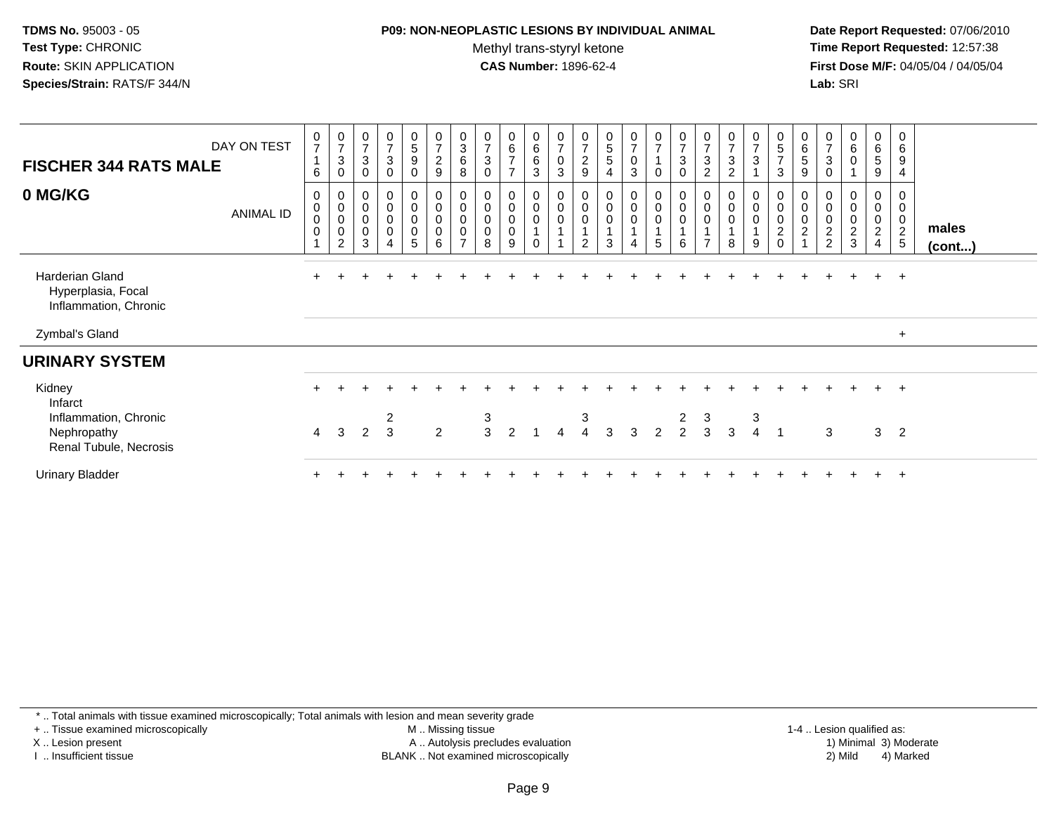**TDMS No.** 95003 - 05
**Test Type:** CHRONIC
**Route:** SKIN APPLICATION
**Species/Strain:** RATS/F 344/N

**P09: NON-NEOPLASTIC LESIONS BY INDIVIDUAL ANIMAL**
Methyl trans-styryl ketone
**CAS Number:** 1896-62-4

**Date Report Requested:** 07/06/2010
**Time Report Requested:** 12:57:38
**First Dose M/F:** 04/05/04 / 04/05/04
**Lab:** SRI

## FISCHER 344 RATS MALE
## 0 MG/KG

| DAY ON TEST | 0716 | 0730 | 0730 | 0730 | 0590 | 0729 | 0368 | 0730 | 0677 | 0663 | 0703 | 0729 | 0554 | 0703 | 0710 | 0730 | 0732 | 0732 | 0731 | 0573 | 0659 | 0730 | 0601 | 0659 | 0694 | |
|---|---|---|---|---|---|---|---|---|---|---|---|---|---|---|---|---|---|---|---|---|---|---|---|---|---|---|
| **ANIMAL ID** | 0001 | 0002 | 0003 | 0004 | 0005 | 0006 | 0007 | 0008 | 0009 | 0010 | 0011 | 0012 | 0013 | 0014 | 0015 | 0016 | 0017 | 0018 | 0019 | 0020 | 0021 | 0022 | 0023 | 0024 | 0025 | **males (cont...)** |
| Harderian Gland | + | + | + | + | + | + | + | + | + | + | + | + | + | + | + | + | + | + | + | + | + | + | + | + | + | |
| Hyperplasia, Focal | | | | | | | | | | | | | | | | | | | | | | | | | | |
| Inflammation, Chronic | | | | | | | | | | | | | | | | | | | | | | | | | | |
| Zymbal's Gland | | | | | | | | | | | | | | | | | | | | | | | | | + | |
| **URINARY SYSTEM** | | | | | | | | | | | | | | | | | | | | | | | | | | |
| Kidney | + | + | + | + | + | + | + | + | + | + | + | + | + | + | + | + | + | + | + | + | + | + | + | + | + | |
| Infarct | | | | | | | | | | | | | | | | | | | | | | | | | | |
| Inflammation, Chronic | | | | 2 | | | | 3 | | | | 3 | | | | 2 | 3 | | 3 | | | | | | | |
| Nephropathy | 4 | 3 | 2 | 3 | | 2 | | 3 | 2 | 1 | 4 | 4 | 3 | 3 | 2 | 2 | 3 | 3 | 4 | 1 | | 3 | | 3 | 2 | |
| Renal Tubule, Necrosis | | | | | | | | | | | | | | | | | | | | | | | | | | |
| Urinary Bladder | + | + | + | + | + | + | + | + | + | + | + | + | + | + | + | + | + | + | + | + | + | + | + | + | + | |

\* .. Total animals with tissue examined microscopically; Total animals with lesion and mean severity grade
+ .. Tissue examined microscopically
X .. Lesion present
I .. Insufficient tissue
M .. Missing tissue
A .. Autolysis precludes evaluation
BLANK .. Not examined microscopically
1-4 .. Lesion qualified as: 1) Minimal 2) Mild 3) Moderate 4) Marked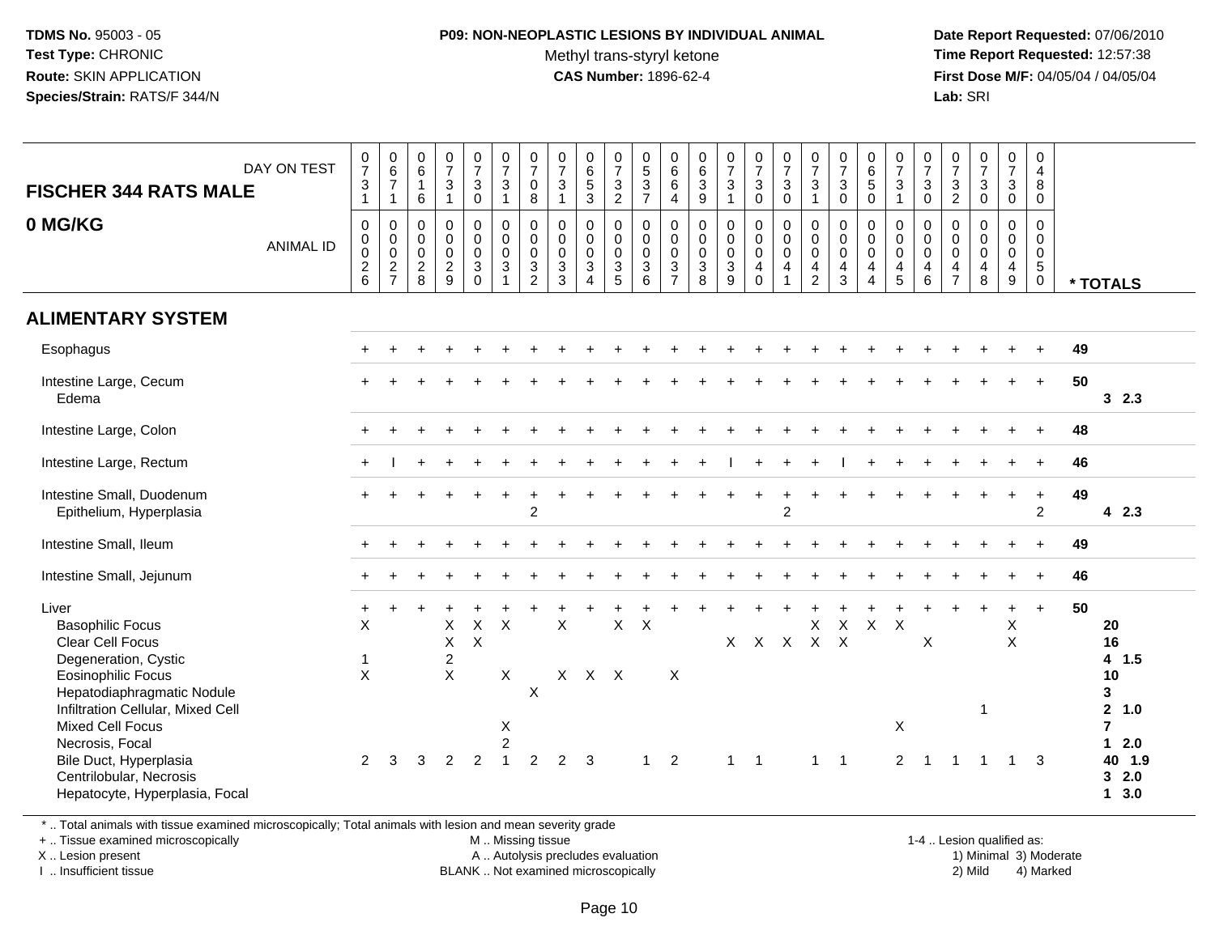**TDMS No.** 95003 - 05
**Test Type:** CHRONIC
**Route:** SKIN APPLICATION
**Species/Strain:** RATS/F 344/N

**P09: NON-NEOPLASTIC LESIONS BY INDIVIDUAL ANIMAL**
Methyl trans-styryl ketone
**CAS Number:** 1896-62-4

**Date Report Requested:** 07/06/2010
**Time Report Requested:** 12:57:38
**First Dose M/F:** 04/05/04 / 04/05/04
**Lab:** SRI

## FISCHER 344 RATS MALE
## 0 MG/KG

| DAY ON TEST | 0731 | 0671 | 0616 | 0731 | 0730 | 0731 | 0708 | 0731 | 0653 | 0732 | 0537 | 0664 | 0639 | 0731 | 0730 | 0730 | 0731 | 0730 | 0650 | 0731 | 0730 | 0732 | 0730 | 0730 | 0480 | |
|---|---|---|---|---|---|---|---|---|---|---|---|---|---|---|---|---|---|---|---|---|---|---|---|---|---|---|
| **ANIMAL ID** | 0026 | 0027 | 0028 | 0029 | 0030 | 0031 | 0032 | 0033 | 0034 | 0035 | 0036 | 0037 | 0038 | 0039 | 0040 | 0041 | 0042 | 0043 | 0044 | 0045 | 0046 | 0047 | 0048 | 0049 | 0050 | *** TOTALS** |
| **ALIMENTARY SYSTEM** | | | | | | | | | | | | | | | | | | | | | | | | | | |
| Esophagus | + | + | + | + | + | + | + | + | + | + | + | + | + | + | + | + | + | + | + | + | + | + | + | + | + | 49 |
| Intestine Large, Cecum | + | + | + | + | + | + | + | + | + | + | + | + | + | + | + | + | + | + | + | + | + | + | + | + | + | 50 |
| Edema | | | | | | | | | | | | | | | | | | | | | | | | | | 3 2.3 |
| Intestine Large, Colon | + | + | + | + | + | + | + | + | + | + | + | + | + | + | + | + | + | + | + | + | + | + | + | + | + | 48 |
| Intestine Large, Rectum | + | I | + | + | + | + | + | + | + | + | + | + | + | I | + | + | + | I | + | + | + | + | + | + | + | 46 |
| Intestine Small, Duodenum | + | + | + | + | + | + | + | + | + | + | + | + | + | + | + | + | + | + | + | + | + | + | + | + | + | 49 |
| Epithelium, Hyperplasia | | | | | | | 2 | | | | | | | | | 2 | | | | | | | | | 2 | 4 2.3 |
| Intestine Small, Ileum | + | + | + | + | + | + | + | + | + | + | + | + | + | + | + | + | + | + | + | + | + | + | + | + | + | 49 |
| Intestine Small, Jejunum | + | + | + | + | + | + | + | + | + | + | + | + | + | + | + | + | + | + | + | + | + | + | + | + | + | 46 |
| Liver | + | + | + | + | + | + | + | + | + | + | + | + | + | + | + | + | + | + | + | + | + | + | + | + | + | 50 |
| Basophilic Focus | X | | | X | X | X | | X | | X | X | | | | | | X | X | X | X | | | | X | | 20 |
| Clear Cell Focus | | | | X | X | | | | | | | | | X | X | X | X | X | | | X | | | X | | 16 |
| Degeneration, Cystic | 1 | | | 2 | | | | | | | | | | | | | | | | | | | | | | 4 1.5 |
| Eosinophilic Focus | X | | | X | | X | | X | X | X | | X | | | | | | | | | | | | | | 10 |
| Hepatodiaphragmatic Nodule | | | | | | | X | | | | | | | | | | | | | | | | | | | 3 |
| Infiltration Cellular, Mixed Cell | | | | | | | | | | | | | | | | | | | | | | | 1 | | | 2 1.0 |
| Mixed Cell Focus | | | | | | X | | | | | | | | | | | | | | X | | | | | | 7 |
| Necrosis, Focal | | | | | | 2 | | | | | | | | | | | | | | | | | | | | 1 2.0 |
| Bile Duct, Hyperplasia | 2 | 3 | 3 | 2 | 2 | 1 | 2 | 2 | 3 | | 1 | 2 | | 1 | 1 | | 1 | 1 | | 2 | 1 | 1 | 1 | 1 | 3 | 40 1.9 |
| Centrilobular, Necrosis | | | | | | | | | | | | | | | | | | | | | | | | | | 3 2.0 |
| Hepatocyte, Hyperplasia, Focal | | | | | | | | | | | | | | | | | | | | | | | | | | 1 3.0 |

\* .. Total animals with tissue examined microscopically; Total animals with lesion and mean severity grade
+ .. Tissue examined microscopically
X .. Lesion present
I .. Insufficient tissue

M .. Missing tissue
A .. Autolysis precludes evaluation
BLANK .. Not examined microscopically

1-4 .. Lesion qualified as:
1) Minimal 2) Mild 3) Moderate 4) Marked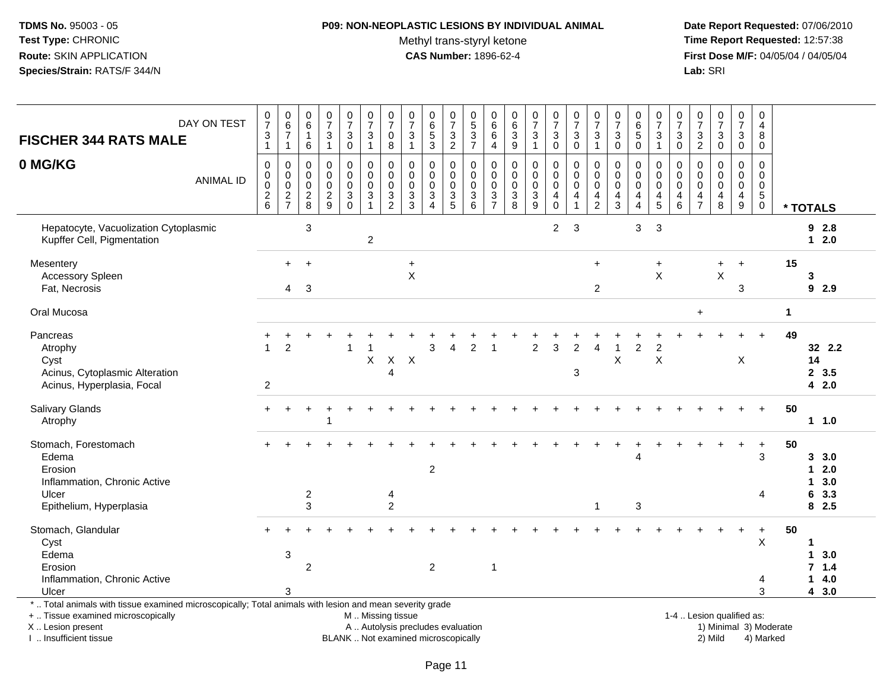**TDMS No.** 95003 - 05
**Test Type:** CHRONIC
**Route:** SKIN APPLICATION
**Species/Strain:** RATS/F 344/N

**P09: NON-NEOPLASTIC LESIONS BY INDIVIDUAL ANIMAL**
Methyl trans-styryl ketone
**CAS Number:** 1896-62-4

**Date Report Requested:** 07/06/2010
**Time Report Requested:** 12:57:38
**First Dose M/F:** 04/05/04 / 04/05/04
**Lab:** SRI

## FISCHER 344 RATS MALE — 0 MG/KG

| DAY ON TEST | 0731 | 0671 | 0616 | 0731 | 0730 | 0731 | 0708 | 0731 | 0653 | 0732 | 0537 | 0664 | 0639 | 0731 | 0730 | 0730 | 0731 | 0730 | 0650 | 0731 | 0730 | 0732 | 0730 | 0730 | 0480 | |
|---|---|---|---|---|---|---|---|---|---|---|---|---|---|---|---|---|---|---|---|---|---|---|---|---|---|---|
| **ANIMAL ID** | 0026 | 0027 | 0028 | 0029 | 0030 | 0031 | 0032 | 0033 | 0034 | 0035 | 0036 | 0037 | 0038 | 0039 | 0040 | 0041 | 0042 | 0043 | 0044 | 0045 | 0046 | 0047 | 0048 | 0049 | 0050 | *** TOTALS** |
| Hepatocyte, Vacuolization Cytoplasmic | | | 3 | | | | | | | | | | | | 2 | 3 | | | 3 | 3 | | | | | | 9 2.8 |
| Kupffer Cell, Pigmentation | | | | | | 2 | | | | | | | | | | | | | | | | | | | | 1 2.0 |
| Mesentery | | + | + | | | | | + | | | | | | | | | + | | | + | | | + | + | | 15 |
| Accessory Spleen | | | | | | | | X | | | | | | | | | | | | X | | | X | | | 3 |
| Fat, Necrosis | | 4 | 3 | | | | | | | | | | | | | | 2 | | | | | | | 3 | | 9 2.9 |
| Oral Mucosa | | | | | | | | | | | | | | | | | | | | | | + | | | | 1 |
| Pancreas | + | + | + | + | + | + | + | + | + | + | + | + | + | + | + | + | + | + | + | + | + | + | + | + | + | 49 |
| Atrophy | 1 | 2 | | | 1 | 1 | | | 3 | 4 | 2 | 1 | | 2 | 3 | 2 | 4 | 1 | 2 | 2 | | | | | | 32 2.2 |
| Cyst | | | | | | X | X | X | | | | | | | | | | X | | X | | | | X | | 14 |
| Acinus, Cytoplasmic Alteration | | | | | | | 4 | | | | | | | | | 3 | | | | | | | | | | 2 3.5 |
| Acinus, Hyperplasia, Focal | 2 | | | | | | | | | | | | | | | | | | | | | | | | | 4 2.0 |
| Salivary Glands | + | + | + | + | + | + | + | + | + | + | + | + | + | + | + | + | + | + | + | + | + | + | + | + | + | 50 |
| Atrophy | | | | 1 | | | | | | | | | | | | | | | | | | | | | | 1 1.0 |
| Stomach, Forestomach | + | + | + | + | + | + | + | + | + | + | + | + | + | + | + | + | + | + | + | + | + | + | + | + | + | 50 |
| Edema | | | | | | | | | | | | | | | | | | | 4 | | | | | | 3 | 3 3.0 |
| Erosion | | | | | | | | | 2 | | | | | | | | | | | | | | | | | 1 2.0 |
| Inflammation, Chronic Active | | | | | | | | | | | | | | | | | | | | | | | | | | 1 3.0 |
| Ulcer | | | 2 | | | | 4 | | | | | | | | | | | | | | | | | | 4 | 6 3.3 |
| Epithelium, Hyperplasia | | | 3 | | | | 2 | | | | | | | | | | 1 | | 3 | | | | | | | 8 2.5 |
| Stomach, Glandular | + | + | + | + | + | + | + | + | + | + | + | + | + | + | + | + | + | + | + | + | + | + | + | + | + | 50 |
| Cyst | | | | | | | | | | | | | | | | | | | | | | | | | X | 1 |
| Edema | | 3 | | | | | | | | | | | | | | | | | | | | | | | | 1 3.0 |
| Erosion | | | 2 | | | | | | 2 | | | 1 | | | | | | | | | | | | | | 7 1.4 |
| Inflammation, Chronic Active | | | | | | | | | | | | | | | | | | | | | | | | | 4 | 1 4.0 |
| Ulcer | | 3 | | | | | | | | | | | | | | | | | | | | | | | 3 | 4 3.0 |

\* .. Total animals with tissue examined microscopically; Total animals with lesion and mean severity grade
\+ .. Tissue examined microscopically
X .. Lesion present
I .. Insufficient tissue

M .. Missing tissue
A .. Autolysis precludes evaluation
BLANK .. Not examined microscopically

1-4 .. Lesion qualified as:
1) Minimal 3) Moderate
2) Mild 4) Marked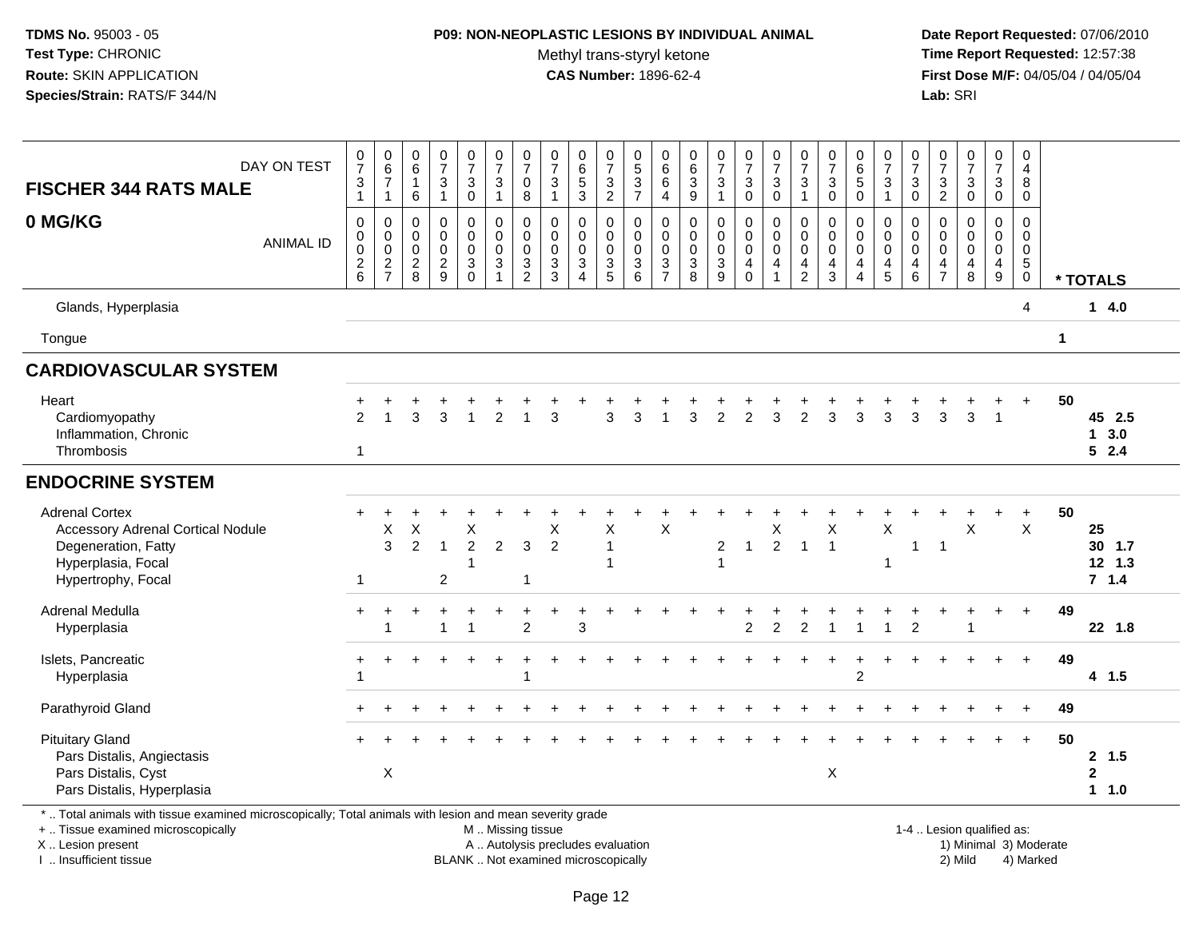**TDMS No.** 95003 - 05
**Test Type:** CHRONIC
**Route:** SKIN APPLICATION
**Species/Strain:** RATS/F 344/N

**P09: NON-NEOPLASTIC LESIONS BY INDIVIDUAL ANIMAL**
Methyl trans-styryl ketone
**CAS Number:** 1896-62-4

**Date Report Requested:** 07/06/2010
**Time Report Requested:** 12:57:38
**First Dose M/F:** 04/05/04 / 04/05/04
**Lab:** SRI

| FISCHER 344 RATS MALE — DAY ON TEST | 0731 | 0671 | 0616 | 0731 | 0730 | 0731 | 0708 | 0731 | 0653 | 0732 | 0537 | 0664 | 0639 | 0731 | 0730 | 0730 | 0731 | 0730 | 0650 | 0731 | 0730 | 0732 | 0730 | 0730 | 0480 | |
|---|---|---|---|---|---|---|---|---|---|---|---|---|---|---|---|---|---|---|---|---|---|---|---|---|---|---|
| **0 MG/KG** — ANIMAL ID | 0026 | 0027 | 0028 | 0029 | 0030 | 0031 | 0032 | 0033 | 0034 | 0035 | 0036 | 0037 | 0038 | 0039 | 0040 | 0041 | 0042 | 0043 | 0044 | 0045 | 0046 | 0047 | 0048 | 0049 | 0050 | *** TOTALS** |
| Glands, Hyperplasia | | | | | | | | | | | | | | | | | | | | | | | | | 4 | 1 4.0 |
| Tongue | | | | | | | | | | | | | | | | | | | | | | | | | | 1 |
| **CARDIOVASCULAR SYSTEM** | | | | | | | | | | | | | | | | | | | | | | | | | | |
| Heart | + | + | + | + | + | + | + | + | + | + | + | + | + | + | + | + | + | + | + | + | + | + | + | + | + | 50 |
| Cardiomyopathy | 2 | 1 | 3 | 3 | 1 | 2 | 1 | 3 | | 3 | 3 | 1 | 3 | 2 | 2 | 3 | 2 | 3 | 3 | 3 | 3 | 3 | 3 | 1 | | 45 2.5 |
| Inflammation, Chronic | | | | | | | | | | | | | | | | | | | | | | | | | | 1 3.0 |
| Thrombosis | 1 | | | | | | | | | | | | | | | | | | | | | | | | | 5 2.4 |
| **ENDOCRINE SYSTEM** | | | | | | | | | | | | | | | | | | | | | | | | | | |
| Adrenal Cortex | + | + | + | + | + | + | + | + | + | + | + | + | + | + | + | + | + | + | + | + | + | + | + | + | + | 50 |
| Accessory Adrenal Cortical Nodule | | X | X | | X | | | X | | X | | X | | | | X | | X | | X | | | X | | X | 25 |
| Degeneration, Fatty | | 3 | 2 | 1 | 2 | 2 | 3 | 2 | | 1 | | | | 2 | 1 | 2 | 1 | 1 | | | 1 | 1 | | | | 30 1.7 |
| Hyperplasia, Focal | | | | | 1 | | | | | 1 | | | | 1 | | | | | | 1 | | | | | | 12 1.3 |
| Hypertrophy, Focal | 1 | | | 2 | | | 1 | | | | | | | | | | | | | | | | | | | 7 1.4 |
| Adrenal Medulla | + | + | + | + | + | + | + | + | + | + | + | + | + | + | + | + | + | + | + | + | + | + | + | + | + | 49 |
| Hyperplasia | | 1 | | 1 | 1 | | 2 | | 3 | | | | | | 2 | 2 | 2 | 1 | 1 | 1 | 2 | | 1 | | | 22 1.8 |
| Islets, Pancreatic | + | + | + | + | + | + | + | + | + | + | + | + | + | + | + | + | + | + | + | + | + | + | + | + | + | 49 |
| Hyperplasia | 1 | | | | | | 1 | | | | | | | | | | | | 2 | | | | | | | 4 1.5 |
| Parathyroid Gland | + | + | + | + | + | + | + | + | + | + | + | + | + | + | + | + | + | + | + | + | + | + | + | + | + | 49 |
| Pituitary Gland | + | + | + | + | + | + | + | + | + | + | + | + | + | + | + | + | + | + | + | + | + | + | + | + | + | 50 |
| Pars Distalis, Angiectasis | | | | | | | | | | | | | | | | | | | | | | | | | | 2 1.5 |
| Pars Distalis, Cyst | | X | | | | | | | | | | | | | | | | X | | | | | | | | 2 |
| Pars Distalis, Hyperplasia | | | | | | | | | | | | | | | | | | | | | | | | | | 1 1.0 |

\* .. Total animals with tissue examined microscopically; Total animals with lesion and mean severity grade
+ .. Tissue examined microscopically
X .. Lesion present
I .. Insufficient tissue

M .. Missing tissue
A .. Autolysis precludes evaluation
BLANK .. Not examined microscopically

1-4 .. Lesion qualified as:
1) Minimal 3) Moderate
2) Mild 4) Marked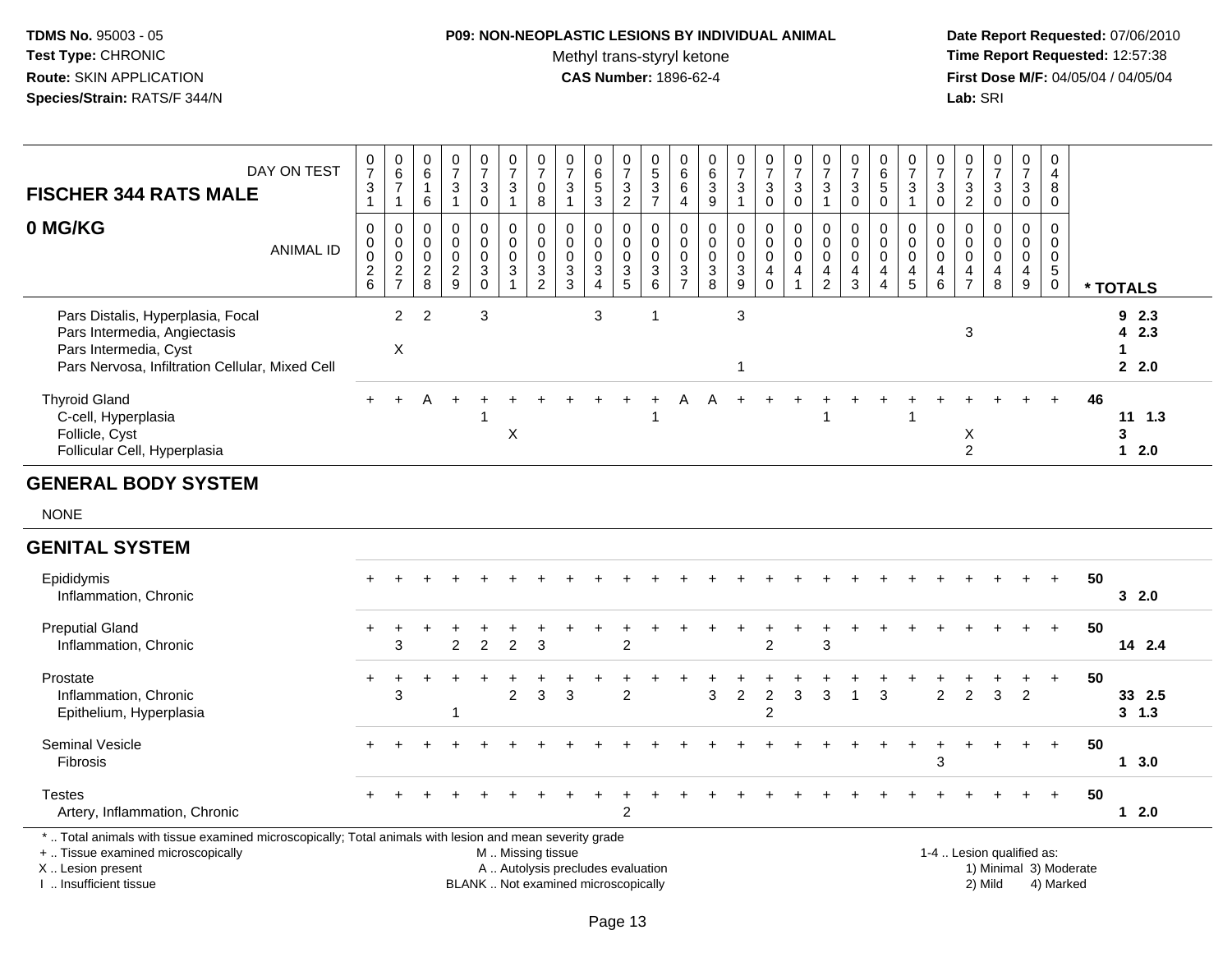**TDMS No.** 95003 - 05
**Test Type:** CHRONIC
**Route:** SKIN APPLICATION
**Species/Strain:** RATS/F 344/N

**P09: NON-NEOPLASTIC LESIONS BY INDIVIDUAL ANIMAL**
Methyl trans-styryl ketone
**CAS Number:** 1896-62-4

**Date Report Requested:** 07/06/2010
**Time Report Requested:** 12:57:38
**First Dose M/F:** 04/05/04 / 04/05/04
**Lab:** SRI

## FISCHER 344 RATS MALE — 0 MG/KG

| DAY ON TEST | 0731 | 0671 | 0616 | 0731 | 0730 | 0731 | 0708 | 0731 | 0653 | 0732 | 0537 | 0664 | 0639 | 0731 | 0730 | 0730 | 0731 | 0730 | 0650 | 0731 | 0730 | 0732 | 0730 | 0730 | 0480 | |
|---|---|---|---|---|---|---|---|---|---|---|---|---|---|---|---|---|---|---|---|---|---|---|---|---|---|---|
| **ANIMAL ID** | 0026 | 0027 | 0028 | 0029 | 0030 | 0031 | 0032 | 0033 | 0034 | 0035 | 0036 | 0037 | 0038 | 0039 | 0040 | 0041 | 0042 | 0043 | 0044 | 0045 | 0046 | 0047 | 0048 | 0049 | 0050 | *** TOTALS** |
| Pars Distalis, Hyperplasia, Focal | | 2 | 2 | | 3 | | | | 3 | | 1 | | | 3 | | | | | | | | | | | | **9 2.3** |
| Pars Intermedia, Angiectasis | | | | | | | | | | | | | | | | | | | | | | 3 | | | | **4 2.3** |
| Pars Intermedia, Cyst | | X | | | | | | | | | | | | | | | | | | | | | | | | **1** |
| Pars Nervosa, Infiltration Cellular, Mixed Cell | | | | | | | | | | | | | | 1 | | | | | | | | | | | | **2 2.0** |
| Thyroid Gland | + | + | A | + | + | + | + | + | + | + | + | A | A | + | + | + | + | + | + | + | + | + | + | + | + | **46** |
| C-cell, Hyperplasia | | | | | 1 | | | | | | 1 | | | | | | 1 | | | 1 | | | | | | **11 1.3** |
| Follicle, Cyst | | | | | | X | | | | | | | | | | | | | | | | X | | | | **3** |
| Follicular Cell, Hyperplasia | | | | | | | | | | | | | | | | | | | | | | 2 | | | | **1 2.0** |
| **GENERAL BODY SYSTEM** | | | | | | | | | | | | | | | | | | | | | | | | | | |
| NONE | | | | | | | | | | | | | | | | | | | | | | | | | | |
| **GENITAL SYSTEM** | | | | | | | | | | | | | | | | | | | | | | | | | | |
| Epididymis | + | + | + | + | + | + | + | + | + | + | + | + | + | + | + | + | + | + | + | + | + | + | + | + | + | **50** |
| Inflammation, Chronic | | | | | | | | | | | | | | | | | | | | | | | | | | **3 2.0** |
| Preputial Gland | + | + | + | + | + | + | + | + | + | + | + | + | + | + | + | + | + | + | + | + | + | + | + | + | + | **50** |
| Inflammation, Chronic | | 3 | | 2 | 2 | 2 | 3 | | | 2 | | | | | 2 | | 3 | | | | | | | | | **14 2.4** |
| Prostate | + | + | + | + | + | + | + | + | + | + | + | + | + | + | + | + | + | + | + | + | + | + | + | + | + | **50** |
| Inflammation, Chronic | | 3 | | | | 2 | 3 | 3 | | 2 | | | 3 | 2 | 2 | 3 | 3 | 1 | 3 | | 2 | 2 | 3 | 2 | | **33 2.5** |
| Epithelium, Hyperplasia | | | | 1 | | | | | | | | | | | 2 | | | | | | | | | | | **3 1.3** |
| Seminal Vesicle | + | + | + | + | + | + | + | + | + | + | + | + | + | + | + | + | + | + | + | + | + | + | + | + | + | **50** |
| Fibrosis | | | | | | | | | | | | | | | | | | | | | 3 | | | | | **1 3.0** |
| Testes | + | + | + | + | + | + | + | + | + | + | + | + | + | + | + | + | + | + | + | + | + | + | + | + | + | **50** |
| Artery, Inflammation, Chronic | | | | | | | | | | 2 | | | | | | | | | | | | | | | | **1 2.0** |

\* .. Total animals with tissue examined microscopically; Total animals with lesion and mean severity grade
+ .. Tissue examined microscopically
X .. Lesion present
I .. Insufficient tissue
M .. Missing tissue
A .. Autolysis precludes evaluation
BLANK .. Not examined microscopically
1-4 .. Lesion qualified as: 1) Minimal 2) Mild 3) Moderate 4) Marked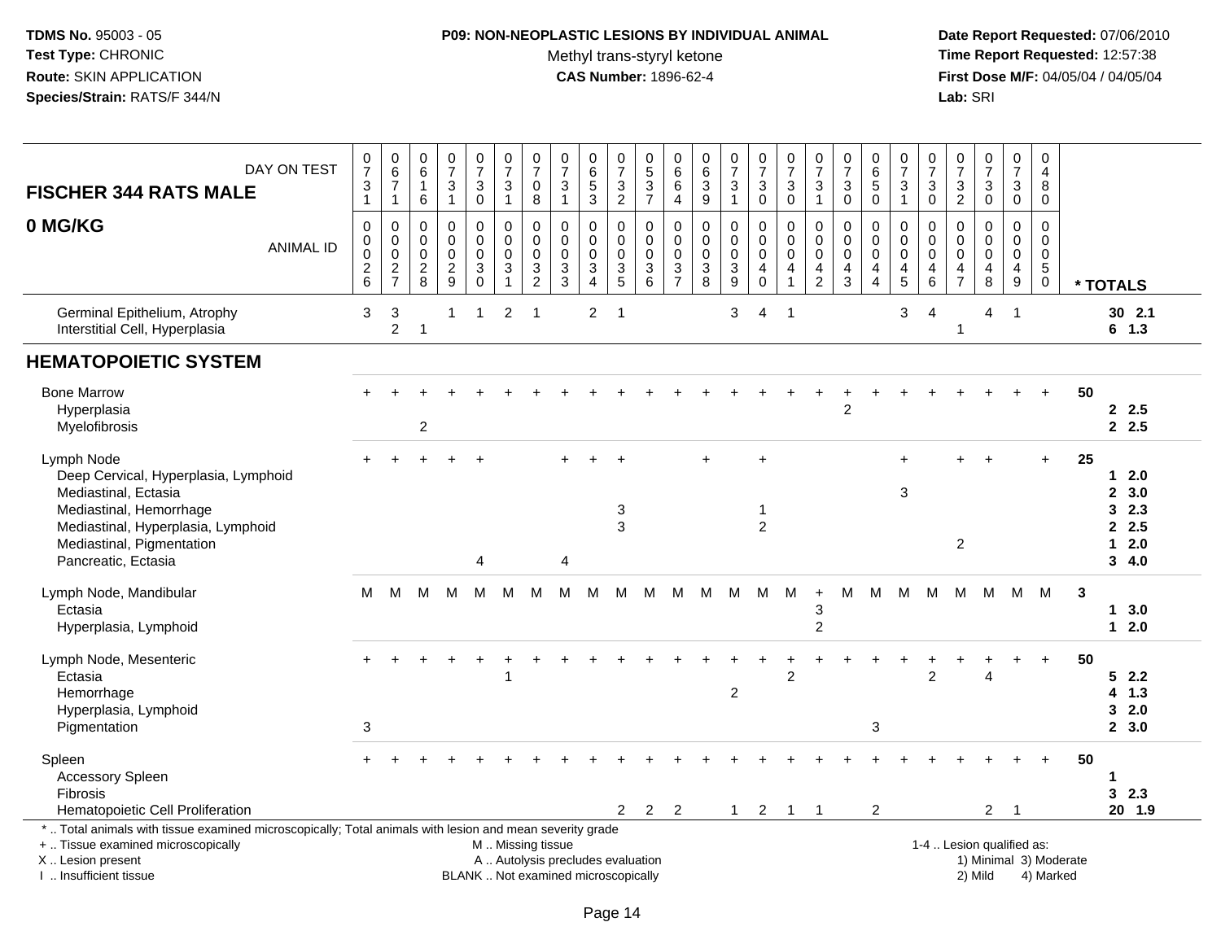**P09: NON-NEOPLASTIC LESIONS BY INDIVIDUAL ANIMAL**
Methyl trans-styryl ketone
**CAS Number:** 1896-62-4

**FISCHER 344 RATS MALE — 0 MG/KG**

| DAY ON TEST | 0731 | 0671 | 0616 | 0731 | 0730 | 0731 | 0708 | 0731 | 0653 | 0732 | 0537 | 0664 | 0639 | 0731 | 0730 | 0730 | 0731 | 0730 | 0650 | 0731 | 0730 | 0732 | 0730 | 0730 | 0480 | |
|---|---|---|---|---|---|---|---|---|---|---|---|---|---|---|---|---|---|---|---|---|---|---|---|---|---|---|
| **ANIMAL ID** | 0026 | 0027 | 0028 | 0029 | 0030 | 0031 | 0032 | 0033 | 0034 | 0035 | 0036 | 0037 | 0038 | 0039 | 0040 | 0041 | 0042 | 0043 | 0044 | 0045 | 0046 | 0047 | 0048 | 0049 | 0050 | *** TOTALS** |
| Germinal Epithelium, Atrophy | 3 | 3 | | 1 | 1 | 2 | 1 | | 2 | 1 | | | | 3 | 4 | 1 | | | | 3 | 4 | | 4 | 1 | | 30 2.1 |
| Interstitial Cell, Hyperplasia | | 2 | 1 | | | | | | | | | | | | | | | | | | | 1 | | | | 6 1.3 |
| **HEMATOPOIETIC SYSTEM** | | | | | | | | | | | | | | | | | | | | | | | | | | |
| Bone Marrow | + | + | + | + | + | + | + | + | + | + | + | + | + | + | + | + | + | + | + | + | + | + | + | + | + | 50 |
| Hyperplasia | | | | | | | | | | | | | | | | | | 2 | | | | | | | | 2 2.5 |
| Myelofibrosis | | | 2 | | | | | | | | | | | | | | | | | | | | | | | 2 2.5 |
| Lymph Node | + | + | + | + | + | | | + | + | + | | | + | | + | | | | | + | | + | + | | + | 25 |
| Deep Cervical, Hyperplasia, Lymphoid | | | | | | | | | | | | | | | | | | | | | | | | | | 1 2.0 |
| Mediastinal, Ectasia | | | | | | | | | | | | | | | | | | | | 3 | | | | | | 2 3.0 |
| Mediastinal, Hemorrhage | | | | | | | | | | 3 | | | | | 1 | | | | | | | | | | | 3 2.3 |
| Mediastinal, Hyperplasia, Lymphoid | | | | | | | | | | 3 | | | | | 2 | | | | | | | | | | | 2 2.5 |
| Mediastinal, Pigmentation | | | | | | | | | | | | | | | | | | | | | | 2 | | | | 1 2.0 |
| Pancreatic, Ectasia | | | | | 4 | | | 4 | | | | | | | | | | | | | | | | | | 3 4.0 |
| Lymph Node, Mandibular | M | M | M | M | M | M | M | M | M | M | M | M | M | M | M | M | + | M | M | M | M | M | M | M | M | 3 |
| Ectasia | | | | | | | | | | | | | | | | | 3 | | | | | | | | | 1 3.0 |
| Hyperplasia, Lymphoid | | | | | | | | | | | | | | | | | 2 | | | | | | | | | 1 2.0 |
| Lymph Node, Mesenteric | + | + | + | + | + | + | + | + | + | + | + | + | + | + | + | + | + | + | + | + | + | + | + | + | + | 50 |
| Ectasia | | | | | | 1 | | | | | | | | | | 2 | | | | | 2 | | 4 | | | 5 2.2 |
| Hemorrhage | | | | | | | | | | | | | | 2 | | | | | | | | | | | | 4 1.3 |
| Hyperplasia, Lymphoid | | | | | | | | | | | | | | | | | | | | | | | | | | 3 2.0 |
| Pigmentation | 3 | | | | | | | | | | | | | | | | | | 3 | | | | | | | 2 3.0 |
| Spleen | + | + | + | + | + | + | + | + | + | + | + | + | + | + | + | + | + | + | + | + | + | + | + | + | + | 50 |
| Accessory Spleen | | | | | | | | | | | | | | | | | | | | | | | | | | 1 |
| Fibrosis | | | | | | | | | | | | | | | | | | | | | | | | | | 3 2.3 |
| Hematopoietic Cell Proliferation | | | | | | | | | | 2 | 2 | 2 | | 1 | 2 | 1 | 1 | | 2 | | | | 2 | 1 | | 20 1.9 |

\* .. Total animals with tissue examined microscopically; Total animals with lesion and mean severity grade

+ .. Tissue examined microscopically; M .. Missing tissue; 1-4 .. Lesion qualified as:
X .. Lesion present; A .. Autolysis precludes evaluation; 1) Minimal 3) Moderate
I .. Insufficient tissue; BLANK .. Not examined microscopically; 2) Mild 4) Marked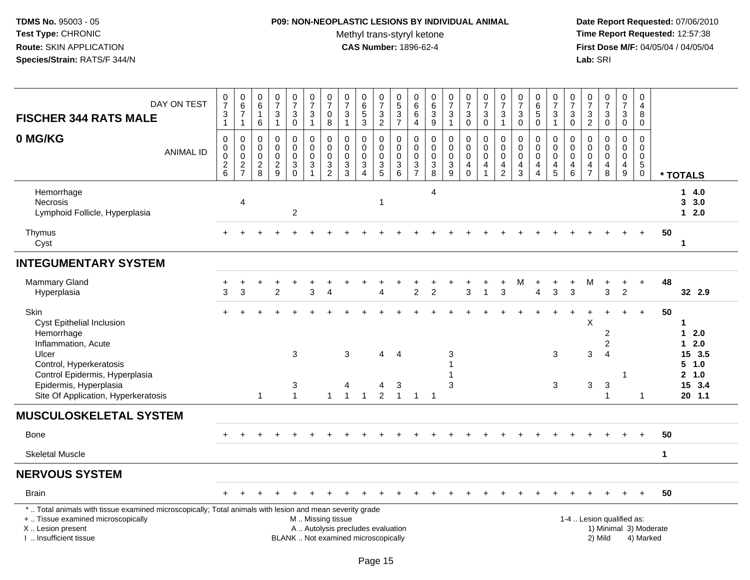**TDMS No.** 95003 - 05
**Test Type:** CHRONIC
**Route:** SKIN APPLICATION
**Species/Strain:** RATS/F 344/N

**P09: NON-NEOPLASTIC LESIONS BY INDIVIDUAL ANIMAL**
Methyl trans-styryl ketone
**CAS Number:** 1896-62-4

**Date Report Requested:** 07/06/2010
**Time Report Requested:** 12:57:38
**First Dose M/F:** 04/05/04 / 04/05/04
**Lab:** SRI

| FISCHER 344 RATS MALE — DAY ON TEST | 0731 | 0671 | 0616 | 0731 | 0730 | 0731 | 0708 | 0731 | 0653 | 0732 | 0537 | 0664 | 0639 | 0731 | 0730 | 0730 | 0731 | 0730 | 0650 | 0731 | 0730 | 0732 | 0730 | 0730 | 0480 | |
|---|---|---|---|---|---|---|---|---|---|---|---|---|---|---|---|---|---|---|---|---|---|---|---|---|---|---|
| **0 MG/KG** — ANIMAL ID | 0026 | 0027 | 0028 | 0029 | 0030 | 0031 | 0032 | 0033 | 0034 | 0035 | 0036 | 0037 | 0038 | 0039 | 0040 | 0041 | 0042 | 0043 | 0044 | 0045 | 0046 | 0047 | 0048 | 0049 | 0050 | * TOTALS |
| Hemorrhage | | | | | | | | | | | | | 4 | | | | | | | | | | | | | 1 4.0 |
| Necrosis | | 4 | | | | | | | | 1 | | | | | | | | | | | | | | | | 3 3.0 |
| Lymphoid Follicle, Hyperplasia | | | | | 2 | | | | | | | | | | | | | | | | | | | | | 1 2.0 |
| Thymus | + | + | + | + | + | + | + | + | + | + | + | + | + | + | + | + | + | + | + | + | + | + | + | + | + | 50 |
| Cyst | | | | | | | | | | | | | | | | | | | | | | | | | | 1 |
| **INTEGUMENTARY SYSTEM** | | | | | | | | | | | | | | | | | | | | | | | | | | |
| Mammary Gland | + | + | + | + | + | + | + | + | + | + | + | + | + | + | + | + | + | M | + | + | + | M | + | + | + | 48 |
| Hyperplasia | 3 | 3 | | 2 | | 3 | 4 | | | 4 | | 2 | 2 | | 3 | 1 | 3 | | 4 | 3 | 3 | | 3 | 2 | | 32 2.9 |
| Skin | + | + | + | + | + | + | + | + | + | + | + | + | + | + | + | + | + | + | + | + | + | + | + | + | + | 50 |
| Cyst Epithelial Inclusion | | | | | | | | | | | | | | | | | | | | | | X | | | | 1 |
| Hemorrhage | | | | | | | | | | | | | | | | | | | | | | | 2 | | | 1 2.0 |
| Inflammation, Acute | | | | | | | | | | | | | | | | | | | | | | | 2 | | | 1 2.0 |
| Ulcer | | | | | 3 | | | 3 | | 4 | 4 | | | 3 | | | | | | 3 | | 3 | 4 | | | 15 3.5 |
| Control, Hyperkeratosis | | | | | | | | | | | | | | 1 | | | | | | | | | | | | 5 1.0 |
| Control Epidermis, Hyperplasia | | | | | | | | | | | | | | 1 | | | | | | | | | | 1 | | 2 1.0 |
| Epidermis, Hyperplasia | | | | | 3 | | | 4 | | 4 | 3 | | | 3 | | | | | | 3 | | 3 | 3 | | | 15 3.4 |
| Site Of Application, Hyperkeratosis | | | 1 | | 1 | | 1 | 1 | 1 | 2 | 1 | 1 | 1 | | | | | | | | | | 1 | | 1 | 20 1.1 |
| **MUSCULOSKELETAL SYSTEM** | | | | | | | | | | | | | | | | | | | | | | | | | | |
| Bone | + | + | + | + | + | + | + | + | + | + | + | + | + | + | + | + | + | + | + | + | + | + | + | + | + | 50 |
| Skeletal Muscle | | | | | | | | | | | | | | | | | | | | | | | | | | 1 |
| **NERVOUS SYSTEM** | | | | | | | | | | | | | | | | | | | | | | | | | | |
| Brain | + | + | + | + | + | + | + | + | + | + | + | + | + | + | + | + | + | + | + | + | + | + | + | + | + | 50 |

* .. Total animals with tissue examined microscopically; Total animals with lesion and mean severity grade
+ .. Tissue examined microscopically
X .. Lesion present
I .. Insufficient tissue

M .. Missing tissue
A .. Autolysis precludes evaluation
BLANK .. Not examined microscopically

1-4 .. Lesion qualified as:
1) Minimal 3) Moderate
2) Mild 4) Marked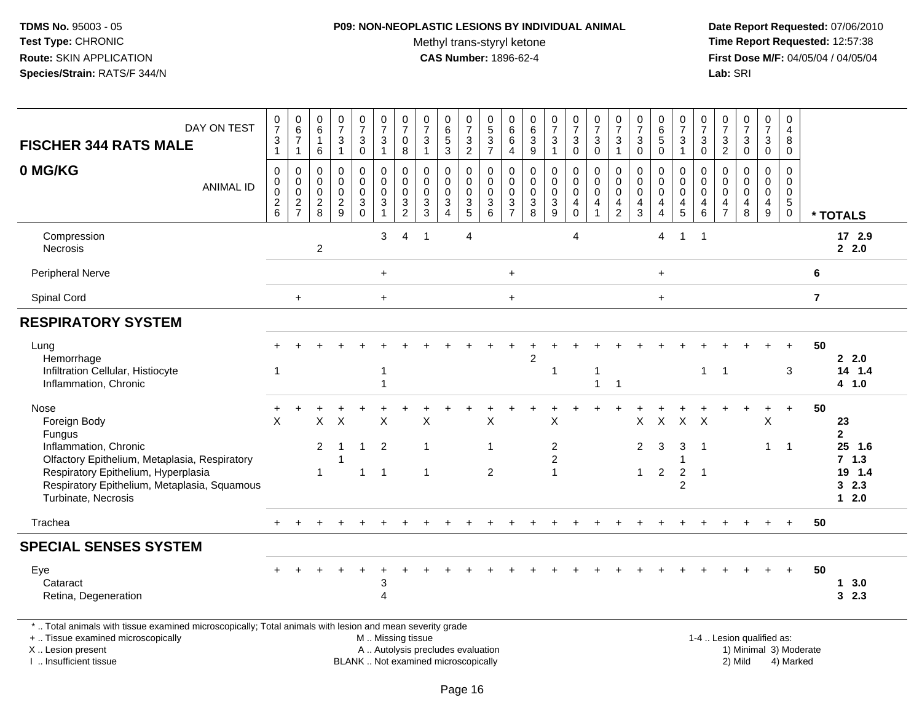**TDMS No.** 95003 - 05
**Test Type:** CHRONIC
**Route:** SKIN APPLICATION
**Species/Strain:** RATS/F 344/N

**P09: NON-NEOPLASTIC LESIONS BY INDIVIDUAL ANIMAL**
Methyl trans-styryl ketone
**CAS Number:** 1896-62-4

**Date Report Requested:** 07/06/2010
**Time Report Requested:** 12:57:38
**First Dose M/F:** 04/05/04 / 04/05/04
**Lab:** SRI

| FISCHER 344 RATS MALE — DAY ON TEST | 0731 | 0671 | 0616 | 0731 | 0730 | 0731 | 0708 | 0731 | 0653 | 0732 | 0537 | 0664 | 0639 | 0731 | 0730 | 0730 | 0731 | 0730 | 0650 | 0731 | 0730 | 0732 | 0730 | 0730 | 0480 | |
|---|---|---|---|---|---|---|---|---|---|---|---|---|---|---|---|---|---|---|---|---|---|---|---|---|---|---|
| **0 MG/KG** — ANIMAL ID | 0026 | 0027 | 0028 | 0029 | 0030 | 0031 | 0032 | 0033 | 0034 | 0035 | 0036 | 0037 | 0038 | 0039 | 0040 | 0041 | 0042 | 0043 | 0044 | 0045 | 0046 | 0047 | 0048 | 0049 | 0050 | * TOTALS |
| Compression | | | | | | 3 | 4 | 1 | | 4 | | | | | 4 | | | | 4 | 1 | 1 | | | | | 17 2.9 |
| Necrosis | | | 2 | | | | | | | | | | | | | | | | | | | | | | | 2 2.0 |
| Peripheral Nerve | | | | | | + | | | | | | + | | | | | | | + | | | | | | | 6 |
| Spinal Cord | | + | | | | + | | | | | | + | | | | | | | + | | | | | | | 7 |
| **RESPIRATORY SYSTEM** | | | | | | | | | | | | | | | | | | | | | | | | | | |
| Lung | + | + | + | + | + | + | + | + | + | + | + | + | + | + | + | + | + | + | + | + | + | + | + | + | + | 50 |
| Hemorrhage | | | | | | | | | | | | | 2 | | | | | | | | | | | | | 2 2.0 |
| Infiltration Cellular, Histiocyte | 1 | | | | | 1 | | | | | | | | 1 | | 1 | | | | | 1 | 1 | | | 3 | 14 1.4 |
| Inflammation, Chronic | | | | | | 1 | | | | | | | | | | 1 | 1 | | | | | | | | | 4 1.0 |
| Nose | + | + | + | + | + | + | + | + | + | + | + | + | + | + | + | + | + | + | + | + | + | + | + | + | + | 50 |
| Foreign Body | X | | X | X | | X | | X | | | X | | | X | | | | X | X | X | X | | | X | | 23 |
| Fungus | | | | | | | | | | | | | | | | | | | | | | | | | | 2 |
| Inflammation, Chronic | | | 2 | 1 | 1 | 2 | | 1 | | | 1 | | | 2 | | | | 2 | 3 | 3 | 1 | | | 1 | 1 | 25 1.6 |
| Olfactory Epithelium, Metaplasia, Respiratory | | | | 1 | | | | | | | | | | 2 | | | | | | 1 | | | | | | 7 1.3 |
| Respiratory Epithelium, Hyperplasia | | | 1 | | 1 | 1 | | 1 | | | 2 | | | 1 | | | | 1 | 2 | 2 | 1 | | | | | 19 1.4 |
| Respiratory Epithelium, Metaplasia, Squamous | | | | | | | | | | | | | | | | | | | | 2 | | | | | | 3 2.3 |
| Turbinate, Necrosis | | | | | | | | | | | | | | | | | | | | | | | | | | 1 2.0 |
| Trachea | + | + | + | + | + | + | + | + | + | + | + | + | + | + | + | + | + | + | + | + | + | + | + | + | + | 50 |
| **SPECIAL SENSES SYSTEM** | | | | | | | | | | | | | | | | | | | | | | | | | | |
| Eye | + | + | + | + | + | + | + | + | + | + | + | + | + | + | + | + | + | + | + | + | + | + | + | + | + | 50 |
| Cataract | | | | | | 3 | | | | | | | | | | | | | | | | | | | | 1 3.0 |
| Retina, Degeneration | | | | | | 4 | | | | | | | | | | | | | | | | | | | | 3 2.3 |

* .. Total animals with tissue examined microscopically; Total animals with lesion and mean severity grade
+ .. Tissue examined microscopically
X .. Lesion present
I .. Insufficient tissue

M .. Missing tissue
A .. Autolysis precludes evaluation
BLANK .. Not examined microscopically

1-4 .. Lesion qualified as:
1) Minimal 3) Moderate
2) Mild 4) Marked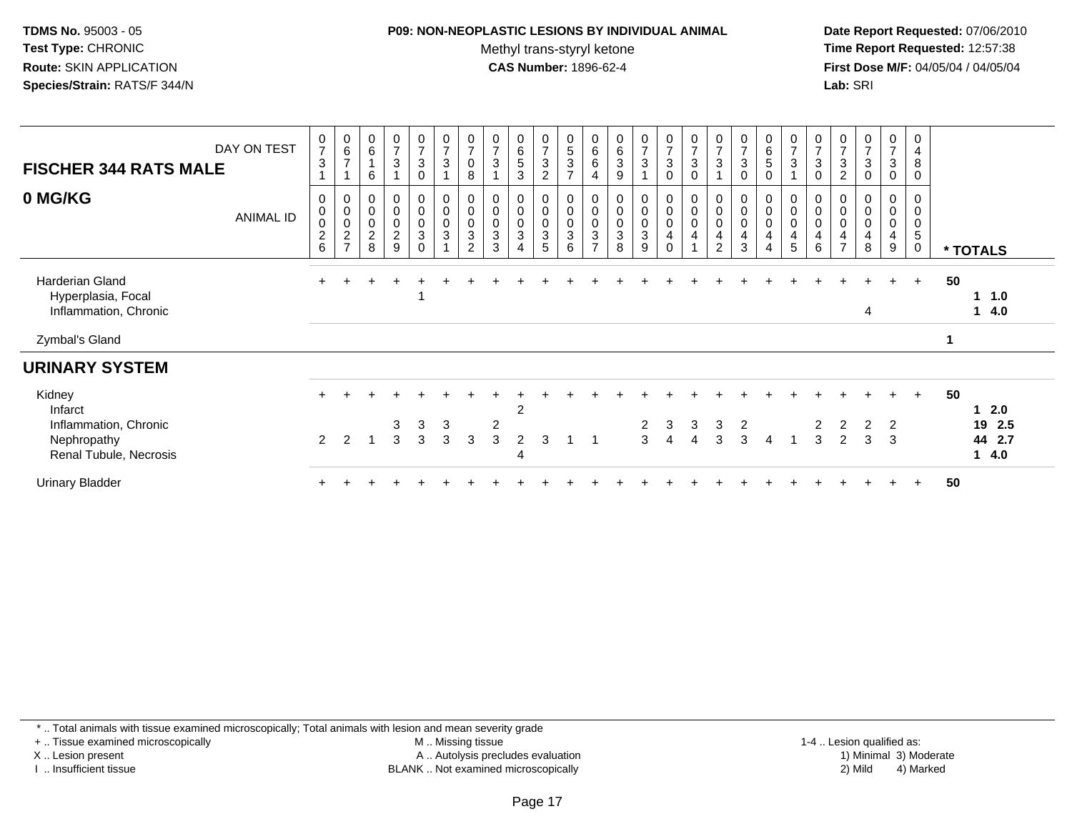TDMS No. 95003 - 05
Test Type: CHRONIC
Route: SKIN APPLICATION
Species/Strain: RATS/F 344/N

**P09: NON-NEOPLASTIC LESIONS BY INDIVIDUAL ANIMAL**
Methyl trans-styryl ketone
**CAS Number:** 1896-62-4

Date Report Requested: 07/06/2010
Time Report Requested: 12:57:38
First Dose M/F: 04/05/04 / 04/05/04
Lab: SRI

| FISCHER 344 RATS MALE 0 MG/KG — DAY ON TEST | 0731 | 0671 | 0616 | 0731 | 0730 | 0731 | 0708 | 0731 | 0653 | 0732 | 0537 | 0664 | 0639 | 0731 | 0730 | 0730 | 0731 | 0730 | 0650 | 0731 | 0730 | 0732 | 0730 | 0730 | 0480 | |
|---|---|---|---|---|---|---|---|---|---|---|---|---|---|---|---|---|---|---|---|---|---|---|---|---|---|---|
| **ANIMAL ID** | 0026 | 0027 | 0028 | 0029 | 0030 | 0031 | 0032 | 0033 | 0034 | 0035 | 0036 | 0037 | 0038 | 0039 | 0040 | 0041 | 0042 | 0043 | 0044 | 0045 | 0046 | 0047 | 0048 | 0049 | 0050 | *** TOTALS** |
| Harderian Gland | + | + | + | + | + | + | + | + | + | + | + | + | + | + | + | + | + | + | + | + | + | + | + | + | + | 50 |
| Hyperplasia, Focal | | | | | 1 | | | | | | | | | | | | | | | | | | | | | 1 1.0 |
| Inflammation, Chronic | | | | | | | | | | | | | | | | | | | | | | | 4 | | | 1 4.0 |
| Zymbal's Gland | | | | | | | | | | | | | | | | | | | | | | | | | | 1 |
| **URINARY SYSTEM** | | | | | | | | | | | | | | | | | | | | | | | | | | |
| Kidney | + | + | + | + | + | + | + | + | + | + | + | + | + | + | + | + | + | + | + | + | + | + | + | + | + | 50 |
| Infarct | | | | | | | | | 2 | | | | | | | | | | | | | | | | | 1 2.0 |
| Inflammation, Chronic | | | | 3 | 3 | 3 | | 2 | | | | | | 2 | 3 | 3 | 3 | 2 | | | 2 | 2 | 2 | 2 | | 19 2.5 |
| Nephropathy | 2 | 2 | 1 | 3 | 3 | 3 | 3 | 3 | 2 | 3 | 1 | 1 | | 3 | 4 | 4 | 3 | 3 | 4 | 1 | 3 | 2 | 3 | 3 | | 44 2.7 |
| Renal Tubule, Necrosis | | | | | | | | | 4 | | | | | | | | | | | | | | | | | 1 4.0 |
| Urinary Bladder | + | + | + | + | + | + | + | + | + | + | + | + | + | + | + | + | + | + | + | + | + | + | + | + | + | 50 |

* .. Total animals with tissue examined microscopically; Total animals with lesion and mean severity grade
+ .. Tissue examined microscopically
X .. Lesion present
I .. Insufficient tissue
M .. Missing tissue
A .. Autolysis precludes evaluation
BLANK .. Not examined microscopically
1-4 .. Lesion qualified as: 1) Minimal 2) Mild 3) Moderate 4) Marked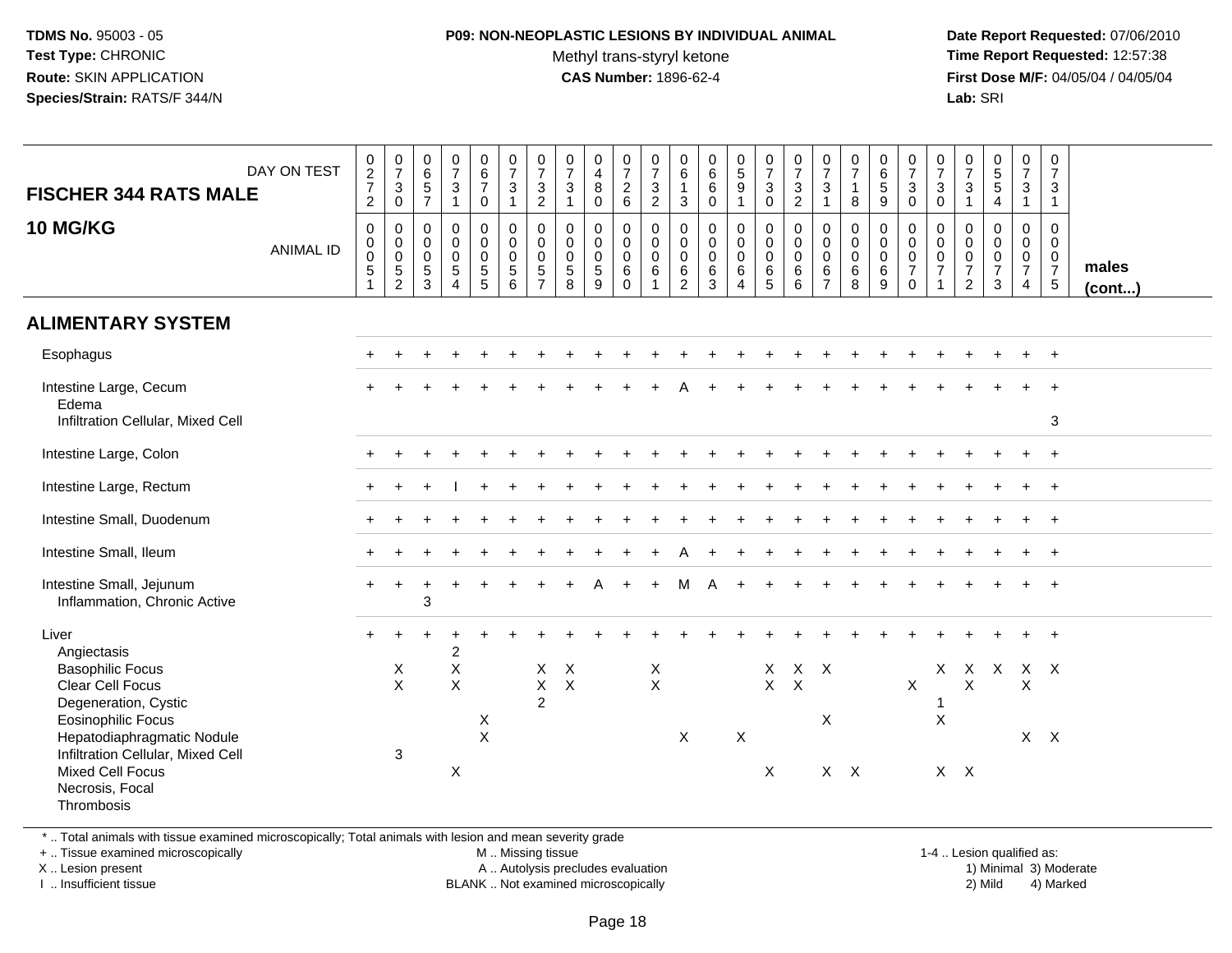**TDMS No.** 95003 - 05
**Test Type:** CHRONIC
**Route:** SKIN APPLICATION
**Species/Strain:** RATS/F 344/N

**P09: NON-NEOPLASTIC LESIONS BY INDIVIDUAL ANIMAL**
Methyl trans-styryl ketone
**CAS Number:** 1896-62-4

**Date Report Requested:** 07/06/2010
**Time Report Requested:** 12:57:38
**First Dose M/F:** 04/05/04 / 04/05/04
**Lab:** SRI

| FISCHER 344 RATS MALE — DAY ON TEST | 0272 | 0730 | 0657 | 0731 | 0670 | 0731 | 0732 | 0731 | 0480 | 0726 | 0732 | 0613 | 0660 | 0591 | 0730 | 0732 | 0731 | 0718 | 0659 | 0730 | 0730 | 0731 | 0554 | 0731 | 0731 | |
|---|---|---|---|---|---|---|---|---|---|---|---|---|---|---|---|---|---|---|---|---|---|---|---|---|---|---|
| **10 MG/KG** — ANIMAL ID | 0051 | 0052 | 0053 | 0054 | 0055 | 0056 | 0057 | 0058 | 0059 | 0060 | 0061 | 0062 | 0063 | 0064 | 0065 | 0066 | 0067 | 0068 | 0069 | 0070 | 0071 | 0072 | 0073 | 0074 | 0075 | **males (cont...)** |
| **ALIMENTARY SYSTEM** | | | | | | | | | | | | | | | | | | | | | | | | | | |
| Esophagus | + | + | + | + | + | + | + | + | + | + | + | + | + | + | + | + | + | + | + | + | + | + | + | + | + | |
| Intestine Large, Cecum | + | + | + | + | + | + | + | + | + | + | + | A | + | + | + | + | + | + | + | + | + | + | + | + | + | |
| Edema | | | | | | | | | | | | | | | | | | | | | | | | | | |
| Infiltration Cellular, Mixed Cell | | | | | | | | | | | | | | | | | | | | | | | | | 3 | |
| Intestine Large, Colon | + | + | + | + | + | + | + | + | + | + | + | + | + | + | + | + | + | + | + | + | + | + | + | + | + | |
| Intestine Large, Rectum | + | + | + | I | + | + | + | + | + | + | + | + | + | + | + | + | + | + | + | + | + | + | + | + | + | |
| Intestine Small, Duodenum | + | + | + | + | + | + | + | + | + | + | + | + | + | + | + | + | + | + | + | + | + | + | + | + | + | |
| Intestine Small, Ileum | + | + | + | + | + | + | + | + | + | + | + | A | + | + | + | + | + | + | + | + | + | + | + | + | + | |
| Intestine Small, Jejunum | + | + | + | + | + | + | + | + | A | + | + | M | A | + | + | + | + | + | + | + | + | + | + | + | + | |
| Inflammation, Chronic Active | | | 3 | | | | | | | | | | | | | | | | | | | | | | | |
| Liver | + | + | + | + | + | + | + | + | + | + | + | + | + | + | + | + | + | + | + | + | + | + | + | + | + | |
| Angiectasis | | | | 2 | | | | | | | | | | | | | | | | | | | | | | |
| Basophilic Focus | | X | | X | | | X | X | | | X | | | | X | X | X | | | | X | X | X | X | X | |
| Clear Cell Focus | | X | | X | | | X | X | | | X | | | | X | X | | | | X | | X | | X | | |
| Degeneration, Cystic | | | | | | | 2 | | | | | | | | | | | | | | 1 | | | | | |
| Eosinophilic Focus | | | | | X | | | | | | | | | | | | X | | | | X | | | | | |
| Hepatodiaphragmatic Nodule | | | | | X | | | | | | | X | | X | | | | | | | | | | X | X | |
| Infiltration Cellular, Mixed Cell | | 3 | | | | | | | | | | | | | | | | | | | | | | | | |
| Mixed Cell Focus | | | | X | | | | | | | | | | | X | | X | X | | | X | X | | | | |
| Necrosis, Focal | | | | | | | | | | | | | | | | | | | | | | | | | | |
| Thrombosis | | | | | | | | | | | | | | | | | | | | | | | | | | |

\* .. Total animals with tissue examined microscopically; Total animals with lesion and mean severity grade
+ .. Tissue examined microscopically
X .. Lesion present
I .. Insufficient tissue
M .. Missing tissue
A .. Autolysis precludes evaluation
BLANK .. Not examined microscopically
1-4 .. Lesion qualified as: 1) Minimal 2) Mild 3) Moderate 4) Marked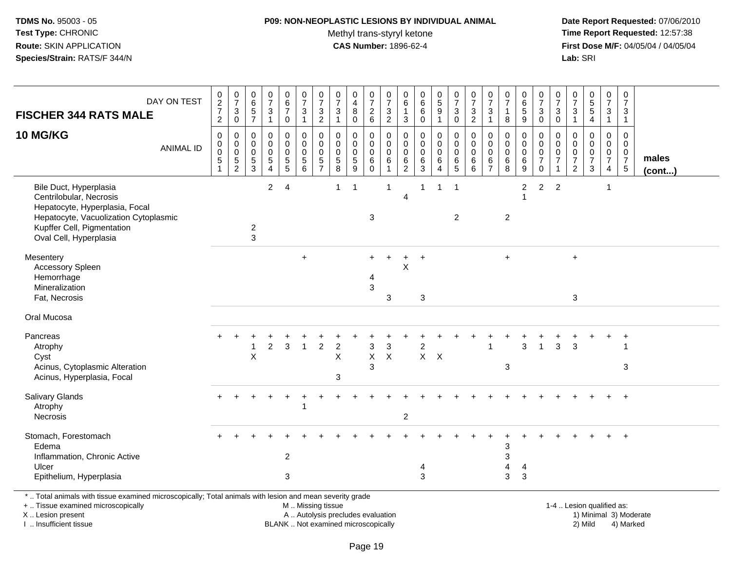**TDMS No.** 95003 - 05
**Test Type:** CHRONIC
**Route:** SKIN APPLICATION
**Species/Strain:** RATS/F 344/N

**P09: NON-NEOPLASTIC LESIONS BY INDIVIDUAL ANIMAL**
Methyl trans-styryl ketone
**CAS Number:** 1896-62-4

**Date Report Requested:** 07/06/2010
**Time Report Requested:** 12:57:38
**First Dose M/F:** 04/05/04 / 04/05/04
**Lab:** SRI

| FISCHER 344 RATS MALE — DAY ON TEST | 0272 | 0730 | 0657 | 0731 | 0670 | 0731 | 0732 | 0731 | 0480 | 0726 | 0732 | 0613 | 0660 | 0591 | 0730 | 0732 | 0731 | 0718 | 0659 | 0730 | 0730 | 0731 | 0554 | 0731 | 0731 | |
|---|---|---|---|---|---|---|---|---|---|---|---|---|---|---|---|---|---|---|---|---|---|---|---|---|---|---|
| **10 MG/KG** — ANIMAL ID | 0051 | 0052 | 0053 | 0054 | 0055 | 0056 | 0057 | 0058 | 0059 | 0060 | 0061 | 0062 | 0063 | 0064 | 0065 | 0066 | 0067 | 0068 | 0069 | 0070 | 0071 | 0072 | 0073 | 0074 | 0075 | **males (cont...)** |
| Bile Duct, Hyperplasia | | | | 2 | 4 | | | 1 | 1 | | 1 | | 1 | 1 | 1 | | | | 2 | 2 | 2 | | | 1 | | |
| Centrilobular, Necrosis | | | | | | | | | | | | 4 | | | | | | | 1 | | | | | | | |
| Hepatocyte, Hyperplasia, Focal | | | | | | | | | | | | | | | | | | | | | | | | | | |
| Hepatocyte, Vacuolization Cytoplasmic | | | | | | | | | | 3 | | | | | 2 | | | 2 | | | | | | | | |
| Kupffer Cell, Pigmentation | | | 2 | | | | | | | | | | | | | | | | | | | | | | | |
| Oval Cell, Hyperplasia | | | 3 | | | | | | | | | | | | | | | | | | | | | | | |
| Mesentery | | | | | | + | | | | + | + | + | + | | | | | + | | | | + | | | | |
| Accessory Spleen | | | | | | | | | | | | X | | | | | | | | | | | | | | |
| Hemorrhage | | | | | | | | | | 4 | | | | | | | | | | | | | | | | |
| Mineralization | | | | | | | | | | 3 | | | | | | | | | | | | | | | | |
| Fat, Necrosis | | | | | | | | | | | 3 | | 3 | | | | | | | | | 3 | | | | |
| Oral Mucosa | | | | | | | | | | | | | | | | | | | | | | | | | | |
| Pancreas | + | + | + | + | + | + | + | + | + | + | + | + | + | + | + | + | + | + | + | + | + | + | + | + | + | |
| Atrophy | | | 1 | 2 | 3 | 1 | 2 | 2 | | 3 | 3 | | 2 | | | | 1 | | 3 | 1 | 3 | 3 | | | 1 | |
| Cyst | | | X | | | | | X | | X | X | | X | X | | | | | | | | | | | | |
| Acinus, Cytoplasmic Alteration | | | | | | | | | | 3 | | | | | | | | 3 | | | | | | | 3 | |
| Acinus, Hyperplasia, Focal | | | | | | | | 3 | | | | | | | | | | | | | | | | | | |
| Salivary Glands | + | + | + | + | + | + | + | + | + | + | + | + | + | + | + | + | + | + | + | + | + | + | + | + | + | |
| Atrophy | | | | | | 1 | | | | | | | | | | | | | | | | | | | | |
| Necrosis | | | | | | | | | | | | 2 | | | | | | | | | | | | | | |
| Stomach, Forestomach | + | + | + | + | + | + | + | + | + | + | + | + | + | + | + | + | + | + | + | + | + | + | + | + | + | |
| Edema | | | | | | | | | | | | | | | | | | 3 | | | | | | | | |
| Inflammation, Chronic Active | | | | | 2 | | | | | | | | | | | | | 3 | | | | | | | | |
| Ulcer | | | | | | | | | | | | | 4 | | | | | 4 | 4 | | | | | | | |
| Epithelium, Hyperplasia | | | | | 3 | | | | | | | | 3 | | | | | 3 | 3 | | | | | | | |

\* .. Total animals with tissue examined microscopically; Total animals with lesion and mean severity grade
\+ .. Tissue examined microscopically
X .. Lesion present
I .. Insufficient tissue

M .. Missing tissue
A .. Autolysis precludes evaluation
BLANK .. Not examined microscopically

1-4 .. Lesion qualified as:
1) Minimal 3) Moderate
2) Mild 4) Marked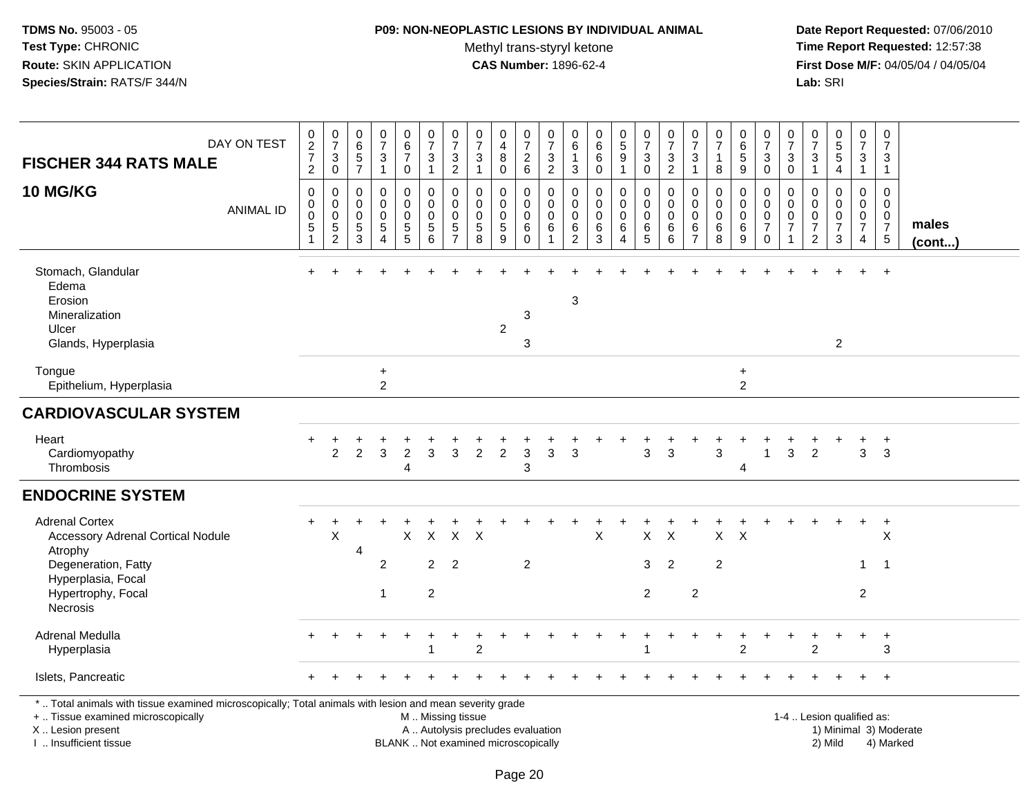**TDMS No.** 95003 - 05
**Test Type:** CHRONIC
**Route:** SKIN APPLICATION
**Species/Strain:** RATS/F 344/N

**P09: NON-NEOPLASTIC LESIONS BY INDIVIDUAL ANIMAL**
Methyl trans-styryl ketone
**CAS Number:** 1896-62-4

**Date Report Requested:** 07/06/2010
**Time Report Requested:** 12:57:38
**First Dose M/F:** 04/05/04 / 04/05/04
**Lab:** SRI

## FISCHER 344 RATS MALE — 10 MG/KG

| DAY ON TEST | 0272 | 0730 | 0657 | 0731 | 0670 | 0731 | 0732 | 0731 | 0480 | 0726 | 0732 | 0613 | 0660 | 0591 | 0730 | 0732 | 0731 | 0718 | 0659 | 0730 | 0730 | 0731 | 0554 | 0731 | 0731 | |
|---|---|---|---|---|---|---|---|---|---|---|---|---|---|---|---|---|---|---|---|---|---|---|---|---|---|---|
| **ANIMAL ID** | 0051 | 0052 | 0053 | 0054 | 0055 | 0056 | 0057 | 0058 | 0059 | 0060 | 0061 | 0062 | 0063 | 0064 | 0065 | 0066 | 0067 | 0068 | 0069 | 0070 | 0071 | 0072 | 0073 | 0074 | 0075 | **males (cont...)** |
| Stomach, Glandular | + | + | + | + | + | + | + | + | + | + | + | + | + | + | + | + | + | + | + | + | + | + | + | + | + | |
| Edema | | | | | | | | | | | | | | | | | | | | | | | | | | |
| Erosion | | | | | | | | | | | | 3 | | | | | | | | | | | | | | |
| Mineralization | | | | | | | | | | 3 | | | | | | | | | | | | | | | | |
| Ulcer | | | | | | | | | 2 | | | | | | | | | | | | | | | | | |
| Glands, Hyperplasia | | | | | | | | | | 3 | | | | | | | | | | | | | 2 | | | |
| Tongue | | | | + | | | | | | | | | | | | | | | + | | | | | | | |
| Epithelium, Hyperplasia | | | | 2 | | | | | | | | | | | | | | | 2 | | | | | | | |
| **CARDIOVASCULAR SYSTEM** | | | | | | | | | | | | | | | | | | | | | | | | | | |
| Heart | + | + | + | + | + | + | + | + | + | + | + | + | + | + | + | + | + | + | + | + | + | + | + | + | + | |
| Cardiomyopathy | | 2 | 2 | 3 | 2 | 3 | 3 | 2 | 2 | 3 | 3 | 3 | | | 3 | 3 | | 3 | | 1 | 3 | 2 | | 3 | 3 | |
| Thrombosis | | | | | 4 | | | | | 3 | | | | | | | | | 4 | | | | | | | |
| **ENDOCRINE SYSTEM** | | | | | | | | | | | | | | | | | | | | | | | | | | |
| Adrenal Cortex | + | + | + | + | + | + | + | + | + | + | + | + | + | + | + | + | + | + | + | + | + | + | + | + | + | |
| Accessory Adrenal Cortical Nodule | | X | | | X | X | X | X | | | | | X | | X | X | | X | X | | | | | | X | |
| Atrophy | | | 4 | | | | | | | | | | | | | | | | | | | | | | | |
| Degeneration, Fatty | | | | 2 | | 2 | 2 | | | 2 | | | | | 3 | 2 | | 2 | | | | | | 1 | 1 | |
| Hyperplasia, Focal | | | | | | | | | | | | | | | | | | | | | | | | | | |
| Hypertrophy, Focal | | | | 1 | | 2 | | | | | | | | | 2 | | 2 | | | | | | | 2 | | |
| Necrosis | | | | | | | | | | | | | | | | | | | | | | | | | | |
| Adrenal Medulla | + | + | + | + | + | + | + | + | + | + | + | + | + | + | + | + | + | + | + | + | + | + | + | + | + | |
| Hyperplasia | | | | | | 1 | | 2 | | | | | | | 1 | | | | 2 | | | 2 | | | 3 | |
| Islets, Pancreatic | + | + | + | + | + | + | + | + | + | + | + | + | + | + | + | + | + | + | + | + | + | + | + | + | + | |

\* .. Total animals with tissue examined microscopically; Total animals with lesion and mean severity grade
\+ .. Tissue examined microscopically
X .. Lesion present
I .. Insufficient tissue

M .. Missing tissue
A .. Autolysis precludes evaluation
BLANK .. Not examined microscopically

1-4 .. Lesion qualified as:
1) Minimal 3) Moderate
2) Mild 4) Marked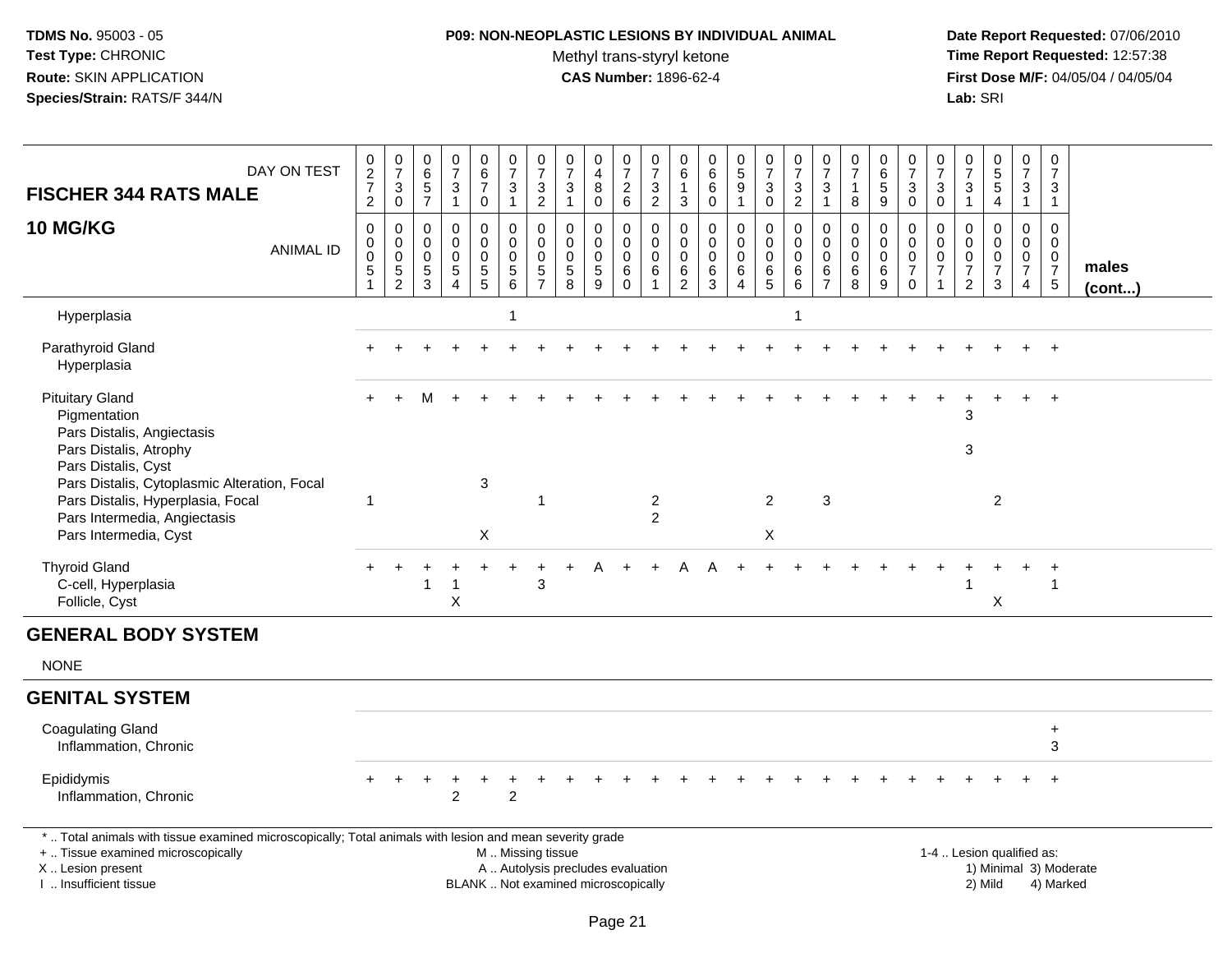**TDMS No.** 95003 - 05
**Test Type:** CHRONIC
**Route:** SKIN APPLICATION
**Species/Strain:** RATS/F 344/N

**P09: NON-NEOPLASTIC LESIONS BY INDIVIDUAL ANIMAL**
Methyl trans-styryl ketone
**CAS Number:** 1896-62-4

**Date Report Requested:** 07/06/2010
**Time Report Requested:** 12:57:38
**First Dose M/F:** 04/05/04 / 04/05/04
**Lab:** SRI

| FISCHER 344 RATS MALE — DAY ON TEST | 0272 | 0730 | 0657 | 0731 | 0670 | 0731 | 0732 | 0731 | 0480 | 0726 | 0732 | 0613 | 0660 | 0591 | 0730 | 0732 | 0731 | 0718 | 0659 | 0730 | 0730 | 0731 | 0554 | 0731 | 0731 | |
|---|---|---|---|---|---|---|---|---|---|---|---|---|---|---|---|---|---|---|---|---|---|---|---|---|---|---|
| **10 MG/KG** — ANIMAL ID | 0051 | 0052 | 0053 | 0054 | 0055 | 0056 | 0057 | 0058 | 0059 | 0060 | 0061 | 0062 | 0063 | 0064 | 0065 | 0066 | 0067 | 0068 | 0069 | 0070 | 0071 | 0072 | 0073 | 0074 | 0075 | **males (cont...)** |
| Hyperplasia | | | | | | 1 | | | | | | | | | | 1 | | | | | | | | | | |
| Parathyroid Gland | + | + | + | + | + | + | + | + | + | + | + | + | + | + | + | + | + | + | + | + | + | + | + | + | + | |
| Hyperplasia | | | | | | | | | | | | | | | | | | | | | | | | | | |
| Pituitary Gland | + | + | M | + | + | + | + | + | + | + | + | + | + | + | + | + | + | + | + | + | + | + | + | + | + | |
| Pigmentation | | | | | | | | | | | | | | | | | | | | | | 3 | | | | |
| Pars Distalis, Angiectasis | | | | | | | | | | | | | | | | | | | | | | | | | | |
| Pars Distalis, Atrophy | | | | | | | | | | | | | | | | | | | | | | 3 | | | | |
| Pars Distalis, Cyst | | | | | | | | | | | | | | | | | | | | | | | | | | |
| Pars Distalis, Cytoplasmic Alteration, Focal | | | | | 3 | | | | | | | | | | | | | | | | | | | | | |
| Pars Distalis, Hyperplasia, Focal | 1 | | | | | | 1 | | | | 2 | | | | 2 | | 3 | | | | | | 2 | | | |
| Pars Intermedia, Angiectasis | | | | | | | | | | | 2 | | | | | | | | | | | | | | | |
| Pars Intermedia, Cyst | | | | | X | | | | | | | | | | X | | | | | | | | | | | |
| Thyroid Gland | + | + | + | + | + | + | + | + | A | + | + | A | A | + | + | + | + | + | + | + | + | + | + | + | + | |
| C-cell, Hyperplasia | | | 1 | 1 | | | 3 | | | | | | | | | | | | | | | 1 | | | 1 | |
| Follicle, Cyst | | | | X | | | | | | | | | | | | | | | | | | | X | | | |
| **GENERAL BODY SYSTEM** | | | | | | | | | | | | | | | | | | | | | | | | | | |
| NONE | | | | | | | | | | | | | | | | | | | | | | | | | | |
| **GENITAL SYSTEM** | | | | | | | | | | | | | | | | | | | | | | | | | | |
| Coagulating Gland | | | | | | | | | | | | | | | | | | | | | | | | | + | |
| Inflammation, Chronic | | | | | | | | | | | | | | | | | | | | | | | | | 3 | |
| Epididymis | + | + | + | + | + | + | + | + | + | + | + | + | + | + | + | + | + | + | + | + | + | + | + | + | + | |
| Inflammation, Chronic | | | | 2 | | 2 | | | | | | | | | | | | | | | | | | | | |

\* .. Total animals with tissue examined microscopically; Total animals with lesion and mean severity grade
+ .. Tissue examined microscopically
X .. Lesion present
I .. Insufficient tissue
M .. Missing tissue
A .. Autolysis precludes evaluation
BLANK .. Not examined microscopically
1-4 .. Lesion qualified as: 1) Minimal 2) Mild 3) Moderate 4) Marked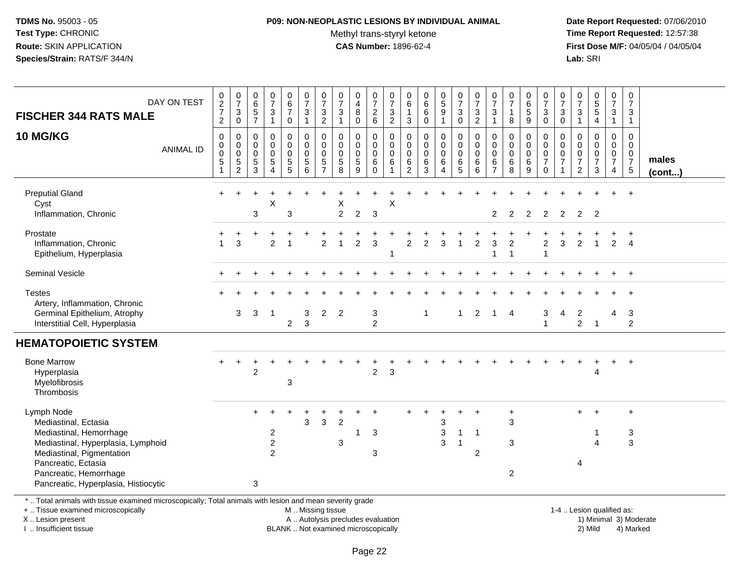TDMS No. 95003 - 05
Test Type: CHRONIC
Route: SKIN APPLICATION
Species/Strain: RATS/F 344/N

**P09: NON-NEOPLASTIC LESIONS BY INDIVIDUAL ANIMAL**
Methyl trans-styryl ketone
**CAS Number:** 1896-62-4

Date Report Requested: 07/06/2010
Time Report Requested: 12:57:38
First Dose M/F: 04/05/04 / 04/05/04
Lab: SRI

| FISCHER 344 RATS MALE — DAY ON TEST | 0272 | 0730 | 0657 | 0731 | 0670 | 0731 | 0732 | 0731 | 0480 | 0726 | 0732 | 0613 | 0660 | 0591 | 0730 | 0732 | 0731 | 0718 | 0659 | 0730 | 0730 | 0731 | 0554 | 0731 | 0731 | |
|---|---|---|---|---|---|---|---|---|---|---|---|---|---|---|---|---|---|---|---|---|---|---|---|---|---|---|
| **10 MG/KG** — ANIMAL ID | 0051 | 0052 | 0053 | 0054 | 0055 | 0056 | 0057 | 0058 | 0059 | 0060 | 0061 | 0062 | 0063 | 0064 | 0065 | 0066 | 0067 | 0068 | 0069 | 0070 | 0071 | 0072 | 0073 | 0074 | 0075 | **males (cont...)** |
| Preputial Gland | + | + | + | + | + | + | + | + | + | + | + | + | + | + | + | + | + | + | + | + | + | + | + | + | + | |
| Cyst | | | | X | | | | X | | | X | | | | | | | | | | | | | | | |
| Inflammation, Chronic | | | 3 | | 3 | | | 2 | 2 | 3 | | | | | | | 2 | 2 | 2 | 2 | 2 | 2 | 2 | | | |
| Prostate | + | + | + | + | + | + | + | + | + | + | + | + | + | + | + | + | + | + | + | + | + | + | + | + | + | |
| Inflammation, Chronic | 1 | 3 | | 2 | 1 | | 2 | 1 | 2 | 3 | | 2 | 2 | 3 | 1 | 2 | 3 | 2 | | 2 | 3 | 2 | 1 | 2 | 4 | |
| Epithelium, Hyperplasia | | | | | | | | | | | 1 | | | | | | 1 | 1 | | 1 | | | | | | |
| Seminal Vesicle | + | + | + | + | + | + | + | + | + | + | + | + | + | + | + | + | + | + | + | + | + | + | + | + | + | |
| Testes | + | + | + | + | + | + | + | + | + | + | + | + | + | + | + | + | + | + | + | + | + | + | + | + | + | |
| Artery, Inflammation, Chronic | | | | | | | | | | | | | | | | | | | | | | | | | | |
| Germinal Epithelium, Atrophy | | 3 | 3 | 1 | | 3 | 2 | 2 | | 3 | | | 1 | | 1 | 2 | 1 | 4 | | 3 | 4 | 2 | | 4 | 3 | |
| Interstitial Cell, Hyperplasia | | | | | 2 | 3 | | | | 2 | | | | | | | | | | 1 | | 2 | 1 | | 2 | |
| **HEMATOPOIETIC SYSTEM** | | | | | | | | | | | | | | | | | | | | | | | | | | |
| Bone Marrow | + | + | + | + | + | + | + | + | + | + | + | + | + | + | + | + | + | + | + | + | + | + | + | + | + | |
| Hyperplasia | | | 2 | | | | | | | 2 | 3 | | | | | | | | | | | | 4 | | | |
| Myelofibrosis | | | | | 3 | | | | | | | | | | | | | | | | | | | | | |
| Thrombosis | | | | | | | | | | | | | | | | | | | | | | | | | | |
| Lymph Node | | | + | + | + | + | + | + | + | + | | + | + | + | + | + | | + | | | | + | + | | + | |
| Mediastinal, Ectasia | | | | | | 3 | 3 | 2 | | | | | | 3 | | | | 3 | | | | | | | | |
| Mediastinal, Hemorrhage | | | | 2 | | | | | 1 | 3 | | | | 3 | 1 | 1 | | | | | | | 1 | | 3 | |
| Mediastinal, Hyperplasia, Lymphoid | | | | 2 | | | | 3 | | | | | | 3 | 1 | | | 3 | | | | | 4 | | 3 | |
| Mediastinal, Pigmentation | | | | 2 | | | | | | 3 | | | | | | 2 | | | | | | | | | | |
| Pancreatic, Ectasia | | | | | | | | | | | | | | | | | | | | | | 4 | | | | |
| Pancreatic, Hemorrhage | | | | | | | | | | | | | | | | | | 2 | | | | | | | | |
| Pancreatic, Hyperplasia, Histiocytic | | | 3 | | | | | | | | | | | | | | | | | | | | | | | |

\* .. Total animals with tissue examined microscopically; Total animals with lesion and mean severity grade
+ .. Tissue examined microscopically
X .. Lesion present
I .. Insufficient tissue

M .. Missing tissue
A .. Autolysis precludes evaluation
BLANK .. Not examined microscopically

1-4 .. Lesion qualified as:
1) Minimal 3) Moderate
2) Mild 4) Marked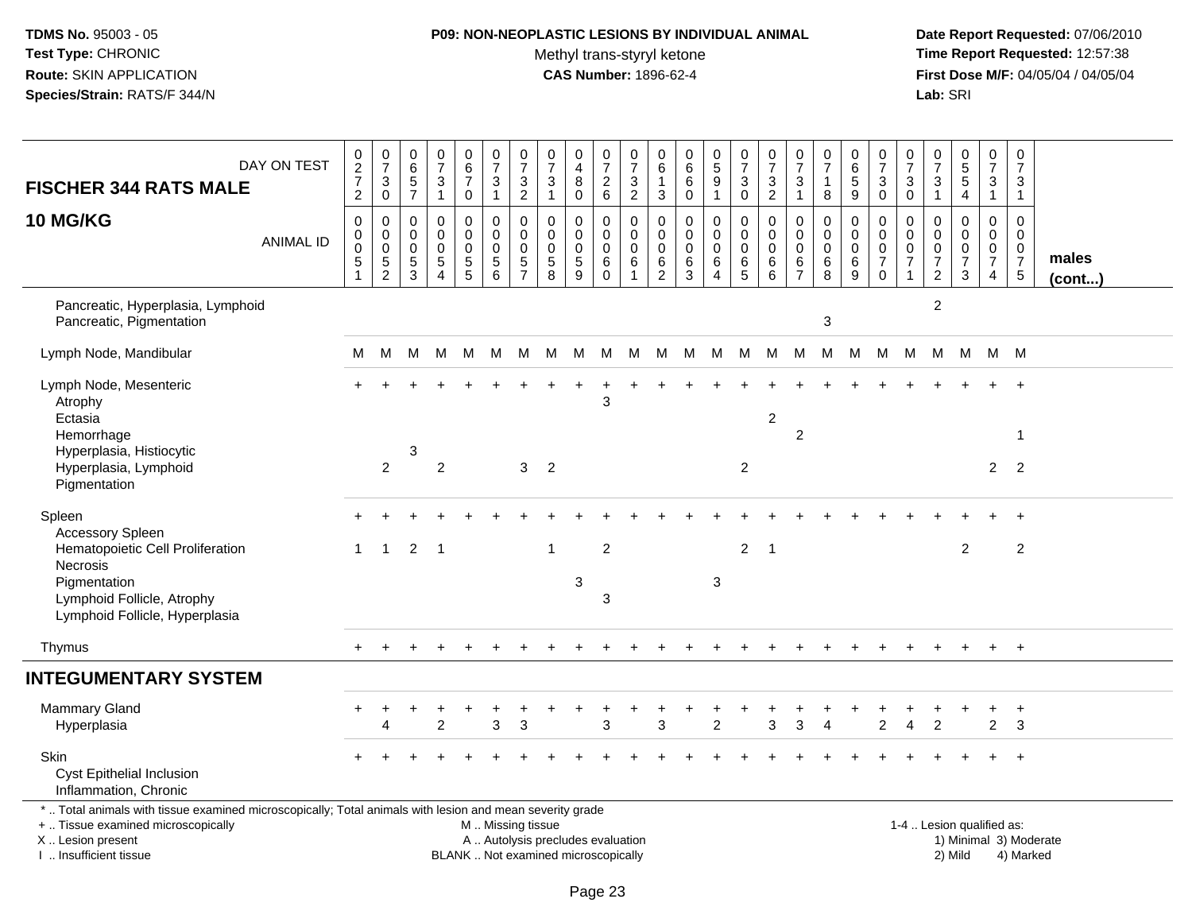**TDMS No.** 95003 - 05
**Test Type:** CHRONIC
**Route:** SKIN APPLICATION
**Species/Strain:** RATS/F 344/N

**P09: NON-NEOPLASTIC LESIONS BY INDIVIDUAL ANIMAL**
Methyl trans-styryl ketone
**CAS Number:** 1896-62-4

**Date Report Requested:** 07/06/2010
**Time Report Requested:** 12:57:38
**First Dose M/F:** 04/05/04 / 04/05/04
**Lab:** SRI

| FISCHER 344 RATS MALE 10 MG/KG | 0272 | 0730 | 0657 | 0731 | 0670 | 0731 | 0732 | 0731 | 0480 | 0726 | 0732 | 0613 | 0660 | 0591 | 0730 | 0732 | 0731 | 0718 | 0659 | 0730 | 0730 | 0731 | 0554 | 0731 | 0731 | |
|---|---|---|---|---|---|---|---|---|---|---|---|---|---|---|---|---|---|---|---|---|---|---|---|---|---|---|
| ANIMAL ID | 0005 1 | 0005 2 | 0005 3 | 0005 4 | 0005 5 | 0005 6 | 0005 7 | 0005 8 | 0005 9 | 0006 0 | 0006 1 | 0006 2 | 0006 3 | 0006 4 | 0006 5 | 0006 6 | 0006 7 | 0006 8 | 0006 9 | 0007 0 | 0007 1 | 0007 2 | 0007 3 | 0007 4 | 0007 5 | males (cont...) |
| Pancreatic, Hyperplasia, Lymphoid | | | | | | | | | | | | | | | | | | | | | | 2 | | | | |
| Pancreatic, Pigmentation | | | | | | | | | | | | | | | | | | 3 | | | | | | | | |
| Lymph Node, Mandibular | M | M | M | M | M | M | M | M | M | M | M | M | M | M | M | M | M | M | M | M | M | M | M | M | M | |
| Lymph Node, Mesenteric | + | + | + | + | + | + | + | + | + | + | + | + | + | + | + | + | + | + | + | + | + | + | + | + | + | |
| Atrophy | | | | | | | | | | 3 | | | | | | | | | | | | | | | | |
| Ectasia | | | | | | | | | | | | | | | | 2 | | | | | | | | | | |
| Hemorrhage | | | | | | | | | | | | | | | | | 2 | | | | | | | | 1 | |
| Hyperplasia, Histiocytic | | | 3 | | | | | | | | | | | | | | | | | | | | | | | |
| Hyperplasia, Lymphoid | | 2 | | 2 | | | 3 | 2 | | | | | | | 2 | | | | | | | | | 2 | 2 | |
| Pigmentation | | | | | | | | | | | | | | | | | | | | | | | | | | |
| Spleen | + | + | + | + | + | + | + | + | + | + | + | + | + | + | + | + | + | + | + | + | + | + | + | + | + | |
| Accessory Spleen | | | | | | | | | | | | | | | | | | | | | | | | | | |
| Hematopoietic Cell Proliferation | 1 | 1 | 2 | 1 | | | | 1 | | 2 | | | | | 2 | 1 | | | | | | | 2 | | 2 | |
| Necrosis | | | | | | | | | | | | | | | | | | | | | | | | | | |
| Pigmentation | | | | | | | | | 3 | | | | | 3 | | | | | | | | | | | | |
| Lymphoid Follicle, Atrophy | | | | | | | | | | 3 | | | | | | | | | | | | | | | | |
| Lymphoid Follicle, Hyperplasia | | | | | | | | | | | | | | | | | | | | | | | | | | |
| Thymus | + | + | + | + | + | + | + | + | + | + | + | + | + | + | + | + | + | + | + | + | + | + | + | + | + | |
| **INTEGUMENTARY SYSTEM** | | | | | | | | | | | | | | | | | | | | | | | | | | |
| Mammary Gland | + | + | + | + | + | + | + | + | + | + | + | + | + | + | + | + | + | + | + | + | + | + | + | + | + | |
| Hyperplasia | | 4 | | 2 | | 3 | 3 | | | 3 | | 3 | | 2 | | 3 | 3 | 4 | | 2 | 4 | 2 | | 2 | 3 | |
| Skin | + | + | + | + | + | + | + | + | + | + | + | + | + | + | + | + | + | + | + | + | + | + | + | + | + | |
| Cyst Epithelial Inclusion | | | | | | | | | | | | | | | | | | | | | | | | | | |
| Inflammation, Chronic | | | | | | | | | | | | | | | | | | | | | | | | | | |

\* .. Total animals with tissue examined microscopically; Total animals with lesion and mean severity grade
\+ .. Tissue examined microscopically
X .. Lesion present
I .. Insufficient tissue
M .. Missing tissue
A .. Autolysis precludes evaluation
BLANK .. Not examined microscopically
1-4 .. Lesion qualified as: 1) Minimal 2) Mild 3) Moderate 4) Marked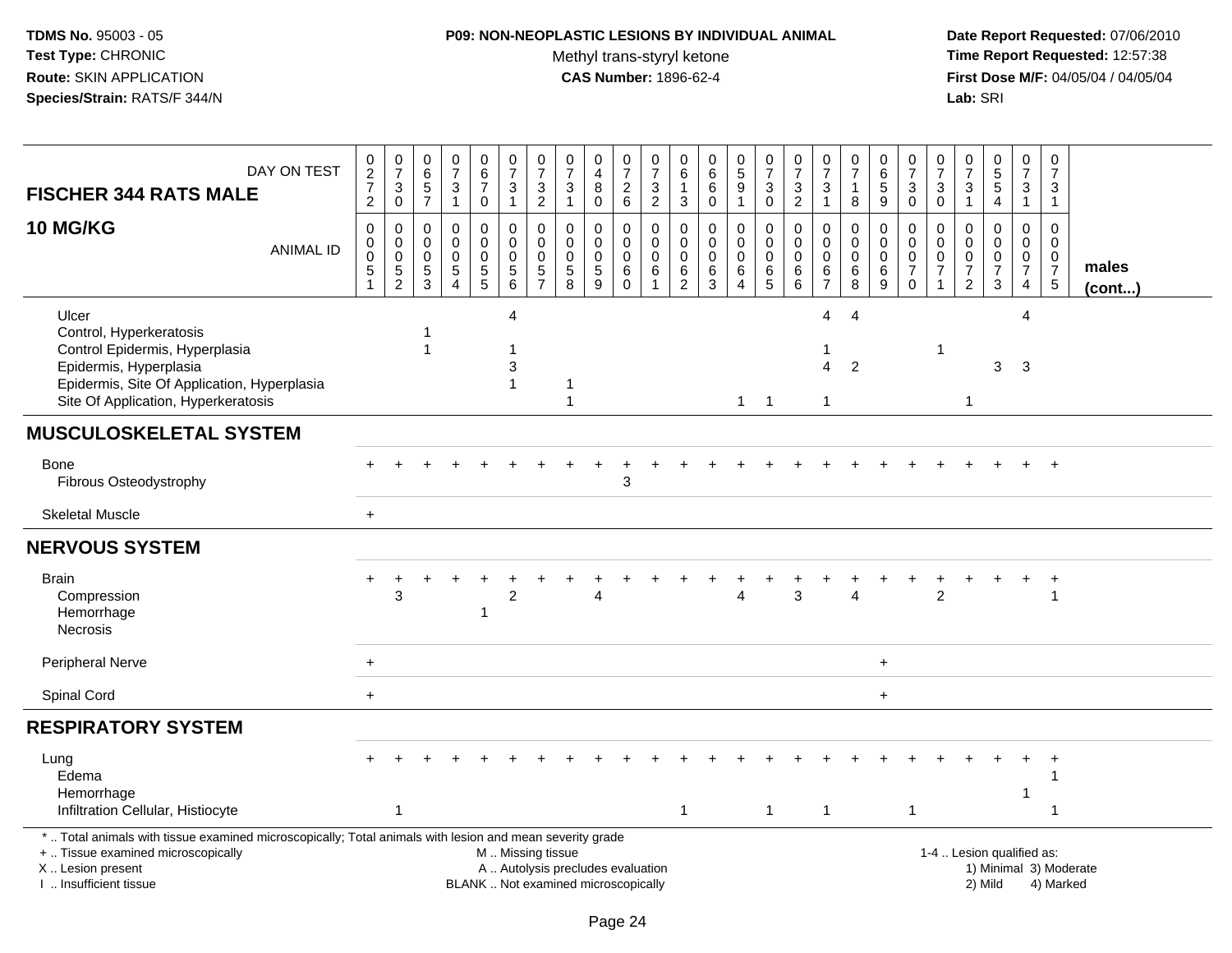**TDMS No.** 95003 - 05
**Test Type:** CHRONIC
**Route:** SKIN APPLICATION
**Species/Strain:** RATS/F 344/N

**P09: NON-NEOPLASTIC LESIONS BY INDIVIDUAL ANIMAL**
Methyl trans-styryl ketone
**CAS Number:** 1896-62-4

**Date Report Requested:** 07/06/2010
**Time Report Requested:** 12:57:38
**First Dose M/F:** 04/05/04 / 04/05/04
**Lab:** SRI

**FISCHER 344 RATS MALE**
**10 MG/KG**

| DAY ON TEST | 0272 | 0730 | 0657 | 0731 | 0670 | 0731 | 0732 | 0731 | 0480 | 0726 | 0732 | 0613 | 0660 | 0591 | 0730 | 0732 | 0731 | 0718 | 0659 | 0730 | 0730 | 0731 | 0554 | 0731 | 0731 | |
|---|---|---|---|---|---|---|---|---|---|---|---|---|---|---|---|---|---|---|---|---|---|---|---|---|---|---|
| **ANIMAL ID** | 0051 | 0052 | 0053 | 0054 | 0055 | 0056 | 0057 | 0058 | 0059 | 0060 | 0061 | 0062 | 0063 | 0064 | 0065 | 0066 | 0067 | 0068 | 0069 | 0070 | 0071 | 0072 | 0073 | 0074 | 0075 | **males (cont...)** |
| Ulcer | | | | | | 4 | | | | | | | | | | | 4 | 4 | | | | | | 4 | | |
| Control, Hyperkeratosis | | | 1 | | | | | | | | | | | | | | | | | | | | | | | |
| Control Epidermis, Hyperplasia | | | 1 | | | 1 | | | | | | | | | | | 1 | | | | 1 | | | | | |
| Epidermis, Hyperplasia | | | | | | 3 | | | | | | | | | | | 4 | 2 | | | | | 3 | 3 | | |
| Epidermis, Site Of Application, Hyperplasia | | | | | | 1 | | 1 | | | | | | | | | | | | | | | | | | |
| Site Of Application, Hyperkeratosis | | | | | | | | 1 | | | | | | 1 | 1 | | 1 | | | | | 1 | | | | |
| **MUSCULOSKELETAL SYSTEM** | | | | | | | | | | | | | | | | | | | | | | | | | | |
| Bone | + | + | + | + | + | + | + | + | + | + | + | + | + | + | + | + | + | + | + | + | + | + | + | + | + | |
| Fibrous Osteodystrophy | | | | | | | | | | 3 | | | | | | | | | | | | | | | | |
| Skeletal Muscle | + | | | | | | | | | | | | | | | | | | | | | | | | | |
| **NERVOUS SYSTEM** | | | | | | | | | | | | | | | | | | | | | | | | | | |
| Brain | + | + | + | + | + | + | + | + | + | + | + | + | + | + | + | + | + | + | + | + | + | + | + | + | + | |
| Compression | | 3 | | | | 2 | | | 4 | | | | | 4 | | 3 | | 4 | | | 2 | | | | 1 | |
| Hemorrhage | | | | | 1 | | | | | | | | | | | | | | | | | | | | | |
| Necrosis | | | | | | | | | | | | | | | | | | | | | | | | | | |
| Peripheral Nerve | + | | | | | | | | | | | | | | | | | | + | | | | | | | |
| Spinal Cord | + | | | | | | | | | | | | | | | | | | + | | | | | | | |
| **RESPIRATORY SYSTEM** | | | | | | | | | | | | | | | | | | | | | | | | | | |
| Lung | + | + | + | + | + | + | + | + | + | + | + | + | + | + | + | + | + | + | + | + | + | + | + | + | + | |
| Edema | | | | | | | | | | | | | | | | | | | | | | | | | 1 | |
| Hemorrhage | | | | | | | | | | | | | | | | | | | | | | | | 1 | | |
| Infiltration Cellular, Histiocyte | | 1 | | | | | | | | | | 1 | | | 1 | | 1 | | | 1 | | | | | 1 | |

\* .. Total animals with tissue examined microscopically; Total animals with lesion and mean severity grade
+ .. Tissue examined microscopically
X .. Lesion present
I .. Insufficient tissue

M .. Missing tissue
A .. Autolysis precludes evaluation
BLANK .. Not examined microscopically

1-4 .. Lesion qualified as:
1) Minimal 3) Moderate
2) Mild 4) Marked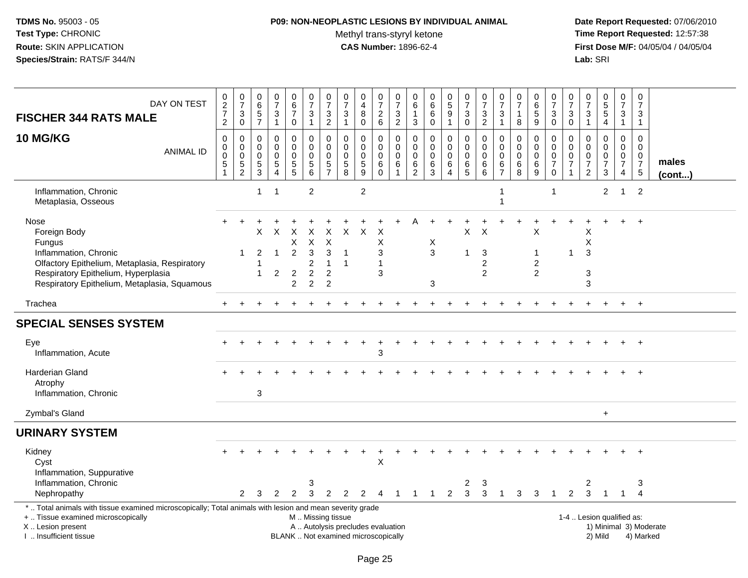TDMS No. 95003 - 05
Test Type: CHRONIC
Route: SKIN APPLICATION
Species/Strain: RATS/F 344/N

**P09: NON-NEOPLASTIC LESIONS BY INDIVIDUAL ANIMAL**
Methyl trans-styryl ketone
**CAS Number:** 1896-62-4

Date Report Requested: 07/06/2010
Time Report Requested: 12:57:38
First Dose M/F: 04/05/04 / 04/05/04
Lab: SRI

| FISCHER 344 RATS MALE — DAY ON TEST | 0272 | 0730 | 0657 | 0731 | 0670 | 0731 | 0732 | 0731 | 0480 | 0726 | 0732 | 0613 | 0660 | 0591 | 0730 | 0732 | 0731 | 0718 | 0659 | 0730 | 0730 | 0731 | 0554 | 0731 | 0731 | |
|---|---|---|---|---|---|---|---|---|---|---|---|---|---|---|---|---|---|---|---|---|---|---|---|---|---|---|
| **10 MG/KG** — ANIMAL ID | 0051 | 0052 | 0053 | 0054 | 0055 | 0056 | 0057 | 0058 | 0059 | 0060 | 0061 | 0062 | 0063 | 0064 | 0065 | 0066 | 0067 | 0068 | 0069 | 0070 | 0071 | 0072 | 0073 | 0074 | 0075 | **males (cont...)** |
| Inflammation, Chronic | | | 1 | 1 | | 2 | | | 2 | | | | | | | | 1 | | | 1 | | | 2 | 1 | 2 | |
| Metaplasia, Osseous | | | | | | | | | | | | | | | | | 1 | | | | | | | | | |
| Nose | + | + | + | + | + | + | + | + | + | + | + | A | + | + | + | + | + | + | + | + | + | + | + | + | + | |
| Foreign Body | | | X | X | X | X | X | X | X | X | | | | | X | X | | | X | | | X | | | | |
| Fungus | | | | | X | X | X | | | X | | | X | | | | | | | | | X | | | | |
| Inflammation, Chronic | | 1 | 2 | 1 | 2 | 3 | 3 | 1 | | 3 | | | 3 | | 1 | 3 | | | 1 | | 1 | 3 | | | | |
| Olfactory Epithelium, Metaplasia, Respiratory | | | 1 | | | 2 | 1 | 1 | | 1 | | | | | | 2 | | | 2 | | | | | | | |
| Respiratory Epithelium, Hyperplasia | | | 1 | 2 | 2 | 2 | 2 | | | 3 | | | | | | 2 | | | 2 | | | 3 | | | | |
| Respiratory Epithelium, Metaplasia, Squamous | | | | | 2 | 2 | 2 | | | | | | 3 | | | | | | | | | 3 | | | | |
| Trachea | + | + | + | + | + | + | + | + | + | + | + | + | + | + | + | + | + | + | + | + | + | + | + | + | + | |
| **SPECIAL SENSES SYSTEM** | | | | | | | | | | | | | | | | | | | | | | | | | | |
| Eye | + | + | + | + | + | + | + | + | + | + | + | + | + | + | + | + | + | + | + | + | + | + | + | + | + | |
| Inflammation, Acute | | | | | | | | | | 3 | | | | | | | | | | | | | | | | |
| Harderian Gland | + | + | + | + | + | + | + | + | + | + | + | + | + | + | + | + | + | + | + | + | + | + | + | + | + | |
| Atrophy | | | | | | | | | | | | | | | | | | | | | | | | | | |
| Inflammation, Chronic | | | 3 | | | | | | | | | | | | | | | | | | | | | | | |
| Zymbal's Gland | | | | | | | | | | | | | | | | | | | | | | | + | | | |
| **URINARY SYSTEM** | | | | | | | | | | | | | | | | | | | | | | | | | | |
| Kidney | + | + | + | + | + | + | + | + | + | + | + | + | + | + | + | + | + | + | + | + | + | + | + | + | + | |
| Cyst | | | | | | | | | | X | | | | | | | | | | | | | | | | |
| Inflammation, Suppurative | | | | | | | | | | | | | | | | | | | | | | | | | | |
| Inflammation, Chronic | | | | | | 3 | | | | | | | | | 2 | 3 | | | | | | 2 | | | 3 | |
| Nephropathy | | 2 | 3 | 2 | 2 | 3 | 2 | 2 | 2 | 4 | 1 | 1 | 1 | 2 | 3 | 3 | 1 | 3 | 3 | 1 | 2 | 3 | 1 | 1 | 4 | |

\* .. Total animals with tissue examined microscopically; Total animals with lesion and mean severity grade
+ .. Tissue examined microscopically
X .. Lesion present
I .. Insufficient tissue

M .. Missing tissue
A .. Autolysis precludes evaluation
BLANK .. Not examined microscopically

1-4 .. Lesion qualified as:
1) Minimal 3) Moderate
2) Mild 4) Marked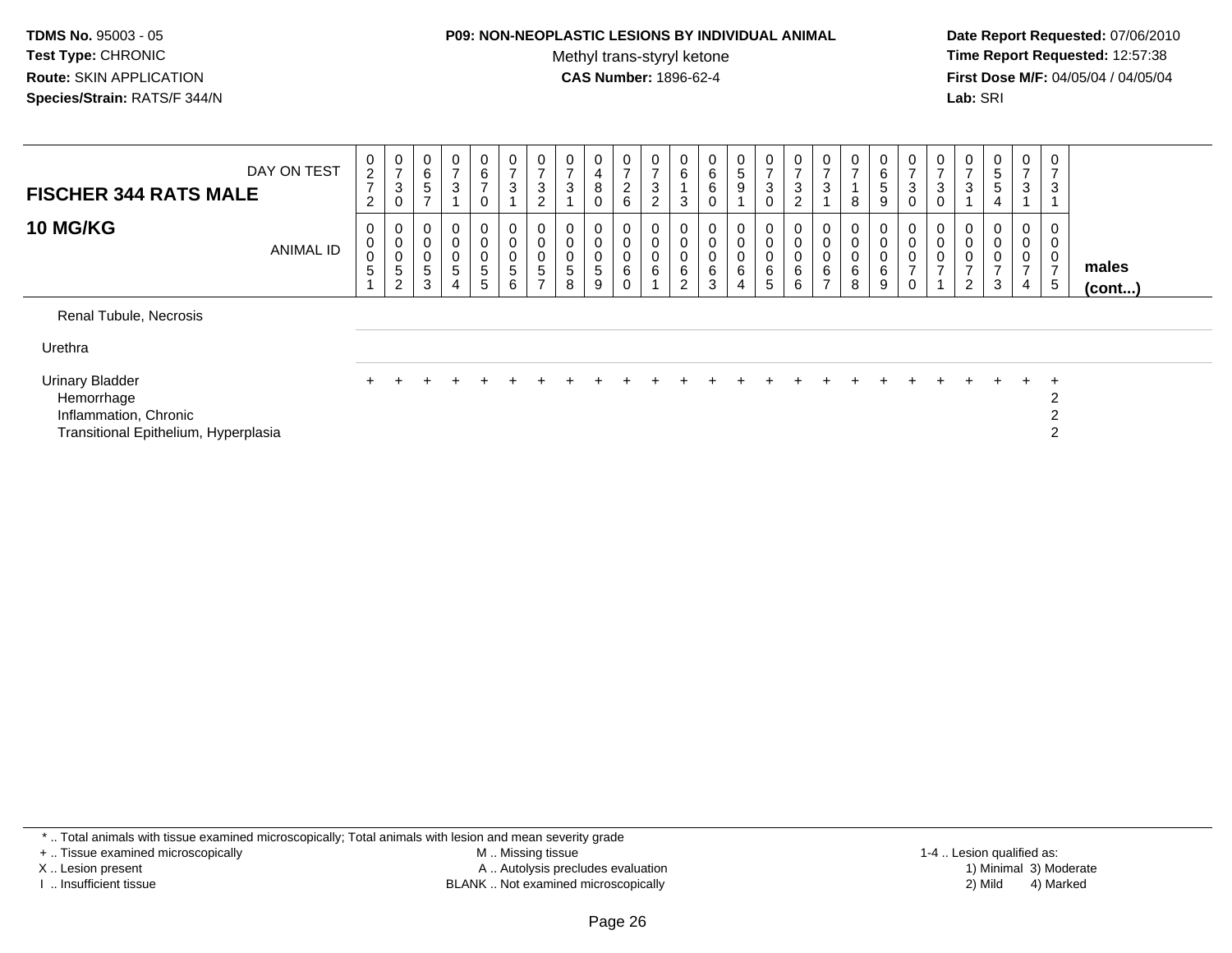**TDMS No.** 95003 - 05
**Test Type:** CHRONIC
**Route:** SKIN APPLICATION
**Species/Strain:** RATS/F 344/N

**P09: NON-NEOPLASTIC LESIONS BY INDIVIDUAL ANIMAL**
Methyl trans-styryl ketone
**CAS Number:** 1896-62-4

**Date Report Requested:** 07/06/2010
**Time Report Requested:** 12:57:38
**First Dose M/F:** 04/05/04 / 04/05/04
**Lab:** SRI

| FISCHER 344 RATS MALE — DAY ON TEST | 0272 | 0730 | 0657 | 0731 | 0670 | 0731 | 0732 | 0731 | 0480 | 0726 | 0732 | 0613 | 0660 | 0591 | 0730 | 0732 | 0731 | 0718 | 0659 | 0730 | 0730 | 0731 | 0554 | 0731 | 0731 | |
|---|---|---|---|---|---|---|---|---|---|---|---|---|---|---|---|---|---|---|---|---|---|---|---|---|---|---|
| **10 MG/KG** — ANIMAL ID | 00051 | 00052 | 00053 | 00054 | 00055 | 00056 | 00057 | 00058 | 00059 | 00060 | 00061 | 00062 | 00063 | 00064 | 00065 | 00066 | 00067 | 00068 | 00069 | 00070 | 00071 | 00072 | 00073 | 00074 | 00075 | **males (cont...)** |
| Renal Tubule, Necrosis | | | | | | | | | | | | | | | | | | | | | | | | | | |
| Urethra | | | | | | | | | | | | | | | | | | | | | | | | | | |
| Urinary Bladder | + | + | + | + | + | + | + | + | + | + | + | + | + | + | + | + | + | + | + | + | + | + | + | + | + | |
| Hemorrhage | | | | | | | | | | | | | | | | | | | | | | | | | 2 | |
| Inflammation, Chronic | | | | | | | | | | | | | | | | | | | | | | | | | 2 | |
| Transitional Epithelium, Hyperplasia | | | | | | | | | | | | | | | | | | | | | | | | | 2 | |

\* .. Total animals with tissue examined microscopically; Total animals with lesion and mean severity grade
+ .. Tissue examined microscopically
X .. Lesion present
I .. Insufficient tissue

M .. Missing tissue
A .. Autolysis precludes evaluation
BLANK .. Not examined microscopically

1-4 .. Lesion qualified as:
1) Minimal 3) Moderate
2) Mild 4) Marked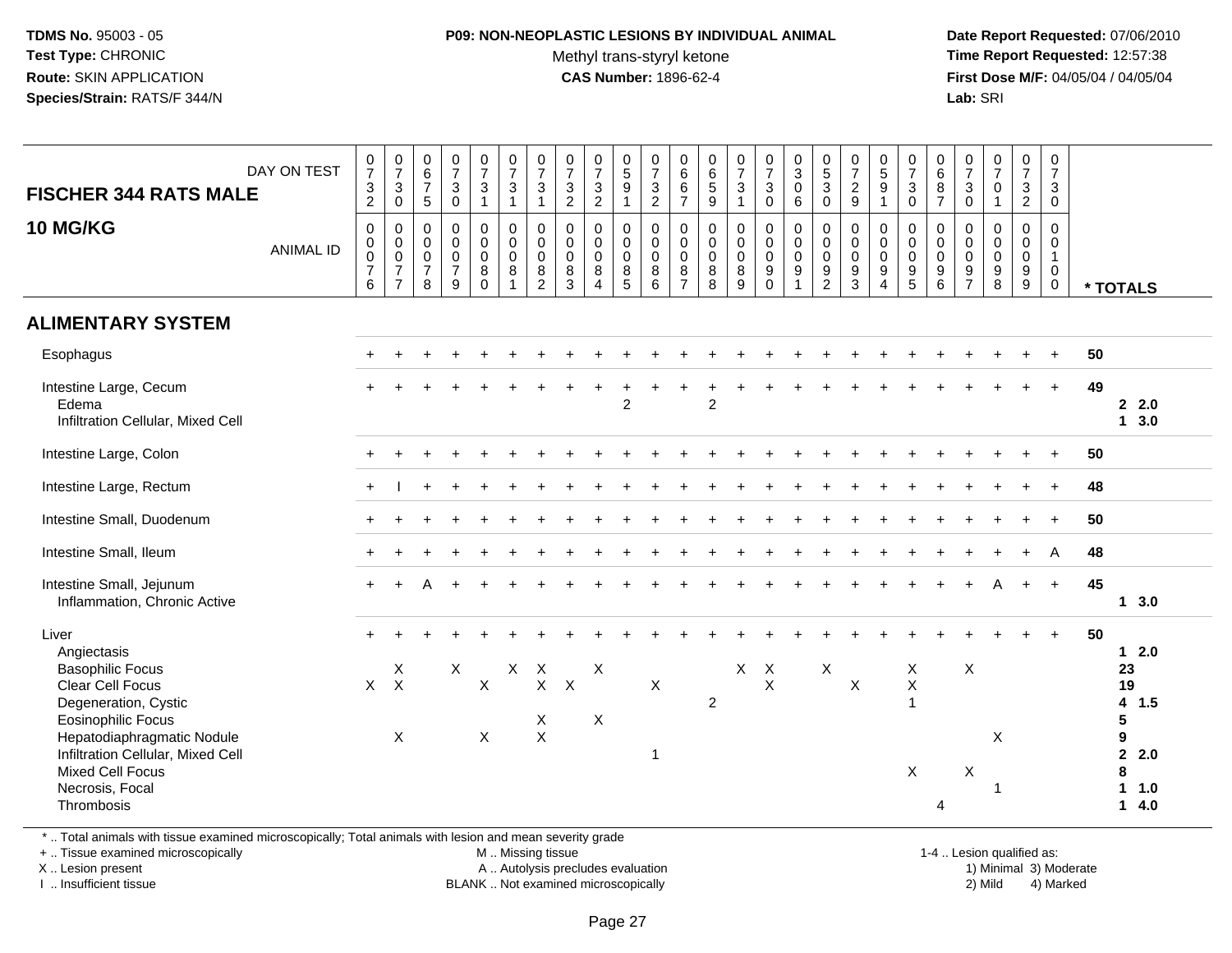**TDMS No.** 95003 - 05
**Test Type:** CHRONIC
**Route:** SKIN APPLICATION
**Species/Strain:** RATS/F 344/N

**P09: NON-NEOPLASTIC LESIONS BY INDIVIDUAL ANIMAL**
Methyl trans-styryl ketone
**CAS Number:** 1896-62-4

**Date Report Requested:** 07/06/2010
**Time Report Requested:** 12:57:38
**First Dose M/F:** 04/05/04 / 04/05/04
**Lab:** SRI

## FISCHER 344 RATS MALE
## 10 MG/KG

| DAY ON TEST | 0732 | 0730 | 0675 | 0730 | 0731 | 0731 | 0731 | 0732 | 0732 | 0591 | 0732 | 0667 | 0659 | 0731 | 0730 | 0306 | 0530 | 0729 | 0591 | 0730 | 0687 | 0730 | 0701 | 0732 | 0730 | |
|---|---|---|---|---|---|---|---|---|---|---|---|---|---|---|---|---|---|---|---|---|---|---|---|---|---|---|
| **ANIMAL ID** | 0076 | 0077 | 0078 | 0079 | 0080 | 0081 | 0082 | 0083 | 0084 | 0085 | 0086 | 0087 | 0088 | 0089 | 0090 | 0091 | 0092 | 0093 | 0094 | 0095 | 0096 | 0097 | 0098 | 0099 | 0100 | *** TOTALS** |
| **ALIMENTARY SYSTEM** | | | | | | | | | | | | | | | | | | | | | | | | | | |
| Esophagus | + | + | + | + | + | + | + | + | + | + | + | + | + | + | + | + | + | + | + | + | + | + | + | + | + | 50 |
| Intestine Large, Cecum | + | + | + | + | + | + | + | + | + | + | + | + | + | + | + | + | + | + | + | + | + | + | + | + | + | 49 |
| Edema | | | | | | | | | | 2 | | | 2 | | | | | | | | | | | | | 2 2.0 |
| Infiltration Cellular, Mixed Cell | | | | | | | | | | | | | | | | | | | | | | | | | | 1 3.0 |
| Intestine Large, Colon | + | + | + | + | + | + | + | + | + | + | + | + | + | + | + | + | + | + | + | + | + | + | + | + | + | 50 |
| Intestine Large, Rectum | + | I | + | + | + | + | + | + | + | + | + | + | + | + | + | + | + | + | + | + | + | + | + | + | + | 48 |
| Intestine Small, Duodenum | + | + | + | + | + | + | + | + | + | + | + | + | + | + | + | + | + | + | + | + | + | + | + | + | + | 50 |
| Intestine Small, Ileum | + | + | + | + | + | + | + | + | + | + | + | + | + | + | + | + | + | + | + | + | + | + | + | + | A | 48 |
| Intestine Small, Jejunum | + | + | A | + | + | + | + | + | + | + | + | + | + | + | + | + | + | + | + | + | + | + | A | + | + | 45 |
| Inflammation, Chronic Active | | | | | | | | | | | | | | | | | | | | | | | | | | 1 3.0 |
| Liver | + | + | + | + | + | + | + | + | + | + | + | + | + | + | + | + | + | + | + | + | + | + | + | + | + | 50 |
| Angiectasis | | | | | | | | | | | | | | | | | | | | | | | | | | 1 2.0 |
| Basophilic Focus | | X | | X | | X | X | | X | | | | | X | X | | X | | | X | | X | | | | 23 |
| Clear Cell Focus | X | X | | | X | | X | X | | | X | | | | X | | | X | | X | | | | | | 19 |
| Degeneration, Cystic | | | | | | | | | | | | | 2 | | | | | | | 1 | | | | | | 4 1.5 |
| Eosinophilic Focus | | | | | | | X | | X | | | | | | | | | | | | | | | | | 5 |
| Hepatodiaphragmatic Nodule | | X | | | X | | X | | | | | | | | | | | | | | | | X | | | 9 |
| Infiltration Cellular, Mixed Cell | | | | | | | | | | | 1 | | | | | | | | | | | | | | | 2 2.0 |
| Mixed Cell Focus | | | | | | | | | | | | | | | | | | | | X | | X | | | | 8 |
| Necrosis, Focal | | | | | | | | | | | | | | | | | | | | | | | 1 | | | 1 1.0 |
| Thrombosis | | | | | | | | | | | | | | | | | | | | | 4 | | | | | 1 4.0 |

* .. Total animals with tissue examined microscopically; Total animals with lesion and mean severity grade
+ .. Tissue examined microscopically
X .. Lesion present
I .. Insufficient tissue

M .. Missing tissue
A .. Autolysis precludes evaluation
BLANK .. Not examined microscopically

1-4 .. Lesion qualified as:
1) Minimal 3) Moderate
2) Mild 4) Marked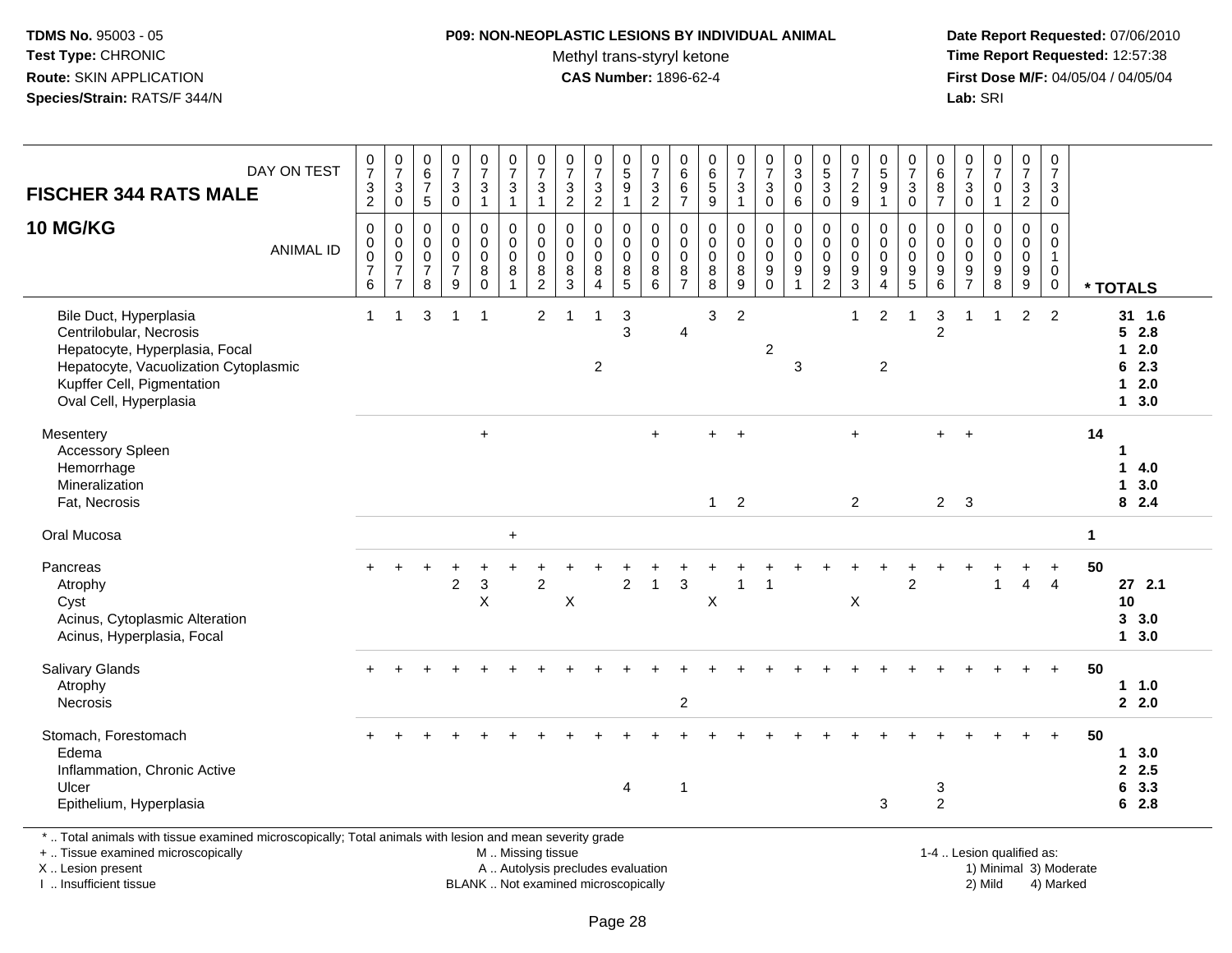**TDMS No.** 95003 - 05
**Test Type:** CHRONIC
**Route:** SKIN APPLICATION
**Species/Strain:** RATS/F 344/N

**P09: NON-NEOPLASTIC LESIONS BY INDIVIDUAL ANIMAL**
Methyl trans-styryl ketone
**CAS Number:** 1896-62-4

**Date Report Requested:** 07/06/2010
**Time Report Requested:** 12:57:38
**First Dose M/F:** 04/05/04 / 04/05/04
**Lab:** SRI

| DAY ON TEST | 0732 | 0730 | 0675 | 0730 | 0731 | 0731 | 0731 | 0732 | 0732 | 0591 | 0732 | 0667 | 0659 | 0731 | 0730 | 0306 | 0530 | 0729 | 0591 | 0730 | 0687 | 0730 | 0701 | 0732 | 0730 | |
|---|---|---|---|---|---|---|---|---|---|---|---|---|---|---|---|---|---|---|---|---|---|---|---|---|---|---|
| **FISCHER 344 RATS MALE 10 MG/KG** ANIMAL ID | 0076 | 0077 | 0078 | 0079 | 0080 | 0081 | 0082 | 0083 | 0084 | 0085 | 0086 | 0087 | 0088 | 0089 | 0090 | 0091 | 0092 | 0093 | 0094 | 0095 | 0096 | 0097 | 0098 | 0099 | 0100 | * TOTALS |
| Bile Duct, Hyperplasia | 1 | 1 | 3 | 1 | 1 | | 2 | 1 | 1 | 3 | | | 3 | 2 | | | | 1 | 2 | 1 | 3 | 1 | 1 | 2 | 2 | 31 1.6 |
| Centrilobular, Necrosis | | | | | | | | | | 3 | | 4 | | | | | | | | | 2 | | | | | 5 2.8 |
| Hepatocyte, Hyperplasia, Focal | | | | | | | | | | | | | | | 2 | | | | | | | | | | | 1 2.0 |
| Hepatocyte, Vacuolization Cytoplasmic | | | | | | | | | 2 | | | | | | | 3 | | | 2 | | | | | | | 6 2.3 |
| Kupffer Cell, Pigmentation | | | | | | | | | | | | | | | | | | | | | | | | | | 1 2.0 |
| Oval Cell, Hyperplasia | | | | | | | | | | | | | | | | | | | | | | | | | | 1 3.0 |
| Mesentery | | | | | + | | | | | | + | | + | + | | | | + | | | + | + | | | | 14 |
| Accessory Spleen | | | | | | | | | | | | | | | | | | | | | | | | | | 1 |
| Hemorrhage | | | | | | | | | | | | | | | | | | | | | | | | | | 1 4.0 |
| Mineralization | | | | | | | | | | | | | | | | | | | | | | | | | | 1 3.0 |
| Fat, Necrosis | | | | | | | | | | | | | 1 | 2 | | | | 2 | | | 2 | 3 | | | | 8 2.4 |
| Oral Mucosa | | | | | | + | | | | | | | | | | | | | | | | | | | | 1 |
| Pancreas | + | + | + | + | + | + | + | + | + | + | + | + | + | + | + | + | + | + | + | + | + | + | + | + | + | 50 |
| Atrophy | | | | 2 | 3 | | 2 | | | 2 | 1 | 3 | | 1 | 1 | | | | | 2 | | | 1 | 4 | 4 | 27 2.1 |
| Cyst | | | | | X | | | X | | | | | X | | | | | X | | | | | | | | 10 |
| Acinus, Cytoplasmic Alteration | | | | | | | | | | | | | | | | | | | | | | | | | | 3 3.0 |
| Acinus, Hyperplasia, Focal | | | | | | | | | | | | | | | | | | | | | | | | | | 1 3.0 |
| Salivary Glands | + | + | + | + | + | + | + | + | + | + | + | + | + | + | + | + | + | + | + | + | + | + | + | + | + | 50 |
| Atrophy | | | | | | | | | | | | | | | | | | | | | | | | | | 1 1.0 |
| Necrosis | | | | | | | | | | | | 2 | | | | | | | | | | | | | | 2 2.0 |
| Stomach, Forestomach | + | + | + | + | + | + | + | + | + | + | + | + | + | + | + | + | + | + | + | + | + | + | + | + | + | 50 |
| Edema | | | | | | | | | | | | | | | | | | | | | | | | | | 1 3.0 |
| Inflammation, Chronic Active | | | | | | | | | | | | | | | | | | | | | | | | | | 2 2.5 |
| Ulcer | | | | | | | | | | 4 | | 1 | | | | | | | | | 3 | | | | | 6 3.3 |
| Epithelium, Hyperplasia | | | | | | | | | | | | | | | | | | | 3 | | 2 | | | | | 6 2.8 |

\* .. Total animals with tissue examined microscopically; Total animals with lesion and mean severity grade
\+ .. Tissue examined microscopically
X .. Lesion present
I .. Insufficient tissue

M .. Missing tissue
A .. Autolysis precludes evaluation
BLANK .. Not examined microscopically

1-4 .. Lesion qualified as:
1) Minimal 3) Moderate
2) Mild 4) Marked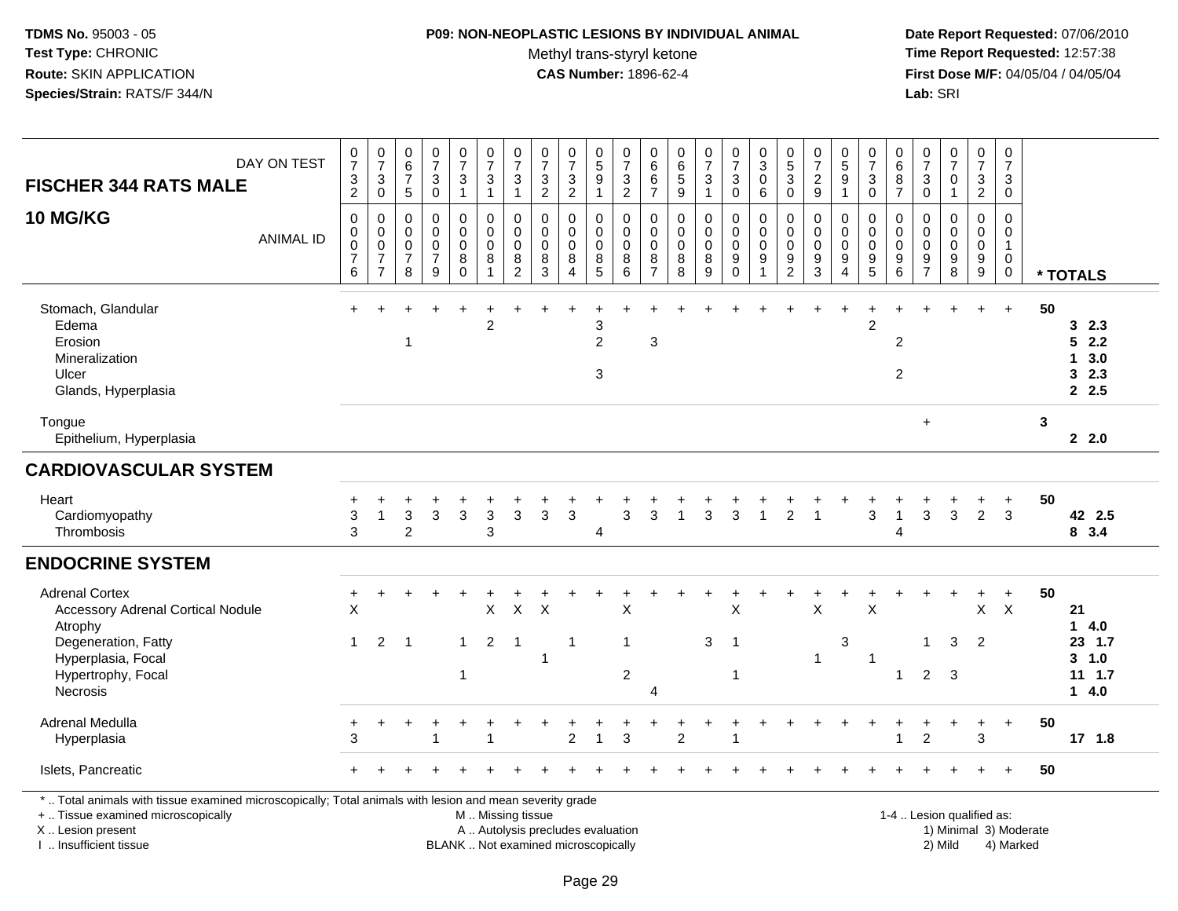TDMS No. 95003 - 05
Test Type: CHRONIC
Route: SKIN APPLICATION
Species/Strain: RATS/F 344/N

**P09: NON-NEOPLASTIC LESIONS BY INDIVIDUAL ANIMAL**
Methyl trans-styryl ketone
**CAS Number:** 1896-62-4

Date Report Requested: 07/06/2010
Time Report Requested: 12:57:38
First Dose M/F: 04/05/04 / 04/05/04
Lab: SRI

**FISCHER 344 RATS MALE**
**10 MG/KG**

| DAY ON TEST | 0732 | 0730 | 0675 | 0730 | 0731 | 0731 | 0731 | 0732 | 0732 | 0591 | 0732 | 0667 | 0659 | 0731 | 0730 | 0306 | 0530 | 0729 | 0591 | 0730 | 0687 | 0730 | 0701 | 0732 | 0730 | |
|---|---|---|---|---|---|---|---|---|---|---|---|---|---|---|---|---|---|---|---|---|---|---|---|---|---|---|
| ANIMAL ID | 00076 | 00077 | 00078 | 00079 | 00080 | 00081 | 00082 | 00083 | 00084 | 00085 | 00086 | 00087 | 00088 | 00089 | 00090 | 00091 | 00092 | 00093 | 00094 | 00095 | 00096 | 00097 | 00098 | 00099 | 00100 | * TOTALS |
| Stomach, Glandular | + | + | + | + | + | + | + | + | + | + | + | + | + | + | + | + | + | + | + | + | + | + | + | + | + | 50 |
| Edema | | | | | | 2 | | | | 3 | | | | | | | | | | 2 | | | | | | 3 2.3 |
| Erosion | | | 1 | | | | | | | 2 | | 3 | | | | | | | | | 2 | | | | | 5 2.2 |
| Mineralization | | | | | | | | | | | | | | | | | | | | | | | | | | 1 3.0 |
| Ulcer | | | | | | | | | | 3 | | | | | | | | | | | 2 | | | | | 3 2.3 |
| Glands, Hyperplasia | | | | | | | | | | | | | | | | | | | | | | | | | | 2 2.5 |
| Tongue | | | | | | | | | | | | | | | | | | | | | | + | | | | 3 |
| Epithelium, Hyperplasia | | | | | | | | | | | | | | | | | | | | | | | | | | 2 2.0 |
| **CARDIOVASCULAR SYSTEM** | | | | | | | | | | | | | | | | | | | | | | | | | | |
| Heart | + | + | + | + | + | + | + | + | + | + | + | + | + | + | + | + | + | + | + | + | + | + | + | + | + | 50 |
| Cardiomyopathy | 3 | 1 | 3 | 3 | 3 | 3 | 3 | 3 | 3 | | 3 | 3 | 1 | 3 | 3 | 1 | 2 | 1 | | 3 | 1 | 3 | 3 | 2 | 3 | 42 2.5 |
| Thrombosis | 3 | | 2 | | | 3 | | | | 4 | | | | | | | | | | | 4 | | | | | 8 3.4 |
| **ENDOCRINE SYSTEM** | | | | | | | | | | | | | | | | | | | | | | | | | | |
| Adrenal Cortex | + | + | + | + | + | + | + | + | + | + | + | + | + | + | + | + | + | + | + | + | + | + | + | + | + | 50 |
| Accessory Adrenal Cortical Nodule | X | | | | | X | X | X | | | X | | | | X | | | X | | X | | | | X | X | 21 |
| Atrophy | | | | | | | | | | | | | | | | | | | | | | | | | | 1 4.0 |
| Degeneration, Fatty | 1 | 2 | 1 | | 1 | 2 | 1 | | 1 | | 1 | | | 3 | 1 | | | | 3 | | | 1 | 3 | 2 | | 23 1.7 |
| Hyperplasia, Focal | | | | | | | | 1 | | | | | | | | | | 1 | | 1 | | | | | | 3 1.0 |
| Hypertrophy, Focal | | | | | 1 | | | | | | 2 | | | | 1 | | | | | | 1 | 2 | 3 | | | 11 1.7 |
| Necrosis | | | | | | | | | | | | 4 | | | | | | | | | | | | | | 1 4.0 |
| Adrenal Medulla | + | + | + | + | + | + | + | + | + | + | + | + | + | + | + | + | + | + | + | + | + | + | + | + | + | 50 |
| Hyperplasia | 3 | | | 1 | | 1 | | | 2 | 1 | 3 | | 2 | | 1 | | | | | | 1 | 2 | | 3 | | 17 1.8 |
| Islets, Pancreatic | + | + | + | + | + | + | + | + | + | + | + | + | + | + | + | + | + | + | + | + | + | + | + | + | + | 50 |

* .. Total animals with tissue examined microscopically; Total animals with lesion and mean severity grade
+ .. Tissue examined microscopically
X .. Lesion present
I .. Insufficient tissue
M .. Missing tissue
A .. Autolysis precludes evaluation
BLANK .. Not examined microscopically
1-4 .. Lesion qualified as: 1) Minimal 2) Mild 3) Moderate 4) Marked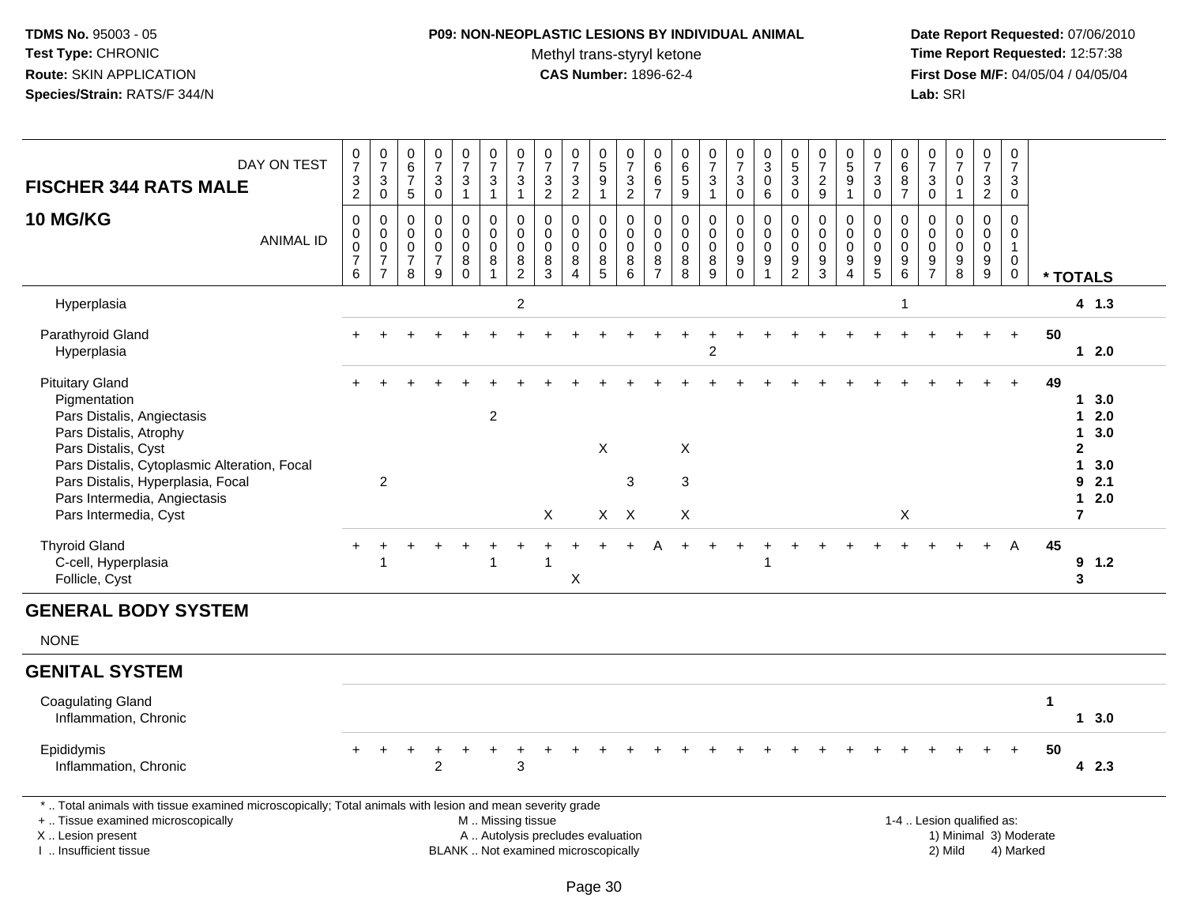**TDMS No.** 95003 - 05
**Test Type:** CHRONIC
**Route:** SKIN APPLICATION
**Species/Strain:** RATS/F 344/N

**P09: NON-NEOPLASTIC LESIONS BY INDIVIDUAL ANIMAL**
Methyl trans-styryl ketone
**CAS Number:** 1896-62-4

**Date Report Requested:** 07/06/2010
**Time Report Requested:** 12:57:38
**First Dose M/F:** 04/05/04 / 04/05/04
**Lab:** SRI

**FISCHER 344 RATS MALE**
**10 MG/KG**

| DAY ON TEST | 732 | 730 | 675 | 730 | 731 | 731 | 731 | 732 | 732 | 591 | 732 | 667 | 659 | 731 | 730 | 306 | 530 | 729 | 591 | 730 | 687 | 730 | 701 | 732 | 730 | |
|---|---|---|---|---|---|---|---|---|---|---|---|---|---|---|---|---|---|---|---|---|---|---|---|---|---|---|
| **ANIMAL ID** | 0076 | 0077 | 0078 | 0079 | 0080 | 0081 | 0082 | 0083 | 0084 | 0085 | 0086 | 0087 | 0088 | 0089 | 0090 | 0091 | 0092 | 0093 | 0094 | 0095 | 0096 | 0097 | 0098 | 0099 | 0100 | *** TOTALS** |
| Hyperplasia | | | | | | | 2 | | | | | | | | | | | | | | 1 | | | | | 4 1.3 |
| Parathyroid Gland | + | + | + | + | + | + | + | + | + | + | + | + | + | + | + | + | + | + | + | + | + | + | + | + | + | 50 |
| Hyperplasia | | | | | | | | | | | | | | 2 | | | | | | | | | | | | 1 2.0 |
| Pituitary Gland | + | + | + | + | + | + | + | + | + | + | + | + | + | + | + | + | + | + | + | + | + | + | + | + | + | 49 |
| Pigmentation | | | | | | | | | | | | | | | | | | | | | | | | | | 1 3.0 |
| Pars Distalis, Angiectasis | | | | | | 2 | | | | | | | | | | | | | | | | | | | | 1 2.0 |
| Pars Distalis, Atrophy | | | | | | | | | | | | | | | | | | | | | | | | | | 1 3.0 |
| Pars Distalis, Cyst | | | | | | | | | | X | | | X | | | | | | | | | | | | | 2 |
| Pars Distalis, Cytoplasmic Alteration, Focal | | | | | | | | | | | | | | | | | | | | | | | | | | 1 3.0 |
| Pars Distalis, Hyperplasia, Focal | | 2 | | | | | | | | | 3 | | 3 | | | | | | | | | | | | | 9 2.1 |
| Pars Intermedia, Angiectasis | | | | | | | | | | | | | | | | | | | | | | | | | | 1 2.0 |
| Pars Intermedia, Cyst | | | | | | | | X | | X | X | | X | | | | | | | | X | | | | | 7 |
| Thyroid Gland | + | + | + | + | + | + | + | + | + | + | + | A | + | + | + | + | + | + | + | + | + | + | + | + | A | 45 |
| C-cell, Hyperplasia | | 1 | | | | 1 | | 1 | | | | | | | | 1 | | | | | | | | | | 9 1.2 |
| Follicle, Cyst | | | | | | | | | X | | | | | | | | | | | | | | | | | 3 |

## GENERAL BODY SYSTEM

NONE

## GENITAL SYSTEM

| | 0076 | 0077 | 0078 | 0079 | 0080 | 0081 | 0082 | 0083 | 0084 | 0085 | 0086 | 0087 | 0088 | 0089 | 0090 | 0091 | 0092 | 0093 | 0094 | 0095 | 0096 | 0097 | 0098 | 0099 | 0100 | *** TOTALS** |
|---|---|---|---|---|---|---|---|---|---|---|---|---|---|---|---|---|---|---|---|---|---|---|---|---|---|---|
| Coagulating Gland | | | | | | | | | | | | | | | | | | | | | | | | | | 1 |
| Inflammation, Chronic | | | | | | | | | | | | | | | | | | | | | | | | | | 1 3.0 |
| Epididymis | + | + | + | + | + | + | + | + | + | + | + | + | + | + | + | + | + | + | + | + | + | + | + | + | + | 50 |
| Inflammation, Chronic | | | | 2 | | | 3 | | | | | | | | | | | | | | | | | | | 4 2.3 |

* .. Total animals with tissue examined microscopically; Total animals with lesion and mean severity grade
+ .. Tissue examined microscopically
X .. Lesion present
I .. Insufficient tissue

M .. Missing tissue
A .. Autolysis precludes evaluation
BLANK .. Not examined microscopically

1-4 .. Lesion qualified as:
1) Minimal 3) Moderate
2) Mild 4) Marked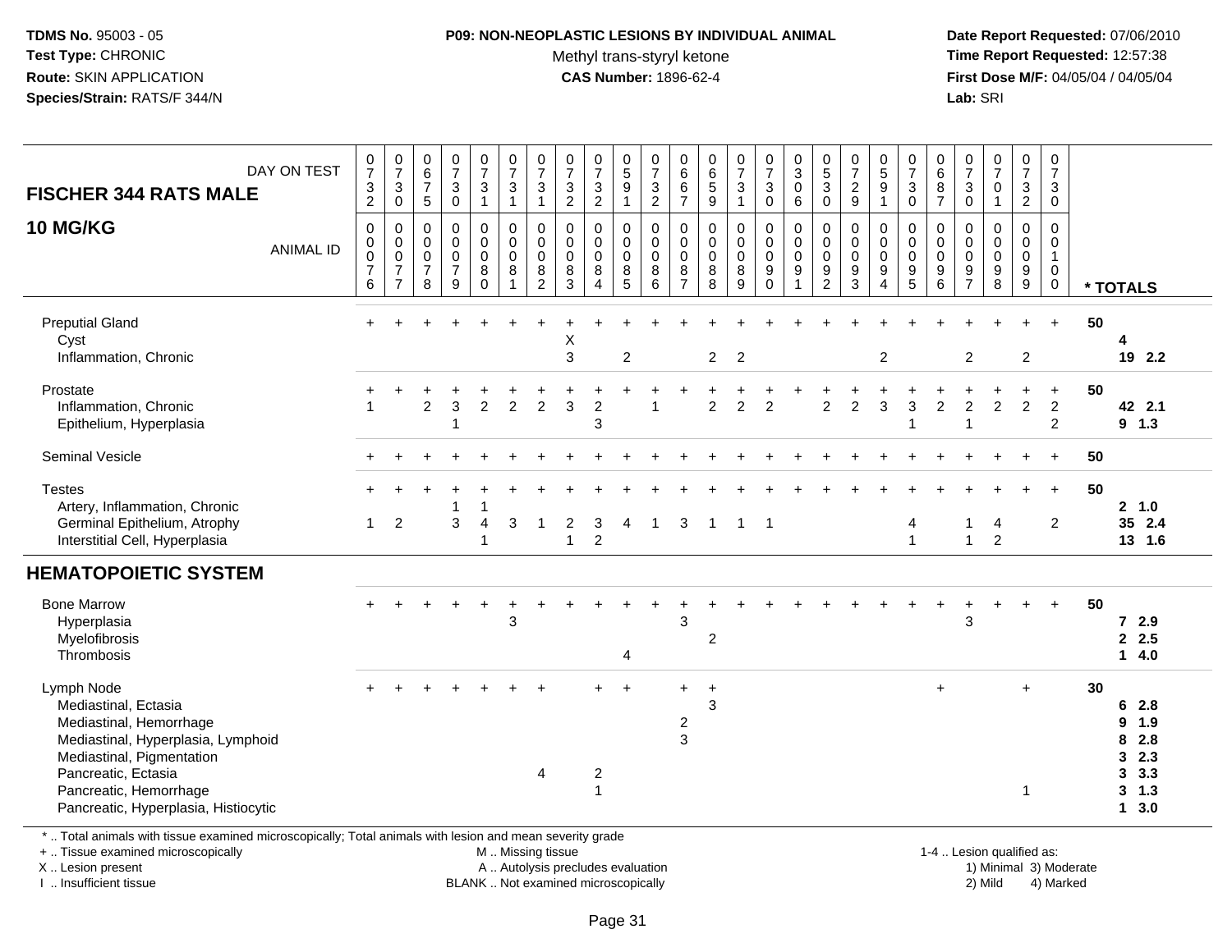**TDMS No.** 95003 - 05
**Test Type:** CHRONIC
**Route:** SKIN APPLICATION
**Species/Strain:** RATS/F 344/N

**P09: NON-NEOPLASTIC LESIONS BY INDIVIDUAL ANIMAL**
Methyl trans-styryl ketone
**CAS Number:** 1896-62-4

**Date Report Requested:** 07/06/2010
**Time Report Requested:** 12:57:38
**First Dose M/F:** 04/05/04 / 04/05/04
**Lab:** SRI

## FISCHER 344 RATS MALE 10 MG/KG

| DAY ON TEST | 0732 | 0730 | 0675 | 0730 | 0731 | 0731 | 0731 | 0732 | 0732 | 0591 | 0732 | 0667 | 0659 | 0731 | 0730 | 0306 | 0530 | 0729 | 0591 | 0730 | 0687 | 0730 | 0701 | 0732 | 0730 | |
|---|---|---|---|---|---|---|---|---|---|---|---|---|---|---|---|---|---|---|---|---|---|---|---|---|---|---|
| **ANIMAL ID** | 0076 | 0077 | 0078 | 0079 | 0080 | 0081 | 0082 | 0083 | 0084 | 0085 | 0086 | 0087 | 0088 | 0089 | 0090 | 0091 | 0092 | 0093 | 0094 | 0095 | 0096 | 0097 | 0098 | 0099 | 0100 | *** TOTALS** |
| Preputial Gland | + | + | + | + | + | + | + | + | + | + | + | + | + | + | + | + | + | + | + | + | + | + | + | + | + | 50 |
| Cyst | | | | | | | | X | | | | | | | | | | | | | | | | | | 4 |
| Inflammation, Chronic | | | | | | | | 3 | | 2 | | | 2 | 2 | | | | | 2 | | | 2 | | 2 | | 19 2.2 |
| Prostate | + | + | + | + | + | + | + | + | + | + | + | + | + | + | + | + | + | + | + | + | + | + | + | + | + | 50 |
| Inflammation, Chronic | 1 | | 2 | 3 | 2 | 2 | 2 | 3 | 2 | | 1 | | 2 | 2 | 2 | | 2 | 2 | 3 | 3 | 2 | 2 | 2 | 2 | 2 | 42 2.1 |
| Epithelium, Hyperplasia | | | | 1 | | | | | 3 | | | | | | | | | | | 1 | | 1 | | | 2 | 9 1.3 |
| Seminal Vesicle | + | + | + | + | + | + | + | + | + | + | + | + | + | + | + | + | + | + | + | + | + | + | + | + | + | 50 |
| Testes | + | + | + | + | + | + | + | + | + | + | + | + | + | + | + | + | + | + | + | + | + | + | + | + | + | 50 |
| Artery, Inflammation, Chronic | | | | 1 | 1 | | | | | | | | | | | | | | | | | | | | | 2 1.0 |
| Germinal Epithelium, Atrophy | 1 | 2 | | 3 | 4 | 3 | 1 | 2 | 3 | 4 | 1 | 3 | 1 | 1 | 1 | | | | | 4 | | 1 | 4 | | 2 | 35 2.4 |
| Interstitial Cell, Hyperplasia | | | | | 1 | | | 1 | 2 | | | | | | | | | | | 1 | | 1 | 2 | | | 13 1.6 |
| **HEMATOPOIETIC SYSTEM** | | | | | | | | | | | | | | | | | | | | | | | | | | |
| Bone Marrow | + | + | + | + | + | + | + | + | + | + | + | + | + | + | + | + | + | + | + | + | + | + | + | + | + | 50 |
| Hyperplasia | | | | | | 3 | | | | | | 3 | | | | | | | | | | 3 | | | | 7 2.9 |
| Myelofibrosis | | | | | | | | | | | | | 2 | | | | | | | | | | | | | 2 2.5 |
| Thrombosis | | | | | | | | | | 4 | | | | | | | | | | | | | | | | 1 4.0 |
| Lymph Node | + | + | + | + | + | + | + | | + | + | | + | + | | | | | | | | + | | | + | | 30 |
| Mediastinal, Ectasia | | | | | | | | | | | | | 3 | | | | | | | | | | | | | 6 2.8 |
| Mediastinal, Hemorrhage | | | | | | | | | | | | 2 | | | | | | | | | | | | | | 9 1.9 |
| Mediastinal, Hyperplasia, Lymphoid | | | | | | | | | | | | 3 | | | | | | | | | | | | | | 8 2.8 |
| Mediastinal, Pigmentation | | | | | | | | | | | | | | | | | | | | | | | | | | 3 2.3 |
| Pancreatic, Ectasia | | | | | | | 4 | | 2 | | | | | | | | | | | | | | | | | 3 3.3 |
| Pancreatic, Hemorrhage | | | | | | | | | 1 | | | | | | | | | | | | | | | 1 | | 3 1.3 |
| Pancreatic, Hyperplasia, Histiocytic | | | | | | | | | | | | | | | | | | | | | | | | | | 1 3.0 |

\* .. Total animals with tissue examined microscopically; Total animals with lesion and mean severity grade
\+ .. Tissue examined microscopically
X .. Lesion present
I .. Insufficient tissue

M .. Missing tissue
A .. Autolysis precludes evaluation
BLANK .. Not examined microscopically

1-4 .. Lesion qualified as:
1) Minimal 3) Moderate
2) Mild 4) Marked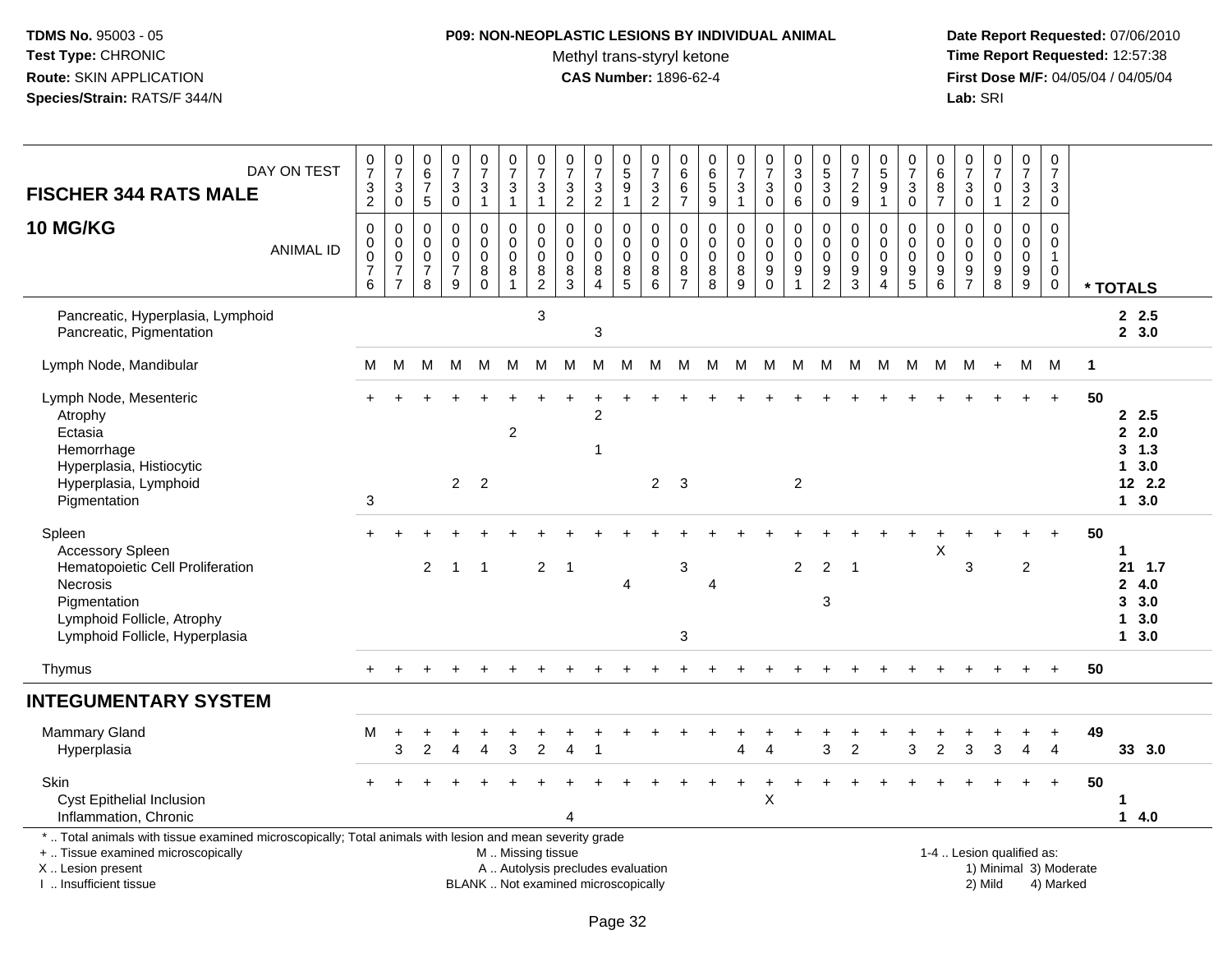**P09: NON-NEOPLASTIC LESIONS BY INDIVIDUAL ANIMAL**

Methyl trans-styryl ketone

**CAS Number:** 1896-62-4

**TDMS No.** 95003 - 05
**Test Type:** CHRONIC
**Route:** SKIN APPLICATION
**Species/Strain:** RATS/F 344/N

**Date Report Requested:** 07/06/2010
**Time Report Requested:** 12:57:38
**First Dose M/F:** 04/05/04 / 04/05/04
**Lab:** SRI

| FISCHER 344 RATS MALE 10 MG/KG — DAY ON TEST | 0732 | 0730 | 0675 | 0730 | 0731 | 0731 | 0731 | 0732 | 0732 | 0591 | 0732 | 0667 | 0659 | 0731 | 0730 | 0306 | 0530 | 0729 | 0591 | 0730 | 0687 | 0730 | 0701 | 0732 | 0730 | |
|---|---|---|---|---|---|---|---|---|---|---|---|---|---|---|---|---|---|---|---|---|---|---|---|---|---|---|
| **ANIMAL ID** | 0076 | 0077 | 0078 | 0079 | 0080 | 0081 | 0082 | 0083 | 0084 | 0085 | 0086 | 0087 | 0088 | 0089 | 0090 | 0091 | 0092 | 0093 | 0094 | 0095 | 0096 | 0097 | 0098 | 0099 | 0100 | **\* TOTALS** |
| Pancreatic, Hyperplasia, Lymphoid | | | | | | | 3 | | | | | | | | | | | | | | | | | | | 2 2.5 |
| Pancreatic, Pigmentation | | | | | | | | | 3 | | | | | | | | | | | | | | | | | 2 3.0 |
| Lymph Node, Mandibular | M | M | M | M | M | M | M | M | M | M | M | M | M | M | M | M | M | M | M | M | M | M | + | M | M | 1 |
| Lymph Node, Mesenteric | + | + | + | + | + | + | + | + | + | + | + | + | + | + | + | + | + | + | + | + | + | + | + | + | + | 50 |
| Atrophy | | | | | | | | | 2 | | | | | | | | | | | | | | | | | 2 2.5 |
| Ectasia | | | | | | 2 | | | | | | | | | | | | | | | | | | | | 2 2.0 |
| Hemorrhage | | | | | | | | | 1 | | | | | | | | | | | | | | | | | 3 1.3 |
| Hyperplasia, Histiocytic | | | | | | | | | | | | | | | | | | | | | | | | | | 1 3.0 |
| Hyperplasia, Lymphoid | | | | 2 | 2 | | | | | | 2 | 3 | | | | 2 | | | | | | | | | | 12 2.2 |
| Pigmentation | 3 | | | | | | | | | | | | | | | | | | | | | | | | | 1 3.0 |
| Spleen | + | + | + | + | + | + | + | + | + | + | + | + | + | + | + | + | + | + | + | + | + | + | + | + | + | 50 |
| Accessory Spleen | | | | | | | | | | | | | | | | | | | | | X | | | | | 1 |
| Hematopoietic Cell Proliferation | | | 2 | 1 | 1 | | 2 | 1 | | | | 3 | | | | 2 | 2 | 1 | | | | 3 | | 2 | | 21 1.7 |
| Necrosis | | | | | | | | | | 4 | | | 4 | | | | | | | | | | | | | 2 4.0 |
| Pigmentation | | | | | | | | | | | | | | | | | 3 | | | | | | | | | 3 3.0 |
| Lymphoid Follicle, Atrophy | | | | | | | | | | | | | | | | | | | | | | | | | | 1 3.0 |
| Lymphoid Follicle, Hyperplasia | | | | | | | | | | | | 3 | | | | | | | | | | | | | | 1 3.0 |
| Thymus | + | + | + | + | + | + | + | + | + | + | + | + | + | + | + | + | + | + | + | + | + | + | + | + | + | 50 |
| **INTEGUMENTARY SYSTEM** | | | | | | | | | | | | | | | | | | | | | | | | | | |
| Mammary Gland | M | + | + | + | + | + | + | + | + | + | + | + | + | + | + | + | + | + | + | + | + | + | + | + | + | 49 |
| Hyperplasia | | 3 | 2 | 4 | 4 | 3 | 2 | 4 | 1 | | | | | 4 | 4 | | 3 | 2 | | 3 | 2 | 3 | 3 | 4 | 4 | 33 3.0 |
| Skin | + | + | + | + | + | + | + | + | + | + | + | + | + | + | + | + | + | + | + | + | + | + | + | + | + | 50 |
| Cyst Epithelial Inclusion | | | | | | | | | | | | | | | X | | | | | | | | | | | 1 |
| Inflammation, Chronic | | | | | | | | 4 | | | | | | | | | | | | | | | | | | 1 4.0 |

\* .. Total animals with tissue examined microscopically; Total animals with lesion and mean severity grade
+ .. Tissue examined microscopically
X .. Lesion present
I .. Insufficient tissue

M .. Missing tissue
A .. Autolysis precludes evaluation
BLANK .. Not examined microscopically

1-4 .. Lesion qualified as:
1) Minimal 3) Moderate
2) Mild 4) Marked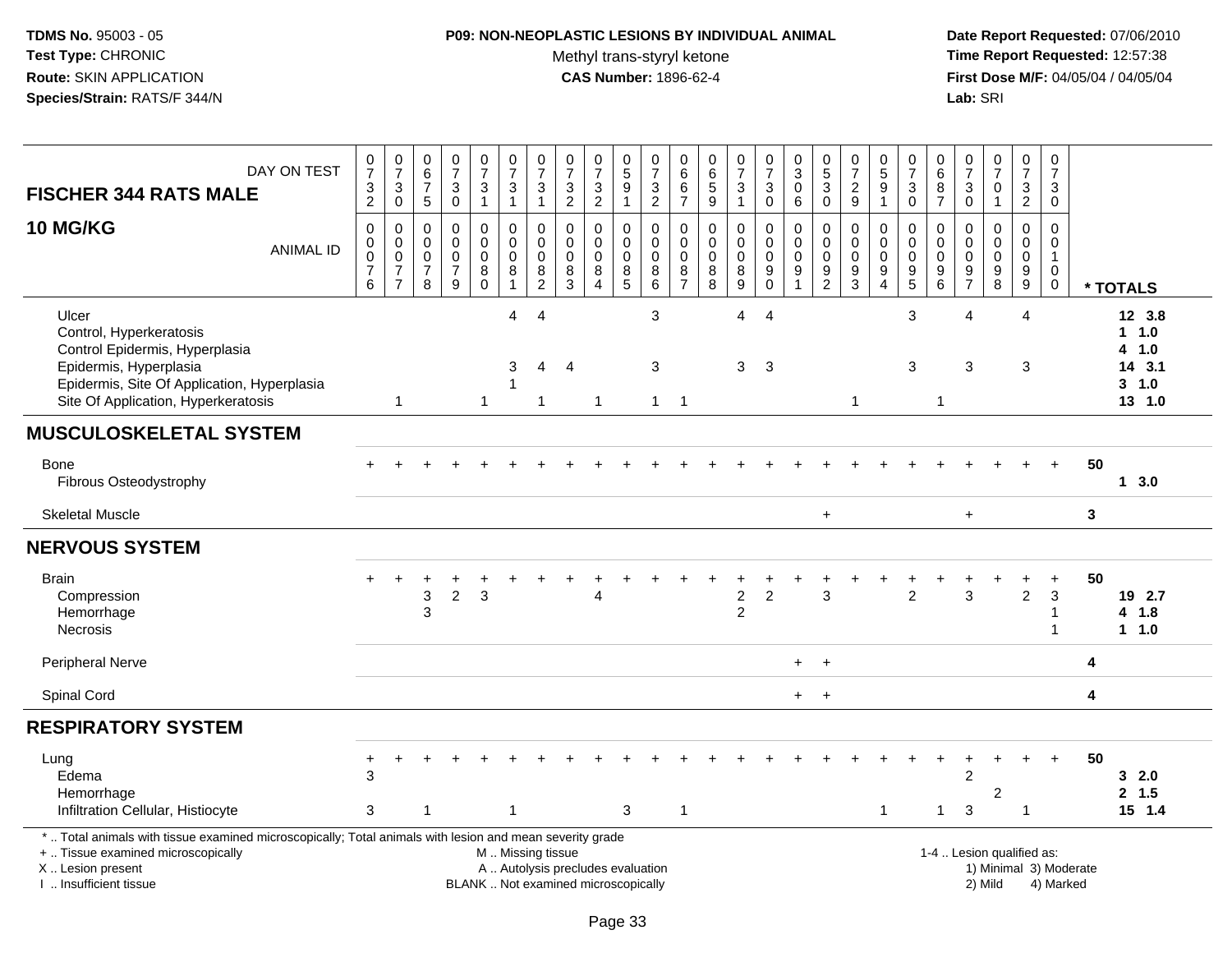**TDMS No.** 95003 - 05
**Test Type:** CHRONIC
**Route:** SKIN APPLICATION
**Species/Strain:** RATS/F 344/N

**P09: NON-NEOPLASTIC LESIONS BY INDIVIDUAL ANIMAL**
Methyl trans-styryl ketone
**CAS Number:** 1896-62-4

**Date Report Requested:** 07/06/2010
**Time Report Requested:** 12:57:38
**First Dose M/F:** 04/05/04 / 04/05/04
**Lab:** SRI

| FISCHER 344 RATS MALE — DAY ON TEST | 0732 | 0730 | 0675 | 0730 | 0731 | 0731 | 0731 | 0732 | 0732 | 0591 | 0732 | 0667 | 0659 | 0731 | 0730 | 0306 | 0530 | 0729 | 0591 | 0730 | 0687 | 0730 | 0701 | 0732 | 0730 | |
|---|---|---|---|---|---|---|---|---|---|---|---|---|---|---|---|---|---|---|---|---|---|---|---|---|---|---|
| **10 MG/KG** — ANIMAL ID | 00076 | 00077 | 00078 | 00079 | 00080 | 00081 | 00082 | 00083 | 00084 | 00085 | 00086 | 00087 | 00088 | 00089 | 00090 | 00091 | 00092 | 00093 | 00094 | 00095 | 00096 | 00097 | 00098 | 00099 | 00100 | * TOTALS |
| Ulcer | | | | | | 4 | 4 | | | | 3 | | | 4 | 4 | | | | | 3 | | 4 | | 4 | | 12 3.8 |
| Control, Hyperkeratosis | | | | | | | | | | | | | | | | | | | | | | | | | | 1 1.0 |
| Control Epidermis, Hyperplasia | | | | | | | | | | | | | | | | | | | | | | | | | | 4 1.0 |
| Epidermis, Hyperplasia | | | | | | 3 | 4 | 4 | | | 3 | | | 3 | 3 | | | | | 3 | | 3 | | 3 | | 14 3.1 |
| Epidermis, Site Of Application, Hyperplasia | | | | | | 1 | | | | | | | | | | | | | | | | | | | | 3 1.0 |
| Site Of Application, Hyperkeratosis | | 1 | | | 1 | | 1 | | 1 | | 1 | 1 | | | | | | 1 | | | 1 | | | | | 13 1.0 |
| **MUSCULOSKELETAL SYSTEM** | | | | | | | | | | | | | | | | | | | | | | | | | | |
| Bone | + | + | + | + | + | + | + | + | + | + | + | + | + | + | + | + | + | + | + | + | + | + | + | + | + | 50 |
| Fibrous Osteodystrophy | | | | | | | | | | | | | | | | | | | | | | | | | | 1 3.0 |
| Skeletal Muscle | | | | | | | | | | | | | | | | | + | | | | | + | | | | 3 |
| **NERVOUS SYSTEM** | | | | | | | | | | | | | | | | | | | | | | | | | | |
| Brain | + | + | + | + | + | + | + | + | + | + | + | + | + | + | + | + | + | + | + | + | + | + | + | + | + | 50 |
| Compression | | | 3 | 2 | 3 | | | | 4 | | | | | 2 | 2 | | 3 | | | 2 | | 3 | | 2 | 3 | 19 2.7 |
| Hemorrhage | | | 3 | | | | | | | | | | | 2 | | | | | | | | | | | 1 | 4 1.8 |
| Necrosis | | | | | | | | | | | | | | | | | | | | | | | | | 1 | 1 1.0 |
| Peripheral Nerve | | | | | | | | | | | | | | | | + | + | | | | | | | | | 4 |
| Spinal Cord | | | | | | | | | | | | | | | | + | + | | | | | | | | | 4 |
| **RESPIRATORY SYSTEM** | | | | | | | | | | | | | | | | | | | | | | | | | | |
| Lung | + | + | + | + | + | + | + | + | + | + | + | + | + | + | + | + | + | + | + | + | + | + | + | + | + | 50 |
| Edema | 3 | | | | | | | | | | | | | | | | | | | | | 2 | | | | 3 2.0 |
| Hemorrhage | | | | | | | | | | | | | | | | | | | | | | | 2 | | | 2 1.5 |
| Infiltration Cellular, Histiocyte | 3 | | 1 | | | 1 | | | | 3 | | 1 | | | | | | | 1 | | 1 | 3 | | 1 | | 15 1.4 |

\* .. Total animals with tissue examined microscopically; Total animals with lesion and mean severity grade
\+ .. Tissue examined microscopically
X .. Lesion present
I .. Insufficient tissue

M .. Missing tissue
A .. Autolysis precludes evaluation
BLANK .. Not examined microscopically

1-4 .. Lesion qualified as:
1) Minimal 3) Moderate
2) Mild 4) Marked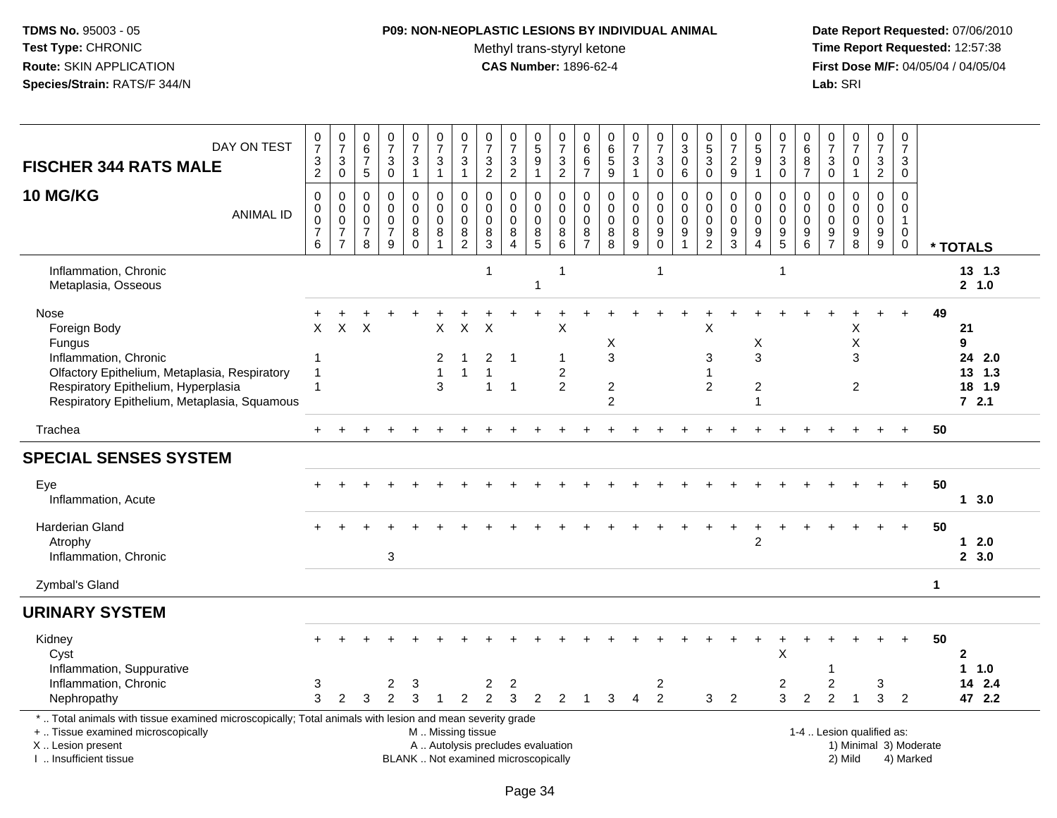| FISCHER 344 RATS MALE 10 MG/KG | | | | | | | | | | | | | | | | | | | | | | | | | | |
|---|---|---|---|---|---|---|---|---|---|---|---|---|---|---|---|---|---|---|---|---|---|---|---|---|---|---|
| DAY ON TEST | 0732 | 0730 | 0675 | 0730 | 0731 | 0731 | 0731 | 0732 | 0732 | 0591 | 0732 | 0667 | 0659 | 0731 | 0730 | 0306 | 0530 | 0729 | 0591 | 0730 | 0687 | 0730 | 0701 | 0732 | 0730 | |
| ANIMAL ID | 0076 | 0077 | 0078 | 0079 | 0080 | 0081 | 0082 | 0083 | 0084 | 0085 | 0086 | 0087 | 0088 | 0089 | 0090 | 0091 | 0092 | 0093 | 0094 | 0095 | 0096 | 0097 | 0098 | 0099 | 0100 | * TOTALS |
| Inflammation, Chronic | | | | | | | | 1 | | | 1 | | | | 1 | | | | | 1 | | | | | | 13 1.3 |
| Metaplasia, Osseous | | | | | | | | | | 1 | | | | | | | | | | | | | | | | 2 1.0 |
| Nose | + | + | + | + | + | + | + | + | + | + | + | + | + | + | + | + | + | + | + | + | + | + | + | + | + | 49 |
| Foreign Body | X | X | X | | | X | X | X | | | X | | | | | | X | | | | | | X | | | 21 |
| Fungus | | | | | | | | | | | | | X | | | | | | X | | | | X | | | 9 |
| Inflammation, Chronic | 1 | | | | | 2 | 1 | 2 | 1 | | 1 | | 3 | | | | 3 | | 3 | | | | 3 | | | 24 2.0 |
| Olfactory Epithelium, Metaplasia, Respiratory | 1 | | | | | 1 | 1 | 1 | | | 2 | | | | | | 1 | | | | | | | | | 13 1.3 |
| Respiratory Epithelium, Hyperplasia | 1 | | | | | 3 | | 1 | 1 | | 2 | | 2 | | | | 2 | | 2 | | | | 2 | | | 18 1.9 |
| Respiratory Epithelium, Metaplasia, Squamous | | | | | | | | | | | | | 2 | | | | | | 1 | | | | | | | 7 2.1 |
| Trachea | + | + | + | + | + | + | + | + | + | + | + | + | + | + | + | + | + | + | + | + | + | + | + | + | + | 50 |
| **SPECIAL SENSES SYSTEM** | | | | | | | | | | | | | | | | | | | | | | | | | | |
| Eye | + | + | + | + | + | + | + | + | + | + | + | + | + | + | + | + | + | + | + | + | + | + | + | + | + | 50 |
| Inflammation, Acute | | | | | | | | | | | | | | | | | | | | | | | | | | 1 3.0 |
| Harderian Gland | + | + | + | + | + | + | + | + | + | + | + | + | + | + | + | + | + | + | + | + | + | + | + | + | + | 50 |
| Atrophy | | | | | | | | | | | | | | | | | | | 2 | | | | | | | 1 2.0 |
| Inflammation, Chronic | | | | 3 | | | | | | | | | | | | | | | | | | | | | | 2 3.0 |
| Zymbal's Gland | | | | | | | | | | | | | | | | | | | | | | | | | | 1 |
| **URINARY SYSTEM** | | | | | | | | | | | | | | | | | | | | | | | | | | |
| Kidney | + | + | + | + | + | + | + | + | + | + | + | + | + | + | + | + | + | + | + | + | + | + | + | + | + | 50 |
| Cyst | | | | | | | | | | | | | | | | | | | | X | | | | | | 2 |
| Inflammation, Suppurative | | | | | | | | | | | | | | | | | | | | | | 1 | | | | 1 1.0 |
| Inflammation, Chronic | 3 | | | 2 | 3 | | | 2 | 2 | | | | | | 2 | | | | | 2 | | 2 | | 3 | | 14 2.4 |
| Nephropathy | 3 | 2 | 3 | 2 | 3 | 1 | 2 | 2 | 3 | 2 | 2 | 1 | 3 | 4 | 2 | | 3 | 2 | | 3 | 2 | 2 | 1 | 3 | 2 | 47 2.2 |

\* .. Total animals with tissue examined microscopically; Total animals with lesion and mean severity grade
+ .. Tissue examined microscopically
X .. Lesion present
I .. Insufficient tissue

M .. Missing tissue
A .. Autolysis precludes evaluation
BLANK .. Not examined microscopically

1-4 .. Lesion qualified as:
1) Minimal 2) Mild 3) Moderate 4) Marked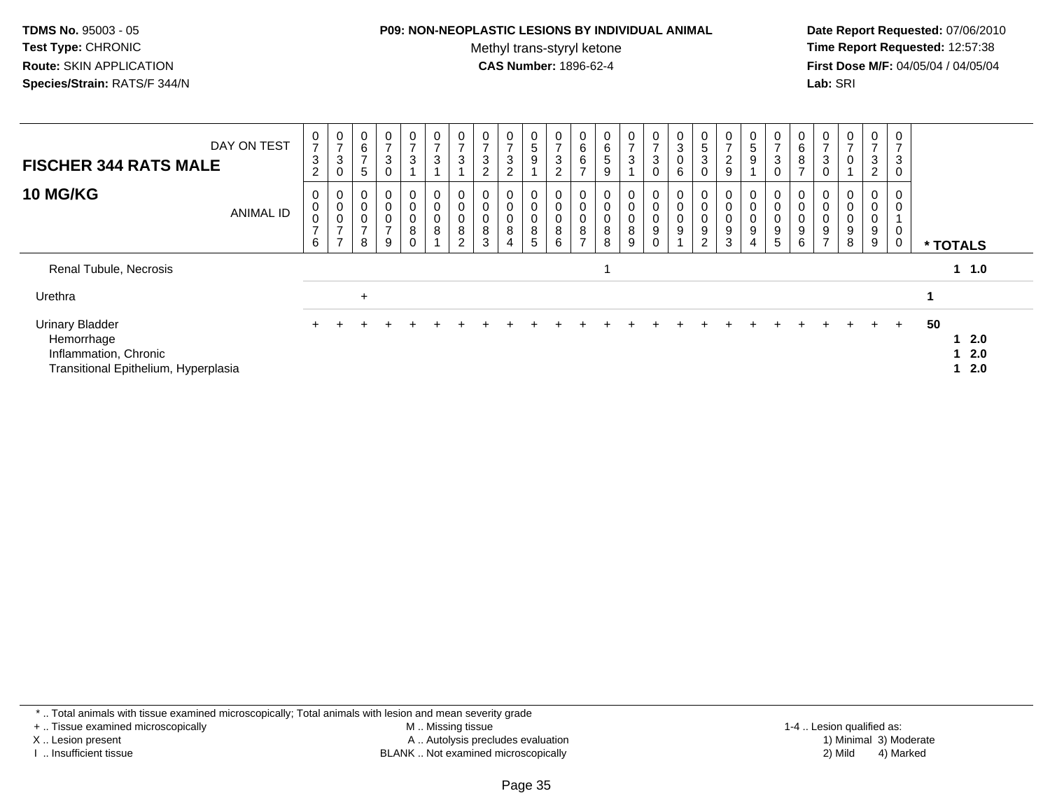**TDMS No.** 95003 - 05
**Test Type:** CHRONIC
**Route:** SKIN APPLICATION
**Species/Strain:** RATS/F 344/N

**P09: NON-NEOPLASTIC LESIONS BY INDIVIDUAL ANIMAL**
Methyl trans-styryl ketone
**CAS Number:** 1896-62-4

**Date Report Requested:** 07/06/2010
**Time Report Requested:** 12:57:38
**First Dose M/F:** 04/05/04 / 04/05/04
**Lab:** SRI

| FISCHER 344 RATS MALE — DAY ON TEST | 0732 | 0730 | 0675 | 0730 | 0731 | 0731 | 0731 | 0732 | 0732 | 0591 | 0732 | 0667 | 0659 | 0731 | 0730 | 0306 | 0530 | 0729 | 0591 | 0730 | 0687 | 0730 | 0701 | 0732 | 0730 | |
|---|---|---|---|---|---|---|---|---|---|---|---|---|---|---|---|---|---|---|---|---|---|---|---|---|---|---|
| **10 MG/KG** — ANIMAL ID | 00076 | 00077 | 00078 | 00079 | 00080 | 00081 | 00082 | 00083 | 00084 | 00085 | 00086 | 00087 | 00088 | 00089 | 00090 | 00091 | 00092 | 00093 | 00094 | 00095 | 00096 | 00097 | 00098 | 00099 | 00100 | *** TOTALS** |
| Renal Tubule, Necrosis | | | | | | | | | | | | | 1 | | | | | | | | | | | | | **1 1.0** |
| Urethra | | | + | | | | | | | | | | | | | | | | | | | | | | | **1** |
| Urinary Bladder | + | + | + | + | + | + | + | + | + | + | + | + | + | + | + | + | + | + | + | + | + | + | + | + | + | **50** |
| Hemorrhage | | | | | | | | | | | | | | | | | | | | | | | | | | **1 2.0** |
| Inflammation, Chronic | | | | | | | | | | | | | | | | | | | | | | | | | | **1 2.0** |
| Transitional Epithelium, Hyperplasia | | | | | | | | | | | | | | | | | | | | | | | | | | **1 2.0** |

\* .. Total animals with tissue examined microscopically; Total animals with lesion and mean severity grade
+ .. Tissue examined microscopically
X .. Lesion present
I .. Insufficient tissue
M .. Missing tissue
A .. Autolysis precludes evaluation
BLANK .. Not examined microscopically
1-4 .. Lesion qualified as:
1) Minimal 3) Moderate
2) Mild 4) Marked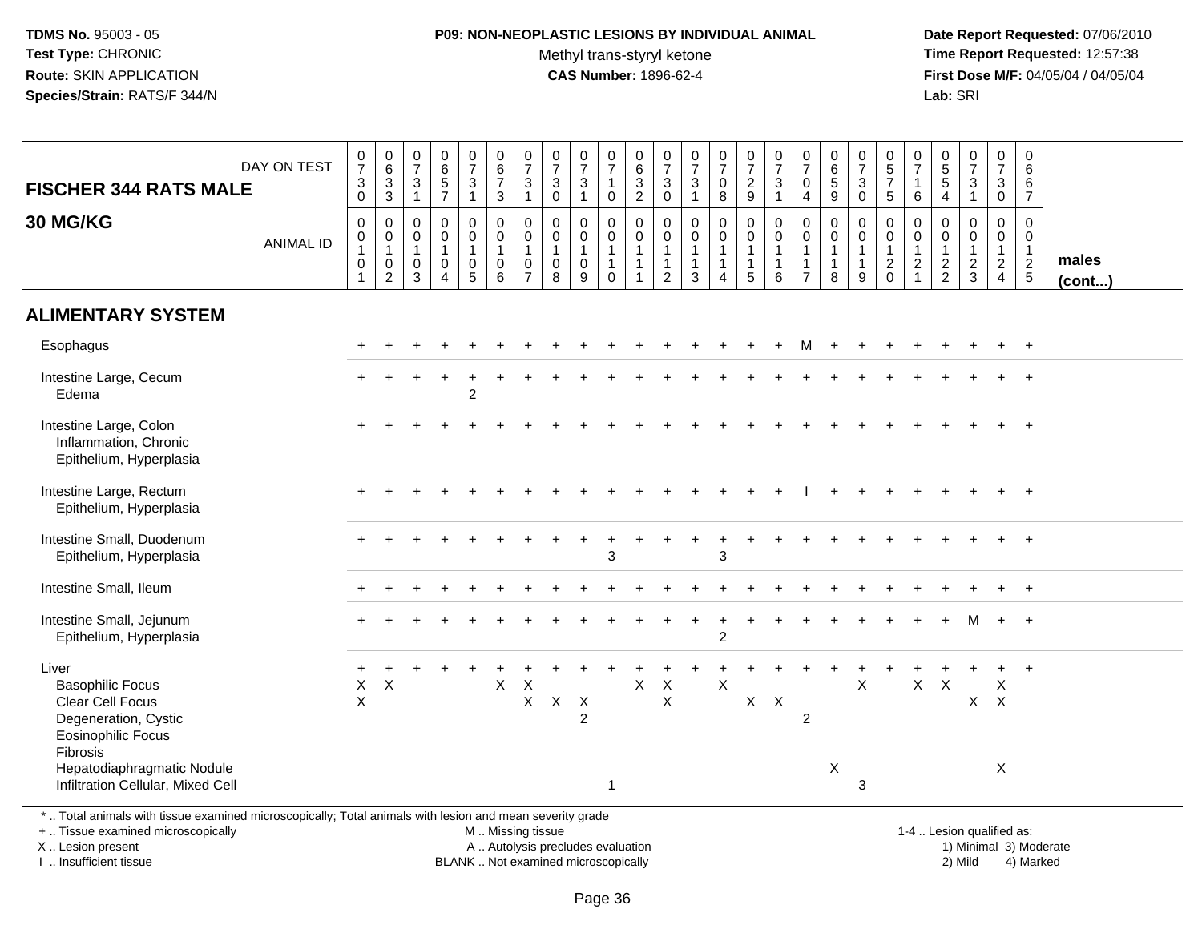TDMS No. 95003 - 05
Test Type: CHRONIC
Route: SKIN APPLICATION
Species/Strain: RATS/F 344/N

**P09: NON-NEOPLASTIC LESIONS BY INDIVIDUAL ANIMAL**
Methyl trans-styryl ketone
**CAS Number:** 1896-62-4

Date Report Requested: 07/06/2010
Time Report Requested: 12:57:38
First Dose M/F: 04/05/04 / 04/05/04
Lab: SRI

| FISCHER 344 RATS MALE 30 MG/KG | 0730 | 0633 | 0731 | 0657 | 0731 | 0673 | 0731 | 0730 | 0731 | 0710 | 0632 | 0730 | 0731 | 0708 | 0729 | 0731 | 0704 | 0659 | 0730 | 0575 | 0716 | 0554 | 0731 | 0730 | 0667 | |
|---|---|---|---|---|---|---|---|---|---|---|---|---|---|---|---|---|---|---|---|---|---|---|---|---|---|---|
| ANIMAL ID | 0010 1 | 0010 2 | 0010 3 | 0010 4 | 0010 5 | 0010 6 | 0010 7 | 0010 8 | 0010 9 | 0011 0 | 0011 1 | 0011 2 | 0011 3 | 0011 4 | 0011 5 | 0011 6 | 0011 7 | 0011 8 | 0011 9 | 0012 0 | 0012 1 | 0012 2 | 0012 3 | 0012 4 | 0012 5 | males (cont...) |
| **ALIMENTARY SYSTEM** | | | | | | | | | | | | | | | | | | | | | | | | | | |
| Esophagus | + | + | + | + | + | + | + | + | + | + | + | + | + | + | + | + | M | + | + | + | + | + | + | + | + | |
| Intestine Large, Cecum | + | + | + | + | + | + | + | + | + | + | + | + | + | + | + | + | + | + | + | + | + | + | + | + | + | |
| Edema | | | | | 2 | | | | | | | | | | | | | | | | | | | | | |
| Intestine Large, Colon | + | + | + | + | + | + | + | + | + | + | + | + | + | + | + | + | + | + | + | + | + | + | + | + | + | |
| Inflammation, Chronic | | | | | | | | | | | | | | | | | | | | | | | | | | |
| Epithelium, Hyperplasia | | | | | | | | | | | | | | | | | | | | | | | | | | |
| Intestine Large, Rectum | + | + | + | + | + | + | + | + | + | + | + | + | + | + | + | + | I | + | + | + | + | + | + | + | + | |
| Epithelium, Hyperplasia | | | | | | | | | | | | | | | | | | | | | | | | | | |
| Intestine Small, Duodenum | + | + | + | + | + | + | + | + | + | + | + | + | + | + | + | + | + | + | + | + | + | + | + | + | + | |
| Epithelium, Hyperplasia | | | | | | | | | | 3 | | | | 3 | | | | | | | | | | | | |
| Intestine Small, Ileum | + | + | + | + | + | + | + | + | + | + | + | + | + | + | + | + | + | + | + | + | + | + | + | + | + | |
| Intestine Small, Jejunum | + | + | + | + | + | + | + | + | + | + | + | + | + | + | + | + | + | + | + | + | + | + | M | + | + | |
| Epithelium, Hyperplasia | | | | | | | | | | | | | | 2 | | | | | | | | | | | | |
| Liver | + | + | + | + | + | + | + | + | + | + | + | + | + | + | + | + | + | + | + | + | + | + | + | + | + | |
| Basophilic Focus | X | X | | | | X | X | | | | X | X | | X | | | | | X | | X | X | | X | | |
| Clear Cell Focus | X | | | | | | X | X | X | | | X | | | X | X | | | | | | | X | X | | |
| Degeneration, Cystic | | | | | | | | | 2 | | | | | | | | 2 | | | | | | | | | |
| Eosinophilic Focus | | | | | | | | | | | | | | | | | | | | | | | | | | |
| Fibrosis | | | | | | | | | | | | | | | | | | | | | | | | | | |
| Hepatodiaphragmatic Nodule | | | | | | | | | | | | | | | | | | X | | | | | | X | | |
| Infiltration Cellular, Mixed Cell | | | | | | | | | | 1 | | | | | | | | | 3 | | | | | | | |

\* .. Total animals with tissue examined microscopically; Total animals with lesion and mean severity grade
\+ .. Tissue examined microscopically
X .. Lesion present
I .. Insufficient tissue
M .. Missing tissue
A .. Autolysis precludes evaluation
BLANK .. Not examined microscopically
1-4 .. Lesion qualified as: 1) Minimal 2) Mild 3) Moderate 4) Marked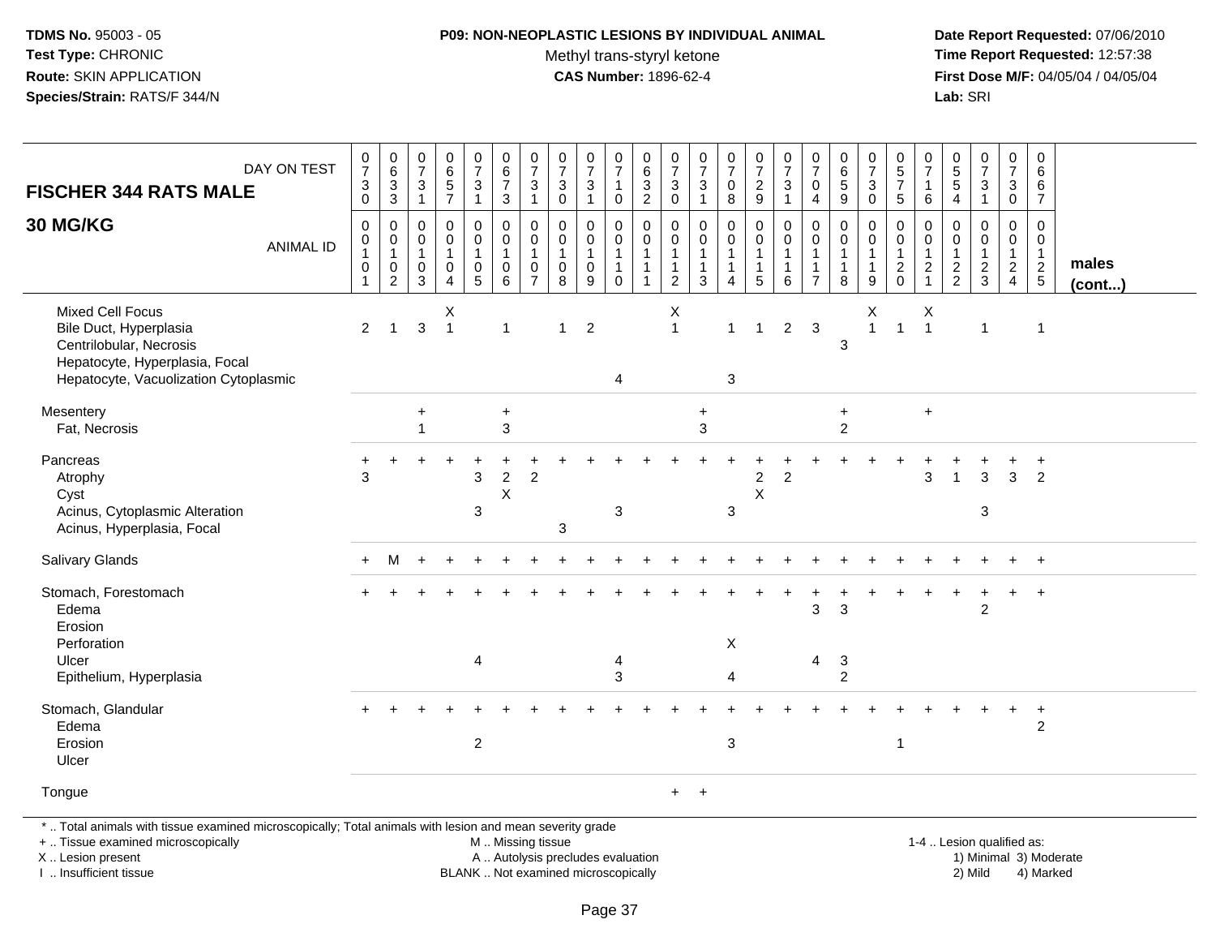**TDMS No.** 95003 - 05
**Test Type:** CHRONIC
**Route:** SKIN APPLICATION
**Species/Strain:** RATS/F 344/N

**P09: NON-NEOPLASTIC LESIONS BY INDIVIDUAL ANIMAL**
Methyl trans-styryl ketone
**CAS Number:** 1896-62-4

**Date Report Requested:** 07/06/2010
**Time Report Requested:** 12:57:38
**First Dose M/F:** 04/05/04 / 04/05/04
**Lab:** SRI

| FISCHER 344 RATS MALE 30 MG/KG — DAY ON TEST | 0730 | 0633 | 0731 | 0657 | 0731 | 0673 | 0731 | 0730 | 0731 | 0710 | 0632 | 0730 | 0731 | 0708 | 0729 | 0731 | 0704 | 0659 | 0730 | 0575 | 0716 | 0554 | 0731 | 0730 | 0667 | |
|---|---|---|---|---|---|---|---|---|---|---|---|---|---|---|---|---|---|---|---|---|---|---|---|---|---|---|
| **ANIMAL ID** | 0101 | 0102 | 0103 | 0104 | 0105 | 0106 | 0107 | 0108 | 0109 | 0110 | 0111 | 0112 | 0113 | 0114 | 0115 | 0116 | 0117 | 0118 | 0119 | 0120 | 0121 | 0122 | 0123 | 0124 | 0125 | **males (cont...)** |
| Mixed Cell Focus | | | | X | | | | | | | | X | | | | | | | X | | X | | | | | |
| Bile Duct, Hyperplasia | 2 | 1 | 3 | 1 | | 1 | | 1 | 2 | | | 1 | | 1 | 1 | 2 | 3 | | 1 | 1 | 1 | | 1 | | 1 | |
| Centrilobular, Necrosis | | | | | | | | | | | | | | | | | | 3 | | | | | | | | |
| Hepatocyte, Hyperplasia, Focal | | | | | | | | | | | | | | | | | | | | | | | | | | |
| Hepatocyte, Vacuolization Cytoplasmic | | | | | | | | | | 4 | | | | 3 | | | | | | | | | | | | |
| Mesentery | | | + | | | + | | | | | | | + | | | | | + | | | + | | | | | |
| Fat, Necrosis | | | 1 | | | 3 | | | | | | | 3 | | | | | 2 | | | | | | | | |
| Pancreas | + | + | + | + | + | + | + | + | + | + | + | + | + | + | + | + | + | + | + | + | + | + | + | + | + | |
| Atrophy | 3 | | | | 3 | 2 | 2 | | | | | | | | 2 | 2 | | | | | 3 | 1 | 3 | 3 | 2 | |
| Cyst | | | | | | X | | | | | | | | | X | | | | | | | | | | | |
| Acinus, Cytoplasmic Alteration | | | | | 3 | | | | | 3 | | | | 3 | | | | | | | | | 3 | | | |
| Acinus, Hyperplasia, Focal | | | | | | | | 3 | | | | | | | | | | | | | | | | | | |
| Salivary Glands | + | M | + | + | + | + | + | + | + | + | + | + | + | + | + | + | + | + | + | + | + | + | + | + | + | |
| Stomach, Forestomach | + | + | + | + | + | + | + | + | + | + | + | + | + | + | + | + | + | + | + | + | + | + | + | + | + | |
| Edema | | | | | | | | | | | | | | | | | 3 | 3 | | | | | 2 | | | |
| Erosion | | | | | | | | | | | | | | | | | | | | | | | | | | |
| Perforation | | | | | | | | | | | | | | X | | | | | | | | | | | | |
| Ulcer | | | | | 4 | | | | | 4 | | | | | | | 4 | 3 | | | | | | | | |
| Epithelium, Hyperplasia | | | | | | | | | | 3 | | | | 4 | | | | 2 | | | | | | | | |
| Stomach, Glandular | + | + | + | + | + | + | + | + | + | + | + | + | + | + | + | + | + | + | + | + | + | + | + | + | + | |
| Edema | | | | | | | | | | | | | | | | | | | | | | | | | 2 | |
| Erosion | | | | | 2 | | | | | | | | | 3 | | | | | | 1 | | | | | | |
| Ulcer | | | | | | | | | | | | | | | | | | | | | | | | | | |
| Tongue | | | | | | | | | | | | + | + | | | | | | | | | | | | | |

\* .. Total animals with tissue examined microscopically; Total animals with lesion and mean severity grade
+ .. Tissue examined microscopically
X .. Lesion present
I .. Insufficient tissue

M .. Missing tissue
A .. Autolysis precludes evaluation
BLANK .. Not examined microscopically

1-4 .. Lesion qualified as:
1) Minimal 3) Moderate
2) Mild 4) Marked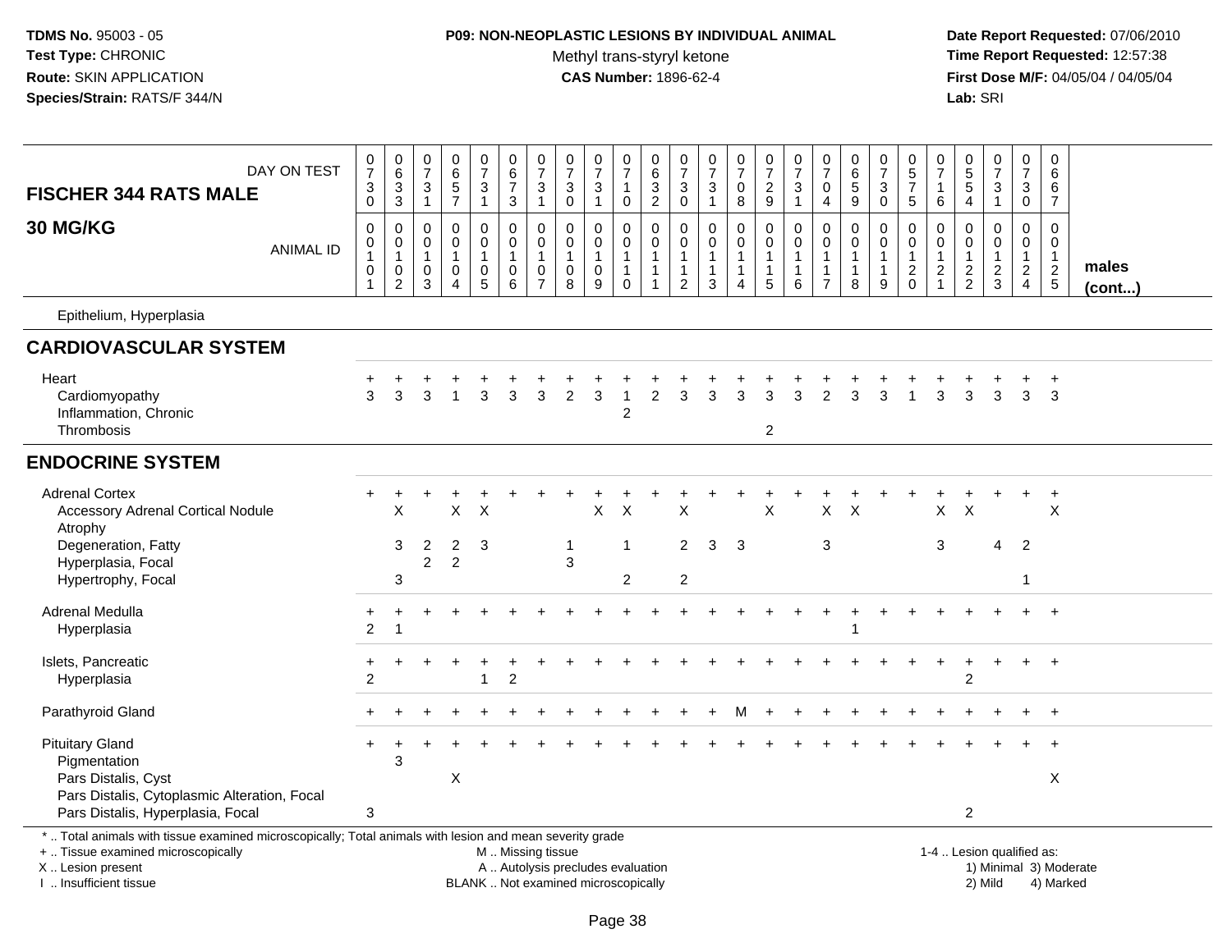## FISCHER 344 RATS MALE

### 30 MG/KG

| DAY ON TEST | 0730 | 0633 | 0731 | 0657 | 0731 | 0673 | 0731 | 0730 | 0731 | 0710 | 0632 | 0730 | 0731 | 0708 | 0729 | 0731 | 0704 | 0659 | 0730 | 0575 | 0716 | 0554 | 0731 | 0730 | 0667 | |
|---|---|---|---|---|---|---|---|---|---|---|---|---|---|---|---|---|---|---|---|---|---|---|---|---|---|---|
| **ANIMAL ID** | 00101 | 00102 | 00103 | 00104 | 00105 | 00106 | 00107 | 00108 | 00109 | 00110 | 00111 | 00112 | 00113 | 00114 | 00115 | 00116 | 00117 | 00118 | 00119 | 00120 | 00121 | 00122 | 00123 | 00124 | 00125 | **males (cont...)** |
| Epithelium, Hyperplasia | | | | | | | | | | | | | | | | | | | | | | | | | | |
| **CARDIOVASCULAR SYSTEM** | | | | | | | | | | | | | | | | | | | | | | | | | | |
| Heart | + | + | + | + | + | + | + | + | + | + | + | + | + | + | + | + | + | + | + | + | + | + | + | + | + | |
| Cardiomyopathy | 3 | 3 | 3 | 1 | 3 | 3 | 3 | 2 | 3 | 1 | 2 | 3 | 3 | 3 | 3 | 3 | 2 | 3 | 3 | 1 | 3 | 3 | 3 | 3 | 3 | |
| Inflammation, Chronic | | | | | | | | | | 2 | | | | | | | | | | | | | | | | |
| Thrombosis | | | | | | | | | | | | | | | 2 | | | | | | | | | | | |
| **ENDOCRINE SYSTEM** | | | | | | | | | | | | | | | | | | | | | | | | | | |
| Adrenal Cortex | + | + | + | + | + | + | + | + | + | + | + | + | + | + | + | + | + | + | + | + | + | + | + | + | + | |
| Accessory Adrenal Cortical Nodule | | X | | X | X | | | | X | X | | X | | | X | | X | X | | | X | X | | | X | |
| Atrophy | | | | | | | | | | | | | | | | | | | | | | | | | | |
| Degeneration, Fatty | | 3 | 2 | 2 | 3 | | | 1 | | 1 | | 2 | 3 | 3 | | | 3 | | | | 3 | | 4 | 2 | | |
| Hyperplasia, Focal | | | 2 | 2 | | | | 3 | | | | | | | | | | | | | | | | | | |
| Hypertrophy, Focal | | 3 | | | | | | | | 2 | | 2 | | | | | | | | | | | | 1 | | |
| Adrenal Medulla | + | + | + | + | + | + | + | + | + | + | + | + | + | + | + | + | + | + | + | + | + | + | + | + | + | |
| Hyperplasia | 2 | 1 | | | | | | | | | | | | | | | | 1 | | | | | | | | |
| Islets, Pancreatic | + | + | + | + | + | + | + | + | + | + | + | + | + | + | + | + | + | + | + | + | + | + | + | + | + | |
| Hyperplasia | 2 | | | | 1 | 2 | | | | | | | | | | | | | | | | 2 | | | | |
| Parathyroid Gland | + | + | + | + | + | + | + | + | + | + | + | + | + | M | + | + | + | + | + | + | + | + | + | + | + | |
| Pituitary Gland | + | + | + | + | + | + | + | + | + | + | + | + | + | + | + | + | + | + | + | + | + | + | + | + | + | |
| Pigmentation | | 3 | | | | | | | | | | | | | | | | | | | | | | | | |
| Pars Distalis, Cyst | | | | X | | | | | | | | | | | | | | | | | | | | | X | |
| Pars Distalis, Cytoplasmic Alteration, Focal | | | | | | | | | | | | | | | | | | | | | | | | | | |
| Pars Distalis, Hyperplasia, Focal | 3 | | | | | | | | | | | | | | | | | | | | | 2 | | | | |

\* .. Total animals with tissue examined microscopically; Total animals with lesion and mean severity grade

+ .. Tissue examined microscopically | M .. Missing tissue | 1-4 .. Lesion qualified as:
X .. Lesion present | A .. Autolysis precludes evaluation | 1) Minimal 3) Moderate
I .. Insufficient tissue | BLANK .. Not examined microscopically | 2) Mild 4) Marked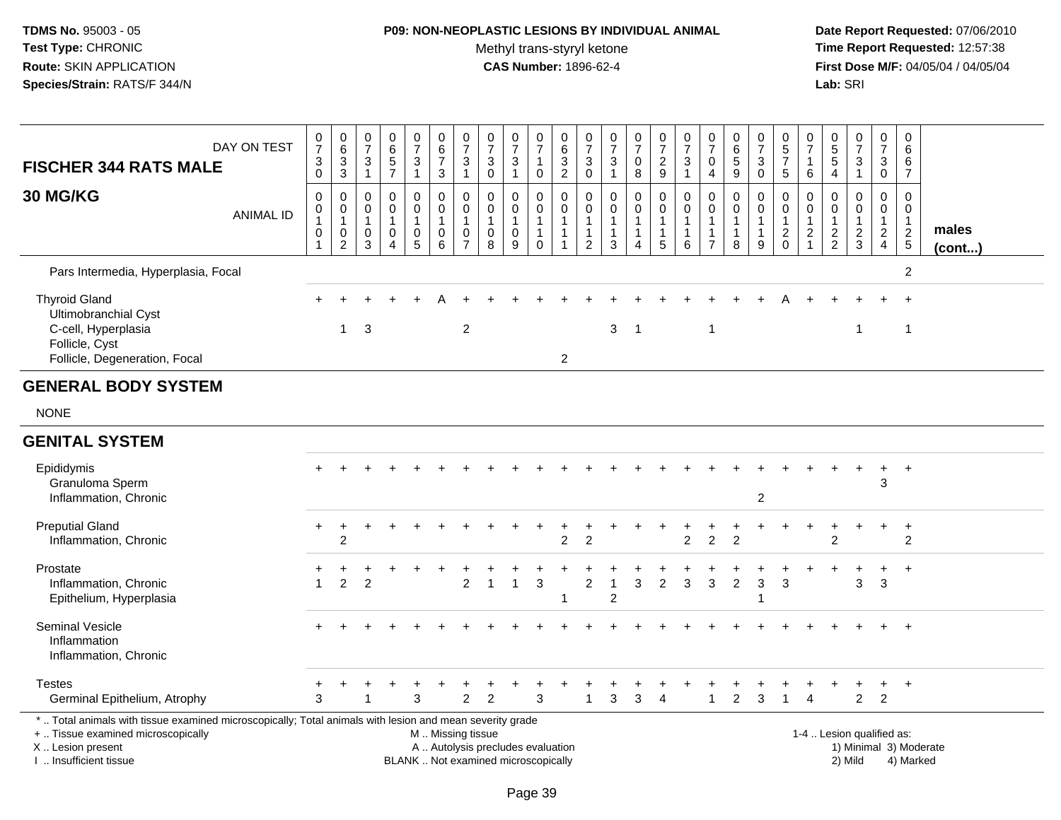| DAY ON TEST | 730 | 633 | 731 | 657 | 731 | 673 | 731 | 730 | 731 | 710 | 632 | 730 | 731 | 708 | 729 | 731 | 704 | 659 | 730 | 575 | 716 | 554 | 731 | 730 | 667 | |
|---|---|---|---|---|---|---|---|---|---|---|---|---|---|---|---|---|---|---|---|---|---|---|---|---|---|---|
| **FISCHER 344 RATS MALE 30 MG/KG** ANIMAL ID | 00101 | 00102 | 00103 | 00104 | 00105 | 00106 | 00107 | 00108 | 00109 | 00110 | 00111 | 00112 | 00113 | 00114 | 00115 | 00116 | 00117 | 00118 | 00119 | 00120 | 00121 | 00122 | 00123 | 00124 | 00125 | **males (cont...)** |
| Pars Intermedia, Hyperplasia, Focal | | | | | | | | | | | | | | | | | | | | | | | | | 2 | |
| Thyroid Gland | + | + | + | + | + | A | + | + | + | + | + | + | + | + | + | + | + | + | + | A | + | + | + | + | + | |
| Ultimobranchial Cyst | | | | | | | | | | | | | | | | | | | | | | | | | | |
| C-cell, Hyperplasia | | 1 | 3 | | | | 2 | | | | | | 3 | 1 | | | 1 | | | | | | 1 | | 1 | |
| Follicle, Cyst | | | | | | | | | | | | | | | | | | | | | | | | | | |
| Follicle, Degeneration, Focal | | | | | | | | | | | 2 | | | | | | | | | | | | | | | |
| **GENERAL BODY SYSTEM** | | | | | | | | | | | | | | | | | | | | | | | | | | |
| NONE | | | | | | | | | | | | | | | | | | | | | | | | | | |
| **GENITAL SYSTEM** | | | | | | | | | | | | | | | | | | | | | | | | | | |
| Epididymis | + | + | + | + | + | + | + | + | + | + | + | + | + | + | + | + | + | + | + | + | + | + | + | + | + | |
| Granuloma Sperm | | | | | | | | | | | | | | | | | | | | | | | | 3 | | |
| Inflammation, Chronic | | | | | | | | | | | | | | | | | | | 2 | | | | | | | |
| Preputial Gland | + | + | + | + | + | + | + | + | + | + | + | + | + | + | + | + | + | + | + | + | + | + | + | + | + | |
| Inflammation, Chronic | | 2 | | | | | | | | | 2 | 2 | | | | 2 | 2 | 2 | | | | 2 | | | 2 | |
| Prostate | + | + | + | + | + | + | + | + | + | + | + | + | + | + | + | + | + | + | + | + | + | + | + | + | + | |
| Inflammation, Chronic | 1 | 2 | 2 | | | | 2 | 1 | 1 | 3 | | 2 | 1 | 3 | 2 | 3 | 3 | 2 | 3 | 3 | | | 3 | 3 | | |
| Epithelium, Hyperplasia | | | | | | | | | | | 1 | | 2 | | | | | | 1 | | | | | | | |
| Seminal Vesicle | + | + | + | + | + | + | + | + | + | + | + | + | + | + | + | + | + | + | + | + | + | + | + | + | + | |
| Inflammation | | | | | | | | | | | | | | | | | | | | | | | | | | |
| Inflammation, Chronic | | | | | | | | | | | | | | | | | | | | | | | | | | |
| Testes | + | + | + | + | + | + | + | + | + | + | + | + | + | + | + | + | + | + | + | + | + | + | + | + | + | |
| Germinal Epithelium, Atrophy | 3 | | 1 | | 3 | | 2 | 2 | | 3 | | 1 | 3 | 3 | 4 | | 1 | 2 | 3 | 1 | 4 | | 2 | 2 | | |

\* .. Total animals with tissue examined microscopically; Total animals with lesion and mean severity grade
\+ .. Tissue examined microscopically
X .. Lesion present
I .. Insufficient tissue
M .. Missing tissue
A .. Autolysis precludes evaluation
BLANK .. Not examined microscopically
1-4 .. Lesion qualified as: 1) Minimal 2) Mild 3) Moderate 4) Marked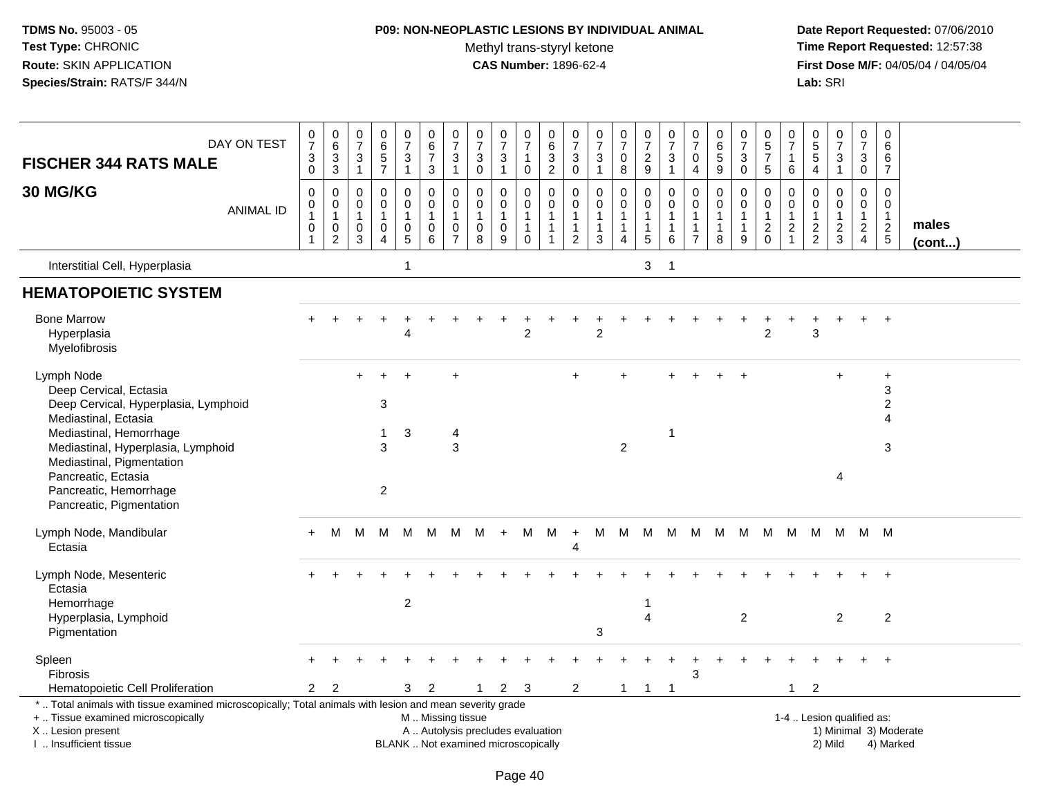**TDMS No.** 95003 - 05
**Test Type:** CHRONIC
**Route:** SKIN APPLICATION
**Species/Strain:** RATS/F 344/N

**P09: NON-NEOPLASTIC LESIONS BY INDIVIDUAL ANIMAL**
Methyl trans-styryl ketone
**CAS Number:** 1896-62-4

**Date Report Requested:** 07/06/2010
**Time Report Requested:** 12:57:38
**First Dose M/F:** 04/05/04 / 04/05/04
**Lab:** SRI

## FISCHER 344 RATS MALE — 30 MG/KG (males, cont...)

| DAY ON TEST | 0730 | 0633 | 0731 | 0657 | 0731 | 0673 | 0731 | 0730 | 0731 | 0710 | 0632 | 0730 | 0731 | 0708 | 0729 | 0731 | 0704 | 0659 | 0730 | 0575 | 0716 | 0554 | 0731 | 0730 | 0667 |
|---|---|---|---|---|---|---|---|---|---|---|---|---|---|---|---|---|---|---|---|---|---|---|---|---|---|
| **ANIMAL ID** | 00101 | 00102 | 00103 | 00104 | 00105 | 00106 | 00107 | 00108 | 00109 | 00110 | 00111 | 00112 | 00113 | 00114 | 00115 | 00116 | 00117 | 00118 | 00119 | 00120 | 00121 | 00122 | 00123 | 00124 | 00125 |
| Interstitial Cell, Hyperplasia | | | | | 1 | | | | | | | | | | 3 | 1 | | | | | | | | | |
| **HEMATOPOIETIC SYSTEM** | | | | | | | | | | | | | | | | | | | | | | | | | |
| Bone Marrow | + | + | + | + | + | + | + | + | + | + | + | + | + | + | + | + | + | + | + | + | + | + | + | + | + |
| Hyperplasia | | | | | 4 | | | | | 2 | | | 2 | | | | | | | 2 | | 3 | | | |
| Myelofibrosis | | | | | | | | | | | | | | | | | | | | | | | | | |
| Lymph Node | | | + | + | + | | + | | | | | + | | + | | + | + | + | + | | | | + | | + |
| Deep Cervical, Ectasia | | | | | | | | | | | | | | | | | | | | | | | | | 3 |
| Deep Cervical, Hyperplasia, Lymphoid | | | | 3 | | | | | | | | | | | | | | | | | | | | | 2 |
| Mediastinal, Ectasia | | | | | | | | | | | | | | | | | | | | | | | | | 4 |
| Mediastinal, Hemorrhage | | | | 1 | 3 | | 4 | | | | | | | | | 1 | | | | | | | | | |
| Mediastinal, Hyperplasia, Lymphoid | | | | 3 | | | 3 | | | | | | | 2 | | | | | | | | | | | 3 |
| Mediastinal, Pigmentation | | | | | | | | | | | | | | | | | | | | | | | | | |
| Pancreatic, Ectasia | | | | | | | | | | | | | | | | | | | | | | | 4 | | |
| Pancreatic, Hemorrhage | | | | 2 | | | | | | | | | | | | | | | | | | | | | |
| Pancreatic, Pigmentation | | | | | | | | | | | | | | | | | | | | | | | | | |
| Lymph Node, Mandibular | + | M | M | M | M | M | M | M | + | M | M | + | M | M | M | M | M | M | M | M | M | M | M | M | M |
| Ectasia | | | | | | | | | | | | 4 | | | | | | | | | | | | | |
| Lymph Node, Mesenteric | + | + | + | + | + | + | + | + | + | + | + | + | + | + | + | + | + | + | + | + | + | + | + | + | + |
| Ectasia | | | | | | | | | | | | | | | | | | | | | | | | | |
| Hemorrhage | | | | | 2 | | | | | | | | | | 1 | | | | | | | | | | |
| Hyperplasia, Lymphoid | | | | | | | | | | | | | | | 4 | | | | 2 | | | | 2 | | 2 |
| Pigmentation | | | | | | | | | | | | | 3 | | | | | | | | | | | | |
| Spleen | + | + | + | + | + | + | + | + | + | + | + | + | + | + | + | + | + | + | + | + | + | + | + | + | + |
| Fibrosis | | | | | | | | | | | | | | | | | 3 | | | | | | | | |
| Hematopoietic Cell Proliferation | 2 | 2 | | | 3 | 2 | | 1 | 2 | 3 | | 2 | | 1 | 1 | 1 | | | | | 1 | 2 | | | |

\* .. Total animals with tissue examined microscopically; Total animals with lesion and mean severity grade
+ .. Tissue examined microscopically
X .. Lesion present
I .. Insufficient tissue

M .. Missing tissue
A .. Autolysis precludes evaluation
BLANK .. Not examined microscopically

1-4 .. Lesion qualified as:
1) Minimal 3) Moderate
2) Mild 4) Marked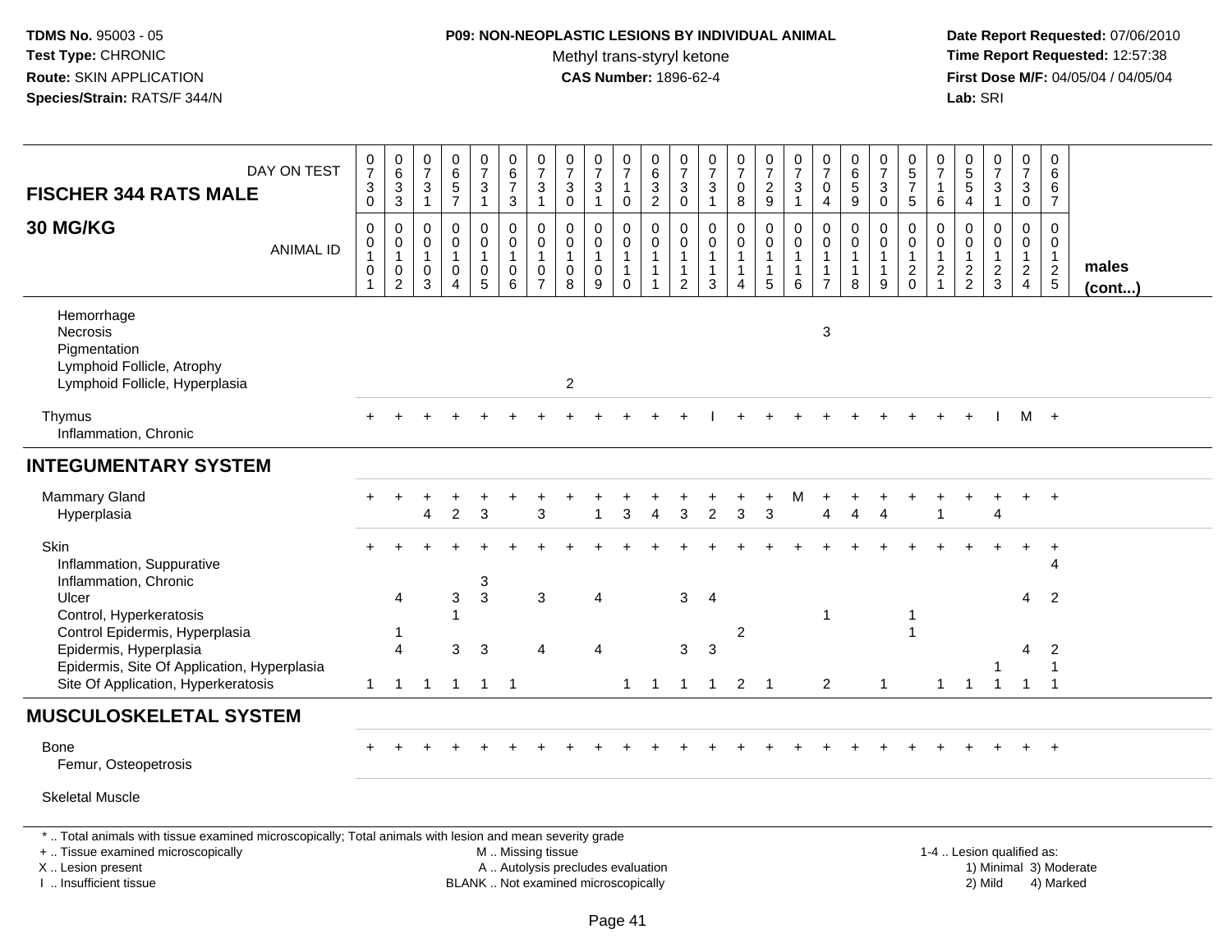**TDMS No.** 95003 - 05
**Test Type:** CHRONIC
**Route:** SKIN APPLICATION
**Species/Strain:** RATS/F 344/N

**P09: NON-NEOPLASTIC LESIONS BY INDIVIDUAL ANIMAL**
Methyl trans-styryl ketone
**CAS Number:** 1896-62-4

**Date Report Requested:** 07/06/2010
**Time Report Requested:** 12:57:38
**First Dose M/F:** 04/05/04 / 04/05/04
**Lab:** SRI

| FISCHER 344 RATS MALE 30 MG/KG — DAY ON TEST | 0730 | 0633 | 0731 | 0657 | 0731 | 0673 | 0731 | 0730 | 0731 | 0710 | 0632 | 0730 | 0731 | 0708 | 0729 | 0731 | 0704 | 0659 | 0730 | 0575 | 0716 | 0554 | 0731 | 0730 | 0667 | |
|---|---|---|---|---|---|---|---|---|---|---|---|---|---|---|---|---|---|---|---|---|---|---|---|---|---|---|
| ANIMAL ID | 0010 1 | 0010 2 | 0010 3 | 0010 4 | 0010 5 | 0010 6 | 0010 7 | 0010 8 | 0010 9 | 0011 0 | 0011 1 | 0011 2 | 0011 3 | 0011 4 | 0011 5 | 0011 6 | 0011 7 | 0011 8 | 0011 9 | 0012 0 | 0012 1 | 0012 2 | 0012 3 | 0012 4 | 0012 5 | males (cont...) |
| Hemorrhage | | | | | | | | | | | | | | | | | | | | | | | | | | |
| Necrosis | | | | | | | | | | | | | | | | | 3 | | | | | | | | | |
| Pigmentation | | | | | | | | | | | | | | | | | | | | | | | | | | |
| Lymphoid Follicle, Atrophy | | | | | | | | | | | | | | | | | | | | | | | | | | |
| Lymphoid Follicle, Hyperplasia | | | | | | | | 2 | | | | | | | | | | | | | | | | | | |
| Thymus | + | + | + | + | + | + | + | + | + | + | + | + | I | + | + | + | + | + | + | + | + | + | I | M | + | |
| Inflammation, Chronic | | | | | | | | | | | | | | | | | | | | | | | | | | |
| **INTEGUMENTARY SYSTEM** | | | | | | | | | | | | | | | | | | | | | | | | | | |
| Mammary Gland | + | + | + | + | + | + | + | + | + | + | + | + | + | + | + | M | + | + | + | + | + | + | + | + | + | |
| Hyperplasia | | | 4 | 2 | 3 | | 3 | | 1 | 3 | 4 | 3 | 2 | 3 | 3 | | 4 | 4 | 4 | | 1 | | 4 | | | |
| Skin | + | + | + | + | + | + | + | + | + | + | + | + | + | + | + | + | + | + | + | + | + | + | + | + | + | |
| Inflammation, Suppurative | | | | | | | | | | | | | | | | | | | | | | | | | 4 | |
| Inflammation, Chronic | | | | | 3 | | | | | | | | | | | | | | | | | | | | | |
| Ulcer | | 4 | | 3 | 3 | | 3 | | 4 | | | 3 | 4 | | | | | | | | | | | 4 | 2 | |
| Control, Hyperkeratosis | | | | 1 | | | | | | | | | | | | | 1 | | | 1 | | | | | | |
| Control Epidermis, Hyperplasia | | 1 | | | | | | | | | | | | 2 | | | | | | 1 | | | | | | |
| Epidermis, Hyperplasia | | 4 | | 3 | 3 | | 4 | | 4 | | | 3 | 3 | | | | | | | | | | | 4 | 2 | |
| Epidermis, Site Of Application, Hyperplasia | | | | | | | | | | | | | | | | | | | | | | | 1 | | 1 | |
| Site Of Application, Hyperkeratosis | 1 | 1 | 1 | 1 | 1 | 1 | | | | 1 | 1 | 1 | 1 | 2 | 1 | | 2 | | 1 | | 1 | 1 | 1 | 1 | 1 | |
| **MUSCULOSKELETAL SYSTEM** | | | | | | | | | | | | | | | | | | | | | | | | | | |
| Bone | + | + | + | + | + | + | + | + | + | + | + | + | + | + | + | + | + | + | + | + | + | + | + | + | + | |
| Femur, Osteopetrosis | | | | | | | | | | | | | | | | | | | | | | | | | | |
| Skeletal Muscle | | | | | | | | | | | | | | | | | | | | | | | | | | |

* .. Total animals with tissue examined microscopically; Total animals with lesion and mean severity grade
+ .. Tissue examined microscopically
X .. Lesion present
I .. Insufficient tissue

M .. Missing tissue
A .. Autolysis precludes evaluation
BLANK .. Not examined microscopically

1-4 .. Lesion qualified as:
1) Minimal 3) Moderate
2) Mild 4) Marked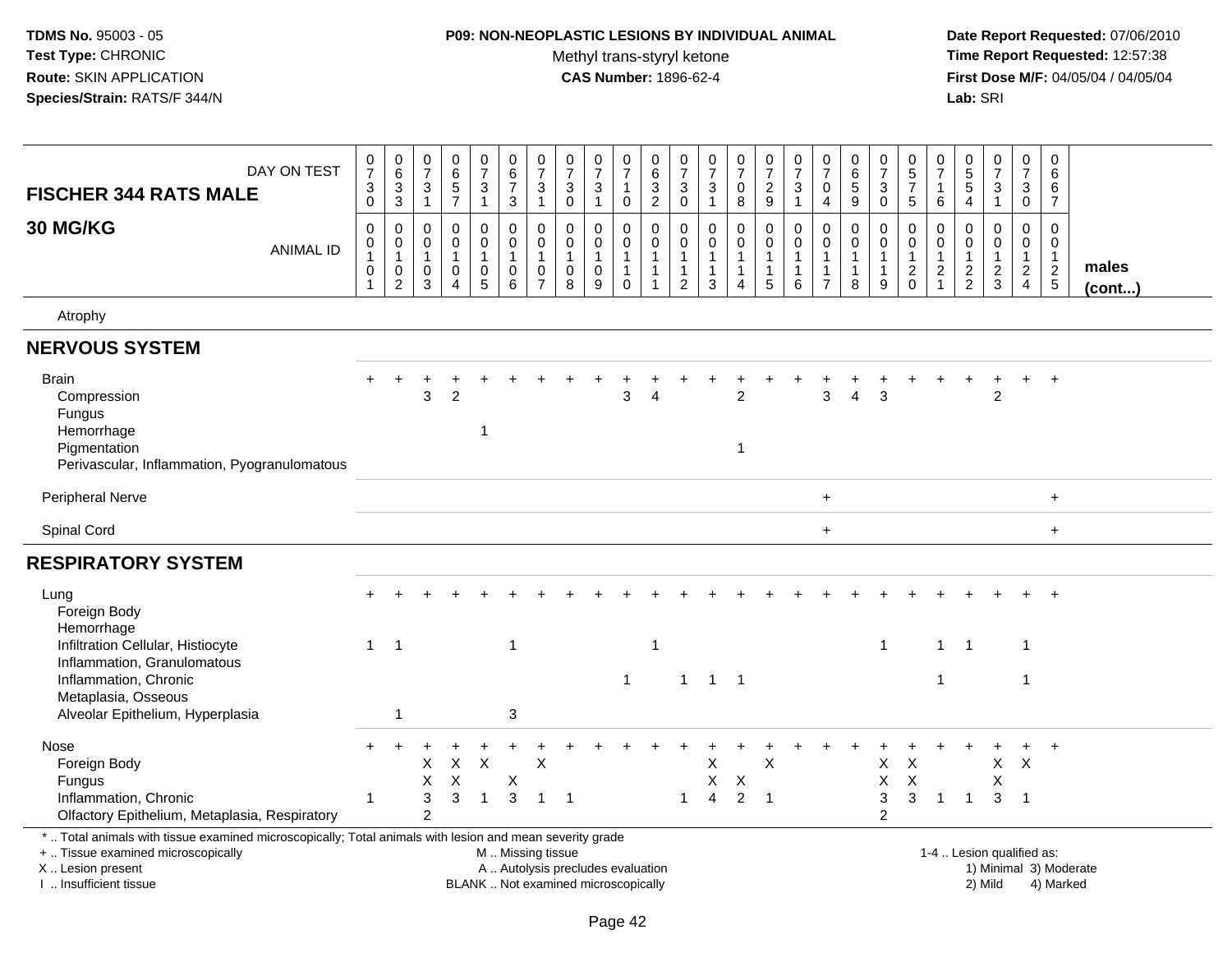**TDMS No.** 95003 - 05
**Test Type:** CHRONIC
**Route:** SKIN APPLICATION
**Species/Strain:** RATS/F 344/N

**P09: NON-NEOPLASTIC LESIONS BY INDIVIDUAL ANIMAL**
Methyl trans-styryl ketone
**CAS Number:** 1896-62-4

**Date Report Requested:** 07/06/2010
**Time Report Requested:** 12:57:38
**First Dose M/F:** 04/05/04 / 04/05/04
**Lab:** SRI

**FISCHER 344 RATS MALE**
**30 MG/KG**

| DAY ON TEST | 0730 | 0633 | 0731 | 0657 | 0731 | 0673 | 0731 | 0730 | 0731 | 0710 | 0632 | 0730 | 0731 | 0708 | 0729 | 0731 | 0704 | 0659 | 0730 | 0575 | 0716 | 0554 | 0731 | 0730 | 0667 | |
|---|---|---|---|---|---|---|---|---|---|---|---|---|---|---|---|---|---|---|---|---|---|---|---|---|---|---|
| **ANIMAL ID** | 0010 1 | 0010 2 | 0010 3 | 0010 4 | 0010 5 | 0010 6 | 0010 7 | 0010 8 | 0010 9 | 0011 0 | 0011 1 | 0011 2 | 0011 3 | 0011 4 | 0011 5 | 0011 6 | 0011 7 | 0011 8 | 0011 9 | 0012 0 | 0012 1 | 0012 2 | 0012 3 | 0012 4 | 0012 5 | **males (cont...)** |
| Atrophy | | | | | | | | | | | | | | | | | | | | | | | | | | |
| **NERVOUS SYSTEM** | | | | | | | | | | | | | | | | | | | | | | | | | | |
| Brain | + | + | + | + | + | + | + | + | + | + | + | + | + | + | + | + | + | + | + | + | + | + | + | + | + | |
| Compression | | | 3 | 2 | | | | | | 3 | 4 | | | 2 | | | 3 | 4 | 3 | | | | 2 | | | |
| Fungus | | | | | | | | | | | | | | | | | | | | | | | | | | |
| Hemorrhage | | | | | 1 | | | | | | | | | | | | | | | | | | | | | |
| Pigmentation | | | | | | | | | | | | | | 1 | | | | | | | | | | | | |
| Perivascular, Inflammation, Pyogranulomatous | | | | | | | | | | | | | | | | | | | | | | | | | | |
| Peripheral Nerve | | | | | | | | | | | | | | | | | + | | | | | | | | + | |
| Spinal Cord | | | | | | | | | | | | | | | | | + | | | | | | | | + | |
| **RESPIRATORY SYSTEM** | | | | | | | | | | | | | | | | | | | | | | | | | | |
| Lung | + | + | + | + | + | + | + | + | + | + | + | + | + | + | + | + | + | + | + | + | + | + | + | + | + | |
| Foreign Body | | | | | | | | | | | | | | | | | | | | | | | | | | |
| Hemorrhage | | | | | | | | | | | | | | | | | | | | | | | | | | |
| Infiltration Cellular, Histiocyte | 1 | 1 | | | | 1 | | | | | 1 | | | | | | | | 1 | | 1 | 1 | | 1 | | |
| Inflammation, Granulomatous | | | | | | | | | | | | | | | | | | | | | | | | | | |
| Inflammation, Chronic | | | | | | | | | | 1 | | 1 | 1 | 1 | | | | | | | 1 | | | 1 | | |
| Metaplasia, Osseous | | | | | | | | | | | | | | | | | | | | | | | | | | |
| Alveolar Epithelium, Hyperplasia | | 1 | | | | 3 | | | | | | | | | | | | | | | | | | | | |
| Nose | + | + | + | + | + | + | + | + | + | + | + | + | + | + | + | + | + | + | + | + | + | + | + | + | + | |
| Foreign Body | | | X | X | X | | X | | | | | | X | | X | | | | X | X | | | X | X | | |
| Fungus | | | X | X | | X | | | | | | | X | X | | | | | X | X | | | X | | | |
| Inflammation, Chronic | 1 | | 3 | 3 | 1 | 3 | 1 | 1 | | | | 1 | 4 | 2 | 1 | | | | 3 | 3 | 1 | 1 | 3 | 1 | | |
| Olfactory Epithelium, Metaplasia, Respiratory | | | 2 | | | | | | | | | | | | | | | | 2 | | | | | | | |

\* .. Total animals with tissue examined microscopically; Total animals with lesion and mean severity grade
+ .. Tissue examined microscopically
X .. Lesion present
I .. Insufficient tissue

M .. Missing tissue
A .. Autolysis precludes evaluation
BLANK .. Not examined microscopically

1-4 .. Lesion qualified as:
1) Minimal 3) Moderate
2) Mild 4) Marked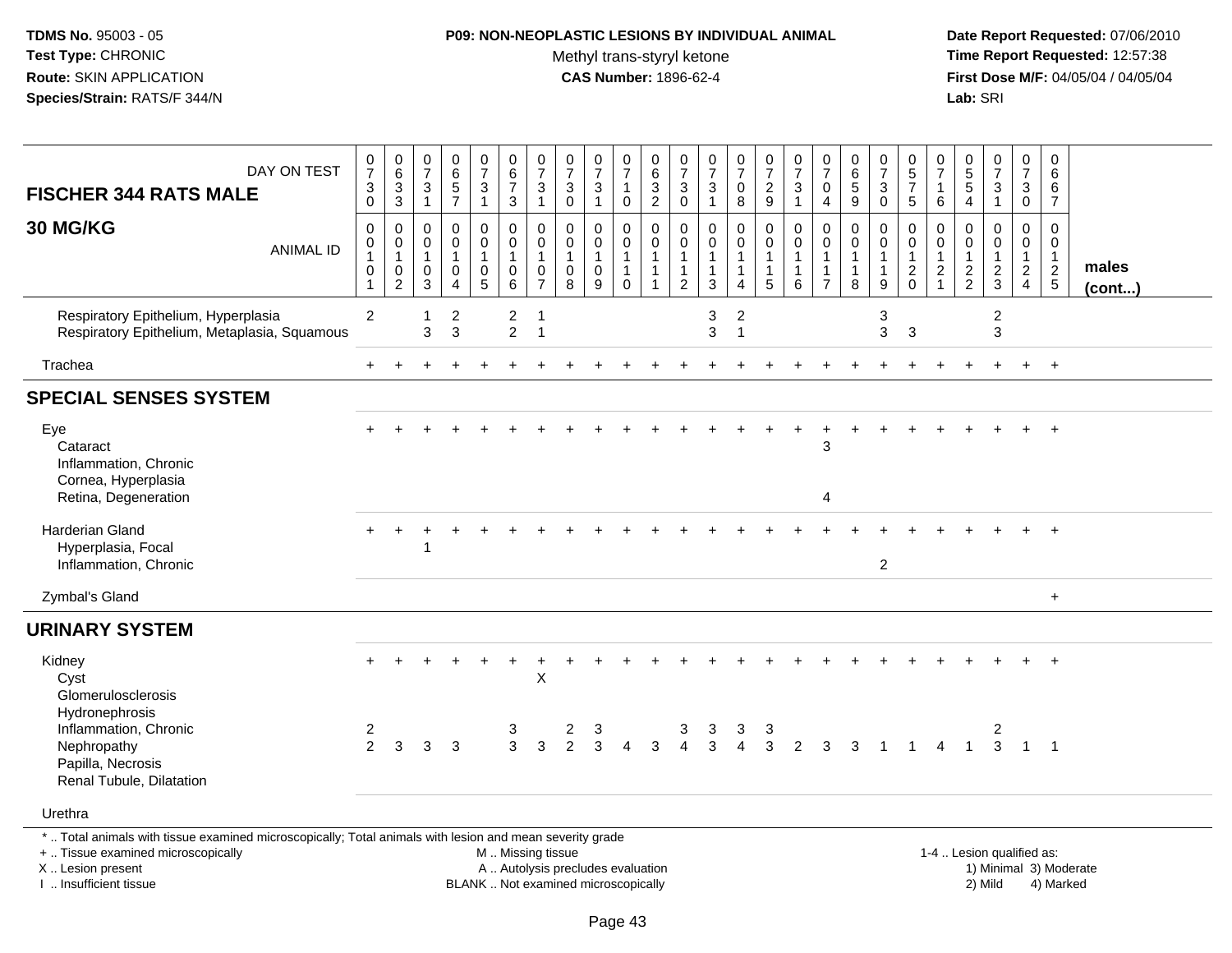**TDMS No.** 95003 - 05
**Test Type:** CHRONIC
**Route:** SKIN APPLICATION
**Species/Strain:** RATS/F 344/N

**P09: NON-NEOPLASTIC LESIONS BY INDIVIDUAL ANIMAL**
Methyl trans-styryl ketone
**CAS Number:** 1896-62-4

**Date Report Requested:** 07/06/2010
**Time Report Requested:** 12:57:38
**First Dose M/F:** 04/05/04 / 04/05/04
**Lab:** SRI

| FISCHER 344 RATS MALE / 30 MG/KG — DAY ON TEST | 0730 | 0633 | 0731 | 0657 | 0731 | 0673 | 0731 | 0730 | 0731 | 0710 | 0632 | 0730 | 0731 | 0708 | 0729 | 0731 | 0704 | 0659 | 0730 | 0575 | 0716 | 0554 | 0731 | 0730 | 0667 | |
|---|---|---|---|---|---|---|---|---|---|---|---|---|---|---|---|---|---|---|---|---|---|---|---|---|---|---|
| ANIMAL ID | 0010 1 | 0010 2 | 0010 3 | 0010 4 | 0010 5 | 0010 6 | 0010 7 | 0010 8 | 0010 9 | 0011 0 | 0011 1 | 0011 2 | 0011 3 | 0011 4 | 0011 5 | 0011 6 | 0011 7 | 0011 8 | 0011 9 | 0012 0 | 0012 1 | 0012 2 | 0012 3 | 0012 4 | 0012 5 | males (cont...) |
| Respiratory Epithelium, Hyperplasia | 2 | | 1 | 2 | | 2 | 1 | | | | | | 3 | 2 | | | | | 3 | | | | 2 | | | |
| Respiratory Epithelium, Metaplasia, Squamous | | | 3 | 3 | | 2 | 1 | | | | | | 3 | 1 | | | | | 3 | 3 | | | 3 | | | |
| Trachea | + | + | + | + | + | + | + | + | + | + | + | + | + | + | + | + | + | + | + | + | + | + | + | + | + | |
| **SPECIAL SENSES SYSTEM** | | | | | | | | | | | | | | | | | | | | | | | | | | |
| Eye | + | + | + | + | + | + | + | + | + | + | + | + | + | + | + | + | + | + | + | + | + | + | + | + | + | |
| Cataract | | | | | | | | | | | | | | | | | 3 | | | | | | | | | |
| Inflammation, Chronic | | | | | | | | | | | | | | | | | | | | | | | | | | |
| Cornea, Hyperplasia | | | | | | | | | | | | | | | | | | | | | | | | | | |
| Retina, Degeneration | | | | | | | | | | | | | | | | | 4 | | | | | | | | | |
| Harderian Gland | + | + | + | + | + | + | + | + | + | + | + | + | + | + | + | + | + | + | + | + | + | + | + | + | + | |
| Hyperplasia, Focal | | | 1 | | | | | | | | | | | | | | | | | | | | | | | |
| Inflammation, Chronic | | | | | | | | | | | | | | | | | | | 2 | | | | | | | |
| Zymbal's Gland | | | | | | | | | | | | | | | | | | | | | | | | | + | |
| **URINARY SYSTEM** | | | | | | | | | | | | | | | | | | | | | | | | | | |
| Kidney | + | + | + | + | + | + | + | + | + | + | + | + | + | + | + | + | + | + | + | + | + | + | + | + | + | |
| Cyst | | | | | | | X | | | | | | | | | | | | | | | | | | | |
| Glomerulosclerosis | | | | | | | | | | | | | | | | | | | | | | | | | | |
| Hydronephrosis | | | | | | | | | | | | | | | | | | | | | | | | | | |
| Inflammation, Chronic | 2 | | | | | 3 | | 2 | 3 | | | 3 | 3 | 3 | 3 | | | | | | | | 2 | | | |
| Nephropathy | 2 | 3 | 3 | 3 | | 3 | 3 | 2 | 3 | 4 | 3 | 4 | 3 | 4 | 3 | 2 | 3 | 3 | 1 | 1 | 4 | 1 | 3 | 1 | 1 | |
| Papilla, Necrosis | | | | | | | | | | | | | | | | | | | | | | | | | | |
| Renal Tubule, Dilatation | | | | | | | | | | | | | | | | | | | | | | | | | | |
| Urethra | | | | | | | | | | | | | | | | | | | | | | | | | | |

\* .. Total animals with tissue examined microscopically; Total animals with lesion and mean severity grade
\+ .. Tissue examined microscopically
X .. Lesion present
I .. Insufficient tissue

M .. Missing tissue
A .. Autolysis precludes evaluation
BLANK .. Not examined microscopically

1-4 .. Lesion qualified as:
1) Minimal 3) Moderate
2) Mild 4) Marked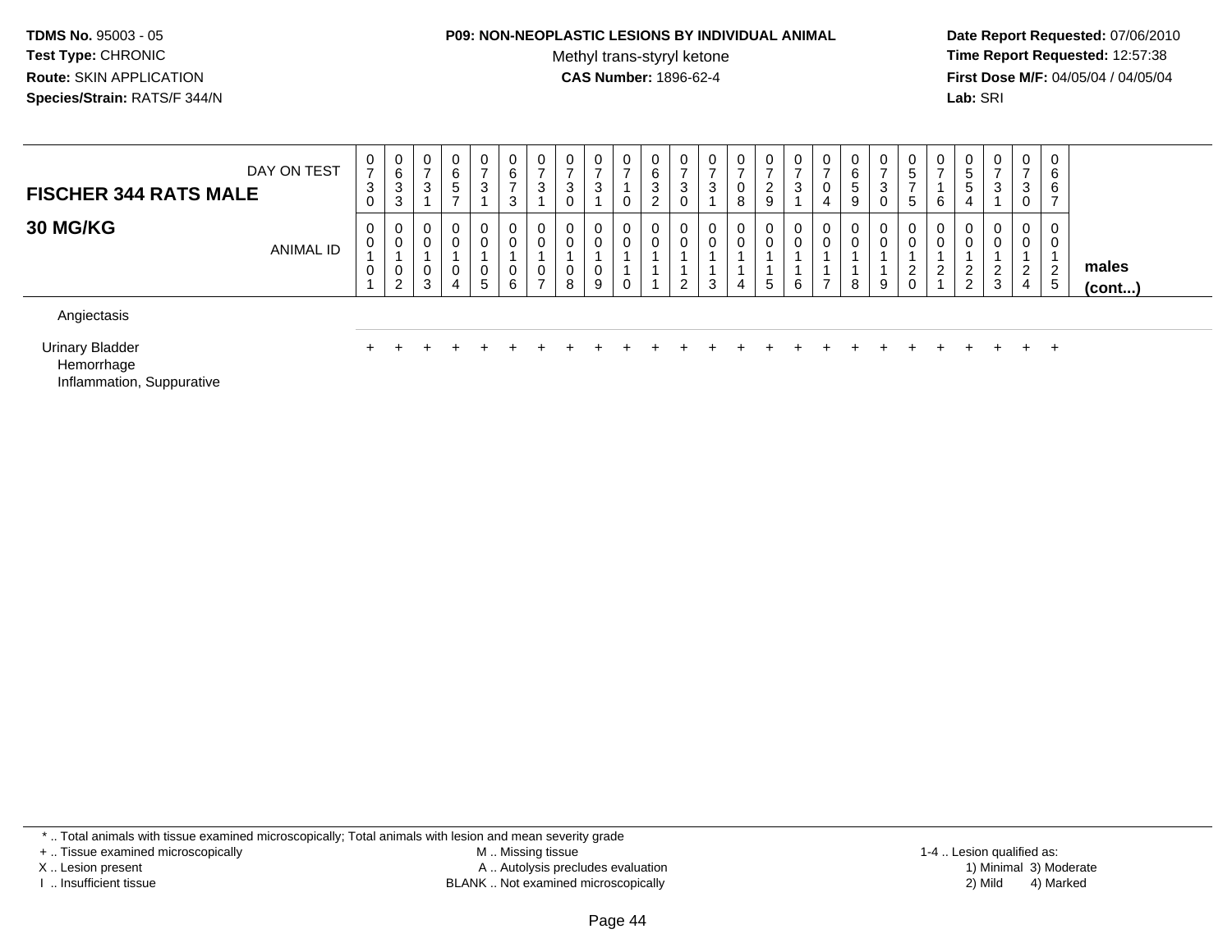**TDMS No.** 95003 - 05
**Test Type:** CHRONIC
**Route:** SKIN APPLICATION
**Species/Strain:** RATS/F 344/N

**P09: NON-NEOPLASTIC LESIONS BY INDIVIDUAL ANIMAL**
Methyl trans-styryl ketone
**CAS Number:** 1896-62-4

**Date Report Requested:** 07/06/2010
**Time Report Requested:** 12:57:38
**First Dose M/F:** 04/05/04 / 04/05/04
**Lab:** SRI

| FISCHER 344 RATS MALE — DAY ON TEST | 0730 | 0633 | 0731 | 0657 | 0731 | 0673 | 0731 | 0730 | 0731 | 0710 | 0632 | 0730 | 0731 | 0708 | 0729 | 0731 | 0704 | 0659 | 0730 | 0575 | 0716 | 0554 | 0731 | 0730 | 0667 | |
|---|---|---|---|---|---|---|---|---|---|---|---|---|---|---|---|---|---|---|---|---|---|---|---|---|---|---|
| **30 MG/KG** — ANIMAL ID | 0010 1 | 0010 2 | 0010 3 | 0010 4 | 0010 5 | 0010 6 | 0010 7 | 0010 8 | 0010 9 | 0011 0 | 0011 1 | 0011 2 | 0011 3 | 0011 4 | 0011 5 | 0011 6 | 0011 7 | 0011 8 | 0011 9 | 0012 0 | 0012 1 | 0012 2 | 0012 3 | 0012 4 | 0012 5 | **males (cont...)** |
| Angiectasis | | | | | | | | | | | | | | | | | | | | | | | | | | |
| Urinary Bladder | + | + | + | + | + | + | + | + | + | + | + | + | + | + | + | + | + | + | + | + | + | + | + | + | + | |
| Hemorrhage | | | | | | | | | | | | | | | | | | | | | | | | | | |
| Inflammation, Suppurative | | | | | | | | | | | | | | | | | | | | | | | | | | |

* .. Total animals with tissue examined microscopically; Total animals with lesion and mean severity grade
+ .. Tissue examined microscopically
X .. Lesion present
I .. Insufficient tissue

M .. Missing tissue
A .. Autolysis precludes evaluation
BLANK .. Not examined microscopically

1-4 .. Lesion qualified as:
1) Minimal 3) Moderate
2) Mild 4) Marked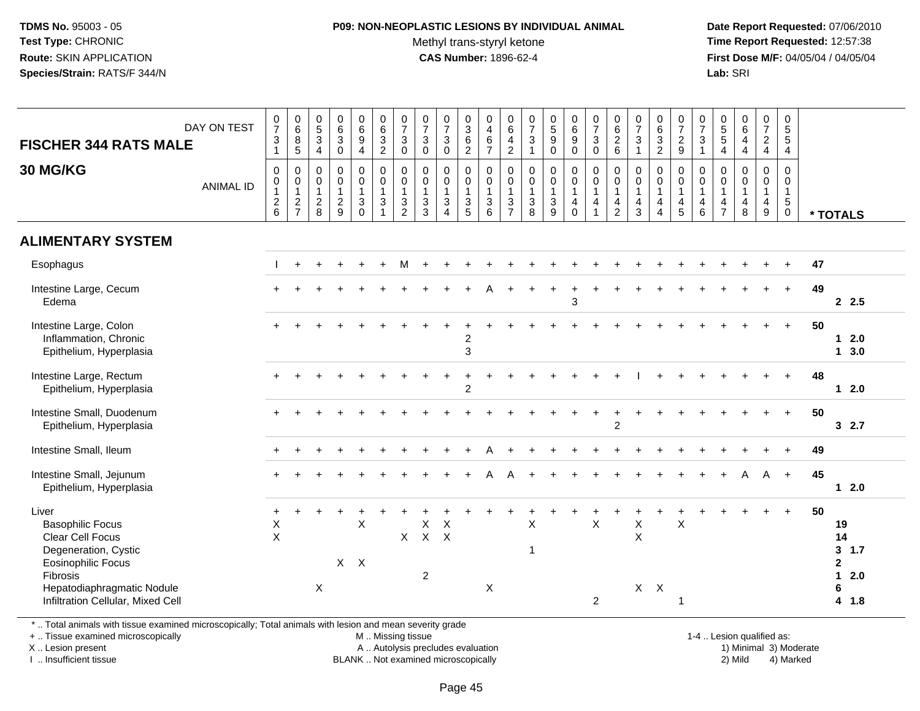**TDMS No.** 95003 - 05
**Test Type:** CHRONIC
**Route:** SKIN APPLICATION
**Species/Strain:** RATS/F 344/N

**P09: NON-NEOPLASTIC LESIONS BY INDIVIDUAL ANIMAL**
Methyl trans-styryl ketone
**CAS Number:** 1896-62-4

**Date Report Requested:** 07/06/2010
**Time Report Requested:** 12:57:38
**First Dose M/F:** 04/05/04 / 04/05/04
**Lab:** SRI

**FISCHER 344 RATS MALE**

**30 MG/KG**

| DAY ON TEST | 0731 | 0685 | 0534 | 0630 | 0694 | 0632 | 0730 | 0730 | 0730 | 0362 | 0467 | 0642 | 0731 | 0590 | 0690 | 0730 | 0626 | 0731 | 0632 | 0729 | 0731 | 0554 | 0644 | 0724 | 0554 | |
|---|---|---|---|---|---|---|---|---|---|---|---|---|---|---|---|---|---|---|---|---|---|---|---|---|---|---|
| ANIMAL ID | 00126 | 00127 | 00128 | 00129 | 00130 | 00131 | 00132 | 00133 | 00134 | 00135 | 00136 | 00137 | 00138 | 00139 | 00140 | 00141 | 00142 | 00143 | 00144 | 00145 | 00146 | 00147 | 00148 | 00149 | 00150 | * TOTALS |
| **ALIMENTARY SYSTEM** | | | | | | | | | | | | | | | | | | | | | | | | | | |
| Esophagus | I | + | + | + | + | + | M | + | + | + | + | + | + | + | + | + | + | + | + | + | + | + | + | + | + | 47 |
| Intestine Large, Cecum | + | + | + | + | + | + | + | + | + | + | A | + | + | + | + | + | + | + | + | + | + | + | + | + | + | 49 |
| Edema | | | | | | | | | | | | | | | 3 | | | | | | | | | | | 2 2.5 |
| Intestine Large, Colon | + | + | + | + | + | + | + | + | + | + | + | + | + | + | + | + | + | + | + | + | + | + | + | + | + | 50 |
| Inflammation, Chronic | | | | | | | | | | 2 | | | | | | | | | | | | | | | | 1 2.0 |
| Epithelium, Hyperplasia | | | | | | | | | | 3 | | | | | | | | | | | | | | | | 1 3.0 |
| Intestine Large, Rectum | + | + | + | + | + | + | + | + | + | + | + | + | + | + | + | + | + | I | + | + | + | + | + | + | + | 48 |
| Epithelium, Hyperplasia | | | | | | | | | | 2 | | | | | | | | | | | | | | | | 1 2.0 |
| Intestine Small, Duodenum | + | + | + | + | + | + | + | + | + | + | + | + | + | + | + | + | + | + | + | + | + | + | + | + | + | 50 |
| Epithelium, Hyperplasia | | | | | | | | | | | | | | | | | 2 | | | | | | | | | 3 2.7 |
| Intestine Small, Ileum | + | + | + | + | + | + | + | + | + | + | A | + | + | + | + | + | + | + | + | + | + | + | + | + | + | 49 |
| Intestine Small, Jejunum | + | + | + | + | + | + | + | + | + | + | A | A | + | + | + | + | + | + | + | + | + | + | A | A | + | 45 |
| Epithelium, Hyperplasia | | | | | | | | | | | | | | | | | | | | | | | | | | 1 2.0 |
| Liver | + | + | + | + | + | + | + | + | + | + | + | + | + | + | + | + | + | + | + | + | + | + | + | + | + | 50 |
| Basophilic Focus | X | | | | X | | | X | X | | | | X | | | X | | X | | X | | | | | | 19 |
| Clear Cell Focus | X | | | | | | X | X | X | | | | | | | | | X | | | | | | | | 14 |
| Degeneration, Cystic | | | | | | | | | | | | | 1 | | | | | | | | | | | | | 3 1.7 |
| Eosinophilic Focus | | | | X | X | | | | | | | | | | | | | | | | | | | | | 2 |
| Fibrosis | | | | | | | | 2 | | | | | | | | | | | | | | | | | | 1 2.0 |
| Hepatodiaphragmatic Nodule | | | X | | | | | | | | X | | | | | | | X | X | | | | | | | 6 |
| Infiltration Cellular, Mixed Cell | | | | | | | | | | | | | | | | 2 | | | | 1 | | | | | | 4 1.8 |

* .. Total animals with tissue examined microscopically; Total animals with lesion and mean severity grade
+ .. Tissue examined microscopically
X .. Lesion present
I .. Insufficient tissue

M .. Missing tissue
A .. Autolysis precludes evaluation
BLANK .. Not examined microscopically

1-4 .. Lesion qualified as:
1) Minimal 3) Moderate
2) Mild 4) Marked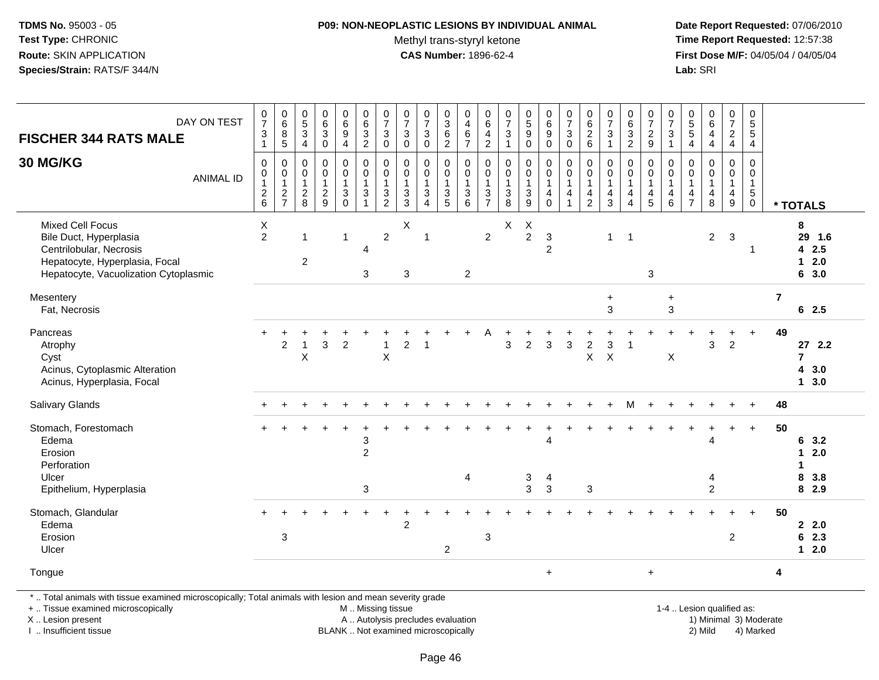**TDMS No.** 95003 - 05
**Test Type:** CHRONIC
**Route:** SKIN APPLICATION
**Species/Strain:** RATS/F 344/N

**P09: NON-NEOPLASTIC LESIONS BY INDIVIDUAL ANIMAL**
Methyl trans-styryl ketone
**CAS Number:** 1896-62-4

**Date Report Requested:** 07/06/2010
**Time Report Requested:** 12:57:38
**First Dose M/F:** 04/05/04 / 04/05/04
**Lab:** SRI

| FISCHER 344 RATS MALE 30 MG/KG — DAY ON TEST | 0731 | 0685 | 0534 | 0630 | 0694 | 0632 | 0730 | 0730 | 0730 | 0362 | 0467 | 0642 | 0731 | 0590 | 0690 | 0730 | 0626 | 0731 | 0632 | 0729 | 0731 | 0554 | 0644 | 0724 | 0554 | |
|---|---|---|---|---|---|---|---|---|---|---|---|---|---|---|---|---|---|---|---|---|---|---|---|---|---|---|
| ANIMAL ID | 00126 | 00127 | 00128 | 00129 | 00130 | 00131 | 00132 | 00133 | 00134 | 00135 | 00136 | 00137 | 00138 | 00139 | 00140 | 00141 | 00142 | 00143 | 00144 | 00145 | 00146 | 00147 | 00148 | 00149 | 00150 | * TOTALS |
| Mixed Cell Focus | X | | | | | | | X | | | | | X | X | | | | | | | | | | | | 8 |
| Bile Duct, Hyperplasia | 2 | | 1 | | 1 | | 2 | | 1 | | | 2 | | 2 | 3 | | | 1 | 1 | | | | 2 | 3 | | 29 1.6 |
| Centrilobular, Necrosis | | | | | | 4 | | | | | | | | | 2 | | | | | | | | | | 1 | 4 2.5 |
| Hepatocyte, Hyperplasia, Focal | | | 2 | | | | | | | | | | | | | | | | | | | | | | | 1 2.0 |
| Hepatocyte, Vacuolization Cytoplasmic | | | | | | 3 | | 3 | | | 2 | | | | | | | | | 3 | | | | | | 6 3.0 |
| Mesentery | | | | | | | | | | | | | | | | | | + | | | + | | | | | 7 |
| Fat, Necrosis | | | | | | | | | | | | | | | | | | 3 | | | 3 | | | | | 6 2.5 |
| Pancreas | + | + | + | + | + | + | + | + | + | + | + | A | + | + | + | + | + | + | + | + | + | + | + | + | + | 49 |
| Atrophy | | 2 | 1 | 3 | 2 | | 1 | 2 | 1 | | | | 3 | 2 | 3 | 3 | 2 | 3 | 1 | | | | 3 | 2 | | 27 2.2 |
| Cyst | | | X | | | | X | | | | | | | | | | X | X | | | X | | | | | 7 |
| Acinus, Cytoplasmic Alteration | | | | | | | | | | | | | | | | | | | | | | | | | | 4 3.0 |
| Acinus, Hyperplasia, Focal | | | | | | | | | | | | | | | | | | | | | | | | | | 1 3.0 |
| Salivary Glands | + | + | + | + | + | + | + | + | + | + | + | + | + | + | + | + | + | + | M | + | + | + | + | + | + | 48 |
| Stomach, Forestomach | + | + | + | + | + | + | + | + | + | + | + | + | + | + | + | + | + | + | + | + | + | + | + | + | + | 50 |
| Edema | | | | | | 3 | | | | | | | | | 4 | | | | | | | | 4 | | | 6 3.2 |
| Erosion | | | | | | 2 | | | | | | | | | | | | | | | | | | | | 1 2.0 |
| Perforation | | | | | | | | | | | | | | | | | | | | | | | | | | 1 |
| Ulcer | | | | | | | | | | | 4 | | | 3 | 4 | | | | | | | | 4 | | | 8 3.8 |
| Epithelium, Hyperplasia | | | | | | 3 | | | | | | | | 3 | 3 | | 3 | | | | | | 2 | | | 8 2.9 |
| Stomach, Glandular | + | + | + | + | + | + | + | + | + | + | + | + | + | + | + | + | + | + | + | + | + | + | + | + | + | 50 |
| Edema | | | | | | | | 2 | | | | | | | | | | | | | | | | | | 2 2.0 |
| Erosion | | 3 | | | | | | | | | | 3 | | | | | | | | | | | | 2 | | 6 2.3 |
| Ulcer | | | | | | | | | | 2 | | | | | | | | | | | | | | | | 1 2.0 |
| Tongue | | | | | | | | | | | | | | | + | | | | | + | | | | | | 4 |

\* .. Total animals with tissue examined microscopically; Total animals with lesion and mean severity grade
+ .. Tissue examined microscopically
X .. Lesion present
I .. Insufficient tissue

M .. Missing tissue
A .. Autolysis precludes evaluation
BLANK .. Not examined microscopically

1-4 .. Lesion qualified as:
1) Minimal 3) Moderate
2) Mild 4) Marked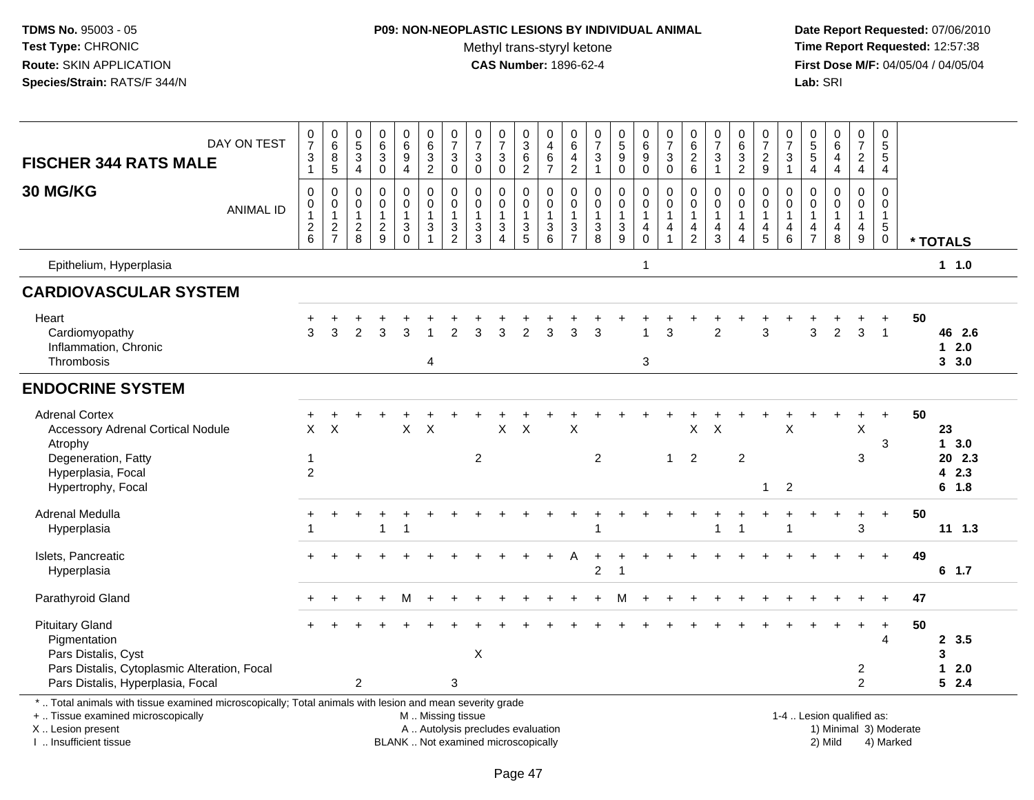**TDMS No.** 95003 - 05
**Test Type:** CHRONIC
**Route:** SKIN APPLICATION
**Species/Strain:** RATS/F 344/N

**P09: NON-NEOPLASTIC LESIONS BY INDIVIDUAL ANIMAL**
Methyl trans-styryl ketone
**CAS Number:** 1896-62-4

**Date Report Requested:** 07/06/2010
**Time Report Requested:** 12:57:38
**First Dose M/F:** 04/05/04 / 04/05/04
**Lab:** SRI

## FISCHER 344 RATS MALE — 30 MG/KG

| DAY ON TEST | 0731 | 0685 | 0534 | 0630 | 0694 | 0632 | 0730 | 0730 | 0730 | 0362 | 0467 | 0642 | 0731 | 0590 | 0690 | 0730 | 0626 | 0731 | 0632 | 0729 | 0731 | 0554 | 0644 | 0724 | 0554 | |
|---|---|---|---|---|---|---|---|---|---|---|---|---|---|---|---|---|---|---|---|---|---|---|---|---|---|---|
| **ANIMAL ID** | 0012 6 | 0012 7 | 0012 8 | 0012 9 | 0013 0 | 0013 1 | 0013 2 | 0013 3 | 0013 4 | 0013 5 | 0013 6 | 0013 7 | 0013 8 | 0013 9 | 0014 0 | 0014 1 | 0014 2 | 0014 3 | 0014 4 | 0014 5 | 0014 6 | 0014 7 | 0014 8 | 0014 9 | 0015 0 | *** TOTALS** |
| Epithelium, Hyperplasia | | | | | | | | | | | | | | | 1 | | | | | | | | | | | 1 1.0 |
| **CARDIOVASCULAR SYSTEM** | | | | | | | | | | | | | | | | | | | | | | | | | | |
| Heart | + | + | + | + | + | + | + | + | + | + | + | + | + | + | + | + | + | + | + | + | + | + | + | + | + | 50 |
| Cardiomyopathy | 3 | 3 | 2 | 3 | 3 | 1 | 2 | 3 | 3 | 2 | 3 | 3 | 3 | | 1 | 3 | | 2 | | 3 | | 3 | 2 | 3 | 1 | 46 2.6 |
| Inflammation, Chronic | | | | | | | | | | | | | | | | | | | | | | | | | | 1 2.0 |
| Thrombosis | | | | | | 4 | | | | | | | | | 3 | | | | | | | | | | | 3 3.0 |
| **ENDOCRINE SYSTEM** | | | | | | | | | | | | | | | | | | | | | | | | | | |
| Adrenal Cortex | + | + | + | + | + | + | + | + | + | + | + | + | + | + | + | + | + | + | + | + | + | + | + | + | + | 50 |
| Accessory Adrenal Cortical Nodule | X | X | | | X | X | | | X | X | | X | | | | | X | X | | | X | | | X | | 23 |
| Atrophy | | | | | | | | | | | | | | | | | | | | | | | | | 3 | 1 3.0 |
| Degeneration, Fatty | 1 | | | | | | | 2 | | | | | 2 | | | 1 | 2 | | 2 | | | | | 3 | | 20 2.3 |
| Hyperplasia, Focal | 2 | | | | | | | | | | | | | | | | | | | | | | | | | 4 2.3 |
| Hypertrophy, Focal | | | | | | | | | | | | | | | | | | | | 1 | 2 | | | | | 6 1.8 |
| Adrenal Medulla | + | + | + | + | + | + | + | + | + | + | + | + | + | + | + | + | + | + | + | + | + | + | + | + | + | 50 |
| Hyperplasia | 1 | | | 1 | 1 | | | | | | | | 1 | | | | | 1 | 1 | | 1 | | | 3 | | 11 1.3 |
| Islets, Pancreatic | + | + | + | + | + | + | + | + | + | + | + | A | + | + | + | + | + | + | + | + | + | + | + | + | + | 49 |
| Hyperplasia | | | | | | | | | | | | | 2 | 1 | | | | | | | | | | | | 6 1.7 |
| Parathyroid Gland | + | + | + | + | M | + | + | + | + | + | + | + | + | M | + | + | + | + | + | + | + | + | + | + | + | 47 |
| Pituitary Gland | + | + | + | + | + | + | + | + | + | + | + | + | + | + | + | + | + | + | + | + | + | + | + | + | + | 50 |
| Pigmentation | | | | | | | | | | | | | | | | | | | | | | | | | 4 | 2 3.5 |
| Pars Distalis, Cyst | | | | | | | | X | | | | | | | | | | | | | | | | | | 3 |
| Pars Distalis, Cytoplasmic Alteration, Focal | | | | | | | | | | | | | | | | | | | | | | | | 2 | | 1 2.0 |
| Pars Distalis, Hyperplasia, Focal | | | 2 | | | | 3 | | | | | | | | | | | | | | | | | 2 | | 5 2.4 |

\* .. Total animals with tissue examined microscopically; Total animals with lesion and mean severity grade
\+ .. Tissue examined microscopically
X .. Lesion present
I .. Insufficient tissue

M .. Missing tissue
A .. Autolysis precludes evaluation
BLANK .. Not examined microscopically

1-4 .. Lesion qualified as:
1) Minimal 3) Moderate
2) Mild 4) Marked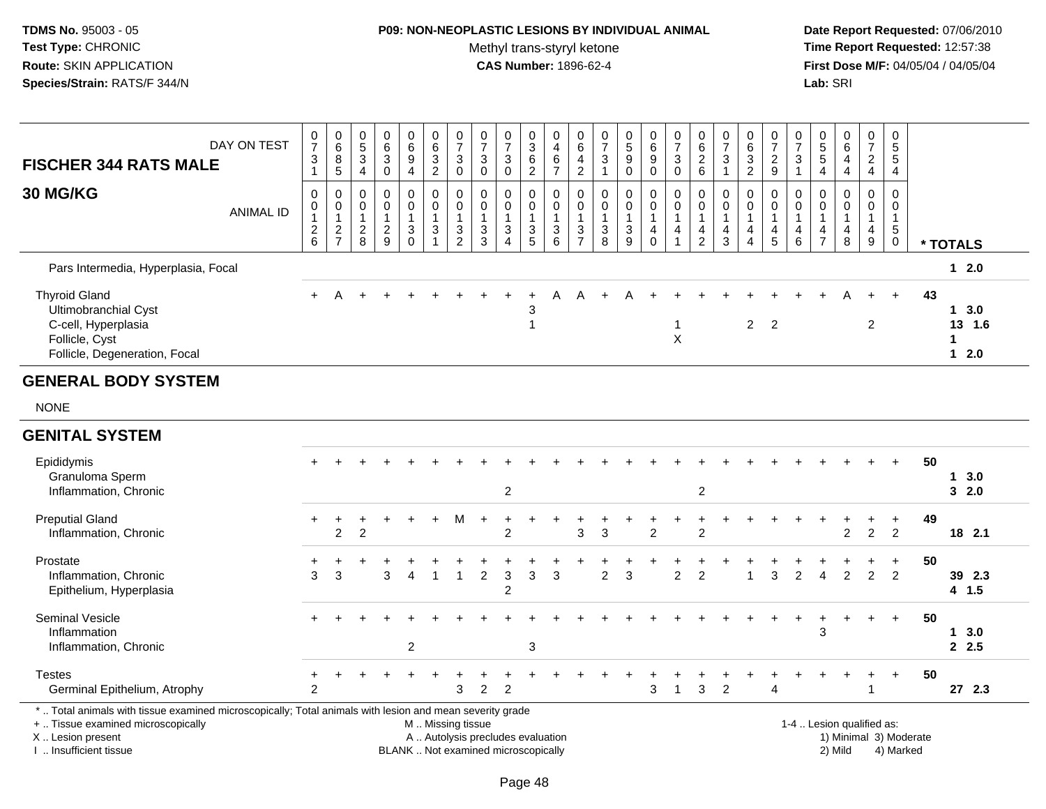| FISCHER 344 RATS MALE 30 MG/KG — DAY ON TEST | 0731 | 0685 | 0534 | 0630 | 0694 | 0632 | 0730 | 0730 | 0730 | 0362 | 0467 | 0642 | 0731 | 0590 | 0690 | 0730 | 0626 | 0731 | 0632 | 0729 | 0731 | 0554 | 0644 | 0724 | 0554 | |
|---|---|---|---|---|---|---|---|---|---|---|---|---|---|---|---|---|---|---|---|---|---|---|---|---|---|---|
| ANIMAL ID | 0126 | 0127 | 0128 | 0129 | 0130 | 0131 | 0132 | 0133 | 0134 | 0135 | 0136 | 0137 | 0138 | 0139 | 0140 | 0141 | 0142 | 0143 | 0144 | 0145 | 0146 | 0147 | 0148 | 0149 | 0150 | * TOTALS |
| Pars Intermedia, Hyperplasia, Focal | | | | | | | | | | | | | | | | | | | | | | | | | | 1 2.0 |
| Thyroid Gland | + | A | + | + | + | + | + | + | + | + | A | A | + | A | + | + | + | + | + | + | + | + | A | + | + | 43 |
| Ultimobranchial Cyst | | | | | | | | | | 3 | | | | | | | | | | | | | | | | 1 3.0 |
| C-cell, Hyperplasia | | | | | | | | | | 1 | | | | | | 1 | | | 2 | 2 | | | | 2 | | 13 1.6 |
| Follicle, Cyst | | | | | | | | | | | | | | | | X | | | | | | | | | | 1 |
| Follicle, Degeneration, Focal | | | | | | | | | | | | | | | | | | | | | | | | | | 1 2.0 |

## GENERAL BODY SYSTEM

NONE

## GENITAL SYSTEM

| FISCHER 344 RATS MALE 30 MG/KG — ANIMAL ID | 0126 | 0127 | 0128 | 0129 | 0130 | 0131 | 0132 | 0133 | 0134 | 0135 | 0136 | 0137 | 0138 | 0139 | 0140 | 0141 | 0142 | 0143 | 0144 | 0145 | 0146 | 0147 | 0148 | 0149 | 0150 | * TOTALS |
|---|---|---|---|---|---|---|---|---|---|---|---|---|---|---|---|---|---|---|---|---|---|---|---|---|---|---|
| Epididymis | + | + | + | + | + | + | + | + | + | + | + | + | + | + | + | + | + | + | + | + | + | + | + | + | + | 50 |
| Granuloma Sperm | | | | | | | | | | | | | | | | | | | | | | | | | | 1 3.0 |
| Inflammation, Chronic | | | | | | | | | 2 | | | | | | | | 2 | | | | | | | | | 3 2.0 |
| Preputial Gland | + | + | + | + | + | + | M | + | + | + | + | + | + | + | + | + | + | + | + | + | + | + | + | + | + | 49 |
| Inflammation, Chronic | | 2 | 2 | | | | | | 2 | | | 3 | 3 | | 2 | | 2 | | | | | | 2 | 2 | 2 | 18 2.1 |
| Prostate | + | + | + | + | + | + | + | + | + | + | + | + | + | + | + | + | + | + | + | + | + | + | + | + | + | 50 |
| Inflammation, Chronic | 3 | 3 | | 3 | 4 | 1 | 1 | 2 | 3 | 3 | 3 | | 2 | 3 | | 2 | 2 | | 1 | 3 | 2 | 4 | 2 | 2 | 2 | 39 2.3 |
| Epithelium, Hyperplasia | | | | | | | | | 2 | | | | | | | | | | | | | | | | | 4 1.5 |
| Seminal Vesicle | + | + | + | + | + | + | + | + | + | + | + | + | + | + | + | + | + | + | + | + | + | + | + | + | + | 50 |
| Inflammation | | | | | | | | | | | | | | | | | | | | | | 3 | | | | 1 3.0 |
| Inflammation, Chronic | | | | | 2 | | | | | 3 | | | | | | | | | | | | | | | | 2 2.5 |
| Testes | + | + | + | + | + | + | + | + | + | + | + | + | + | + | + | + | + | + | + | + | + | + | + | + | + | 50 |
| Germinal Epithelium, Atrophy | 2 | | | | | | 3 | 2 | 2 | | | | | | 3 | 1 | 3 | 2 | | 4 | | | | 1 | | 27 2.3 |

* .. Total animals with tissue examined microscopically; Total animals with lesion and mean severity grade
+ .. Tissue examined microscopically
X .. Lesion present
I .. Insufficient tissue
M .. Missing tissue
A .. Autolysis precludes evaluation
BLANK .. Not examined microscopically
1-4 .. Lesion qualified as: 1) Minimal 2) Mild 3) Moderate 4) Marked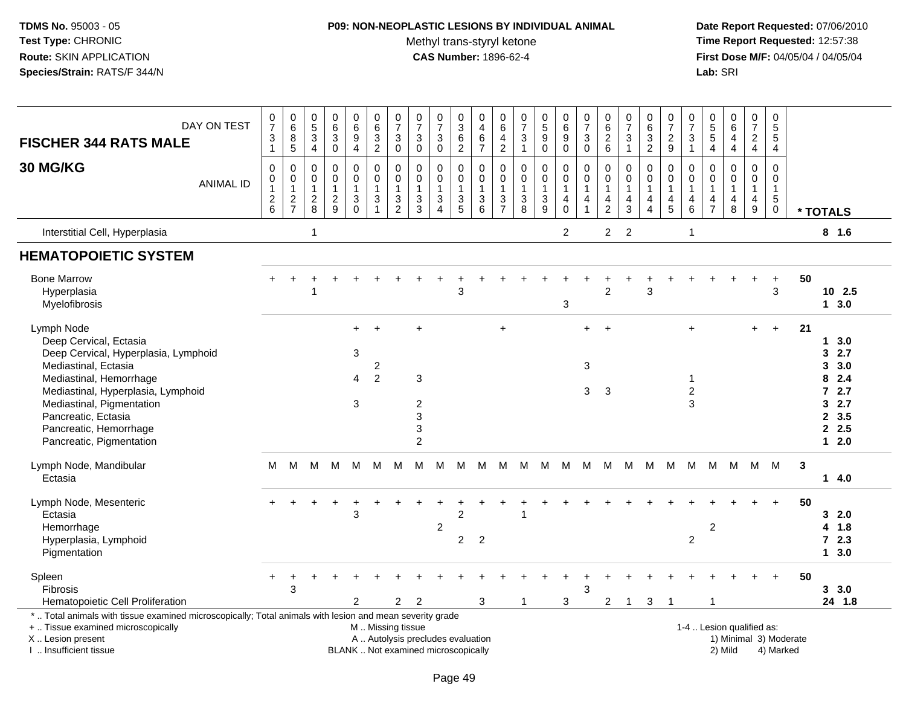**TDMS No.** 95003 - 05
**Test Type:** CHRONIC
**Route:** SKIN APPLICATION
**Species/Strain:** RATS/F 344/N

**P09: NON-NEOPLASTIC LESIONS BY INDIVIDUAL ANIMAL**
Methyl trans-styryl ketone
**CAS Number:** 1896-62-4

**Date Report Requested:** 07/06/2010
**Time Report Requested:** 12:57:38
**First Dose M/F:** 04/05/04 / 04/05/04
**Lab:** SRI

**FISCHER 344 RATS MALE**

**30 MG/KG**

| DAY ON TEST | 0731 | 0685 | 0534 | 0630 | 0694 | 0632 | 0730 | 0730 | 0730 | 0362 | 0467 | 0642 | 0731 | 0590 | 0690 | 0730 | 0626 | 0731 | 0632 | 0729 | 0731 | 0554 | 0644 | 0724 | 0554 | |
|---|---|---|---|---|---|---|---|---|---|---|---|---|---|---|---|---|---|---|---|---|---|---|---|---|---|---|
| ANIMAL ID | 0012 6 | 0012 7 | 0012 8 | 0012 9 | 0013 0 | 0013 1 | 0013 2 | 0013 3 | 0013 4 | 0013 5 | 0013 6 | 0013 7 | 0013 8 | 0013 9 | 0014 0 | 0014 1 | 0014 2 | 0014 3 | 0014 4 | 0014 5 | 0014 6 | 0014 7 | 0014 8 | 0014 9 | 0015 0 | * TOTALS |
| Interstitial Cell, Hyperplasia | | | 1 | | | | | | | | | | | | 2 | | 2 | 2 | | | 1 | | | | | 8 1.6 |
| **HEMATOPOIETIC SYSTEM** | | | | | | | | | | | | | | | | | | | | | | | | | | |
| Bone Marrow | + | + | + | + | + | + | + | + | + | + | + | + | + | + | + | + | + | + | + | + | + | + | + | + | + | 50 |
| Hyperplasia | | | 1 | | | | | | | 3 | | | | | | | 2 | | 3 | | | | | | 3 | 10 2.5 |
| Myelofibrosis | | | | | | | | | | | | | | | 3 | | | | | | | | | | | 1 3.0 |
| Lymph Node | | | | | + | + | | + | | | | + | | | | + | + | | | | + | | | + | + | 21 |
| Deep Cervical, Ectasia | | | | | | | | | | | | | | | | | | | | | | | | | | 1 3.0 |
| Deep Cervical, Hyperplasia, Lymphoid | | | | | 3 | | | | | | | | | | | | | | | | | | | | | 3 2.7 |
| Mediastinal, Ectasia | | | | | | 2 | | | | | | | | | | 3 | | | | | | | | | | 3 3.0 |
| Mediastinal, Hemorrhage | | | | | 4 | 2 | | 3 | | | | | | | | | | | | | 1 | | | | | 8 2.4 |
| Mediastinal, Hyperplasia, Lymphoid | | | | | | | | | | | | | | | | 3 | 3 | | | | 2 | | | | | 7 2.7 |
| Mediastinal, Pigmentation | | | | | 3 | | | 2 | | | | | | | | | | | | | 3 | | | | | 3 2.7 |
| Pancreatic, Ectasia | | | | | | | | 3 | | | | | | | | | | | | | | | | | | 2 3.5 |
| Pancreatic, Hemorrhage | | | | | | | | 3 | | | | | | | | | | | | | | | | | | 2 2.5 |
| Pancreatic, Pigmentation | | | | | | | | 2 | | | | | | | | | | | | | | | | | | 1 2.0 |
| Lymph Node, Mandibular | M | M | M | M | M | M | M | M | M | M | M | M | M | M | M | M | M | M | M | M | M | M | M | M | M | 3 |
| Ectasia | | | | | | | | | | | | | | | | | | | | | | | | | | 1 4.0 |
| Lymph Node, Mesenteric | + | + | + | + | + | + | + | + | + | + | + | + | + | + | + | + | + | + | + | + | + | + | + | + | + | 50 |
| Ectasia | | | | | 3 | | | | | 2 | | | 1 | | | | | | | | | | | | | 3 2.0 |
| Hemorrhage | | | | | | | | | 2 | | | | | | | | | | | | | 2 | | | | 4 1.8 |
| Hyperplasia, Lymphoid | | | | | | | | | | 2 | 2 | | | | | | | | | | 2 | | | | | 7 2.3 |
| Pigmentation | | | | | | | | | | | | | | | | | | | | | | | | | | 1 3.0 |
| Spleen | + | + | + | + | + | + | + | + | + | + | + | + | + | + | + | + | + | + | + | + | + | + | + | + | + | 50 |
| Fibrosis | | 3 | | | | | | | | | | | | | | 3 | | | | | | | | | | 3 3.0 |
| Hematopoietic Cell Proliferation | | | | | 2 | | 2 | 2 | | | 3 | | 1 | | 3 | | 2 | 1 | 3 | 1 | | 1 | | | | 24 1.8 |

\* .. Total animals with tissue examined microscopically; Total animals with lesion and mean severity grade
\+ .. Tissue examined microscopically
X .. Lesion present
I .. Insufficient tissue

M .. Missing tissue
A .. Autolysis precludes evaluation
BLANK .. Not examined microscopically

1-4 .. Lesion qualified as:
1) Minimal 3) Moderate
2) Mild 4) Marked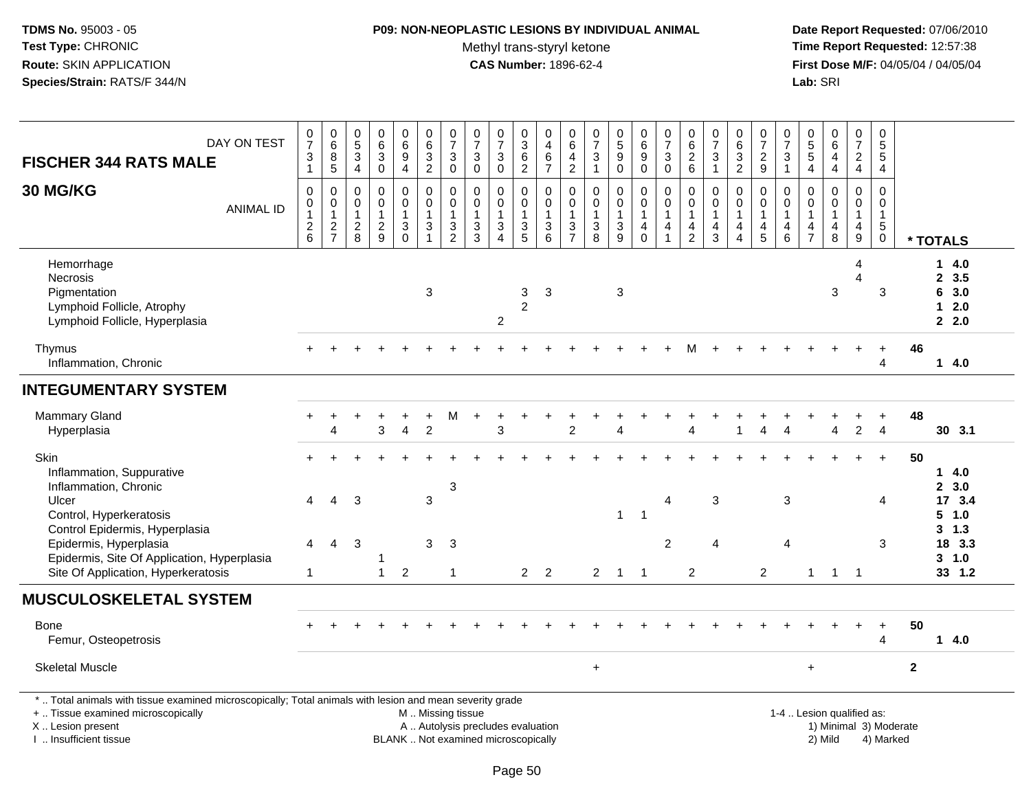**TDMS No.** 95003 - 05
**Test Type:** CHRONIC
**Route:** SKIN APPLICATION
**Species/Strain:** RATS/F 344/N

**P09: NON-NEOPLASTIC LESIONS BY INDIVIDUAL ANIMAL**
Methyl trans-styryl ketone
**CAS Number:** 1896-62-4

**Date Report Requested:** 07/06/2010
**Time Report Requested:** 12:57:38
**First Dose M/F:** 04/05/04 / 04/05/04
**Lab:** SRI

**FISCHER 344 RATS MALE — 30 MG/KG**

| DAY ON TEST | 0731 | 0685 | 0534 | 0630 | 0694 | 0632 | 0730 | 0730 | 0730 | 0362 | 0467 | 0642 | 0731 | 0590 | 0690 | 0730 | 0626 | 0731 | 0632 | 0729 | 0731 | 0554 | 0644 | 0724 | 0554 | |
|---|---|---|---|---|---|---|---|---|---|---|---|---|---|---|---|---|---|---|---|---|---|---|---|---|---|---|
| **ANIMAL ID** | 0126 | 0127 | 0128 | 0129 | 0130 | 0131 | 0132 | 0133 | 0134 | 0135 | 0136 | 0137 | 0138 | 0139 | 0140 | 0141 | 0142 | 0143 | 0144 | 0145 | 0146 | 0147 | 0148 | 0149 | 0150 | *** TOTALS** |
| Hemorrhage | | | | | | | | | | | | | | | | | | | | | | | | 4 | | 1 4.0 |
| Necrosis | | | | | | | | | | | | | | | | | | | | | | | | 4 | | 2 3.5 |
| Pigmentation | | | | | | 3 | | | | 3 | 3 | | | 3 | | | | | | | | | 3 | | 3 | 6 3.0 |
| Lymphoid Follicle, Atrophy | | | | | | | | | | 2 | | | | | | | | | | | | | | | | 1 2.0 |
| Lymphoid Follicle, Hyperplasia | | | | | | | | | 2 | | | | | | | | | | | | | | | | | 2 2.0 |
| Thymus | + | + | + | + | + | + | + | + | + | + | + | + | + | + | + | + | M | + | + | + | + | + | + | + | + | 46 |
| Inflammation, Chronic | | | | | | | | | | | | | | | | | | | | | | | | | 4 | 1 4.0 |
| **INTEGUMENTARY SYSTEM** | | | | | | | | | | | | | | | | | | | | | | | | | | |
| Mammary Gland | + | + | + | + | + | + | M | + | + | + | + | + | + | + | + | + | + | + | + | + | + | + | + | + | + | 48 |
| Hyperplasia | | 4 | | 3 | 4 | 2 | | | 3 | | | 2 | | 4 | | | 4 | | 1 | 4 | 4 | | 4 | 2 | 4 | 30 3.1 |
| Skin | + | + | + | + | + | + | + | + | + | + | + | + | + | + | + | + | + | + | + | + | + | + | + | + | + | 50 |
| Inflammation, Suppurative | | | | | | | | | | | | | | | | | | | | | | | | | | 1 4.0 |
| Inflammation, Chronic | | | | | | | 3 | | | | | | | | | | | | | | | | | | | 2 3.0 |
| Ulcer | 4 | 4 | 3 | | | 3 | | | | | | | | | | 4 | | 3 | | | 3 | | | | 4 | 17 3.4 |
| Control, Hyperkeratosis | | | | | | | | | | | | | | 1 | 1 | | | | | | | | | | | 5 1.0 |
| Control Epidermis, Hyperplasia | | | | | | | | | | | | | | | | | | | | | | | | | | 3 1.3 |
| Epidermis, Hyperplasia | 4 | 4 | 3 | | | 3 | 3 | | | | | | | | | 2 | | 4 | | | 4 | | | | 3 | 18 3.3 |
| Epidermis, Site Of Application, Hyperplasia | | | | 1 | | | | | | | | | | | | | | | | | | | | | | 3 1.0 |
| Site Of Application, Hyperkeratosis | 1 | | | 1 | 2 | | 1 | | | 2 | 2 | | 2 | 1 | 1 | | 2 | | | 2 | | 1 | 1 | 1 | | 33 1.2 |
| **MUSCULOSKELETAL SYSTEM** | | | | | | | | | | | | | | | | | | | | | | | | | | |
| Bone | + | + | + | + | + | + | + | + | + | + | + | + | + | + | + | + | + | + | + | + | + | + | + | + | + | 50 |
| Femur, Osteopetrosis | | | | | | | | | | | | | | | | | | | | | | | | | 4 | 1 4.0 |
| Skeletal Muscle | | | | | | | | | | | | | + | | | | | | | | | + | | | | 2 |

\* .. Total animals with tissue examined microscopically; Total animals with lesion and mean severity grade
\+ .. Tissue examined microscopically
X .. Lesion present
I .. Insufficient tissue
M .. Missing tissue
A .. Autolysis precludes evaluation
BLANK .. Not examined microscopically
1-4 .. Lesion qualified as: 1) Minimal 2) Mild 3) Moderate 4) Marked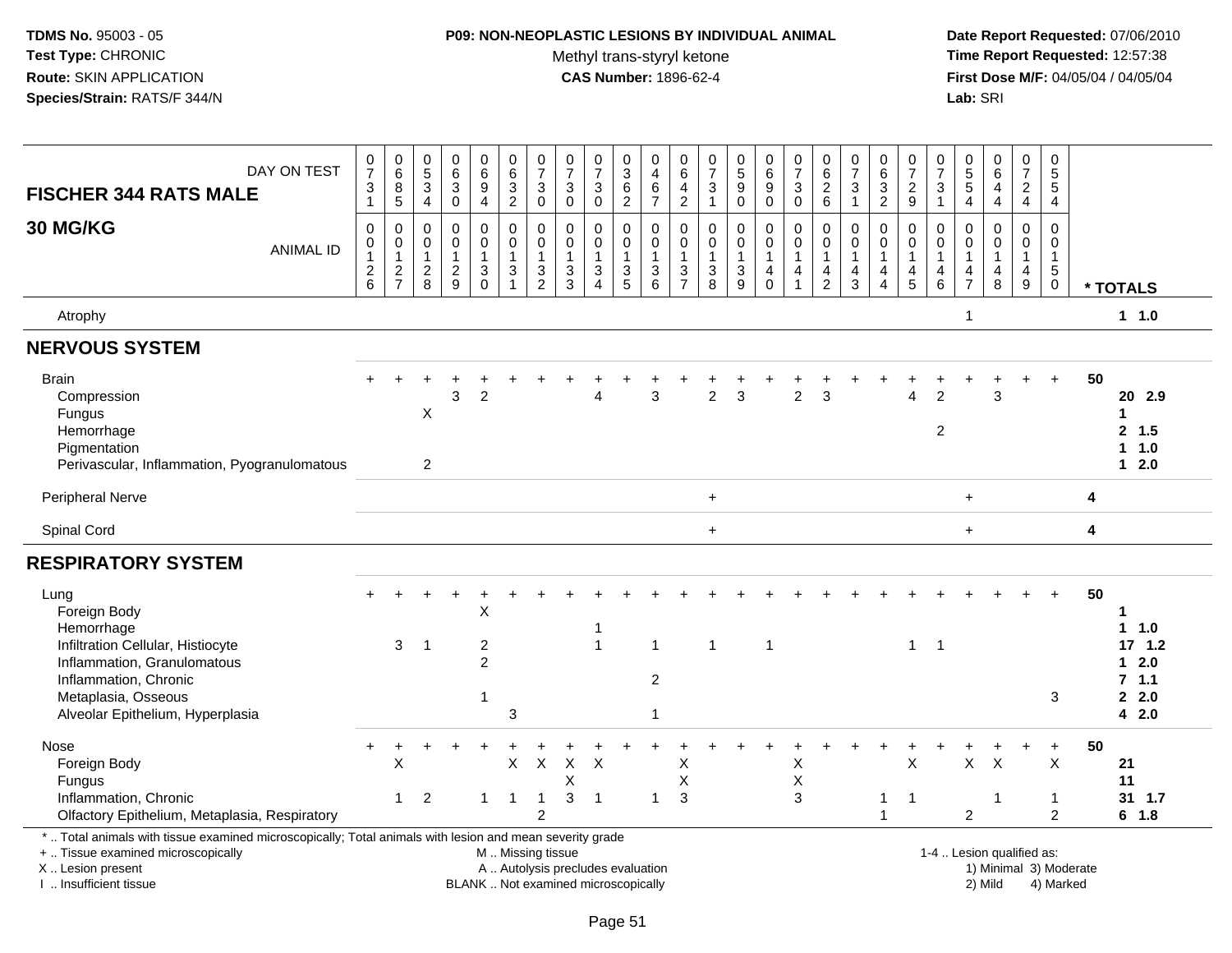**TDMS No.** 95003 - 05
**Test Type:** CHRONIC
**Route:** SKIN APPLICATION
**Species/Strain:** RATS/F 344/N

**P09: NON-NEOPLASTIC LESIONS BY INDIVIDUAL ANIMAL**
Methyl trans-styryl ketone
**CAS Number:** 1896-62-4

**Date Report Requested:** 07/06/2010
**Time Report Requested:** 12:57:38
**First Dose M/F:** 04/05/04 / 04/05/04
**Lab:** SRI

## FISCHER 344 RATS MALE — 30 MG/KG

| DAY ON TEST | 0731 | 0685 | 0534 | 0630 | 0694 | 0632 | 0730 | 0730 | 0730 | 0362 | 0467 | 0642 | 0731 | 0590 | 0690 | 0730 | 0626 | 0731 | 0632 | 0729 | 0731 | 0554 | 0644 | 0724 | 0554 | |
|---|---|---|---|---|---|---|---|---|---|---|---|---|---|---|---|---|---|---|---|---|---|---|---|---|---|---|
| **ANIMAL ID** | 0126 | 0127 | 0128 | 0129 | 0130 | 0131 | 0132 | 0133 | 0134 | 0135 | 0136 | 0137 | 0138 | 0139 | 0140 | 0141 | 0142 | 0143 | 0144 | 0145 | 0146 | 0147 | 0148 | 0149 | 0150 | *** TOTALS** |
| Atrophy | | | | | | | | | | | | | | | | | | | | | | 1 | | | | 1 1.0 |
| **NERVOUS SYSTEM** | | | | | | | | | | | | | | | | | | | | | | | | | | |
| Brain | + | + | + | + | + | + | + | + | + | + | + | + | + | + | + | + | + | + | + | + | + | + | + | + | + | 50 |
| Compression | | | | 3 | 2 | | | | 4 | | 3 | | 2 | 3 | | 2 | 3 | | | 4 | 2 | | 3 | | | 20 2.9 |
| Fungus | | | X | | | | | | | | | | | | | | | | | | | | | | | 1 |
| Hemorrhage | | | | | | | | | | | | | | | | | | | | | 2 | | | | | 2 1.5 |
| Pigmentation | | | | | | | | | | | | | | | | | | | | | | | | | | 1 1.0 |
| Perivascular, Inflammation, Pyogranulomatous | | | 2 | | | | | | | | | | | | | | | | | | | | | | | 1 2.0 |
| Peripheral Nerve | | | | | | | | | | | | | + | | | | | | | | | + | | | | 4 |
| Spinal Cord | | | | | | | | | | | | | + | | | | | | | | | + | | | | 4 |
| **RESPIRATORY SYSTEM** | | | | | | | | | | | | | | | | | | | | | | | | | | |
| Lung | + | + | + | + | + | + | + | + | + | + | + | + | + | + | + | + | + | + | + | + | + | + | + | + | + | 50 |
| Foreign Body | | | | | X | | | | | | | | | | | | | | | | | | | | | 1 |
| Hemorrhage | | | | | | | | | 1 | | | | | | | | | | | | | | | | | 1 1.0 |
| Infiltration Cellular, Histiocyte | | 3 | 1 | | 2 | | | | 1 | | 1 | | 1 | | 1 | | | | | 1 | 1 | | | | | 17 1.2 |
| Inflammation, Granulomatous | | | | | 2 | | | | | | | | | | | | | | | | | | | | | 1 2.0 |
| Inflammation, Chronic | | | | | | | | | | | 2 | | | | | | | | | | | | | | | 7 1.1 |
| Metaplasia, Osseous | | | | | 1 | | | | | | | | | | | | | | | | | | | | 3 | 2 2.0 |
| Alveolar Epithelium, Hyperplasia | | | | | | 3 | | | | | 1 | | | | | | | | | | | | | | | 4 2.0 |
| Nose | + | + | + | + | + | + | + | + | + | + | + | + | + | + | + | + | + | + | + | + | + | + | + | + | + | 50 |
| Foreign Body | | X | | | | X | X | X | X | | | X | | | | X | | | | X | | X | X | | X | 21 |
| Fungus | | | | | | | | X | | | | X | | | | X | | | | | | | | | | 11 |
| Inflammation, Chronic | | 1 | 2 | | 1 | 1 | 1 | 3 | 1 | | 1 | 3 | | | | 3 | | | 1 | 1 | | | 1 | | 1 | 31 1.7 |
| Olfactory Epithelium, Metaplasia, Respiratory | | | | | | | 2 | | | | | | | | | | | | 1 | | | 2 | | | 2 | 6 1.8 |

\* .. Total animals with tissue examined microscopically; Total animals with lesion and mean severity grade
+ .. Tissue examined microscopically
X .. Lesion present
I .. Insufficient tissue

M .. Missing tissue
A .. Autolysis precludes evaluation
BLANK .. Not examined microscopically

1-4 .. Lesion qualified as:
1) Minimal 3) Moderate
2) Mild 4) Marked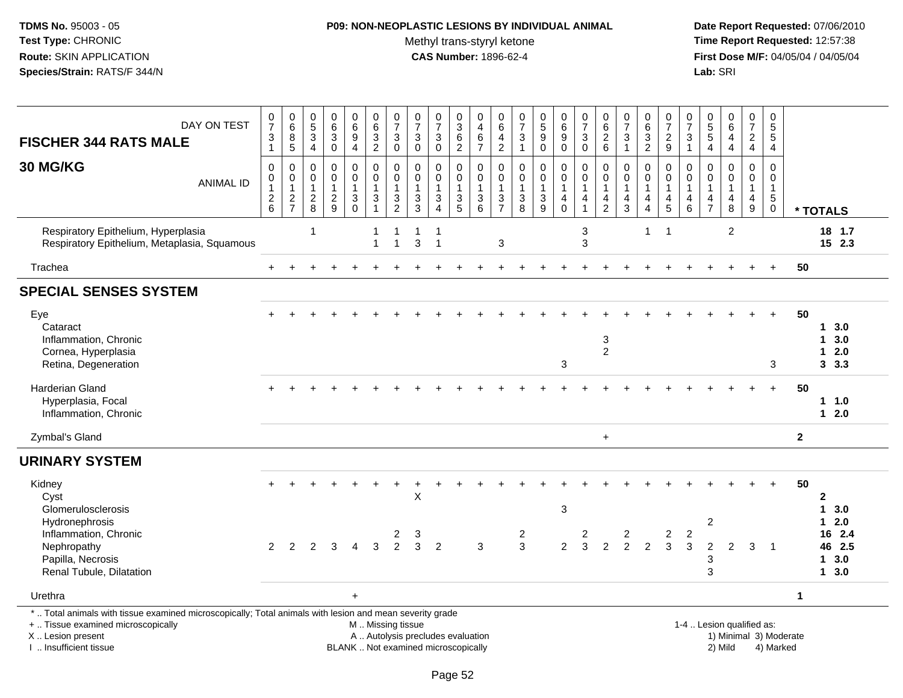TDMS No. 95003 - 05
Test Type: CHRONIC
Route: SKIN APPLICATION
Species/Strain: RATS/F 344/N

**P09: NON-NEOPLASTIC LESIONS BY INDIVIDUAL ANIMAL**
Methyl trans-styryl ketone
**CAS Number:** 1896-62-4

Date Report Requested: 07/06/2010
Time Report Requested: 12:57:38
First Dose M/F: 04/05/04 / 04/05/04
Lab: SRI

**FISCHER 344 RATS MALE**
**30 MG/KG**

| DAY ON TEST | 0731 | 0685 | 0534 | 0630 | 0694 | 0632 | 0730 | 0730 | 0730 | 0362 | 0467 | 0642 | 0731 | 0590 | 0690 | 0730 | 0626 | 0731 | 0632 | 0729 | 0731 | 0554 | 0644 | 0724 | 0554 | |
|---|---|---|---|---|---|---|---|---|---|---|---|---|---|---|---|---|---|---|---|---|---|---|---|---|---|---|
| **ANIMAL ID** | 0012 6 | 0012 7 | 0012 8 | 0012 9 | 0013 0 | 0013 1 | 0013 2 | 0013 3 | 0013 4 | 0013 5 | 0013 6 | 0013 7 | 0013 8 | 0013 9 | 0014 0 | 0014 1 | 0014 2 | 0014 3 | 0014 4 | 0014 5 | 0014 6 | 0014 7 | 0014 8 | 0014 9 | 0015 0 | *** TOTALS** |
| Respiratory Epithelium, Hyperplasia | | | 1 | | | 1 | 1 | 1 | 1 | | | | | | | 3 | | | 1 | 1 | | | 2 | | | 18 1.7 |
| Respiratory Epithelium, Metaplasia, Squamous | | | | | | 1 | 1 | 3 | 1 | | | 3 | | | | 3 | | | | | | | | | | 15 2.3 |
| Trachea | + | + | + | + | + | + | + | + | + | + | + | + | + | + | + | + | + | + | + | + | + | + | + | + | + | 50 |
| **SPECIAL SENSES SYSTEM** | | | | | | | | | | | | | | | | | | | | | | | | | | |
| Eye | + | + | + | + | + | + | + | + | + | + | + | + | + | + | + | + | + | + | + | + | + | + | + | + | + | 50 |
| Cataract | | | | | | | | | | | | | | | | | | | | | | | | | | 1 3.0 |
| Inflammation, Chronic | | | | | | | | | | | | | | | | | 3 | | | | | | | | | 1 3.0 |
| Cornea, Hyperplasia | | | | | | | | | | | | | | | | | 2 | | | | | | | | | 1 2.0 |
| Retina, Degeneration | | | | | | | | | | | | | | | 3 | | | | | | | | | | 3 | 3 3.3 |
| Harderian Gland | + | + | + | + | + | + | + | + | + | + | + | + | + | + | + | + | + | + | + | + | + | + | + | + | + | 50 |
| Hyperplasia, Focal | | | | | | | | | | | | | | | | | | | | | | | | | | 1 1.0 |
| Inflammation, Chronic | | | | | | | | | | | | | | | | | | | | | | | | | | 1 2.0 |
| Zymbal's Gland | | | | | | | | | | | | | | | | | + | | | | | | | | | 2 |
| **URINARY SYSTEM** | | | | | | | | | | | | | | | | | | | | | | | | | | |
| Kidney | + | + | + | + | + | + | + | + | + | + | + | + | + | + | + | + | + | + | + | + | + | + | + | + | + | 50 |
| Cyst | | | | | | | | X | | | | | | | | | | | | | | | | | | 2 |
| Glomerulosclerosis | | | | | | | | | | | | | | | 3 | | | | | | | | | | | 1 3.0 |
| Hydronephrosis | | | | | | | | | | | | | | | | | | | | | | 2 | | | | 1 2.0 |
| Inflammation, Chronic | | | | | | | 2 | 3 | | | | | 2 | | | 2 | | 2 | | 2 | 2 | | | | | 16 2.4 |
| Nephropathy | 2 | 2 | 2 | 3 | 4 | 3 | 2 | 3 | 2 | | 3 | | 3 | | 2 | 3 | 2 | 2 | 2 | 3 | 3 | 2 | 2 | 3 | 1 | 46 2.5 |
| Papilla, Necrosis | | | | | | | | | | | | | | | | | | | | | | 3 | | | | 1 3.0 |
| Renal Tubule, Dilatation | | | | | | | | | | | | | | | | | | | | | | 3 | | | | 1 3.0 |
| Urethra | | | | | + | | | | | | | | | | | | | | | | | | | | | 1 |

* .. Total animals with tissue examined microscopically; Total animals with lesion and mean severity grade
+ .. Tissue examined microscopically
X .. Lesion present
I .. Insufficient tissue

M .. Missing tissue
A .. Autolysis precludes evaluation
BLANK .. Not examined microscopically

1-4 .. Lesion qualified as:
1) Minimal 3) Moderate
2) Mild 4) Marked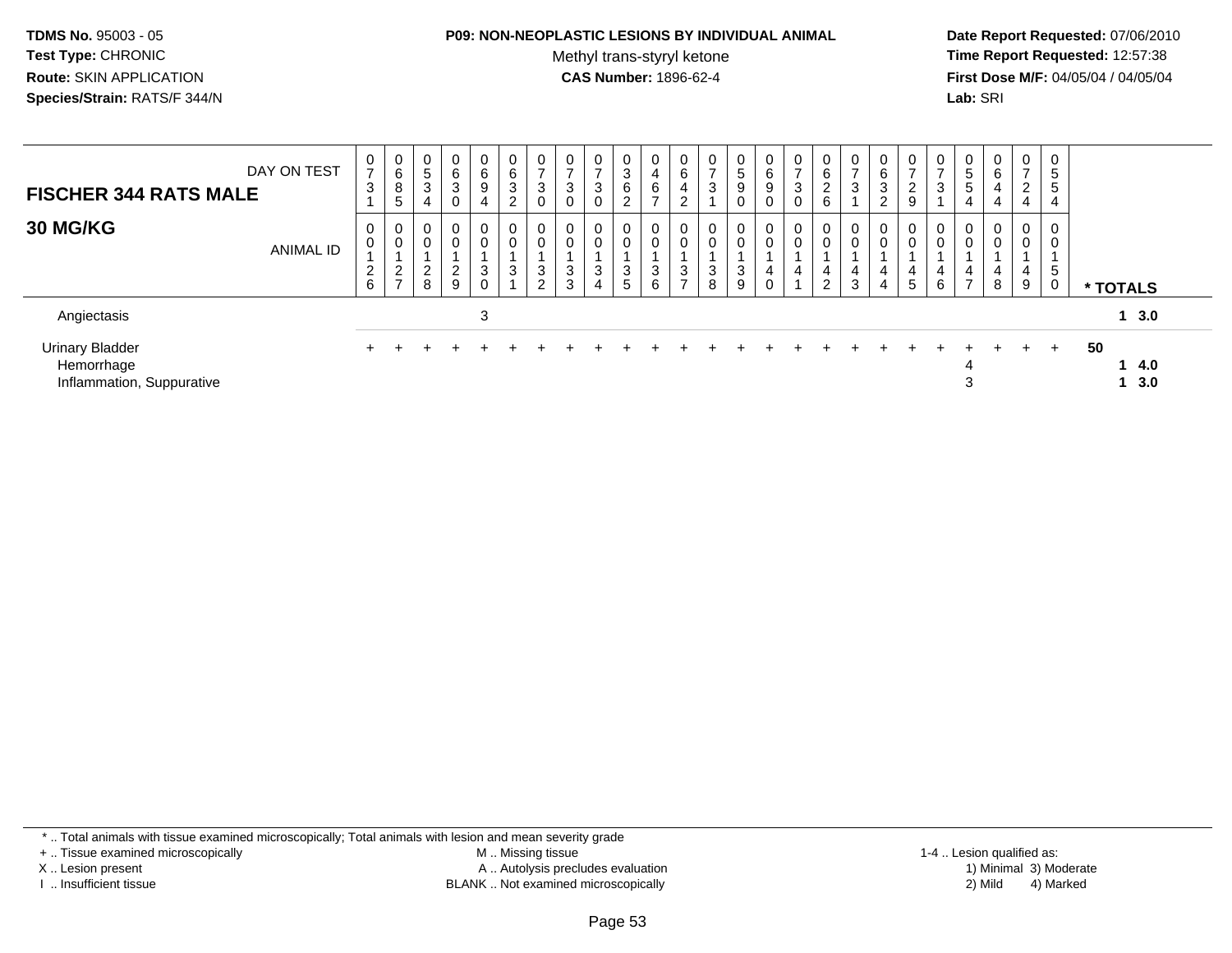**TDMS No.** 95003 - 05
**Test Type:** CHRONIC
**Route:** SKIN APPLICATION
**Species/Strain:** RATS/F 344/N

**P09: NON-NEOPLASTIC LESIONS BY INDIVIDUAL ANIMAL**
Methyl trans-styryl ketone
**CAS Number:** 1896-62-4

**Date Report Requested:** 07/06/2010
**Time Report Requested:** 12:57:38
**First Dose M/F:** 04/05/04 / 04/05/04
**Lab:** SRI

| FISCHER 344 RATS MALE 30 MG/KG | DAY ON TEST | 0731 | 0685 | 0534 | 0630 | 0694 | 0632 | 0730 | 0730 | 0730 | 0362 | 0467 | 0642 | 0731 | 0590 | 0690 | 0730 | 0626 | 0731 | 0632 | 0729 | 0731 | 0554 | 0644 | 0724 | 0554 | |
|---|---|---|---|---|---|---|---|---|---|---|---|---|---|---|---|---|---|---|---|---|---|---|---|---|---|---|---|
| | ANIMAL ID | 00126 | 00127 | 00128 | 00129 | 00130 | 00131 | 00132 | 00133 | 00134 | 00135 | 00136 | 00137 | 00138 | 00139 | 00140 | 00141 | 00142 | 00143 | 00144 | 00145 | 00146 | 00147 | 00148 | 00149 | 00150 | * TOTALS |
| Angiectasis | | | | | | 3 | | | | | | | | | | | | | | | | | | | | | 1 3.0 |
| Urinary Bladder | | + | + | + | + | + | + | + | + | + | + | + | + | + | + | + | + | + | + | + | + | + | + | + | + | + | 50 |
| Hemorrhage | | | | | | | | | | | | | | | | | | | | | | | 4 | | | | 1 4.0 |
| Inflammation, Suppurative | | | | | | | | | | | | | | | | | | | | | | | 3 | | | | 1 3.0 |

* .. Total animals with tissue examined microscopically; Total animals with lesion and mean severity grade
+ .. Tissue examined microscopically
X .. Lesion present
I .. Insufficient tissue

M .. Missing tissue
A .. Autolysis precludes evaluation
BLANK .. Not examined microscopically

1-4 .. Lesion qualified as:
1) Minimal 3) Moderate
2) Mild 4) Marked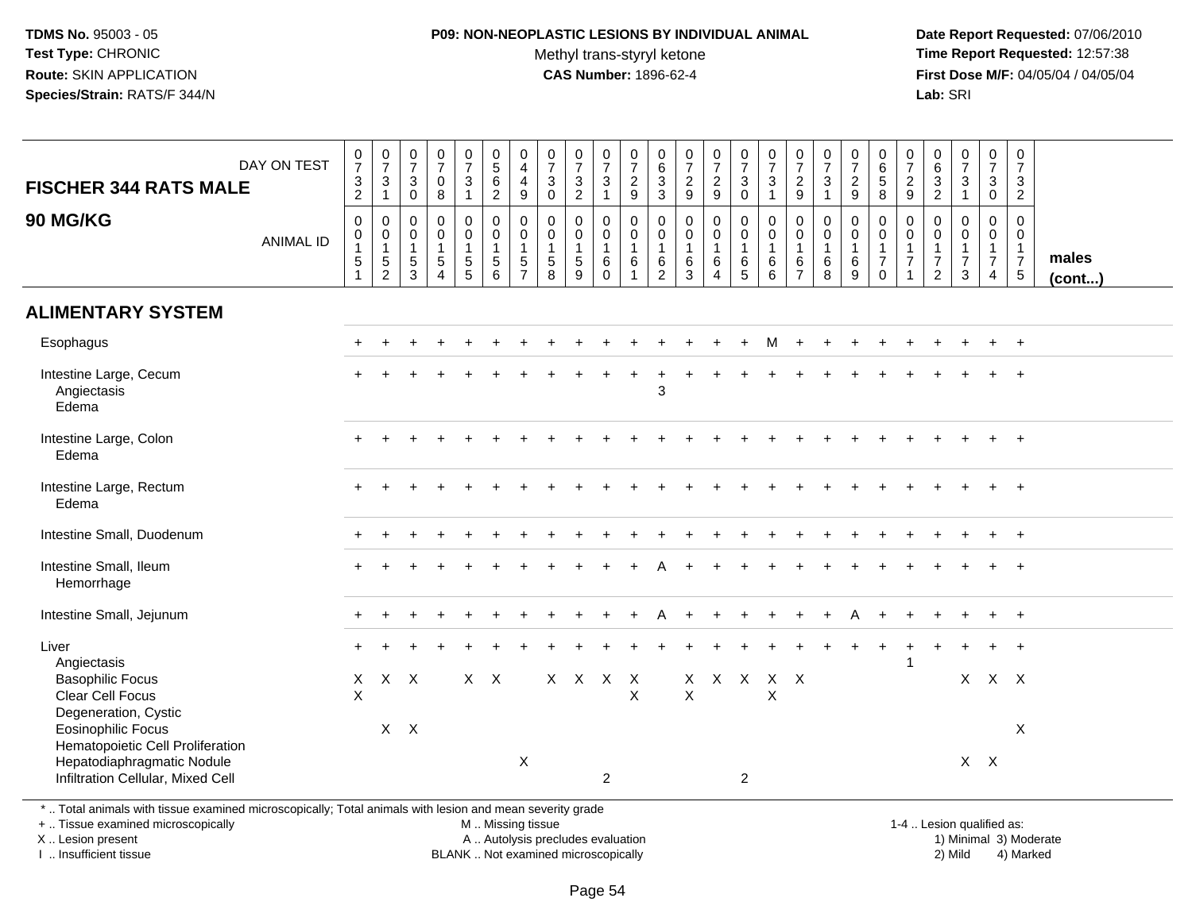**TDMS No.** 95003 - 05
**Test Type:** CHRONIC
**Route:** SKIN APPLICATION
**Species/Strain:** RATS/F 344/N

**P09: NON-NEOPLASTIC LESIONS BY INDIVIDUAL ANIMAL**
Methyl trans-styryl ketone
**CAS Number:** 1896-62-4

**Date Report Requested:** 07/06/2010
**Time Report Requested:** 12:57:38
**First Dose M/F:** 04/05/04 / 04/05/04
**Lab:** SRI

| FISCHER 344 RATS MALE — DAY ON TEST | 0732 | 0731 | 0730 | 0708 | 0731 | 0562 | 0449 | 0730 | 0732 | 0731 | 0729 | 0633 | 0729 | 0729 | 0730 | 0731 | 0729 | 0731 | 0729 | 0658 | 0729 | 0632 | 0731 | 0730 | 0732 | |
|---|---|---|---|---|---|---|---|---|---|---|---|---|---|---|---|---|---|---|---|---|---|---|---|---|---|---|
| **90 MG/KG** — ANIMAL ID | 0015 1 | 0015 2 | 0015 3 | 0015 4 | 0015 5 | 0015 6 | 0015 7 | 0015 8 | 0015 9 | 0016 0 | 0016 1 | 0016 2 | 0016 3 | 0016 4 | 0016 5 | 0016 6 | 0016 7 | 0016 8 | 0016 9 | 0017 0 | 0017 1 | 0017 2 | 0017 3 | 0017 4 | 0017 5 | **males (cont...)** |
| **ALIMENTARY SYSTEM** | | | | | | | | | | | | | | | | | | | | | | | | | | |
| Esophagus | + | + | + | + | + | + | + | + | + | + | + | + | + | + | + | M | + | + | + | + | + | + | + | + | + | |
| Intestine Large, Cecum | + | + | + | + | + | + | + | + | + | + | + | + | + | + | + | + | + | + | + | + | + | + | + | + | + | |
| Angiectasis | | | | | | | | | | | | 3 | | | | | | | | | | | | | | |
| Edema | | | | | | | | | | | | | | | | | | | | | | | | | | |
| Intestine Large, Colon | + | + | + | + | + | + | + | + | + | + | + | + | + | + | + | + | + | + | + | + | + | + | + | + | + | |
| Edema | | | | | | | | | | | | | | | | | | | | | | | | | | |
| Intestine Large, Rectum | + | + | + | + | + | + | + | + | + | + | + | + | + | + | + | + | + | + | + | + | + | + | + | + | + | |
| Edema | | | | | | | | | | | | | | | | | | | | | | | | | | |
| Intestine Small, Duodenum | + | + | + | + | + | + | + | + | + | + | + | + | + | + | + | + | + | + | + | + | + | + | + | + | + | |
| Intestine Small, Ileum | + | + | + | + | + | + | + | + | + | + | + | A | + | + | + | + | + | + | + | + | + | + | + | + | + | |
| Hemorrhage | | | | | | | | | | | | | | | | | | | | | | | | | | |
| Intestine Small, Jejunum | + | + | + | + | + | + | + | + | + | + | + | A | + | + | + | + | + | + | A | + | + | + | + | + | + | |
| Liver | + | + | + | + | + | + | + | + | + | + | + | + | + | + | + | + | + | + | + | + | + | + | + | + | + | |
| Angiectasis | | | | | | | | | | | | | | | | | | | | | 1 | | | | | |
| Basophilic Focus | X | X | X | | X | X | | X | X | X | X | | X | X | X | X | X | | | | | | X | X | X | |
| Clear Cell Focus | X | | | | | | | | | | X | | X | | | X | | | | | | | | | | |
| Degeneration, Cystic | | | | | | | | | | | | | | | | | | | | | | | | | | |
| Eosinophilic Focus | | X | X | | | | | | | | | | | | | | | | | | | | | | X | |
| Hematopoietic Cell Proliferation | | | | | | | | | | | | | | | | | | | | | | | | | | |
| Hepatodiaphragmatic Nodule | | | | | | | X | | | | | | | | | | | | | | | | X | X | | |
| Infiltration Cellular, Mixed Cell | | | | | | | | | | 2 | | | | | 2 | | | | | | | | | | | |

\* .. Total animals with tissue examined microscopically; Total animals with lesion and mean severity grade
+ .. Tissue examined microscopically
X .. Lesion present
I .. Insufficient tissue

M .. Missing tissue
A .. Autolysis precludes evaluation
BLANK .. Not examined microscopically

1-4 .. Lesion qualified as:
1) Minimal 3) Moderate
2) Mild 4) Marked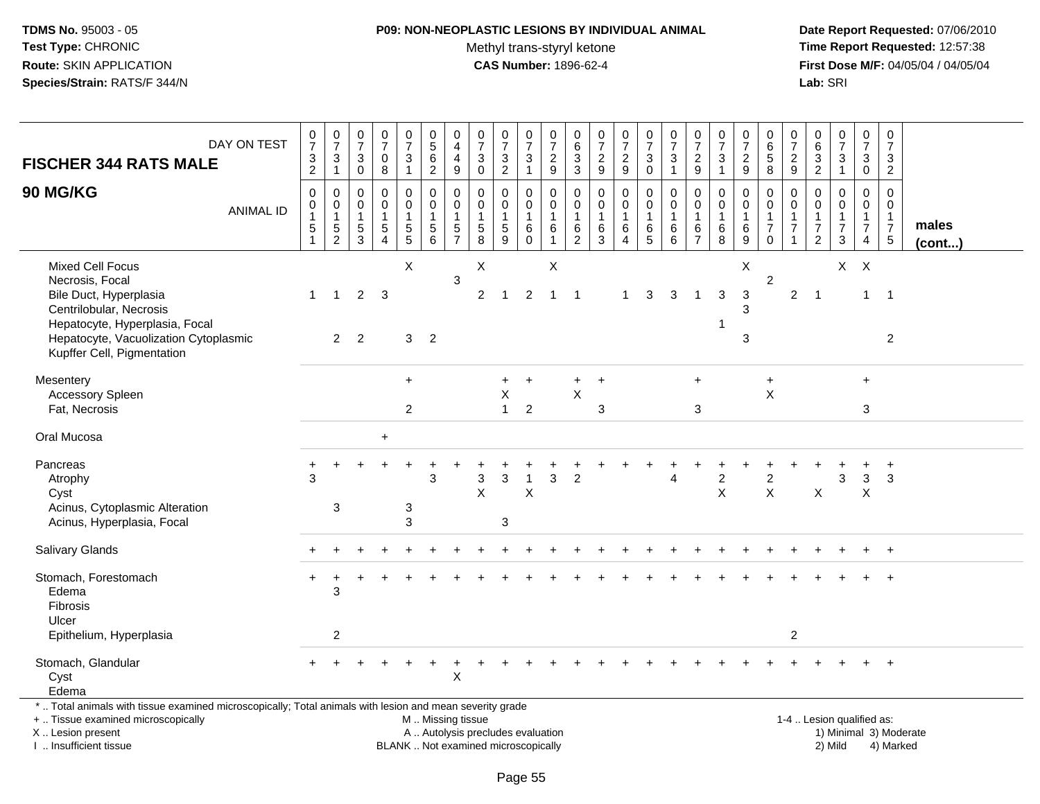**TDMS No.** 95003 - 05
**Test Type:** CHRONIC
**Route:** SKIN APPLICATION
**Species/Strain:** RATS/F 344/N

**P09: NON-NEOPLASTIC LESIONS BY INDIVIDUAL ANIMAL**
Methyl trans-styryl ketone
**CAS Number:** 1896-62-4

**Date Report Requested:** 07/06/2010
**Time Report Requested:** 12:57:38
**First Dose M/F:** 04/05/04 / 04/05/04
**Lab:** SRI

| FISCHER 344 RATS MALE — DAY ON TEST | 0732 | 0731 | 0730 | 0708 | 0731 | 0562 | 0449 | 0730 | 0732 | 0731 | 0729 | 0633 | 0729 | 0729 | 0730 | 0731 | 0729 | 0731 | 0729 | 0658 | 0729 | 0632 | 0731 | 0730 | 0732 | |
|---|---|---|---|---|---|---|---|---|---|---|---|---|---|---|---|---|---|---|---|---|---|---|---|---|---|---|
| **90 MG/KG** — ANIMAL ID | 00151 | 00152 | 00153 | 00154 | 00155 | 00156 | 00157 | 00158 | 00159 | 00160 | 00161 | 00162 | 00163 | 00164 | 00165 | 00166 | 00167 | 00168 | 00169 | 00170 | 00171 | 00172 | 00173 | 00174 | 00175 | **males (cont...)** |
| Mixed Cell Focus | | | | | X | | | X | | | X | | | | | | | | X | | | | X | X | | |
| Necrosis, Focal | | | | | | | 3 | | | | | | | | | | | | | 2 | | | | | | |
| Bile Duct, Hyperplasia | 1 | 1 | 2 | 3 | | | | 2 | 1 | 2 | 1 | 1 | | 1 | 3 | 3 | 1 | 3 | 3 | | 2 | 1 | | 1 | 1 | |
| Centrilobular, Necrosis | | | | | | | | | | | | | | | | | | | 3 | | | | | | | |
| Hepatocyte, Hyperplasia, Focal | | | | | | | | | | | | | | | | | | 1 | | | | | | | | |
| Hepatocyte, Vacuolization Cytoplasmic | | 2 | 2 | | 3 | 2 | | | | | | | | | | | | | 3 | | | | | | 2 | |
| Kupffer Cell, Pigmentation | | | | | | | | | | | | | | | | | | | | | | | | | | |
| Mesentery | | | | | + | | | | + | + | | + | + | | | | + | | | + | | | | + | | |
| Accessory Spleen | | | | | | | | | X | | | X | | | | | | | | X | | | | | | |
| Fat, Necrosis | | | | | 2 | | | | 1 | 2 | | | 3 | | | | 3 | | | | | | | 3 | | |
| Oral Mucosa | | | | + | | | | | | | | | | | | | | | | | | | | | | |
| Pancreas | + | + | + | + | + | + | + | + | + | + | + | + | + | + | + | + | + | + | + | + | + | + | + | + | + | |
| Atrophy | 3 | | | | | 3 | | 3 | 3 | 1 | 3 | 2 | | | | 4 | | 2 | | 2 | | | 3 | 3 | 3 | |
| Cyst | | | | | | | | X | | X | | | | | | | | X | | X | | X | | X | | |
| Acinus, Cytoplasmic Alteration | | 3 | | | 3 | | | | | | | | | | | | | | | | | | | | | |
| Acinus, Hyperplasia, Focal | | | | | 3 | | | | 3 | | | | | | | | | | | | | | | | | |
| Salivary Glands | + | + | + | + | + | + | + | + | + | + | + | + | + | + | + | + | + | + | + | + | + | + | + | + | + | |
| Stomach, Forestomach | + | + | + | + | + | + | + | + | + | + | + | + | + | + | + | + | + | + | + | + | + | + | + | + | + | |
| Edema | | 3 | | | | | | | | | | | | | | | | | | | | | | | | |
| Fibrosis | | | | | | | | | | | | | | | | | | | | | | | | | | |
| Ulcer | | | | | | | | | | | | | | | | | | | | | | | | | | |
| Epithelium, Hyperplasia | | 2 | | | | | | | | | | | | | | | | | | | 2 | | | | | |
| Stomach, Glandular | + | + | + | + | + | + | + | + | + | + | + | + | + | + | + | + | + | + | + | + | + | + | + | + | + | |
| Cyst | | | | | | | X | | | | | | | | | | | | | | | | | | | |
| Edema | | | | | | | | | | | | | | | | | | | | | | | | | | |

\* .. Total animals with tissue examined microscopically; Total animals with lesion and mean severity grade
+ .. Tissue examined microscopically
X .. Lesion present
I .. Insufficient tissue

M .. Missing tissue
A .. Autolysis precludes evaluation
BLANK .. Not examined microscopically

1-4 .. Lesion qualified as:
1) Minimal 3) Moderate
2) Mild 4) Marked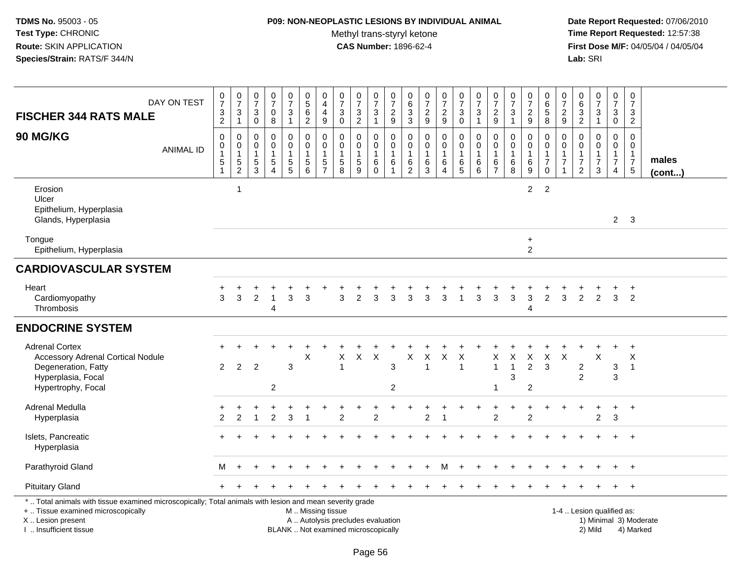TDMS No. 95003 - 05
Test Type: CHRONIC
Route: SKIN APPLICATION
Species/Strain: RATS/F 344/N

**P09: NON-NEOPLASTIC LESIONS BY INDIVIDUAL ANIMAL**
Methyl trans-styryl ketone
**CAS Number:** 1896-62-4

Date Report Requested: 07/06/2010
Time Report Requested: 12:57:38
First Dose M/F: 04/05/04 / 04/05/04
Lab: SRI

| FISCHER 344 RATS MALE 90 MG/KG — DAY ON TEST | 0732 | 0731 | 0730 | 0708 | 0731 | 0562 | 0449 | 0730 | 0732 | 0731 | 0729 | 0633 | 0729 | 0729 | 0730 | 0731 | 0729 | 0731 | 0729 | 0658 | 0729 | 0632 | 0731 | 0730 | 0732 | |
|---|---|---|---|---|---|---|---|---|---|---|---|---|---|---|---|---|---|---|---|---|---|---|---|---|---|---|
| ANIMAL ID | 00151 | 00152 | 00153 | 00154 | 00155 | 00156 | 00157 | 00158 | 00159 | 00160 | 00161 | 00162 | 00163 | 00164 | 00165 | 00166 | 00167 | 00168 | 00169 | 00170 | 00171 | 00172 | 00173 | 00174 | 00175 | males (cont...) |
| Erosion | | 1 | | | | | | | | | | | | | | | | | 2 | 2 | | | | | | |
| Ulcer | | | | | | | | | | | | | | | | | | | | | | | | | | |
| Epithelium, Hyperplasia | | | | | | | | | | | | | | | | | | | | | | | | | | |
| Glands, Hyperplasia | | | | | | | | | | | | | | | | | | | | | | | | 2 | 3 | |
| Tongue | | | | | | | | | | | | | | | | | | | + | | | | | | | |
| Epithelium, Hyperplasia | | | | | | | | | | | | | | | | | | | 2 | | | | | | | |
| **CARDIOVASCULAR SYSTEM** | | | | | | | | | | | | | | | | | | | | | | | | | | |
| Heart | + | + | + | + | + | + | + | + | + | + | + | + | + | + | + | + | + | + | + | + | + | + | + | + | + | |
| Cardiomyopathy | 3 | 3 | 2 | 1 | 3 | 3 | | 3 | 2 | 3 | 3 | 3 | 3 | 3 | 1 | 3 | 3 | 3 | 3 | 2 | 3 | 2 | 2 | 3 | 2 | |
| Thrombosis | | | | 4 | | | | | | | | | | | | | | | 4 | | | | | | | |
| **ENDOCRINE SYSTEM** | | | | | | | | | | | | | | | | | | | | | | | | | | |
| Adrenal Cortex | + | + | + | + | + | + | + | + | + | + | + | + | + | + | + | + | + | + | + | + | + | + | + | + | + | |
| Accessory Adrenal Cortical Nodule | | | | | | X | | X | X | X | | X | X | X | X | | X | X | X | X | X | | X | | X | |
| Degeneration, Fatty | 2 | 2 | 2 | | 3 | | | 1 | | | 3 | | 1 | | 1 | | 1 | 1 | 2 | 3 | | 2 | | 3 | 1 | |
| Hyperplasia, Focal | | | | | | | | | | | | | | | | | | 3 | | | | 2 | | 3 | | |
| Hypertrophy, Focal | | | | 2 | | | | | | | 2 | | | | | | 1 | | 2 | | | | | | | |
| Adrenal Medulla | + | + | + | + | + | + | + | + | + | + | + | + | + | + | + | + | + | + | + | + | + | + | + | + | + | |
| Hyperplasia | 2 | 2 | 1 | 2 | 3 | 1 | | 2 | | 2 | | | 2 | 1 | | | 2 | | 2 | | | | 2 | 3 | | |
| Islets, Pancreatic | + | + | + | + | + | + | + | + | + | + | + | + | + | + | + | + | + | + | + | + | + | + | + | + | + | |
| Hyperplasia | | | | | | | | | | | | | | | | | | | | | | | | | | |
| Parathyroid Gland | M | + | + | + | + | + | + | + | + | + | + | + | + | M | + | + | + | + | + | + | + | + | + | + | + | |
| Pituitary Gland | + | + | + | + | + | + | + | + | + | + | + | + | + | + | + | + | + | + | + | + | + | + | + | + | + | |

\* .. Total animals with tissue examined microscopically; Total animals with lesion and mean severity grade
\+ .. Tissue examined microscopically
X .. Lesion present
I .. Insufficient tissue

M .. Missing tissue
A .. Autolysis precludes evaluation
BLANK .. Not examined microscopically

1-4 .. Lesion qualified as:
1) Minimal 3) Moderate
2) Mild 4) Marked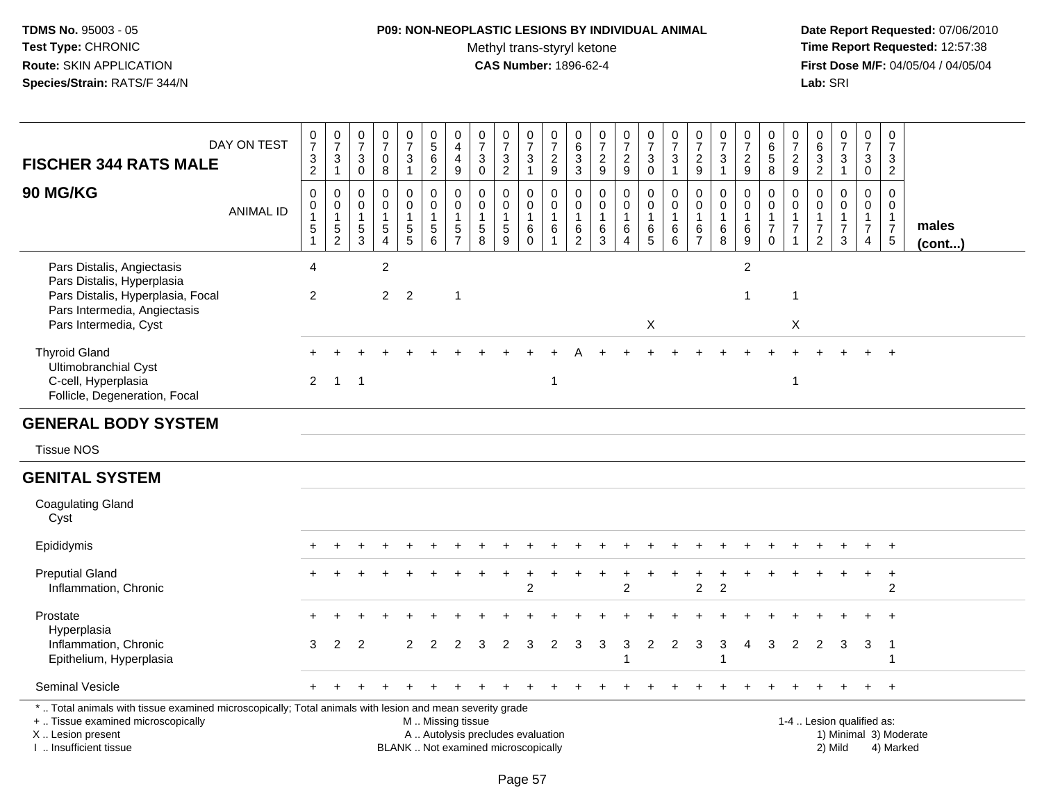**TDMS No.** 95003 - 05
**Test Type:** CHRONIC
**Route:** SKIN APPLICATION
**Species/Strain:** RATS/F 344/N

**P09: NON-NEOPLASTIC LESIONS BY INDIVIDUAL ANIMAL**
Methyl trans-styryl ketone
**CAS Number:** 1896-62-4

**Date Report Requested:** 07/06/2010
**Time Report Requested:** 12:57:38
**First Dose M/F:** 04/05/04 / 04/05/04
**Lab:** SRI

| FISCHER 344 RATS MALE — DAY ON TEST | 0732 | 0731 | 0730 | 0708 | 0731 | 0562 | 0449 | 0730 | 0732 | 0731 | 0729 | 0633 | 0729 | 0729 | 0730 | 0731 | 0729 | 0731 | 0729 | 0658 | 0729 | 0632 | 0731 | 0730 | 0732 | |
|---|---|---|---|---|---|---|---|---|---|---|---|---|---|---|---|---|---|---|---|---|---|---|---|---|---|---|
| **90 MG/KG** — ANIMAL ID | 00151 | 00152 | 00153 | 00154 | 00155 | 00156 | 00157 | 00158 | 00159 | 00160 | 00161 | 00162 | 00163 | 00164 | 00165 | 00166 | 00167 | 00168 | 00169 | 00170 | 00171 | 00172 | 00173 | 00174 | 00175 | **males (cont...)** |
| Pars Distalis, Angiectasis | 4 | | | 2 | | | | | | | | | | | | | | | 2 | | | | | | | |
| Pars Distalis, Hyperplasia | | | | | | | | | | | | | | | | | | | | | | | | | | |
| Pars Distalis, Hyperplasia, Focal | 2 | | | 2 | 2 | | 1 | | | | | | | | | | | | 1 | | 1 | | | | | |
| Pars Intermedia, Angiectasis | | | | | | | | | | | | | | | | | | | | | | | | | | |
| Pars Intermedia, Cyst | | | | | | | | | | | | | | | X | | | | | | X | | | | | |
| Thyroid Gland | + | + | + | + | + | + | + | + | + | + | + | A | + | + | + | + | + | + | + | + | + | + | + | + | + | |
| Ultimobranchial Cyst | | | | | | | | | | | | | | | | | | | | | | | | | | |
| C-cell, Hyperplasia | 2 | 1 | 1 | | | | | | | | 1 | | | | | | | | | | 1 | | | | | |
| Follicle, Degeneration, Focal | | | | | | | | | | | | | | | | | | | | | | | | | | |
| **GENERAL BODY SYSTEM** | | | | | | | | | | | | | | | | | | | | | | | | | | |
| Tissue NOS | | | | | | | | | | | | | | | | | | | | | | | | | | |
| **GENITAL SYSTEM** | | | | | | | | | | | | | | | | | | | | | | | | | | |
| Coagulating Gland | | | | | | | | | | | | | | | | | | | | | | | | | | |
| Cyst | | | | | | | | | | | | | | | | | | | | | | | | | | |
| Epididymis | + | + | + | + | + | + | + | + | + | + | + | + | + | + | + | + | + | + | + | + | + | + | + | + | + | |
| Preputial Gland | + | + | + | + | + | + | + | + | + | + | + | + | + | + | + | + | + | + | + | + | + | + | + | + | + | |
| Inflammation, Chronic | | | | | | | | | | 2 | | | | 2 | | | 2 | 2 | | | | | | | 2 | |
| Prostate | + | + | + | + | + | + | + | + | + | + | + | + | + | + | + | + | + | + | + | + | + | + | + | + | + | |
| Hyperplasia | | | | | | | | | | | | | | | | | | | | | | | | | | |
| Inflammation, Chronic | 3 | 2 | 2 | | 2 | 2 | 2 | 3 | 2 | 3 | 2 | 3 | 3 | 3 | 2 | 2 | 3 | 3 | 4 | 3 | 2 | 2 | 3 | 3 | 1 | |
| Epithelium, Hyperplasia | | | | | | | | | | | | | | 1 | | | | 1 | | | | | | | 1 | |
| Seminal Vesicle | + | + | + | + | + | + | + | + | + | + | + | + | + | + | + | + | + | + | + | + | + | + | + | + | + | |

\* .. Total animals with tissue examined microscopically; Total animals with lesion and mean severity grade
+ .. Tissue examined microscopically
X .. Lesion present
I .. Insufficient tissue

M .. Missing tissue
A .. Autolysis precludes evaluation
BLANK .. Not examined microscopically

1-4 .. Lesion qualified as:
1) Minimal 3) Moderate
2) Mild 4) Marked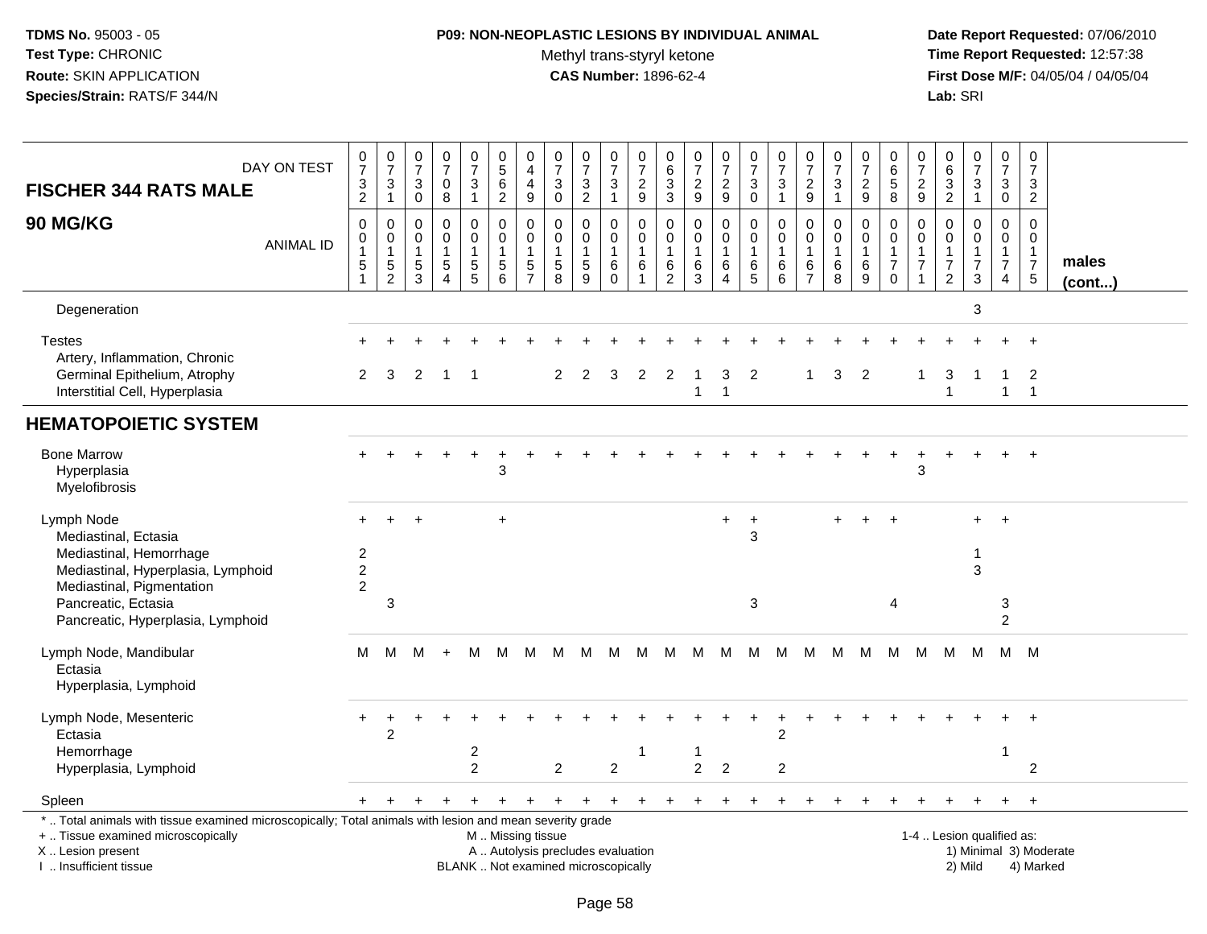**TDMS No.** 95003 - 05
**Test Type:** CHRONIC
**Route:** SKIN APPLICATION
**Species/Strain:** RATS/F 344/N

**P09: NON-NEOPLASTIC LESIONS BY INDIVIDUAL ANIMAL**
Methyl trans-styryl ketone
**CAS Number:** 1896-62-4

**Date Report Requested:** 07/06/2010
**Time Report Requested:** 12:57:38
**First Dose M/F:** 04/05/04 / 04/05/04
**Lab:** SRI

| FISCHER 344 RATS MALE — 90 MG/KG | | | | | | | | | | | | | | | | | | | | | | | | | | |
|---|---|---|---|---|---|---|---|---|---|---|---|---|---|---|---|---|---|---|---|---|---|---|---|---|---|---|
| DAY ON TEST | 0732 | 0731 | 0730 | 0708 | 0731 | 0562 | 0449 | 0730 | 0732 | 0731 | 0729 | 0633 | 0729 | 0729 | 0730 | 0731 | 0729 | 0731 | 0729 | 0658 | 0729 | 0632 | 0731 | 0730 | 0732 | |
| ANIMAL ID | 0151 | 0152 | 0153 | 0154 | 0155 | 0156 | 0157 | 0158 | 0159 | 0160 | 0161 | 0162 | 0163 | 0164 | 0165 | 0166 | 0167 | 0168 | 0169 | 0170 | 0171 | 0172 | 0173 | 0174 | 0175 | males (cont...) |
| Degeneration | | | | | | | | | | | | | | | | | | | | | | | 3 | | | |
| Testes | + | + | + | + | + | + | + | + | + | + | + | + | + | + | + | + | + | + | + | + | + | + | + | + | + | |
| Artery, Inflammation, Chronic | | | | | | | | | | | | | | | | | | | | | | | | | | |
| Germinal Epithelium, Atrophy | 2 | 3 | 2 | 1 | 1 | | | 2 | 2 | 3 | 2 | 2 | 1 | 3 | 2 | | 1 | 3 | 2 | | 1 | 3 | 1 | 1 | 2 | |
| Interstitial Cell, Hyperplasia | | | | | | | | | | | | | 1 | 1 | | | | | | | | 1 | | 1 | 1 | |
| **HEMATOPOIETIC SYSTEM** | | | | | | | | | | | | | | | | | | | | | | | | | | |
| Bone Marrow | + | + | + | + | + | + | + | + | + | + | + | + | + | + | + | + | + | + | + | + | + | + | + | + | + | |
| Hyperplasia | | | | | | 3 | | | | | | | | | | | | | | | 3 | | | | | |
| Myelofibrosis | | | | | | | | | | | | | | | | | | | | | | | | | | |
| Lymph Node | + | + | + | | | + | | | | | | | | + | + | | | + | + | + | | | + | + | | |
| Mediastinal, Ectasia | | | | | | | | | | | | | | | 3 | | | | | | | | | | | |
| Mediastinal, Hemorrhage | 2 | | | | | | | | | | | | | | | | | | | | | | 1 | | | |
| Mediastinal, Hyperplasia, Lymphoid | 2 | | | | | | | | | | | | | | | | | | | | | | 3 | | | |
| Mediastinal, Pigmentation | 2 | | | | | | | | | | | | | | | | | | | | | | | | | |
| Pancreatic, Ectasia | | 3 | | | | | | | | | | | | | 3 | | | | | 4 | | | | 3 | | |
| Pancreatic, Hyperplasia, Lymphoid | | | | | | | | | | | | | | | | | | | | | | | | 2 | | |
| Lymph Node, Mandibular | M | M | M | + | M | M | M | M | M | M | M | M | M | M | M | M | M | M | M | M | M | M | M | M | M | |
| Ectasia | | | | | | | | | | | | | | | | | | | | | | | | | | |
| Hyperplasia, Lymphoid | | | | | | | | | | | | | | | | | | | | | | | | | | |
| Lymph Node, Mesenteric | + | + | + | + | + | + | + | + | + | + | + | + | + | + | + | + | + | + | + | + | + | + | + | + | + | |
| Ectasia | | 2 | | | | | | | | | | | | | | 2 | | | | | | | | | | |
| Hemorrhage | | | | | 2 | | | | | | 1 | | 1 | | | | | | | | | | | 1 | | |
| Hyperplasia, Lymphoid | | | | | 2 | | | 2 | | 2 | | | 2 | 2 | | 2 | | | | | | | | | 2 | |
| Spleen | + | + | + | + | + | + | + | + | + | + | + | + | + | + | + | + | + | + | + | + | + | + | + | + | + | |

\* .. Total animals with tissue examined microscopically; Total animals with lesion and mean severity grade
+ .. Tissue examined microscopically
X .. Lesion present
I .. Insufficient tissue

M .. Missing tissue
A .. Autolysis precludes evaluation
BLANK .. Not examined microscopically

1-4 .. Lesion qualified as:
1) Minimal 3) Moderate
2) Mild 4) Marked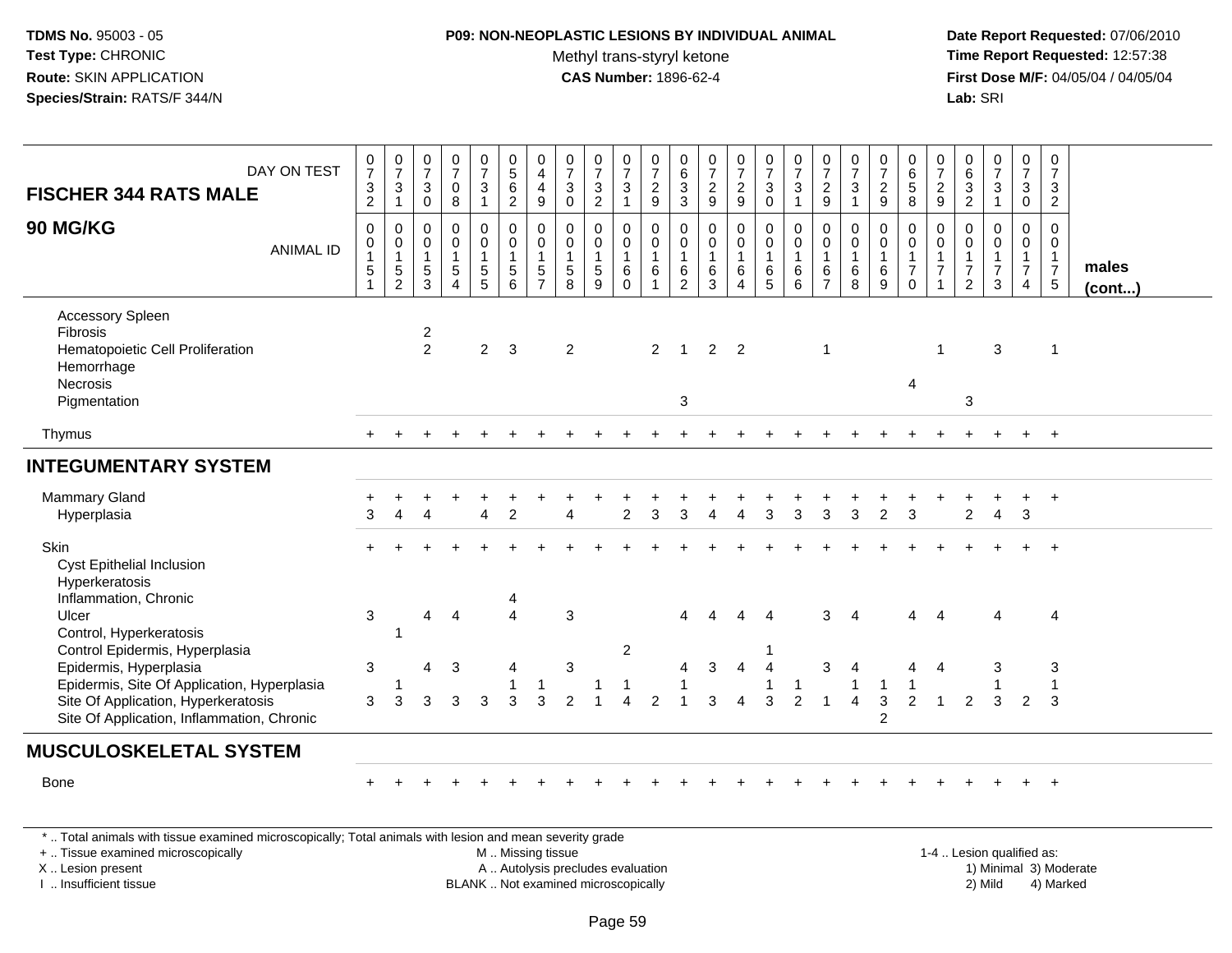# P09: NON-NEOPLASTIC LESIONS BY INDIVIDUAL ANIMAL

Methyl trans-styryl ketone

**CAS Number:** 1896-62-4

TDMS No. 95003 - 05
Test Type: CHRONIC
Route: SKIN APPLICATION
Species/Strain: RATS/F 344/N

Date Report Requested: 07/06/2010
Time Report Requested: 12:57:38
First Dose M/F: 04/05/04 / 04/05/04
Lab: SRI

## FISCHER 344 RATS MALE — 90 MG/KG

| DAY ON TEST | 0732 | 0731 | 0730 | 0708 | 0731 | 0562 | 0449 | 0730 | 0732 | 0731 | 0729 | 0633 | 0729 | 0729 | 0730 | 0731 | 0729 | 0731 | 0729 | 0658 | 0729 | 0632 | 0731 | 0730 | 0732 | |
|---|---|---|---|---|---|---|---|---|---|---|---|---|---|---|---|---|---|---|---|---|---|---|---|---|---|---|
| **ANIMAL ID** | 0151 | 0152 | 0153 | 0154 | 0155 | 0156 | 0157 | 0158 | 0159 | 0160 | 0161 | 0162 | 0163 | 0164 | 0165 | 0166 | 0167 | 0168 | 0169 | 0170 | 0171 | 0172 | 0173 | 0174 | 0175 | **males (cont...)** |
| Accessory Spleen | | | | | | | | | | | | | | | | | | | | | | | | | | |
| Fibrosis | | | 2 | | | | | | | | | | | | | | | | | | | | | | | |
| Hematopoietic Cell Proliferation | | | 2 | | 2 | 3 | | 2 | | | 2 | 1 | 2 | 2 | | | 1 | | | | 1 | | 3 | | 1 | |
| Hemorrhage | | | | | | | | | | | | | | | | | | | | | | | | | | |
| Necrosis | | | | | | | | | | | | | | | | | | | | 4 | | | | | | |
| Pigmentation | | | | | | | | | | | | 3 | | | | | | | | | | 3 | | | | |
| Thymus | + | + | + | + | + | + | + | + | + | + | + | + | + | + | + | + | + | + | + | + | + | + | + | + | + | |
| **INTEGUMENTARY SYSTEM** | | | | | | | | | | | | | | | | | | | | | | | | | | |
| Mammary Gland | + | + | + | + | + | + | + | + | + | + | + | + | + | + | + | + | + | + | + | + | + | + | + | + | + | |
| Hyperplasia | 3 | 4 | 4 | | 4 | 2 | | 4 | | 2 | 3 | 3 | 4 | 4 | 3 | 3 | 3 | 3 | 2 | 3 | | 2 | 4 | 3 | | |
| Skin | + | + | + | + | + | + | + | + | + | + | + | + | + | + | + | + | + | + | + | + | + | + | + | + | + | |
| Cyst Epithelial Inclusion | | | | | | | | | | | | | | | | | | | | | | | | | | |
| Hyperkeratosis | | | | | | | | | | | | | | | | | | | | | | | | | | |
| Inflammation, Chronic | | | | | | 4 | | | | | | | | | | | | | | | | | | | | |
| Ulcer | 3 | | 4 | 4 | | 4 | | 3 | | | | 4 | 4 | 4 | 4 | | 3 | 4 | | 4 | 4 | | 4 | | 4 | |
| Control, Hyperkeratosis | | 1 | | | | | | | | | | | | | | | | | | | | | | | | |
| Control Epidermis, Hyperplasia | | | | | | | | | | 2 | | | | | 1 | | | | | | | | | | | |
| Epidermis, Hyperplasia | 3 | | 4 | 3 | | 4 | | 3 | | | | 4 | 3 | 4 | 4 | | 3 | 4 | | 4 | 4 | | 3 | | 3 | |
| Epidermis, Site Of Application, Hyperplasia | | 1 | | | | 1 | 1 | | 1 | 1 | | 1 | | | 1 | 1 | | 1 | 1 | 1 | | | 1 | | 1 | |
| Site Of Application, Hyperkeratosis | 3 | 3 | 3 | 3 | 3 | 3 | 3 | 2 | 1 | 4 | 2 | 1 | 3 | 4 | 3 | 2 | 1 | 4 | 3 | 2 | 1 | 2 | 3 | 2 | 3 | |
| Site Of Application, Inflammation, Chronic | | | | | | | | | | | | | | | | | | | 2 | | | | | | | |
| **MUSCULOSKELETAL SYSTEM** | | | | | | | | | | | | | | | | | | | | | | | | | | |
| Bone | + | + | + | + | + | + | + | + | + | + | + | + | + | + | + | + | + | + | + | + | + | + | + | + | + | |

\* .. Total animals with tissue examined microscopically; Total animals with lesion and mean severity grade
+ .. Tissue examined microscopically
X .. Lesion present
I .. Insufficient tissue

M .. Missing tissue
A .. Autolysis precludes evaluation
BLANK .. Not examined microscopically

1-4 .. Lesion qualified as:
1) Minimal 3) Moderate
2) Mild 4) Marked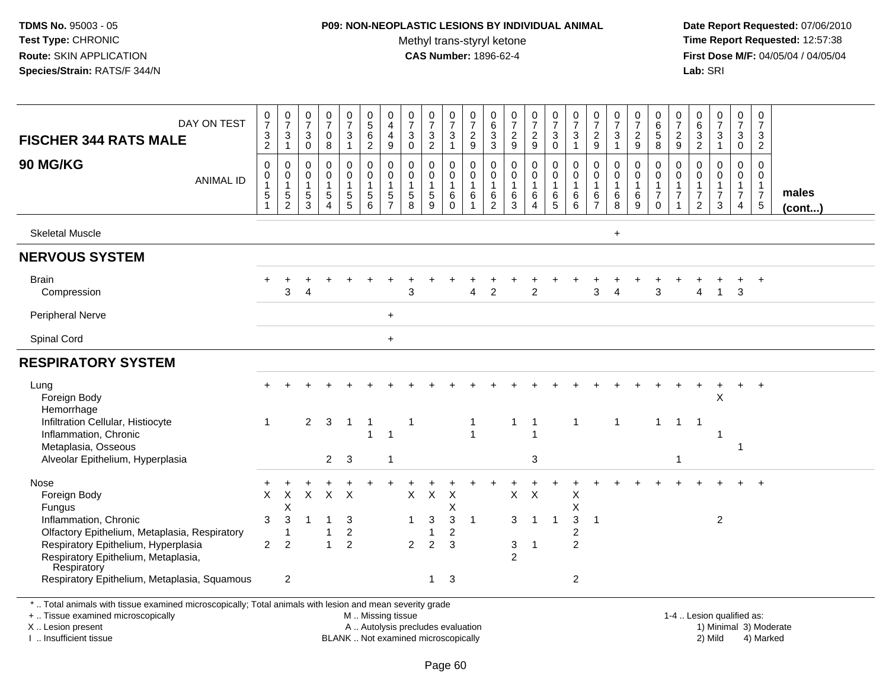**TDMS No.** 95003 - 05
**Test Type:** CHRONIC
**Route:** SKIN APPLICATION
**Species/Strain:** RATS/F 344/N

**P09: NON-NEOPLASTIC LESIONS BY INDIVIDUAL ANIMAL**
Methyl trans-styryl ketone
**CAS Number:** 1896-62-4

**Date Report Requested:** 07/06/2010
**Time Report Requested:** 12:57:38
**First Dose M/F:** 04/05/04 / 04/05/04
**Lab:** SRI

## FISCHER 344 RATS MALE — 90 MG/KG

| DAY ON TEST | 0732 | 0731 | 0730 | 0708 | 0731 | 0562 | 0449 | 0730 | 0732 | 0731 | 0729 | 0633 | 0729 | 0729 | 0730 | 0731 | 0729 | 0731 | 0729 | 0658 | 0729 | 0632 | 0731 | 0730 | 0732 | |
|---|---|---|---|---|---|---|---|---|---|---|---|---|---|---|---|---|---|---|---|---|---|---|---|---|---|---|
| **ANIMAL ID** | 0151 | 0152 | 0153 | 0154 | 0155 | 0156 | 0157 | 0158 | 0159 | 0160 | 0161 | 0162 | 0163 | 0164 | 0165 | 0166 | 0167 | 0168 | 0169 | 0170 | 0171 | 0172 | 0173 | 0174 | 0175 | **males (cont...)** |
| Skeletal Muscle | | | | | | | | | | | | | | | | | | + | | | | | | | | |
| **NERVOUS SYSTEM** | | | | | | | | | | | | | | | | | | | | | | | | | | |
| Brain | + | + | + | + | + | + | + | + | + | + | + | + | + | + | + | + | + | + | + | + | + | + | + | + | + | |
| Compression | | 3 | 4 | | | | | 3 | | | 4 | 2 | | 2 | | | 3 | 4 | | 3 | | 4 | 1 | 3 | | |
| Peripheral Nerve | | | | | | | + | | | | | | | | | | | | | | | | | | | |
| Spinal Cord | | | | | | | + | | | | | | | | | | | | | | | | | | | |
| **RESPIRATORY SYSTEM** | | | | | | | | | | | | | | | | | | | | | | | | | | |
| Lung | + | + | + | + | + | + | + | + | + | + | + | + | + | + | + | + | + | + | + | + | + | + | + | + | + | |
| Foreign Body | | | | | | | | | | | | | | | | | | | | | | | X | | | |
| Hemorrhage | | | | | | | | | | | | | | | | | | | | | | | | | | |
| Infiltration Cellular, Histiocyte | 1 | | 2 | 3 | 1 | 1 | | 1 | | | 1 | | 1 | 1 | | 1 | | 1 | | 1 | 1 | 1 | | | | |
| Inflammation, Chronic | | | | | | 1 | 1 | | | | 1 | | | 1 | | | | | | | | | 1 | | | |
| Metaplasia, Osseous | | | | | | | | | | | | | | | | | | | | | | | | 1 | | |
| Alveolar Epithelium, Hyperplasia | | | | 2 | 3 | | 1 | | | | | | | 3 | | | | | | | 1 | | | | | |
| Nose | + | + | + | + | + | + | + | + | + | + | + | + | + | + | + | + | + | + | + | + | + | + | + | + | + | |
| Foreign Body | X | X | X | X | X | | | X | X | X | | | X | X | | X | | | | | | | | | | |
| Fungus | | X | | | | | | | | X | | | | | | X | | | | | | | | | | |
| Inflammation, Chronic | 3 | 3 | 1 | 1 | 3 | | | 1 | 3 | 3 | 1 | | 3 | 1 | 1 | 3 | 1 | | | | | | 2 | | | |
| Olfactory Epithelium, Metaplasia, Respiratory | | 1 | | 1 | 2 | | | | 1 | 2 | | | | | | 2 | | | | | | | | | | |
| Respiratory Epithelium, Hyperplasia | 2 | 2 | | 1 | 2 | | | 2 | 2 | 3 | | | 3 | 1 | | 2 | | | | | | | | | | |
| Respiratory Epithelium, Metaplasia, Respiratory | | | | | | | | | | | | | 2 | | | | | | | | | | | | | |
| Respiratory Epithelium, Metaplasia, Squamous | | 2 | | | | | | | 1 | 3 | | | | | | 2 | | | | | | | | | | |

\* .. Total animals with tissue examined microscopically; Total animals with lesion and mean severity grade
+ .. Tissue examined microscopically
X .. Lesion present
I .. Insufficient tissue
M .. Missing tissue
A .. Autolysis precludes evaluation
BLANK .. Not examined microscopically
1-4 .. Lesion qualified as: 1) Minimal 2) Mild 3) Moderate 4) Marked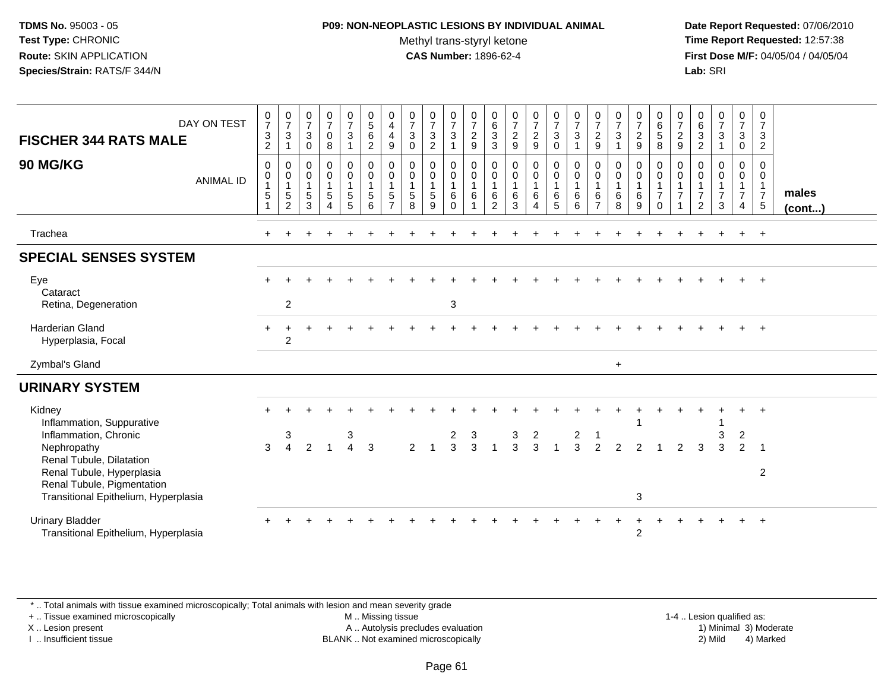**TDMS No.** 95003 - 05
**Test Type:** CHRONIC
**Route:** SKIN APPLICATION
**Species/Strain:** RATS/F 344/N

**P09: NON-NEOPLASTIC LESIONS BY INDIVIDUAL ANIMAL**
Methyl trans-styryl ketone
**CAS Number:** 1896-62-4

**Date Report Requested:** 07/06/2010
**Time Report Requested:** 12:57:38
**First Dose M/F:** 04/05/04 / 04/05/04
**Lab:** SRI

| FISCHER 344 RATS MALE — DAY ON TEST | 0732 | 0731 | 0730 | 0708 | 0731 | 0562 | 0449 | 0730 | 0732 | 0731 | 0729 | 0633 | 0729 | 0729 | 0730 | 0731 | 0729 | 0731 | 0729 | 0658 | 0729 | 0632 | 0731 | 0730 | 0732 | |
|---|---|---|---|---|---|---|---|---|---|---|---|---|---|---|---|---|---|---|---|---|---|---|---|---|---|---|
| **90 MG/KG** — ANIMAL ID | 0151 | 0152 | 0153 | 0154 | 0155 | 0156 | 0157 | 0158 | 0159 | 0160 | 0161 | 0162 | 0163 | 0164 | 0165 | 0166 | 0167 | 0168 | 0169 | 0170 | 0171 | 0172 | 0173 | 0174 | 0175 | **males (cont...)** |
| Trachea | + | + | + | + | + | + | + | + | + | + | + | + | + | + | + | + | + | + | + | + | + | + | + | + | + | |
| **SPECIAL SENSES SYSTEM** | | | | | | | | | | | | | | | | | | | | | | | | | | |
| Eye | + | + | + | + | + | + | + | + | + | + | + | + | + | + | + | + | + | + | + | + | + | + | + | + | + | |
| Cataract | | | | | | | | | | | | | | | | | | | | | | | | | | |
| Retina, Degeneration | | 2 | | | | | | | | 3 | | | | | | | | | | | | | | | | |
| Harderian Gland | + | + | + | + | + | + | + | + | + | + | + | + | + | + | + | + | + | + | + | + | + | + | + | + | + | |
| Hyperplasia, Focal | | 2 | | | | | | | | | | | | | | | | | | | | | | | | |
| Zymbal's Gland | | | | | | | | | | | | | | | | | | + | | | | | | | | |
| **URINARY SYSTEM** | | | | | | | | | | | | | | | | | | | | | | | | | | |
| Kidney | + | + | + | + | + | + | + | + | + | + | + | + | + | + | + | + | + | + | + | + | + | + | + | + | + | |
| Inflammation, Suppurative | | | | | | | | | | | | | | | | | | | 1 | | | | 1 | | | |
| Inflammation, Chronic | | 3 | | | 3 | | | | | 2 | 3 | | 3 | 2 | | 2 | 1 | | | | | | 3 | 2 | | |
| Nephropathy | 3 | 4 | 2 | 1 | 4 | 3 | | 2 | 1 | 3 | 3 | 1 | 3 | 3 | 1 | 3 | 2 | 2 | 2 | 1 | 2 | 3 | 3 | 2 | 1 | |
| Renal Tubule, Dilatation | | | | | | | | | | | | | | | | | | | | | | | | | | |
| Renal Tubule, Hyperplasia | | | | | | | | | | | | | | | | | | | | | | | | | 2 | |
| Renal Tubule, Pigmentation | | | | | | | | | | | | | | | | | | | | | | | | | | |
| Transitional Epithelium, Hyperplasia | | | | | | | | | | | | | | | | | | | 3 | | | | | | | |
| Urinary Bladder | + | + | + | + | + | + | + | + | + | + | + | + | + | + | + | + | + | + | + | + | + | + | + | + | + | |
| Transitional Epithelium, Hyperplasia | | | | | | | | | | | | | | | | | | | 2 | | | | | | | |

* .. Total animals with tissue examined microscopically; Total animals with lesion and mean severity grade
+ .. Tissue examined microscopically
X .. Lesion present
I .. Insufficient tissue
M .. Missing tissue
A .. Autolysis precludes evaluation
BLANK .. Not examined microscopically
1-4 .. Lesion qualified as: 1) Minimal 2) Mild 3) Moderate 4) Marked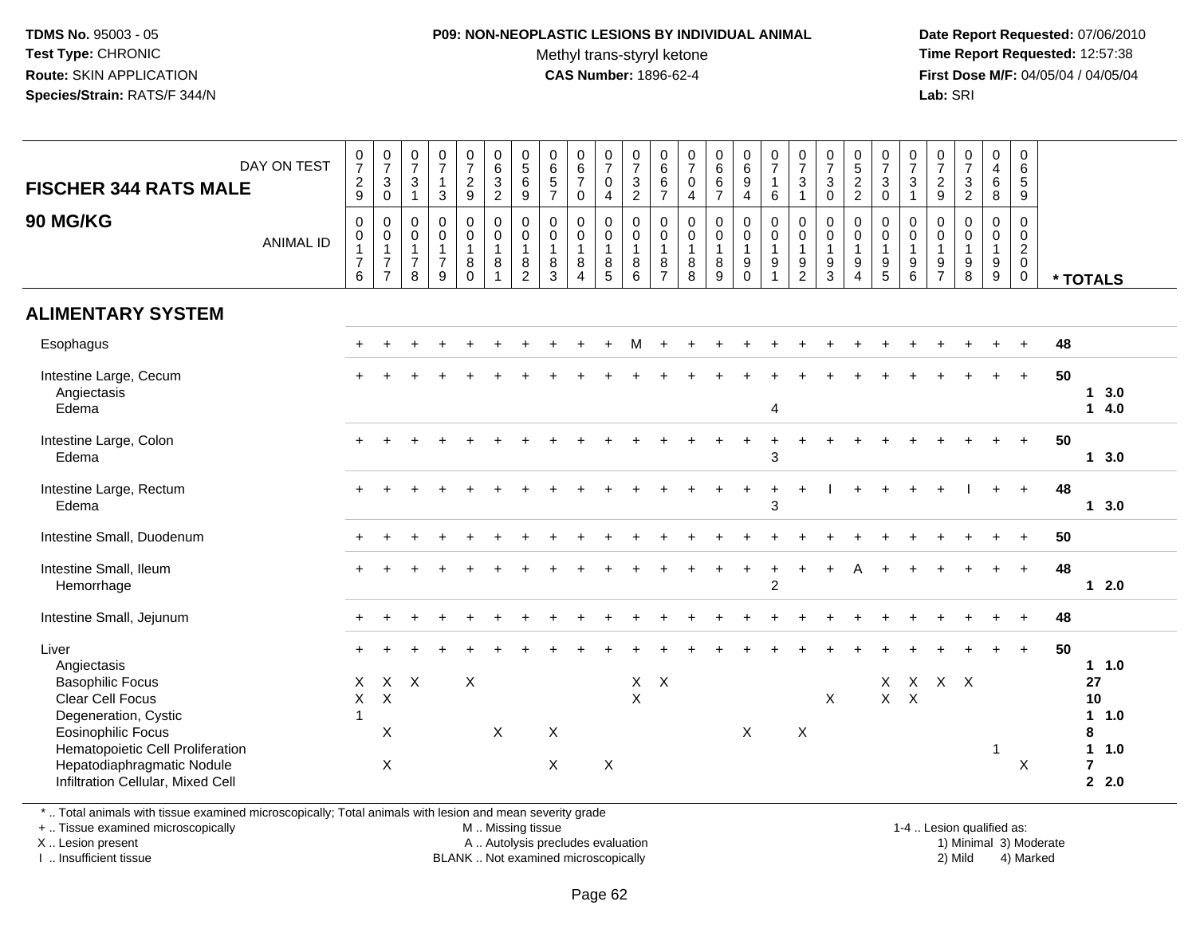TDMS No. 95003 - 05
Test Type: CHRONIC
Route: SKIN APPLICATION
Species/Strain: RATS/F 344/N

**P09: NON-NEOPLASTIC LESIONS BY INDIVIDUAL ANIMAL**
Methyl trans-styryl ketone
**CAS Number:** 1896-62-4

Date Report Requested: 07/06/2010
Time Report Requested: 12:57:38
First Dose M/F: 04/05/04 / 04/05/04
Lab: SRI

## FISCHER 344 RATS MALE
## 90 MG/KG

| DAY ON TEST | 0729 | 0730 | 0731 | 0713 | 0729 | 0632 | 0569 | 0657 | 0670 | 0704 | 0732 | 0667 | 0704 | 0667 | 0694 | 0716 | 0731 | 0730 | 0522 | 0730 | 0731 | 0729 | 0732 | 0468 | 0659 | |
|---|---|---|---|---|---|---|---|---|---|---|---|---|---|---|---|---|---|---|---|---|---|---|---|---|---|---|
| **ANIMAL ID** | 0176 | 0177 | 0178 | 0179 | 0180 | 0181 | 0182 | 0183 | 0184 | 0185 | 0186 | 0187 | 0188 | 0189 | 0190 | 0191 | 0192 | 0193 | 0194 | 0195 | 0196 | 0197 | 0198 | 0199 | 0200 | *** TOTALS** |
| **ALIMENTARY SYSTEM** | | | | | | | | | | | | | | | | | | | | | | | | | | |
| Esophagus | + | + | + | + | + | + | + | + | + | + | M | + | + | + | + | + | + | + | + | + | + | + | + | + | + | 48 |
| Intestine Large, Cecum | + | + | + | + | + | + | + | + | + | + | + | + | + | + | + | + | + | + | + | + | + | + | + | + | + | 50 |
| Angiectasis | | | | | | | | | | | | | | | | | | | | | | | | | | 1 3.0 |
| Edema | | | | | | | | | | | | | | | | 4 | | | | | | | | | | 1 4.0 |
| Intestine Large, Colon | + | + | + | + | + | + | + | + | + | + | + | + | + | + | + | + | + | + | + | + | + | + | + | + | + | 50 |
| Edema | | | | | | | | | | | | | | | | 3 | | | | | | | | | | 1 3.0 |
| Intestine Large, Rectum | + | + | + | + | + | + | + | + | + | + | + | + | + | + | + | + | + | I | + | + | + | + | I | + | + | 48 |
| Edema | | | | | | | | | | | | | | | | 3 | | | | | | | | | | 1 3.0 |
| Intestine Small, Duodenum | + | + | + | + | + | + | + | + | + | + | + | + | + | + | + | + | + | + | + | + | + | + | + | + | + | 50 |
| Intestine Small, Ileum | + | + | + | + | + | + | + | + | + | + | + | + | + | + | + | + | + | + | A | + | + | + | + | + | + | 48 |
| Hemorrhage | | | | | | | | | | | | | | | | 2 | | | | | | | | | | 1 2.0 |
| Intestine Small, Jejunum | + | + | + | + | + | + | + | + | + | + | + | + | + | + | + | + | + | + | + | + | + | + | + | + | + | 48 |
| Liver | + | + | + | + | + | + | + | + | + | + | + | + | + | + | + | + | + | + | + | + | + | + | + | + | + | 50 |
| Angiectasis | | | | | | | | | | | | | | | | | | | | | | | | | | 1 1.0 |
| Basophilic Focus | X | X | X | | X | | | | | | X | X | | | | | | | | X | X | X | X | | | 27 |
| Clear Cell Focus | X | X | | | | | | | | | X | | | | | | | X | | X | X | | | | | 10 |
| Degeneration, Cystic | 1 | | | | | | | | | | | | | | | | | | | | | | | | | 1 1.0 |
| Eosinophilic Focus | | X | | | | X | | X | | | | | | | X | | X | | | | | | | | | 8 |
| Hematopoietic Cell Proliferation | | | | | | | | | | | | | | | | | | | | | | | | 1 | | 1 1.0 |
| Hepatodiaphragmatic Nodule | | X | | | | | | X | | X | | | | | | | | | | | | | | | X | 7 |
| Infiltration Cellular, Mixed Cell | | | | | | | | | | | | | | | | | | | | | | | | | | 2 2.0 |

\* .. Total animals with tissue examined microscopically; Total animals with lesion and mean severity grade
\+ .. Tissue examined microscopically
X .. Lesion present
I .. Insufficient tissue
M .. Missing tissue
A .. Autolysis precludes evaluation
BLANK .. Not examined microscopically
1-4 .. Lesion qualified as: 1) Minimal 2) Mild 3) Moderate 4) Marked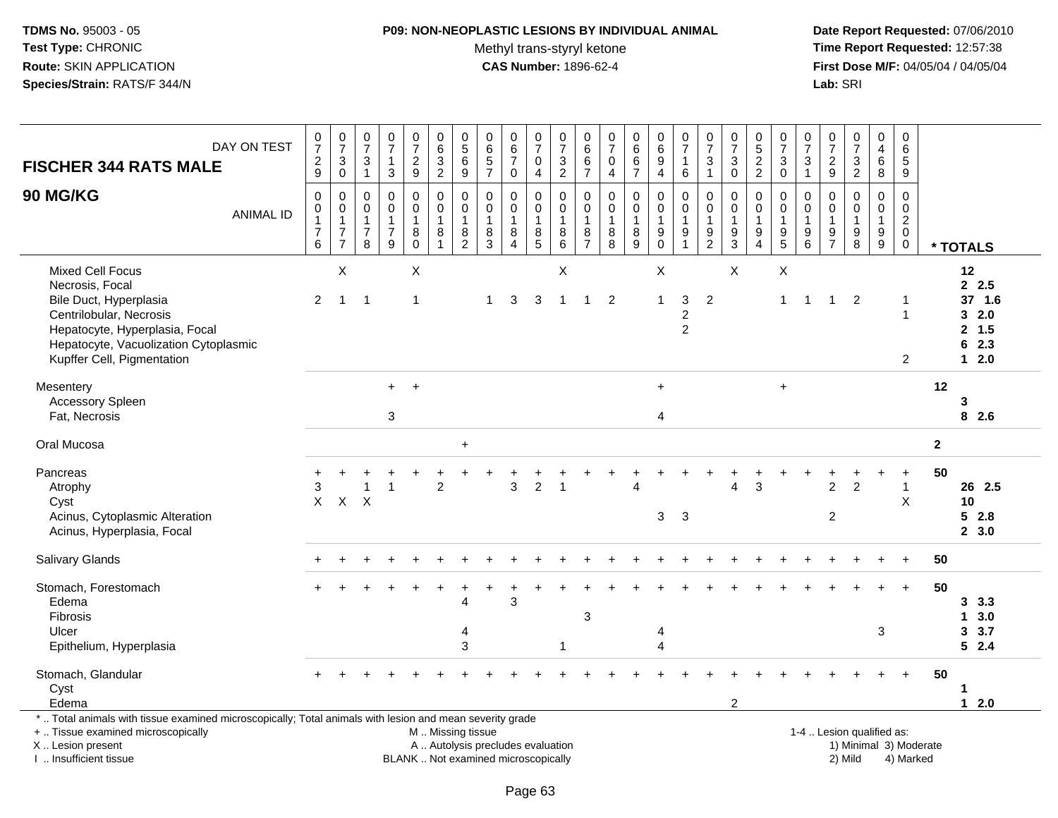**TDMS No.** 95003 - 05
**Test Type:** CHRONIC
**Route:** SKIN APPLICATION
**Species/Strain:** RATS/F 344/N

**P09: NON-NEOPLASTIC LESIONS BY INDIVIDUAL ANIMAL**
Methyl trans-styryl ketone
**CAS Number:** 1896-62-4

**Date Report Requested:** 07/06/2010
**Time Report Requested:** 12:57:38
**First Dose M/F:** 04/05/04 / 04/05/04
**Lab:** SRI

| FISCHER 344 RATS MALE — DAY ON TEST | 0729 | 0730 | 0731 | 0713 | 0729 | 0632 | 0569 | 0657 | 0670 | 0704 | 0732 | 0667 | 0704 | 0667 | 0694 | 0716 | 0731 | 0730 | 0522 | 0730 | 0731 | 0729 | 0732 | 0468 | 0659 | |
|---|---|---|---|---|---|---|---|---|---|---|---|---|---|---|---|---|---|---|---|---|---|---|---|---|---|---|
| **90 MG/KG** — ANIMAL ID | 00176 | 00177 | 00178 | 00179 | 00180 | 00181 | 00182 | 00183 | 00184 | 00185 | 00186 | 00187 | 00188 | 00189 | 00190 | 00191 | 00192 | 00193 | 00194 | 00195 | 00196 | 00197 | 00198 | 00199 | 00200 | *** TOTALS** |
| Mixed Cell Focus | | X | | | X | | | | | | X | | | | X | | | X | | X | | | | | | 12 |
| Necrosis, Focal | | | | | | | | | | | | | | | | | | | | | | | | | | 2 2.5 |
| Bile Duct, Hyperplasia | 2 | 1 | 1 | | 1 | | | 1 | 3 | 3 | 1 | 1 | 2 | | 1 | 3 | 2 | | | 1 | 1 | 1 | 2 | | 1 | 37 1.6 |
| Centrilobular, Necrosis | | | | | | | | | | | | | | | | 2 | | | | | | | | | 1 | 3 2.0 |
| Hepatocyte, Hyperplasia, Focal | | | | | | | | | | | | | | | | 2 | | | | | | | | | | 2 1.5 |
| Hepatocyte, Vacuolization Cytoplasmic | | | | | | | | | | | | | | | | | | | | | | | | | | 6 2.3 |
| Kupffer Cell, Pigmentation | | | | | | | | | | | | | | | | | | | | | | | | | 2 | 1 2.0 |
| Mesentery | | | | + | + | | | | | | | | | | + | | | | | + | | | | | | 12 |
| Accessory Spleen | | | | | | | | | | | | | | | | | | | | | | | | | | 3 |
| Fat, Necrosis | | | | 3 | | | | | | | | | | | 4 | | | | | | | | | | | 8 2.6 |
| Oral Mucosa | | | | | | | + | | | | | | | | | | | | | | | | | | | 2 |
| Pancreas | + | + | + | + | + | + | + | + | + | + | + | + | + | + | + | + | + | + | + | + | + | + | + | + | + | 50 |
| Atrophy | 3 | | 1 | 1 | | 2 | | | 3 | 2 | 1 | | | 4 | | | | 4 | 3 | | | 2 | 2 | | 1 | 26 2.5 |
| Cyst | X | X | X | | | | | | | | | | | | | | | | | | | | | | X | 10 |
| Acinus, Cytoplasmic Alteration | | | | | | | | | | | | | | | 3 | 3 | | | | | | 2 | | | | 5 2.8 |
| Acinus, Hyperplasia, Focal | | | | | | | | | | | | | | | | | | | | | | | | | | 2 3.0 |
| Salivary Glands | + | + | + | + | + | + | + | + | + | + | + | + | + | + | + | + | + | + | + | + | + | + | + | + | + | 50 |
| Stomach, Forestomach | + | + | + | + | + | + | + | + | + | + | + | + | + | + | + | + | + | + | + | + | + | + | + | + | + | 50 |
| Edema | | | | | | | 4 | | 3 | | | | | | | | | | | | | | | | | 3 3.3 |
| Fibrosis | | | | | | | | | | | | 3 | | | | | | | | | | | | | | 1 3.0 |
| Ulcer | | | | | | | 4 | | | | | | | | 4 | | | | | | | | | 3 | | 3 3.7 |
| Epithelium, Hyperplasia | | | | | | | 3 | | | | 1 | | | | 4 | | | | | | | | | | | 5 2.4 |
| Stomach, Glandular | + | + | + | + | + | + | + | + | + | + | + | + | + | + | + | + | + | + | + | + | + | + | + | + | + | 50 |
| Cyst | | | | | | | | | | | | | | | | | | | | | | | | | | 1 |
| Edema | | | | | | | | | | | | | | | | | | 2 | | | | | | | | 1 2.0 |

\* .. Total animals with tissue examined microscopically; Total animals with lesion and mean severity grade
\+ .. Tissue examined microscopically
X .. Lesion present
I .. Insufficient tissue

M .. Missing tissue
A .. Autolysis precludes evaluation
BLANK .. Not examined microscopically

1-4 .. Lesion qualified as:
1) Minimal 3) Moderate
2) Mild 4) Marked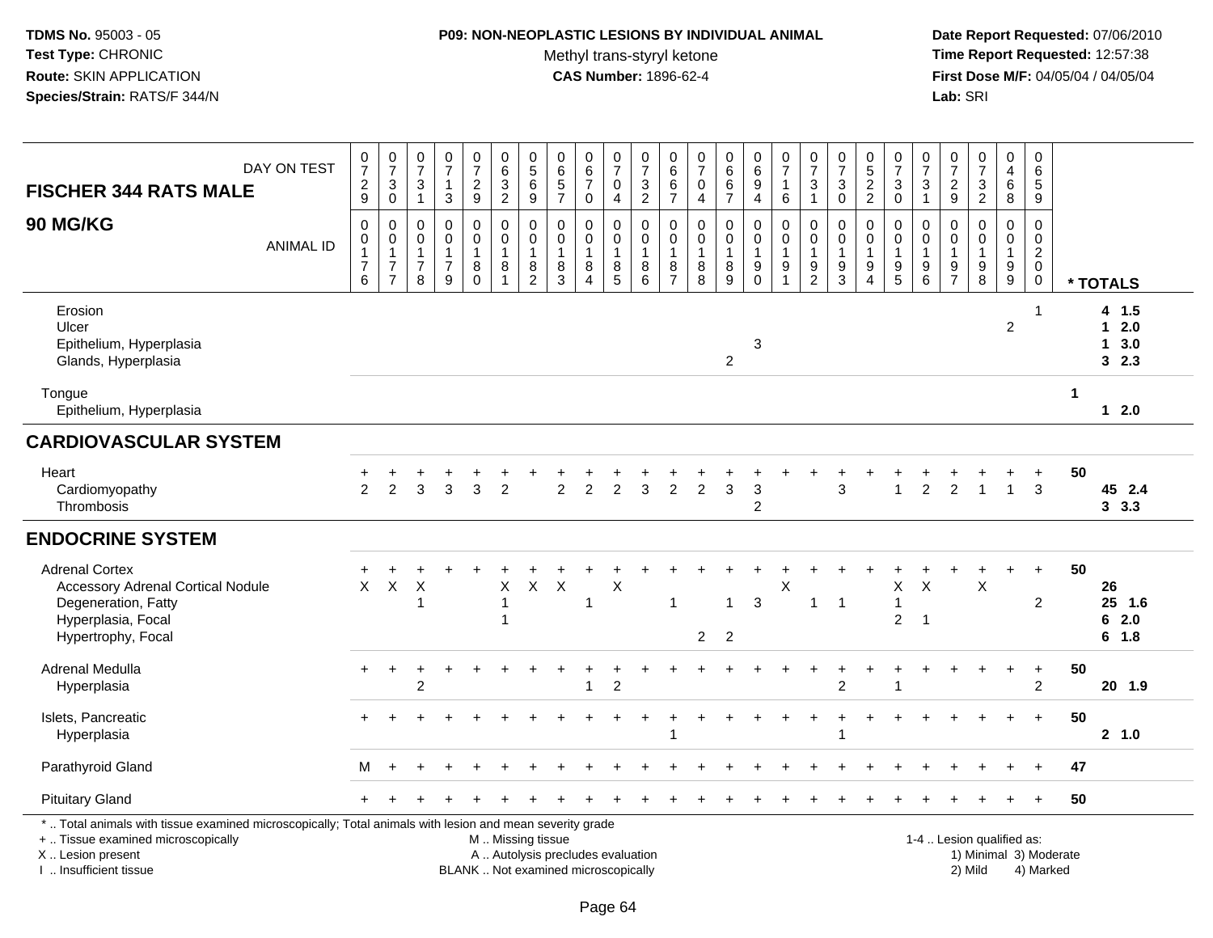**TDMS No.** 95003 - 05
**Test Type:** CHRONIC
**Route:** SKIN APPLICATION
**Species/Strain:** RATS/F 344/N

**P09: NON-NEOPLASTIC LESIONS BY INDIVIDUAL ANIMAL**
Methyl trans-styryl ketone
**CAS Number:** 1896-62-4

**Date Report Requested:** 07/06/2010
**Time Report Requested:** 12:57:38
**First Dose M/F:** 04/05/04 / 04/05/04
**Lab:** SRI

**FISCHER 344 RATS MALE**

**90 MG/KG**

| DAY ON TEST | 0729 | 0730 | 0731 | 0713 | 0729 | 0632 | 0569 | 0657 | 0670 | 0704 | 0732 | 0667 | 0704 | 0667 | 0694 | 0716 | 0731 | 0730 | 0522 | 0730 | 0731 | 0729 | 0732 | 0468 | 0659 | |
|---|---|---|---|---|---|---|---|---|---|---|---|---|---|---|---|---|---|---|---|---|---|---|---|---|---|---|
| **ANIMAL ID** | 0176 | 0177 | 0178 | 0179 | 0180 | 0181 | 0182 | 0183 | 0184 | 0185 | 0186 | 0187 | 0188 | 0189 | 0190 | 0191 | 0192 | 0193 | 0194 | 0195 | 0196 | 0197 | 0198 | 0199 | 0200 | *** TOTALS** |
| Erosion | | | | | | | | | | | | | | | | | | | | | | | | | 1 | 4 1.5 |
| Ulcer | | | | | | | | | | | | | | | | | | | | | | | | 2 | | 1 2.0 |
| Epithelium, Hyperplasia | | | | | | | | | | | | | | | 3 | | | | | | | | | | | 1 3.0 |
| Glands, Hyperplasia | | | | | | | | | | | | | | 2 | | | | | | | | | | | | 3 2.3 |
| Tongue | | | | | | | | | | | | | | | | | | | | | | | | | | 1 |
| Epithelium, Hyperplasia | | | | | | | | | | | | | | | | | | | | | | | | | | 1 2.0 |
| **CARDIOVASCULAR SYSTEM** | | | | | | | | | | | | | | | | | | | | | | | | | | |
| Heart | + | + | + | + | + | + | + | + | + | + | + | + | + | + | + | + | + | + | + | + | + | + | + | + | + | 50 |
| Cardiomyopathy | 2 | 2 | 3 | 3 | 3 | 2 | | 2 | 2 | 2 | 3 | 2 | 2 | 3 | 3 | | | 3 | | 1 | 2 | 2 | 1 | 1 | 3 | 45 2.4 |
| Thrombosis | | | | | | | | | | | | | | | 2 | | | | | | | | | | | 3 3.3 |
| **ENDOCRINE SYSTEM** | | | | | | | | | | | | | | | | | | | | | | | | | | |
| Adrenal Cortex | + | + | + | + | + | + | + | + | + | + | + | + | + | + | + | + | + | + | + | + | + | + | + | + | + | 50 |
| Accessory Adrenal Cortical Nodule | X | X | X | | | X | X | X | | X | | | | | | X | | | | X | X | | X | | | 26 |
| Degeneration, Fatty | | | 1 | | | 1 | | | 1 | | | 1 | | 1 | 3 | | 1 | 1 | | 1 | | | | | 2 | 25 1.6 |
| Hyperplasia, Focal | | | | | | 1 | | | | | | | | | | | | | | 2 | 1 | | | | | 6 2.0 |
| Hypertrophy, Focal | | | | | | | | | | | | | 2 | 2 | | | | | | | | | | | | 6 1.8 |
| Adrenal Medulla | + | + | + | + | + | + | + | + | + | + | + | + | + | + | + | + | + | + | + | + | + | + | + | + | + | 50 |
| Hyperplasia | | | 2 | | | | | | 1 | 2 | | | | | | | | 2 | | 1 | | | | | 2 | 20 1.9 |
| Islets, Pancreatic | + | + | + | + | + | + | + | + | + | + | + | + | + | + | + | + | + | + | + | + | + | + | + | + | + | 50 |
| Hyperplasia | | | | | | | | | | | | 1 | | | | | | 1 | | | | | | | | 2 1.0 |
| Parathyroid Gland | M | + | + | + | + | + | + | + | + | + | + | + | + | + | + | + | + | + | + | + | + | + | + | + | + | 47 |
| Pituitary Gland | + | + | + | + | + | + | + | + | + | + | + | + | + | + | + | + | + | + | + | + | + | + | + | + | + | 50 |

\* .. Total animals with tissue examined microscopically; Total animals with lesion and mean severity grade
\+ .. Tissue examined microscopically
X .. Lesion present
I .. Insufficient tissue

M .. Missing tissue
A .. Autolysis precludes evaluation
BLANK .. Not examined microscopically

1-4 .. Lesion qualified as:
1) Minimal 3) Moderate
2) Mild 4) Marked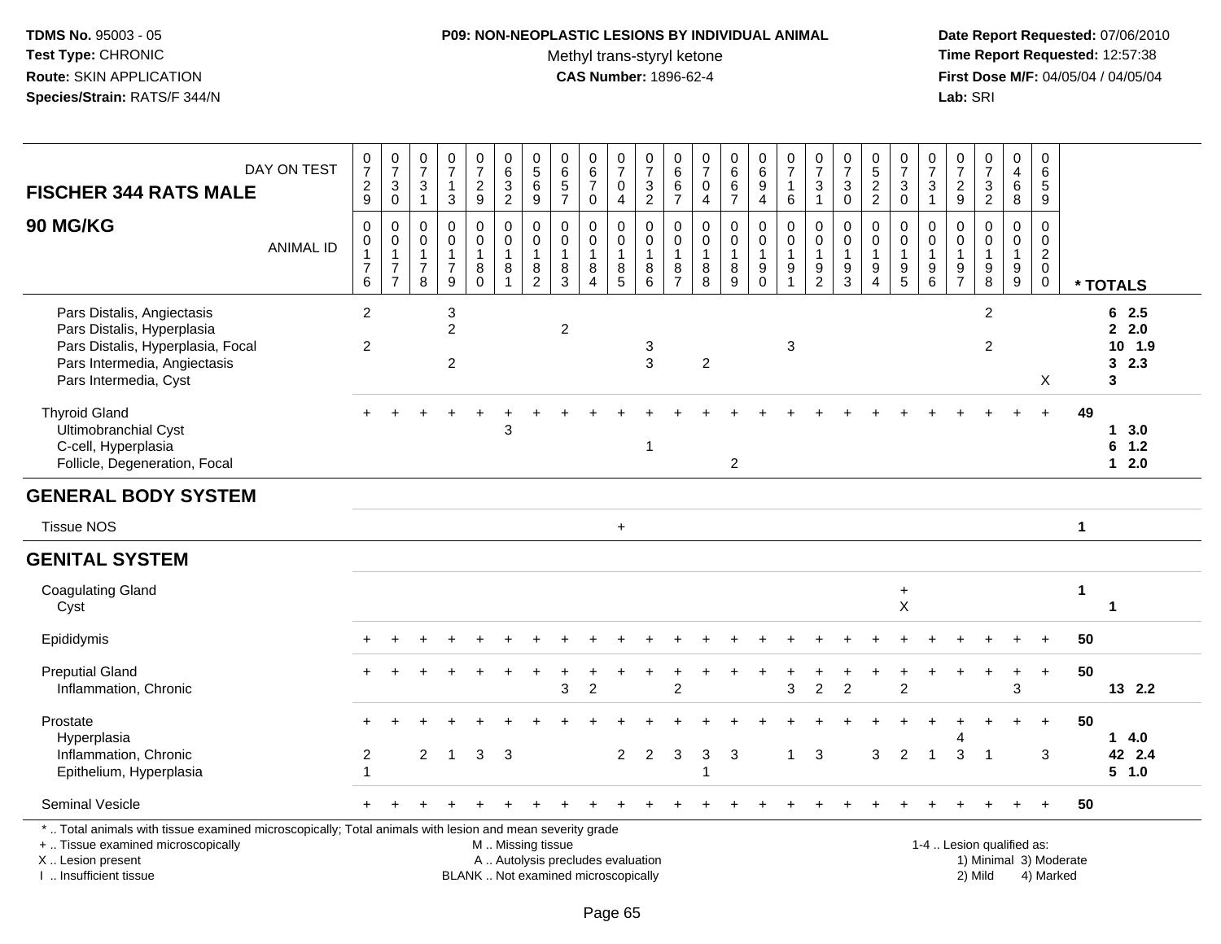**TDMS No.** 95003 - 05
**Test Type:** CHRONIC
**Route:** SKIN APPLICATION
**Species/Strain:** RATS/F 344/N

**P09: NON-NEOPLASTIC LESIONS BY INDIVIDUAL ANIMAL**
Methyl trans-styryl ketone
**CAS Number:** 1896-62-4

**Date Report Requested:** 07/06/2010
**Time Report Requested:** 12:57:38
**First Dose M/F:** 04/05/04 / 04/05/04
**Lab:** SRI

| FISCHER 344 RATS MALE 90 MG/KG | DAY ON TEST | 0729 | 0730 | 0731 | 0713 | 0729 | 0632 | 0569 | 0657 | 0670 | 0704 | 0732 | 0667 | 0704 | 0667 | 0694 | 0716 | 0731 | 0730 | 0522 | 0730 | 0731 | 0729 | 0732 | 0468 | 0659 | |
|---|---|---|---|---|---|---|---|---|---|---|---|---|---|---|---|---|---|---|---|---|---|---|---|---|---|---|---|
| | ANIMAL ID | 0176 | 0177 | 0178 | 0179 | 0180 | 0181 | 0182 | 0183 | 0184 | 0185 | 0186 | 0187 | 0188 | 0189 | 0190 | 0191 | 0192 | 0193 | 0194 | 0195 | 0196 | 0197 | 0198 | 0199 | 0200 | * TOTALS |
| Pars Distalis, Angiectasis | | 2 | | | 3 | | | | | | | | | | | | | | | | | | | 2 | | | 6 2.5 |
| Pars Distalis, Hyperplasia | | | | | 2 | | | | 2 | | | | | | | | | | | | | | | | | | 2 2.0 |
| Pars Distalis, Hyperplasia, Focal | | 2 | | | | | | | | | | 3 | | | | | 3 | | | | | | | 2 | | | 10 1.9 |
| Pars Intermedia, Angiectasis | | | | | 2 | | | | | | | 3 | | 2 | | | | | | | | | | | | | 3 2.3 |
| Pars Intermedia, Cyst | | | | | | | | | | | | | | | | | | | | | | | | | | X | 3 |
| Thyroid Gland | | + | + | + | + | + | + | + | + | + | + | + | + | + | + | + | + | + | + | + | + | + | + | + | + | + | 49 |
| Ultimobranchial Cyst | | | | | | | 3 | | | | | | | | | | | | | | | | | | | | 1 3.0 |
| C-cell, Hyperplasia | | | | | | | | | | | | 1 | | | | | | | | | | | | | | | 6 1.2 |
| Follicle, Degeneration, Focal | | | | | | | | | | | | | | | 2 | | | | | | | | | | | | 1 2.0 |
| **GENERAL BODY SYSTEM** | | | | | | | | | | | | | | | | | | | | | | | | | | | |
| Tissue NOS | | | | | | | | | | | + | | | | | | | | | | | | | | | | 1 |
| **GENITAL SYSTEM** | | | | | | | | | | | | | | | | | | | | | | | | | | | |
| Coagulating Gland | | | | | | | | | | | | | | | | | | | | | + | | | | | | 1 |
| Cyst | | | | | | | | | | | | | | | | | | | | | X | | | | | | 1 |
| Epididymis | | + | + | + | + | + | + | + | + | + | + | + | + | + | + | + | + | + | + | + | + | + | + | + | + | + | 50 |
| Preputial Gland | | + | + | + | + | + | + | + | + | + | + | + | + | + | + | + | + | + | + | + | + | + | + | + | + | + | 50 |
| Inflammation, Chronic | | | | | | | | | 3 | 2 | | | 2 | | | | 3 | 2 | 2 | | 2 | | | | 3 | | 13 2.2 |
| Prostate | | + | + | + | + | + | + | + | + | + | + | + | + | + | + | + | + | + | + | + | + | + | + | + | + | + | 50 |
| Hyperplasia | | | | | | | | | | | | | | | | | | | | | | | 4 | | | | 1 4.0 |
| Inflammation, Chronic | | 2 | | 2 | 1 | 3 | 3 | | | | 2 | 2 | 3 | 3 | 3 | | 1 | 3 | | 3 | 2 | 1 | 3 | 1 | | 3 | 42 2.4 |
| Epithelium, Hyperplasia | | 1 | | | | | | | | | | | | 1 | | | | | | | | | | | | | 5 1.0 |
| Seminal Vesicle | | + | + | + | + | + | + | + | + | + | + | + | + | + | + | + | + | + | + | + | + | + | + | + | + | + | 50 |

\* .. Total animals with tissue examined microscopically; Total animals with lesion and mean severity grade
\+ .. Tissue examined microscopically
X .. Lesion present
I .. Insufficient tissue

M .. Missing tissue
A .. Autolysis precludes evaluation
BLANK .. Not examined microscopically

1-4 .. Lesion qualified as:
1) Minimal 3) Moderate
2) Mild 4) Marked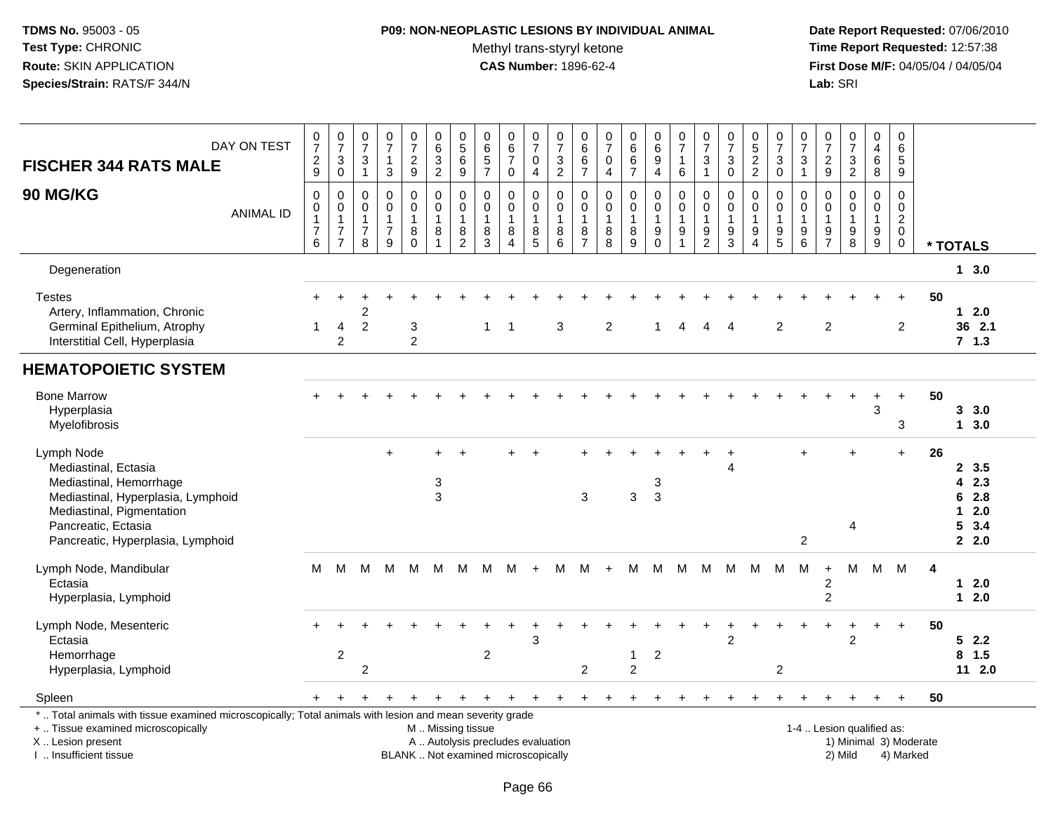**TDMS No.** 95003 - 05
**Test Type:** CHRONIC
**Route:** SKIN APPLICATION
**Species/Strain:** RATS/F 344/N

**P09: NON-NEOPLASTIC LESIONS BY INDIVIDUAL ANIMAL**
Methyl trans-styryl ketone
**CAS Number:** 1896-62-4

**Date Report Requested:** 07/06/2010
**Time Report Requested:** 12:57:38
**First Dose M/F:** 04/05/04 / 04/05/04
**Lab:** SRI

## FISCHER 344 RATS MALE — 90 MG/KG

| DAY ON TEST | 0729 | 0730 | 0731 | 0713 | 0729 | 0632 | 0569 | 0657 | 0670 | 0704 | 0732 | 0667 | 0704 | 0667 | 0694 | 0716 | 0731 | 0730 | 0522 | 0730 | 0731 | 0729 | 0732 | 0468 | 0659 | |
|---|---|---|---|---|---|---|---|---|---|---|---|---|---|---|---|---|---|---|---|---|---|---|---|---|---|---|
| **ANIMAL ID** | 00176 | 00177 | 00178 | 00179 | 00180 | 00181 | 00182 | 00183 | 00184 | 00185 | 00186 | 00187 | 00188 | 00189 | 00190 | 00191 | 00192 | 00193 | 00194 | 00195 | 00196 | 00197 | 00198 | 00199 | 00200 | *** TOTALS** |
| Degeneration | | | | | | | | | | | | | | | | | | | | | | | | | | **1 3.0** |
| Testes | + | + | + | + | + | + | + | + | + | + | + | + | + | + | + | + | + | + | + | + | + | + | + | + | + | **50** |
| Artery, Inflammation, Chronic | | | 2 | | | | | | | | | | | | | | | | | | | | | | | **1 2.0** |
| Germinal Epithelium, Atrophy | 1 | 4 | 2 | | 3 | | | 1 | 1 | | 3 | | 2 | | 1 | 4 | 4 | 4 | | 2 | | 2 | | | 2 | **36 2.1** |
| Interstitial Cell, Hyperplasia | | 2 | | | 2 | | | | | | | | | | | | | | | | | | | | | **7 1.3** |
| **HEMATOPOIETIC SYSTEM** | | | | | | | | | | | | | | | | | | | | | | | | | | |
| Bone Marrow | + | + | + | + | + | + | + | + | + | + | + | + | + | + | + | + | + | + | + | + | + | + | + | + | + | **50** |
| Hyperplasia | | | | | | | | | | | | | | | | | | | | | | | | 3 | | **3 3.0** |
| Myelofibrosis | | | | | | | | | | | | | | | | | | | | | | | | | 3 | **1 3.0** |
| Lymph Node | | | | + | | + | + | | + | + | | + | + | + | + | + | + | + | | | + | | + | | + | **26** |
| Mediastinal, Ectasia | | | | | | | | | | | | | | | | | | 4 | | | | | | | | **2 3.5** |
| Mediastinal, Hemorrhage | | | | | | 3 | | | | | | | | | 3 | | | | | | | | | | | **4 2.3** |
| Mediastinal, Hyperplasia, Lymphoid | | | | | | 3 | | | | | | 3 | | 3 | 3 | | | | | | | | | | | **6 2.8** |
| Mediastinal, Pigmentation | | | | | | | | | | | | | | | | | | | | | | | | | | **1 2.0** |
| Pancreatic, Ectasia | | | | | | | | | | | | | | | | | | | | | | | 4 | | | **5 3.4** |
| Pancreatic, Hyperplasia, Lymphoid | | | | | | | | | | | | | | | | | | | | | 2 | | | | | **2 2.0** |
| Lymph Node, Mandibular | M | M | M | M | M | M | M | M | M | + | M | M | + | M | M | M | M | M | M | M | M | + | M | M | M | **4** |
| Ectasia | | | | | | | | | | | | | | | | | | | | | | 2 | | | | **1 2.0** |
| Hyperplasia, Lymphoid | | | | | | | | | | | | | | | | | | | | | | 2 | | | | **1 2.0** |
| Lymph Node, Mesenteric | + | + | + | + | + | + | + | + | + | + | + | + | + | + | + | + | + | + | + | + | + | + | + | + | + | **50** |
| Ectasia | | | | | | | | | | 3 | | | | | | | | 2 | | | | | 2 | | | **5 2.2** |
| Hemorrhage | | 2 | | | | | | 2 | | | | | | 1 | 2 | | | | | | | | | | | **8 1.5** |
| Hyperplasia, Lymphoid | | | 2 | | | | | | | | | 2 | | 2 | | | | | | 2 | | | | | | **11 2.0** |
| Spleen | + | + | + | + | + | + | + | + | + | + | + | + | + | + | + | + | + | + | + | + | + | + | + | + | + | **50** |

\* .. Total animals with tissue examined microscopically; Total animals with lesion and mean severity grade
\+ .. Tissue examined microscopically — M .. Missing tissue — 1-4 .. Lesion qualified as:
X .. Lesion present — A .. Autolysis precludes evaluation — 1) Minimal 3) Moderate
I .. Insufficient tissue — BLANK .. Not examined microscopically — 2) Mild 4) Marked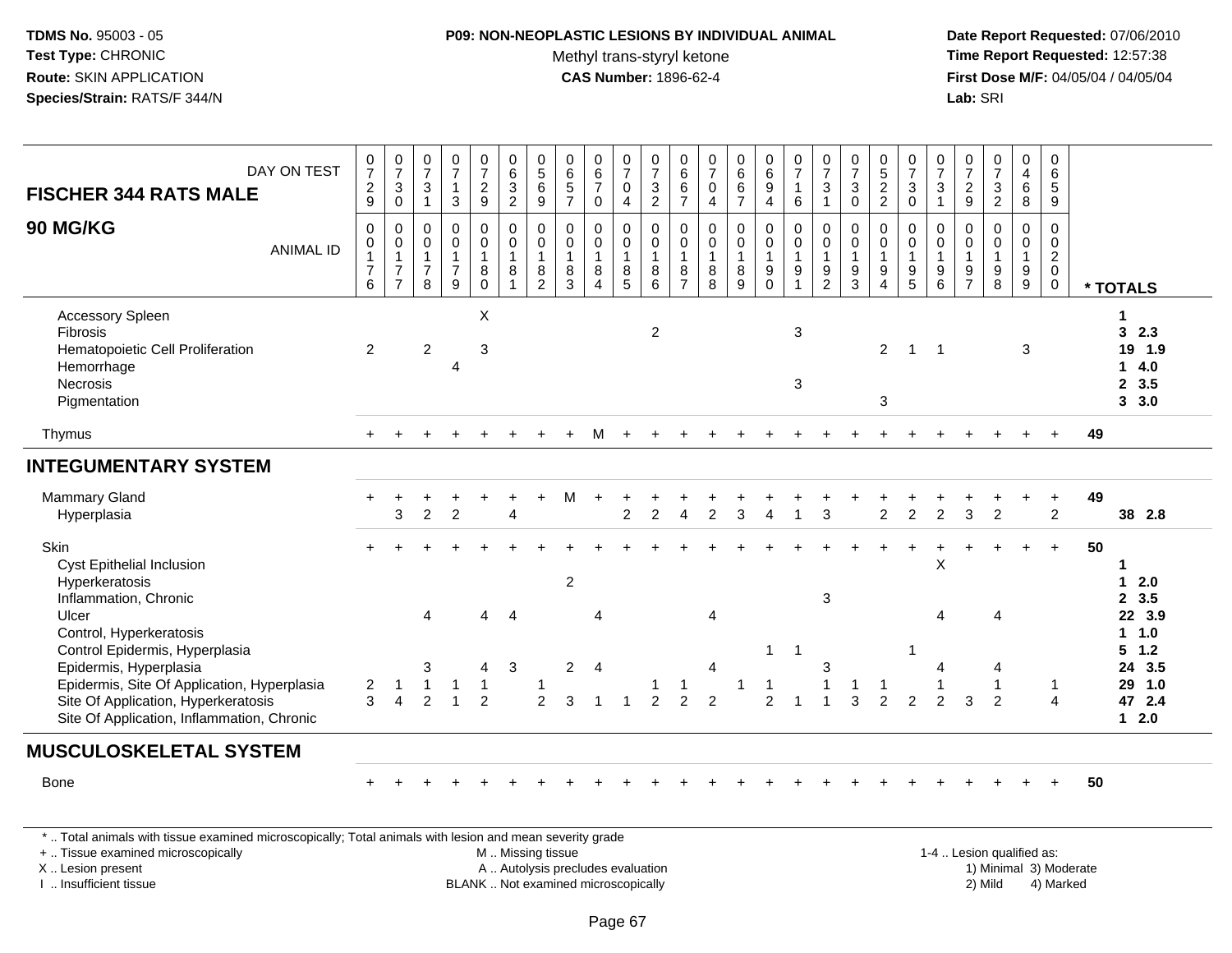**TDMS No.** 95003 - 05
**Test Type:** CHRONIC
**Route:** SKIN APPLICATION
**Species/Strain:** RATS/F 344/N

**P09: NON-NEOPLASTIC LESIONS BY INDIVIDUAL ANIMAL**
Methyl trans-styryl ketone
**CAS Number:** 1896-62-4

**Date Report Requested:** 07/06/2010
**Time Report Requested:** 12:57:38
**First Dose M/F:** 04/05/04 / 04/05/04
**Lab:** SRI

## FISCHER 344 RATS MALE — 90 MG/KG

| DAY ON TEST | 0729 | 0730 | 0731 | 0713 | 0729 | 0632 | 0569 | 0657 | 0670 | 0704 | 0732 | 0667 | 0704 | 0667 | 0694 | 0716 | 0731 | 0730 | 0522 | 0730 | 0731 | 0729 | 0732 | 0468 | 0659 | |
|---|---|---|---|---|---|---|---|---|---|---|---|---|---|---|---|---|---|---|---|---|---|---|---|---|---|---|
| **ANIMAL ID** | 00176 | 00177 | 00178 | 00179 | 00180 | 00181 | 00182 | 00183 | 00184 | 00185 | 00186 | 00187 | 00188 | 00189 | 00190 | 00191 | 00192 | 00193 | 00194 | 00195 | 00196 | 00197 | 00198 | 00199 | 00200 | *** TOTALS** |
| Accessory Spleen | | | | | X | | | | | | | | | | | | | | | | | | | | | 1 |
| Fibrosis | | | | | | | | | | | 2 | | | | | 3 | | | | | | | | | | 3 2.3 |
| Hematopoietic Cell Proliferation | 2 | | 2 | | 3 | | | | | | | | | | | | | | 2 | 1 | 1 | | | 3 | | 19 1.9 |
| Hemorrhage | | | | 4 | | | | | | | | | | | | | | | | | | | | | | 1 4.0 |
| Necrosis | | | | | | | | | | | | | | | | 3 | | | | | | | | | | 2 3.5 |
| Pigmentation | | | | | | | | | | | | | | | | | | | 3 | | | | | | | 3 3.0 |
| Thymus | + | + | + | + | + | + | + | + | M | + | + | + | + | + | + | + | + | + | + | + | + | + | + | + | + | 49 |
| **INTEGUMENTARY SYSTEM** | | | | | | | | | | | | | | | | | | | | | | | | | | |
| Mammary Gland | + | + | + | + | + | + | + | M | + | + | + | + | + | + | + | + | + | + | + | + | + | + | + | + | + | 49 |
| Hyperplasia | | 3 | 2 | 2 | | 4 | | | | 2 | 2 | 4 | 2 | 3 | 4 | 1 | 3 | | 2 | 2 | 2 | 3 | 2 | | 2 | 38 2.8 |
| Skin | + | + | + | + | + | + | + | + | + | + | + | + | + | + | + | + | + | + | + | + | + | + | + | + | + | 50 |
| Cyst Epithelial Inclusion | | | | | | | | | | | | | | | | | | | | | X | | | | | 1 |
| Hyperkeratosis | | | | | | | | 2 | | | | | | | | | | | | | | | | | | 1 2.0 |
| Inflammation, Chronic | | | | | | | | | | | | | | | | | 3 | | | | | | | | | 2 3.5 |
| Ulcer | | | 4 | | 4 | 4 | | | 4 | | | | 4 | | | | | | | | 4 | | 4 | | | 22 3.9 |
| Control, Hyperkeratosis | | | | | | | | | | | | | | | | | | | | | | | | | | 1 1.0 |
| Control Epidermis, Hyperplasia | | | | | | | | | | | | | | | 1 | 1 | | | | 1 | | | | | | 5 1.2 |
| Epidermis, Hyperplasia | | | 3 | | 4 | 3 | | 2 | 4 | | | | 4 | | | | 3 | | | | 4 | | 4 | | | 24 3.5 |
| Epidermis, Site Of Application, Hyperplasia | 2 | 1 | 1 | 1 | 1 | | 1 | | | | 1 | 1 | | 1 | 1 | | 1 | 1 | 1 | | 1 | | 1 | | 1 | 29 1.0 |
| Site Of Application, Hyperkeratosis | 3 | 4 | 2 | 1 | 2 | | 2 | 3 | 1 | 1 | 2 | 2 | 2 | | 2 | 1 | 1 | 3 | 2 | 2 | 2 | 3 | 2 | | 4 | 47 2.4 |
| Site Of Application, Inflammation, Chronic | | | | | | | | | | | | | | | | | | | | | | | | | | 1 2.0 |
| **MUSCULOSKELETAL SYSTEM** | | | | | | | | | | | | | | | | | | | | | | | | | | |
| Bone | + | + | + | + | + | + | + | + | + | + | + | + | + | + | + | + | + | + | + | + | + | + | + | + | + | 50 |

* .. Total animals with tissue examined microscopically; Total animals with lesion and mean severity grade
+ .. Tissue examined microscopically
X .. Lesion present
I .. Insufficient tissue
M .. Missing tissue
A .. Autolysis precludes evaluation
BLANK .. Not examined microscopically
1-4 .. Lesion qualified as: 1) Minimal 2) Mild 3) Moderate 4) Marked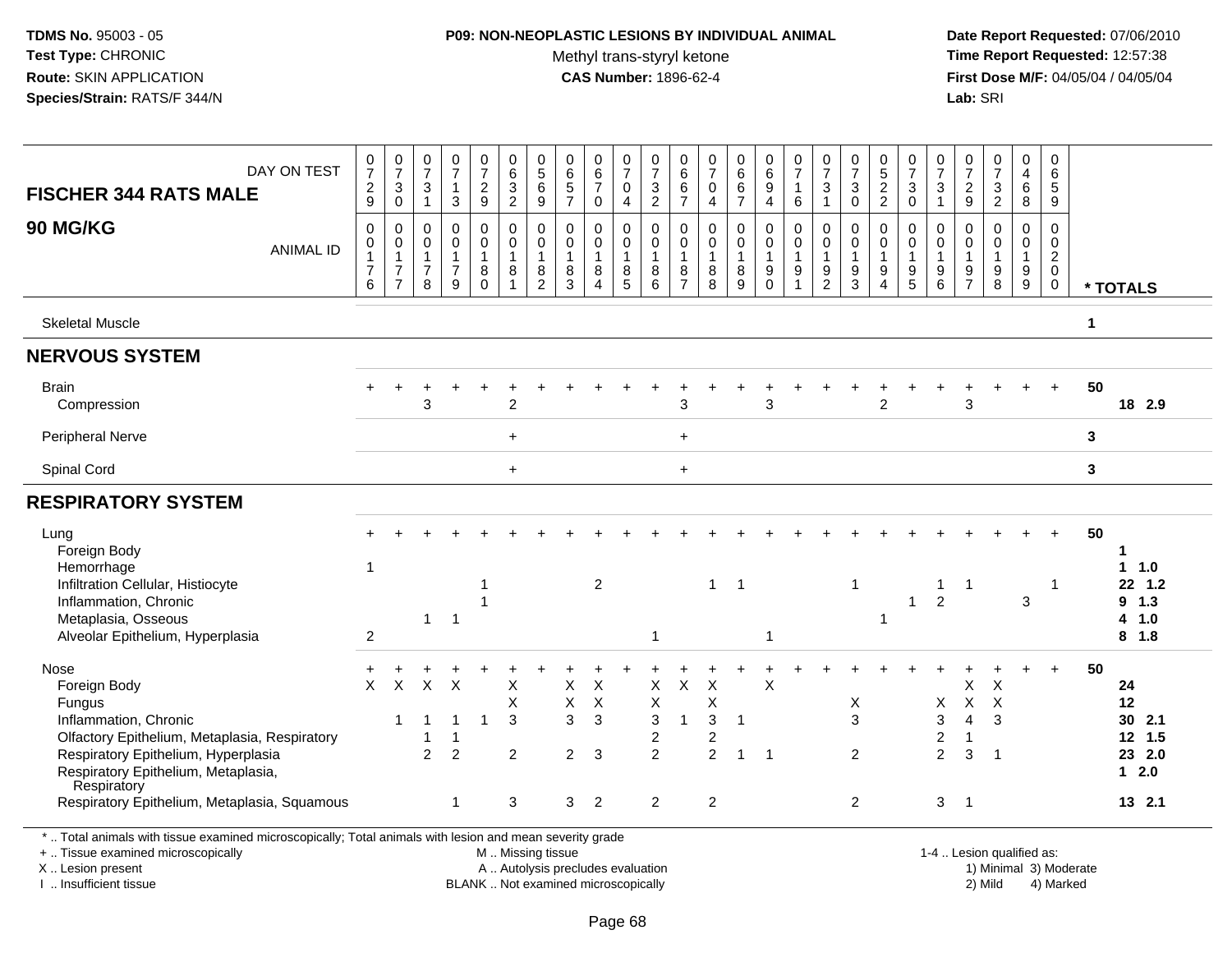**TDMS No.** 95003 - 05
**Test Type:** CHRONIC
**Route:** SKIN APPLICATION
**Species/Strain:** RATS/F 344/N

**P09: NON-NEOPLASTIC LESIONS BY INDIVIDUAL ANIMAL**
Methyl trans-styryl ketone
**CAS Number:** 1896-62-4

**Date Report Requested:** 07/06/2010
**Time Report Requested:** 12:57:38
**First Dose M/F:** 04/05/04 / 04/05/04
**Lab:** SRI

| FISCHER 344 RATS MALE 90 MG/KG | | | | | | | | | | | | | | | | | | | | | | | | | | |
|---|---|---|---|---|---|---|---|---|---|---|---|---|---|---|---|---|---|---|---|---|---|---|---|---|---|---|
| DAY ON TEST | 0729 | 0730 | 0731 | 0713 | 0729 | 0632 | 0569 | 0657 | 0670 | 0704 | 0732 | 0667 | 0704 | 0667 | 0694 | 0716 | 0731 | 0730 | 0522 | 0730 | 0731 | 0729 | 0732 | 0468 | 0659 | |
| ANIMAL ID | 00176 | 00177 | 00178 | 00179 | 00180 | 00181 | 00182 | 00183 | 00184 | 00185 | 00186 | 00187 | 00188 | 00189 | 00190 | 00191 | 00192 | 00193 | 00194 | 00195 | 00196 | 00197 | 00198 | 00199 | 00200 | * TOTALS |
| Skeletal Muscle | | | | | | | | | | | | | | | | | | | | | | | | | | 1 |
| **NERVOUS SYSTEM** | | | | | | | | | | | | | | | | | | | | | | | | | | |
| Brain | + | + | + | + | + | + | + | + | + | + | + | + | + | + | + | + | + | + | + | + | + | + | + | + | + | 50 |
| Compression | | | 3 | | | 2 | | | | | | 3 | | | 3 | | | | 2 | | | 3 | | | | 18 2.9 |
| Peripheral Nerve | | | | | | + | | | | | | + | | | | | | | | | | | | | | 3 |
| Spinal Cord | | | | | | + | | | | | | + | | | | | | | | | | | | | | 3 |
| **RESPIRATORY SYSTEM** | | | | | | | | | | | | | | | | | | | | | | | | | | |
| Lung | + | + | + | + | + | + | + | + | + | + | + | + | + | + | + | + | + | + | + | + | + | + | + | + | + | 50 |
| Foreign Body | | | | | | | | | | | | | | | | | | | | | | | | | | 1 |
| Hemorrhage | 1 | | | | | | | | | | | | | | | | | | | | | | | | | 1 1.0 |
| Infiltration Cellular, Histiocyte | | | | | 1 | | | | 2 | | | | 1 | 1 | | | | 1 | | | 1 | 1 | | | 1 | 22 1.2 |
| Inflammation, Chronic | | | | | 1 | | | | | | | | | | | | | | | 1 | 2 | | | 3 | | 9 1.3 |
| Metaplasia, Osseous | | | 1 | 1 | | | | | | | | | | | | | | | 1 | | | | | | | 4 1.0 |
| Alveolar Epithelium, Hyperplasia | 2 | | | | | | | | | | 1 | | | | 1 | | | | | | | | | | | 8 1.8 |
| Nose | + | + | + | + | + | + | + | + | + | + | + | + | + | + | + | + | + | + | + | + | + | + | + | + | + | 50 |
| Foreign Body | X | X | X | X | | X | | X | X | | X | X | X | | X | | | | | | | X | X | | | 24 |
| Fungus | | | | | | X | | X | X | | X | | X | | | | | X | | | X | X | X | | | 12 |
| Inflammation, Chronic | | 1 | 1 | 1 | 1 | 3 | | 3 | 3 | | 3 | 1 | 3 | 1 | | | | 3 | | | 3 | 4 | 3 | | | 30 2.1 |
| Olfactory Epithelium, Metaplasia, Respiratory | | | 1 | 1 | | | | | | | 2 | | 2 | | | | | | | | 2 | 1 | | | | 12 1.5 |
| Respiratory Epithelium, Hyperplasia | | | 2 | 2 | | 2 | | 2 | 3 | | 2 | | 2 | 1 | 1 | | | 2 | | | 2 | 3 | 1 | | | 23 2.0 |
| Respiratory Epithelium, Metaplasia, Respiratory | | | | | | | | | | | | | | | | | | | | | | | | | | 1 2.0 |
| Respiratory Epithelium, Metaplasia, Squamous | | | | 1 | | 3 | | 3 | 2 | | 2 | | 2 | | | | | 2 | | | 3 | 1 | | | | 13 2.1 |

\* .. Total animals with tissue examined microscopically; Total animals with lesion and mean severity grade
+ .. Tissue examined microscopically
X .. Lesion present
I .. Insufficient tissue

M .. Missing tissue
A .. Autolysis precludes evaluation
BLANK .. Not examined microscopically

1-4 .. Lesion qualified as:
1) Minimal 3) Moderate
2) Mild 4) Marked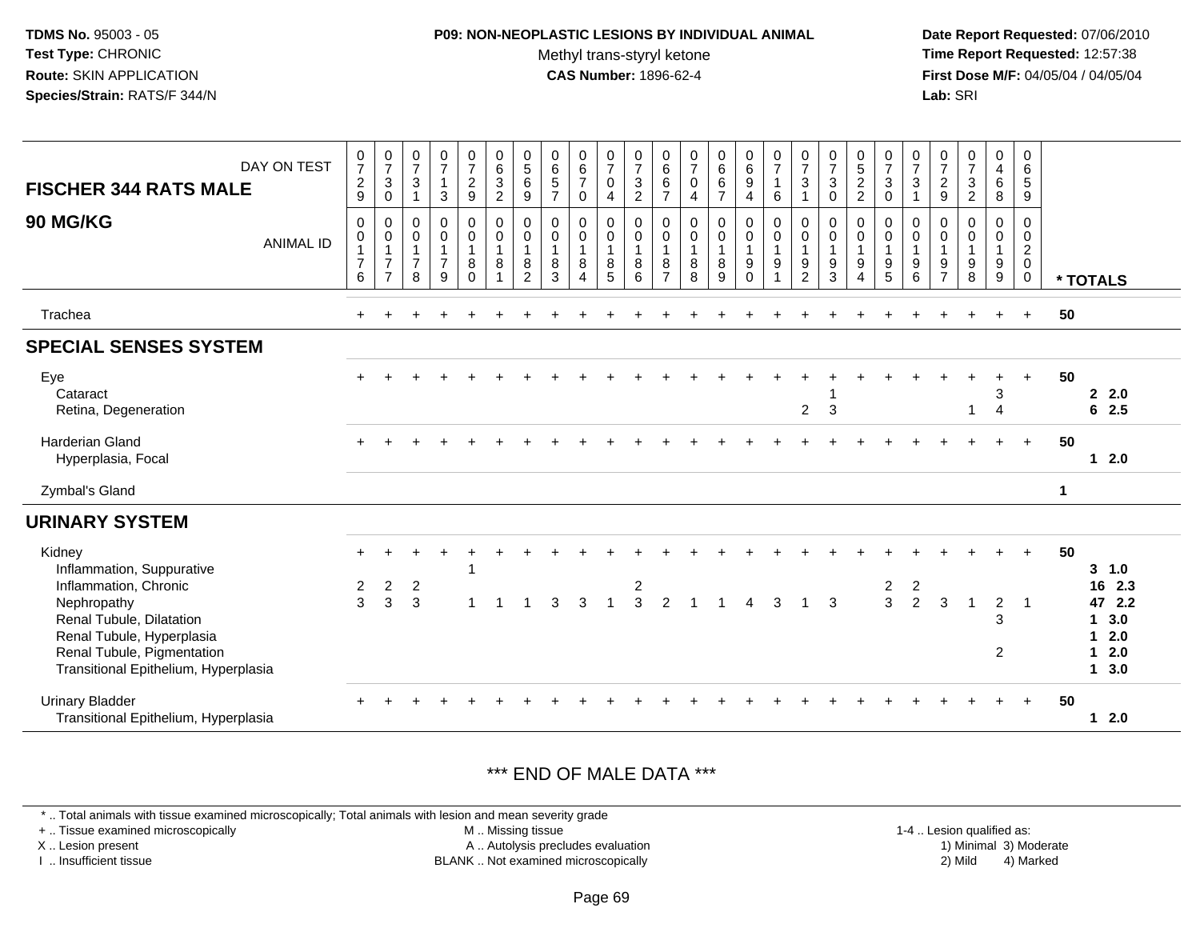**TDMS No.** 95003 - 05
**Test Type:** CHRONIC
**Route:** SKIN APPLICATION
**Species/Strain:** RATS/F 344/N

**P09: NON-NEOPLASTIC LESIONS BY INDIVIDUAL ANIMAL**
Methyl trans-styryl ketone
**CAS Number:** 1896-62-4

**Date Report Requested:** 07/06/2010
**Time Report Requested:** 12:57:38
**First Dose M/F:** 04/05/04 / 04/05/04
**Lab:** SRI

| FISCHER 344 RATS MALE — DAY ON TEST | 0729 | 0730 | 0731 | 0713 | 0729 | 0632 | 0569 | 0657 | 0670 | 0704 | 0732 | 0667 | 0704 | 0667 | 0694 | 0716 | 0731 | 0730 | 0522 | 0730 | 0731 | 0729 | 0732 | 0468 | 0659 | |
|---|---|---|---|---|---|---|---|---|---|---|---|---|---|---|---|---|---|---|---|---|---|---|---|---|---|---|
| **90 MG/KG** — ANIMAL ID | 00176 | 00177 | 00178 | 00179 | 00180 | 00181 | 00182 | 00183 | 00184 | 00185 | 00186 | 00187 | 00188 | 00189 | 00190 | 00191 | 00192 | 00193 | 00194 | 00195 | 00196 | 00197 | 00198 | 00199 | 00200 | *** TOTALS** |
| Trachea | + | + | + | + | + | + | + | + | + | + | + | + | + | + | + | + | + | + | + | + | + | + | + | + | + | 50 |
| **SPECIAL SENSES SYSTEM** | | | | | | | | | | | | | | | | | | | | | | | | | | |
| Eye | + | + | + | + | + | + | + | + | + | + | + | + | + | + | + | + | + | + | + | + | + | + | + | + | + | 50 |
| Cataract | | | | | | | | | | | | | | | | | | 1 | | | | | | 3 | | 2 2.0 |
| Retina, Degeneration | | | | | | | | | | | | | | | | | 2 | 3 | | | | | 1 | 4 | | 6 2.5 |
| Harderian Gland | + | + | + | + | + | + | + | + | + | + | + | + | + | + | + | + | + | + | + | + | + | + | + | + | + | 50 |
| Hyperplasia, Focal | | | | | | | | | | | | | | | | | | | | | | | | | | 1 2.0 |
| Zymbal's Gland | | | | | | | | | | | | | | | | | | | | | | | | | | 1 |
| **URINARY SYSTEM** | | | | | | | | | | | | | | | | | | | | | | | | | | |
| Kidney | + | + | + | + | + | + | + | + | + | + | + | + | + | + | + | + | + | + | + | + | + | + | + | + | + | 50 |
| Inflammation, Suppurative | | | | | 1 | | | | | | | | | | | | | | | | | | | | | 3 1.0 |
| Inflammation, Chronic | 2 | 2 | 2 | | | | | | | | 2 | | | | | | | | | 2 | 2 | | | | | 16 2.3 |
| Nephropathy | 3 | 3 | 3 | | 1 | 1 | 1 | 3 | 3 | 1 | 3 | 2 | 1 | 1 | 4 | 3 | 1 | 3 | | 3 | 2 | 3 | 1 | 2 | 1 | 47 2.2 |
| Renal Tubule, Dilatation | | | | | | | | | | | | | | | | | | | | | | | | 3 | | 1 3.0 |
| Renal Tubule, Hyperplasia | | | | | | | | | | | | | | | | | | | | | | | | | | 1 2.0 |
| Renal Tubule, Pigmentation | | | | | | | | | | | | | | | | | | | | | | | | 2 | | 1 2.0 |
| Transitional Epithelium, Hyperplasia | | | | | | | | | | | | | | | | | | | | | | | | | | 1 3.0 |
| Urinary Bladder | + | + | + | + | + | + | + | + | + | + | + | + | + | + | + | + | + | + | + | + | + | + | + | + | + | 50 |
| Transitional Epithelium, Hyperplasia | | | | | | | | | | | | | | | | | | | | | | | | | | 1 2.0 |

*** END OF MALE DATA ***

* .. Total animals with tissue examined microscopically; Total animals with lesion and mean severity grade
+ .. Tissue examined microscopically
X .. Lesion present
I .. Insufficient tissue

M .. Missing tissue
A .. Autolysis precludes evaluation
BLANK .. Not examined microscopically

1-4 .. Lesion qualified as:
1) Minimal 3) Moderate
2) Mild 4) Marked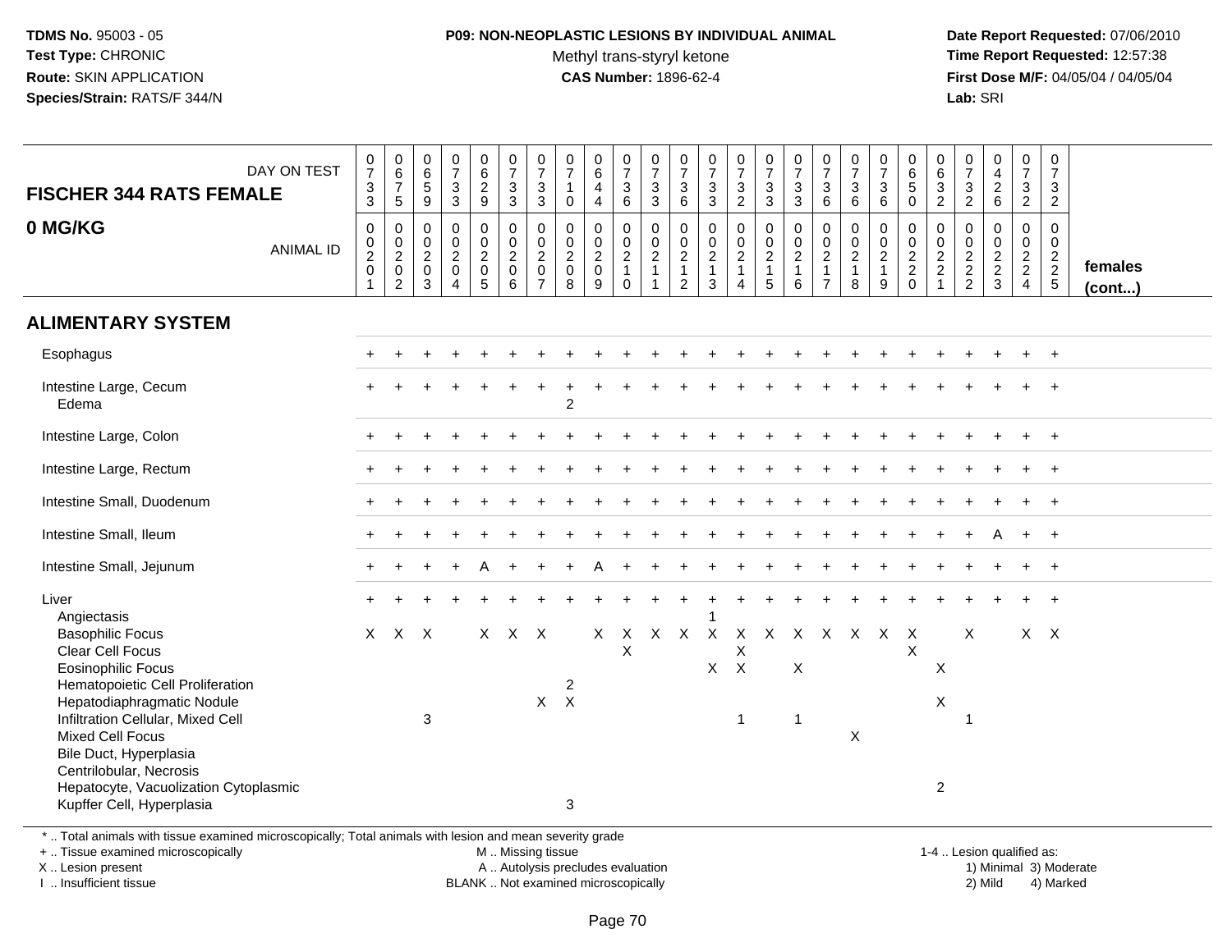**TDMS No.** 95003 - 05
**Test Type:** CHRONIC
**Route:** SKIN APPLICATION
**Species/Strain:** RATS/F 344/N

**P09: NON-NEOPLASTIC LESIONS BY INDIVIDUAL ANIMAL**
Methyl trans-styryl ketone
**CAS Number:** 1896-62-4

**Date Report Requested:** 07/06/2010
**Time Report Requested:** 12:57:38
**First Dose M/F:** 04/05/04 / 04/05/04
**Lab:** SRI

| FISCHER 344 RATS FEMALE — DAY ON TEST | 0733 | 0675 | 0659 | 0733 | 0629 | 0733 | 0733 | 0710 | 0644 | 0736 | 0733 | 0736 | 0733 | 0732 | 0733 | 0733 | 0736 | 0736 | 0736 | 0650 | 0632 | 0732 | 0426 | 0732 | 0732 | |
|---|---|---|---|---|---|---|---|---|---|---|---|---|---|---|---|---|---|---|---|---|---|---|---|---|---|---|
| **0 MG/KG** — ANIMAL ID | 00201 | 00202 | 00203 | 00204 | 00205 | 00206 | 00207 | 00208 | 00209 | 00210 | 00211 | 00212 | 00213 | 00214 | 00215 | 00216 | 00217 | 00218 | 00219 | 00220 | 00221 | 00222 | 00223 | 00224 | 00225 | **females (cont...)** |
| **ALIMENTARY SYSTEM** | | | | | | | | | | | | | | | | | | | | | | | | | | |
| Esophagus | + | + | + | + | + | + | + | + | + | + | + | + | + | + | + | + | + | + | + | + | + | + | + | + | + | |
| Intestine Large, Cecum | + | + | + | + | + | + | + | + | + | + | + | + | + | + | + | + | + | + | + | + | + | + | + | + | + | |
| Edema | | | | | | | | 2 | | | | | | | | | | | | | | | | | | |
| Intestine Large, Colon | + | + | + | + | + | + | + | + | + | + | + | + | + | + | + | + | + | + | + | + | + | + | + | + | + | |
| Intestine Large, Rectum | + | + | + | + | + | + | + | + | + | + | + | + | + | + | + | + | + | + | + | + | + | + | + | + | + | |
| Intestine Small, Duodenum | + | + | + | + | + | + | + | + | + | + | + | + | + | + | + | + | + | + | + | + | + | + | + | + | + | |
| Intestine Small, Ileum | + | + | + | + | + | + | + | + | + | + | + | + | + | + | + | + | + | + | + | + | + | + | A | + | + | |
| Intestine Small, Jejunum | + | + | + | + | A | + | + | + | A | + | + | + | + | + | + | + | + | + | + | + | + | + | + | + | + | |
| Liver | + | + | + | + | + | + | + | + | + | + | + | + | + | + | + | + | + | + | + | + | + | + | + | + | + | |
| Angiectasis | | | | | | | | | | | | | 1 | | | | | | | | | | | | | |
| Basophilic Focus | X | X | X | | X | X | X | | X | X | X | X | X | X | X | X | X | X | X | X | | X | | X | X | |
| Clear Cell Focus | | | | | | | | | | X | | | | X | | | | | | X | | | | | | |
| Eosinophilic Focus | | | | | | | | | | | | | X | X | | X | | | | | X | | | | | |
| Hematopoietic Cell Proliferation | | | | | | | | 2 | | | | | | | | | | | | | | | | | | |
| Hepatodiaphragmatic Nodule | | | | | | | X | X | | | | | | | | | | | | | X | | | | | |
| Infiltration Cellular, Mixed Cell | | | 3 | | | | | | | | | | | 1 | | 1 | | | | | | 1 | | | | |
| Mixed Cell Focus | | | | | | | | | | | | | | | | | | X | | | | | | | | |
| Bile Duct, Hyperplasia | | | | | | | | | | | | | | | | | | | | | | | | | | |
| Centrilobular, Necrosis | | | | | | | | | | | | | | | | | | | | | | | | | | |
| Hepatocyte, Vacuolization Cytoplasmic | | | | | | | | | | | | | | | | | | | | | 2 | | | | | |
| Kupffer Cell, Hyperplasia | | | | | | | | 3 | | | | | | | | | | | | | | | | | | |

\* .. Total animals with tissue examined microscopically; Total animals with lesion and mean severity grade
+ .. Tissue examined microscopically
X .. Lesion present
I .. Insufficient tissue

M .. Missing tissue
A .. Autolysis precludes evaluation
BLANK .. Not examined microscopically

1-4 .. Lesion qualified as:
1) Minimal 3) Moderate
2) Mild 4) Marked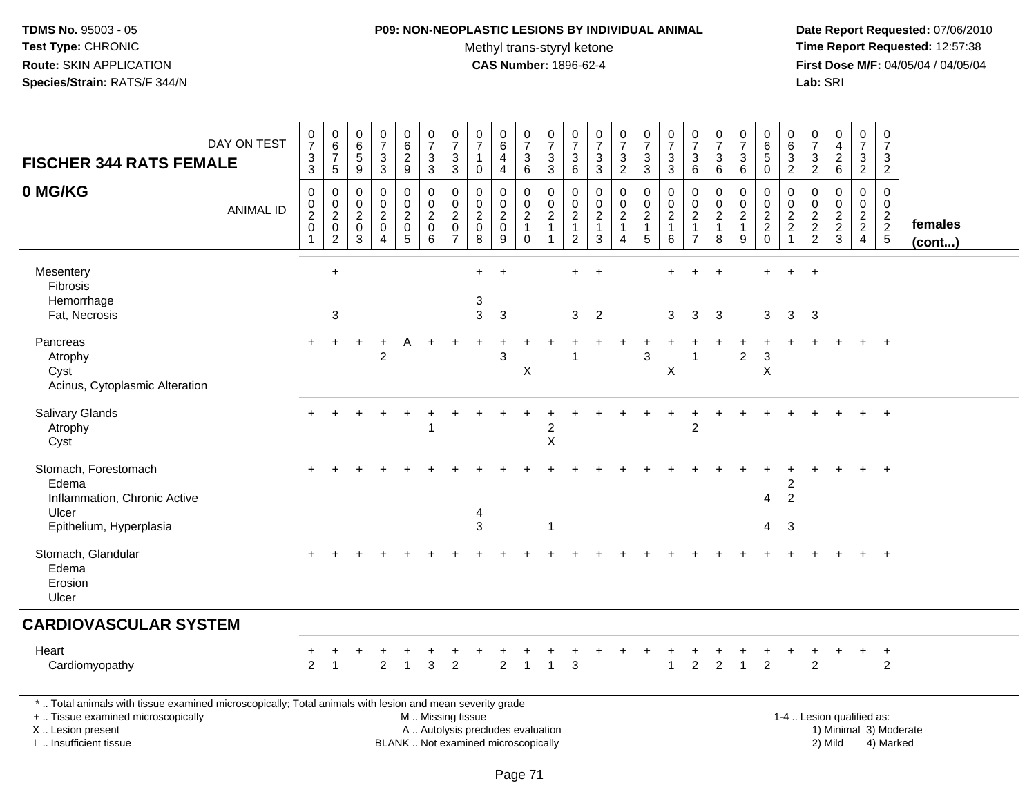**TDMS No.** 95003 - 05
**Test Type:** CHRONIC
**Route:** SKIN APPLICATION
**Species/Strain:** RATS/F 344/N

**P09: NON-NEOPLASTIC LESIONS BY INDIVIDUAL ANIMAL**
Methyl trans-styryl ketone
**CAS Number:** 1896-62-4

**Date Report Requested:** 07/06/2010
**Time Report Requested:** 12:57:38
**First Dose M/F:** 04/05/04 / 04/05/04
**Lab:** SRI

## FISCHER 344 RATS FEMALE
## 0 MG/KG

| DAY ON TEST | 0733 | 0675 | 0659 | 0733 | 0629 | 0733 | 0733 | 0710 | 0644 | 0736 | 0733 | 0736 | 0733 | 0732 | 0733 | 0733 | 0736 | 0736 | 0736 | 0650 | 0632 | 0732 | 0426 | 0732 | 0732 | |
|---|---|---|---|---|---|---|---|---|---|---|---|---|---|---|---|---|---|---|---|---|---|---|---|---|---|---|
| ANIMAL ID | 00201 | 00202 | 00203 | 00204 | 00205 | 00206 | 00207 | 00208 | 00209 | 00210 | 00211 | 00212 | 00213 | 00214 | 00215 | 00216 | 00217 | 00218 | 00219 | 00220 | 00221 | 00222 | 00223 | 00224 | 00225 | females (cont...) |
| Mesentery | | + | | | | | | + | + | | | + | + | | | + | + | + | | + | + | + | | | | |
| Fibrosis | | | | | | | | | | | | | | | | | | | | | | | | | | |
| Hemorrhage | | | | | | | | 3 | | | | | | | | | | | | | | | | | | |
| Fat, Necrosis | | 3 | | | | | | 3 | 3 | | | 3 | 2 | | | 3 | 3 | 3 | | 3 | 3 | 3 | | | | |
| Pancreas | + | + | + | + | A | + | + | + | + | + | + | + | + | + | + | + | + | + | + | + | + | + | + | + | + | |
| Atrophy | | | | 2 | | | | | 3 | | | 1 | | | 3 | | 1 | | 2 | 3 | | | | | | |
| Cyst | | | | | | | | | | X | | | | | | X | | | | X | | | | | | |
| Acinus, Cytoplasmic Alteration | | | | | | | | | | | | | | | | | | | | | | | | | | |
| Salivary Glands | + | + | + | + | + | + | + | + | + | + | + | + | + | + | + | + | + | + | + | + | + | + | + | + | + | |
| Atrophy | | | | | | 1 | | | | | 2 | | | | | | 2 | | | | | | | | | |
| Cyst | | | | | | | | | | | X | | | | | | | | | | | | | | | |
| Stomach, Forestomach | + | + | + | + | + | + | + | + | + | + | + | + | + | + | + | + | + | + | + | + | + | + | + | + | + | |
| Edema | | | | | | | | | | | | | | | | | | | | | 2 | | | | | |
| Inflammation, Chronic Active | | | | | | | | | | | | | | | | | | | | 4 | 2 | | | | | |
| Ulcer | | | | | | | | 4 | | | | | | | | | | | | | | | | | | |
| Epithelium, Hyperplasia | | | | | | | | 3 | | | 1 | | | | | | | | | 4 | 3 | | | | | |
| Stomach, Glandular | + | + | + | + | + | + | + | + | + | + | + | + | + | + | + | + | + | + | + | + | + | + | + | + | + | |
| Edema | | | | | | | | | | | | | | | | | | | | | | | | | | |
| Erosion | | | | | | | | | | | | | | | | | | | | | | | | | | |
| Ulcer | | | | | | | | | | | | | | | | | | | | | | | | | | |
| **CARDIOVASCULAR SYSTEM** | | | | | | | | | | | | | | | | | | | | | | | | | | |
| Heart | + | + | + | + | + | + | + | + | + | + | + | + | + | + | + | + | + | + | + | + | + | + | + | + | + | |
| Cardiomyopathy | 2 | 1 | | 2 | 1 | 3 | 2 | | 2 | 1 | 1 | 3 | | | | 1 | 2 | 2 | 1 | 2 | | 2 | | | 2 | |

\* .. Total animals with tissue examined microscopically; Total animals with lesion and mean severity grade
+ .. Tissue examined microscopically
X .. Lesion present
I .. Insufficient tissue

M .. Missing tissue
A .. Autolysis precludes evaluation
BLANK .. Not examined microscopically

1-4 .. Lesion qualified as:
1) Minimal 3) Moderate
2) Mild 4) Marked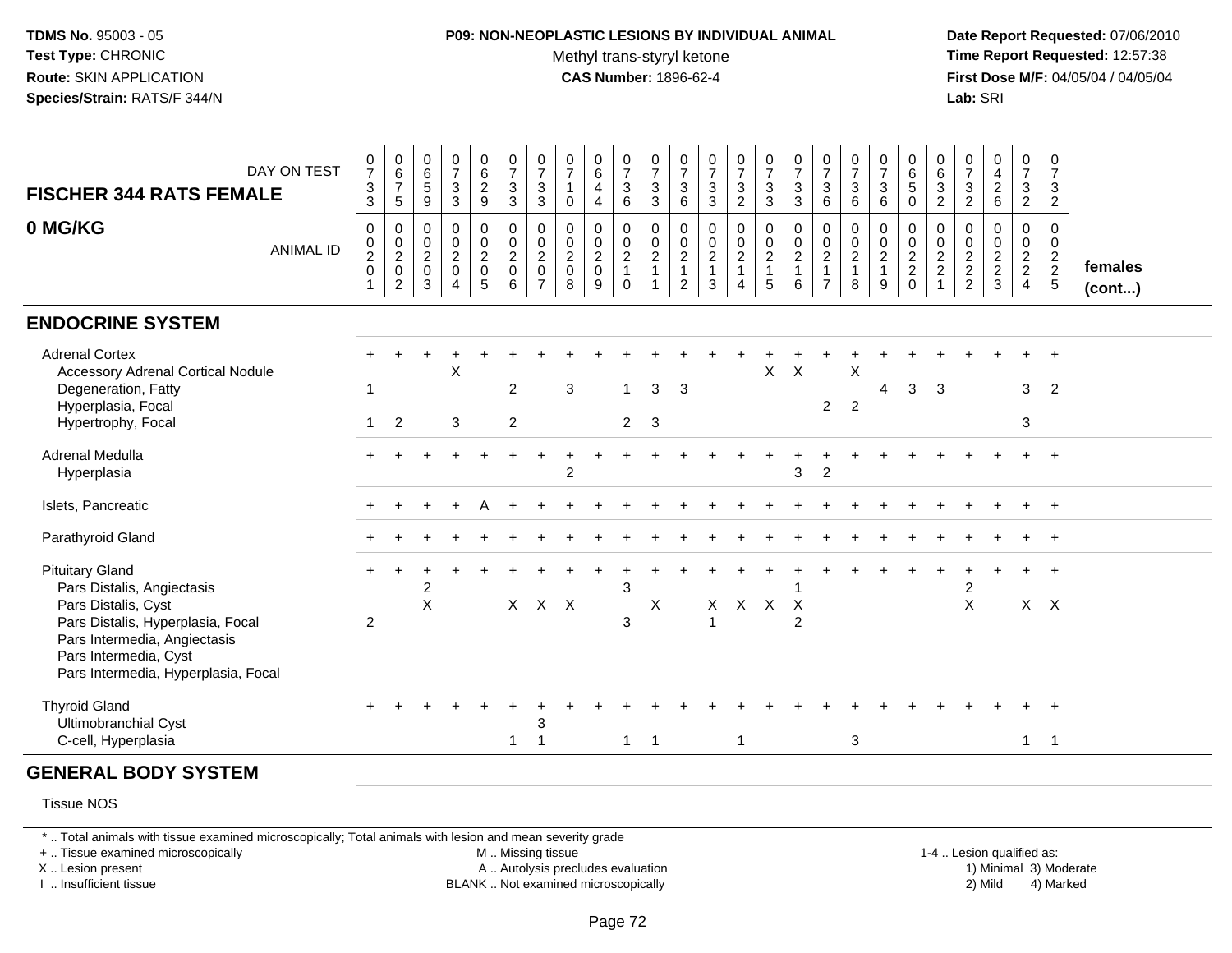**TDMS No.** 95003 - 05
**Test Type:** CHRONIC
**Route:** SKIN APPLICATION
**Species/Strain:** RATS/F 344/N

**P09: NON-NEOPLASTIC LESIONS BY INDIVIDUAL ANIMAL**
Methyl trans-styryl ketone
**CAS Number:** 1896-62-4

**Date Report Requested:** 07/06/2010
**Time Report Requested:** 12:57:38
**First Dose M/F:** 04/05/04 / 04/05/04
**Lab:** SRI

| FISCHER 344 RATS FEMALE — DAY ON TEST | 733 | 675 | 659 | 733 | 629 | 733 | 733 | 710 | 644 | 736 | 733 | 736 | 733 | 732 | 733 | 733 | 736 | 736 | 736 | 650 | 632 | 732 | 426 | 732 | 732 | |
|---|---|---|---|---|---|---|---|---|---|---|---|---|---|---|---|---|---|---|---|---|---|---|---|---|---|---|
| **0 MG/KG** — ANIMAL ID | 00201 | 00202 | 00203 | 00204 | 00205 | 00206 | 00207 | 00208 | 00209 | 00210 | 00211 | 00212 | 00213 | 00214 | 00215 | 00216 | 00217 | 00218 | 00219 | 00220 | 00221 | 00222 | 00223 | 00224 | 00225 | **females (cont...)** |
| **ENDOCRINE SYSTEM** | | | | | | | | | | | | | | | | | | | | | | | | | | |
| Adrenal Cortex | + | + | + | + | + | + | + | + | + | + | + | + | + | + | + | + | + | + | + | + | + | + | + | + | + | |
| Accessory Adrenal Cortical Nodule | | | | X | | | | | | | | | | | X | X | | X | | | | | | | | |
| Degeneration, Fatty | 1 | | | | | 2 | | 3 | | 1 | 3 | 3 | | | | | | | 4 | 3 | 3 | | | 3 | 2 | |
| Hyperplasia, Focal | | | | | | | | | | | | | | | | | 2 | 2 | | | | | | | | |
| Hypertrophy, Focal | 1 | 2 | | 3 | | 2 | | | | 2 | 3 | | | | | | | | | | | | | 3 | | |
| Adrenal Medulla | + | + | + | + | + | + | + | + | + | + | + | + | + | + | + | + | + | + | + | + | + | + | + | + | + | |
| Hyperplasia | | | | | | | | 2 | | | | | | | | 3 | 2 | | | | | | | | | |
| Islets, Pancreatic | + | + | + | + | A | + | + | + | + | + | + | + | + | + | + | + | + | + | + | + | + | + | + | + | + | |
| Parathyroid Gland | + | + | + | + | + | + | + | + | + | + | + | + | + | + | + | + | + | + | + | + | + | + | + | + | + | |
| Pituitary Gland | + | + | + | + | + | + | + | + | + | + | + | + | + | + | + | + | + | + | + | + | + | + | + | + | + | |
| Pars Distalis, Angiectasis | | | 2 | | | | | | | 3 | | | | | | 1 | | | | | | 2 | | | | |
| Pars Distalis, Cyst | | | X | | | X | X | X | | | X | | X | X | X | X | | | | | | X | | X | X | |
| Pars Distalis, Hyperplasia, Focal | 2 | | | | | | | | | 3 | | | 1 | | | 2 | | | | | | | | | | |
| Pars Intermedia, Angiectasis | | | | | | | | | | | | | | | | | | | | | | | | | | |
| Pars Intermedia, Cyst | | | | | | | | | | | | | | | | | | | | | | | | | | |
| Pars Intermedia, Hyperplasia, Focal | | | | | | | | | | | | | | | | | | | | | | | | | | |
| Thyroid Gland | + | + | + | + | + | + | + | + | + | + | + | + | + | + | + | + | + | + | + | + | + | + | + | + | + | |
| Ultimobranchial Cyst | | | | | | | 3 | | | | | | | | | | | | | | | | | | | |
| C-cell, Hyperplasia | | | | | | 1 | 1 | | | 1 | 1 | | | 1 | | | | 3 | | | | | | 1 | 1 | |
| **GENERAL BODY SYSTEM** | | | | | | | | | | | | | | | | | | | | | | | | | | |
| Tissue NOS | | | | | | | | | | | | | | | | | | | | | | | | | | |

* .. Total animals with tissue examined microscopically; Total animals with lesion and mean severity grade
+ .. Tissue examined microscopically
X .. Lesion present
I .. Insufficient tissue
M .. Missing tissue
A .. Autolysis precludes evaluation
BLANK .. Not examined microscopically
1-4 .. Lesion qualified as: 1) Minimal 2) Mild 3) Moderate 4) Marked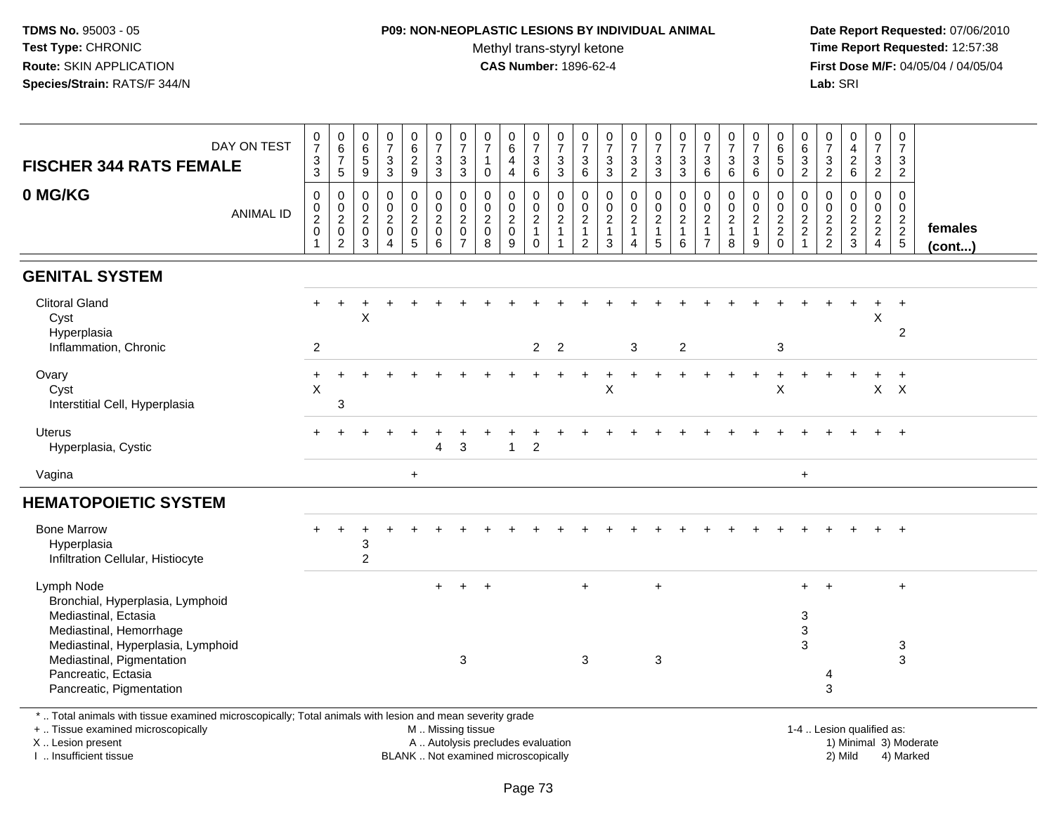**TDMS No.** 95003 - 05
**Test Type:** CHRONIC
**Route:** SKIN APPLICATION
**Species/Strain:** RATS/F 344/N

**P09: NON-NEOPLASTIC LESIONS BY INDIVIDUAL ANIMAL**
Methyl trans-styryl ketone
**CAS Number:** 1896-62-4

**Date Report Requested:** 07/06/2010
**Time Report Requested:** 12:57:38
**First Dose M/F:** 04/05/04 / 04/05/04
**Lab:** SRI

## FISCHER 344 RATS FEMALE
## 0 MG/KG

| DAY ON TEST | 0733 | 0675 | 0659 | 0733 | 0629 | 0733 | 0733 | 0710 | 0644 | 0736 | 0733 | 0736 | 0733 | 0732 | 0733 | 0733 | 0736 | 0736 | 0736 | 0650 | 0632 | 0732 | 0426 | 0732 | 0732 | |
|---|---|---|---|---|---|---|---|---|---|---|---|---|---|---|---|---|---|---|---|---|---|---|---|---|---|---|
| **ANIMAL ID** | 0020 1 | 0020 2 | 0020 3 | 0020 4 | 0020 5 | 0020 6 | 0020 7 | 0020 8 | 0020 9 | 0021 0 | 0021 1 | 0021 2 | 0021 3 | 0021 4 | 0021 5 | 0021 6 | 0021 7 | 0021 8 | 0021 9 | 0022 0 | 0022 1 | 0022 2 | 0022 3 | 0022 4 | 0022 5 | **females (cont...)** |
| **GENITAL SYSTEM** | | | | | | | | | | | | | | | | | | | | | | | | | | |
| Clitoral Gland | + | + | + | + | + | + | + | + | + | + | + | + | + | + | + | + | + | + | + | + | + | + | + | + | + | |
| Cyst | | | X | | | | | | | | | | | | | | | | | | | | | X | | |
| Hyperplasia | | | | | | | | | | | | | | | | | | | | | | | | | 2 | |
| Inflammation, Chronic | 2 | | | | | | | | | 2 | 2 | | | 3 | | 2 | | | | 3 | | | | | | |
| Ovary | + | + | + | + | + | + | + | + | + | + | + | + | + | + | + | + | + | + | + | + | + | + | + | + | + | |
| Cyst | X | | | | | | | | | | | | X | | | | | | | X | | | | X | X | |
| Interstitial Cell, Hyperplasia | | 3 | | | | | | | | | | | | | | | | | | | | | | | | |
| Uterus | + | + | + | + | + | + | + | + | + | + | + | + | + | + | + | + | + | + | + | + | + | + | + | + | + | |
| Hyperplasia, Cystic | | | | | | 4 | 3 | | 1 | 2 | | | | | | | | | | | | | | | | |
| Vagina | | | | | + | | | | | | | | | | | | | | | | + | | | | | |
| **HEMATOPOIETIC SYSTEM** | | | | | | | | | | | | | | | | | | | | | | | | | | |
| Bone Marrow | + | + | + | + | + | + | + | + | + | + | + | + | + | + | + | + | + | + | + | + | + | + | + | + | + | |
| Hyperplasia | | | 3 | | | | | | | | | | | | | | | | | | | | | | | |
| Infiltration Cellular, Histiocyte | | | 2 | | | | | | | | | | | | | | | | | | | | | | | |
| Lymph Node | | | | | | + | + | + | | | | + | | | + | | | | | | + | + | | | + | |
| Bronchial, Hyperplasia, Lymphoid | | | | | | | | | | | | | | | | | | | | | | | | | | |
| Mediastinal, Ectasia | | | | | | | | | | | | | | | | | | | | | 3 | | | | | |
| Mediastinal, Hemorrhage | | | | | | | | | | | | | | | | | | | | | 3 | | | | | |
| Mediastinal, Hyperplasia, Lymphoid | | | | | | | | | | | | | | | | | | | | | 3 | | | | 3 | |
| Mediastinal, Pigmentation | | | | | | | 3 | | | | | 3 | | | 3 | | | | | | | | | | 3 | |
| Pancreatic, Ectasia | | | | | | | | | | | | | | | | | | | | | | 4 | | | | |
| Pancreatic, Pigmentation | | | | | | | | | | | | | | | | | | | | | | 3 | | | | |

\* .. Total animals with tissue examined microscopically; Total animals with lesion and mean severity grade
+ .. Tissue examined microscopically
X .. Lesion present
I .. Insufficient tissue

M .. Missing tissue
A .. Autolysis precludes evaluation
BLANK .. Not examined microscopically

1-4 .. Lesion qualified as:
1) Minimal 3) Moderate
2) Mild 4) Marked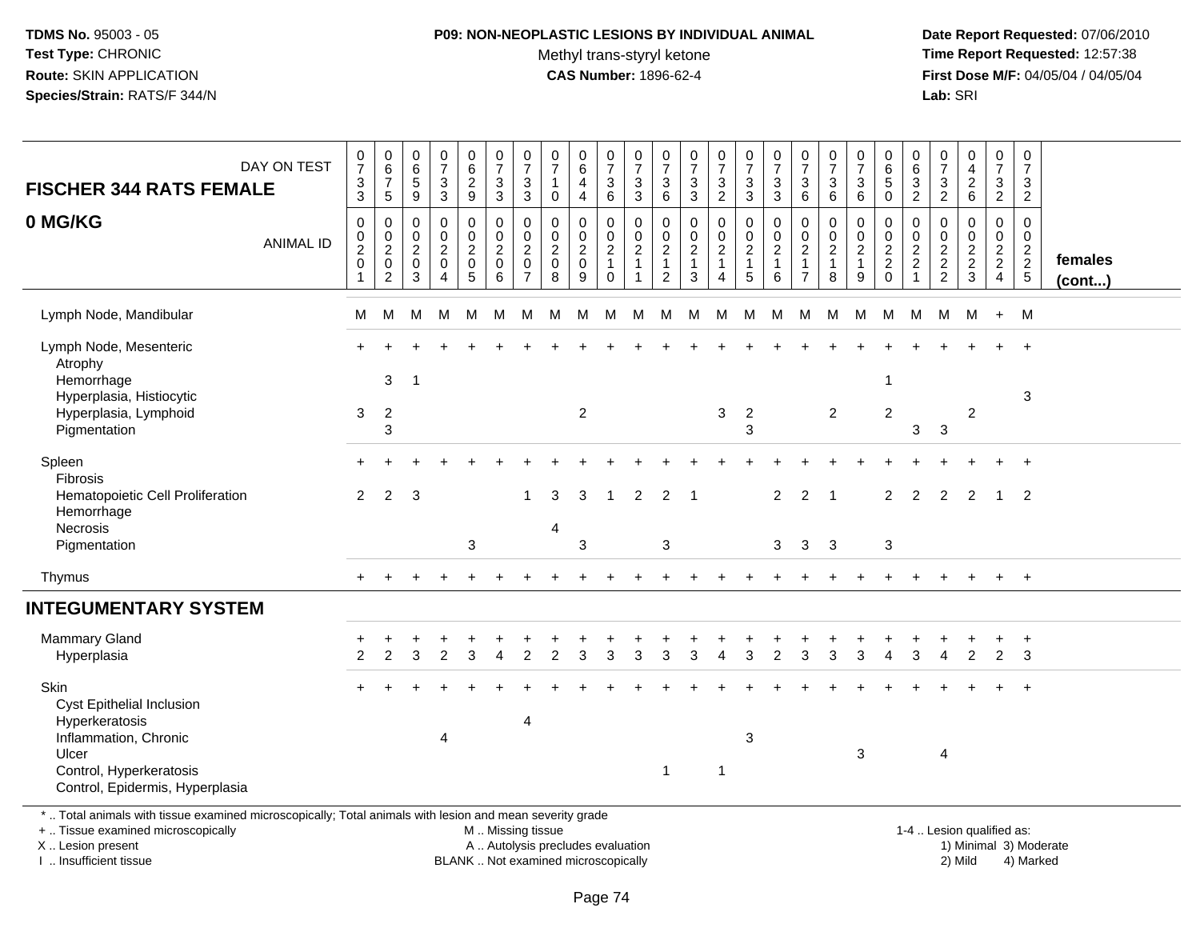**TDMS No.** 95003 - 05
**Test Type:** CHRONIC
**Route:** SKIN APPLICATION
**Species/Strain:** RATS/F 344/N

**P09: NON-NEOPLASTIC LESIONS BY INDIVIDUAL ANIMAL**
Methyl trans-styryl ketone
**CAS Number:** 1896-62-4

**Date Report Requested:** 07/06/2010
**Time Report Requested:** 12:57:38
**First Dose M/F:** 04/05/04 / 04/05/04
**Lab:** SRI

| FISCHER 344 RATS FEMALE 0 MG/KG | | | | | | | | | | | | | | | | | | | | | | | | | | |
|---|---|---|---|---|---|---|---|---|---|---|---|---|---|---|---|---|---|---|---|---|---|---|---|---|---|---|
| DAY ON TEST | 0733 | 0675 | 0659 | 0733 | 0629 | 0733 | 0733 | 0710 | 0644 | 0736 | 0733 | 0736 | 0733 | 0732 | 0733 | 0733 | 0736 | 0736 | 0736 | 0650 | 0632 | 0732 | 0426 | 0732 | 0732 | |
| ANIMAL ID | 0020 1 | 0020 2 | 0020 3 | 0020 4 | 0020 5 | 0020 6 | 0020 7 | 0020 8 | 0020 9 | 0021 0 | 0021 1 | 0021 2 | 0021 3 | 0021 4 | 0021 5 | 0021 6 | 0021 7 | 0021 8 | 0021 9 | 0022 0 | 0022 1 | 0022 2 | 0022 3 | 0022 4 | 0022 5 | females (cont...) |
| Lymph Node, Mandibular | M | M | M | M | M | M | M | M | M | M | M | M | M | M | M | M | M | M | M | M | M | M | M | + | M | |
| Lymph Node, Mesenteric | + | + | + | + | + | + | + | + | + | + | + | + | + | + | + | + | + | + | + | + | + | + | + | + | + | |
| Atrophy | | | | | | | | | | | | | | | | | | | | | | | | | | |
| Hemorrhage | | 3 | 1 | | | | | | | | | | | | | | | | | 1 | | | | | | |
| Hyperplasia, Histiocytic | | | | | | | | | | | | | | | | | | | | | | | | | 3 | |
| Hyperplasia, Lymphoid | 3 | 2 | | | | | | | 2 | | | | | 3 | 2 | | | 2 | | 2 | | | 2 | | | |
| Pigmentation | | 3 | | | | | | | | | | | | | 3 | | | | | | 3 | 3 | | | | |
| Spleen | + | + | + | + | + | + | + | + | + | + | + | + | + | + | + | + | + | + | + | + | + | + | + | + | + | |
| Fibrosis | | | | | | | | | | | | | | | | | | | | | | | | | | |
| Hematopoietic Cell Proliferation | 2 | 2 | 3 | | | | 1 | 3 | 3 | 1 | 2 | 2 | 1 | | | 2 | 2 | 1 | | 2 | 2 | 2 | 2 | 1 | 2 | |
| Hemorrhage | | | | | | | | | | | | | | | | | | | | | | | | | | |
| Necrosis | | | | | | | | 4 | | | | | | | | | | | | | | | | | | |
| Pigmentation | | | | | 3 | | | | 3 | | | 3 | | | | 3 | 3 | 3 | | 3 | | | | | | |
| Thymus | + | + | + | + | + | + | + | + | + | + | + | + | + | + | + | + | + | + | + | + | + | + | + | + | + | |
| **INTEGUMENTARY SYSTEM** | | | | | | | | | | | | | | | | | | | | | | | | | | |
| Mammary Gland | + | + | + | + | + | + | + | + | + | + | + | + | + | + | + | + | + | + | + | + | + | + | + | + | + | |
| Hyperplasia | 2 | 2 | 3 | 2 | 3 | 4 | 2 | 2 | 3 | 3 | 3 | 3 | 3 | 4 | 3 | 2 | 3 | 3 | 3 | 4 | 3 | 4 | 2 | 2 | 3 | |
| Skin | + | + | + | + | + | + | + | + | + | + | + | + | + | + | + | + | + | + | + | + | + | + | + | + | + | |
| Cyst Epithelial Inclusion | | | | | | | | | | | | | | | | | | | | | | | | | | |
| Hyperkeratosis | | | | | | | 4 | | | | | | | | | | | | | | | | | | | |
| Inflammation, Chronic | | | | 4 | | | | | | | | | | | 3 | | | | | | | | | | | |
| Ulcer | | | | | | | | | | | | | | | | | | | 3 | | | 4 | | | | |
| Control, Hyperkeratosis | | | | | | | | | | | | 1 | | 1 | | | | | | | | | | | | |
| Control, Epidermis, Hyperplasia | | | | | | | | | | | | | | | | | | | | | | | | | | |

\* .. Total animals with tissue examined microscopically; Total animals with lesion and mean severity grade
\+ .. Tissue examined microscopically
X .. Lesion present
I .. Insufficient tissue

M .. Missing tissue
A .. Autolysis precludes evaluation
BLANK .. Not examined microscopically

1-4 .. Lesion qualified as:
1) Minimal 3) Moderate
2) Mild 4) Marked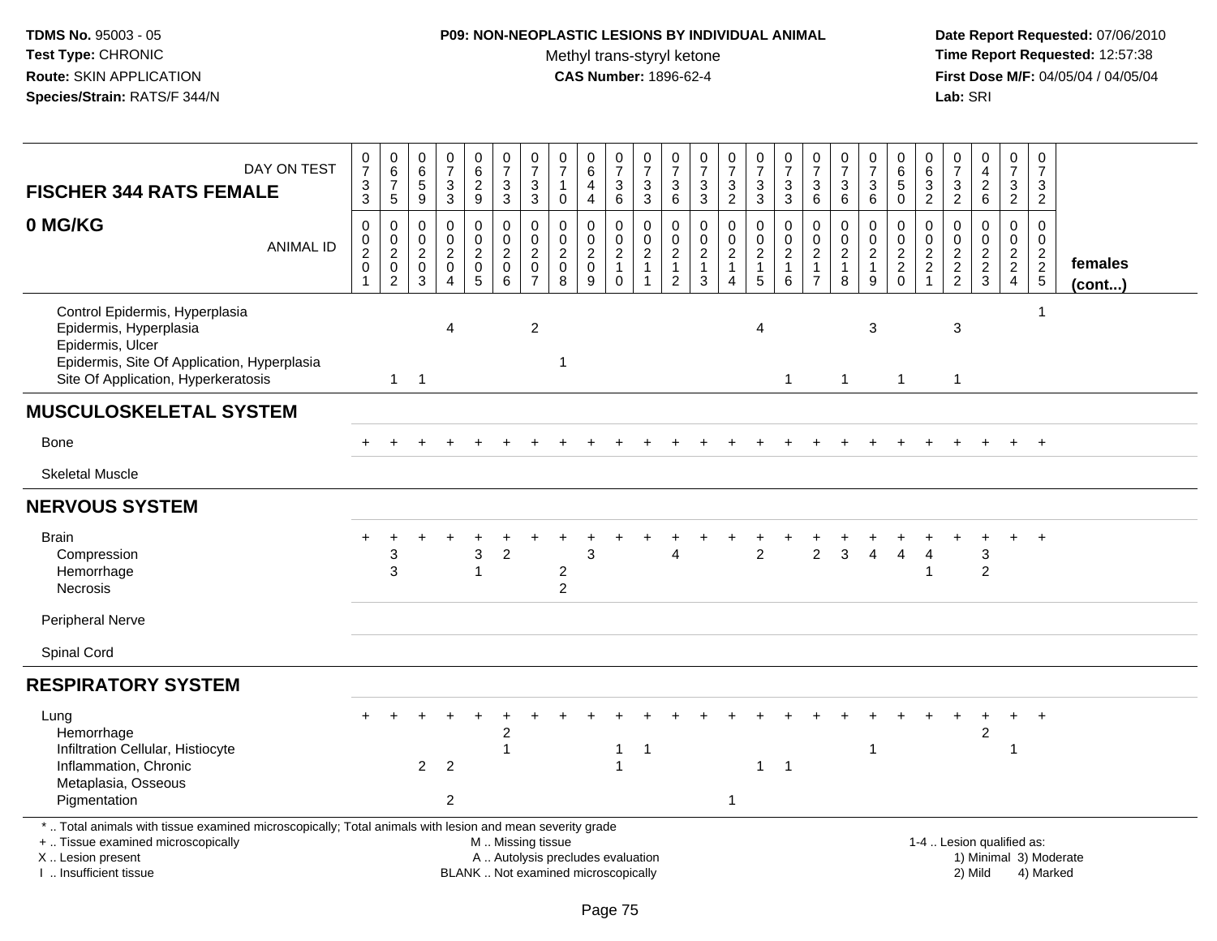**TDMS No.** 95003 - 05
**Test Type:** CHRONIC
**Route:** SKIN APPLICATION
**Species/Strain:** RATS/F 344/N

**P09: NON-NEOPLASTIC LESIONS BY INDIVIDUAL ANIMAL**
Methyl trans-styryl ketone
**CAS Number:** 1896-62-4

**Date Report Requested:** 07/06/2010
**Time Report Requested:** 12:57:38
**First Dose M/F:** 04/05/04 / 04/05/04
**Lab:** SRI

## FISCHER 344 RATS FEMALE — 0 MG/KG (females (cont...))

| DAY ON TEST | 0733 | 0675 | 0659 | 0733 | 0629 | 0733 | 0733 | 0710 | 0644 | 0736 | 0733 | 0736 | 0733 | 0732 | 0733 | 0733 | 0736 | 0736 | 0736 | 0650 | 0632 | 0732 | 0426 | 0732 | 0732 |
|---|---|---|---|---|---|---|---|---|---|---|---|---|---|---|---|---|---|---|---|---|---|---|---|---|---|
| **ANIMAL ID** | 0201 | 0202 | 0203 | 0204 | 0205 | 0206 | 0207 | 0208 | 0209 | 0210 | 0211 | 0212 | 0213 | 0214 | 0215 | 0216 | 0217 | 0218 | 0219 | 0220 | 0221 | 0222 | 0223 | 0224 | 0225 |
| Control Epidermis, Hyperplasia | | | | | | | | | | | | | | | | | | | | | | | | | 1 |
| Epidermis, Hyperplasia | | | | 4 | | | 2 | | | | | | | | 4 | | | | 3 | | | 3 | | | |
| Epidermis, Ulcer | | | | | | | | | | | | | | | | | | | | | | | | | |
| Epidermis, Site Of Application, Hyperplasia | | | | | | | | 1 | | | | | | | | | | | | | | | | | |
| Site Of Application, Hyperkeratosis | | 1 | 1 | | | | | | | | | | | | | 1 | | 1 | | 1 | | 1 | | | |
| **MUSCULOSKELETAL SYSTEM** | | | | | | | | | | | | | | | | | | | | | | | | | |
| Bone | + | + | + | + | + | + | + | + | + | + | + | + | + | + | + | + | + | + | + | + | + | + | + | + | + |
| Skeletal Muscle | | | | | | | | | | | | | | | | | | | | | | | | | |
| **NERVOUS SYSTEM** | | | | | | | | | | | | | | | | | | | | | | | | | |
| Brain | + | + | + | + | + | + | + | + | + | + | + | + | + | + | + | + | + | + | + | + | + | + | + | + | + |
| Compression | | 3 | | | 3 | 2 | | | 3 | | | 4 | | | 2 | | 2 | 3 | 4 | 4 | 4 | | 3 | | |
| Hemorrhage | | 3 | | | 1 | | | 2 | | | | | | | | | | | | | 1 | | 2 | | |
| Necrosis | | | | | | | | 2 | | | | | | | | | | | | | | | | | |
| Peripheral Nerve | | | | | | | | | | | | | | | | | | | | | | | | | |
| Spinal Cord | | | | | | | | | | | | | | | | | | | | | | | | | |
| **RESPIRATORY SYSTEM** | | | | | | | | | | | | | | | | | | | | | | | | | |
| Lung | + | + | + | + | + | + | + | + | + | + | + | + | + | + | + | + | + | + | + | + | + | + | + | + | + |
| Hemorrhage | | | | | | 2 | | | | | | | | | | | | | | | | | 2 | | |
| Infiltration Cellular, Histiocyte | | | | | | 1 | | | | 1 | 1 | | | | | | | | 1 | | | | | 1 | |
| Inflammation, Chronic | | | 2 | 2 | | | | | | 1 | | | | | 1 | 1 | | | | | | | | | |
| Metaplasia, Osseous | | | | | | | | | | | | | | | | | | | | | | | | | |
| Pigmentation | | | | 2 | | | | | | | | | | 1 | | | | | | | | | | | |

* .. Total animals with tissue examined microscopically; Total animals with lesion and mean severity grade
+ .. Tissue examined microscopically
X .. Lesion present
I .. Insufficient tissue

M .. Missing tissue
A .. Autolysis precludes evaluation
BLANK .. Not examined microscopically

1-4 .. Lesion qualified as:
1) Minimal 3) Moderate
2) Mild 4) Marked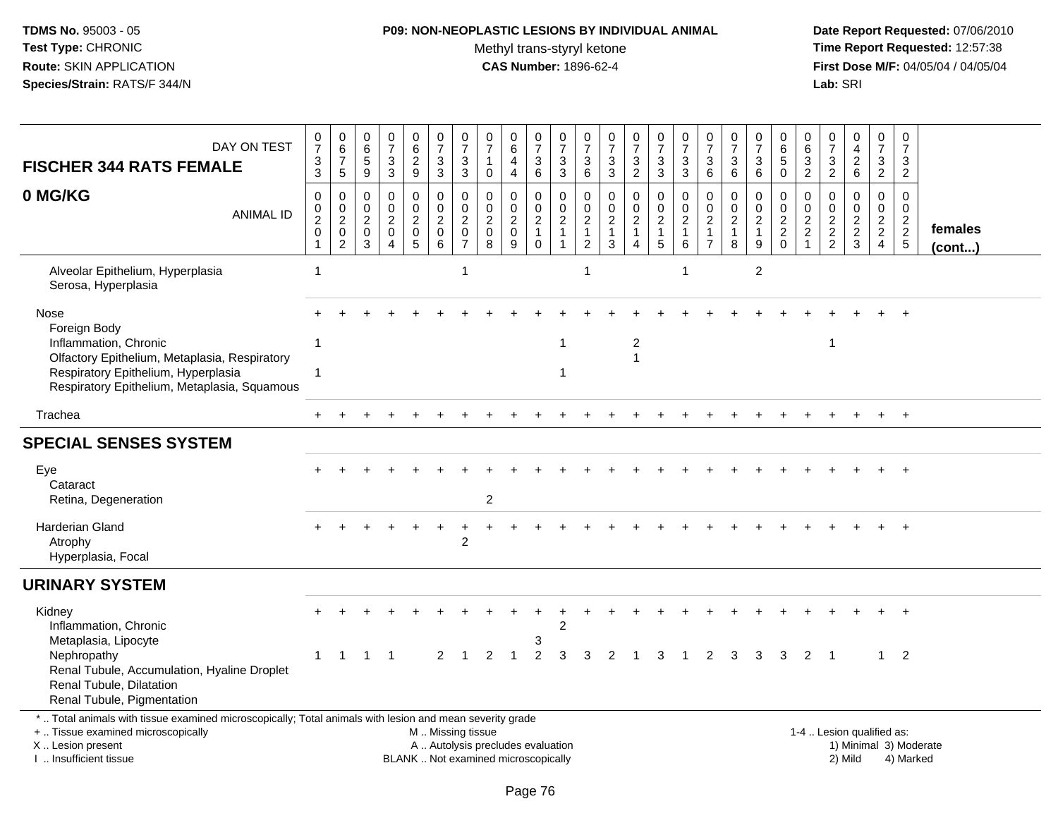**TDMS No.** 95003 - 05
**Test Type:** CHRONIC
**Route:** SKIN APPLICATION
**Species/Strain:** RATS/F 344/N

**P09: NON-NEOPLASTIC LESIONS BY INDIVIDUAL ANIMAL**
Methyl trans-styryl ketone
**CAS Number:** 1896-62-4

**Date Report Requested:** 07/06/2010
**Time Report Requested:** 12:57:38
**First Dose M/F:** 04/05/04 / 04/05/04
**Lab:** SRI

## FISCHER 344 RATS FEMALE 0 MG/KG

| DAY ON TEST | 0733 | 0675 | 0659 | 0733 | 0629 | 0733 | 0733 | 0710 | 0644 | 0736 | 0733 | 0736 | 0733 | 0732 | 0733 | 0733 | 0736 | 0736 | 0736 | 0650 | 0632 | 0732 | 0426 | 0732 | 0732 | |
|---|---|---|---|---|---|---|---|---|---|---|---|---|---|---|---|---|---|---|---|---|---|---|---|---|---|---|
| ANIMAL ID | 00201 | 00202 | 00203 | 00204 | 00205 | 00206 | 00207 | 00208 | 00209 | 00210 | 00211 | 00212 | 00213 | 00214 | 00215 | 00216 | 00217 | 00218 | 00219 | 00220 | 00221 | 00222 | 00223 | 00224 | 00225 | females (cont...) |
| Alveolar Epithelium, Hyperplasia | 1 | | | | | | 1 | | | | | 1 | | | | 1 | | | 2 | | | | | | | |
| Serosa, Hyperplasia | | | | | | | | | | | | | | | | | | | | | | | | | | |
| Nose | + | + | + | + | + | + | + | + | + | + | + | + | + | + | + | + | + | + | + | + | + | + | + | + | + | |
| Foreign Body | | | | | | | | | | | | | | | | | | | | | | | | | | |
| Inflammation, Chronic | 1 | | | | | | | | | | 1 | | | 2 | | | | | | | | 1 | | | | |
| Olfactory Epithelium, Metaplasia, Respiratory | | | | | | | | | | | | | | 1 | | | | | | | | | | | | |
| Respiratory Epithelium, Hyperplasia | 1 | | | | | | | | | | 1 | | | | | | | | | | | | | | | |
| Respiratory Epithelium, Metaplasia, Squamous | | | | | | | | | | | | | | | | | | | | | | | | | | |
| Trachea | + | + | + | + | + | + | + | + | + | + | + | + | + | + | + | + | + | + | + | + | + | + | + | + | + | |
| **SPECIAL SENSES SYSTEM** | | | | | | | | | | | | | | | | | | | | | | | | | | |
| Eye | + | + | + | + | + | + | + | + | + | + | + | + | + | + | + | + | + | + | + | + | + | + | + | + | + | |
| Cataract | | | | | | | | | | | | | | | | | | | | | | | | | | |
| Retina, Degeneration | | | | | | | | 2 | | | | | | | | | | | | | | | | | | |
| Harderian Gland | + | + | + | + | + | + | + | + | + | + | + | + | + | + | + | + | + | + | + | + | + | + | + | + | + | |
| Atrophy | | | | | | | 2 | | | | | | | | | | | | | | | | | | | |
| Hyperplasia, Focal | | | | | | | | | | | | | | | | | | | | | | | | | | |
| **URINARY SYSTEM** | | | | | | | | | | | | | | | | | | | | | | | | | | |
| Kidney | + | + | + | + | + | + | + | + | + | + | + | + | + | + | + | + | + | + | + | + | + | + | + | + | + | |
| Inflammation, Chronic | | | | | | | | | | | 2 | | | | | | | | | | | | | | | |
| Metaplasia, Lipocyte | | | | | | | | | | 3 | | | | | | | | | | | | | | | | |
| Nephropathy | 1 | 1 | 1 | 1 | | 2 | 1 | 2 | 1 | 2 | 3 | 3 | 2 | 1 | 3 | 1 | 2 | 3 | 3 | 3 | 2 | 1 | | 1 | 2 | |
| Renal Tubule, Accumulation, Hyaline Droplet | | | | | | | | | | | | | | | | | | | | | | | | | | |
| Renal Tubule, Dilatation | | | | | | | | | | | | | | | | | | | | | | | | | | |
| Renal Tubule, Pigmentation | | | | | | | | | | | | | | | | | | | | | | | | | | |

\* .. Total animals with tissue examined microscopically; Total animals with lesion and mean severity grade
+ .. Tissue examined microscopically
X .. Lesion present
I .. Insufficient tissue

M .. Missing tissue
A .. Autolysis precludes evaluation
BLANK .. Not examined microscopically

1-4 .. Lesion qualified as:
1) Minimal 3) Moderate
2) Mild 4) Marked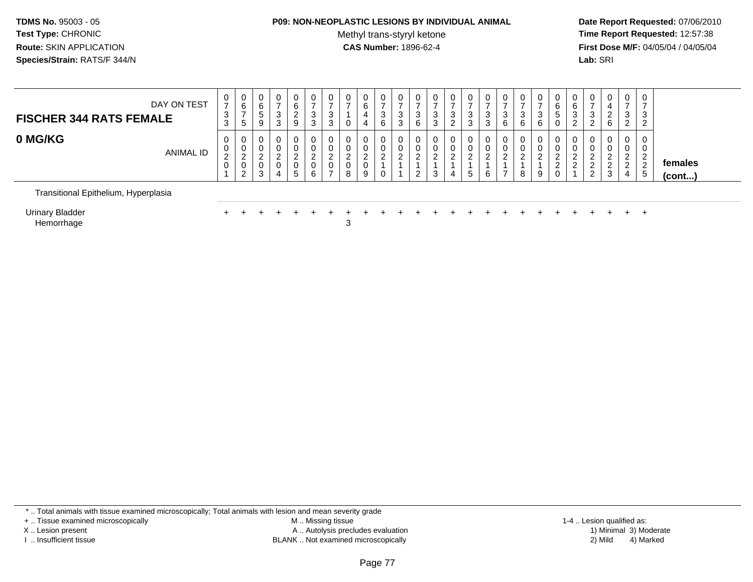**TDMS No.** 95003 - 05
**Test Type:** CHRONIC
**Route:** SKIN APPLICATION
**Species/Strain:** RATS/F 344/N

**P09: NON-NEOPLASTIC LESIONS BY INDIVIDUAL ANIMAL**
Methyl trans-styryl ketone
**CAS Number:** 1896-62-4

**Date Report Requested:** 07/06/2010
**Time Report Requested:** 12:57:38
**First Dose M/F:** 04/05/04 / 04/05/04
**Lab:** SRI

| FISCHER 344 RATS FEMALE — DAY ON TEST | 0733 | 0675 | 0659 | 0733 | 0629 | 0733 | 0733 | 0710 | 0644 | 0736 | 0733 | 0736 | 0733 | 0732 | 0733 | 0733 | 0736 | 0736 | 0736 | 0650 | 0632 | 0732 | 0426 | 0732 | 0732 | |
|---|---|---|---|---|---|---|---|---|---|---|---|---|---|---|---|---|---|---|---|---|---|---|---|---|---|---|
| **0 MG/KG** — ANIMAL ID | 00201 | 00202 | 00203 | 00204 | 00205 | 00206 | 00207 | 00208 | 00209 | 00210 | 00211 | 00212 | 00213 | 00214 | 00215 | 00216 | 00217 | 00218 | 00219 | 00220 | 00221 | 00222 | 00223 | 00224 | 00225 | **females (cont...)** |
| Transitional Epithelium, Hyperplasia | | | | | | | | | | | | | | | | | | | | | | | | | | |
| Urinary Bladder | + | + | + | + | + | + | + | + | + | + | + | + | + | + | + | + | + | + | + | + | + | + | + | + | + | |
| Hemorrhage | | | | | | | | 3 | | | | | | | | | | | | | | | | | | |

\* .. Total animals with tissue examined microscopically; Total animals with lesion and mean severity grade
+ .. Tissue examined microscopically
X .. Lesion present
I .. Insufficient tissue
M .. Missing tissue
A .. Autolysis precludes evaluation
BLANK .. Not examined microscopically
1-4 .. Lesion qualified as: 1) Minimal 2) Mild 3) Moderate 4) Marked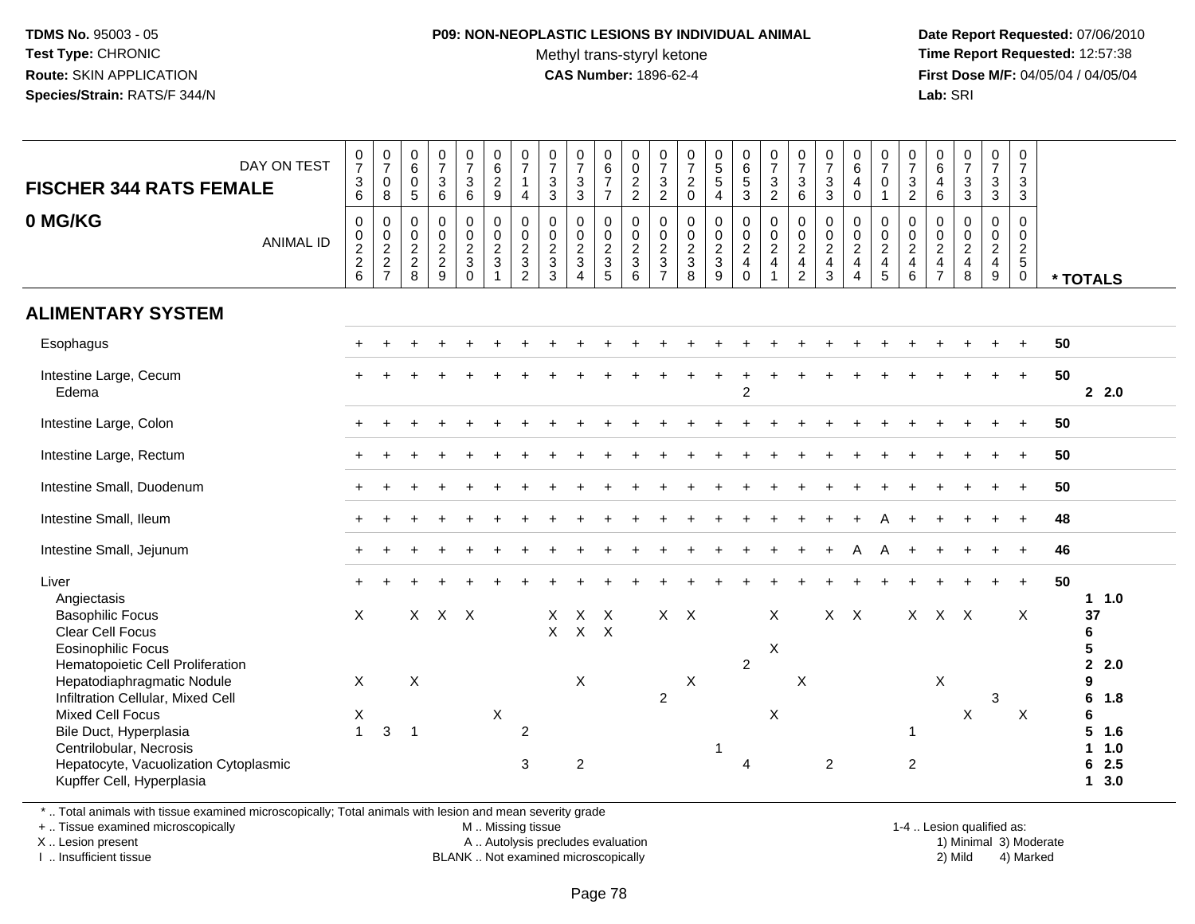**TDMS No.** 95003 - 05
**Test Type:** CHRONIC
**Route:** SKIN APPLICATION
**Species/Strain:** RATS/F 344/N

**P09: NON-NEOPLASTIC LESIONS BY INDIVIDUAL ANIMAL**
Methyl trans-styryl ketone
**CAS Number:** 1896-62-4

**Date Report Requested:** 07/06/2010
**Time Report Requested:** 12:57:38
**First Dose M/F:** 04/05/04 / 04/05/04
**Lab:** SRI

## FISCHER 344 RATS FEMALE — 0 MG/KG

| DAY ON TEST | 0736 | 0708 | 0605 | 0736 | 0736 | 0629 | 0714 | 0733 | 0733 | 0677 | 0022 | 0732 | 0720 | 0554 | 0653 | 0732 | 0736 | 0733 | 0640 | 0701 | 0732 | 0646 | 0733 | 0733 | 0733 | |
|---|---|---|---|---|---|---|---|---|---|---|---|---|---|---|---|---|---|---|---|---|---|---|---|---|---|---|
| **ANIMAL ID** | 0226 | 0227 | 0228 | 0229 | 0230 | 0231 | 0232 | 0233 | 0234 | 0235 | 0236 | 0237 | 0238 | 0239 | 0240 | 0241 | 0242 | 0243 | 0244 | 0245 | 0246 | 0247 | 0248 | 0249 | 0250 | *** TOTALS** |
| **ALIMENTARY SYSTEM** | | | | | | | | | | | | | | | | | | | | | | | | | | |
| Esophagus | + | + | + | + | + | + | + | + | + | + | + | + | + | + | + | + | + | + | + | + | + | + | + | + | + | 50 |
| Intestine Large, Cecum | + | + | + | + | + | + | + | + | + | + | + | + | + | + | + | + | + | + | + | + | + | + | + | + | + | 50 |
| Edema | | | | | | | | | | | | | | | 2 | | | | | | | | | | | 2 2.0 |
| Intestine Large, Colon | + | + | + | + | + | + | + | + | + | + | + | + | + | + | + | + | + | + | + | + | + | + | + | + | + | 50 |
| Intestine Large, Rectum | + | + | + | + | + | + | + | + | + | + | + | + | + | + | + | + | + | + | + | + | + | + | + | + | + | 50 |
| Intestine Small, Duodenum | + | + | + | + | + | + | + | + | + | + | + | + | + | + | + | + | + | + | + | + | + | + | + | + | + | 50 |
| Intestine Small, Ileum | + | + | + | + | + | + | + | + | + | + | + | + | + | + | + | + | + | + | + | A | + | + | + | + | + | 48 |
| Intestine Small, Jejunum | + | + | + | + | + | + | + | + | + | + | + | + | + | + | + | + | + | + | A | A | + | + | + | + | + | 46 |
| Liver | + | + | + | + | + | + | + | + | + | + | + | + | + | + | + | + | + | + | + | + | + | + | + | + | + | 50 |
| Angiectasis | | | | | | | | | | | | | | | | | | | | | | | | | | 1 1.0 |
| Basophilic Focus | X | | X | X | X | | | X | X | X | | X | X | | | X | | X | X | | X | X | X | | X | 37 |
| Clear Cell Focus | | | | | | | | X | X | X | | | | | | | | | | | | | | | | 6 |
| Eosinophilic Focus | | | | | | | | | | | | | | | | X | | | | | | | | | | 5 |
| Hematopoietic Cell Proliferation | | | | | | | | | | | | | | | 2 | | | | | | | | | | | 2 2.0 |
| Hepatodiaphragmatic Nodule | X | | X | | | | | | X | | | | X | | | | X | | | | | X | | | | 9 |
| Infiltration Cellular, Mixed Cell | | | | | | | | | | | | 2 | | | | | | | | | | | | 3 | | 6 1.8 |
| Mixed Cell Focus | X | | | | | X | | | | | | | | | | X | | | | | | | X | | X | 6 |
| Bile Duct, Hyperplasia | 1 | 3 | 1 | | | | 2 | | | | | | | | | | | | | | 1 | | | | | 5 1.6 |
| Centrilobular, Necrosis | | | | | | | | | | | | | | 1 | | | | | | | | | | | | 1 1.0 |
| Hepatocyte, Vacuolization Cytoplasmic | | | | | | | 3 | | 2 | | | | | | 4 | | | 2 | | | 2 | | | | | 6 2.5 |
| Kupffer Cell, Hyperplasia | | | | | | | | | | | | | | | | | | | | | | | | | | 1 3.0 |

\* .. Total animals with tissue examined microscopically; Total animals with lesion and mean severity grade
+ .. Tissue examined microscopically
X .. Lesion present
I .. Insufficient tissue
M .. Missing tissue
A .. Autolysis precludes evaluation
BLANK .. Not examined microscopically
1-4 .. Lesion qualified as: 1) Minimal 2) Mild 3) Moderate 4) Marked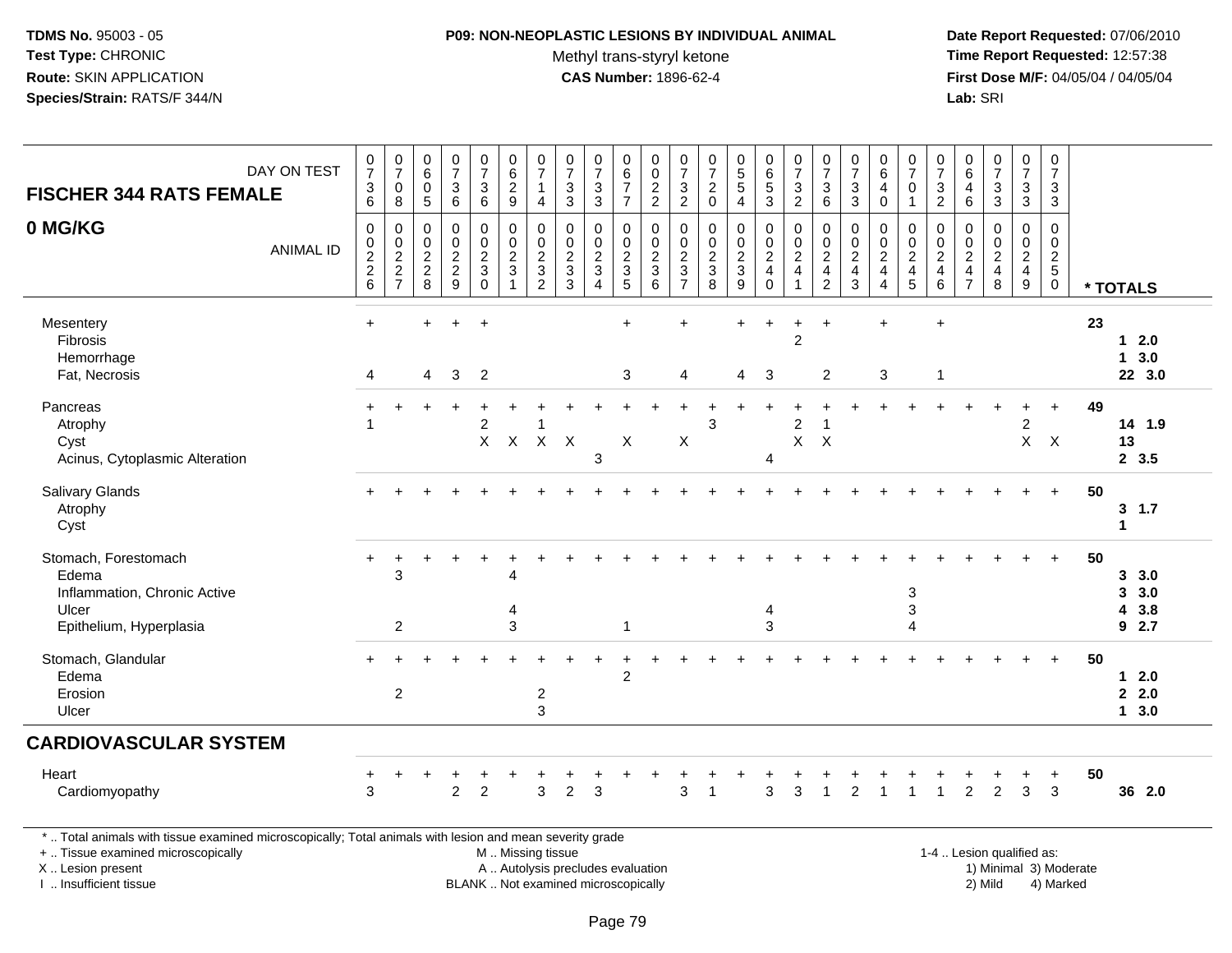**TDMS No.** 95003 - 05
**Test Type:** CHRONIC
**Route:** SKIN APPLICATION
**Species/Strain:** RATS/F 344/N

**P09: NON-NEOPLASTIC LESIONS BY INDIVIDUAL ANIMAL**
Methyl trans-styryl ketone
**CAS Number:** 1896-62-4

**Date Report Requested:** 07/06/2010
**Time Report Requested:** 12:57:38
**First Dose M/F:** 04/05/04 / 04/05/04
**Lab:** SRI

## FISCHER 344 RATS FEMALE
## 0 MG/KG

| DAY ON TEST | 0736 | 0708 | 0605 | 0736 | 0736 | 0629 | 0714 | 0733 | 0733 | 0677 | 0022 | 0732 | 0720 | 0554 | 0653 | 0732 | 0736 | 0733 | 0640 | 0701 | 0732 | 0646 | 0733 | 0733 | 0733 | |
|---|---|---|---|---|---|---|---|---|---|---|---|---|---|---|---|---|---|---|---|---|---|---|---|---|---|---|
| **ANIMAL ID** | 00226 | 00227 | 00228 | 00229 | 00230 | 00231 | 00232 | 00233 | 00234 | 00235 | 00236 | 00237 | 00238 | 00239 | 00240 | 00241 | 00242 | 00243 | 00244 | 00245 | 00246 | 00247 | 00248 | 00249 | 00250 | **\* TOTALS** |
| Mesentery | + | | + | + | + | | | | | + | | + | | + | + | + | + | | + | | + | | | | | 23 |
| Fibrosis | | | | | | | | | | | | | | | | 2 | | | | | | | | | | 1 2.0 |
| Hemorrhage | | | | | | | | | | | | | | | | | | | | | | | | | | 1 3.0 |
| Fat, Necrosis | 4 | | 4 | 3 | 2 | | | | | 3 | | 4 | | 4 | 3 | | 2 | | 3 | | 1 | | | | | 22 3.0 |
| Pancreas | + | + | + | + | + | + | + | + | + | + | + | + | + | + | + | + | + | + | + | + | + | + | + | + | + | 49 |
| Atrophy | 1 | | | | 2 | | 1 | | | | | | 3 | | | 2 | 1 | | | | | | | 2 | | 14 1.9 |
| Cyst | | | | | X | X | X | X | | X | | X | | | | X | X | | | | | | | X | X | 13 |
| Acinus, Cytoplasmic Alteration | | | | | | | | | 3 | | | | | | 4 | | | | | | | | | | | 2 3.5 |
| Salivary Glands | + | + | + | + | + | + | + | + | + | + | + | + | + | + | + | + | + | + | + | + | + | + | + | + | + | 50 |
| Atrophy | | | | | | | | | | | | | | | | | | | | | | | | | | 3 1.7 |
| Cyst | | | | | | | | | | | | | | | | | | | | | | | | | | 1 |
| Stomach, Forestomach | + | + | + | + | + | + | + | + | + | + | + | + | + | + | + | + | + | + | + | + | + | + | + | + | + | 50 |
| Edema | | 3 | | | | 4 | | | | | | | | | | | | | | | | | | | | 3 3.0 |
| Inflammation, Chronic Active | | | | | | | | | | | | | | | | | | | | 3 | | | | | | 3 3.0 |
| Ulcer | | | | | | 4 | | | | | | | | | 4 | | | | | 3 | | | | | | 4 3.8 |
| Epithelium, Hyperplasia | | 2 | | | | 3 | | | | 1 | | | | | 3 | | | | | 4 | | | | | | 9 2.7 |
| Stomach, Glandular | + | + | + | + | + | + | + | + | + | + | + | + | + | + | + | + | + | + | + | + | + | + | + | + | + | 50 |
| Edema | | | | | | | | | | 2 | | | | | | | | | | | | | | | | 1 2.0 |
| Erosion | | 2 | | | | | 2 | | | | | | | | | | | | | | | | | | | 2 2.0 |
| Ulcer | | | | | | | 3 | | | | | | | | | | | | | | | | | | | 1 3.0 |
| **CARDIOVASCULAR SYSTEM** | | | | | | | | | | | | | | | | | | | | | | | | | | |
| Heart | + | + | + | + | + | + | + | + | + | + | + | + | + | + | + | + | + | + | + | + | + | + | + | + | + | 50 |
| Cardiomyopathy | 3 | | | 2 | 2 | | 3 | 2 | 3 | | | 3 | 1 | | 3 | 3 | 1 | 2 | 1 | 1 | 1 | 2 | 2 | 3 | 3 | 36 2.0 |

\* .. Total animals with tissue examined microscopically; Total animals with lesion and mean severity grade
\+ .. Tissue examined microscopically
X .. Lesion present
I .. Insufficient tissue
M .. Missing tissue
A .. Autolysis precludes evaluation
BLANK .. Not examined microscopically
1-4 .. Lesion qualified as: 1) Minimal 2) Mild 3) Moderate 4) Marked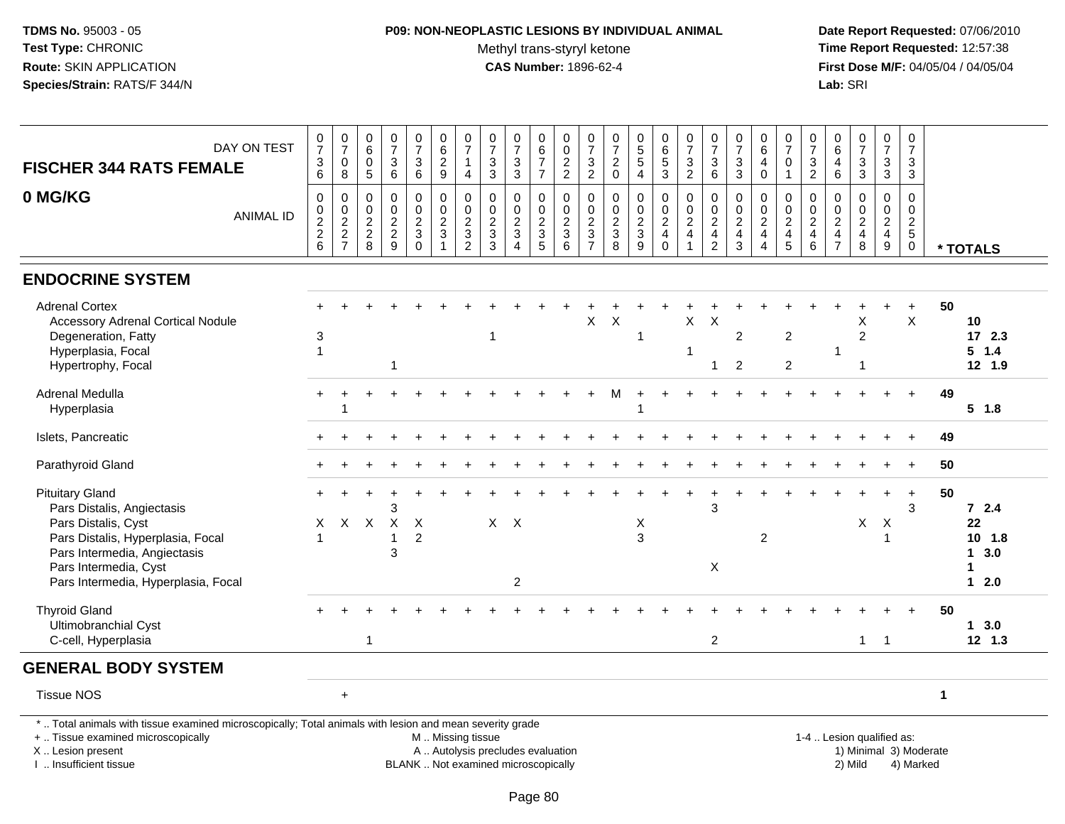**TDMS No.** 95003 - 05
**Test Type:** CHRONIC
**Route:** SKIN APPLICATION
**Species/Strain:** RATS/F 344/N

**P09: NON-NEOPLASTIC LESIONS BY INDIVIDUAL ANIMAL**
Methyl trans-styryl ketone
**CAS Number:** 1896-62-4

**Date Report Requested:** 07/06/2010
**Time Report Requested:** 12:57:38
**First Dose M/F:** 04/05/04 / 04/05/04
**Lab:** SRI

| FISCHER 344 RATS FEMALE — DAY ON TEST | 0736 | 0708 | 0605 | 0736 | 0736 | 0629 | 0714 | 0733 | 0733 | 0677 | 0022 | 0732 | 0720 | 0554 | 0653 | 0732 | 0736 | 0733 | 0640 | 0701 | 0732 | 0646 | 0733 | 0733 | 0733 | |
|---|---|---|---|---|---|---|---|---|---|---|---|---|---|---|---|---|---|---|---|---|---|---|---|---|---|---|
| **0 MG/KG** — ANIMAL ID | 0226 | 0227 | 0228 | 0229 | 0230 | 0231 | 0232 | 0233 | 0234 | 0235 | 0236 | 0237 | 0238 | 0239 | 0240 | 0241 | 0242 | 0243 | 0244 | 0245 | 0246 | 0247 | 0248 | 0249 | 0250 | * TOTALS |
| **ENDOCRINE SYSTEM** | | | | | | | | | | | | | | | | | | | | | | | | | | |
| Adrenal Cortex | + | + | + | + | + | + | + | + | + | + | + | + | + | + | + | + | + | + | + | + | + | + | + | + | + | 50 |
| Accessory Adrenal Cortical Nodule | | | | | | | | | | | | X | X | | | X | X | | | | | | X | | X | 10 |
| Degeneration, Fatty | 3 | | | | | | | 1 | | | | | | 1 | | | | 2 | | 2 | | | 2 | | | 17 2.3 |
| Hyperplasia, Focal | 1 | | | | | | | | | | | | | | | 1 | | | | | | 1 | | | | 5 1.4 |
| Hypertrophy, Focal | | | | 1 | | | | | | | | | | | | | 1 | 2 | | 2 | | | 1 | | | 12 1.9 |
| Adrenal Medulla | + | + | + | + | + | + | + | + | + | + | + | + | M | + | + | + | + | + | + | + | + | + | + | + | + | 49 |
| Hyperplasia | | 1 | | | | | | | | | | | | 1 | | | | | | | | | | | | 5 1.8 |
| Islets, Pancreatic | + | + | + | + | + | + | + | + | + | + | + | + | + | + | + | + | + | + | + | + | + | + | + | + | + | 49 |
| Parathyroid Gland | + | + | + | + | + | + | + | + | + | + | + | + | + | + | + | + | + | + | + | + | + | + | + | + | + | 50 |
| Pituitary Gland | + | + | + | + | + | + | + | + | + | + | + | + | + | + | + | + | + | + | + | + | + | + | + | + | + | 50 |
| Pars Distalis, Angiectasis | | | | 3 | | | | | | | | | | | | | 3 | | | | | | | | 3 | 7 2.4 |
| Pars Distalis, Cyst | X | X | X | X | X | | | X | X | | | | | X | | | | | | | | | X | X | | 22 |
| Pars Distalis, Hyperplasia, Focal | 1 | | | 1 | 2 | | | | | | | | | 3 | | | | | 2 | | | | | 1 | | 10 1.8 |
| Pars Intermedia, Angiectasis | | | | 3 | | | | | | | | | | | | | | | | | | | | | | 1 3.0 |
| Pars Intermedia, Cyst | | | | | | | | | | | | | | | | | X | | | | | | | | | 1 |
| Pars Intermedia, Hyperplasia, Focal | | | | | | | | | 2 | | | | | | | | | | | | | | | | | 1 2.0 |
| Thyroid Gland | + | + | + | + | + | + | + | + | + | + | + | + | + | + | + | + | + | + | + | + | + | + | + | + | + | 50 |
| Ultimobranchial Cyst | | | | | | | | | | | | | | | | | | | | | | | | | | 1 3.0 |
| C-cell, Hyperplasia | | | 1 | | | | | | | | | | | | | | 2 | | | | | | 1 | 1 | | 12 1.3 |
| **GENERAL BODY SYSTEM** | | | | | | | | | | | | | | | | | | | | | | | | | | |
| Tissue NOS | | + | | | | | | | | | | | | | | | | | | | | | | | | 1 |

\* .. Total animals with tissue examined microscopically; Total animals with lesion and mean severity grade
\+ .. Tissue examined microscopically
X .. Lesion present
I .. Insufficient tissue

M .. Missing tissue
A .. Autolysis precludes evaluation
BLANK .. Not examined microscopically

1-4 .. Lesion qualified as:
1) Minimal 3) Moderate
2) Mild 4) Marked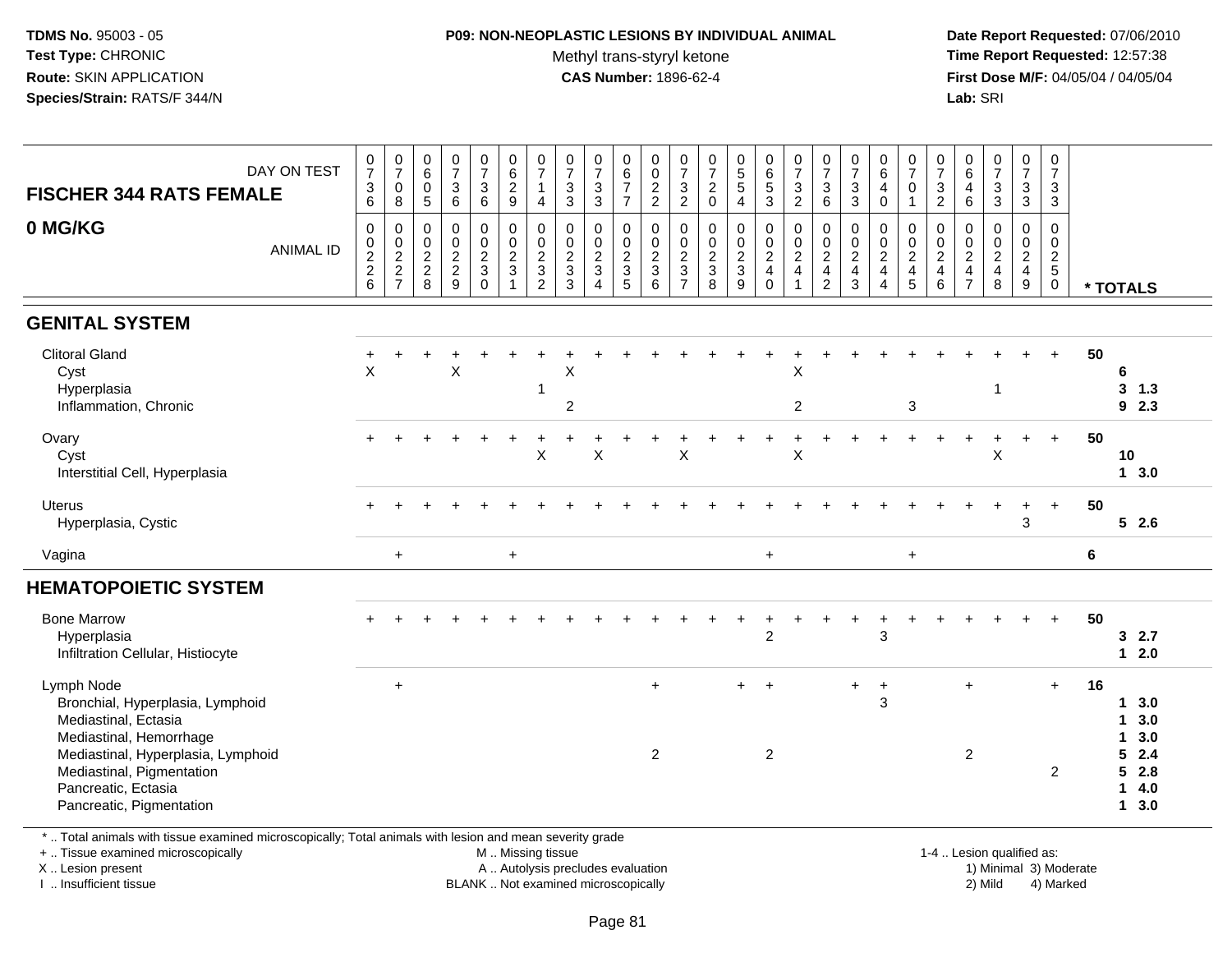**TDMS No.** 95003 - 05
**Test Type:** CHRONIC
**Route:** SKIN APPLICATION
**Species/Strain:** RATS/F 344/N

**P09: NON-NEOPLASTIC LESIONS BY INDIVIDUAL ANIMAL**
Methyl trans-styryl ketone
**CAS Number:** 1896-62-4

**Date Report Requested:** 07/06/2010
**Time Report Requested:** 12:57:38
**First Dose M/F:** 04/05/04 / 04/05/04
**Lab:** SRI

**FISCHER 344 RATS FEMALE**
**0 MG/KG**

| DAY ON TEST | 0736 | 0708 | 0605 | 0736 | 0736 | 0629 | 0714 | 0733 | 0733 | 0677 | 0022 | 0732 | 0720 | 0554 | 0653 | 0732 | 0736 | 0733 | 0640 | 0701 | 0732 | 0646 | 0733 | 0733 | 0733 | |
|---|---|---|---|---|---|---|---|---|---|---|---|---|---|---|---|---|---|---|---|---|---|---|---|---|---|---|
| ANIMAL ID | 0226 | 0227 | 0228 | 0229 | 0230 | 0231 | 0232 | 0233 | 0234 | 0235 | 0236 | 0237 | 0238 | 0239 | 0240 | 0241 | 0242 | 0243 | 0244 | 0245 | 0246 | 0247 | 0248 | 0249 | 0250 | * TOTALS |
| **GENITAL SYSTEM** | | | | | | | | | | | | | | | | | | | | | | | | | | |
| Clitoral Gland | + | + | + | + | + | + | + | + | + | + | + | + | + | + | + | + | + | + | + | + | + | + | + | + | + | 50 |
| Cyst | X | | | X | | | | X | | | | | | | | X | | | | | | | | | | 6 |
| Hyperplasia | | | | | | | 1 | | | | | | | | | | | | | | | | 1 | | | 3 1.3 |
| Inflammation, Chronic | | | | | | | | 2 | | | | | | | | 2 | | | | 3 | | | | | | 9 2.3 |
| Ovary | + | + | + | + | + | + | + | + | + | + | + | + | + | + | + | + | + | + | + | + | + | + | + | + | + | 50 |
| Cyst | | | | | | | X | | X | | | X | | | | X | | | | | | | X | | | 10 |
| Interstitial Cell, Hyperplasia | | | | | | | | | | | | | | | | | | | | | | | | | | 1 3.0 |
| Uterus | + | + | + | + | + | + | + | + | + | + | + | + | + | + | + | + | + | + | + | + | + | + | + | + | + | 50 |
| Hyperplasia, Cystic | | | | | | | | | | | | | | | | | | | | | | | | 3 | | 5 2.6 |
| Vagina | | + | | | | + | | | | | | | | | + | | | | | + | | | | | | 6 |
| **HEMATOPOIETIC SYSTEM** | | | | | | | | | | | | | | | | | | | | | | | | | | |
| Bone Marrow | + | + | + | + | + | + | + | + | + | + | + | + | + | + | + | + | + | + | + | + | + | + | + | + | + | 50 |
| Hyperplasia | | | | | | | | | | | | | | | 2 | | | | 3 | | | | | | | 3 2.7 |
| Infiltration Cellular, Histiocyte | | | | | | | | | | | | | | | | | | | | | | | | | | 1 2.0 |
| Lymph Node | | + | | | | | | | | | + | | | + | + | | | + | + | | | + | | | + | 16 |
| Bronchial, Hyperplasia, Lymphoid | | | | | | | | | | | | | | | | | | | 3 | | | | | | | 1 3.0 |
| Mediastinal, Ectasia | | | | | | | | | | | | | | | | | | | | | | | | | | 1 3.0 |
| Mediastinal, Hemorrhage | | | | | | | | | | | | | | | | | | | | | | | | | | 1 3.0 |
| Mediastinal, Hyperplasia, Lymphoid | | | | | | | | | | | 2 | | | | 2 | | | | | | | 2 | | | | 5 2.4 |
| Mediastinal, Pigmentation | | | | | | | | | | | | | | | | | | | | | | | | | 2 | 5 2.8 |
| Pancreatic, Ectasia | | | | | | | | | | | | | | | | | | | | | | | | | | 1 4.0 |
| Pancreatic, Pigmentation | | | | | | | | | | | | | | | | | | | | | | | | | | 1 3.0 |

\* .. Total animals with tissue examined microscopically; Total animals with lesion and mean severity grade
\+ .. Tissue examined microscopically
X .. Lesion present
I .. Insufficient tissue
M .. Missing tissue
A .. Autolysis precludes evaluation
BLANK .. Not examined microscopically
1-4 .. Lesion qualified as: 1) Minimal 2) Mild 3) Moderate 4) Marked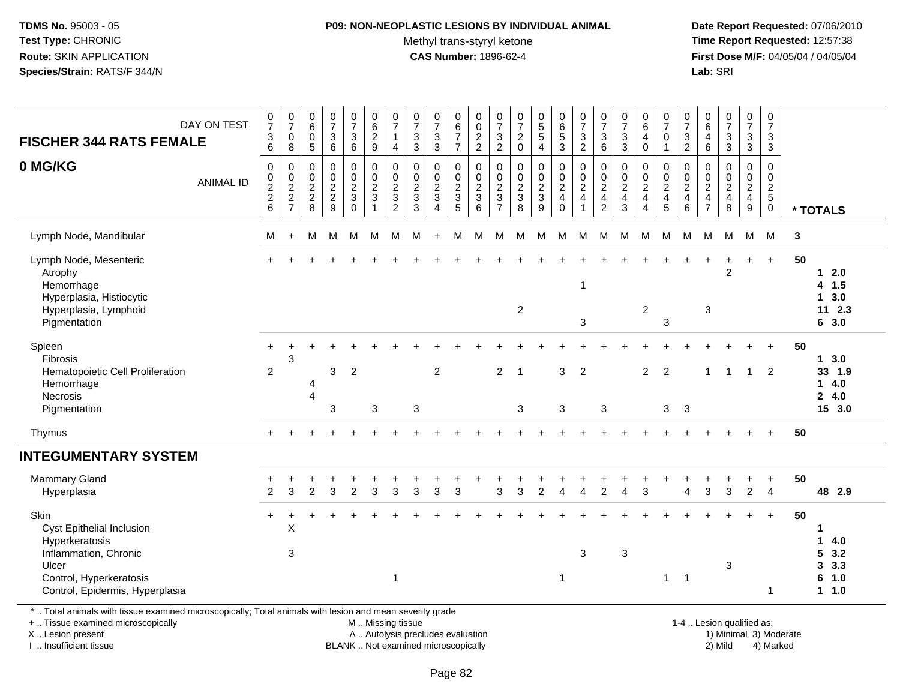**TDMS No.** 95003 - 05
**Test Type:** CHRONIC
**Route:** SKIN APPLICATION
**Species/Strain:** RATS/F 344/N

**P09: NON-NEOPLASTIC LESIONS BY INDIVIDUAL ANIMAL**
Methyl trans-styryl ketone
**CAS Number:** 1896-62-4

**Date Report Requested:** 07/06/2010
**Time Report Requested:** 12:57:38
**First Dose M/F:** 04/05/04 / 04/05/04
**Lab:** SRI

| FISCHER 344 RATS FEMALE — DAY ON TEST | 0736 | 0708 | 0605 | 0736 | 0736 | 0629 | 0714 | 0733 | 0733 | 0677 | 0022 | 0732 | 0720 | 0554 | 0653 | 0732 | 0736 | 0733 | 0640 | 0701 | 0732 | 0646 | 0733 | 0733 | 0733 | |
|---|---|---|---|---|---|---|---|---|---|---|---|---|---|---|---|---|---|---|---|---|---|---|---|---|---|---|
| **0 MG/KG** — ANIMAL ID | 0226 | 0227 | 0228 | 0229 | 0230 | 0231 | 0232 | 0233 | 0234 | 0235 | 0236 | 0237 | 0238 | 0239 | 0240 | 0241 | 0242 | 0243 | 0244 | 0245 | 0246 | 0247 | 0248 | 0249 | 0250 | *** TOTALS** |
| Lymph Node, Mandibular | M | + | M | M | M | M | M | M | + | M | M | M | M | M | M | M | M | M | M | M | M | M | M | M | M | 3 |
| Lymph Node, Mesenteric | + | + | + | + | + | + | + | + | + | + | + | + | + | + | + | + | + | + | + | + | + | + | + | + | + | 50 |
| Atrophy | | | | | | | | | | | | | | | | | | | | | | | 2 | | | 1 2.0 |
| Hemorrhage | | | | | | | | | | | | | | | | 1 | | | | | | | | | | 4 1.5 |
| Hyperplasia, Histiocytic | | | | | | | | | | | | | | | | | | | | | | | | | | 1 3.0 |
| Hyperplasia, Lymphoid | | | | | | | | | | | | | 2 | | | | | | 2 | | | 3 | | | | 11 2.3 |
| Pigmentation | | | | | | | | | | | | | | | | 3 | | | | 3 | | | | | | 6 3.0 |
| Spleen | + | + | + | + | + | + | + | + | + | + | + | + | + | + | + | + | + | + | + | + | + | + | + | + | + | 50 |
| Fibrosis | | 3 | | | | | | | | | | | | | | | | | | | | | | | | 1 3.0 |
| Hematopoietic Cell Proliferation | 2 | | | 3 | 2 | | | | 2 | | | 2 | 1 | | 3 | 2 | | | 2 | 2 | | 1 | 1 | 1 | 2 | 33 1.9 |
| Hemorrhage | | | 4 | | | | | | | | | | | | | | | | | | | | | | | 1 4.0 |
| Necrosis | | | 4 | | | | | | | | | | | | | | | | | | | | | | | 2 4.0 |
| Pigmentation | | | | 3 | | 3 | | 3 | | | | | 3 | | 3 | | 3 | | | 3 | 3 | | | | | 15 3.0 |
| Thymus | + | + | + | + | + | + | + | + | + | + | + | + | + | + | + | + | + | + | + | + | + | + | + | + | + | 50 |
| **INTEGUMENTARY SYSTEM** | | | | | | | | | | | | | | | | | | | | | | | | | | |
| Mammary Gland | + | + | + | + | + | + | + | + | + | + | + | + | + | + | + | + | + | + | + | + | + | + | + | + | + | 50 |
| Hyperplasia | 2 | 3 | 2 | 3 | 2 | 3 | 3 | 3 | 3 | 3 | | 3 | 3 | 2 | 4 | 4 | 2 | 4 | 3 | | 4 | 3 | 3 | 2 | 4 | 48 2.9 |
| Skin | + | + | + | + | + | + | + | + | + | + | + | + | + | + | + | + | + | + | + | + | + | + | + | + | + | 50 |
| Cyst Epithelial Inclusion | | X | | | | | | | | | | | | | | | | | | | | | | | | 1 |
| Hyperkeratosis | | | | | | | | | | | | | | | | | | | | | | | | | | 1 4.0 |
| Inflammation, Chronic | | 3 | | | | | | | | | | | | | | 3 | | 3 | | | | | | | | 5 3.2 |
| Ulcer | | | | | | | | | | | | | | | | | | | | | | | 3 | | | 3 3.3 |
| Control, Hyperkeratosis | | | | | | | 1 | | | | | | | | 1 | | | | | 1 | 1 | | | | | 6 1.0 |
| Control, Epidermis, Hyperplasia | | | | | | | | | | | | | | | | | | | | | | | | | 1 | 1 1.0 |

* .. Total animals with tissue examined microscopically; Total animals with lesion and mean severity grade
+ .. Tissue examined microscopically
X .. Lesion present
I .. Insufficient tissue

M .. Missing tissue
A .. Autolysis precludes evaluation
BLANK .. Not examined microscopically

1-4 .. Lesion qualified as:
1) Minimal 3) Moderate
2) Mild 4) Marked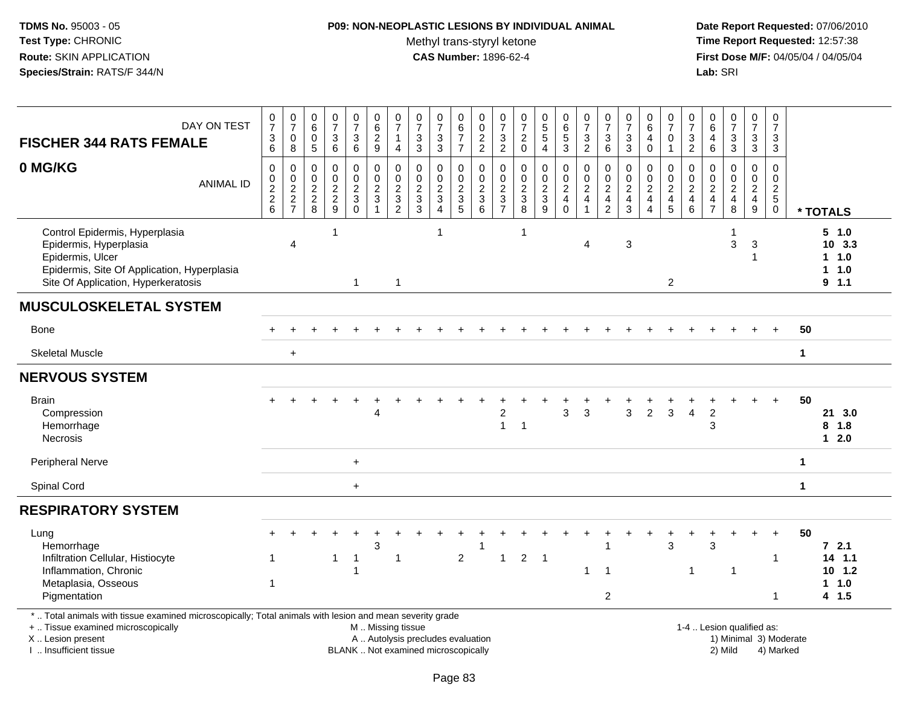**TDMS No.** 95003 - 05
**Test Type:** CHRONIC
**Route:** SKIN APPLICATION
**Species/Strain:** RATS/F 344/N

**P09: NON-NEOPLASTIC LESIONS BY INDIVIDUAL ANIMAL**
Methyl trans-styryl ketone
**CAS Number:** 1896-62-4

**Date Report Requested:** 07/06/2010
**Time Report Requested:** 12:57:38
**First Dose M/F:** 04/05/04 / 04/05/04
**Lab:** SRI

| FISCHER 344 RATS FEMALE 0 MG/KG — DAY ON TEST | 0736 | 0708 | 0605 | 0736 | 0736 | 0629 | 0714 | 0733 | 0733 | 0677 | 0022 | 0732 | 0720 | 0554 | 0653 | 0732 | 0736 | 0733 | 0640 | 0701 | 0732 | 0646 | 0733 | 0733 | 0733 | |
|---|---|---|---|---|---|---|---|---|---|---|---|---|---|---|---|---|---|---|---|---|---|---|---|---|---|---|
| **ANIMAL ID** | 0226 | 0227 | 0228 | 0229 | 0230 | 0231 | 0232 | 0233 | 0234 | 0235 | 0236 | 0237 | 0238 | 0239 | 0240 | 0241 | 0242 | 0243 | 0244 | 0245 | 0246 | 0247 | 0248 | 0249 | 0250 | *** TOTALS** |
| Control Epidermis, Hyperplasia | | | | 1 | | | | | 1 | | | | 1 | | | | | | | | | | 1 | | | **5 1.0** |
| Epidermis, Hyperplasia | | 4 | | | | | | | | | | | | | | 4 | | 3 | | | | | 3 | 3 | | **10 3.3** |
| Epidermis, Ulcer | | | | | | | | | | | | | | | | | | | | | | | | 1 | | **1 1.0** |
| Epidermis, Site Of Application, Hyperplasia | | | | | | | | | | | | | | | | | | | | | | | | | | **1 1.0** |
| Site Of Application, Hyperkeratosis | | | | | 1 | | 1 | | | | | | | | | | | | | 2 | | | | | | **9 1.1** |
| **MUSCULOSKELETAL SYSTEM** | | | | | | | | | | | | | | | | | | | | | | | | | | |
| Bone | + | + | + | + | + | + | + | + | + | + | + | + | + | + | + | + | + | + | + | + | + | + | + | + | + | **50** |
| Skeletal Muscle | | + | | | | | | | | | | | | | | | | | | | | | | | | **1** |
| **NERVOUS SYSTEM** | | | | | | | | | | | | | | | | | | | | | | | | | | |
| Brain | + | + | + | + | + | + | + | + | + | + | + | + | + | + | + | + | + | + | + | + | + | + | + | + | + | **50** |
| Compression | | | | | | 4 | | | | | | 2 | | | 3 | 3 | | 3 | 2 | 3 | 4 | 2 | | | | **21 3.0** |
| Hemorrhage | | | | | | | | | | | | 1 | 1 | | | | | | | | | 3 | | | | **8 1.8** |
| Necrosis | | | | | | | | | | | | | | | | | | | | | | | | | | **1 2.0** |
| Peripheral Nerve | | | | | + | | | | | | | | | | | | | | | | | | | | | **1** |
| Spinal Cord | | | | | + | | | | | | | | | | | | | | | | | | | | | **1** |
| **RESPIRATORY SYSTEM** | | | | | | | | | | | | | | | | | | | | | | | | | | |
| Lung | + | + | + | + | + | + | + | + | + | + | + | + | + | + | + | + | + | + | + | + | + | + | + | + | + | **50** |
| Hemorrhage | | | | | | 3 | | | | | 1 | | | | | | 1 | | | 3 | | 3 | | | | **7 2.1** |
| Infiltration Cellular, Histiocyte | 1 | | | 1 | 1 | | 1 | | | 2 | | 1 | 2 | 1 | | | | | | | | | | | 1 | **14 1.1** |
| Inflammation, Chronic | | | | | 1 | | | | | | | | | | | 1 | 1 | | | | 1 | | 1 | | | **10 1.2** |
| Metaplasia, Osseous | 1 | | | | | | | | | | | | | | | | | | | | | | | | | **1 1.0** |
| Pigmentation | | | | | | | | | | | | | | | | | 2 | | | | | | | | 1 | **4 1.5** |

\* .. Total animals with tissue examined microscopically; Total animals with lesion and mean severity grade
\+ .. Tissue examined microscopically
X .. Lesion present
I .. Insufficient tissue

M .. Missing tissue
A .. Autolysis precludes evaluation
BLANK .. Not examined microscopically

1-4 .. Lesion qualified as:
1) Minimal 3) Moderate
2) Mild 4) Marked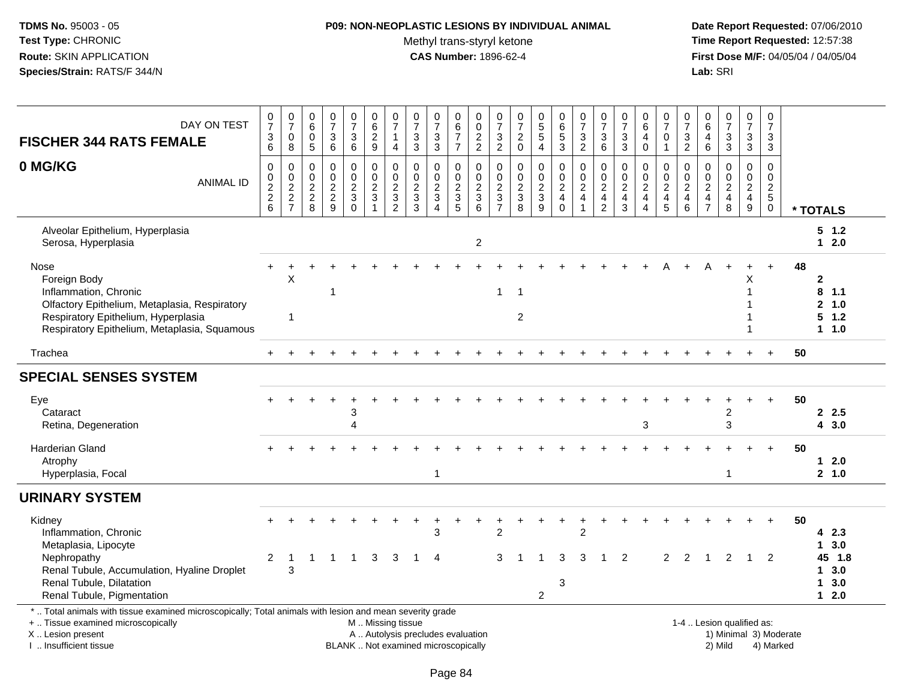**TDMS No.** 95003 - 05
**Test Type:** CHRONIC
**Route:** SKIN APPLICATION
**Species/Strain:** RATS/F 344/N

**P09: NON-NEOPLASTIC LESIONS BY INDIVIDUAL ANIMAL**
Methyl trans-styryl ketone
**CAS Number:** 1896-62-4

**Date Report Requested:** 07/06/2010
**Time Report Requested:** 12:57:38
**First Dose M/F:** 04/05/04 / 04/05/04
**Lab:** SRI

## FISCHER 344 RATS FEMALE
## 0 MG/KG

| DAY ON TEST | 0736 | 0708 | 0605 | 0736 | 0736 | 0629 | 0714 | 0733 | 0733 | 0677 | 0022 | 0732 | 0720 | 0554 | 0653 | 0732 | 0736 | 0733 | 0640 | 0701 | 0732 | 0646 | 0733 | 0733 | 0733 | |
|---|---|---|---|---|---|---|---|---|---|---|---|---|---|---|---|---|---|---|---|---|---|---|---|---|---|---|
| **ANIMAL ID** | 00226 | 00227 | 00228 | 00229 | 00230 | 00231 | 00232 | 00233 | 00234 | 00235 | 00236 | 00237 | 00238 | 00239 | 00240 | 00241 | 00242 | 00243 | 00244 | 00245 | 00246 | 00247 | 00248 | 00249 | 00250 | *** TOTALS** |
| Alveolar Epithelium, Hyperplasia | | | | | | | | | | | | | | | | | | | | | | | | | | **5 1.2** |
| Serosa, Hyperplasia | | | | | | | | | | | 2 | | | | | | | | | | | | | | | **1 2.0** |
| Nose | + | + | + | + | + | + | + | + | + | + | + | + | + | + | + | + | + | + | + | A | + | A | + | + | + | **48** |
| Foreign Body | | X | | | | | | | | | | | | | | | | | | | | | | X | | **2** |
| Inflammation, Chronic | | | | 1 | | | | | | | | 1 | 1 | | | | | | | | | | | 1 | | **8 1.1** |
| Olfactory Epithelium, Metaplasia, Respiratory | | | | | | | | | | | | | | | | | | | | | | | | 1 | | **2 1.0** |
| Respiratory Epithelium, Hyperplasia | | 1 | | | | | | | | | | | 2 | | | | | | | | | | | 1 | | **5 1.2** |
| Respiratory Epithelium, Metaplasia, Squamous | | | | | | | | | | | | | | | | | | | | | | | | 1 | | **1 1.0** |
| Trachea | + | + | + | + | + | + | + | + | + | + | + | + | + | + | + | + | + | + | + | + | + | + | + | + | + | **50** |
| **SPECIAL SENSES SYSTEM** | | | | | | | | | | | | | | | | | | | | | | | | | | |
| Eye | + | + | + | + | + | + | + | + | + | + | + | + | + | + | + | + | + | + | + | + | + | + | + | + | + | **50** |
| Cataract | | | | | 3 | | | | | | | | | | | | | | | | | | 2 | | | **2 2.5** |
| Retina, Degeneration | | | | | 4 | | | | | | | | | | | | | | 3 | | | | 3 | | | **4 3.0** |
| Harderian Gland | + | + | + | + | + | + | + | + | + | + | + | + | + | + | + | + | + | + | + | + | + | + | + | + | + | **50** |
| Atrophy | | | | | | | | | | | | | | | | | | | | | | | | | | **1 2.0** |
| Hyperplasia, Focal | | | | | | | | | 1 | | | | | | | | | | | | | | 1 | | | **2 1.0** |
| **URINARY SYSTEM** | | | | | | | | | | | | | | | | | | | | | | | | | | |
| Kidney | + | + | + | + | + | + | + | + | + | + | + | + | + | + | + | + | + | + | + | + | + | + | + | + | + | **50** |
| Inflammation, Chronic | | | | | | | | | 3 | | | 2 | | | | 2 | | | | | | | | | | **4 2.3** |
| Metaplasia, Lipocyte | | | | | | | | | | | | | | | | | | | | | | | | | | **1 3.0** |
| Nephropathy | 2 | 1 | 1 | 1 | 1 | 3 | 3 | 1 | 4 | | | 3 | 1 | 1 | 3 | 3 | 1 | 2 | | 2 | 2 | 1 | 2 | 1 | 2 | **45 1.8** |
| Renal Tubule, Accumulation, Hyaline Droplet | | 3 | | | | | | | | | | | | | | | | | | | | | | | | **1 3.0** |
| Renal Tubule, Dilatation | | | | | | | | | | | | | | | 3 | | | | | | | | | | | **1 3.0** |
| Renal Tubule, Pigmentation | | | | | | | | | | | | | | 2 | | | | | | | | | | | | **1 2.0** |

\* .. Total animals with tissue examined microscopically; Total animals with lesion and mean severity grade
\+ .. Tissue examined microscopically
X .. Lesion present
I .. Insufficient tissue

M .. Missing tissue
A .. Autolysis precludes evaluation
BLANK .. Not examined microscopically

1-4 .. Lesion qualified as:
1) Minimal 3) Moderate
2) Mild 4) Marked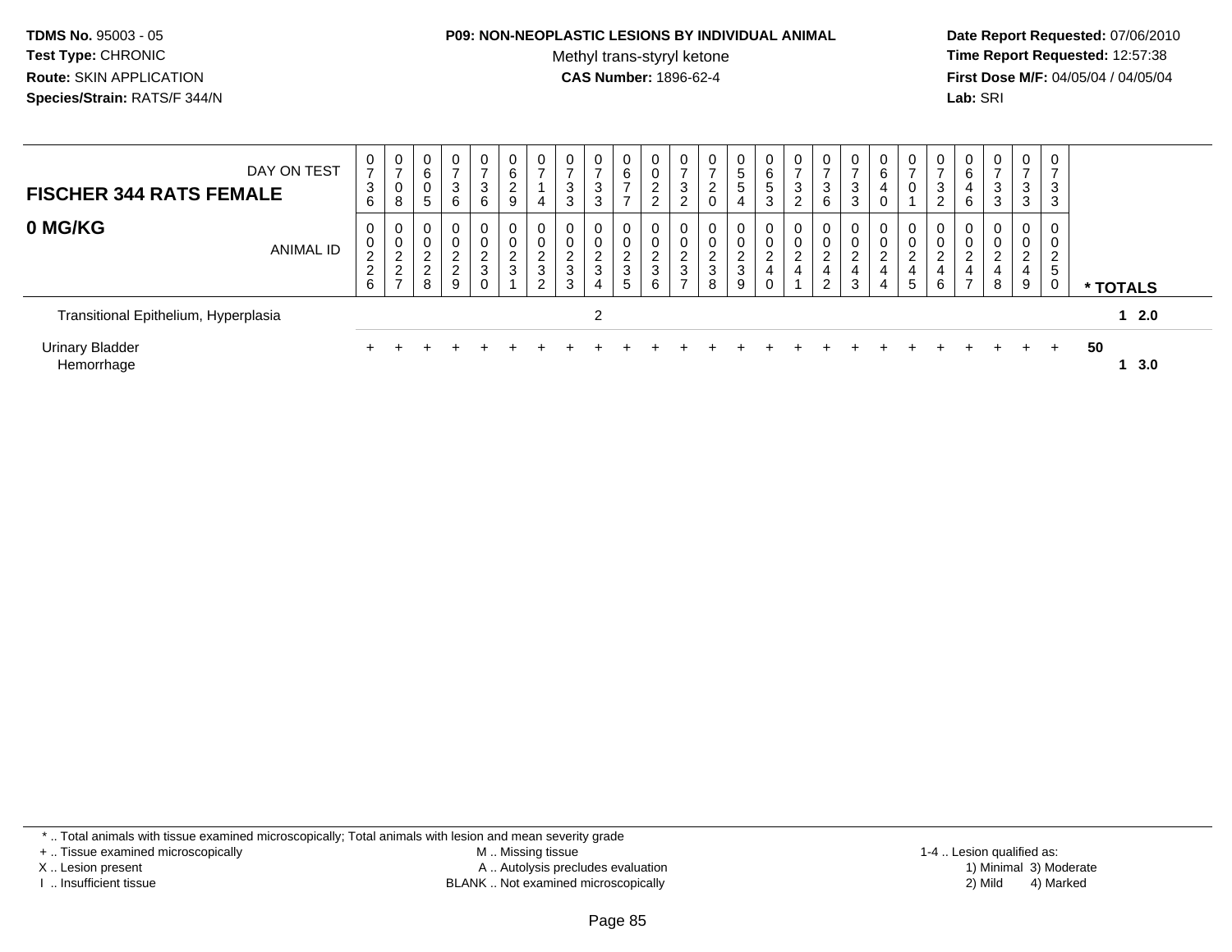**TDMS No.** 95003 - 05
**Test Type:** CHRONIC
**Route:** SKIN APPLICATION
**Species/Strain:** RATS/F 344/N

**P09: NON-NEOPLASTIC LESIONS BY INDIVIDUAL ANIMAL**
Methyl trans-styryl ketone
**CAS Number:** 1896-62-4

**Date Report Requested:** 07/06/2010
**Time Report Requested:** 12:57:38
**First Dose M/F:** 04/05/04 / 04/05/04
**Lab:** SRI

| FISCHER 344 RATS FEMALE — DAY ON TEST | 0736 | 0708 | 0605 | 0736 | 0736 | 0629 | 0714 | 0733 | 0733 | 0677 | 0022 | 0732 | 0720 | 0554 | 0653 | 0732 | 0736 | 0733 | 0640 | 0701 | 0732 | 0646 | 0733 | 0733 | 0733 | |
|---|---|---|---|---|---|---|---|---|---|---|---|---|---|---|---|---|---|---|---|---|---|---|---|---|---|---|
| **0 MG/KG** — ANIMAL ID | 0226 | 0227 | 0228 | 0229 | 0230 | 0231 | 0232 | 0233 | 0234 | 0235 | 0236 | 0237 | 0238 | 0239 | 0240 | 0241 | 0242 | 0243 | 0244 | 0245 | 0246 | 0247 | 0248 | 0249 | 0250 | *** TOTALS** |
| Transitional Epithelium, Hyperplasia | | | | | | | | | 2 | | | | | | | | | | | | | | | | | 1 2.0 |
| Urinary Bladder | + | + | + | + | + | + | + | + | + | + | + | + | + | + | + | + | + | + | + | + | + | + | + | + | + | 50 |
| Hemorrhage | | | | | | | | | | | | | | | | | | | | | | | | | | 1 3.0 |

* .. Total animals with tissue examined microscopically; Total animals with lesion and mean severity grade
+ .. Tissue examined microscopically
X .. Lesion present
I .. Insufficient tissue
M .. Missing tissue
A .. Autolysis precludes evaluation
BLANK .. Not examined microscopically
1-4 .. Lesion qualified as:
1) Minimal 3) Moderate
2) Mild 4) Marked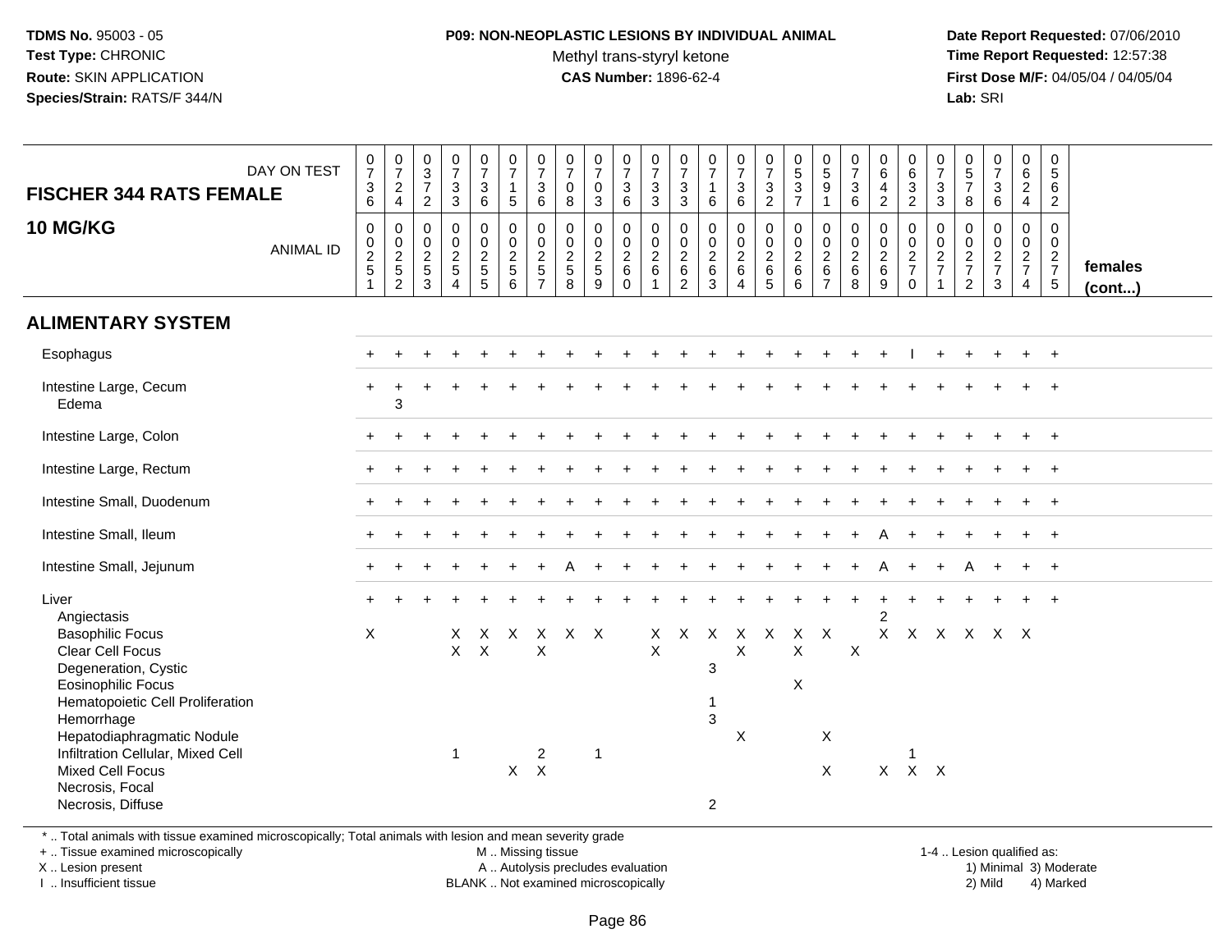**TDMS No.** 95003 - 05
**Test Type:** CHRONIC
**Route:** SKIN APPLICATION
**Species/Strain:** RATS/F 344/N

**P09: NON-NEOPLASTIC LESIONS BY INDIVIDUAL ANIMAL**
Methyl trans-styryl ketone
**CAS Number:** 1896-62-4

**Date Report Requested:** 07/06/2010
**Time Report Requested:** 12:57:38
**First Dose M/F:** 04/05/04 / 04/05/04
**Lab:** SRI

| FISCHER 344 RATS FEMALE 10 MG/KG — DAY ON TEST | 0736 | 0724 | 0372 | 0733 | 0736 | 0715 | 0736 | 0708 | 0703 | 0736 | 0733 | 0733 | 0716 | 0736 | 0732 | 0537 | 0591 | 0736 | 0642 | 0632 | 0733 | 0578 | 0736 | 0624 | 0562 | |
|---|---|---|---|---|---|---|---|---|---|---|---|---|---|---|---|---|---|---|---|---|---|---|---|---|---|---|
| ANIMAL ID | 0251 | 0252 | 0253 | 0254 | 0255 | 0256 | 0257 | 0258 | 0259 | 0260 | 0261 | 0262 | 0263 | 0264 | 0265 | 0266 | 0267 | 0268 | 0269 | 0270 | 0271 | 0272 | 0273 | 0274 | 0275 | females (cont...) |
| **ALIMENTARY SYSTEM** | | | | | | | | | | | | | | | | | | | | | | | | | | |
| Esophagus | + | + | + | + | + | + | + | + | + | + | + | + | + | + | + | + | + | + | + | I | + | + | + | + | + | |
| Intestine Large, Cecum | + | + | + | + | + | + | + | + | + | + | + | + | + | + | + | + | + | + | + | + | + | + | + | + | + | |
| Edema | | 3 | | | | | | | | | | | | | | | | | | | | | | | | |
| Intestine Large, Colon | + | + | + | + | + | + | + | + | + | + | + | + | + | + | + | + | + | + | + | + | + | + | + | + | + | |
| Intestine Large, Rectum | + | + | + | + | + | + | + | + | + | + | + | + | + | + | + | + | + | + | + | + | + | + | + | + | + | |
| Intestine Small, Duodenum | + | + | + | + | + | + | + | + | + | + | + | + | + | + | + | + | + | + | + | + | + | + | + | + | + | |
| Intestine Small, Ileum | + | + | + | + | + | + | + | + | + | + | + | + | + | + | + | + | + | + | A | + | + | + | + | + | + | |
| Intestine Small, Jejunum | + | + | + | + | + | + | + | A | + | + | + | + | + | + | + | + | + | + | A | + | + | A | + | + | + | |
| Liver | + | + | + | + | + | + | + | + | + | + | + | + | + | + | + | + | + | + | + | + | + | + | + | + | + | |
| Angiectasis | | | | | | | | | | | | | | | | | | | 2 | | | | | | | |
| Basophilic Focus | X | | | X | X | X | X | X | X | | X | X | X | X | X | X | X | | X | X | X | X | X | X | | |
| Clear Cell Focus | | | | X | X | | X | | | | X | | | X | | X | | X | | | | | | | | |
| Degeneration, Cystic | | | | | | | | | | | | | 3 | | | | | | | | | | | | | |
| Eosinophilic Focus | | | | | | | | | | | | | | | | X | | | | | | | | | | |
| Hematopoietic Cell Proliferation | | | | | | | | | | | | | 1 | | | | | | | | | | | | | |
| Hemorrhage | | | | | | | | | | | | | 3 | | | | | | | | | | | | | |
| Hepatodiaphragmatic Nodule | | | | | | | | | | | | | | X | | | X | | | | | | | | | |
| Infiltration Cellular, Mixed Cell | | | | 1 | | | 2 | | 1 | | | | | | | | | | | 1 | | | | | | |
| Mixed Cell Focus | | | | | | X | X | | | | | | | | | | X | | X | X | X | | | | | |
| Necrosis, Focal | | | | | | | | | | | | | | | | | | | | | | | | | | |
| Necrosis, Diffuse | | | | | | | | | | | | | 2 | | | | | | | | | | | | | |

\* .. Total animals with tissue examined microscopically; Total animals with lesion and mean severity grade
\+ .. Tissue examined microscopically
X .. Lesion present
I .. Insufficient tissue

M .. Missing tissue
A .. Autolysis precludes evaluation
BLANK .. Not examined microscopically

1-4 .. Lesion qualified as:
1) Minimal 3) Moderate
2) Mild 4) Marked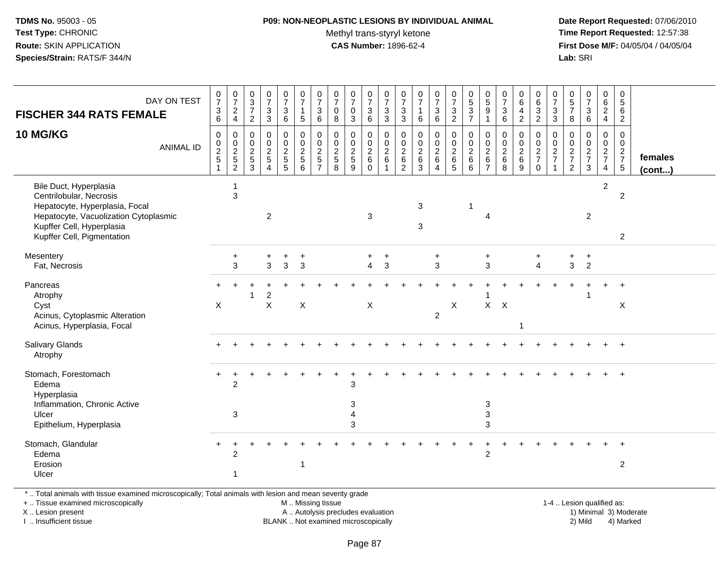**TDMS No.** 95003 - 05
**Test Type:** CHRONIC
**Route:** SKIN APPLICATION
**Species/Strain:** RATS/F 344/N

**P09: NON-NEOPLASTIC LESIONS BY INDIVIDUAL ANIMAL**
Methyl trans-styryl ketone
**CAS Number:** 1896-62-4

**Date Report Requested:** 07/06/2010
**Time Report Requested:** 12:57:38
**First Dose M/F:** 04/05/04 / 04/05/04
**Lab:** SRI

| FISCHER 344 RATS FEMALE 10 MG/KG — DAY ON TEST | 0736 | 0724 | 0372 | 0733 | 0736 | 0715 | 0736 | 0708 | 0703 | 0736 | 0733 | 0733 | 0716 | 0736 | 0732 | 0537 | 0591 | 0736 | 0642 | 0632 | 0733 | 0578 | 0736 | 0624 | 0562 | |
|---|---|---|---|---|---|---|---|---|---|---|---|---|---|---|---|---|---|---|---|---|---|---|---|---|---|---|
| ANIMAL ID | 00251 | 00252 | 00253 | 00254 | 00255 | 00256 | 00257 | 00258 | 00259 | 00260 | 00261 | 00262 | 00263 | 00264 | 00265 | 00266 | 00267 | 00268 | 00269 | 00270 | 00271 | 00272 | 00273 | 00274 | 00275 | females (cont...) |
| Bile Duct, Hyperplasia | | 1 | | | | | | | | | | | | | | | | | | | | | | 2 | | |
| Centrilobular, Necrosis | | 3 | | | | | | | | | | | | | | | | | | | | | | | 2 | |
| Hepatocyte, Hyperplasia, Focal | | | | | | | | | | | | | 3 | | | 1 | | | | | | | | | | |
| Hepatocyte, Vacuolization Cytoplasmic | | | | 2 | | | | | | 3 | | | | | | | 4 | | | | | | 2 | | | |
| Kupffer Cell, Hyperplasia | | | | | | | | | | | | | 3 | | | | | | | | | | | | | |
| Kupffer Cell, Pigmentation | | | | | | | | | | | | | | | | | | | | | | | | | 2 | |
| Mesentery | | + | | + | + | + | | | | + | + | | | + | | | + | | | + | | + | + | | | |
| Fat, Necrosis | | 3 | | 3 | 3 | 3 | | | | 4 | 3 | | | 3 | | | 3 | | | 4 | | 3 | 2 | | | |
| Pancreas | + | + | + | + | + | + | + | + | + | + | + | + | + | + | + | + | + | + | + | + | + | + | + | + | + | |
| Atrophy | | | 1 | 2 | | | | | | | | | | | | | 1 | | | | | | 1 | | | |
| Cyst | X | | | X | | X | | | | X | | | | | X | | X | X | | | | | | | X | |
| Acinus, Cytoplasmic Alteration | | | | | | | | | | | | | | 2 | | | | | | | | | | | | |
| Acinus, Hyperplasia, Focal | | | | | | | | | | | | | | | | | | | 1 | | | | | | | |
| Salivary Glands | + | + | + | + | + | + | + | + | + | + | + | + | + | + | + | + | + | + | + | + | + | + | + | + | + | |
| Atrophy | | | | | | | | | | | | | | | | | | | | | | | | | | |
| Stomach, Forestomach | + | + | + | + | + | + | + | + | + | + | + | + | + | + | + | + | + | + | + | + | + | + | + | + | + | |
| Edema | | 2 | | | | | | | 3 | | | | | | | | | | | | | | | | | |
| Hyperplasia | | | | | | | | | | | | | | | | | | | | | | | | | | |
| Inflammation, Chronic Active | | | | | | | | | 3 | | | | | | | | 3 | | | | | | | | | |
| Ulcer | | 3 | | | | | | | 4 | | | | | | | | 3 | | | | | | | | | |
| Epithelium, Hyperplasia | | | | | | | | | 3 | | | | | | | | 3 | | | | | | | | | |
| Stomach, Glandular | + | + | + | + | + | + | + | + | + | + | + | + | + | + | + | + | + | + | + | + | + | + | + | + | + | |
| Edema | | 2 | | | | | | | | | | | | | | | 2 | | | | | | | | | |
| Erosion | | | | | | 1 | | | | | | | | | | | | | | | | | | | 2 | |
| Ulcer | | 1 | | | | | | | | | | | | | | | | | | | | | | | | |

\* .. Total animals with tissue examined microscopically; Total animals with lesion and mean severity grade
+ .. Tissue examined microscopically    M .. Missing tissue    1-4 .. Lesion qualified as:
X .. Lesion present    A .. Autolysis precludes evaluation    1) Minimal 3) Moderate
I .. Insufficient tissue    BLANK .. Not examined microscopically    2) Mild 4) Marked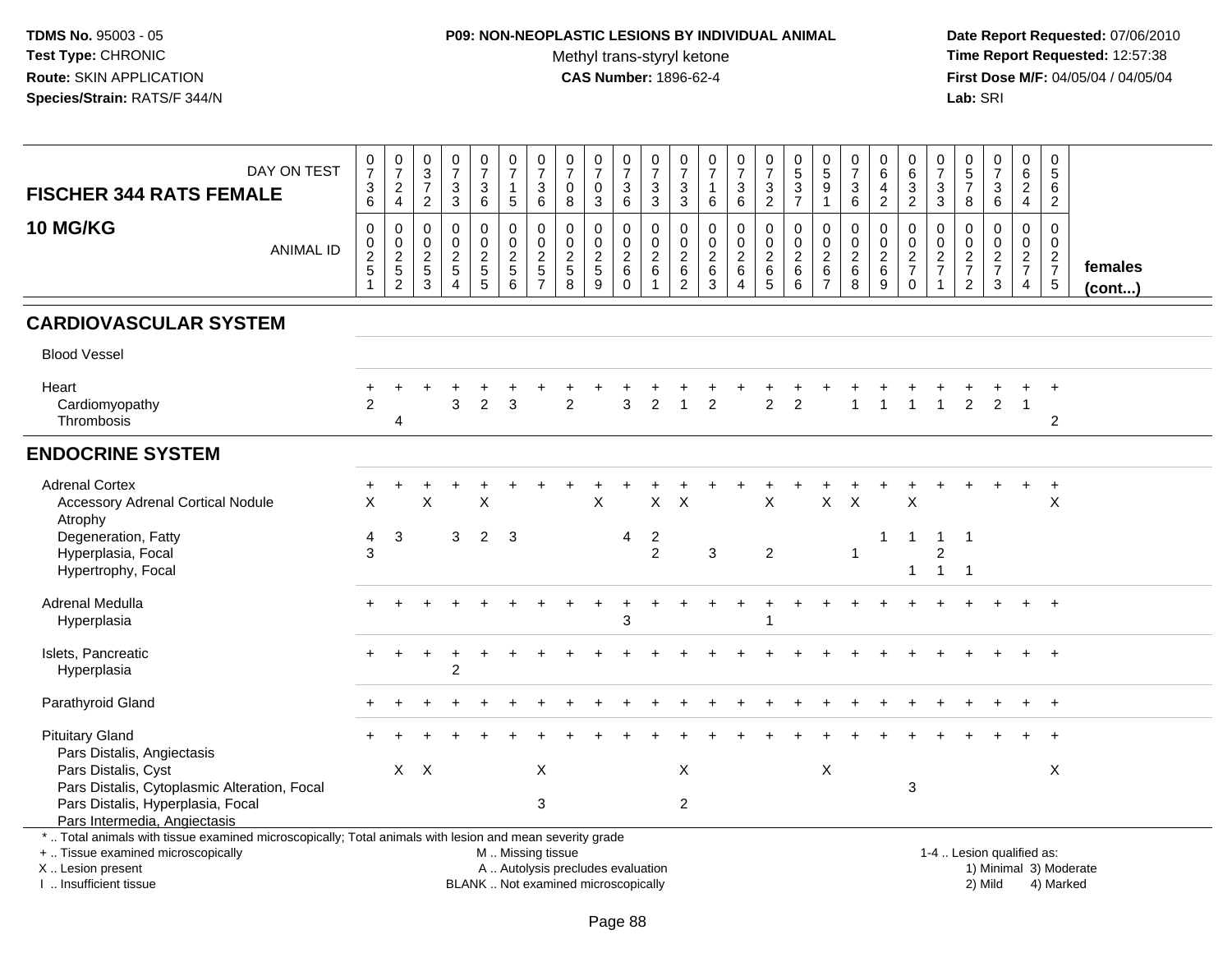**TDMS No.** 95003 - 05
**Test Type:** CHRONIC
**Route:** SKIN APPLICATION
**Species/Strain:** RATS/F 344/N

**P09: NON-NEOPLASTIC LESIONS BY INDIVIDUAL ANIMAL**
Methyl trans-styryl ketone
**CAS Number:** 1896-62-4

**Date Report Requested:** 07/06/2010
**Time Report Requested:** 12:57:38
**First Dose M/F:** 04/05/04 / 04/05/04
**Lab:** SRI

| FISCHER 344 RATS FEMALE 10 MG/KG — DAY ON TEST | 0736 | 0724 | 0372 | 0733 | 0736 | 0715 | 0736 | 0708 | 0703 | 0736 | 0733 | 0733 | 0716 | 0736 | 0732 | 0537 | 0591 | 0736 | 0642 | 0632 | 0733 | 0578 | 0736 | 0624 | 0562 | |
|---|---|---|---|---|---|---|---|---|---|---|---|---|---|---|---|---|---|---|---|---|---|---|---|---|---|---|
| **ANIMAL ID** | 0251 | 0252 | 0253 | 0254 | 0255 | 0256 | 0257 | 0258 | 0259 | 0260 | 0261 | 0262 | 0263 | 0264 | 0265 | 0266 | 0267 | 0268 | 0269 | 0270 | 0271 | 0272 | 0273 | 0274 | 0275 | **females (cont...)** |
| **CARDIOVASCULAR SYSTEM** | | | | | | | | | | | | | | | | | | | | | | | | | | |
| Blood Vessel | | | | | | | | | | | | | | | | | | | | | | | | | | |
| Heart | + | + | + | + | + | + | + | + | + | + | + | + | + | + | + | + | + | + | + | + | + | + | + | + | + | |
| Cardiomyopathy | 2 | | | 3 | 2 | 3 | | 2 | | 3 | 2 | 1 | 2 | | 2 | 2 | | 1 | 1 | 1 | 1 | 2 | 2 | 1 | | |
| Thrombosis | | 4 | | | | | | | | | | | | | | | | | | | | | | | 2 | |
| **ENDOCRINE SYSTEM** | | | | | | | | | | | | | | | | | | | | | | | | | | |
| Adrenal Cortex | + | + | + | + | + | + | + | + | + | + | + | + | + | + | + | + | + | + | + | + | + | + | + | + | + | |
| Accessory Adrenal Cortical Nodule | X | | X | | X | | | | X | | X | X | | | X | | X | X | | X | | | | | X | |
| Atrophy | | | | | | | | | | | | | | | | | | | | | | | | | | |
| Degeneration, Fatty | 4 | 3 | | 3 | 2 | 3 | | | | 4 | 2 | | | | | | | | 1 | 1 | 1 | 1 | | | | |
| Hyperplasia, Focal | 3 | | | | | | | | | | 2 | | 3 | | 2 | | | 1 | | | 2 | | | | | |
| Hypertrophy, Focal | | | | | | | | | | | | | | | | | | | | 1 | 1 | 1 | | | | |
| Adrenal Medulla | + | + | + | + | + | + | + | + | + | + | + | + | + | + | + | + | + | + | + | + | + | + | + | + | + | |
| Hyperplasia | | | | | | | | | | 3 | | | | | 1 | | | | | | | | | | | |
| Islets, Pancreatic | + | + | + | + | + | + | + | + | + | + | + | + | + | + | + | + | + | + | + | + | + | + | + | + | + | |
| Hyperplasia | | | | 2 | | | | | | | | | | | | | | | | | | | | | | |
| Parathyroid Gland | + | + | + | + | + | + | + | + | + | + | + | + | + | + | + | + | + | + | + | + | + | + | + | + | + | |
| Pituitary Gland | + | + | + | + | + | + | + | + | + | + | + | + | + | + | + | + | + | + | + | + | + | + | + | + | + | |
| Pars Distalis, Angiectasis | | | | | | | | | | | | | | | | | | | | | | | | | | |
| Pars Distalis, Cyst | | X | X | | | | X | | | | | X | | | | | X | | | | | | | | X | |
| Pars Distalis, Cytoplasmic Alteration, Focal | | | | | | | | | | | | | | | | | | | | 3 | | | | | | |
| Pars Distalis, Hyperplasia, Focal | | | | | | | 3 | | | | | 2 | | | | | | | | | | | | | | |
| Pars Intermedia, Angiectasis | | | | | | | | | | | | | | | | | | | | | | | | | | |

\* .. Total animals with tissue examined microscopically; Total animals with lesion and mean severity grade
+ .. Tissue examined microscopically
X .. Lesion present
I .. Insufficient tissue

M .. Missing tissue
A .. Autolysis precludes evaluation
BLANK .. Not examined microscopically

1-4 .. Lesion qualified as:
1) Minimal 3) Moderate
2) Mild 4) Marked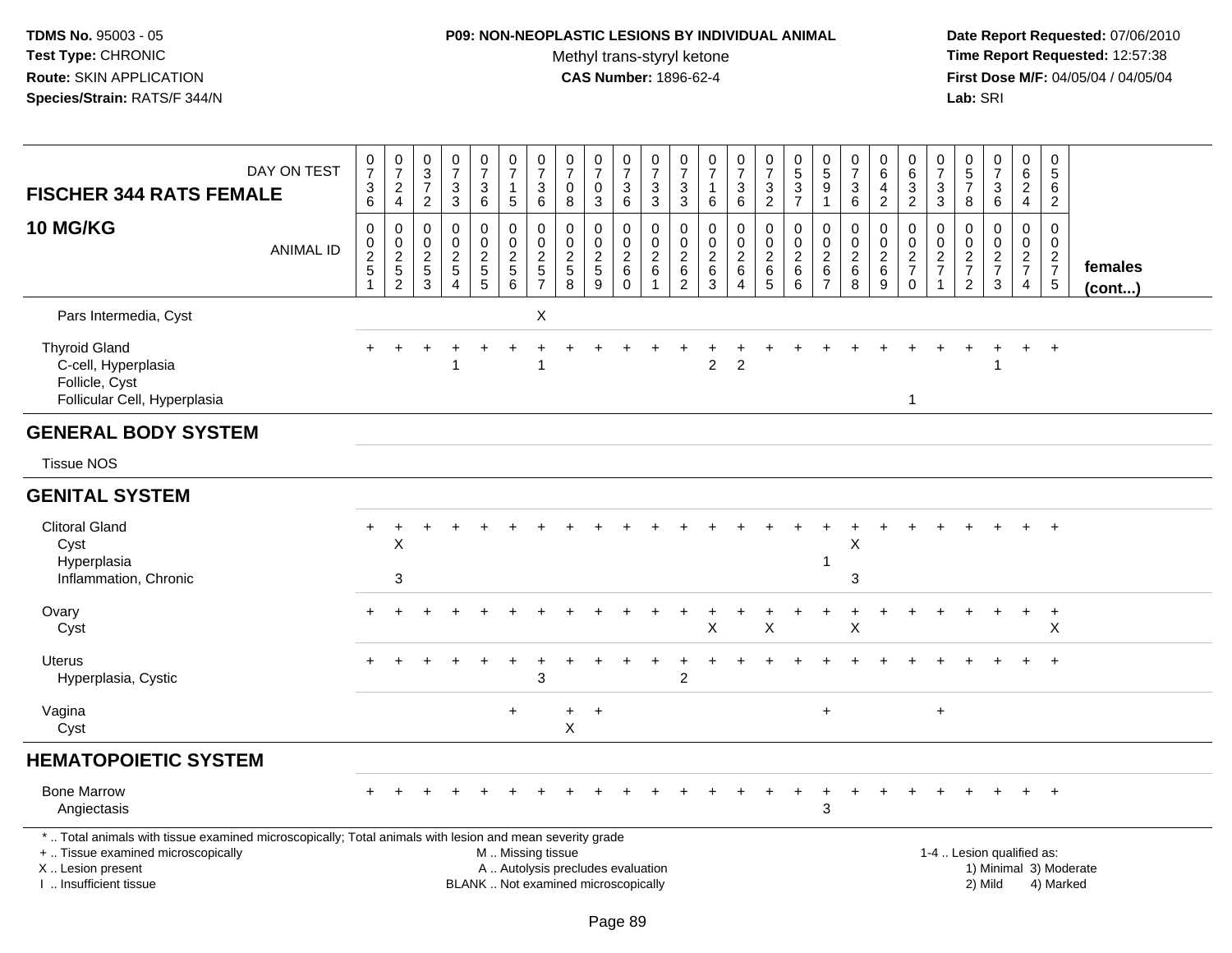**TDMS No.** 95003 - 05
**Test Type:** CHRONIC
**Route:** SKIN APPLICATION
**Species/Strain:** RATS/F 344/N

**P09: NON-NEOPLASTIC LESIONS BY INDIVIDUAL ANIMAL**
Methyl trans-styryl ketone
**CAS Number:** 1896-62-4

**Date Report Requested:** 07/06/2010
**Time Report Requested:** 12:57:38
**First Dose M/F:** 04/05/04 / 04/05/04
**Lab:** SRI

| FISCHER 344 RATS FEMALE 10 MG/KG | 0736 | 0724 | 0372 | 0733 | 0736 | 0715 | 0736 | 0708 | 0703 | 0736 | 0733 | 0733 | 0716 | 0736 | 0732 | 0537 | 0591 | 0736 | 0642 | 0632 | 0733 | 0578 | 0736 | 0624 | 0562 | |
|---|---|---|---|---|---|---|---|---|---|---|---|---|---|---|---|---|---|---|---|---|---|---|---|---|---|---|
| ANIMAL ID | 00251 | 00252 | 00253 | 00254 | 00255 | 00256 | 00257 | 00258 | 00259 | 00260 | 00261 | 00262 | 00263 | 00264 | 00265 | 00266 | 00267 | 00268 | 00269 | 00270 | 00271 | 00272 | 00273 | 00274 | 00275 | **females (cont...)** |
| Pars Intermedia, Cyst | | | | | | | X | | | | | | | | | | | | | | | | | | | |
| Thyroid Gland | + | + | + | + | + | + | + | + | + | + | + | + | + | + | + | + | + | + | + | + | + | + | + | + | + | |
| C-cell, Hyperplasia | | | | 1 | | | 1 | | | | | | 2 | 2 | | | | | | | | | 1 | | | |
| Follicle, Cyst | | | | | | | | | | | | | | | | | | | | | | | | | | |
| Follicular Cell, Hyperplasia | | | | | | | | | | | | | | | | | | | | 1 | | | | | | |
| **GENERAL BODY SYSTEM** | | | | | | | | | | | | | | | | | | | | | | | | | | |
| Tissue NOS | | | | | | | | | | | | | | | | | | | | | | | | | | |
| **GENITAL SYSTEM** | | | | | | | | | | | | | | | | | | | | | | | | | | |
| Clitoral Gland | + | + | + | + | + | + | + | + | + | + | + | + | + | + | + | + | + | + | + | + | + | + | + | + | + | |
| Cyst | | X | | | | | | | | | | | | | | | | X | | | | | | | | |
| Hyperplasia | | | | | | | | | | | | | | | | | 1 | | | | | | | | | |
| Inflammation, Chronic | | 3 | | | | | | | | | | | | | | | | 3 | | | | | | | | |
| Ovary | + | + | + | + | + | + | + | + | + | + | + | + | + | + | + | + | + | + | + | + | + | + | + | + | + | |
| Cyst | | | | | | | | | | | | | X | | X | | | X | | | | | | | X | |
| Uterus | + | + | + | + | + | + | + | + | + | + | + | + | + | + | + | + | + | + | + | + | + | + | + | + | + | |
| Hyperplasia, Cystic | | | | | | | 3 | | | | | 2 | | | | | | | | | | | | | | |
| Vagina | | | | | | + | | + | + | | | | | | | | + | | | | + | | | | | |
| Cyst | | | | | | | | X | | | | | | | | | | | | | | | | | | |
| **HEMATOPOIETIC SYSTEM** | | | | | | | | | | | | | | | | | | | | | | | | | | |
| Bone Marrow | + | + | + | + | + | + | + | + | + | + | + | + | + | + | + | + | + | + | + | + | + | + | + | + | + | |
| Angiectasis | | | | | | | | | | | | | | | | | 3 | | | | | | | | | |

\* .. Total animals with tissue examined microscopically; Total animals with lesion and mean severity grade
+ .. Tissue examined microscopically
X .. Lesion present
I .. Insufficient tissue

M .. Missing tissue
A .. Autolysis precludes evaluation
BLANK .. Not examined microscopically

1-4 .. Lesion qualified as:
1) Minimal 3) Moderate
2) Mild 4) Marked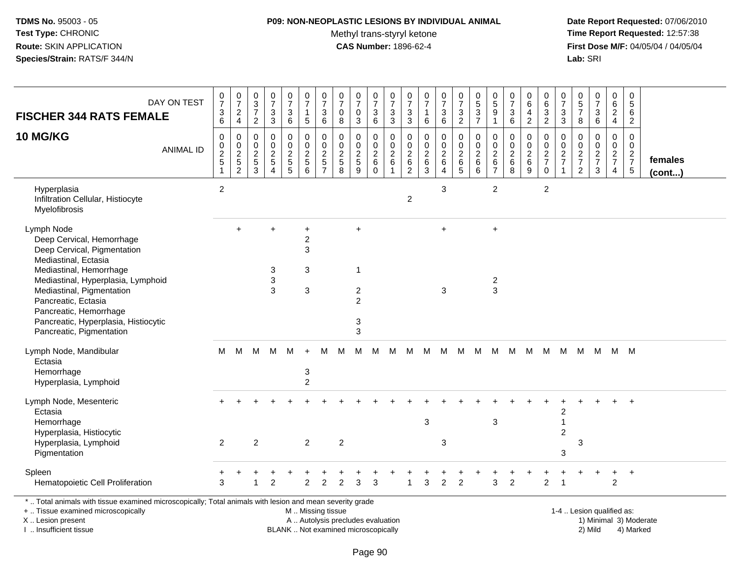**TDMS No.** 95003 - 05
**Test Type:** CHRONIC
**Route:** SKIN APPLICATION
**Species/Strain:** RATS/F 344/N

**P09: NON-NEOPLASTIC LESIONS BY INDIVIDUAL ANIMAL**
Methyl trans-styryl ketone
**CAS Number:** 1896-62-4

**Date Report Requested:** 07/06/2010
**Time Report Requested:** 12:57:38
**First Dose M/F:** 04/05/04 / 04/05/04
**Lab:** SRI

**FISCHER 344 RATS FEMALE**
**10 MG/KG**

| DAY ON TEST | 0736 | 0724 | 0372 | 0733 | 0736 | 0715 | 0736 | 0708 | 0703 | 0736 | 0733 | 0733 | 0716 | 0736 | 0732 | 0537 | 0591 | 0736 | 0642 | 0632 | 0733 | 0578 | 0736 | 0624 | 0562 | |
|---|---|---|---|---|---|---|---|---|---|---|---|---|---|---|---|---|---|---|---|---|---|---|---|---|---|---|
| **ANIMAL ID** | 0251 | 0252 | 0253 | 0254 | 0255 | 0256 | 0257 | 0258 | 0259 | 0260 | 0261 | 0262 | 0263 | 0264 | 0265 | 0266 | 0267 | 0268 | 0269 | 0270 | 0271 | 0272 | 0273 | 0274 | 0275 | **females (cont...)** |
| Hyperplasia | 2 | | | | | | | | | | | | | 3 | | | 2 | | | 2 | | | | | | |
| Infiltration Cellular, Histiocyte | | | | | | | | | | | | 2 | | | | | | | | | | | | | | |
| Myelofibrosis | | | | | | | | | | | | | | | | | | | | | | | | | | |
| Lymph Node | | + | | + | | + | | | + | | | | | + | | | + | | | | | | | | | |
| Deep Cervical, Hemorrhage | | | | | | 2 | | | | | | | | | | | | | | | | | | | | |
| Deep Cervical, Pigmentation | | | | | | 3 | | | | | | | | | | | | | | | | | | | | |
| Mediastinal, Ectasia | | | | | | | | | | | | | | | | | | | | | | | | | | |
| Mediastinal, Hemorrhage | | | | 3 | | 3 | | | 1 | | | | | | | | | | | | | | | | | |
| Mediastinal, Hyperplasia, Lymphoid | | | | 3 | | | | | | | | | | | | | 2 | | | | | | | | | |
| Mediastinal, Pigmentation | | | | 3 | | 3 | | | 2 | | | | | 3 | | | 3 | | | | | | | | | |
| Pancreatic, Ectasia | | | | | | | | | 2 | | | | | | | | | | | | | | | | | |
| Pancreatic, Hemorrhage | | | | | | | | | | | | | | | | | | | | | | | | | | |
| Pancreatic, Hyperplasia, Histiocytic | | | | | | | | | 3 | | | | | | | | | | | | | | | | | |
| Pancreatic, Pigmentation | | | | | | | | | 3 | | | | | | | | | | | | | | | | | |
| Lymph Node, Mandibular | M | M | M | M | M | + | M | M | M | M | M | M | M | M | M | M | M | M | M | M | M | M | M | M | M | |
| Ectasia | | | | | | | | | | | | | | | | | | | | | | | | | | |
| Hemorrhage | | | | | | 3 | | | | | | | | | | | | | | | | | | | | |
| Hyperplasia, Lymphoid | | | | | | 2 | | | | | | | | | | | | | | | | | | | | |
| Lymph Node, Mesenteric | + | + | + | + | + | + | + | + | + | + | + | + | + | + | + | + | + | + | + | + | + | + | + | + | + | |
| Ectasia | | | | | | | | | | | | | | | | | | | | | 2 | | | | | |
| Hemorrhage | | | | | | | | | | | | | 3 | | | | 3 | | | | 1 | | | | | |
| Hyperplasia, Histiocytic | | | | | | | | | | | | | | | | | | | | | 2 | | | | | |
| Hyperplasia, Lymphoid | 2 | | 2 | | | 2 | | 2 | | | | | | 3 | | | | | | | | 3 | | | | |
| Pigmentation | | | | | | | | | | | | | | | | | | | | | 3 | | | | | |
| Spleen | + | + | + | + | + | + | + | + | + | + | + | + | + | + | + | + | + | + | + | + | + | + | + | + | + | |
| Hematopoietic Cell Proliferation | 3 | | 1 | 2 | | 2 | 2 | 2 | 3 | 3 | | 1 | 3 | 2 | 2 | | 3 | 2 | | 2 | 1 | | | 2 | | |

* .. Total animals with tissue examined microscopically; Total animals with lesion and mean severity grade
+ .. Tissue examined microscopically
X .. Lesion present
I .. Insufficient tissue

M .. Missing tissue
A .. Autolysis precludes evaluation
BLANK .. Not examined microscopically

1-4 .. Lesion qualified as:
1) Minimal 3) Moderate
2) Mild 4) Marked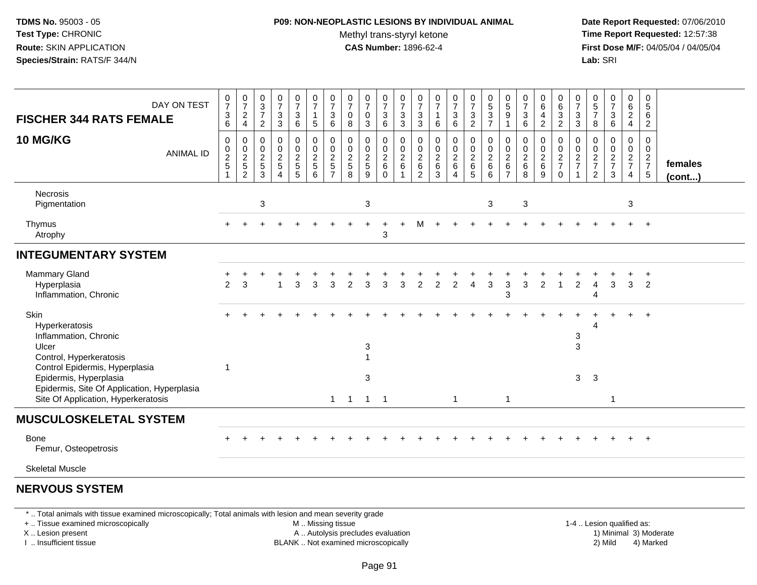**TDMS No.** 95003 - 05
**Test Type:** CHRONIC
**Route:** SKIN APPLICATION
**Species/Strain:** RATS/F 344/N

**P09: NON-NEOPLASTIC LESIONS BY INDIVIDUAL ANIMAL**
Methyl trans-styryl ketone
**CAS Number:** 1896-62-4

**Date Report Requested:** 07/06/2010
**Time Report Requested:** 12:57:38
**First Dose M/F:** 04/05/04 / 04/05/04
**Lab:** SRI

| FISCHER 344 RATS FEMALE 10 MG/KG | DAY ON TEST | 0736 | 0724 | 0372 | 0733 | 0736 | 0715 | 0736 | 0708 | 0703 | 0736 | 0733 | 0733 | 0716 | 0736 | 0732 | 0537 | 0591 | 0736 | 0642 | 0632 | 0733 | 0578 | 0736 | 0624 | 0562 | |
|---|---|---|---|---|---|---|---|---|---|---|---|---|---|---|---|---|---|---|---|---|---|---|---|---|---|---|---|
| | ANIMAL ID | 00251 | 00252 | 00253 | 00254 | 00255 | 00256 | 00257 | 00258 | 00259 | 00260 | 00261 | 00262 | 00263 | 00264 | 00265 | 00266 | 00267 | 00268 | 00269 | 00270 | 00271 | 00272 | 00273 | 00274 | 00275 | **females (cont...)** |
| Necrosis | | | | | | | | | | | | | | | | | | | | | | | | | | | |
| Pigmentation | | | | 3 | | | | | | 3 | | | | | | | 3 | | 3 | | | | | | 3 | | |
| Thymus | | + | + | + | + | + | + | + | + | + | + | + | M | + | + | + | + | + | + | + | + | + | + | + | + | + | |
| Atrophy | | | | | | | | | | | 3 | | | | | | | | | | | | | | | | |
| **INTEGUMENTARY SYSTEM** | | | | | | | | | | | | | | | | | | | | | | | | | | | |
| Mammary Gland | | + | + | + | + | + | + | + | + | + | + | + | + | + | + | + | + | + | + | + | + | + | + | + | + | + | |
| Hyperplasia | | 2 | 3 | | 1 | 3 | 3 | 3 | 2 | 3 | 3 | 3 | 2 | 2 | 2 | 4 | 3 | 3 | 3 | 2 | 1 | 2 | 4 | 3 | 3 | 2 | |
| Inflammation, Chronic | | | | | | | | | | | | | | | | | | 3 | | | | | 4 | | | | |
| Skin | | + | + | + | + | + | + | + | + | + | + | + | + | + | + | + | + | + | + | + | + | + | + | + | + | + | |
| Hyperkeratosis | | | | | | | | | | | | | | | | | | | | | | | 4 | | | | |
| Inflammation, Chronic | | | | | | | | | | | | | | | | | | | | | | 3 | | | | | |
| Ulcer | | | | | | | | | | 3 | | | | | | | | | | | | 3 | | | | | |
| Control, Hyperkeratosis | | | | | | | | | | 1 | | | | | | | | | | | | | | | | | |
| Control Epidermis, Hyperplasia | | 1 | | | | | | | | | | | | | | | | | | | | | | | | | |
| Epidermis, Hyperplasia | | | | | | | | | | 3 | | | | | | | | | | | | 3 | 3 | | | | |
| Epidermis, Site Of Application, Hyperplasia | | | | | | | | | | | | | | | | | | | | | | | | | | | |
| Site Of Application, Hyperkeratosis | | | | | | | | 1 | 1 | 1 | 1 | | | | 1 | | | 1 | | | | | | 1 | | | |
| **MUSCULOSKELETAL SYSTEM** | | | | | | | | | | | | | | | | | | | | | | | | | | | |
| Bone | | + | + | + | + | + | + | + | + | + | + | + | + | + | + | + | + | + | + | + | + | + | + | + | + | + | |
| Femur, Osteopetrosis | | | | | | | | | | | | | | | | | | | | | | | | | | | |
| Skeletal Muscle | | | | | | | | | | | | | | | | | | | | | | | | | | | |
| **NERVOUS SYSTEM** | | | | | | | | | | | | | | | | | | | | | | | | | | | |

\* .. Total animals with tissue examined microscopically; Total animals with lesion and mean severity grade
+ .. Tissue examined microscopically
X .. Lesion present
I .. Insufficient tissue

M .. Missing tissue
A .. Autolysis precludes evaluation
BLANK .. Not examined microscopically

1-4 .. Lesion qualified as:
1) Minimal 3) Moderate
2) Mild 4) Marked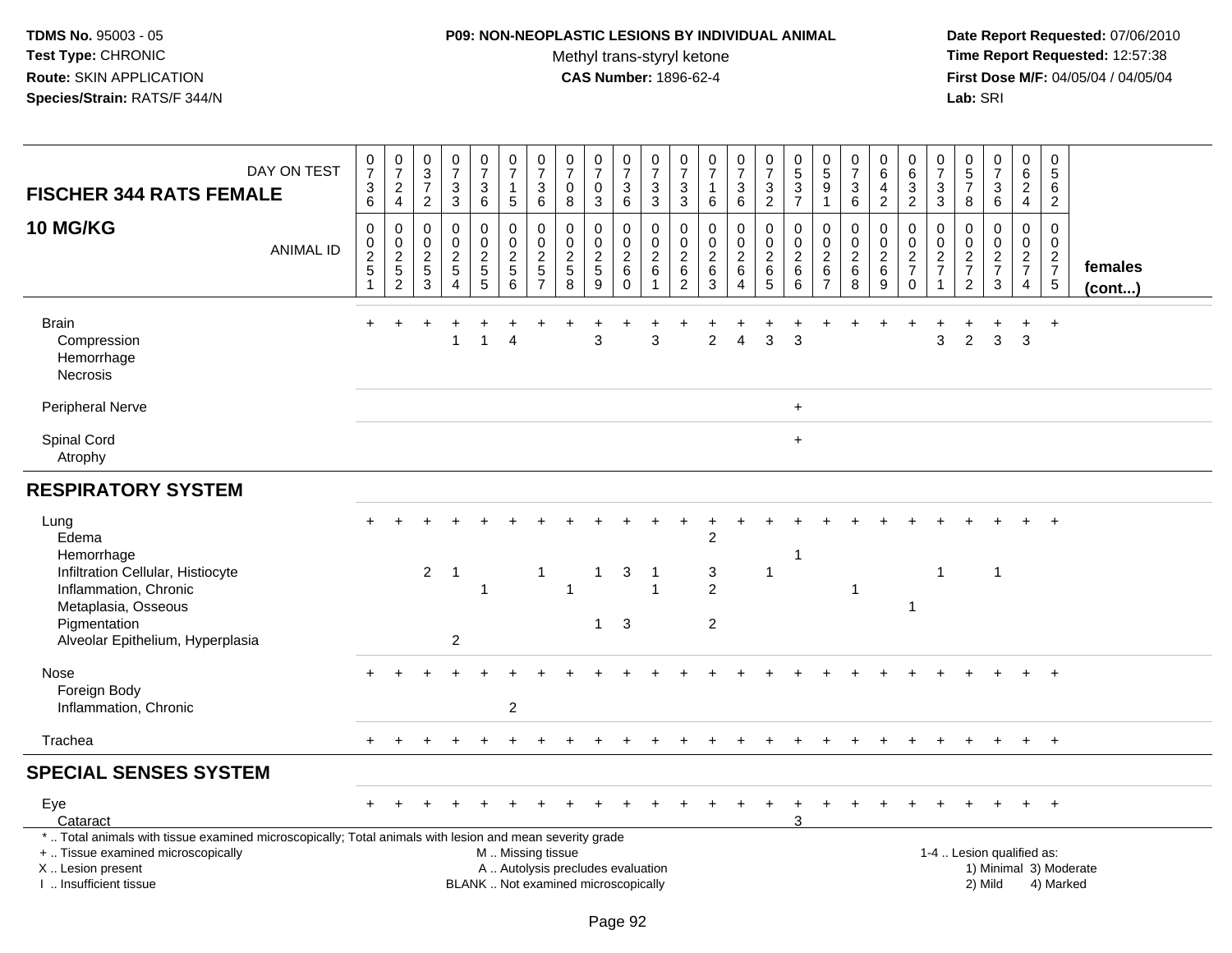**TDMS No.** 95003 - 05
**Test Type:** CHRONIC
**Route:** SKIN APPLICATION
**Species/Strain:** RATS/F 344/N

**P09: NON-NEOPLASTIC LESIONS BY INDIVIDUAL ANIMAL**
Methyl trans-styryl ketone
**CAS Number:** 1896-62-4

**Date Report Requested:** 07/06/2010
**Time Report Requested:** 12:57:38
**First Dose M/F:** 04/05/04 / 04/05/04
**Lab:** SRI

| FISCHER 344 RATS FEMALE 10 MG/KG — DAY ON TEST | 736 | 724 | 372 | 733 | 736 | 715 | 736 | 708 | 703 | 736 | 733 | 733 | 716 | 736 | 732 | 537 | 591 | 736 | 642 | 632 | 733 | 578 | 736 | 624 | 562 | |
|---|---|---|---|---|---|---|---|---|---|---|---|---|---|---|---|---|---|---|---|---|---|---|---|---|---|---|
| ANIMAL ID | 0251 | 0252 | 0253 | 0254 | 0255 | 0256 | 0257 | 0258 | 0259 | 0260 | 0261 | 0262 | 0263 | 0264 | 0265 | 0266 | 0267 | 0268 | 0269 | 0270 | 0271 | 0272 | 0273 | 0274 | 0275 | females (cont...) |
| Brain | + | + | + | + | + | + | + | + | + | + | + | + | + | + | + | + | + | + | + | + | + | + | + | + | + | |
| Compression | | | | 1 | 1 | 4 | | | 3 | | 3 | | 2 | 4 | 3 | 3 | | | | | 3 | 2 | 3 | 3 | | |
| Hemorrhage | | | | | | | | | | | | | | | | | | | | | | | | | | |
| Necrosis | | | | | | | | | | | | | | | | | | | | | | | | | | |
| Peripheral Nerve | | | | | | | | | | | | | | | | + | | | | | | | | | | |
| Spinal Cord | | | | | | | | | | | | | | | | + | | | | | | | | | | |
| Atrophy | | | | | | | | | | | | | | | | | | | | | | | | | | |
| **RESPIRATORY SYSTEM** | | | | | | | | | | | | | | | | | | | | | | | | | | |
| Lung | + | + | + | + | + | + | + | + | + | + | + | + | + | + | + | + | + | + | + | + | + | + | + | + | + | |
| Edema | | | | | | | | | | | | | 2 | | | | | | | | | | | | | |
| Hemorrhage | | | | | | | | | | | | | | | | 1 | | | | | | | | | | |
| Infiltration Cellular, Histiocyte | | | 2 | 1 | | | 1 | | 1 | 3 | 1 | | 3 | | 1 | | | | | | 1 | | 1 | | | |
| Inflammation, Chronic | | | | | 1 | | | 1 | | | 1 | | 2 | | | | | 1 | | | | | | | | |
| Metaplasia, Osseous | | | | | | | | | | | | | | | | | | | | 1 | | | | | | |
| Pigmentation | | | | | | | | | 1 | 3 | | | 2 | | | | | | | | | | | | | |
| Alveolar Epithelium, Hyperplasia | | | | 2 | | | | | | | | | | | | | | | | | | | | | | |
| Nose | + | + | + | + | + | + | + | + | + | + | + | + | + | + | + | + | + | + | + | + | + | + | + | + | + | |
| Foreign Body | | | | | | | | | | | | | | | | | | | | | | | | | | |
| Inflammation, Chronic | | | | | | 2 | | | | | | | | | | | | | | | | | | | | |
| Trachea | + | + | + | + | + | + | + | + | + | + | + | + | + | + | + | + | + | + | + | + | + | + | + | + | + | |
| **SPECIAL SENSES SYSTEM** | | | | | | | | | | | | | | | | | | | | | | | | | | |
| Eye | + | + | + | + | + | + | + | + | + | + | + | + | + | + | + | + | + | + | + | + | + | + | + | + | + | |
| Cataract | | | | | | | | | | | | | | | | 3 | | | | | | | | | | |

\* .. Total animals with tissue examined microscopically; Total animals with lesion and mean severity grade
+ .. Tissue examined microscopically
X .. Lesion present
I .. Insufficient tissue

M .. Missing tissue
A .. Autolysis precludes evaluation
BLANK .. Not examined microscopically

1-4 .. Lesion qualified as:
1) Minimal 3) Moderate
2) Mild 4) Marked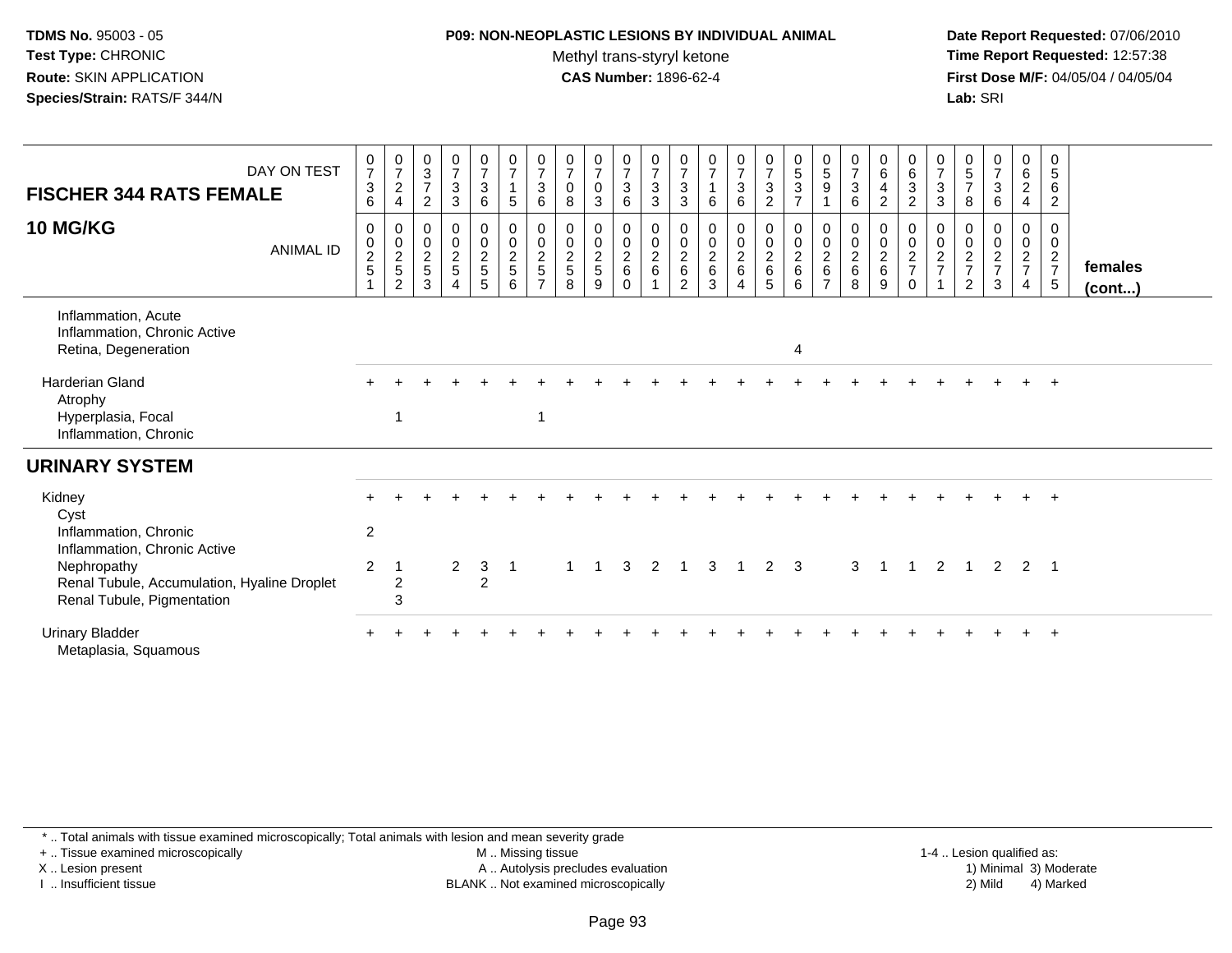**TDMS No.** 95003 - 05
**Test Type:** CHRONIC
**Route:** SKIN APPLICATION
**Species/Strain:** RATS/F 344/N

**P09: NON-NEOPLASTIC LESIONS BY INDIVIDUAL ANIMAL**
Methyl trans-styryl ketone
**CAS Number:** 1896-62-4

**Date Report Requested:** 07/06/2010
**Time Report Requested:** 12:57:38
**First Dose M/F:** 04/05/04 / 04/05/04
**Lab:** SRI

| FISCHER 344 RATS FEMALE 10 MG/KG | | | | | | | | | | | | | | | | | | | | | | | | | | |
|---|---|---|---|---|---|---|---|---|---|---|---|---|---|---|---|---|---|---|---|---|---|---|---|---|---|---|
| DAY ON TEST | 0736 | 0724 | 0372 | 0733 | 0736 | 0715 | 0736 | 0708 | 0703 | 0736 | 0733 | 0733 | 0716 | 0736 | 0732 | 0537 | 0591 | 0736 | 0642 | 0632 | 0733 | 0578 | 0736 | 0624 | 0562 | |
| ANIMAL ID | 0251 | 0252 | 0253 | 0254 | 0255 | 0256 | 0257 | 0258 | 0259 | 0260 | 0261 | 0262 | 0263 | 0264 | 0265 | 0266 | 0267 | 0268 | 0269 | 0270 | 0271 | 0272 | 0273 | 0274 | 0275 | females (cont...) |
| Inflammation, Acute | | | | | | | | | | | | | | | | | | | | | | | | | | |
| Inflammation, Chronic Active | | | | | | | | | | | | | | | | | | | | | | | | | | |
| Retina, Degeneration | | | | | | | | | | | | | | | | 4 | | | | | | | | | | |
| Harderian Gland | + | + | + | + | + | + | + | + | + | + | + | + | + | + | + | + | + | + | + | + | + | + | + | + | + | |
| Atrophy | | | | | | | | | | | | | | | | | | | | | | | | | | |
| Hyperplasia, Focal | | 1 | | | | | 1 | | | | | | | | | | | | | | | | | | | |
| Inflammation, Chronic | | | | | | | | | | | | | | | | | | | | | | | | | | |
| **URINARY SYSTEM** | | | | | | | | | | | | | | | | | | | | | | | | | | |
| Kidney | + | + | + | + | + | + | + | + | + | + | + | + | + | + | + | + | + | + | + | + | + | + | + | + | + | |
| Cyst | | | | | | | | | | | | | | | | | | | | | | | | | | |
| Inflammation, Chronic | 2 | | | | | | | | | | | | | | | | | | | | | | | | | |
| Inflammation, Chronic Active | | | | | | | | | | | | | | | | | | | | | | | | | | |
| Nephropathy | 2 | 1 | | 2 | 3 | 1 | | 1 | 1 | 3 | 2 | 1 | 3 | 1 | 2 | 3 | | 3 | 1 | 1 | 2 | 1 | 2 | 2 | 1 | |
| Renal Tubule, Accumulation, Hyaline Droplet | | 2 | | | 2 | | | | | | | | | | | | | | | | | | | | | |
| Renal Tubule, Pigmentation | | 3 | | | | | | | | | | | | | | | | | | | | | | | | |
| Urinary Bladder | + | + | + | + | + | + | + | + | + | + | + | + | + | + | + | + | + | + | + | + | + | + | + | + | + | |
| Metaplasia, Squamous | | | | | | | | | | | | | | | | | | | | | | | | | | |

\* .. Total animals with tissue examined microscopically; Total animals with lesion and mean severity grade
+ .. Tissue examined microscopically
X .. Lesion present
I .. Insufficient tissue
M .. Missing tissue
A .. Autolysis precludes evaluation
BLANK .. Not examined microscopically
1-4 .. Lesion qualified as: 1) Minimal 2) Mild 3) Moderate 4) Marked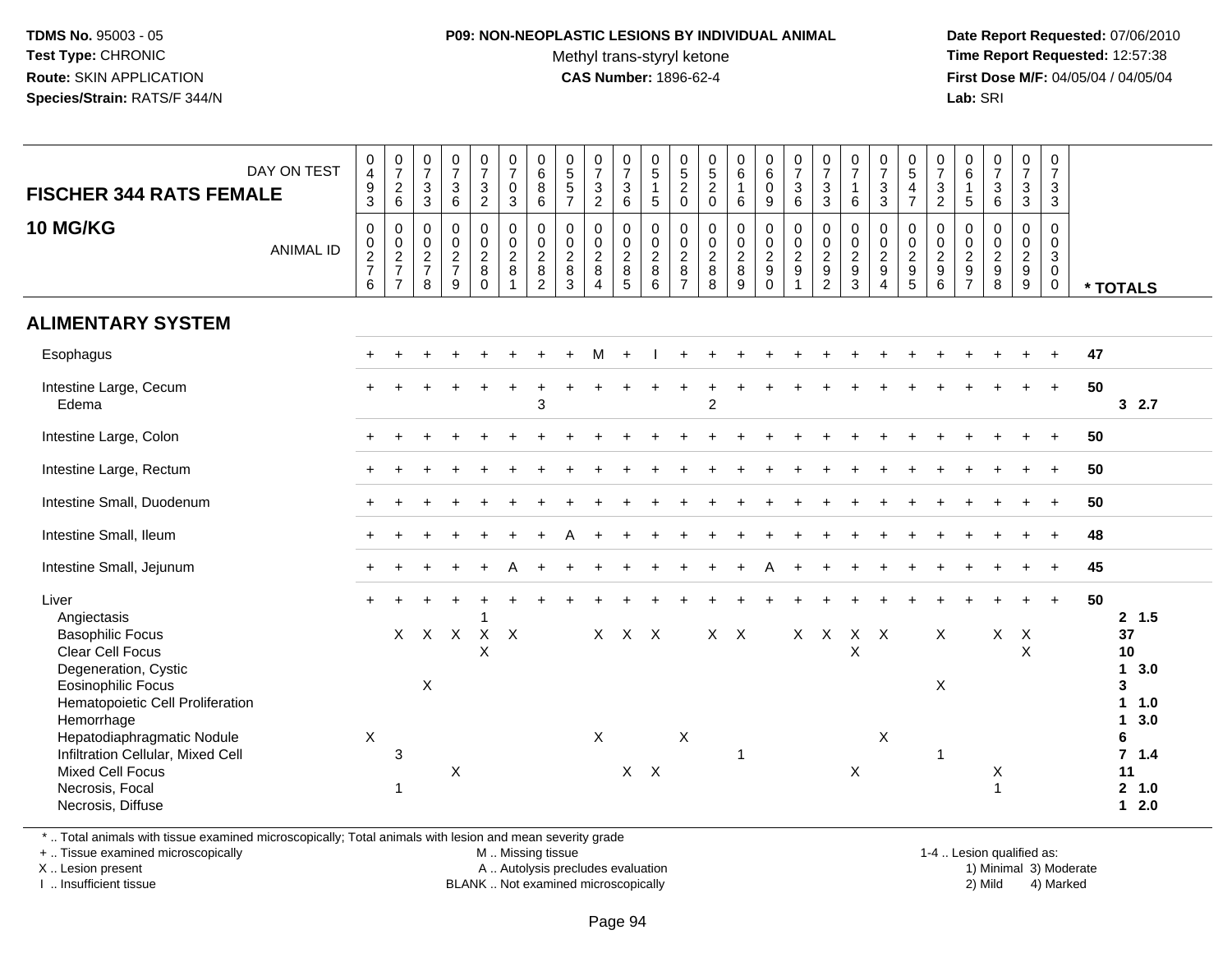**TDMS No.** 95003 - 05
**Test Type:** CHRONIC
**Route:** SKIN APPLICATION
**Species/Strain:** RATS/F 344/N

**P09: NON-NEOPLASTIC LESIONS BY INDIVIDUAL ANIMAL**
Methyl trans-styryl ketone
**CAS Number:** 1896-62-4

**Date Report Requested:** 07/06/2010
**Time Report Requested:** 12:57:38
**First Dose M/F:** 04/05/04 / 04/05/04
**Lab:** SRI

## FISCHER 344 RATS FEMALE — 10 MG/KG

| DAY ON TEST | 0493 | 0726 | 0733 | 0736 | 0732 | 0703 | 0686 | 0557 | 0732 | 0736 | 0515 | 0520 | 0520 | 0616 | 0609 | 0736 | 0733 | 0716 | 0733 | 0547 | 0732 | 0615 | 0736 | 0733 | 0733 | |
|---|---|---|---|---|---|---|---|---|---|---|---|---|---|---|---|---|---|---|---|---|---|---|---|---|---|---|
| **ANIMAL ID** | 0276 | 0277 | 0278 | 0279 | 0280 | 0281 | 0282 | 0283 | 0284 | 0285 | 0286 | 0287 | 0288 | 0289 | 0290 | 0291 | 0292 | 0293 | 0294 | 0295 | 0296 | 0297 | 0298 | 0299 | 0300 | *** TOTALS** |
| **ALIMENTARY SYSTEM** | | | | | | | | | | | | | | | | | | | | | | | | | | |
| Esophagus | + | + | + | + | + | + | + | + | M | + | I | + | + | + | + | + | + | + | + | + | + | + | + | + | + | 47 |
| Intestine Large, Cecum | + | + | + | + | + | + | + | + | + | + | + | + | + | + | + | + | + | + | + | + | + | + | + | + | + | 50 |
| Edema | | | | | | | 3 | | | | | | 2 | | | | | | | | | | | | | 3 2.7 |
| Intestine Large, Colon | + | + | + | + | + | + | + | + | + | + | + | + | + | + | + | + | + | + | + | + | + | + | + | + | + | 50 |
| Intestine Large, Rectum | + | + | + | + | + | + | + | + | + | + | + | + | + | + | + | + | + | + | + | + | + | + | + | + | + | 50 |
| Intestine Small, Duodenum | + | + | + | + | + | + | + | + | + | + | + | + | + | + | + | + | + | + | + | + | + | + | + | + | + | 50 |
| Intestine Small, Ileum | + | + | + | + | + | + | + | A | + | + | + | + | + | + | + | + | + | + | + | + | + | + | + | + | + | 48 |
| Intestine Small, Jejunum | + | + | + | + | + | A | + | + | + | + | + | + | + | + | A | + | + | + | + | + | + | + | + | + | + | 45 |
| Liver | + | + | + | + | + | + | + | + | + | + | + | + | + | + | + | + | + | + | + | + | + | + | + | + | + | 50 |
| Angiectasis | | | | | 1 | | | | | | | | | | | | | | | | | | | | | 2 1.5 |
| Basophilic Focus | | X | X | X | X | X | | | X | X | X | | X | X | | X | X | X | X | | X | | X | X | | 37 |
| Clear Cell Focus | | | | | X | | | | | | | | | | | | | X | | | | | | X | | 10 |
| Degeneration, Cystic | | | | | | | | | | | | | | | | | | | | | | | | | | 1 3.0 |
| Eosinophilic Focus | | | X | | | | | | | | | | | | | | | | | | X | | | | | 3 |
| Hematopoietic Cell Proliferation | | | | | | | | | | | | | | | | | | | | | | | | | | 1 1.0 |
| Hemorrhage | | | | | | | | | | | | | | | | | | | | | | | | | | 1 3.0 |
| Hepatodiaphragmatic Nodule | X | | | | | | | | X | | | X | | | | | | | X | | | | | | | 6 |
| Infiltration Cellular, Mixed Cell | | 3 | | | | | | | | | | | | 1 | | | | | | | 1 | | | | | 7 1.4 |
| Mixed Cell Focus | | | | X | | | | | | X | X | | | | | | | X | | | | | X | | | 11 |
| Necrosis, Focal | | 1 | | | | | | | | | | | | | | | | | | | | | 1 | | | 2 1.0 |
| Necrosis, Diffuse | | | | | | | | | | | | | | | | | | | | | | | | | | 1 2.0 |

\* .. Total animals with tissue examined microscopically; Total animals with lesion and mean severity grade
\+ .. Tissue examined microscopically
X .. Lesion present
I .. Insufficient tissue
M .. Missing tissue
A .. Autolysis precludes evaluation
BLANK .. Not examined microscopically
1-4 .. Lesion qualified as: 1) Minimal 2) Mild 3) Moderate 4) Marked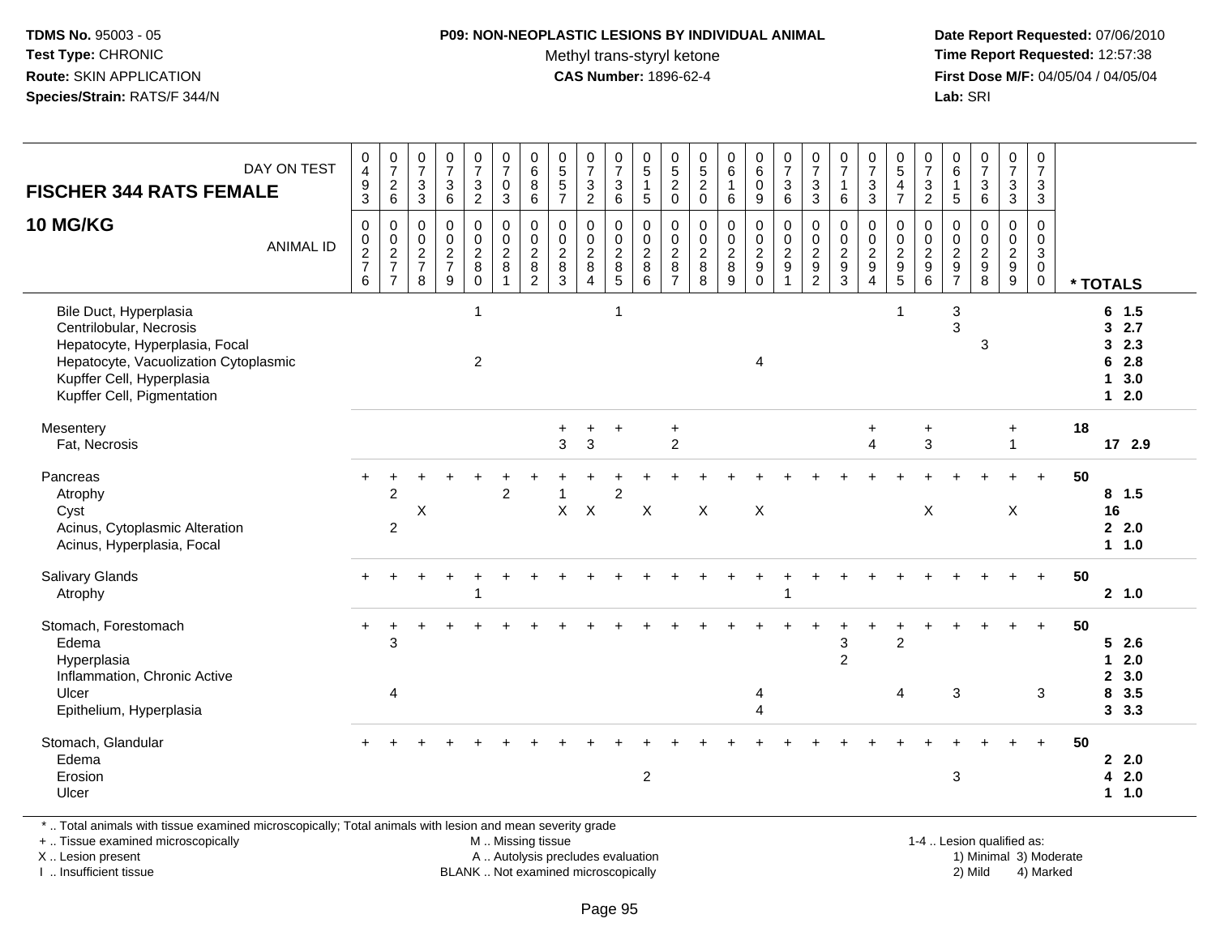**TDMS No.** 95003 - 05
**Test Type:** CHRONIC
**Route:** SKIN APPLICATION
**Species/Strain:** RATS/F 344/N

**P09: NON-NEOPLASTIC LESIONS BY INDIVIDUAL ANIMAL**
Methyl trans-styryl ketone
**CAS Number:** 1896-62-4

**Date Report Requested:** 07/06/2010
**Time Report Requested:** 12:57:38
**First Dose M/F:** 04/05/04 / 04/05/04
**Lab:** SRI

| FISCHER 344 RATS FEMALE 10 MG/KG — DAY ON TEST | 0493 | 0726 | 0733 | 0736 | 0732 | 0703 | 0686 | 0557 | 0732 | 0736 | 0515 | 0520 | 0520 | 0616 | 0609 | 0736 | 0733 | 0716 | 0733 | 0547 | 0732 | 0615 | 0736 | 0733 | 0733 | |
|---|---|---|---|---|---|---|---|---|---|---|---|---|---|---|---|---|---|---|---|---|---|---|---|---|---|---|
| ANIMAL ID | 0276 | 0277 | 0278 | 0279 | 0280 | 0281 | 0282 | 0283 | 0284 | 0285 | 0286 | 0287 | 0288 | 0289 | 0290 | 0291 | 0292 | 0293 | 0294 | 0295 | 0296 | 0297 | 0298 | 0299 | 0300 | * TOTALS |
| Bile Duct, Hyperplasia | | | | | 1 | | | | | 1 | | | | | | | | | | 1 | | 3 | | | | 6 1.5 |
| Centrilobular, Necrosis | | | | | | | | | | | | | | | | | | | | | | 3 | | | | 3 2.7 |
| Hepatocyte, Hyperplasia, Focal | | | | | | | | | | | | | | | | | | | | | | | 3 | | | 3 2.3 |
| Hepatocyte, Vacuolization Cytoplasmic | | | | | 2 | | | | | | | | | | 4 | | | | | | | | | | | 6 2.8 |
| Kupffer Cell, Hyperplasia | | | | | | | | | | | | | | | | | | | | | | | | | | 1 3.0 |
| Kupffer Cell, Pigmentation | | | | | | | | | | | | | | | | | | | | | | | | | | 1 2.0 |
| Mesentery | | | | | | | | + | + | + | | + | | | | | | | + | | + | | | + | | 18 |
| Fat, Necrosis | | | | | | | | 3 | 3 | | | 2 | | | | | | | 4 | | 3 | | | 1 | | 17 2.9 |
| Pancreas | + | + | + | + | + | + | + | + | + | + | + | + | + | + | + | + | + | + | + | + | + | + | + | + | + | 50 |
| Atrophy | | 2 | | | | 2 | | 1 | | 2 | | | | | | | | | | | | | | | | 8 1.5 |
| Cyst | | | X | | | | | X | X | | X | | X | | X | | | | | | X | | | X | | 16 |
| Acinus, Cytoplasmic Alteration | | 2 | | | | | | | | | | | | | | | | | | | | | | | | 2 2.0 |
| Acinus, Hyperplasia, Focal | | | | | | | | | | | | | | | | | | | | | | | | | | 1 1.0 |
| Salivary Glands | + | + | + | + | + | + | + | + | + | + | + | + | + | + | + | + | + | + | + | + | + | + | + | + | + | 50 |
| Atrophy | | | | | 1 | | | | | | | | | | | 1 | | | | | | | | | | 2 1.0 |
| Stomach, Forestomach | + | + | + | + | + | + | + | + | + | + | + | + | + | + | + | + | + | + | + | + | + | + | + | + | + | 50 |
| Edema | | 3 | | | | | | | | | | | | | | | | 3 | | 2 | | | | | | 5 2.6 |
| Hyperplasia | | | | | | | | | | | | | | | | | | 2 | | | | | | | | 1 2.0 |
| Inflammation, Chronic Active | | | | | | | | | | | | | | | | | | | | | | | | | | 2 3.0 |
| Ulcer | | 4 | | | | | | | | | | | | | 4 | | | | | 4 | | 3 | | | 3 | 8 3.5 |
| Epithelium, Hyperplasia | | | | | | | | | | | | | | | 4 | | | | | | | | | | | 3 3.3 |
| Stomach, Glandular | + | + | + | + | + | + | + | + | + | + | + | + | + | + | + | + | + | + | + | + | + | + | + | + | + | 50 |
| Edema | | | | | | | | | | | | | | | | | | | | | | | | | | 2 2.0 |
| Erosion | | | | | | | | | | | 2 | | | | | | | | | | | 3 | | | | 4 2.0 |
| Ulcer | | | | | | | | | | | | | | | | | | | | | | | | | | 1 1.0 |

* .. Total animals with tissue examined microscopically; Total animals with lesion and mean severity grade
+ .. Tissue examined microscopically
X .. Lesion present
I .. Insufficient tissue
M .. Missing tissue
A .. Autolysis precludes evaluation
BLANK .. Not examined microscopically
1-4 .. Lesion qualified as: 1) Minimal 2) Mild 3) Moderate 4) Marked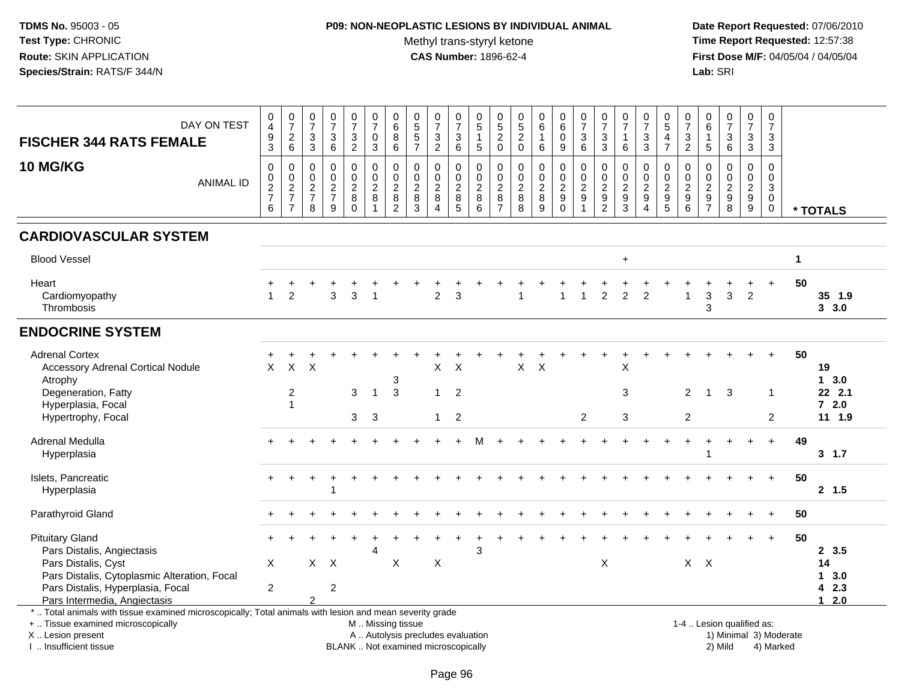**TDMS No.** 95003 - 05
**Test Type:** CHRONIC
**Route:** SKIN APPLICATION
**Species/Strain:** RATS/F 344/N

**P09: NON-NEOPLASTIC LESIONS BY INDIVIDUAL ANIMAL**
Methyl trans-styryl ketone
**CAS Number:** 1896-62-4

**Date Report Requested:** 07/06/2010
**Time Report Requested:** 12:57:38
**First Dose M/F:** 04/05/04 / 04/05/04
**Lab:** SRI

| FISCHER 344 RATS FEMALE 10 MG/KG | | | | | | | | | | | | | | | | | | | | | | | | | | |
|---|---|---|---|---|---|---|---|---|---|---|---|---|---|---|---|---|---|---|---|---|---|---|---|---|---|---|
| DAY ON TEST | 0493 | 0726 | 0733 | 0736 | 0732 | 0703 | 0686 | 0557 | 0732 | 0736 | 0515 | 0520 | 0520 | 0616 | 0609 | 0736 | 0733 | 0716 | 0733 | 0547 | 0732 | 0615 | 0736 | 0733 | 0733 | |
| ANIMAL ID | 0276 | 0277 | 0278 | 0279 | 0280 | 0281 | 0282 | 0283 | 0284 | 0285 | 0286 | 0287 | 0288 | 0289 | 0290 | 0291 | 0292 | 0293 | 0294 | 0295 | 0296 | 0297 | 0298 | 0299 | 0300 | * TOTALS |
| **CARDIOVASCULAR SYSTEM** | | | | | | | | | | | | | | | | | | | | | | | | | | |
| Blood Vessel | | | | | | | | | | | | | | | | | | + | | | | | | | | 1 |
| Heart | + | + | + | + | + | + | + | + | + | + | + | + | + | + | + | + | + | + | + | + | + | + | + | + | + | 50 |
| Cardiomyopathy | 1 | 2 | | 3 | 3 | 1 | | | 2 | 3 | | | 1 | | 1 | 1 | 2 | 2 | 2 | | 1 | 3 | 3 | 2 | | 35 1.9 |
| Thrombosis | | | | | | | | | | | | | | | | | | | | | | 3 | | | | 3 3.0 |
| **ENDOCRINE SYSTEM** | | | | | | | | | | | | | | | | | | | | | | | | | | |
| Adrenal Cortex | + | + | + | + | + | + | + | + | + | + | + | + | + | + | + | + | + | + | + | + | + | + | + | + | + | 50 |
| Accessory Adrenal Cortical Nodule | X | X | X | | | | | | X | X | | | X | X | | | | X | | | | | | | | 19 |
| Atrophy | | | | | | | 3 | | | | | | | | | | | | | | | | | | | 1 3.0 |
| Degeneration, Fatty | | 2 | | | 3 | 1 | 3 | | 1 | 2 | | | | | | | | 3 | | | 2 | 1 | 3 | | 1 | 22 2.1 |
| Hyperplasia, Focal | | 1 | | | | | | | | | | | | | | | | | | | | | | | | 7 2.0 |
| Hypertrophy, Focal | | | | | 3 | 3 | | | 1 | 2 | | | | | | 2 | | 3 | | | 2 | | | | 2 | 11 1.9 |
| Adrenal Medulla | + | + | + | + | + | + | + | + | + | + | M | + | + | + | + | + | + | + | + | + | + | + | + | + | + | 49 |
| Hyperplasia | | | | | | | | | | | | | | | | | | | | | | 1 | | | | 3 1.7 |
| Islets, Pancreatic | + | + | + | + | + | + | + | + | + | + | + | + | + | + | + | + | + | + | + | + | + | + | + | + | + | 50 |
| Hyperplasia | | | | 1 | | | | | | | | | | | | | | | | | | | | | | 2 1.5 |
| Parathyroid Gland | + | + | + | + | + | + | + | + | + | + | + | + | + | + | + | + | + | + | + | + | + | + | + | + | + | 50 |
| Pituitary Gland | + | + | + | + | + | + | + | + | + | + | + | + | + | + | + | + | + | + | + | + | + | + | + | + | + | 50 |
| Pars Distalis, Angiectasis | | | | | | 4 | | | | | 3 | | | | | | | | | | | | | | | 2 3.5 |
| Pars Distalis, Cyst | X | | X | X | | | X | | X | | | | | | | | X | | | | X | X | | | | 14 |
| Pars Distalis, Cytoplasmic Alteration, Focal | | | | | | | | | | | | | | | | | | | | | | | | | | 1 3.0 |
| Pars Distalis, Hyperplasia, Focal | 2 | | | 2 | | | | | | | | | | | | | | | | | | | | | | 4 2.3 |
| Pars Intermedia, Angiectasis | | | 2 | | | | | | | | | | | | | | | | | | | | | | | 1 2.0 |

\* .. Total animals with tissue examined microscopically; Total animals with lesion and mean severity grade
+ .. Tissue examined microscopically
X .. Lesion present
I .. Insufficient tissue
M .. Missing tissue
A .. Autolysis precludes evaluation
BLANK .. Not examined microscopically
1-4 .. Lesion qualified as: 1) Minimal 2) Mild 3) Moderate 4) Marked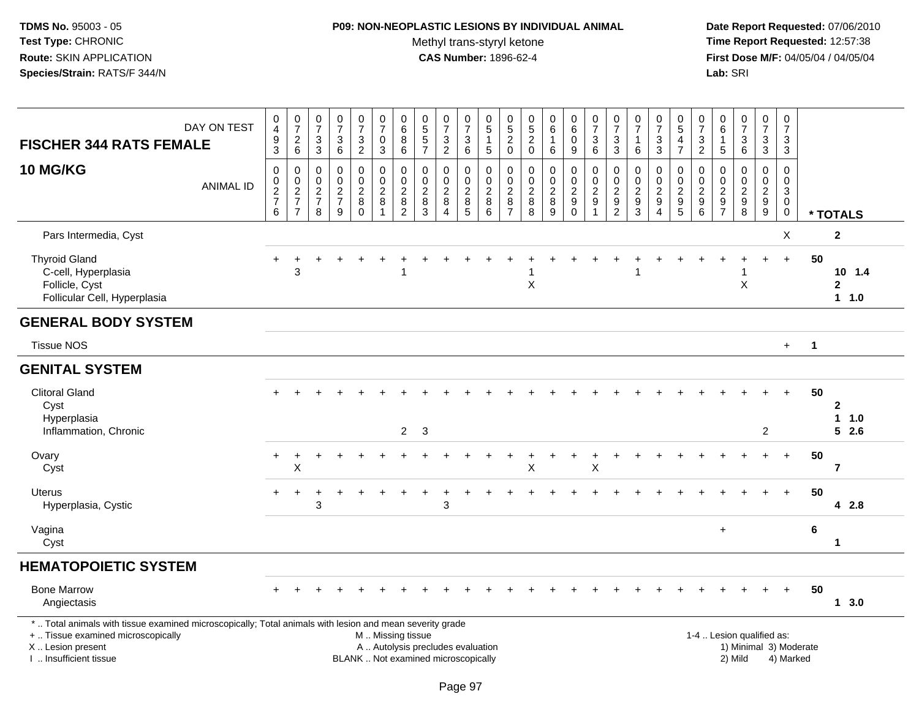**TDMS No.** 95003 - 05
**Test Type:** CHRONIC
**Route:** SKIN APPLICATION
**Species/Strain:** RATS/F 344/N

**P09: NON-NEOPLASTIC LESIONS BY INDIVIDUAL ANIMAL**
Methyl trans-styryl ketone
**CAS Number:** 1896-62-4

**Date Report Requested:** 07/06/2010
**Time Report Requested:** 12:57:38
**First Dose M/F:** 04/05/04 / 04/05/04
**Lab:** SRI

## FISCHER 344 RATS FEMALE 10 MG/KG

| DAY ON TEST | 0493 | 0726 | 0733 | 0736 | 0732 | 0703 | 0686 | 0557 | 0732 | 0736 | 0515 | 0520 | 0520 | 0616 | 0609 | 0736 | 0733 | 0716 | 0733 | 0547 | 0732 | 0615 | 0736 | 0733 | 0733 | |
|---|---|---|---|---|---|---|---|---|---|---|---|---|---|---|---|---|---|---|---|---|---|---|---|---|---|---|
| **ANIMAL ID** | 00276 | 00277 | 00278 | 00279 | 00280 | 00281 | 00282 | 00283 | 00284 | 00285 | 00286 | 00287 | 00288 | 00289 | 00290 | 00291 | 00292 | 00293 | 00294 | 00295 | 00296 | 00297 | 00298 | 00299 | 00300 | **\* TOTALS** |
| Pars Intermedia, Cyst | | | | | | | | | | | | | | | | | | | | | | | | | X | 2 |
| Thyroid Gland | + | + | + | + | + | + | + | + | + | + | + | + | + | + | + | + | + | + | + | + | + | + | + | + | + | 50 |
| C-cell, Hyperplasia | | 3 | | | | | 1 | | | | | | 1 | | | | | 1 | | | | | 1 | | | 10 1.4 |
| Follicle, Cyst | | | | | | | | | | | | | X | | | | | | | | | | X | | | 2 |
| Follicular Cell, Hyperplasia | | | | | | | | | | | | | | | | | | | | | | | | | | 1 1.0 |
| **GENERAL BODY SYSTEM** | | | | | | | | | | | | | | | | | | | | | | | | | | |
| Tissue NOS | | | | | | | | | | | | | | | | | | | | | | | | | + | 1 |
| **GENITAL SYSTEM** | | | | | | | | | | | | | | | | | | | | | | | | | | |
| Clitoral Gland | + | + | + | + | + | + | + | + | + | + | + | + | + | + | + | + | + | + | + | + | + | + | + | + | + | 50 |
| Cyst | | | | | | | | | | | | | | | | | | | | | | | | | | 2 |
| Hyperplasia | | | | | | | | | | | | | | | | | | | | | | | | | | 1 1.0 |
| Inflammation, Chronic | | | | | | | 2 | 3 | | | | | | | | | | | | | | | | 2 | | 5 2.6 |
| Ovary | + | + | + | + | + | + | + | + | + | + | + | + | + | + | + | + | + | + | + | + | + | + | + | + | + | 50 |
| Cyst | | X | | | | | | | | | | | X | | | X | | | | | | | | | | 7 |
| Uterus | + | + | + | + | + | + | + | + | + | + | + | + | + | + | + | + | + | + | + | + | + | + | + | + | + | 50 |
| Hyperplasia, Cystic | | | 3 | | | | | | 3 | | | | | | | | | | | | | | | | | 4 2.8 |
| Vagina | | | | | | | | | | | | | | | | | | | | | | + | | | | 6 |
| Cyst | | | | | | | | | | | | | | | | | | | | | | | | | | 1 |
| **HEMATOPOIETIC SYSTEM** | | | | | | | | | | | | | | | | | | | | | | | | | | |
| Bone Marrow | + | + | + | + | + | + | + | + | + | + | + | + | + | + | + | + | + | + | + | + | + | + | + | + | + | 50 |
| Angiectasis | | | | | | | | | | | | | | | | | | | | | | | | | | 1 3.0 |

\* .. Total animals with tissue examined microscopically; Total animals with lesion and mean severity grade
\+ .. Tissue examined microscopically
X .. Lesion present
I .. Insufficient tissue

M .. Missing tissue
A .. Autolysis precludes evaluation
BLANK .. Not examined microscopically

1-4 .. Lesion qualified as:
1) Minimal 3) Moderate
2) Mild 4) Marked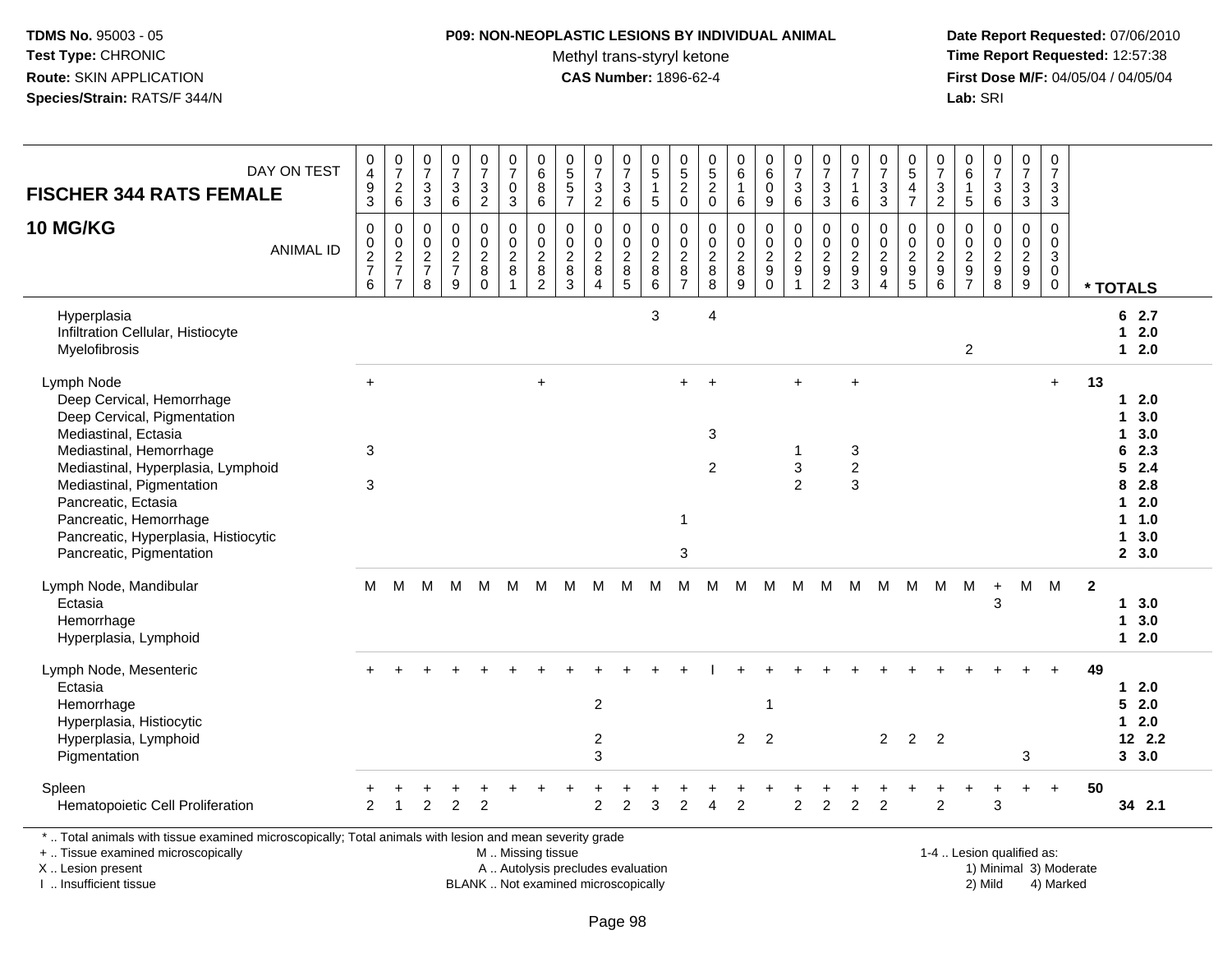**TDMS No.** 95003 - 05
**Test Type:** CHRONIC
**Route:** SKIN APPLICATION
**Species/Strain:** RATS/F 344/N

**P09: NON-NEOPLASTIC LESIONS BY INDIVIDUAL ANIMAL**
Methyl trans-styryl ketone
**CAS Number:** 1896-62-4

**Date Report Requested:** 07/06/2010
**Time Report Requested:** 12:57:38
**First Dose M/F:** 04/05/04 / 04/05/04
**Lab:** SRI

| DAY ON TEST<br>**FISCHER 344 RATS FEMALE** | 0493 | 0726 | 0733 | 0736 | 0732 | 0703 | 0686 | 0557 | 0732 | 0736 | 0515 | 0520 | 0520 | 0616 | 0609 | 0736 | 0733 | 0716 | 0733 | 0547 | 0732 | 0615 | 0736 | 0733 | 0733 | |
|---|---|---|---|---|---|---|---|---|---|---|---|---|---|---|---|---|---|---|---|---|---|---|---|---|---|---|
| **10 MG/KG** ANIMAL ID | 00276 | 00277 | 00278 | 00279 | 00280 | 00281 | 00282 | 00283 | 00284 | 00285 | 00286 | 00287 | 00288 | 00289 | 00290 | 00291 | 00292 | 00293 | 00294 | 00295 | 00296 | 00297 | 00298 | 00299 | 00300 | *** TOTALS** |
| Hyperplasia | | | | | | | | | | | 3 | | 4 | | | | | | | | | | | | | 6 2.7 |
| Infiltration Cellular, Histiocyte | | | | | | | | | | | | | | | | | | | | | | | | | | 1 2.0 |
| Myelofibrosis | | | | | | | | | | | | | | | | | | | | | | 2 | | | | 1 2.0 |
| Lymph Node | + | | | | | | + | | | | | + | + | | | + | | + | | | | | | | + | 13 |
| Deep Cervical, Hemorrhage | | | | | | | | | | | | | | | | | | | | | | | | | | 1 2.0 |
| Deep Cervical, Pigmentation | | | | | | | | | | | | | | | | | | | | | | | | | | 1 3.0 |
| Mediastinal, Ectasia | | | | | | | | | | | | | 3 | | | | | | | | | | | | | 1 3.0 |
| Mediastinal, Hemorrhage | 3 | | | | | | | | | | | | | | | 1 | | 3 | | | | | | | | 6 2.3 |
| Mediastinal, Hyperplasia, Lymphoid | | | | | | | | | | | | | 2 | | | 3 | | 2 | | | | | | | | 5 2.4 |
| Mediastinal, Pigmentation | 3 | | | | | | | | | | | | | | | 2 | | 3 | | | | | | | | 8 2.8 |
| Pancreatic, Ectasia | | | | | | | | | | | | | | | | | | | | | | | | | | 1 2.0 |
| Pancreatic, Hemorrhage | | | | | | | | | | | | 1 | | | | | | | | | | | | | | 1 1.0 |
| Pancreatic, Hyperplasia, Histiocytic | | | | | | | | | | | | | | | | | | | | | | | | | | 1 3.0 |
| Pancreatic, Pigmentation | | | | | | | | | | | | 3 | | | | | | | | | | | | | | 2 3.0 |
| Lymph Node, Mandibular | M | M | M | M | M | M | M | M | M | M | M | M | M | M | M | M | M | M | M | M | M | M | + | M | M | 2 |
| Ectasia | | | | | | | | | | | | | | | | | | | | | | | 3 | | | 1 3.0 |
| Hemorrhage | | | | | | | | | | | | | | | | | | | | | | | | | | 1 3.0 |
| Hyperplasia, Lymphoid | | | | | | | | | | | | | | | | | | | | | | | | | | 1 2.0 |
| Lymph Node, Mesenteric | + | + | + | + | + | + | + | + | + | + | + | + | I | + | + | + | + | + | + | + | + | + | + | + | + | 49 |
| Ectasia | | | | | | | | | | | | | | | | | | | | | | | | | | 1 2.0 |
| Hemorrhage | | | | | | | | | 2 | | | | | | 1 | | | | | | | | | | | 5 2.0 |
| Hyperplasia, Histiocytic | | | | | | | | | | | | | | | | | | | | | | | | | | 1 2.0 |
| Hyperplasia, Lymphoid | | | | | | | | | 2 | | | | | 2 | 2 | | | | 2 | 2 | 2 | | | | | 12 2.2 |
| Pigmentation | | | | | | | | | 3 | | | | | | | | | | | | | | | 3 | | 3 3.0 |
| Spleen | + | + | + | + | + | + | + | + | + | + | + | + | + | + | + | + | + | + | + | + | + | + | + | + | + | 50 |
| Hematopoietic Cell Proliferation | 2 | 1 | 2 | 2 | 2 | | | | 2 | 2 | 3 | 2 | 4 | 2 | | 2 | 2 | 2 | 2 | | 2 | | 3 | | | 34 2.1 |

\* .. Total animals with tissue examined microscopically; Total animals with lesion and mean severity grade

+ .. Tissue examined microscopically
X .. Lesion present
I .. Insufficient tissue

M .. Missing tissue
A .. Autolysis precludes evaluation
BLANK .. Not examined microscopically

1-4 .. Lesion qualified as:
1) Minimal 3) Moderate
2) Mild 4) Marked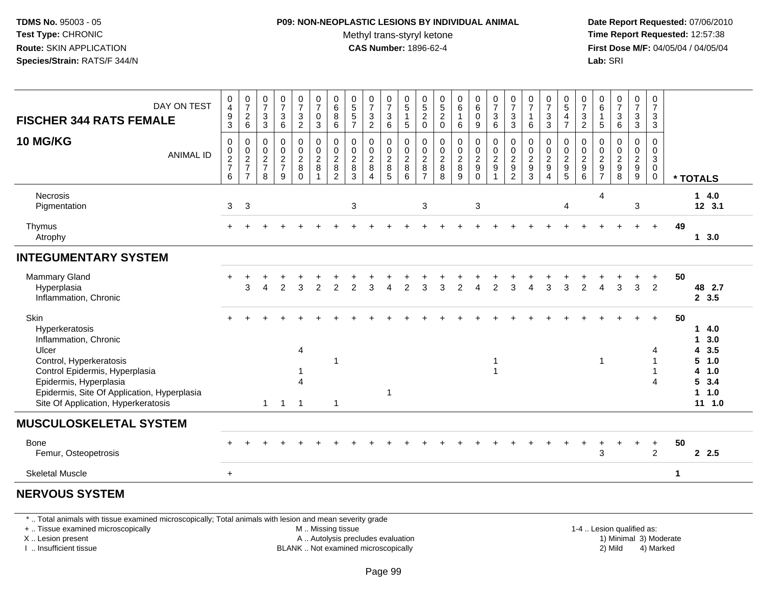**TDMS No.** 95003 - 05
**Test Type:** CHRONIC
**Route:** SKIN APPLICATION
**Species/Strain:** RATS/F 344/N

**P09: NON-NEOPLASTIC LESIONS BY INDIVIDUAL ANIMAL**
Methyl trans-styryl ketone
**CAS Number:** 1896-62-4

**Date Report Requested:** 07/06/2010
**Time Report Requested:** 12:57:38
**First Dose M/F:** 04/05/04 / 04/05/04
**Lab:** SRI

| FISCHER 344 RATS FEMALE 10 MG/KG — DAY ON TEST | 0493 | 0726 | 0733 | 0736 | 0732 | 0703 | 0686 | 0557 | 0732 | 0736 | 0515 | 0520 | 0520 | 0616 | 0609 | 0736 | 0733 | 0716 | 0733 | 0547 | 0732 | 0615 | 0736 | 0733 | 0733 | |
|---|---|---|---|---|---|---|---|---|---|---|---|---|---|---|---|---|---|---|---|---|---|---|---|---|---|---|
| **ANIMAL ID** | 00276 | 00277 | 00278 | 00279 | 00280 | 00281 | 00282 | 00283 | 00284 | 00285 | 00286 | 00287 | 00288 | 00289 | 00290 | 00291 | 00292 | 00293 | 00294 | 00295 | 00296 | 00297 | 00298 | 00299 | 00300 | *** TOTALS** |
| Necrosis | | | | | | | | | | | | | | | | | | | | | | 4 | | | | 1 4.0 |
| Pigmentation | 3 | 3 | | | | | | 3 | | | | 3 | | | 3 | | | | | 4 | | | | 3 | | 12 3.1 |
| Thymus | + | + | + | + | + | + | + | + | + | + | + | + | + | + | + | + | + | + | + | + | + | + | + | + | + | 49 |
| Atrophy | | | | | | | | | | | | | | | | | | | | | | | | | | 1 3.0 |
| **INTEGUMENTARY SYSTEM** | | | | | | | | | | | | | | | | | | | | | | | | | | |
| Mammary Gland | + | + | + | + | + | + | + | + | + | + | + | + | + | + | + | + | + | + | + | + | + | + | + | + | + | 50 |
| Hyperplasia | | 3 | 4 | 2 | 3 | 2 | 2 | 2 | 3 | 4 | 2 | 3 | 3 | 2 | 4 | 2 | 3 | 4 | 3 | 3 | 2 | 4 | 3 | 3 | 2 | 48 2.7 |
| Inflammation, Chronic | | | | | | | | | | | | | | | | | | | | | | | | | | 2 3.5 |
| Skin | + | + | + | + | + | + | + | + | + | + | + | + | + | + | + | + | + | + | + | + | + | + | + | + | + | 50 |
| Hyperkeratosis | | | | | | | | | | | | | | | | | | | | | | | | | | 1 4.0 |
| Inflammation, Chronic | | | | | | | | | | | | | | | | | | | | | | | | | | 1 3.0 |
| Ulcer | | | | | 4 | | | | | | | | | | | | | | | | | | | | 4 | 4 3.5 |
| Control, Hyperkeratosis | | | | | | | 1 | | | | | | | | | 1 | | | | | | 1 | | | 1 | 5 1.0 |
| Control Epidermis, Hyperplasia | | | | | 1 | | | | | | | | | | | 1 | | | | | | | | | 1 | 4 1.0 |
| Epidermis, Hyperplasia | | | | | 4 | | | | | | | | | | | | | | | | | | | | 4 | 5 3.4 |
| Epidermis, Site Of Application, Hyperplasia | | | | | | | | | | 1 | | | | | | | | | | | | | | | | 1 1.0 |
| Site Of Application, Hyperkeratosis | | | 1 | 1 | 1 | | 1 | | | | | | | | | | | | | | | | | | | 11 1.0 |
| **MUSCULOSKELETAL SYSTEM** | | | | | | | | | | | | | | | | | | | | | | | | | | |
| Bone | + | + | + | + | + | + | + | + | + | + | + | + | + | + | + | + | + | + | + | + | + | + | + | + | + | 50 |
| Femur, Osteopetrosis | | | | | | | | | | | | | | | | | | | | | | 3 | | | 2 | 2 2.5 |
| Skeletal Muscle | + | | | | | | | | | | | | | | | | | | | | | | | | | 1 |
| **NERVOUS SYSTEM** | | | | | | | | | | | | | | | | | | | | | | | | | | |

\* .. Total animals with tissue examined microscopically; Total animals with lesion and mean severity grade
\+ .. Tissue examined microscopically — M .. Missing tissue — 1-4 .. Lesion qualified as:
X .. Lesion present — A .. Autolysis precludes evaluation — 1) Minimal 3) Moderate
I .. Insufficient tissue — BLANK .. Not examined microscopically — 2) Mild 4) Marked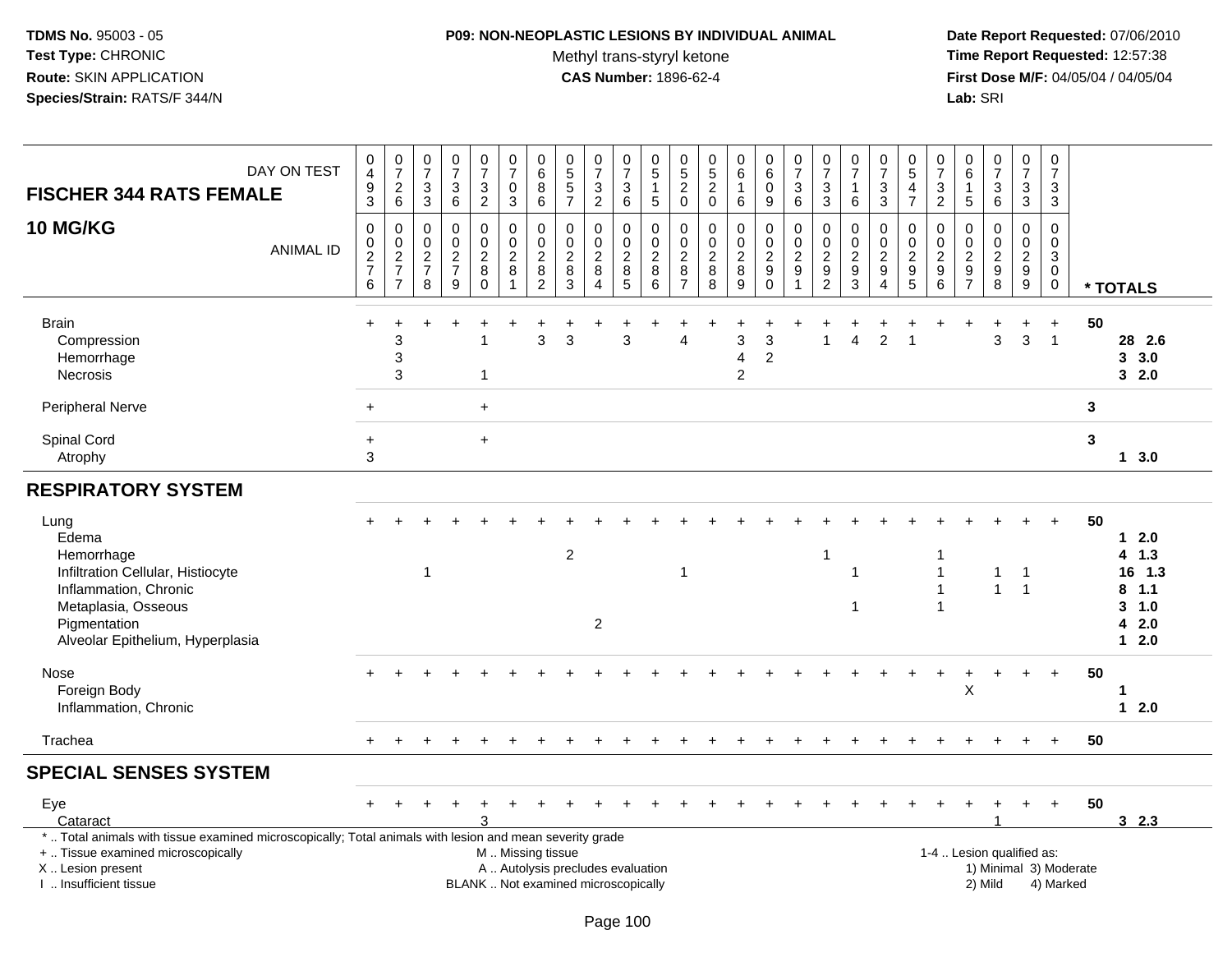TDMS No. 95003 - 05
Test Type: CHRONIC
Route: SKIN APPLICATION
Species/Strain: RATS/F 344/N

**P09: NON-NEOPLASTIC LESIONS BY INDIVIDUAL ANIMAL**
Methyl trans-styryl ketone
**CAS Number:** 1896-62-4

Date Report Requested: 07/06/2010
Time Report Requested: 12:57:38
First Dose M/F: 04/05/04 / 04/05/04
Lab: SRI

| FISCHER 344 RATS FEMALE — 10 MG/KG | | | | | | | | | | | | | | | | | | | | | | | | | | |
|---|---|---|---|---|---|---|---|---|---|---|---|---|---|---|---|---|---|---|---|---|---|---|---|---|---|---|
| DAY ON TEST | 0493 | 0726 | 0733 | 0736 | 0732 | 0703 | 0686 | 0557 | 0732 | 0736 | 0515 | 0520 | 0520 | 0616 | 0609 | 0736 | 0733 | 0716 | 0733 | 0547 | 0732 | 0615 | 0736 | 0733 | 0733 | |
| ANIMAL ID | 0276 | 0277 | 0278 | 0279 | 0280 | 0281 | 0282 | 0283 | 0284 | 0285 | 0286 | 0287 | 0288 | 0289 | 0290 | 0291 | 0292 | 0293 | 0294 | 0295 | 0296 | 0297 | 0298 | 0299 | 0300 | * TOTALS |
| Brain | + | + | + | + | + | + | + | + | + | + | + | + | + | + | + | + | + | + | + | + | + | + | + | + | + | 50 |
| Compression | | 3 | | | 1 | | 3 | 3 | | 3 | | 4 | | 3 | 3 | | 1 | 4 | 2 | 1 | | | 3 | 3 | 1 | 28 2.6 |
| Hemorrhage | | 3 | | | | | | | | | | | | 4 | 2 | | | | | | | | | | | 3 3.0 |
| Necrosis | | 3 | | | 1 | | | | | | | | | 2 | | | | | | | | | | | | 3 2.0 |
| Peripheral Nerve | + | | | | + | | | | | | | | | | | | | | | | | | | | | 3 |
| Spinal Cord | + | | | | + | | | | | | | | | | | | | | | | | | | | | 3 |
| Atrophy | 3 | | | | | | | | | | | | | | | | | | | | | | | | | 1 3.0 |
| **RESPIRATORY SYSTEM** | | | | | | | | | | | | | | | | | | | | | | | | | | |
| Lung | + | + | + | + | + | + | + | + | + | + | + | + | + | + | + | + | + | + | + | + | + | + | + | + | + | 50 |
| Edema | | | | | | | | | | | | | | | | | | | | | | | | | | 1 2.0 |
| Hemorrhage | | | | | | | | 2 | | | | | | | | | 1 | | | | 1 | | | | | 4 1.3 |
| Infiltration Cellular, Histiocyte | | | 1 | | | | | | | | | 1 | | | | | | 1 | | | 1 | | 1 | 1 | | 16 1.3 |
| Inflammation, Chronic | | | | | | | | | | | | | | | | | | | | | 1 | | 1 | 1 | | 8 1.1 |
| Metaplasia, Osseous | | | | | | | | | | | | | | | | | | 1 | | | 1 | | | | | 3 1.0 |
| Pigmentation | | | | | | | | | 2 | | | | | | | | | | | | | | | | | 4 2.0 |
| Alveolar Epithelium, Hyperplasia | | | | | | | | | | | | | | | | | | | | | | | | | | 1 2.0 |
| Nose | + | + | + | + | + | + | + | + | + | + | + | + | + | + | + | + | + | + | + | + | + | + | + | + | + | 50 |
| Foreign Body | | | | | | | | | | | | | | | | | | | | | | X | | | | 1 |
| Inflammation, Chronic | | | | | | | | | | | | | | | | | | | | | | | | | | 1 2.0 |
| Trachea | + | + | + | + | + | + | + | + | + | + | + | + | + | + | + | + | + | + | + | + | + | + | + | + | + | 50 |
| **SPECIAL SENSES SYSTEM** | | | | | | | | | | | | | | | | | | | | | | | | | | |
| Eye | + | + | + | + | + | + | + | + | + | + | + | + | + | + | + | + | + | + | + | + | + | + | + | + | + | 50 |
| Cataract | | | | | 3 | | | | | | | | | | | | | | | | | | 1 | | | 3 2.3 |

\* .. Total animals with tissue examined microscopically; Total animals with lesion and mean severity grade
\+ .. Tissue examined microscopically
X .. Lesion present
I .. Insufficient tissue

M .. Missing tissue
A .. Autolysis precludes evaluation
BLANK .. Not examined microscopically

1-4 .. Lesion qualified as:
1) Minimal 2) Mild 3) Moderate 4) Marked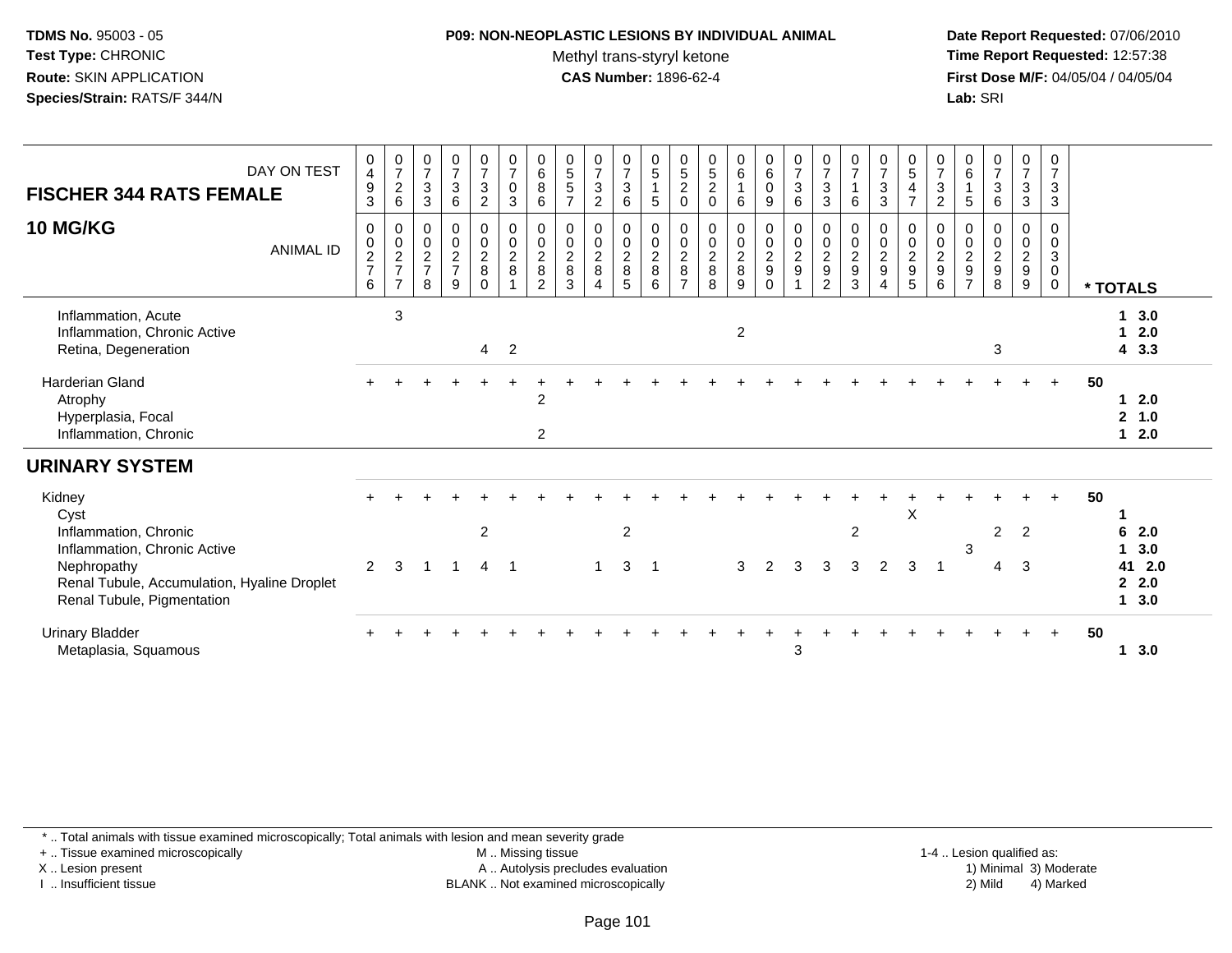**TDMS No.** 95003 - 05
**Test Type:** CHRONIC
**Route:** SKIN APPLICATION
**Species/Strain:** RATS/F 344/N

**P09: NON-NEOPLASTIC LESIONS BY INDIVIDUAL ANIMAL**
Methyl trans-styryl ketone
**CAS Number:** 1896-62-4

**Date Report Requested:** 07/06/2010
**Time Report Requested:** 12:57:38
**First Dose M/F:** 04/05/04 / 04/05/04
**Lab:** SRI

| FISCHER 344 RATS FEMALE 10 MG/KG | | | | | | | | | | | | | | | | | | | | | | | | | | |
|---|---|---|---|---|---|---|---|---|---|---|---|---|---|---|---|---|---|---|---|---|---|---|---|---|---|---|
| DAY ON TEST | 0493 | 0726 | 0733 | 0736 | 0732 | 0703 | 0686 | 0557 | 0732 | 0736 | 0515 | 0520 | 0520 | 0616 | 0609 | 0736 | 0733 | 0716 | 0733 | 0547 | 0732 | 0615 | 0736 | 0733 | 0733 | |
| ANIMAL ID | 0276 | 0277 | 0278 | 0279 | 0280 | 0281 | 0282 | 0283 | 0284 | 0285 | 0286 | 0287 | 0288 | 0289 | 0290 | 0291 | 0292 | 0293 | 0294 | 0295 | 0296 | 0297 | 0298 | 0299 | 0300 | * TOTALS |
| Inflammation, Acute | | 3 | | | | | | | | | | | | | | | | | | | | | | | | 1 3.0 |
| Inflammation, Chronic Active | | | | | | | | | | | | | | 2 | | | | | | | | | | | | 1 2.0 |
| Retina, Degeneration | | | | | 4 | 2 | | | | | | | | | | | | | | | | | 3 | | | 4 3.3 |
| Harderian Gland | + | + | + | + | + | + | + | + | + | + | + | + | + | + | + | + | + | + | + | + | + | + | + | + | + | 50 |
| Atrophy | | | | | | | 2 | | | | | | | | | | | | | | | | | | | 1 2.0 |
| Hyperplasia, Focal | | | | | | | | | | | | | | | | | | | | | | | | | | 2 1.0 |
| Inflammation, Chronic | | | | | | | 2 | | | | | | | | | | | | | | | | | | | 1 2.0 |
| **URINARY SYSTEM** | | | | | | | | | | | | | | | | | | | | | | | | | | |
| Kidney | + | + | + | + | + | + | + | + | + | + | + | + | + | + | + | + | + | + | + | + | + | + | + | + | + | 50 |
| Cyst | | | | | | | | | | | | | | | | | | | | X | | | | | | 1 |
| Inflammation, Chronic | | | | | 2 | | | | | 2 | | | | | | | | 2 | | | | | 2 | 2 | | 6 2.0 |
| Inflammation, Chronic Active | | | | | | | | | | | | | | | | | | | | | | 3 | | | | 1 3.0 |
| Nephropathy | 2 | 3 | 1 | 1 | 4 | 1 | | | 1 | 3 | 1 | | | 3 | 2 | 3 | 3 | 3 | 2 | 3 | 1 | | 4 | 3 | | 41 2.0 |
| Renal Tubule, Accumulation, Hyaline Droplet | | | | | | | | | | | | | | | | | | | | | | | | | | 2 2.0 |
| Renal Tubule, Pigmentation | | | | | | | | | | | | | | | | | | | | | | | | | | 1 3.0 |
| Urinary Bladder | + | + | + | + | + | + | + | + | + | + | + | + | + | + | + | + | + | + | + | + | + | + | + | + | + | 50 |
| Metaplasia, Squamous | | | | | | | | | | | | | | | | 3 | | | | | | | | | | 1 3.0 |

\* .. Total animals with tissue examined microscopically; Total animals with lesion and mean severity grade
+ .. Tissue examined microscopically
X .. Lesion present
I .. Insufficient tissue
M .. Missing tissue
A .. Autolysis precludes evaluation
BLANK .. Not examined microscopically
1-4 .. Lesion qualified as: 1) Minimal 2) Mild 3) Moderate 4) Marked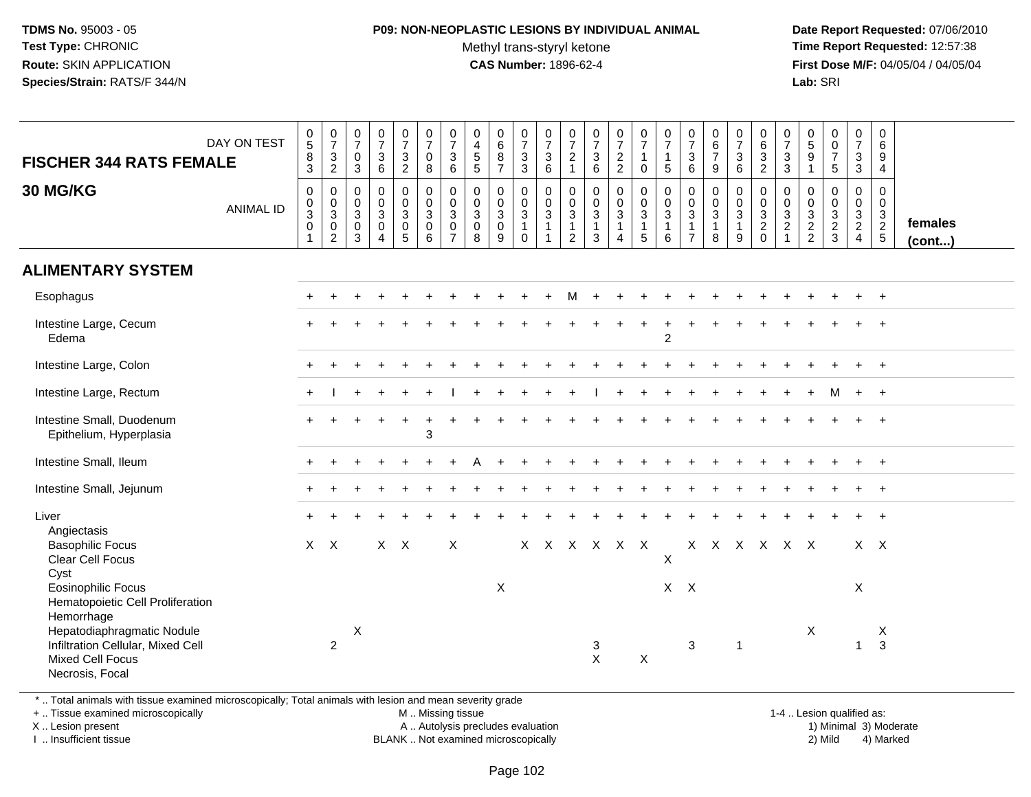**TDMS No.** 95003 - 05
**Test Type:** CHRONIC
**Route:** SKIN APPLICATION
**Species/Strain:** RATS/F 344/N

**P09: NON-NEOPLASTIC LESIONS BY INDIVIDUAL ANIMAL**
Methyl trans-styryl ketone
**CAS Number:** 1896-62-4

**Date Report Requested:** 07/06/2010
**Time Report Requested:** 12:57:38
**First Dose M/F:** 04/05/04 / 04/05/04
**Lab:** SRI

## FISCHER 344 RATS FEMALE
## 30 MG/KG

| DAY ON TEST | 0583 | 0732 | 0703 | 0736 | 0732 | 0708 | 0736 | 0455 | 0687 | 0733 | 0736 | 0721 | 0736 | 0722 | 0710 | 0715 | 0736 | 0679 | 0736 | 0632 | 0733 | 0591 | 0075 | 0733 | 0694 | |
|---|---|---|---|---|---|---|---|---|---|---|---|---|---|---|---|---|---|---|---|---|---|---|---|---|---|---|
| **ANIMAL ID** | 00301 | 00302 | 00303 | 00304 | 00305 | 00306 | 00307 | 00308 | 00309 | 00310 | 00311 | 00312 | 00313 | 00314 | 00315 | 00316 | 00317 | 00318 | 00319 | 00320 | 00321 | 00322 | 00323 | 00324 | 00325 | **females (cont...)** |
| **ALIMENTARY SYSTEM** | | | | | | | | | | | | | | | | | | | | | | | | | | |
| Esophagus | + | + | + | + | + | + | + | + | + | + | + | M | + | + | + | + | + | + | + | + | + | + | + | + | + | |
| Intestine Large, Cecum | + | + | + | + | + | + | + | + | + | + | + | + | + | + | + | + | + | + | + | + | + | + | + | + | + | |
| Edema | | | | | | | | | | | | | | | | 2 | | | | | | | | | | |
| Intestine Large, Colon | + | + | + | + | + | + | + | + | + | + | + | + | + | + | + | + | + | + | + | + | + | + | + | + | + | |
| Intestine Large, Rectum | + | I | + | + | + | + | I | + | + | + | + | + | I | + | + | + | + | + | + | + | + | + | M | + | + | |
| Intestine Small, Duodenum | + | + | + | + | + | + | + | + | + | + | + | + | + | + | + | + | + | + | + | + | + | + | + | + | + | |
| Epithelium, Hyperplasia | | | | | | 3 | | | | | | | | | | | | | | | | | | | | |
| Intestine Small, Ileum | + | + | + | + | + | + | + | A | + | + | + | + | + | + | + | + | + | + | + | + | + | + | + | + | + | |
| Intestine Small, Jejunum | + | + | + | + | + | + | + | + | + | + | + | + | + | + | + | + | + | + | + | + | + | + | + | + | + | |
| Liver | + | + | + | + | + | + | + | + | + | + | + | + | + | + | + | + | + | + | + | + | + | + | + | + | + | |
| Angiectasis | | | | | | | | | | | | | | | | | | | | | | | | | | |
| Basophilic Focus | X | X | | X | X | | X | | | X | X | X | X | X | X | | X | X | X | X | X | X | | X | X | |
| Clear Cell Focus | | | | | | | | | | | | | | | | X | | | | | | | | | | |
| Cyst | | | | | | | | | | | | | | | | | | | | | | | | | | |
| Eosinophilic Focus | | | | | | | | | X | | | | | | | X | X | | | | | | | X | | |
| Hematopoietic Cell Proliferation | | | | | | | | | | | | | | | | | | | | | | | | | | |
| Hemorrhage | | | | | | | | | | | | | | | | | | | | | | | | | | |
| Hepatodiaphragmatic Nodule | | | X | | | | | | | | | | | | | | | | | | | X | | | X | |
| Infiltration Cellular, Mixed Cell | | 2 | | | | | | | | | | | 3 | | | | 3 | | 1 | | | | | 1 | 3 | |
| Mixed Cell Focus | | | | | | | | | | | | | X | | X | | | | | | | | | | | |
| Necrosis, Focal | | | | | | | | | | | | | | | | | | | | | | | | | | |

\* .. Total animals with tissue examined microscopically; Total animals with lesion and mean severity grade
+ .. Tissue examined microscopically
X .. Lesion present
I .. Insufficient tissue
M .. Missing tissue
A .. Autolysis precludes evaluation
BLANK .. Not examined microscopically
1-4 .. Lesion qualified as:
1) Minimal 3) Moderate
2) Mild 4) Marked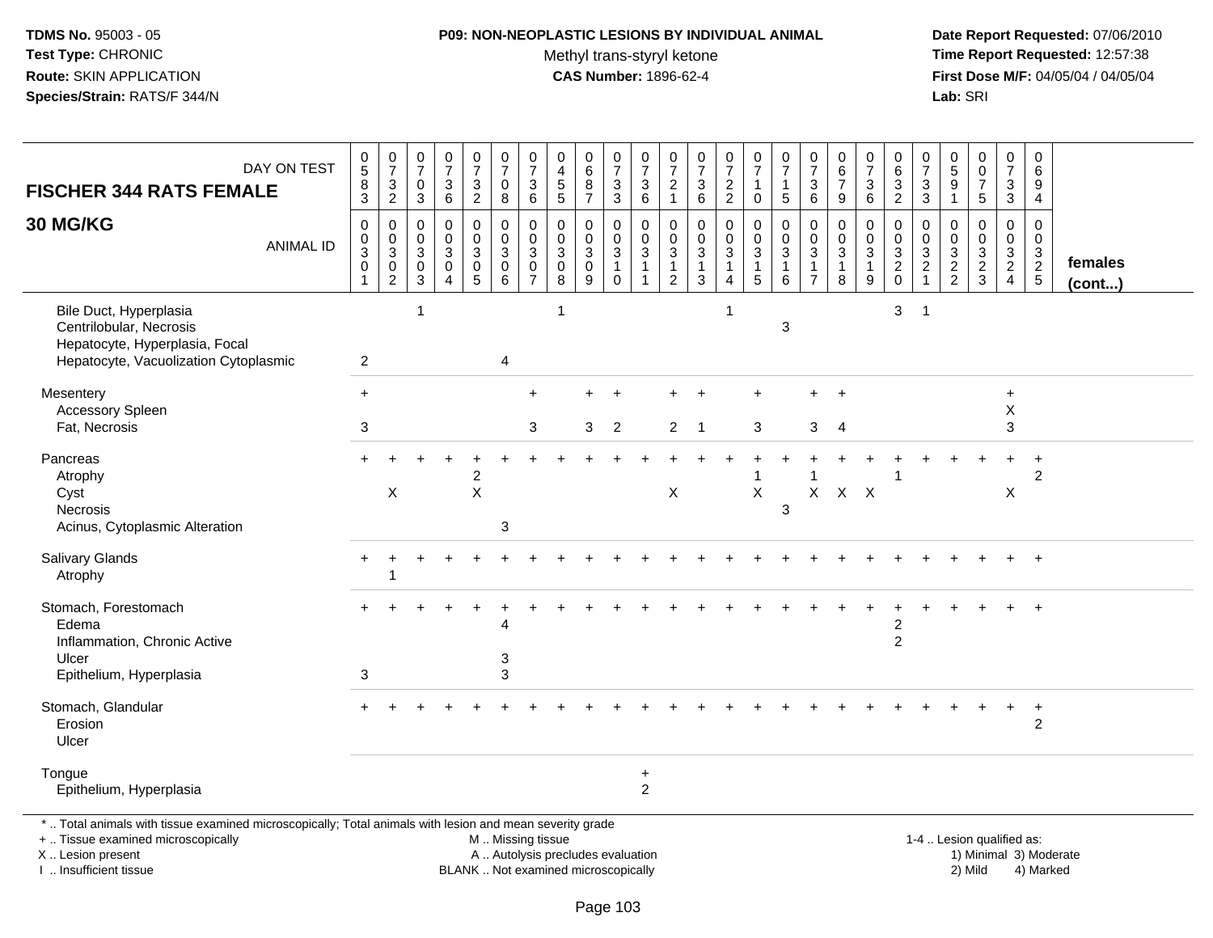TDMS No. 95003 - 05
Test Type: CHRONIC
Route: SKIN APPLICATION
Species/Strain: RATS/F 344/N

**P09: NON-NEOPLASTIC LESIONS BY INDIVIDUAL ANIMAL**
Methyl trans-styryl ketone
**CAS Number:** 1896-62-4

Date Report Requested: 07/06/2010
Time Report Requested: 12:57:38
First Dose M/F: 04/05/04 / 04/05/04
Lab: SRI

| DAY ON TEST | 0583 | 0732 | 0703 | 0736 | 0732 | 0708 | 0736 | 0455 | 0687 | 0733 | 0736 | 0721 | 0736 | 0722 | 0710 | 0715 | 0736 | 0679 | 0736 | 0632 | 0733 | 0591 | 0075 | 0733 | 0694 | |
|---|---|---|---|---|---|---|---|---|---|---|---|---|---|---|---|---|---|---|---|---|---|---|---|---|---|---|
| **FISCHER 344 RATS FEMALE 30 MG/KG** ANIMAL ID | 0301 | 0302 | 0303 | 0304 | 0305 | 0306 | 0307 | 0308 | 0309 | 0310 | 0311 | 0312 | 0313 | 0314 | 0315 | 0316 | 0317 | 0318 | 0319 | 0320 | 0321 | 0322 | 0323 | 0324 | 0325 | **females (cont...)** |
| Bile Duct, Hyperplasia | | | 1 | | | | | 1 | | | | | | 1 | | | | | | 3 | 1 | | | | | |
| Centrilobular, Necrosis | | | | | | | | | | | | | | | | 3 | | | | | | | | | | |
| Hepatocyte, Hyperplasia, Focal | | | | | | | | | | | | | | | | | | | | | | | | | | |
| Hepatocyte, Vacuolization Cytoplasmic | 2 | | | | | 4 | | | | | | | | | | | | | | | | | | | | |
| Mesentery | + | | | | | | + | | + | + | | + | + | | + | | + | + | | | | | | + | | |
| Accessory Spleen | | | | | | | | | | | | | | | | | | | | | | | | X | | |
| Fat, Necrosis | 3 | | | | | | 3 | | 3 | 2 | | 2 | 1 | | 3 | | 3 | 4 | | | | | | 3 | | |
| Pancreas | + | + | + | + | + | + | + | + | + | + | + | + | + | + | + | + | + | + | + | + | + | + | + | + | + | |
| Atrophy | | | | | 2 | | | | | | | | | | 1 | | 1 | | | 1 | | | | | 2 | |
| Cyst | | X | | | X | | | | | | | X | | | X | | X | X | X | | | | | X | | |
| Necrosis | | | | | | | | | | | | | | | | 3 | | | | | | | | | | |
| Acinus, Cytoplasmic Alteration | | | | | | 3 | | | | | | | | | | | | | | | | | | | | |
| Salivary Glands | + | + | + | + | + | + | + | + | + | + | + | + | + | + | + | + | + | + | + | + | + | + | + | + | + | |
| Atrophy | | 1 | | | | | | | | | | | | | | | | | | | | | | | | |
| Stomach, Forestomach | + | + | + | + | + | + | + | + | + | + | + | + | + | + | + | + | + | + | + | + | + | + | + | + | + | |
| Edema | | | | | | 4 | | | | | | | | | | | | | | 2 | | | | | | |
| Inflammation, Chronic Active | | | | | | | | | | | | | | | | | | | | 2 | | | | | | |
| Ulcer | | | | | | 3 | | | | | | | | | | | | | | | | | | | | |
| Epithelium, Hyperplasia | 3 | | | | | 3 | | | | | | | | | | | | | | | | | | | | |
| Stomach, Glandular | + | + | + | + | + | + | + | + | + | + | + | + | + | + | + | + | + | + | + | + | + | + | + | + | + | |
| Erosion | | | | | | | | | | | | | | | | | | | | | | | | | 2 | |
| Ulcer | | | | | | | | | | | | | | | | | | | | | | | | | | |
| Tongue | | | | | | | | | | | + | | | | | | | | | | | | | | | |
| Epithelium, Hyperplasia | | | | | | | | | | | 2 | | | | | | | | | | | | | | | |

* .. Total animals with tissue examined microscopically; Total animals with lesion and mean severity grade
+ .. Tissue examined microscopically
X .. Lesion present
I .. Insufficient tissue

M .. Missing tissue
A .. Autolysis precludes evaluation
BLANK .. Not examined microscopically

1-4 .. Lesion qualified as:
1) Minimal 3) Moderate
2) Mild 4) Marked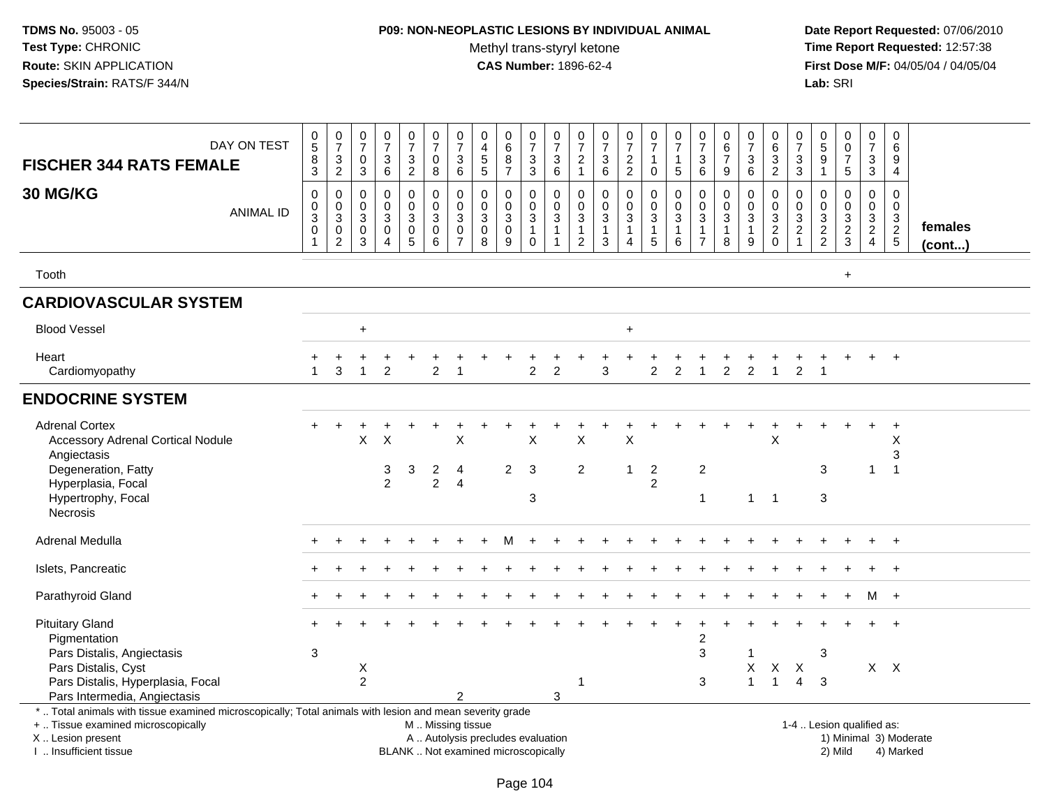**TDMS No.** 95003 - 05
**Test Type:** CHRONIC
**Route:** SKIN APPLICATION
**Species/Strain:** RATS/F 344/N

**P09: NON-NEOPLASTIC LESIONS BY INDIVIDUAL ANIMAL**
Methyl trans-styryl ketone
**CAS Number:** 1896-62-4

**Date Report Requested:** 07/06/2010
**Time Report Requested:** 12:57:38
**First Dose M/F:** 04/05/04 / 04/05/04
**Lab:** SRI

## FISCHER 344 RATS FEMALE 30 MG/KG

| DAY ON TEST | 0583 | 0732 | 0703 | 0736 | 0732 | 0708 | 0736 | 0455 | 0687 | 0733 | 0736 | 0721 | 0736 | 0722 | 0710 | 0715 | 0736 | 0679 | 0736 | 0632 | 0733 | 0591 | 0075 | 0733 | 0694 | |
|---|---|---|---|---|---|---|---|---|---|---|---|---|---|---|---|---|---|---|---|---|---|---|---|---|---|---|
| **ANIMAL ID** | 0301 | 0302 | 0303 | 0304 | 0305 | 0306 | 0307 | 0308 | 0309 | 0310 | 0311 | 0312 | 0313 | 0314 | 0315 | 0316 | 0317 | 0318 | 0319 | 0320 | 0321 | 0322 | 0323 | 0324 | 0325 | **females (cont...)** |
| Tooth | | | | | | | | | | | | | | | | | | | | | | | + | | | |
| **CARDIOVASCULAR SYSTEM** | | | | | | | | | | | | | | | | | | | | | | | | | | |
| Blood Vessel | | | + | | | | | | | | | | | + | | | | | | | | | | | | |
| Heart | + | + | + | + | + | + | + | + | + | + | + | + | + | + | + | + | + | + | + | + | + | + | + | + | + | |
| Cardiomyopathy | 1 | 3 | 1 | 2 | | 2 | 1 | | | 2 | 2 | | 3 | | 2 | 2 | 1 | 2 | 2 | 1 | 2 | 1 | | | | |
| **ENDOCRINE SYSTEM** | | | | | | | | | | | | | | | | | | | | | | | | | | |
| Adrenal Cortex | + | + | + | + | + | + | + | + | + | + | + | + | + | + | + | + | + | + | + | + | + | + | + | + | + | |
| Accessory Adrenal Cortical Nodule | | | X | X | | | X | | | X | | X | | X | | | | | | X | | | | | X | |
| Angiectasis | | | | | | | | | | | | | | | | | | | | | | | | | 3 | |
| Degeneration, Fatty | | | | 3 | 3 | 2 | 4 | | 2 | 3 | | 2 | | 1 | 2 | | 2 | | | | | 3 | | 1 | 1 | |
| Hyperplasia, Focal | | | | 2 | | 2 | 4 | | | | | | | | 2 | | | | | | | | | | | |
| Hypertrophy, Focal | | | | | | | | | | 3 | | | | | | | 1 | | 1 | 1 | | 3 | | | | |
| Necrosis | | | | | | | | | | | | | | | | | | | | | | | | | | |
| Adrenal Medulla | + | + | + | + | + | + | + | + | M | + | + | + | + | + | + | + | + | + | + | + | + | + | + | + | + | |
| Islets, Pancreatic | + | + | + | + | + | + | + | + | + | + | + | + | + | + | + | + | + | + | + | + | + | + | + | + | + | |
| Parathyroid Gland | + | + | + | + | + | + | + | + | + | + | + | + | + | + | + | + | + | + | + | + | + | + | + | M | + | |
| Pituitary Gland | + | + | + | + | + | + | + | + | + | + | + | + | + | + | + | + | + | + | + | + | + | + | + | + | + | |
| Pigmentation | | | | | | | | | | | | | | | | | 2 | | | | | | | | | |
| Pars Distalis, Angiectasis | 3 | | | | | | | | | | | | | | | | 3 | | 1 | | | 3 | | | | |
| Pars Distalis, Cyst | | | X | | | | | | | | | | | | | | | | X | X | X | | | X | X | |
| Pars Distalis, Hyperplasia, Focal | | | 2 | | | | | | | | | 1 | | | | | 3 | | 1 | 1 | 4 | 3 | | | | |
| Pars Intermedia, Angiectasis | | | | | | | 2 | | | | 3 | | | | | | | | | | | | | | | |

\* .. Total animals with tissue examined microscopically; Total animals with lesion and mean severity grade
+ .. Tissue examined microscopically
X .. Lesion present
I .. Insufficient tissue

M .. Missing tissue
A .. Autolysis precludes evaluation
BLANK .. Not examined microscopically

1-4 .. Lesion qualified as:
1) Minimal 3) Moderate
2) Mild 4) Marked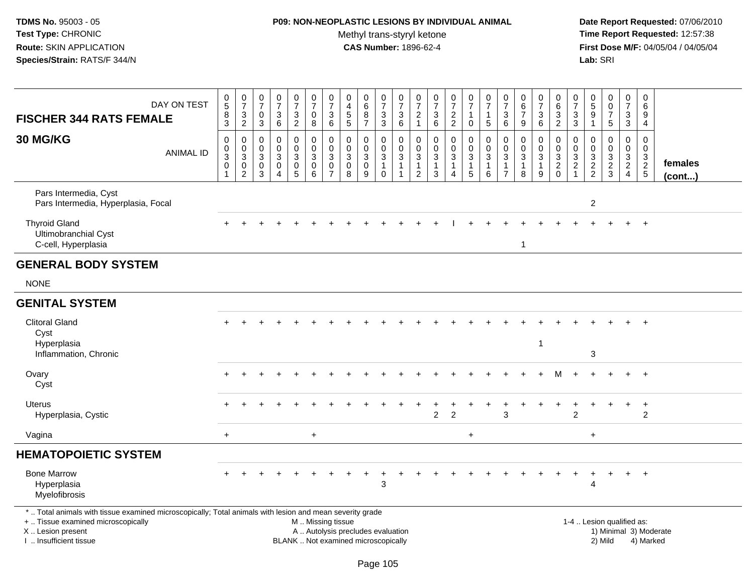**TDMS No.** 95003 - 05
**Test Type:** CHRONIC
**Route:** SKIN APPLICATION
**Species/Strain:** RATS/F 344/N

**P09: NON-NEOPLASTIC LESIONS BY INDIVIDUAL ANIMAL**
Methyl trans-styryl ketone
**CAS Number:** 1896-62-4

**Date Report Requested:** 07/06/2010
**Time Report Requested:** 12:57:38
**First Dose M/F:** 04/05/04 / 04/05/04
**Lab:** SRI

| FISCHER 344 RATS FEMALE 30 MG/KG | | | | | | | | | | | | | | | | | | | | | | | | | | |
|---|---|---|---|---|---|---|---|---|---|---|---|---|---|---|---|---|---|---|---|---|---|---|---|---|---|---|
| DAY ON TEST | 0583 | 0732 | 0703 | 0736 | 0732 | 0708 | 0736 | 0455 | 0687 | 0733 | 0736 | 0721 | 0736 | 0722 | 0710 | 0715 | 0736 | 0679 | 0736 | 0632 | 0733 | 0591 | 0075 | 0733 | 0694 | |
| ANIMAL ID | 0301 | 0302 | 0303 | 0304 | 0305 | 0306 | 0307 | 0308 | 0309 | 0310 | 0311 | 0312 | 0313 | 0314 | 0315 | 0316 | 0317 | 0318 | 0319 | 0320 | 0321 | 0322 | 0323 | 0324 | 0325 | **females (cont...)** |
| Pars Intermedia, Cyst | | | | | | | | | | | | | | | | | | | | | | | | | | |
| Pars Intermedia, Hyperplasia, Focal | | | | | | | | | | | | | | | | | | | | | | 2 | | | | |
| Thyroid Gland | + | + | + | + | + | + | + | + | + | + | + | + | + | I | + | + | + | + | + | + | + | + | + | + | + | |
| Ultimobranchial Cyst | | | | | | | | | | | | | | | | | | | | | | | | | | |
| C-cell, Hyperplasia | | | | | | | | | | | | | | | | | | 1 | | | | | | | | |
| **GENERAL BODY SYSTEM** | | | | | | | | | | | | | | | | | | | | | | | | | | |
| NONE | | | | | | | | | | | | | | | | | | | | | | | | | | |
| **GENITAL SYSTEM** | | | | | | | | | | | | | | | | | | | | | | | | | | |
| Clitoral Gland | + | + | + | + | + | + | + | + | + | + | + | + | + | + | + | + | + | + | + | + | + | + | + | + | + | |
| Cyst | | | | | | | | | | | | | | | | | | | | | | | | | | |
| Hyperplasia | | | | | | | | | | | | | | | | | | | 1 | | | | | | | |
| Inflammation, Chronic | | | | | | | | | | | | | | | | | | | | | | 3 | | | | |
| Ovary | + | + | + | + | + | + | + | + | + | + | + | + | + | + | + | + | + | + | + | M | + | + | + | + | + | |
| Cyst | | | | | | | | | | | | | | | | | | | | | | | | | | |
| Uterus | + | + | + | + | + | + | + | + | + | + | + | + | + | + | + | + | + | + | + | + | + | + | + | + | + | |
| Hyperplasia, Cystic | | | | | | | | | | | | | 2 | 2 | | | 3 | | | | 2 | | | | 2 | |
| Vagina | + | | | | | + | | | | | | | | | + | | | | | | | + | | | | |
| **HEMATOPOIETIC SYSTEM** | | | | | | | | | | | | | | | | | | | | | | | | | | |
| Bone Marrow | + | + | + | + | + | + | + | + | + | + | + | + | + | + | + | + | + | + | + | + | + | + | + | + | + | |
| Hyperplasia | | | | | | | | | | 3 | | | | | | | | | | | | 4 | | | | |
| Myelofibrosis | | | | | | | | | | | | | | | | | | | | | | | | | | |

\* .. Total animals with tissue examined microscopically; Total animals with lesion and mean severity grade
+ .. Tissue examined microscopically
X .. Lesion present
I .. Insufficient tissue

M .. Missing tissue
A .. Autolysis precludes evaluation
BLANK .. Not examined microscopically

1-4 .. Lesion qualified as:
1) Minimal 3) Moderate
2) Mild 4) Marked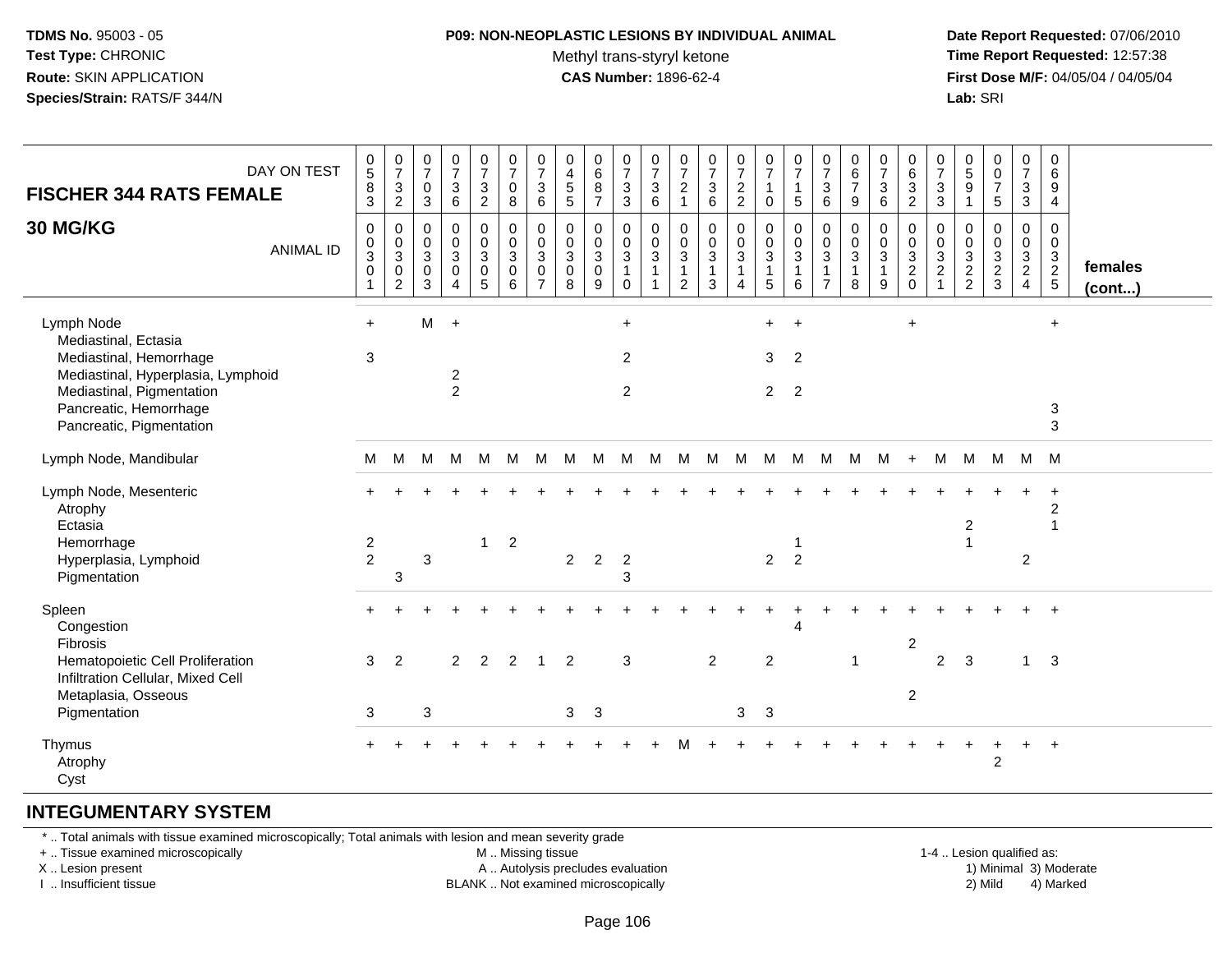**TDMS No.** 95003 - 05
**Test Type:** CHRONIC
**Route:** SKIN APPLICATION
**Species/Strain:** RATS/F 344/N

**P09: NON-NEOPLASTIC LESIONS BY INDIVIDUAL ANIMAL**
Methyl trans-styryl ketone
**CAS Number:** 1896-62-4

**Date Report Requested:** 07/06/2010
**Time Report Requested:** 12:57:38
**First Dose M/F:** 04/05/04 / 04/05/04
**Lab:** SRI

## FISCHER 344 RATS FEMALE — 30 MG/KG (females (cont...))

| DAY ON TEST | 0583 | 0732 | 0703 | 0736 | 0732 | 0708 | 0736 | 0455 | 0687 | 0733 | 0736 | 0721 | 0736 | 0722 | 0710 | 0715 | 0736 | 0679 | 0736 | 0632 | 0733 | 0591 | 0075 | 0733 | 0694 |
|---|---|---|---|---|---|---|---|---|---|---|---|---|---|---|---|---|---|---|---|---|---|---|---|---|---|
| **ANIMAL ID** | 0301 | 0302 | 0303 | 0304 | 0305 | 0306 | 0307 | 0308 | 0309 | 0310 | 0311 | 0312 | 0313 | 0314 | 0315 | 0316 | 0317 | 0318 | 0319 | 0320 | 0321 | 0322 | 0323 | 0324 | 0325 |
| Lymph Node | + | | M | + | | | | | | + | | | | | + | + | | | | + | | | | | + |
| Mediastinal, Ectasia | | | | | | | | | | | | | | | | | | | | | | | | | |
| Mediastinal, Hemorrhage | 3 | | | | | | | | | 2 | | | | | 3 | 2 | | | | | | | | | |
| Mediastinal, Hyperplasia, Lymphoid | | | | 2 | | | | | | | | | | | | | | | | | | | | | |
| Mediastinal, Pigmentation | | | | 2 | | | | | | 2 | | | | | 2 | 2 | | | | | | | | | |
| Pancreatic, Hemorrhage | | | | | | | | | | | | | | | | | | | | | | | | | 3 |
| Pancreatic, Pigmentation | | | | | | | | | | | | | | | | | | | | | | | | | 3 |
| Lymph Node, Mandibular | M | M | M | M | M | M | M | M | M | M | M | M | M | M | M | M | M | M | M | + | M | M | M | M | M |
| Lymph Node, Mesenteric | + | + | + | + | + | + | + | + | + | + | + | + | + | + | + | + | + | + | + | + | + | + | + | + | + |
| Atrophy | | | | | | | | | | | | | | | | | | | | | | | | | 2 |
| Ectasia | | | | | | | | | | | | | | | | | | | | | | 2 | | | 1 |
| Hemorrhage | 2 | | | | 1 | 2 | | | | | | | | | | 1 | | | | | | 1 | | | |
| Hyperplasia, Lymphoid | 2 | | 3 | | | | | 2 | 2 | 2 | | | | | 2 | 2 | | | | | | | | 2 | |
| Pigmentation | | 3 | | | | | | | | 3 | | | | | | | | | | | | | | | |
| Spleen | + | + | + | + | + | + | + | + | + | + | + | + | + | + | + | + | + | + | + | + | + | + | + | + | + |
| Congestion | | | | | | | | | | | | | | | | 4 | | | | | | | | | |
| Fibrosis | | | | | | | | | | | | | | | | | | | | 2 | | | | | |
| Hematopoietic Cell Proliferation | 3 | 2 | | 2 | 2 | 2 | 1 | 2 | | 3 | | | 2 | | 2 | | | 1 | | | 2 | 3 | | 1 | 3 |
| Infiltration Cellular, Mixed Cell | | | | | | | | | | | | | | | | | | | | | | | | | |
| Metaplasia, Osseous | | | | | | | | | | | | | | | | | | | | 2 | | | | | |
| Pigmentation | 3 | | 3 | | | | | 3 | 3 | | | | | 3 | 3 | | | | | | | | | | |
| Thymus | + | + | + | + | + | + | + | + | + | + | + | M | + | + | + | + | + | + | + | + | + | + | + | + | + |
| Atrophy | | | | | | | | | | | | | | | | | | | | | | | 2 | | |
| Cyst | | | | | | | | | | | | | | | | | | | | | | | | | |

## INTEGUMENTARY SYSTEM

* .. Total animals with tissue examined microscopically; Total animals with lesion and mean severity grade
+ .. Tissue examined microscopically
X .. Lesion present
I .. Insufficient tissue

M .. Missing tissue
A .. Autolysis precludes evaluation
BLANK .. Not examined microscopically

1-4 .. Lesion qualified as:
1) Minimal 3) Moderate
2) Mild 4) Marked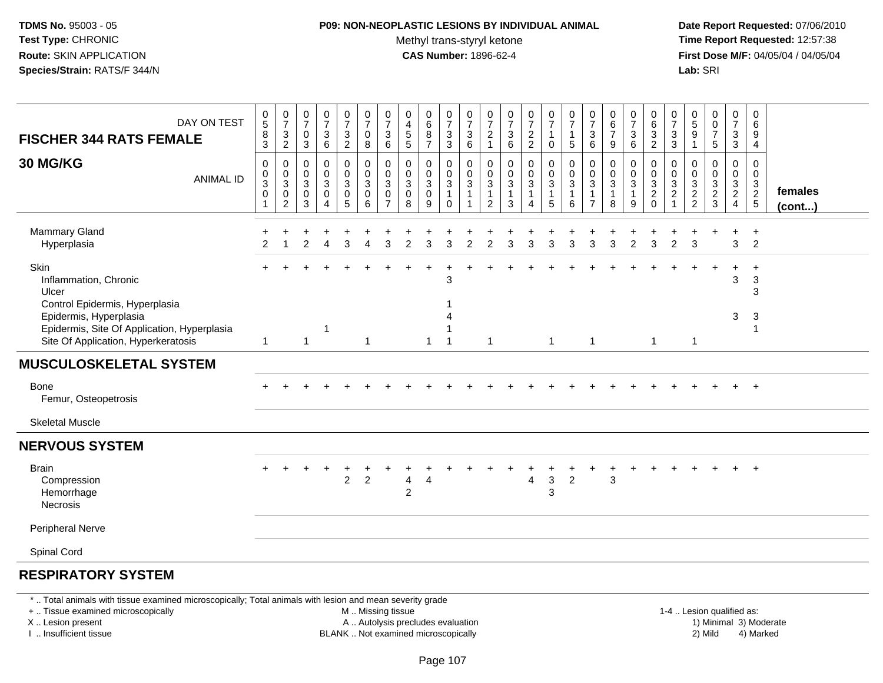**TDMS No.** 95003 - 05
**Test Type:** CHRONIC
**Route:** SKIN APPLICATION
**Species/Strain:** RATS/F 344/N

**P09: NON-NEOPLASTIC LESIONS BY INDIVIDUAL ANIMAL**
Methyl trans-styryl ketone
**CAS Number:** 1896-62-4

**Date Report Requested:** 07/06/2010
**Time Report Requested:** 12:57:38
**First Dose M/F:** 04/05/04 / 04/05/04
**Lab:** SRI

| FISCHER 344 RATS FEMALE 30 MG/KG — DAY ON TEST | 0583 | 0732 | 0703 | 0736 | 0732 | 0708 | 0736 | 0455 | 0687 | 0733 | 0736 | 0721 | 0736 | 0722 | 0710 | 0715 | 0736 | 0679 | 0736 | 0632 | 0733 | 0591 | 0075 | 0733 | 0694 | |
|---|---|---|---|---|---|---|---|---|---|---|---|---|---|---|---|---|---|---|---|---|---|---|---|---|---|---|
| **ANIMAL ID** | 00301 | 00302 | 00303 | 00304 | 00305 | 00306 | 00307 | 00308 | 00309 | 00310 | 00311 | 00312 | 00313 | 00314 | 00315 | 00316 | 00317 | 00318 | 00319 | 00320 | 00321 | 00322 | 00323 | 00324 | 00325 | **females (cont...)** |
| Mammary Gland | + | + | + | + | + | + | + | + | + | + | + | + | + | + | + | + | + | + | + | + | + | + | + | + | + | |
| Hyperplasia | 2 | 1 | 2 | 4 | 3 | 4 | 3 | 2 | 3 | 3 | 2 | 2 | 3 | 3 | 3 | 3 | 3 | 3 | 2 | 3 | 2 | 3 | | 3 | 2 | |
| Skin | + | + | + | + | + | + | + | + | + | + | + | + | + | + | + | + | + | + | + | + | + | + | + | + | + | |
| Inflammation, Chronic | | | | | | | | | | 3 | | | | | | | | | | | | | | 3 | 3 | |
| Ulcer | | | | | | | | | | | | | | | | | | | | | | | | | 3 | |
| Control Epidermis, Hyperplasia | | | | | | | | | | 1 | | | | | | | | | | | | | | | | |
| Epidermis, Hyperplasia | | | | | | | | | | 4 | | | | | | | | | | | | | | 3 | 3 | |
| Epidermis, Site Of Application, Hyperplasia | | | | 1 | | | | | | 1 | | | | | | | | | | | | | | | 1 | |
| Site Of Application, Hyperkeratosis | 1 | | 1 | | | 1 | | | 1 | 1 | | 1 | | | 1 | | 1 | | | 1 | | 1 | | | | |
| **MUSCULOSKELETAL SYSTEM** | | | | | | | | | | | | | | | | | | | | | | | | | | |
| Bone | + | + | + | + | + | + | + | + | + | + | + | + | + | + | + | + | + | + | + | + | + | + | + | + | + | |
| Femur, Osteopetrosis | | | | | | | | | | | | | | | | | | | | | | | | | | |
| Skeletal Muscle | | | | | | | | | | | | | | | | | | | | | | | | | | |
| **NERVOUS SYSTEM** | | | | | | | | | | | | | | | | | | | | | | | | | | |
| Brain | + | + | + | + | + | + | + | + | + | + | + | + | + | + | + | + | + | + | + | + | + | + | + | + | + | |
| Compression | | | | | 2 | 2 | | 4 | 4 | | | | | 4 | 3 | 2 | | 3 | | | | | | | | |
| Hemorrhage | | | | | | | | 2 | | | | | | | 3 | | | | | | | | | | | |
| Necrosis | | | | | | | | | | | | | | | | | | | | | | | | | | |
| Peripheral Nerve | | | | | | | | | | | | | | | | | | | | | | | | | | |
| Spinal Cord | | | | | | | | | | | | | | | | | | | | | | | | | | |
| **RESPIRATORY SYSTEM** | | | | | | | | | | | | | | | | | | | | | | | | | | |

\* .. Total animals with tissue examined microscopically; Total animals with lesion and mean severity grade
+ .. Tissue examined microscopically
X .. Lesion present
I .. Insufficient tissue

M .. Missing tissue
A .. Autolysis precludes evaluation
BLANK .. Not examined microscopically

1-4 .. Lesion qualified as:
1) Minimal 3) Moderate
2) Mild 4) Marked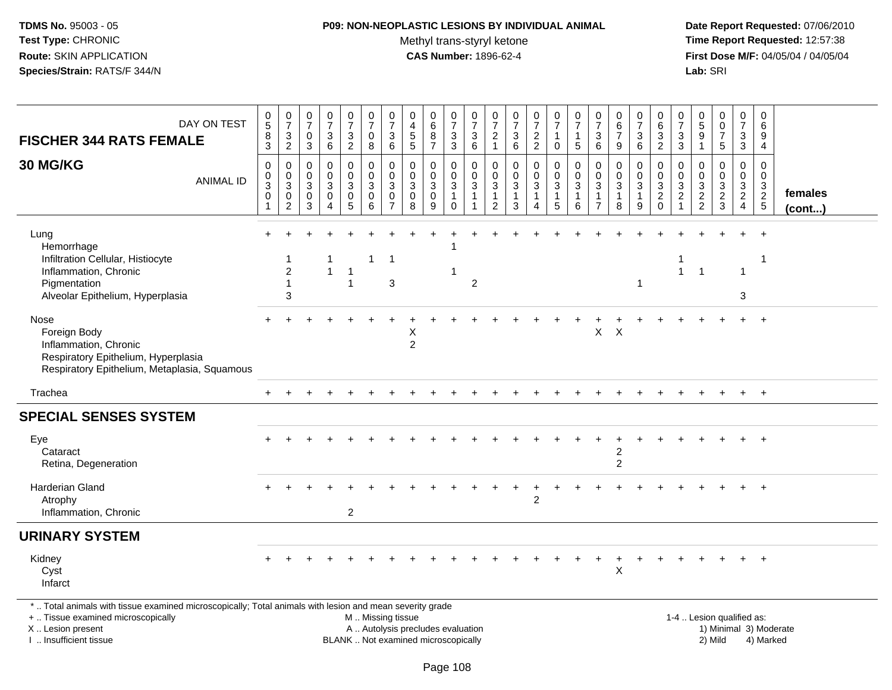**TDMS No.** 95003 - 05
**Test Type:** CHRONIC
**Route:** SKIN APPLICATION
**Species/Strain:** RATS/F 344/N

**P09: NON-NEOPLASTIC LESIONS BY INDIVIDUAL ANIMAL**
Methyl trans-styryl ketone
**CAS Number:** 1896-62-4

**Date Report Requested:** 07/06/2010
**Time Report Requested:** 12:57:38
**First Dose M/F:** 04/05/04 / 04/05/04
**Lab:** SRI

| FISCHER 344 RATS FEMALE 30 MG/KG — DAY ON TEST | 0583 | 0732 | 0703 | 0736 | 0732 | 0708 | 0736 | 0455 | 0687 | 0733 | 0736 | 0721 | 0736 | 0722 | 0710 | 0715 | 0736 | 0679 | 0736 | 0632 | 0733 | 0591 | 0075 | 0733 | 0694 | |
|---|---|---|---|---|---|---|---|---|---|---|---|---|---|---|---|---|---|---|---|---|---|---|---|---|---|---|
| ANIMAL ID | 0301 | 0302 | 0303 | 0304 | 0305 | 0306 | 0307 | 0308 | 0309 | 0310 | 0311 | 0312 | 0313 | 0314 | 0315 | 0316 | 0317 | 0318 | 0319 | 0320 | 0321 | 0322 | 0323 | 0324 | 0325 | females (cont...) |
| Lung | + | + | + | + | + | + | + | + | + | + | + | + | + | + | + | + | + | + | + | + | + | + | + | + | + | |
| Hemorrhage | | | | | | | | | | 1 | | | | | | | | | | | | | | | | |
| Infiltration Cellular, Histiocyte | | 1 | | 1 | | 1 | 1 | | | | | | | | | | | | | | 1 | | | | 1 | |
| Inflammation, Chronic | | 2 | | 1 | 1 | | | | | 1 | | | | | | | | | | | 1 | 1 | | 1 | | |
| Pigmentation | | 1 | | | 1 | | 3 | | | | 2 | | | | | | | | 1 | | | | | | | |
| Alveolar Epithelium, Hyperplasia | | 3 | | | | | | | | | | | | | | | | | | | | | | 3 | | |
| Nose | + | + | + | + | + | + | + | + | + | + | + | + | + | + | + | + | + | + | + | + | + | + | + | + | + | |
| Foreign Body | | | | | | | | X | | | | | | | | | X | X | | | | | | | | |
| Inflammation, Chronic | | | | | | | | 2 | | | | | | | | | | | | | | | | | | |
| Respiratory Epithelium, Hyperplasia | | | | | | | | | | | | | | | | | | | | | | | | | | |
| Respiratory Epithelium, Metaplasia, Squamous | | | | | | | | | | | | | | | | | | | | | | | | | | |
| Trachea | + | + | + | + | + | + | + | + | + | + | + | + | + | + | + | + | + | + | + | + | + | + | + | + | + | |
| **SPECIAL SENSES SYSTEM** | | | | | | | | | | | | | | | | | | | | | | | | | | |
| Eye | + | + | + | + | + | + | + | + | + | + | + | + | + | + | + | + | + | + | + | + | + | + | + | + | + | |
| Cataract | | | | | | | | | | | | | | | | | | 2 | | | | | | | | |
| Retina, Degeneration | | | | | | | | | | | | | | | | | | 2 | | | | | | | | |
| Harderian Gland | + | + | + | + | + | + | + | + | + | + | + | + | + | + | + | + | + | + | + | + | + | + | + | + | + | |
| Atrophy | | | | | | | | | | | | | | 2 | | | | | | | | | | | | |
| Inflammation, Chronic | | | | | 2 | | | | | | | | | | | | | | | | | | | | | |
| **URINARY SYSTEM** | | | | | | | | | | | | | | | | | | | | | | | | | | |
| Kidney | + | + | + | + | + | + | + | + | + | + | + | + | + | + | + | + | + | + | + | + | + | + | + | + | + | |
| Cyst | | | | | | | | | | | | | | | | | | X | | | | | | | | |
| Infarct | | | | | | | | | | | | | | | | | | | | | | | | | | |

\* .. Total animals with tissue examined microscopically; Total animals with lesion and mean severity grade
+ .. Tissue examined microscopically
X .. Lesion present
I .. Insufficient tissue
M .. Missing tissue
A .. Autolysis precludes evaluation
BLANK .. Not examined microscopically
1-4 .. Lesion qualified as: 1) Minimal 2) Mild 3) Moderate 4) Marked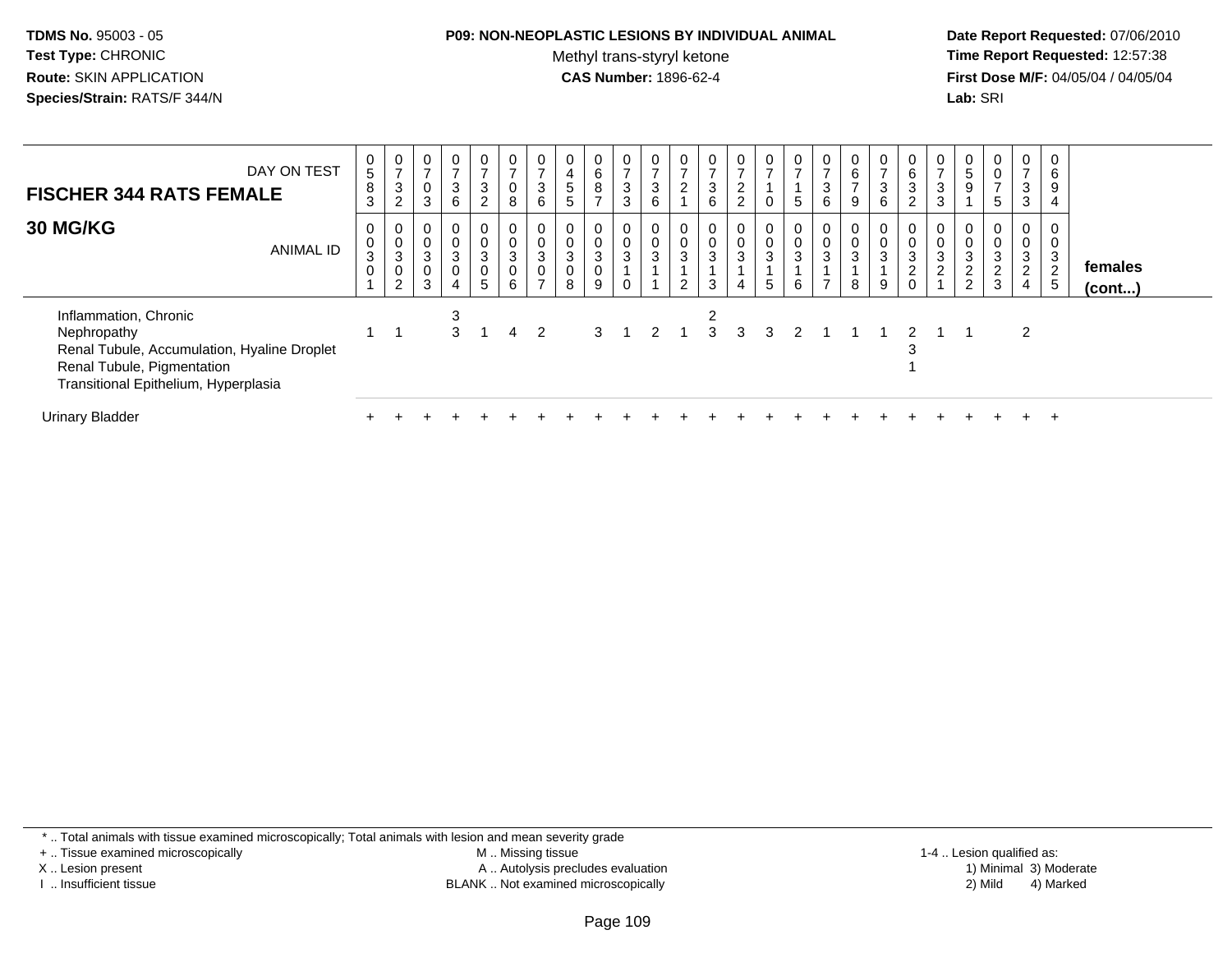**TDMS No.** 95003 - 05
**Test Type:** CHRONIC
**Route:** SKIN APPLICATION
**Species/Strain:** RATS/F 344/N

**P09: NON-NEOPLASTIC LESIONS BY INDIVIDUAL ANIMAL**
Methyl trans-styryl ketone
**CAS Number:** 1896-62-4

**Date Report Requested:** 07/06/2010
**Time Report Requested:** 12:57:38
**First Dose M/F:** 04/05/04 / 04/05/04
**Lab:** SRI

| **FISCHER 344 RATS FEMALE** DAY ON TEST | 0583 | 0732 | 0703 | 0736 | 0732 | 0708 | 0736 | 0455 | 0687 | 0733 | 0736 | 0721 | 0736 | 0722 | 0710 | 0715 | 0736 | 0679 | 0736 | 0632 | 0733 | 0591 | 0075 | 0733 | 0694 | |
|---|---|---|---|---|---|---|---|---|---|---|---|---|---|---|---|---|---|---|---|---|---|---|---|---|---|---|
| **30 MG/KG** ANIMAL ID | 00301 | 00302 | 00303 | 00304 | 00305 | 00306 | 00307 | 00308 | 00309 | 00310 | 00311 | 00312 | 00313 | 00314 | 00315 | 00316 | 00317 | 00318 | 00319 | 00320 | 00321 | 00322 | 00323 | 00324 | 00325 | **females (cont...)** |
| Inflammation, Chronic | | | | 3 | | | | | | | | | 2 | | | | | | | | | | | | | |
| Nephropathy | 1 | 1 | | 3 | 1 | 4 | 2 | | 3 | 1 | 2 | 1 | 3 | 3 | 3 | 2 | 1 | 1 | 1 | 2 | 1 | 1 | | 2 | | |
| Renal Tubule, Accumulation, Hyaline Droplet | | | | | | | | | | | | | | | | | | | | 3 | | | | | | |
| Renal Tubule, Pigmentation | | | | | | | | | | | | | | | | | | | | 1 | | | | | | |
| Transitional Epithelium, Hyperplasia | | | | | | | | | | | | | | | | | | | | | | | | | | |
| Urinary Bladder | + | + | + | + | + | + | + | + | + | + | + | + | + | + | + | + | + | + | + | + | + | + | + | + | + | |

\* .. Total animals with tissue examined microscopically; Total animals with lesion and mean severity grade
+ .. Tissue examined microscopically
X .. Lesion present
I .. Insufficient tissue
M .. Missing tissue
A .. Autolysis precludes evaluation
BLANK .. Not examined microscopically
1-4 .. Lesion qualified as:
1) Minimal 2) Mild 3) Moderate 4) Marked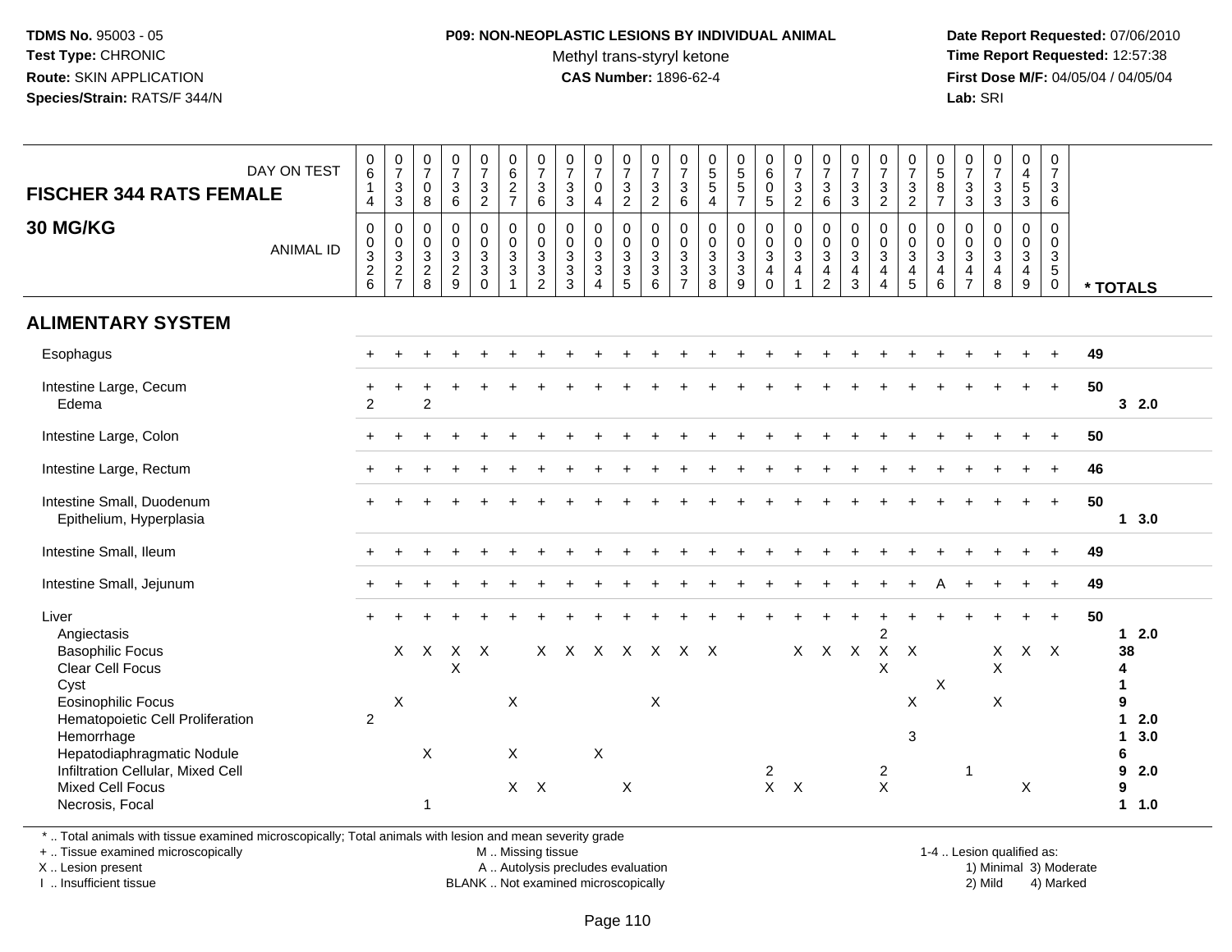**TDMS No.** 95003 - 05
**Test Type:** CHRONIC
**Route:** SKIN APPLICATION
**Species/Strain:** RATS/F 344/N

**P09: NON-NEOPLASTIC LESIONS BY INDIVIDUAL ANIMAL**
Methyl trans-styryl ketone
**CAS Number:** 1896-62-4

**Date Report Requested:** 07/06/2010
**Time Report Requested:** 12:57:38
**First Dose M/F:** 04/05/04 / 04/05/04
**Lab:** SRI

## FISCHER 344 RATS FEMALE 30 MG/KG

| DAY ON TEST | 0614 | 0733 | 0708 | 0736 | 0732 | 0627 | 0736 | 0733 | 0704 | 0732 | 0732 | 0736 | 0554 | 0557 | 0605 | 0732 | 0736 | 0733 | 0732 | 0732 | 0587 | 0733 | 0733 | 0453 | 0736 | |
|---|---|---|---|---|---|---|---|---|---|---|---|---|---|---|---|---|---|---|---|---|---|---|---|---|---|---|
| **ANIMAL ID** | 0326 | 0327 | 0328 | 0329 | 0330 | 0331 | 0332 | 0333 | 0334 | 0335 | 0336 | 0337 | 0338 | 0339 | 0340 | 0341 | 0342 | 0343 | 0344 | 0345 | 0346 | 0347 | 0348 | 0349 | 0350 | *** TOTALS** |
| **ALIMENTARY SYSTEM** | | | | | | | | | | | | | | | | | | | | | | | | | | |
| Esophagus | + | + | + | + | + | + | + | + | + | + | + | + | + | + | + | + | + | + | + | + | + | + | + | + | + | 49 |
| Intestine Large, Cecum | + | + | + | + | + | + | + | + | + | + | + | + | + | + | + | + | + | + | + | + | + | + | + | + | + | 50 |
| Edema | 2 | | 2 | | | | | | | | | | | | | | | | | | | | | | | 3 2.0 |
| Intestine Large, Colon | + | + | + | + | + | + | + | + | + | + | + | + | + | + | + | + | + | + | + | + | + | + | + | + | + | 50 |
| Intestine Large, Rectum | + | + | + | + | + | + | + | + | + | + | + | + | + | + | + | + | + | + | + | + | + | + | + | + | + | 46 |
| Intestine Small, Duodenum | + | + | + | + | + | + | + | + | + | + | + | + | + | + | + | + | + | + | + | + | + | + | + | + | + | 50 |
| Epithelium, Hyperplasia | | | | | | | | | | | | | | | | | | | | | | | | | | 1 3.0 |
| Intestine Small, Ileum | + | + | + | + | + | + | + | + | + | + | + | + | + | + | + | + | + | + | + | + | + | + | + | + | + | 49 |
| Intestine Small, Jejunum | + | + | + | + | + | + | + | + | + | + | + | + | + | + | + | + | + | + | + | + | A | + | + | + | + | 49 |
| Liver | + | + | + | + | + | + | + | + | + | + | + | + | + | + | + | + | + | + | + | + | + | + | + | + | + | 50 |
| Angiectasis | | | | | | | | | | | | | | | | | | | 2 | | | | | | | 1 2.0 |
| Basophilic Focus | | X | X | X | X | | X | X | X | X | X | X | X | | | X | X | X | X | X | | | X | X | X | 38 |
| Clear Cell Focus | | | | X | | | | | | | | | | | | | | | X | | | | X | | | 4 |
| Cyst | | | | | | | | | | | | | | | | | | | | | X | | | | | 1 |
| Eosinophilic Focus | | X | | | | X | | | | | X | | | | | | | | | X | | | X | | | 9 |
| Hematopoietic Cell Proliferation | 2 | | | | | | | | | | | | | | | | | | | | | | | | | 1 2.0 |
| Hemorrhage | | | | | | | | | | | | | | | | | | | | 3 | | | | | | 1 3.0 |
| Hepatodiaphragmatic Nodule | | | X | | | X | | | X | | | | | | | | | | | | | | | | | 6 |
| Infiltration Cellular, Mixed Cell | | | | | | | | | | | | | | | 2 | | | | 2 | | | 1 | | | | 9 2.0 |
| Mixed Cell Focus | | | | | | X | X | | | X | | | | | X | X | | | X | | | | | X | | 9 |
| Necrosis, Focal | | | 1 | | | | | | | | | | | | | | | | | | | | | | | 1 1.0 |

\* .. Total animals with tissue examined microscopically; Total animals with lesion and mean severity grade
\+ .. Tissue examined microscopically
X .. Lesion present
I .. Insufficient tissue
M .. Missing tissue
A .. Autolysis precludes evaluation
BLANK .. Not examined microscopically
1-4 .. Lesion qualified as: 1) Minimal 2) Mild 3) Moderate 4) Marked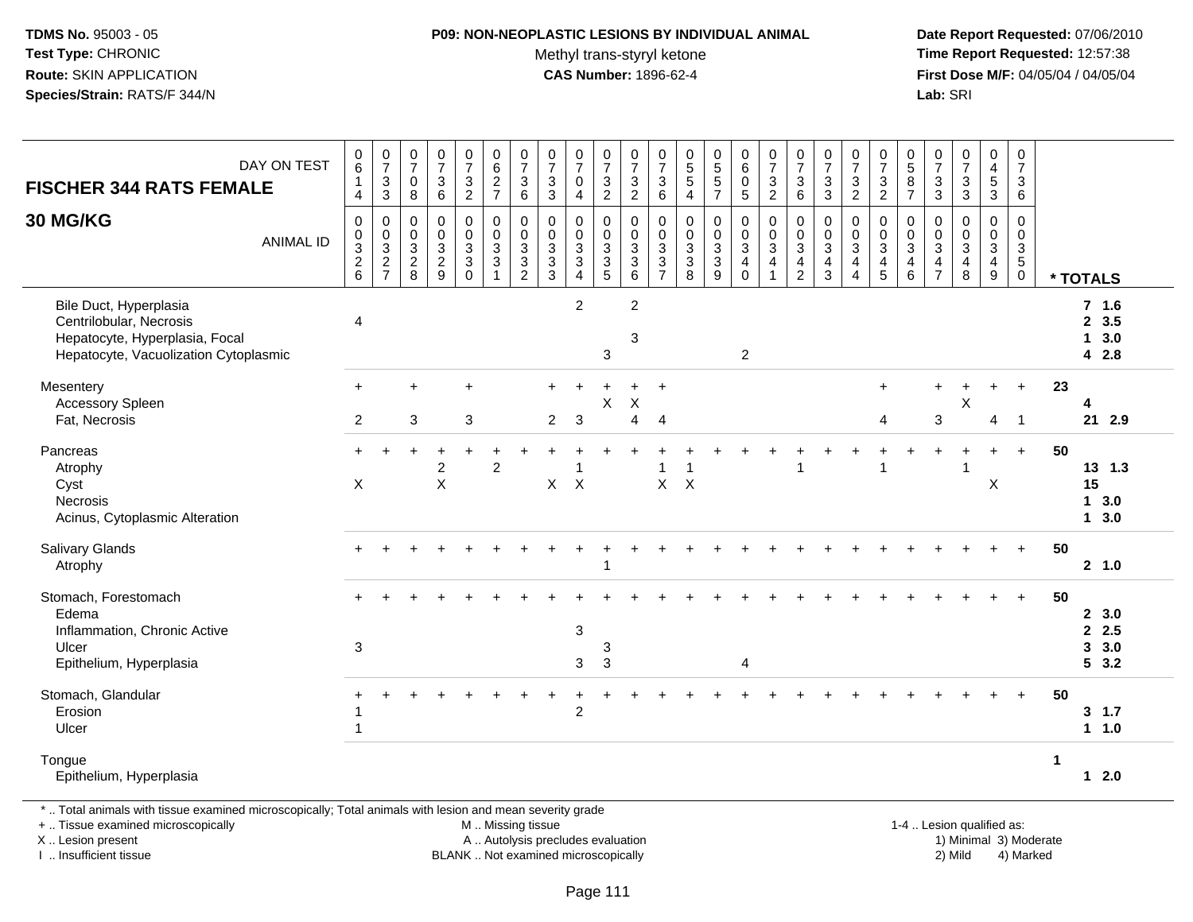**TDMS No.** 95003 - 05
**Test Type:** CHRONIC
**Route:** SKIN APPLICATION
**Species/Strain:** RATS/F 344/N

**P09: NON-NEOPLASTIC LESIONS BY INDIVIDUAL ANIMAL**
Methyl trans-styryl ketone
**CAS Number:** 1896-62-4

**Date Report Requested:** 07/06/2010
**Time Report Requested:** 12:57:38
**First Dose M/F:** 04/05/04 / 04/05/04
**Lab:** SRI

## FISCHER 344 RATS FEMALE
## 30 MG/KG

| DAY ON TEST | 0614 | 0733 | 0708 | 0736 | 0732 | 0627 | 0736 | 0733 | 0704 | 0732 | 0732 | 0736 | 0554 | 0557 | 0605 | 0732 | 0736 | 0733 | 0732 | 0732 | 0587 | 0733 | 0733 | 0453 | 0736 | |
|---|---|---|---|---|---|---|---|---|---|---|---|---|---|---|---|---|---|---|---|---|---|---|---|---|---|---|
| **ANIMAL ID** | 0326 | 0327 | 0328 | 0329 | 0330 | 0331 | 0332 | 0333 | 0334 | 0335 | 0336 | 0337 | 0338 | 0339 | 0340 | 0341 | 0342 | 0343 | 0344 | 0345 | 0346 | 0347 | 0348 | 0349 | 0350 | *** TOTALS** |
| Bile Duct, Hyperplasia | | | | | | | | | 2 | | 2 | | | | | | | | | | | | | | | 7 1.6 |
| Centrilobular, Necrosis | 4 | | | | | | | | | | | | | | | | | | | | | | | | | 2 3.5 |
| Hepatocyte, Hyperplasia, Focal | | | | | | | | | | | 3 | | | | | | | | | | | | | | | 1 3.0 |
| Hepatocyte, Vacuolization Cytoplasmic | | | | | | | | | | 3 | | | | | 2 | | | | | | | | | | | 4 2.8 |
| Mesentery | + | | + | | + | | | + | + | + | + | + | | | | | | | | + | | + | + | + | + | 23 |
| Accessory Spleen | | | | | | | | | | X | X | | | | | | | | | | | | X | | | 4 |
| Fat, Necrosis | 2 | | 3 | | 3 | | | 2 | 3 | | 4 | 4 | | | | | | | | 4 | | 3 | | 4 | 1 | 21 2.9 |
| Pancreas | + | + | + | + | + | + | + | + | + | + | + | + | + | + | + | + | + | + | + | + | + | + | + | + | + | 50 |
| Atrophy | | | | 2 | | 2 | | | 1 | | | 1 | 1 | | | | 1 | | | 1 | | | 1 | | | 13 1.3 |
| Cyst | X | | | X | | | | X | X | | | X | X | | | | | | | | | | | X | | 15 |
| Necrosis | | | | | | | | | | | | | | | | | | | | | | | | | | 1 3.0 |
| Acinus, Cytoplasmic Alteration | | | | | | | | | | | | | | | | | | | | | | | | | | 1 3.0 |
| Salivary Glands | + | + | + | + | + | + | + | + | + | + | + | + | + | + | + | + | + | + | + | + | + | + | + | + | + | 50 |
| Atrophy | | | | | | | | | | 1 | | | | | | | | | | | | | | | | 2 1.0 |
| Stomach, Forestomach | + | + | + | + | + | + | + | + | + | + | + | + | + | + | + | + | + | + | + | + | + | + | + | + | + | 50 |
| Edema | | | | | | | | | | | | | | | | | | | | | | | | | | 2 3.0 |
| Inflammation, Chronic Active | | | | | | | | | 3 | | | | | | | | | | | | | | | | | 2 2.5 |
| Ulcer | 3 | | | | | | | | | 3 | | | | | | | | | | | | | | | | 3 3.0 |
| Epithelium, Hyperplasia | | | | | | | | | 3 | 3 | | | | | 4 | | | | | | | | | | | 5 3.2 |
| Stomach, Glandular | + | + | + | + | + | + | + | + | + | + | + | + | + | + | + | + | + | + | + | + | + | + | + | + | + | 50 |
| Erosion | 1 | | | | | | | | 2 | | | | | | | | | | | | | | | | | 3 1.7 |
| Ulcer | 1 | | | | | | | | | | | | | | | | | | | | | | | | | 1 1.0 |
| Tongue | | | | | | | | | | | | | | | | | | | | | | | | | | 1 |
| Epithelium, Hyperplasia | | | | | | | | | | | | | | | | | | | | | | | | | | 1 2.0 |

\* .. Total animals with tissue examined microscopically; Total animals with lesion and mean severity grade
\+ .. Tissue examined microscopically
X .. Lesion present
I .. Insufficient tissue

M .. Missing tissue
A .. Autolysis precludes evaluation
BLANK .. Not examined microscopically

1-4 .. Lesion qualified as:
1) Minimal 3) Moderate
2) Mild 4) Marked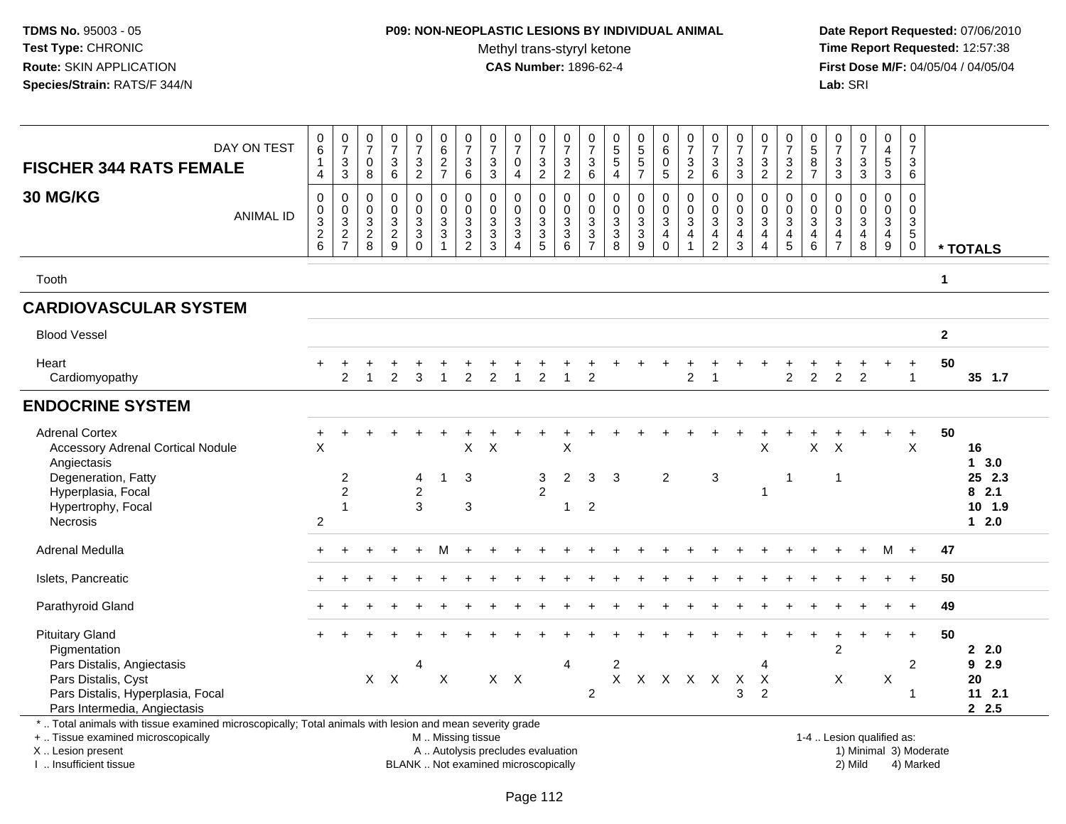**TDMS No.** 95003 - 05
**Test Type:** CHRONIC
**Route:** SKIN APPLICATION
**Species/Strain:** RATS/F 344/N

**P09: NON-NEOPLASTIC LESIONS BY INDIVIDUAL ANIMAL**
Methyl trans-styryl ketone
**CAS Number:** 1896-62-4

**Date Report Requested:** 07/06/2010
**Time Report Requested:** 12:57:38
**First Dose M/F:** 04/05/04 / 04/05/04
**Lab:** SRI

## FISCHER 344 RATS FEMALE 30 MG/KG

| DAY ON TEST | 0614 | 0733 | 0708 | 0736 | 0732 | 0627 | 0736 | 0733 | 0704 | 0732 | 0732 | 0736 | 0554 | 0557 | 0605 | 0732 | 0736 | 0733 | 0732 | 0732 | 0587 | 0733 | 0733 | 0453 | 0736 | |
|---|---|---|---|---|---|---|---|---|---|---|---|---|---|---|---|---|---|---|---|---|---|---|---|---|---|---|
| **ANIMAL ID** | 00326 | 00327 | 00328 | 00329 | 00330 | 00331 | 00332 | 00333 | 00334 | 00335 | 00336 | 00337 | 00338 | 00339 | 00340 | 00341 | 00342 | 00343 | 00344 | 00345 | 00346 | 00347 | 00348 | 00349 | 00350 | *** TOTALS** |
| Tooth | | | | | | | | | | | | | | | | | | | | | | | | | | 1 |
| **CARDIOVASCULAR SYSTEM** | | | | | | | | | | | | | | | | | | | | | | | | | | |
| Blood Vessel | | | | | | | | | | | | | | | | | | | | | | | | | | 2 |
| Heart | + | + | + | + | + | + | + | + | + | + | + | + | + | + | + | + | + | + | + | + | + | + | + | + | + | 50 |
| Cardiomyopathy | | 2 | 1 | 2 | 3 | 1 | 2 | 2 | 1 | 2 | 1 | 2 | | | | 2 | 1 | | | 2 | 2 | 2 | 2 | | 1 | 35 1.7 |
| **ENDOCRINE SYSTEM** | | | | | | | | | | | | | | | | | | | | | | | | | | |
| Adrenal Cortex | + | + | + | + | + | + | + | + | + | + | + | + | + | + | + | + | + | + | + | + | + | + | + | + | + | 50 |
| Accessory Adrenal Cortical Nodule | X | | | | | | X | X | | | X | | | | | | | | X | | X | X | | | X | 16 |
| Angiectasis | | | | | | | | | | | | | | | | | | | | | | | | | | 1 3.0 |
| Degeneration, Fatty | | 2 | | | 4 | 1 | 3 | | | 3 | 2 | 3 | 3 | | 2 | | 3 | | | 1 | | 1 | | | | 25 2.3 |
| Hyperplasia, Focal | | 2 | | | 2 | | | | | 2 | | | | | | | | | 1 | | | | | | | 8 2.1 |
| Hypertrophy, Focal | | 1 | | | 3 | | 3 | | | | 1 | 2 | | | | | | | | | | | | | | 10 1.9 |
| Necrosis | 2 | | | | | | | | | | | | | | | | | | | | | | | | | 1 2.0 |
| Adrenal Medulla | + | + | + | + | + | M | + | + | + | + | + | + | + | + | + | + | + | + | + | + | + | + | + | M | + | 47 |
| Islets, Pancreatic | + | + | + | + | + | + | + | + | + | + | + | + | + | + | + | + | + | + | + | + | + | + | + | + | + | 50 |
| Parathyroid Gland | + | + | + | + | + | + | + | + | + | + | + | + | + | + | + | + | + | + | + | + | + | + | + | + | + | 49 |
| Pituitary Gland | + | + | + | + | + | + | + | + | + | + | + | + | + | + | + | + | + | + | + | + | + | + | + | + | + | 50 |
| Pigmentation | | | | | | | | | | | | | | | | | | | | | | 2 | | | | 2 2.0 |
| Pars Distalis, Angiectasis | | | | | 4 | | | | | | 4 | | 2 | | | | | | 4 | | | | | | 2 | 9 2.9 |
| Pars Distalis, Cyst | | | X | X | | X | | X | X | | | | X | X | X | X | X | X | X | | | X | | X | | 20 |
| Pars Distalis, Hyperplasia, Focal | | | | | | | | | | | | 2 | | | | | | 3 | 2 | | | | | | 1 | 11 2.1 |
| Pars Intermedia, Angiectasis | | | | | | | | | | | | | | | | | | | | | | | | | | 2 2.5 |

\* .. Total animals with tissue examined microscopically; Total animals with lesion and mean severity grade
+ .. Tissue examined microscopically
X .. Lesion present
I .. Insufficient tissue
M .. Missing tissue
A .. Autolysis precludes evaluation
BLANK .. Not examined microscopically
1-4 .. Lesion qualified as: 1) Minimal 2) Mild 3) Moderate 4) Marked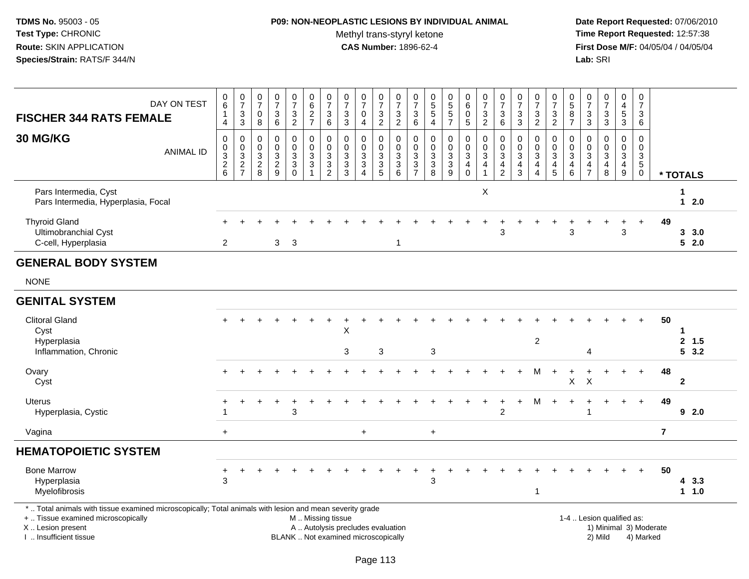**TDMS No.** 95003 - 05
**Test Type:** CHRONIC
**Route:** SKIN APPLICATION
**Species/Strain:** RATS/F 344/N

**P09: NON-NEOPLASTIC LESIONS BY INDIVIDUAL ANIMAL**
Methyl trans-styryl ketone
**CAS Number:** 1896-62-4

**Date Report Requested:** 07/06/2010
**Time Report Requested:** 12:57:38
**First Dose M/F:** 04/05/04 / 04/05/04
**Lab:** SRI

| FISCHER 344 RATS FEMALE 30 MG/KG | | | | | | | | | | | | | | | | | | | | | | | | | | | |
|---|---|---|---|---|---|---|---|---|---|---|---|---|---|---|---|---|---|---|---|---|---|---|---|---|---|---|---|
| DAY ON TEST | 0614 | 0733 | 0708 | 0736 | 0732 | 0627 | 0736 | 0733 | 0704 | 0732 | 0732 | 0736 | 0554 | 0557 | 0605 | 0732 | 0736 | 0733 | 0732 | 0732 | 0587 | 0733 | 0733 | 0453 | 0736 | |
| ANIMAL ID | 0003326 | 0003327 | 0003328 | 0003329 | 0003330 | 0003331 | 0003332 | 0003333 | 0003334 | 0003335 | 0003336 | 0003337 | 0003338 | 0003339 | 0003340 | 0003341 | 0003342 | 0003343 | 0003344 | 0003345 | 0003346 | 0003347 | 0003348 | 0003349 | 0003350 | * TOTALS |
| Pars Intermedia, Cyst | | | | | | | | | | | | | | | | X | | | | | | | | | | 1 |
| Pars Intermedia, Hyperplasia, Focal | | | | | | | | | | | | | | | | | | | | | | | | | | 1 2.0 |
| Thyroid Gland | + | + | + | + | + | + | + | + | + | + | + | + | + | + | + | + | + | + | + | + | + | + | + | + | + | 49 |
| Ultimobranchial Cyst | | | | | | | | | | | | | | | | | 3 | | | | 3 | | | 3 | | 3 3.0 |
| C-cell, Hyperplasia | 2 | | | 3 | 3 | | | | | | 1 | | | | | | | | | | | | | | | 5 2.0 |
| **GENERAL BODY SYSTEM** | | | | | | | | | | | | | | | | | | | | | | | | | | |
| NONE | | | | | | | | | | | | | | | | | | | | | | | | | | |
| **GENITAL SYSTEM** | | | | | | | | | | | | | | | | | | | | | | | | | | |
| Clitoral Gland | + | + | + | + | + | + | + | + | + | + | + | + | + | + | + | + | + | + | + | + | + | + | + | + | + | 50 |
| Cyst | | | | | | | | X | | | | | | | | | | | | | | | | | | 1 |
| Hyperplasia | | | | | | | | | | | | | | | | | | | 2 | | | | | | | 2 1.5 |
| Inflammation, Chronic | | | | | | | | 3 | | 3 | | | 3 | | | | | | | | | 4 | | | | 5 3.2 |
| Ovary | + | + | + | + | + | + | + | + | + | + | + | + | + | + | + | + | + | + | M | + | + | + | + | + | + | 48 |
| Cyst | | | | | | | | | | | | | | | | | | | | | X | X | | | | 2 |
| Uterus | + | + | + | + | + | + | + | + | + | + | + | + | + | + | + | + | + | + | M | + | + | + | + | + | + | 49 |
| Hyperplasia, Cystic | 1 | | | | 3 | | | | | | | | | | | | 2 | | | | | 1 | | | | 9 2.0 |
| Vagina | + | | | | | | | | + | | | | + | | | | | | | | | | | | | 7 |
| **HEMATOPOIETIC SYSTEM** | | | | | | | | | | | | | | | | | | | | | | | | | | |
| Bone Marrow | + | + | + | + | + | + | + | + | + | + | + | + | + | + | + | + | + | + | + | + | + | + | + | + | + | 50 |
| Hyperplasia | 3 | | | | | | | | | | | | 3 | | | | | | | | | | | | | 4 3.3 |
| Myelofibrosis | | | | | | | | | | | | | | | | | | | 1 | | | | | | | 1 1.0 |

\* .. Total animals with tissue examined microscopically; Total animals with lesion and mean severity grade
\+ .. Tissue examined microscopically
X .. Lesion present
I .. Insufficient tissue

M .. Missing tissue
A .. Autolysis precludes evaluation
BLANK .. Not examined microscopically

1-4 .. Lesion qualified as:
1) Minimal 3) Moderate
2) Mild 4) Marked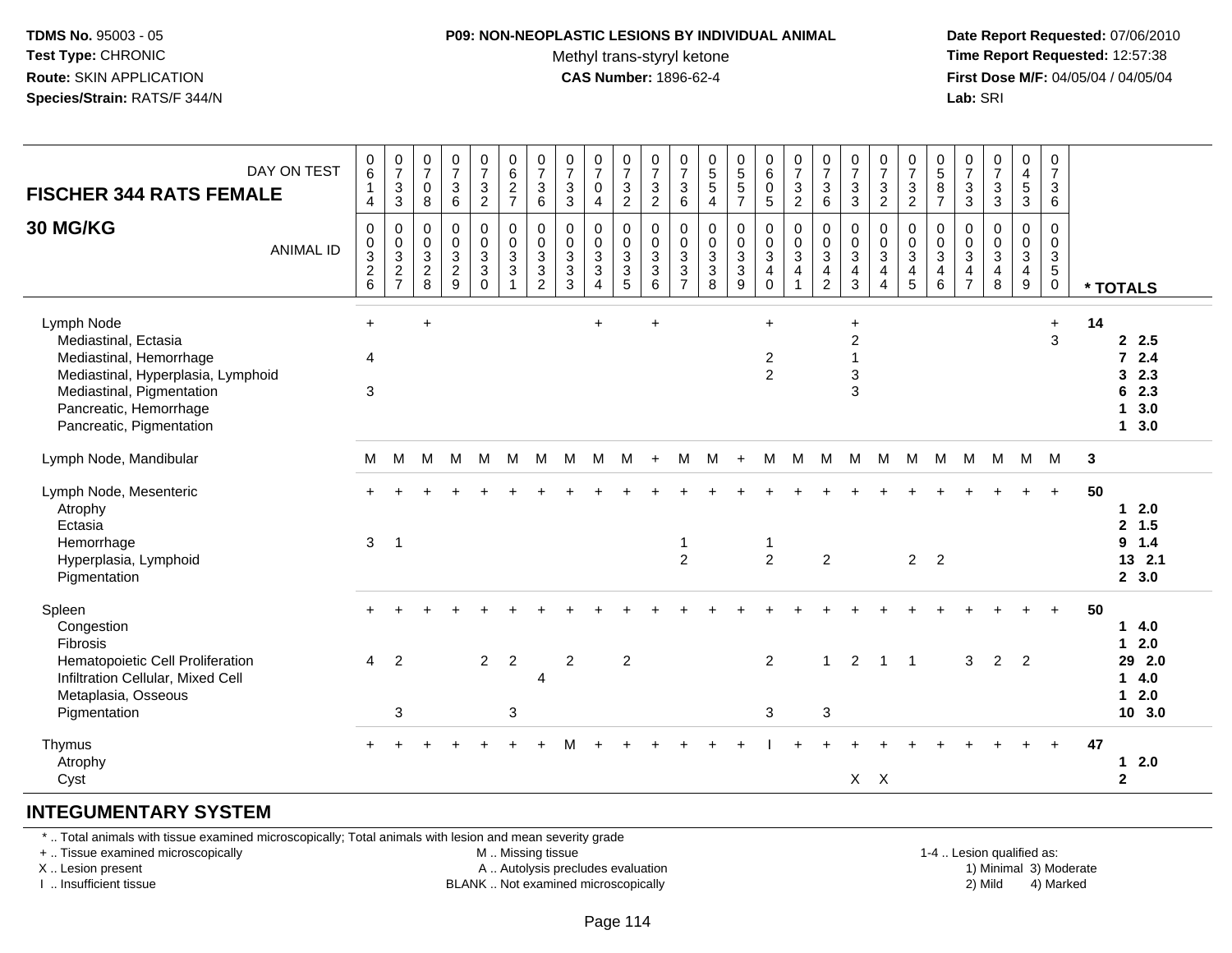**TDMS No.** 95003 - 05
**Test Type:** CHRONIC
**Route:** SKIN APPLICATION
**Species/Strain:** RATS/F 344/N

**P09: NON-NEOPLASTIC LESIONS BY INDIVIDUAL ANIMAL**
Methyl trans-styryl ketone
**CAS Number:** 1896-62-4

**Date Report Requested:** 07/06/2010
**Time Report Requested:** 12:57:38
**First Dose M/F:** 04/05/04 / 04/05/04
**Lab:** SRI

| **FISCHER 344 RATS FEMALE** DAY ON TEST | 0614 | 0733 | 0708 | 0736 | 0732 | 0627 | 0736 | 0733 | 0704 | 0732 | 0732 | 0736 | 0554 | 0557 | 0605 | 0732 | 0736 | 0733 | 0732 | 0732 | 0587 | 0733 | 0733 | 0453 | 0736 | |
|---|---|---|---|---|---|---|---|---|---|---|---|---|---|---|---|---|---|---|---|---|---|---|---|---|---|---|
| **30 MG/KG** ANIMAL ID | 0003 26 | 0003 27 | 0003 28 | 0003 29 | 0003 30 | 0003 31 | 0003 32 | 0003 33 | 0003 34 | 0003 35 | 0003 36 | 0003 37 | 0003 38 | 0003 39 | 0003 40 | 0003 41 | 0003 42 | 0003 43 | 0003 44 | 0003 45 | 0003 46 | 0003 47 | 0003 48 | 0003 49 | 0003 50 | *** TOTALS** |
| Lymph Node | + | | + | | | | | | + | | + | | | | + | | | + | | | | | | | + | 14 |
| Mediastinal, Ectasia | | | | | | | | | | | | | | | | | | 2 | | | | | | | 3 | 2 2.5 |
| Mediastinal, Hemorrhage | 4 | | | | | | | | | | | | | | 2 | | | 1 | | | | | | | | 7 2.4 |
| Mediastinal, Hyperplasia, Lymphoid | | | | | | | | | | | | | | | 2 | | | 3 | | | | | | | | 3 2.3 |
| Mediastinal, Pigmentation | 3 | | | | | | | | | | | | | | | | | 3 | | | | | | | | 6 2.3 |
| Pancreatic, Hemorrhage | | | | | | | | | | | | | | | | | | | | | | | | | | 1 3.0 |
| Pancreatic, Pigmentation | | | | | | | | | | | | | | | | | | | | | | | | | | 1 3.0 |
| Lymph Node, Mandibular | M | M | M | M | M | M | M | M | M | M | + | M | M | + | M | M | M | M | M | M | M | M | M | M | M | 3 |
| Lymph Node, Mesenteric | + | + | + | + | + | + | + | + | + | + | + | + | + | + | + | + | + | + | + | + | + | + | + | + | + | 50 |
| Atrophy | | | | | | | | | | | | | | | | | | | | | | | | | | 1 2.0 |
| Ectasia | | | | | | | | | | | | | | | | | | | | | | | | | | 2 1.5 |
| Hemorrhage | 3 | 1 | | | | | | | | | | 1 | | | 1 | | | | | | | | | | | 9 1.4 |
| Hyperplasia, Lymphoid | | | | | | | | | | | | 2 | | | 2 | | 2 | | | 2 | 2 | | | | | 13 2.1 |
| Pigmentation | | | | | | | | | | | | | | | | | | | | | | | | | | 2 3.0 |
| Spleen | + | + | + | + | + | + | + | + | + | + | + | + | + | + | + | + | + | + | + | + | + | + | + | + | + | 50 |
| Congestion | | | | | | | | | | | | | | | | | | | | | | | | | | 1 4.0 |
| Fibrosis | | | | | | | | | | | | | | | | | | | | | | | | | | 1 2.0 |
| Hematopoietic Cell Proliferation | 4 | 2 | | | 2 | 2 | | 2 | | 2 | | | | | 2 | | 1 | 2 | 1 | 1 | | 3 | 2 | 2 | | 29 2.0 |
| Infiltration Cellular, Mixed Cell | | | | | | | 4 | | | | | | | | | | | | | | | | | | | 1 4.0 |
| Metaplasia, Osseous | | | | | | | | | | | | | | | | | | | | | | | | | | 1 2.0 |
| Pigmentation | | 3 | | | | 3 | | | | | | | | | 3 | | 3 | | | | | | | | | 10 3.0 |
| Thymus | + | + | + | + | + | + | + | M | + | + | + | + | + | + | I | + | + | + | + | + | + | + | + | + | + | 47 |
| Atrophy | | | | | | | | | | | | | | | | | | | | | | | | | | 1 2.0 |
| Cyst | | | | | | | | | | | | | | | | | | X | X | | | | | | | 2 |

## INTEGUMENTARY SYSTEM

\* .. Total animals with tissue examined microscopically; Total animals with lesion and mean severity grade
\+ .. Tissue examined microscopically
X .. Lesion present
I .. Insufficient tissue

M .. Missing tissue
A .. Autolysis precludes evaluation
BLANK .. Not examined microscopically

1-4 .. Lesion qualified as:
1) Minimal 3) Moderate
2) Mild 4) Marked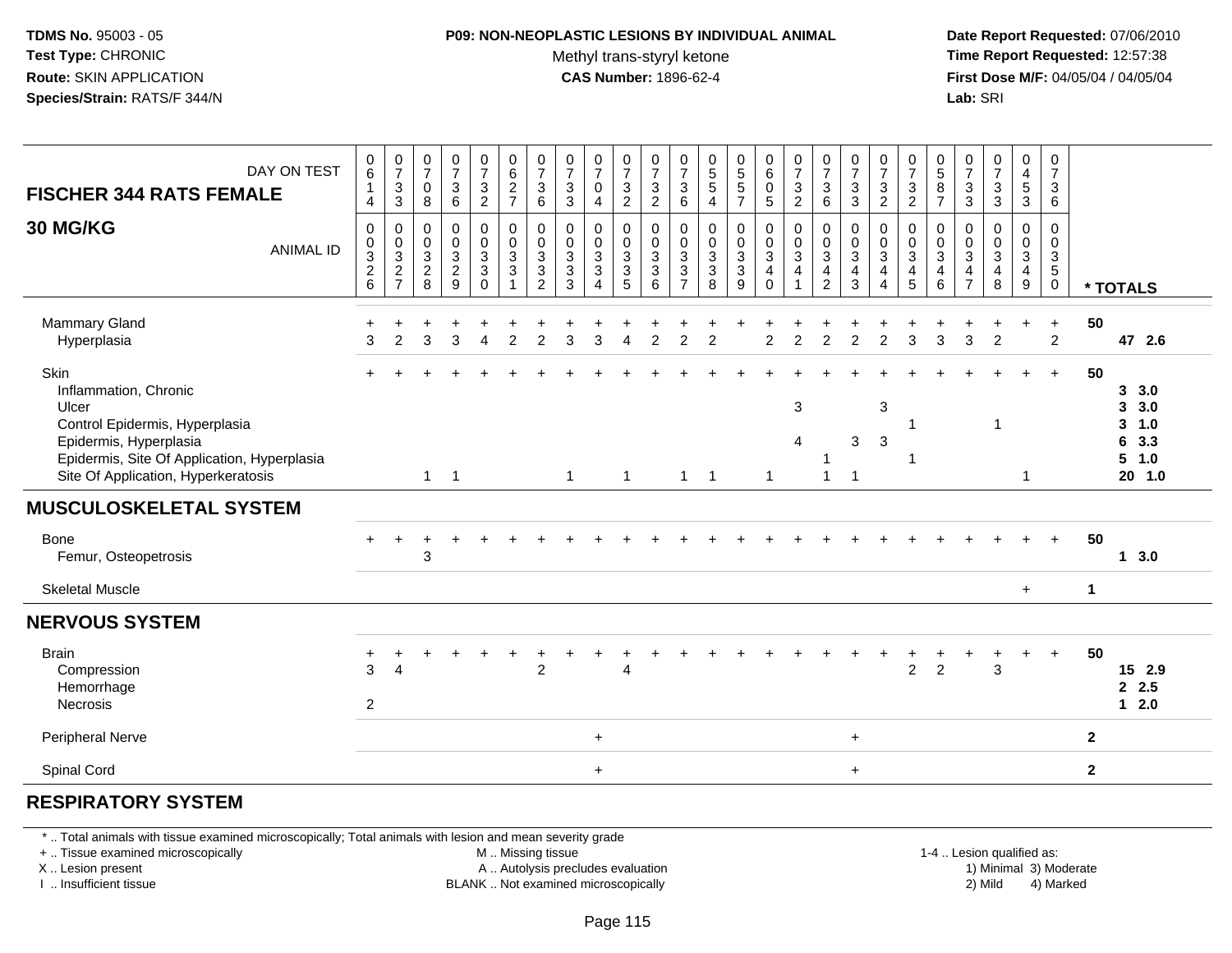**TDMS No.** 95003 - 05
**Test Type:** CHRONIC
**Route:** SKIN APPLICATION
**Species/Strain:** RATS/F 344/N

**P09: NON-NEOPLASTIC LESIONS BY INDIVIDUAL ANIMAL**
Methyl trans-styryl ketone
**CAS Number:** 1896-62-4

**Date Report Requested:** 07/06/2010
**Time Report Requested:** 12:57:38
**First Dose M/F:** 04/05/04 / 04/05/04
**Lab:** SRI

| FISCHER 344 RATS FEMALE 30 MG/KG | | | | | | | | | | | | | | | | | | | | | | | | | | |
|---|---|---|---|---|---|---|---|---|---|---|---|---|---|---|---|---|---|---|---|---|---|---|---|---|---|---|
| DAY ON TEST | 0614 | 0733 | 0708 | 0736 | 0732 | 0627 | 0736 | 0733 | 0704 | 0732 | 0732 | 0736 | 0554 | 0557 | 0605 | 0732 | 0736 | 0733 | 0732 | 0732 | 0587 | 0733 | 0733 | 0453 | 0736 | |
| ANIMAL ID | 0326 | 0327 | 0328 | 0329 | 0330 | 0331 | 0332 | 0333 | 0334 | 0335 | 0336 | 0337 | 0338 | 0339 | 0340 | 0341 | 0342 | 0343 | 0344 | 0345 | 0346 | 0347 | 0348 | 0349 | 0350 | * TOTALS |
| Mammary Gland | + | + | + | + | + | + | + | + | + | + | + | + | + | + | + | + | + | + | + | + | + | + | + | + | + | 50 |
| Hyperplasia | 3 | 2 | 3 | 3 | 4 | 2 | 2 | 3 | 3 | 4 | 2 | 2 | 2 | | 2 | 2 | 2 | 2 | 2 | 3 | 3 | 3 | 2 | | 2 | 47 2.6 |
| Skin | + | + | + | + | + | + | + | + | + | + | + | + | + | + | + | + | + | + | + | + | + | + | + | + | + | 50 |
| Inflammation, Chronic | | | | | | | | | | | | | | | | | | | | | | | | | | 3 3.0 |
| Ulcer | | | | | | | | | | | | | | | | 3 | | | 3 | | | | | | | 3 3.0 |
| Control Epidermis, Hyperplasia | | | | | | | | | | | | | | | | | | | | 1 | | | 1 | | | 3 1.0 |
| Epidermis, Hyperplasia | | | | | | | | | | | | | | | | 4 | | 3 | 3 | | | | | | | 6 3.3 |
| Epidermis, Site Of Application, Hyperplasia | | | | | | | | | | | | | | | | | 1 | | | 1 | | | | | | 5 1.0 |
| Site Of Application, Hyperkeratosis | | | 1 | 1 | | | | 1 | | 1 | | 1 | 1 | | 1 | | 1 | 1 | | | | | | 1 | | 20 1.0 |
| **MUSCULOSKELETAL SYSTEM** | | | | | | | | | | | | | | | | | | | | | | | | | | |
| Bone | + | + | + | + | + | + | + | + | + | + | + | + | + | + | + | + | + | + | + | + | + | + | + | + | + | 50 |
| Femur, Osteopetrosis | | | 3 | | | | | | | | | | | | | | | | | | | | | | | 1 3.0 |
| Skeletal Muscle | | | | | | | | | | | | | | | | | | | | | | | | + | | 1 |
| **NERVOUS SYSTEM** | | | | | | | | | | | | | | | | | | | | | | | | | | |
| Brain | + | + | + | + | + | + | + | + | + | + | + | + | + | + | + | + | + | + | + | + | + | + | + | + | + | 50 |
| Compression | 3 | 4 | | | | | 2 | | | 4 | | | | | | | | | | 2 | 2 | | 3 | | | 15 2.9 |
| Hemorrhage | | | | | | | | | | | | | | | | | | | | | | | | | | 2 2.5 |
| Necrosis | 2 | | | | | | | | | | | | | | | | | | | | | | | | | 1 2.0 |
| Peripheral Nerve | | | | | | | | | + | | | | | | | | | + | | | | | | | | 2 |
| Spinal Cord | | | | | | | | | + | | | | | | | | | + | | | | | | | | 2 |
| **RESPIRATORY SYSTEM** | | | | | | | | | | | | | | | | | | | | | | | | | | |

\* .. Total animals with tissue examined microscopically; Total animals with lesion and mean severity grade
\+ .. Tissue examined microscopically
X .. Lesion present
I .. Insufficient tissue

M .. Missing tissue
A .. Autolysis precludes evaluation
BLANK .. Not examined microscopically

1-4 .. Lesion qualified as:
1) Minimal 3) Moderate
2) Mild 4) Marked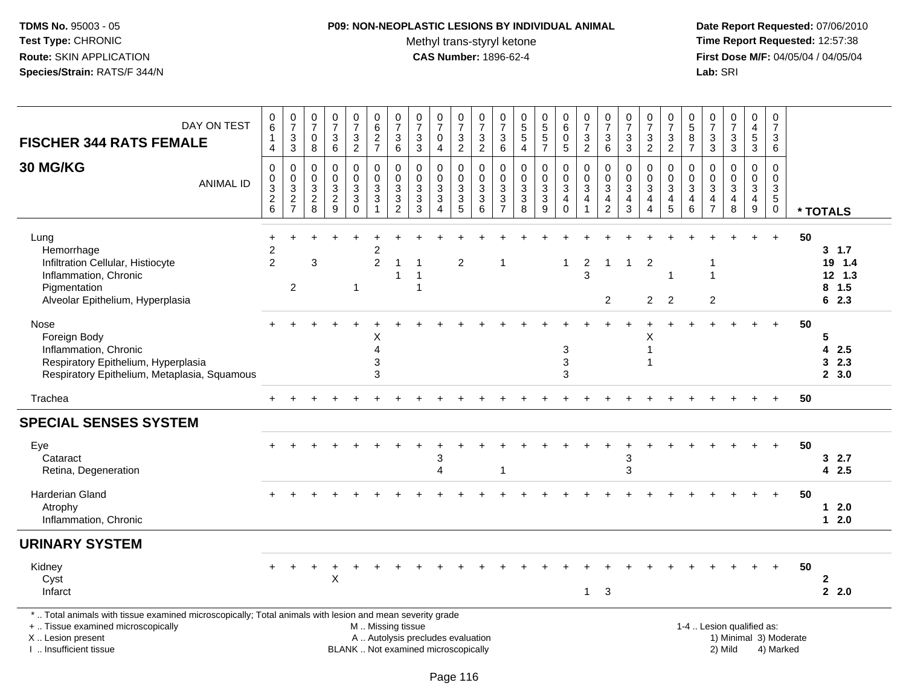**TDMS No.** 95003 - 05
**Test Type:** CHRONIC
**Route:** SKIN APPLICATION
**Species/Strain:** RATS/F 344/N

**P09: NON-NEOPLASTIC LESIONS BY INDIVIDUAL ANIMAL**
Methyl trans-styryl ketone
**CAS Number:** 1896-62-4

**Date Report Requested:** 07/06/2010
**Time Report Requested:** 12:57:38
**First Dose M/F:** 04/05/04 / 04/05/04
**Lab:** SRI

| FISCHER 344 RATS FEMALE 30 MG/KG | | | | | | | | | | | | | | | | | | | | | | | | | | |
|---|---|---|---|---|---|---|---|---|---|---|---|---|---|---|---|---|---|---|---|---|---|---|---|---|---|---|
| DAY ON TEST | 0614 | 0733 | 0708 | 0736 | 0732 | 0627 | 0736 | 0733 | 0704 | 0732 | 0732 | 0736 | 0554 | 0557 | 0605 | 0732 | 0736 | 0733 | 0732 | 0732 | 0587 | 0733 | 0733 | 0453 | 0736 | |
| ANIMAL ID | 0326 | 0327 | 0328 | 0329 | 0330 | 0331 | 0332 | 0333 | 0334 | 0335 | 0336 | 0337 | 0338 | 0339 | 0340 | 0341 | 0342 | 0343 | 0344 | 0345 | 0346 | 0347 | 0348 | 0349 | 0350 | * TOTALS |
| Lung | + | + | + | + | + | + | + | + | + | + | + | + | + | + | + | + | + | + | + | + | + | + | + | + | + | 50 |
| Hemorrhage | 2 | | | | | 2 | | | | | | | | | | | | | | | | | | | | 3 1.7 |
| Infiltration Cellular, Histiocyte | 2 | | 3 | | | 2 | 1 | 1 | | 2 | | 1 | | | 1 | 2 | 1 | 1 | 2 | | | 1 | | | | 19 1.4 |
| Inflammation, Chronic | | | | | | | 1 | 1 | | | | | | | | 3 | | | | 1 | | 1 | | | | 12 1.3 |
| Pigmentation | | 2 | | | 1 | | | 1 | | | | | | | | | | | | | | | | | | 8 1.5 |
| Alveolar Epithelium, Hyperplasia | | | | | | | | | | | | | | | | | 2 | | 2 | 2 | | 2 | | | | 6 2.3 |
| Nose | + | + | + | + | + | + | + | + | + | + | + | + | + | + | + | + | + | + | + | + | + | + | + | + | + | 50 |
| Foreign Body | | | | | | X | | | | | | | | | | | | | X | | | | | | | 5 |
| Inflammation, Chronic | | | | | | 4 | | | | | | | | | 3 | | | | 1 | | | | | | | 4 2.5 |
| Respiratory Epithelium, Hyperplasia | | | | | | 3 | | | | | | | | | 3 | | | | 1 | | | | | | | 3 2.3 |
| Respiratory Epithelium, Metaplasia, Squamous | | | | | | 3 | | | | | | | | | 3 | | | | | | | | | | | 2 3.0 |
| Trachea | + | + | + | + | + | + | + | + | + | + | + | + | + | + | + | + | + | + | + | + | + | + | + | + | + | 50 |
| **SPECIAL SENSES SYSTEM** | | | | | | | | | | | | | | | | | | | | | | | | | | |
| Eye | + | + | + | + | + | + | + | + | + | + | + | + | + | + | + | + | + | + | + | + | + | + | + | + | + | 50 |
| Cataract | | | | | | | | | 3 | | | | | | | | | 3 | | | | | | | | 3 2.7 |
| Retina, Degeneration | | | | | | | | | 4 | | | 1 | | | | | | 3 | | | | | | | | 4 2.5 |
| Harderian Gland | + | + | + | + | + | + | + | + | + | + | + | + | + | + | + | + | + | + | + | + | + | + | + | + | + | 50 |
| Atrophy | | | | | | | | | | | | | | | | | | | | | | | | | | 1 2.0 |
| Inflammation, Chronic | | | | | | | | | | | | | | | | | | | | | | | | | | 1 2.0 |
| **URINARY SYSTEM** | | | | | | | | | | | | | | | | | | | | | | | | | | |
| Kidney | + | + | + | + | + | + | + | + | + | + | + | + | + | + | + | + | + | + | + | + | + | + | + | + | + | 50 |
| Cyst | | | | X | | | | | | | | | | | | | | | | | | | | | | 2 |
| Infarct | | | | | | | | | | | | | | | | 1 | 3 | | | | | | | | | 2 2.0 |

\* .. Total animals with tissue examined microscopically; Total animals with lesion and mean severity grade
\+ .. Tissue examined microscopically
X .. Lesion present
I .. Insufficient tissue

M .. Missing tissue
A .. Autolysis precludes evaluation
BLANK .. Not examined microscopically

1-4 .. Lesion qualified as:
1) Minimal 3) Moderate
2) Mild 4) Marked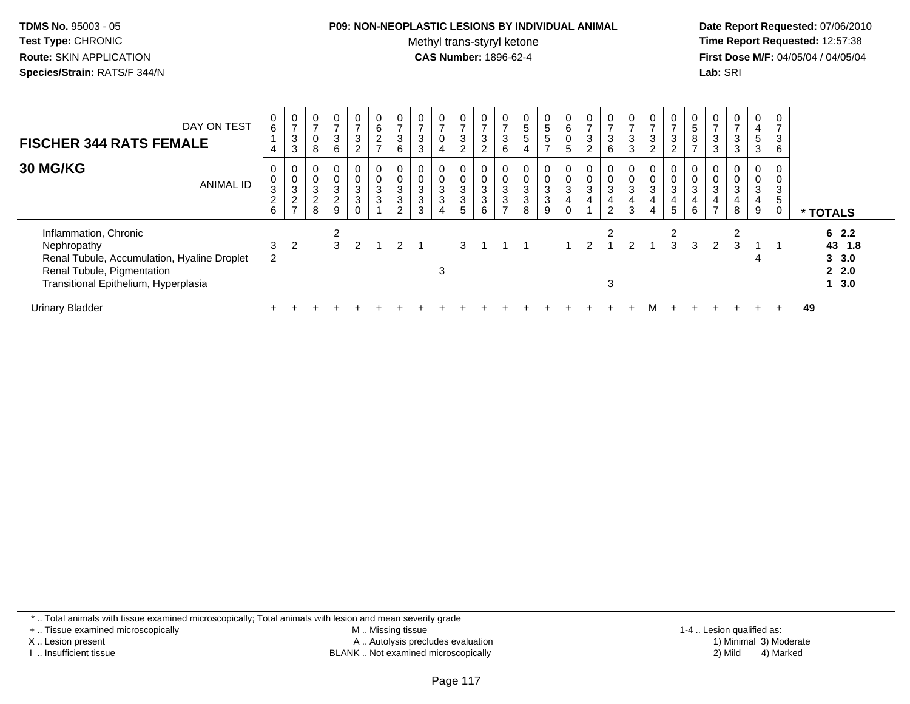**TDMS No.** 95003 - 05
**Test Type:** CHRONIC
**Route:** SKIN APPLICATION
**Species/Strain:** RATS/F 344/N

**P09: NON-NEOPLASTIC LESIONS BY INDIVIDUAL ANIMAL**
Methyl trans-styryl ketone
**CAS Number:** 1896-62-4

**Date Report Requested:** 07/06/2010
**Time Report Requested:** 12:57:38
**First Dose M/F:** 04/05/04 / 04/05/04
**Lab:** SRI

## FISCHER 344 RATS FEMALE
## 30 MG/KG

| DAY ON TEST | 0614 | 0733 | 0708 | 0736 | 0732 | 0627 | 0736 | 0733 | 0704 | 0732 | 0732 | 0736 | 0554 | 0557 | 0605 | 0732 | 0736 | 0733 | 0732 | 0732 | 0587 | 0733 | 0733 | 0453 | 0736 | |
|---|---|---|---|---|---|---|---|---|---|---|---|---|---|---|---|---|---|---|---|---|---|---|---|---|---|---|
| **ANIMAL ID** | 0326 | 0327 | 0328 | 0329 | 0330 | 0331 | 0332 | 0333 | 0334 | 0335 | 0336 | 0337 | 0338 | 0339 | 0340 | 0341 | 0342 | 0343 | 0344 | 0345 | 0346 | 0347 | 0348 | 0349 | 0350 | *** TOTALS** |
| Inflammation, Chronic | | | | 2 | | | | | | | | | | | | | 2 | | | 2 | | | 2 | | | **6 2.2** |
| Nephropathy | 3 | 2 | | 3 | 2 | 1 | 2 | 1 | | 3 | 1 | 1 | 1 | | 1 | 2 | 1 | 2 | 1 | 3 | 3 | 2 | 3 | 1 | 1 | **43 1.8** |
| Renal Tubule, Accumulation, Hyaline Droplet | 2 | | | | | | | | | | | | | | | | | | | | | | | 4 | | **3 3.0** |
| Renal Tubule, Pigmentation | | | | | | | | | 3 | | | | | | | | | | | | | | | | | **2 2.0** |
| Transitional Epithelium, Hyperplasia | | | | | | | | | | | | | | | | | 3 | | | | | | | | | **1 3.0** |
| Urinary Bladder | + | + | + | + | + | + | + | + | + | + | + | + | + | + | + | + | + | + | M | + | + | + | + | + | + | **49** |

\* .. Total animals with tissue examined microscopically; Total animals with lesion and mean severity grade
+ .. Tissue examined microscopically
X .. Lesion present
I .. Insufficient tissue
M .. Missing tissue
A .. Autolysis precludes evaluation
BLANK .. Not examined microscopically
1-4 .. Lesion qualified as:
1) Minimal 3) Moderate
2) Mild 4) Marked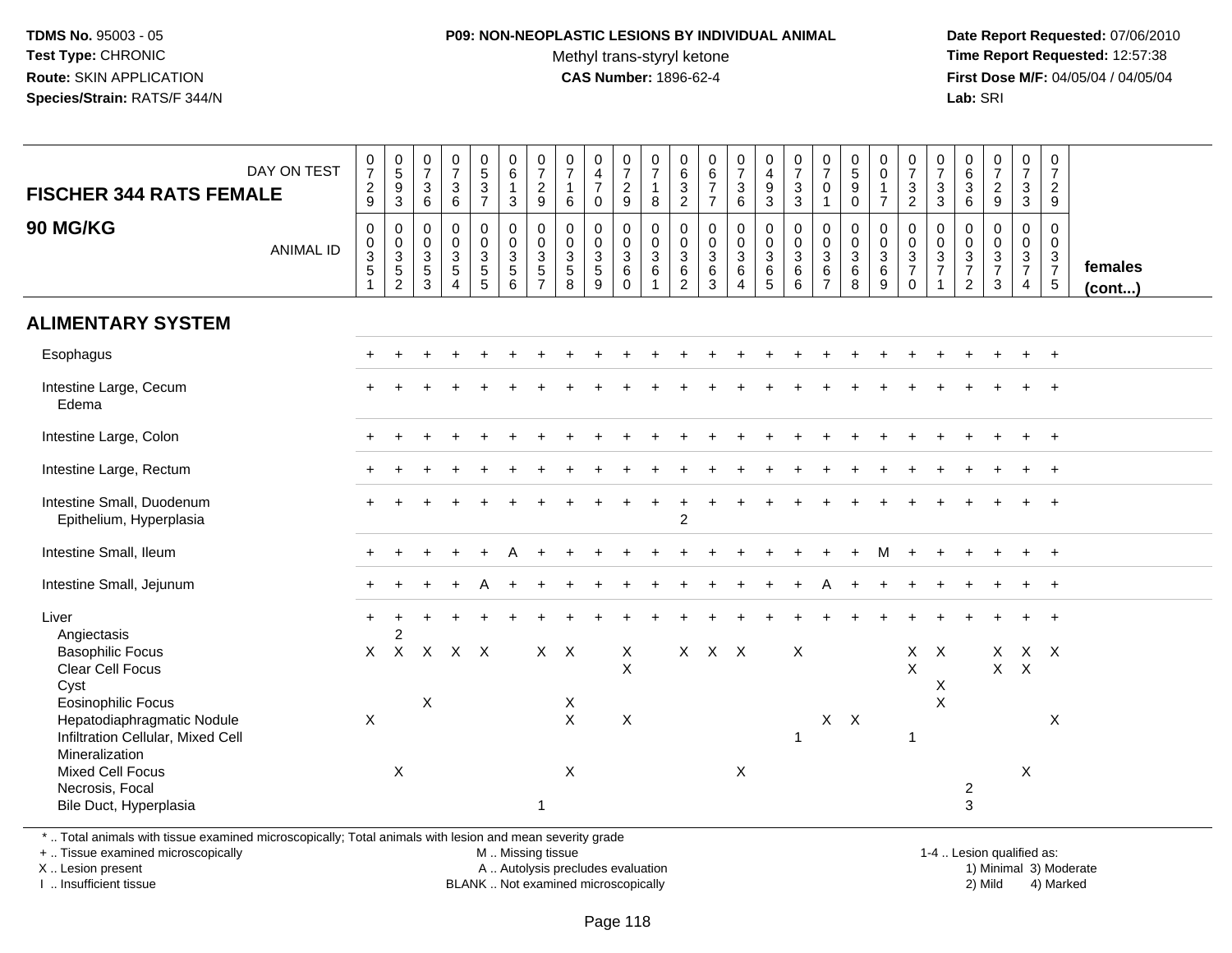**TDMS No.** 95003 - 05
**Test Type:** CHRONIC
**Route:** SKIN APPLICATION
**Species/Strain:** RATS/F 344/N

**P09: NON-NEOPLASTIC LESIONS BY INDIVIDUAL ANIMAL**
Methyl trans-styryl ketone
**CAS Number:** 1896-62-4

**Date Report Requested:** 07/06/2010
**Time Report Requested:** 12:57:38
**First Dose M/F:** 04/05/04 / 04/05/04
**Lab:** SRI

| FISCHER 344 RATS FEMALE 90 MG/KG — DAY ON TEST | 0729 | 0593 | 0736 | 0736 | 0537 | 0613 | 0729 | 0716 | 0470 | 0729 | 0718 | 0632 | 0677 | 0736 | 0493 | 0733 | 0701 | 0590 | 0017 | 0732 | 0733 | 0636 | 0729 | 0733 | 0729 | |
|---|---|---|---|---|---|---|---|---|---|---|---|---|---|---|---|---|---|---|---|---|---|---|---|---|---|---|
| **ANIMAL ID** | 0351 | 0352 | 0353 | 0354 | 0355 | 0356 | 0357 | 0358 | 0359 | 0360 | 0361 | 0362 | 0363 | 0364 | 0365 | 0366 | 0367 | 0368 | 0369 | 0370 | 0371 | 0372 | 0373 | 0374 | 0375 | **females (cont...)** |
| **ALIMENTARY SYSTEM** | | | | | | | | | | | | | | | | | | | | | | | | | | |
| Esophagus | + | + | + | + | + | + | + | + | + | + | + | + | + | + | + | + | + | + | + | + | + | + | + | + | + | |
| Intestine Large, Cecum | + | + | + | + | + | + | + | + | + | + | + | + | + | + | + | + | + | + | + | + | + | + | + | + | + | |
| Edema | | | | | | | | | | | | | | | | | | | | | | | | | | |
| Intestine Large, Colon | + | + | + | + | + | + | + | + | + | + | + | + | + | + | + | + | + | + | + | + | + | + | + | + | + | |
| Intestine Large, Rectum | + | + | + | + | + | + | + | + | + | + | + | + | + | + | + | + | + | + | + | + | + | + | + | + | + | |
| Intestine Small, Duodenum | + | + | + | + | + | + | + | + | + | + | + | + | + | + | + | + | + | + | + | + | + | + | + | + | + | |
| Epithelium, Hyperplasia | | | | | | | | | | | | 2 | | | | | | | | | | | | | | |
| Intestine Small, Ileum | + | + | + | + | + | A | + | + | + | + | + | + | + | + | + | + | + | + | M | + | + | + | + | + | + | |
| Intestine Small, Jejunum | + | + | + | + | A | + | + | + | + | + | + | + | + | + | + | + | A | + | + | + | + | + | + | + | + | |
| Liver | + | + | + | + | + | + | + | + | + | + | + | + | + | + | + | + | + | + | + | + | + | + | + | + | + | |
| Angiectasis | | 2 | | | | | | | | | | | | | | | | | | | | | | | | |
| Basophilic Focus | X | X | X | X | X | | X | X | | X | | X | X | X | | X | | | | X | X | | X | X | X | |
| Clear Cell Focus | | | | | | | | | | X | | | | | | | | | | X | | | X | X | | |
| Cyst | | | | | | | | | | | | | | | | | | | | | X | | | | | |
| Eosinophilic Focus | | | X | | | | | X | | | | | | | | | | | | | X | | | | | |
| Hepatodiaphragmatic Nodule | X | | | | | | | X | | X | | | | | | | X | X | | | | | | | X | |
| Infiltration Cellular, Mixed Cell | | | | | | | | | | | | | | | | 1 | | | | 1 | | | | | | |
| Mineralization | | | | | | | | | | | | | | | | | | | | | | | | | | |
| Mixed Cell Focus | | X | | | | | | X | | | | | | X | | | | | | | | | | X | | |
| Necrosis, Focal | | | | | | | | | | | | | | | | | | | | | | 2 | | | | |
| Bile Duct, Hyperplasia | | | | | | | 1 | | | | | | | | | | | | | | | 3 | | | | |

\* .. Total animals with tissue examined microscopically; Total animals with lesion and mean severity grade
+ .. Tissue examined microscopically
X .. Lesion present
I .. Insufficient tissue

M .. Missing tissue
A .. Autolysis precludes evaluation
BLANK .. Not examined microscopically

1-4 .. Lesion qualified as:
1) Minimal 3) Moderate
2) Mild 4) Marked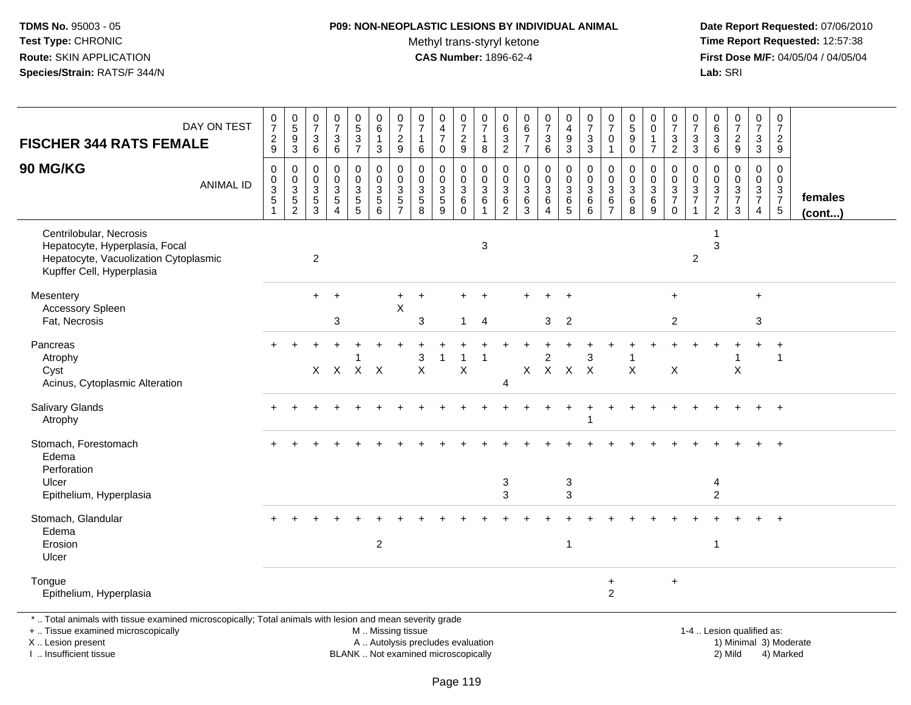**TDMS No.** 95003 - 05
**Test Type:** CHRONIC
**Route:** SKIN APPLICATION
**Species/Strain:** RATS/F 344/N

**P09: NON-NEOPLASTIC LESIONS BY INDIVIDUAL ANIMAL**
Methyl trans-styryl ketone
**CAS Number:** 1896-62-4

**Date Report Requested:** 07/06/2010
**Time Report Requested:** 12:57:38
**First Dose M/F:** 04/05/04 / 04/05/04
**Lab:** SRI

| FISCHER 344 RATS FEMALE 90 MG/KG — DAY ON TEST | 0729 | 0593 | 0736 | 0736 | 0537 | 0613 | 0729 | 0716 | 0470 | 0729 | 0718 | 0632 | 0677 | 0736 | 0493 | 0733 | 0701 | 0590 | 0017 | 0732 | 0733 | 0636 | 0729 | 0733 | 0729 | |
|---|---|---|---|---|---|---|---|---|---|---|---|---|---|---|---|---|---|---|---|---|---|---|---|---|---|---|
| ANIMAL ID | 00351 | 00352 | 00353 | 00354 | 00355 | 00356 | 00357 | 00358 | 00359 | 00360 | 00361 | 00362 | 00363 | 00364 | 00365 | 00366 | 00367 | 00368 | 00369 | 00370 | 00371 | 00372 | 00373 | 00374 | 00375 | females (cont...) |
| Centrilobular, Necrosis | | | | | | | | | | | | | | | | | | | | | | 1 | | | | |
| Hepatocyte, Hyperplasia, Focal | | | | | | | | | | | 3 | | | | | | | | | | | 3 | | | | |
| Hepatocyte, Vacuolization Cytoplasmic | | | 2 | | | | | | | | | | | | | | | | | | 2 | | | | | |
| Kupffer Cell, Hyperplasia | | | | | | | | | | | | | | | | | | | | | | | | | | |
| Mesentery | | | + | + | | | + | + | | + | + | | + | + | + | | | | | + | | | | + | | |
| Accessory Spleen | | | | | | | X | | | | | | | | | | | | | | | | | | | |
| Fat, Necrosis | | | | 3 | | | | 3 | | 1 | 4 | | | 3 | 2 | | | | | 2 | | | | 3 | | |
| Pancreas | + | + | + | + | + | + | + | + | + | + | + | + | + | + | + | + | + | + | + | + | + | + | + | + | + | |
| Atrophy | | | | | 1 | | | 3 | 1 | 1 | 1 | | | 2 | | 3 | | 1 | | | | | 1 | | 1 | |
| Cyst | | | X | X | X | X | | X | | X | | | X | X | X | X | | X | | X | | | X | | | |
| Acinus, Cytoplasmic Alteration | | | | | | | | | | | | 4 | | | | | | | | | | | | | | |
| Salivary Glands | + | + | + | + | + | + | + | + | + | + | + | + | + | + | + | + | + | + | + | + | + | + | + | + | + | |
| Atrophy | | | | | | | | | | | | | | | | 1 | | | | | | | | | | |
| Stomach, Forestomach | + | + | + | + | + | + | + | + | + | + | + | + | + | + | + | + | + | + | + | + | + | + | + | + | + | |
| Edema | | | | | | | | | | | | | | | | | | | | | | | | | | |
| Perforation | | | | | | | | | | | | | | | | | | | | | | | | | | |
| Ulcer | | | | | | | | | | | | 3 | | | 3 | | | | | | | 4 | | | | |
| Epithelium, Hyperplasia | | | | | | | | | | | | 3 | | | 3 | | | | | | | 2 | | | | |
| Stomach, Glandular | + | + | + | + | + | + | + | + | + | + | + | + | + | + | + | + | + | + | + | + | + | + | + | + | + | |
| Edema | | | | | | | | | | | | | | | | | | | | | | | | | | |
| Erosion | | | | | | 2 | | | | | | | | | 1 | | | | | | | 1 | | | | |
| Ulcer | | | | | | | | | | | | | | | | | | | | | | | | | | |
| Tongue | | | | | | | | | | | | | | | | | + | | | + | | | | | | |
| Epithelium, Hyperplasia | | | | | | | | | | | | | | | | | 2 | | | | | | | | | |

\* .. Total animals with tissue examined microscopically; Total animals with lesion and mean severity grade
\+ .. Tissue examined microscopically
X .. Lesion present
I .. Insufficient tissue

M .. Missing tissue
A .. Autolysis precludes evaluation
BLANK .. Not examined microscopically

1-4 .. Lesion qualified as:
1) Minimal 3) Moderate
2) Mild 4) Marked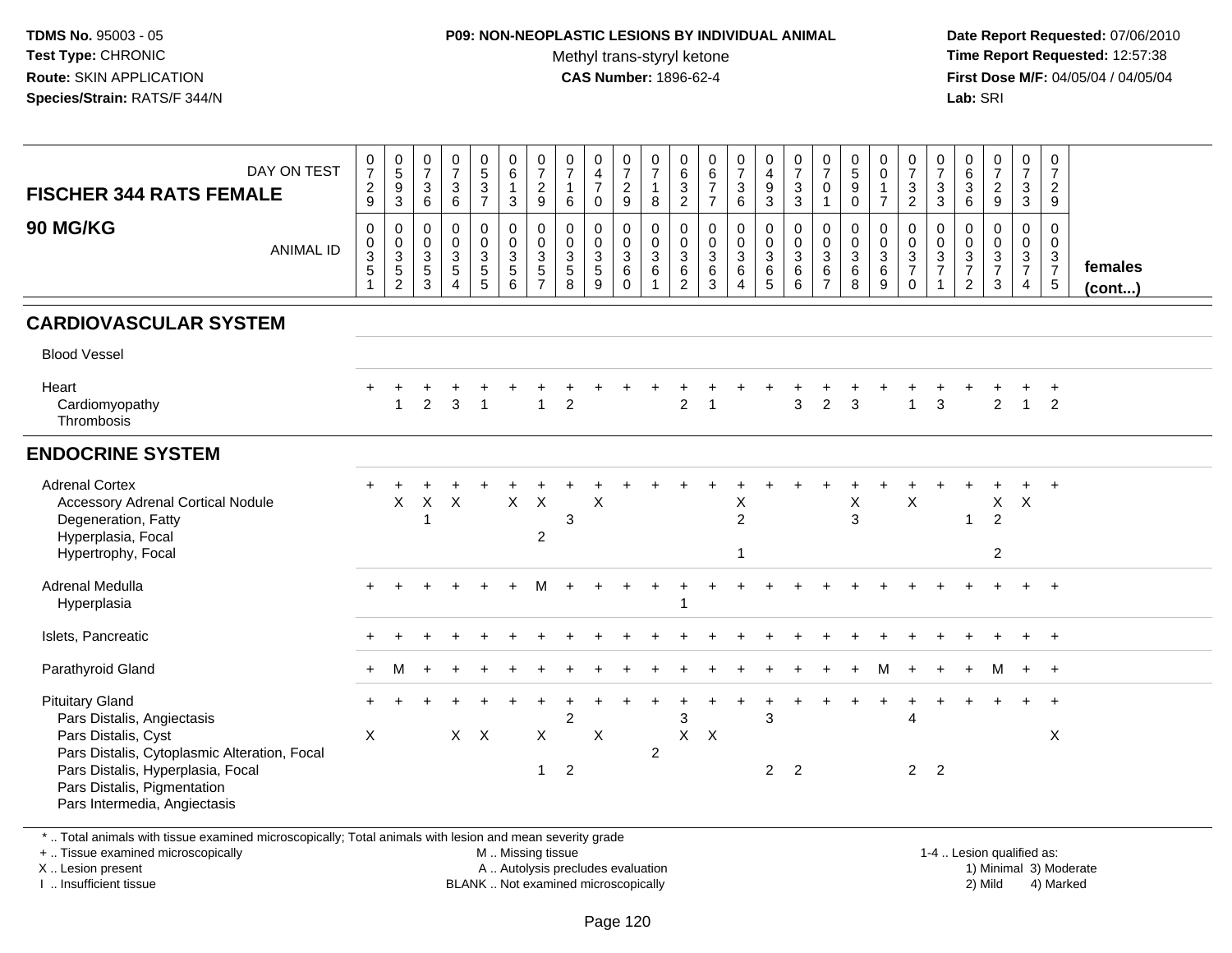**TDMS No.** 95003 - 05
**Test Type:** CHRONIC
**Route:** SKIN APPLICATION
**Species/Strain:** RATS/F 344/N

**P09: NON-NEOPLASTIC LESIONS BY INDIVIDUAL ANIMAL**
Methyl trans-styryl ketone
**CAS Number:** 1896-62-4

**Date Report Requested:** 07/06/2010
**Time Report Requested:** 12:57:38
**First Dose M/F:** 04/05/04 / 04/05/04
**Lab:** SRI

## FISCHER 344 RATS FEMALE 90 MG/KG

| DAY ON TEST | 0729 | 0593 | 0736 | 0736 | 0537 | 0613 | 0729 | 0716 | 0470 | 0729 | 0718 | 0632 | 0677 | 0736 | 0493 | 0733 | 0701 | 0590 | 0017 | 0732 | 0733 | 0636 | 0729 | 0733 | 0729 | |
|---|---|---|---|---|---|---|---|---|---|---|---|---|---|---|---|---|---|---|---|---|---|---|---|---|---|---|
| **ANIMAL ID** | 0003351 | 0003352 | 0003353 | 0003354 | 0003355 | 0003356 | 0003357 | 0003358 | 0003359 | 0003360 | 0003361 | 0003362 | 0003363 | 0003364 | 0003365 | 0003366 | 0003367 | 0003368 | 0003369 | 0003370 | 0003371 | 0003372 | 0003373 | 0003374 | 0003375 | **females (cont...)** |
| **CARDIOVASCULAR SYSTEM** | | | | | | | | | | | | | | | | | | | | | | | | | | |
| Blood Vessel | | | | | | | | | | | | | | | | | | | | | | | | | | |
| Heart | + | + | + | + | + | + | + | + | + | + | + | + | + | + | + | + | + | + | + | + | + | + | + | + | + | |
| Cardiomyopathy | | 1 | 2 | 3 | 1 | | 1 | 2 | | | | 2 | 1 | | | 3 | 2 | 3 | | 1 | 3 | | 2 | 1 | 2 | |
| Thrombosis | | | | | | | | | | | | | | | | | | | | | | | | | | |
| **ENDOCRINE SYSTEM** | | | | | | | | | | | | | | | | | | | | | | | | | | |
| Adrenal Cortex | + | + | + | + | + | + | + | + | + | + | + | + | + | + | + | + | + | + | + | + | + | + | + | + | + | |
| Accessory Adrenal Cortical Nodule | | X | X | X | | X | X | | X | | | | | X | | | | X | | X | | | X | X | | |
| Degeneration, Fatty | | | 1 | | | | | 3 | | | | | | 2 | | | | 3 | | | | 1 | 2 | | | |
| Hyperplasia, Focal | | | | | | | 2 | | | | | | | | | | | | | | | | | | | |
| Hypertrophy, Focal | | | | | | | | | | | | | | 1 | | | | | | | | | 2 | | | |
| Adrenal Medulla | + | + | + | + | + | + | M | + | + | + | + | + | + | + | + | + | + | + | + | + | + | + | + | + | + | |
| Hyperplasia | | | | | | | | | | | | 1 | | | | | | | | | | | | | | |
| Islets, Pancreatic | + | + | + | + | + | + | + | + | + | + | + | + | + | + | + | + | + | + | + | + | + | + | + | + | + | |
| Parathyroid Gland | + | M | + | + | + | + | + | + | + | + | + | + | + | + | + | + | + | + | M | + | + | + | M | + | + | |
| Pituitary Gland | + | + | + | + | + | + | + | + | + | + | + | + | + | + | + | + | + | + | + | + | + | + | + | + | + | |
| Pars Distalis, Angiectasis | | | | | | | | 2 | | | | 3 | | | 3 | | | | | 4 | | | | | | |
| Pars Distalis, Cyst | X | | | X | X | | X | | X | | | X | X | | | | | | | | | | | | X | |
| Pars Distalis, Cytoplasmic Alteration, Focal | | | | | | | | | | | 2 | | | | | | | | | | | | | | | |
| Pars Distalis, Hyperplasia, Focal | | | | | | | 1 | 2 | | | | | | | 2 | 2 | | | | 2 | 2 | | | | | |
| Pars Distalis, Pigmentation | | | | | | | | | | | | | | | | | | | | | | | | | | |
| Pars Intermedia, Angiectasis | | | | | | | | | | | | | | | | | | | | | | | | | | |

\* .. Total animals with tissue examined microscopically; Total animals with lesion and mean severity grade
\+ .. Tissue examined microscopically
X .. Lesion present
I .. Insufficient tissue

M .. Missing tissue
A .. Autolysis precludes evaluation
BLANK .. Not examined microscopically

1-4 .. Lesion qualified as:
1) Minimal 3) Moderate
2) Mild 4) Marked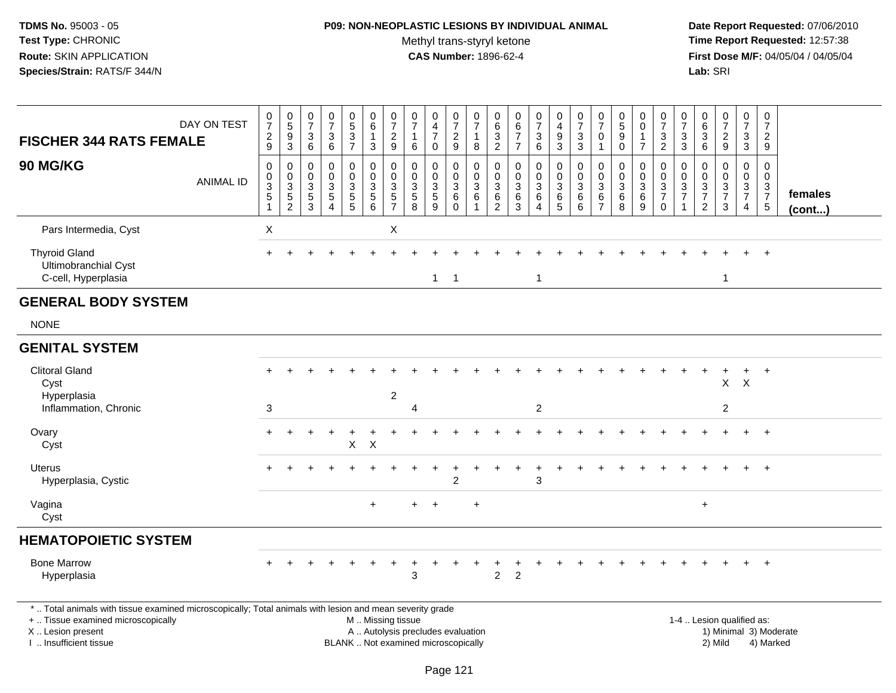**TDMS No.** 95003 - 05
**Test Type:** CHRONIC
**Route:** SKIN APPLICATION
**Species/Strain:** RATS/F 344/N

**P09: NON-NEOPLASTIC LESIONS BY INDIVIDUAL ANIMAL**
Methyl trans-styryl ketone
**CAS Number:** 1896-62-4

**Date Report Requested:** 07/06/2010
**Time Report Requested:** 12:57:38
**First Dose M/F:** 04/05/04 / 04/05/04
**Lab:** SRI

| FISCHER 344 RATS FEMALE 90 MG/KG — DAY ON TEST | 0729 | 0593 | 0736 | 0736 | 0537 | 0613 | 0729 | 0716 | 0470 | 0729 | 0718 | 0632 | 0677 | 0736 | 0493 | 0733 | 0701 | 0590 | 0017 | 0732 | 0733 | 0636 | 0729 | 0733 | 0729 | |
|---|---|---|---|---|---|---|---|---|---|---|---|---|---|---|---|---|---|---|---|---|---|---|---|---|---|---|
| ANIMAL ID | 0351 | 0352 | 0353 | 0354 | 0355 | 0356 | 0357 | 0358 | 0359 | 0360 | 0361 | 0362 | 0363 | 0364 | 0365 | 0366 | 0367 | 0368 | 0369 | 0370 | 0371 | 0372 | 0373 | 0374 | 0375 | females (cont...) |
| Pars Intermedia, Cyst | X | | | | | | X | | | | | | | | | | | | | | | | | | | |
| Thyroid Gland | + | + | + | + | + | + | + | + | + | + | + | + | + | + | + | + | + | + | + | + | + | + | + | + | + | |
| Ultimobranchial Cyst | | | | | | | | | | | | | | | | | | | | | | | | | | |
| C-cell, Hyperplasia | | | | | | | | | 1 | 1 | | | | 1 | | | | | | | | | 1 | | | |
| **GENERAL BODY SYSTEM** | | | | | | | | | | | | | | | | | | | | | | | | | | |
| NONE | | | | | | | | | | | | | | | | | | | | | | | | | | |
| **GENITAL SYSTEM** | | | | | | | | | | | | | | | | | | | | | | | | | | |
| Clitoral Gland | + | + | + | + | + | + | + | + | + | + | + | + | + | + | + | + | + | + | + | + | + | + | + | + | + | |
| Cyst | | | | | | | | | | | | | | | | | | | | | | | X | X | | |
| Hyperplasia | | | | | | | 2 | | | | | | | | | | | | | | | | | | | |
| Inflammation, Chronic | 3 | | | | | | | 4 | | | | | | 2 | | | | | | | | | 2 | | | |
| Ovary | + | + | + | + | + | + | + | + | + | + | + | + | + | + | + | + | + | + | + | + | + | + | + | + | + | |
| Cyst | | | | | X | X | | | | | | | | | | | | | | | | | | | | |
| Uterus | + | + | + | + | + | + | + | + | + | + | + | + | + | + | + | + | + | + | + | + | + | + | + | + | + | |
| Hyperplasia, Cystic | | | | | | | | | | 2 | | | | 3 | | | | | | | | | | | | |
| Vagina | | | | | | + | | + | + | | + | | | | | | | | | | | + | | | | |
| Cyst | | | | | | | | | | | | | | | | | | | | | | | | | | |
| **HEMATOPOIETIC SYSTEM** | | | | | | | | | | | | | | | | | | | | | | | | | | |
| Bone Marrow | + | + | + | + | + | + | + | + | + | + | + | + | + | + | + | + | + | + | + | + | + | + | + | + | + | |
| Hyperplasia | | | | | | | | 3 | | | | 2 | 2 | | | | | | | | | | | | | |

* .. Total animals with tissue examined microscopically; Total animals with lesion and mean severity grade
+ .. Tissue examined microscopically
X .. Lesion present
I .. Insufficient tissue

M .. Missing tissue
A .. Autolysis precludes evaluation
BLANK .. Not examined microscopically

1-4 .. Lesion qualified as:
1) Minimal 3) Moderate
2) Mild 4) Marked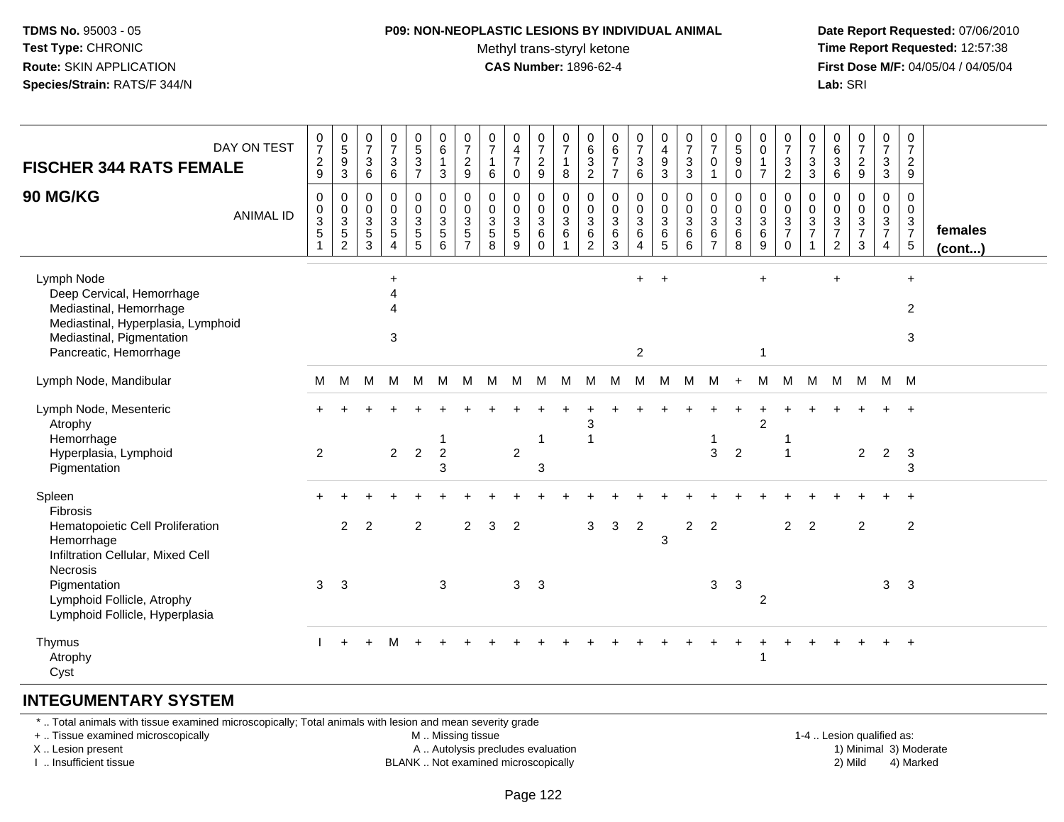TDMS No. 95003 - 05
Test Type: CHRONIC
Route: SKIN APPLICATION
Species/Strain: RATS/F 344/N

**P09: NON-NEOPLASTIC LESIONS BY INDIVIDUAL ANIMAL**
Methyl trans-styryl ketone
**CAS Number:** 1896-62-4

Date Report Requested: 07/06/2010
Time Report Requested: 12:57:38
First Dose M/F: 04/05/04 / 04/05/04
Lab: SRI

| FISCHER 344 RATS FEMALE 90 MG/KG — DAY ON TEST | 0729 | 0593 | 0736 | 0736 | 0537 | 0613 | 0729 | 0716 | 0470 | 0729 | 0718 | 0632 | 0677 | 0736 | 0493 | 0733 | 0701 | 0590 | 0017 | 0732 | 0733 | 0636 | 0729 | 0733 | 0729 | |
|---|---|---|---|---|---|---|---|---|---|---|---|---|---|---|---|---|---|---|---|---|---|---|---|---|---|---|
| ANIMAL ID | 00351 | 00352 | 00353 | 00354 | 00355 | 00356 | 00357 | 00358 | 00359 | 00360 | 00361 | 00362 | 00363 | 00364 | 00365 | 00366 | 00367 | 00368 | 00369 | 00370 | 00371 | 00372 | 00373 | 00374 | 00375 | females (cont...) |
| Lymph Node | | | | + | | | | | | | | | | + | + | | | | + | | | + | | | + | |
| Deep Cervical, Hemorrhage | | | | 4 | | | | | | | | | | | | | | | | | | | | | | |
| Mediastinal, Hemorrhage | | | | 4 | | | | | | | | | | | | | | | | | | | | | 2 | |
| Mediastinal, Hyperplasia, Lymphoid | | | | | | | | | | | | | | | | | | | | | | | | | | |
| Mediastinal, Pigmentation | | | | 3 | | | | | | | | | | | | | | | | | | | | | 3 | |
| Pancreatic, Hemorrhage | | | | | | | | | | | | | | 2 | | | | | 1 | | | | | | | |
| Lymph Node, Mandibular | M | M | M | M | M | M | M | M | M | M | M | M | M | M | M | M | M | + | M | M | M | M | M | M | M | |
| Lymph Node, Mesenteric | + | + | + | + | + | + | + | + | + | + | + | + | + | + | + | + | + | + | + | + | + | + | + | + | + | |
| Atrophy | | | | | | | | | | | | 3 | | | | | | | 2 | | | | | | | |
| Hemorrhage | | | | | | 1 | | | | 1 | | 1 | | | | | 1 | | | 1 | | | | | | |
| Hyperplasia, Lymphoid | 2 | | | 2 | 2 | 2 | | | 2 | | | | | | | | 3 | 2 | | 1 | | | 2 | 2 | 3 | |
| Pigmentation | | | | | | 3 | | | | 3 | | | | | | | | | | | | | | | 3 | |
| Spleen | + | + | + | + | + | + | + | + | + | + | + | + | + | + | + | + | + | + | + | + | + | + | + | + | + | |
| Fibrosis | | | | | | | | | | | | | | | | | | | | | | | | | | |
| Hematopoietic Cell Proliferation | | 2 | 2 | | 2 | | 2 | 3 | 2 | | | 3 | 3 | 2 | | 2 | 2 | | | 2 | 2 | | 2 | | 2 | |
| Hemorrhage | | | | | | | | | | | | | | | 3 | | | | | | | | | | | |
| Infiltration Cellular, Mixed Cell | | | | | | | | | | | | | | | | | | | | | | | | | | |
| Necrosis | | | | | | | | | | | | | | | | | | | | | | | | | | |
| Pigmentation | 3 | 3 | | | | 3 | | | 3 | 3 | | | | | | | 3 | 3 | | | | | | 3 | 3 | |
| Lymphoid Follicle, Atrophy | | | | | | | | | | | | | | | | | | | 2 | | | | | | | |
| Lymphoid Follicle, Hyperplasia | | | | | | | | | | | | | | | | | | | | | | | | | | |
| Thymus | I | + | + | M | + | + | + | + | + | + | + | + | + | + | + | + | + | + | + | + | + | + | + | + | + | |
| Atrophy | | | | | | | | | | | | | | | | | | | 1 | | | | | | | |
| Cyst | | | | | | | | | | | | | | | | | | | | | | | | | | |

## INTEGUMENTARY SYSTEM

* .. Total animals with tissue examined microscopically; Total animals with lesion and mean severity grade
+ .. Tissue examined microscopically
X .. Lesion present
I .. Insufficient tissue
M .. Missing tissue
A .. Autolysis precludes evaluation
BLANK .. Not examined microscopically
1-4 .. Lesion qualified as: 1) Minimal 2) Mild 3) Moderate 4) Marked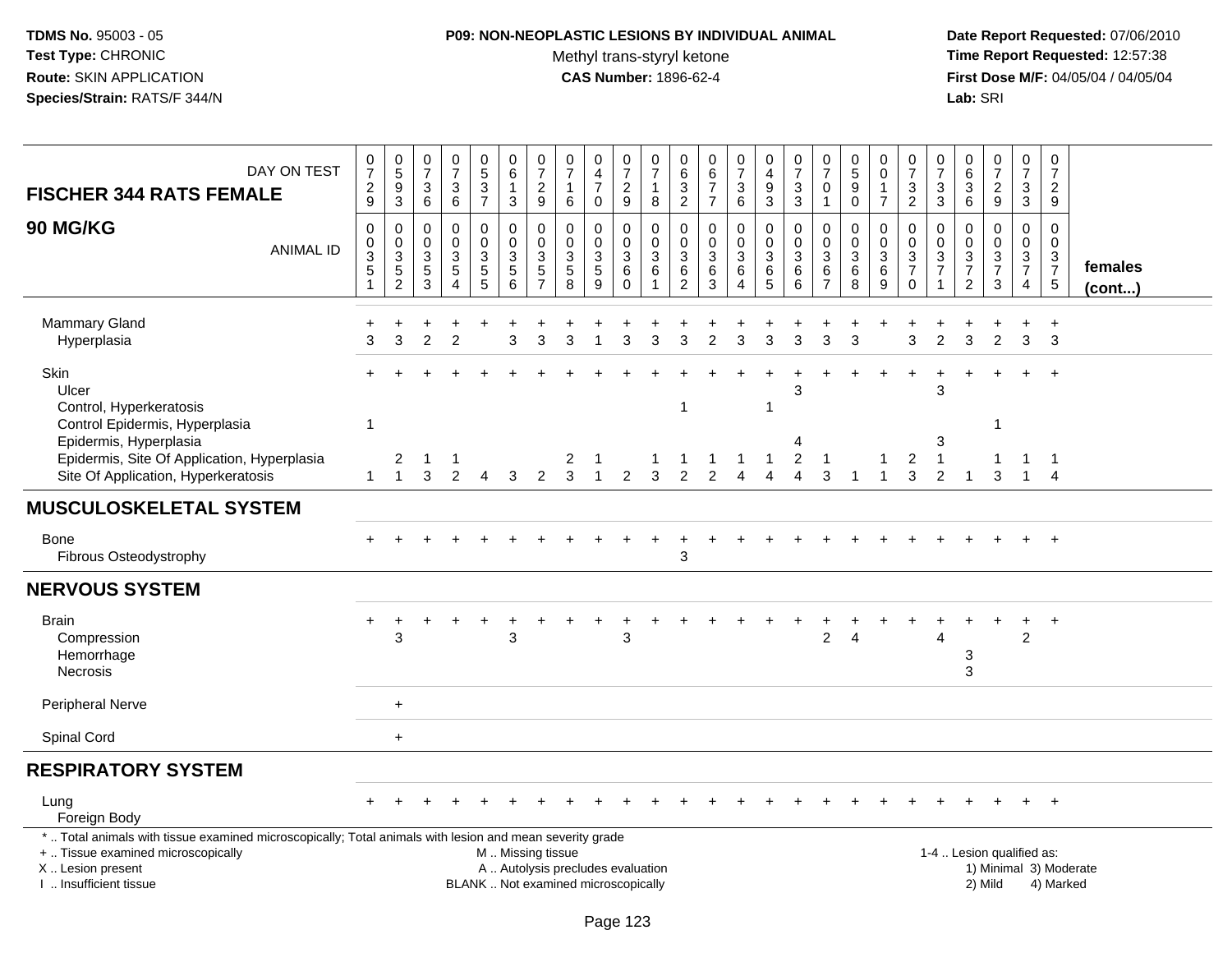**TDMS No.** 95003 - 05
**Test Type:** CHRONIC
**Route:** SKIN APPLICATION
**Species/Strain:** RATS/F 344/N

**P09: NON-NEOPLASTIC LESIONS BY INDIVIDUAL ANIMAL**
Methyl trans-styryl ketone
**CAS Number:** 1896-62-4

**Date Report Requested:** 07/06/2010
**Time Report Requested:** 12:57:38
**First Dose M/F:** 04/05/04 / 04/05/04
**Lab:** SRI

**FISCHER 344 RATS FEMALE**

**90 MG/KG**

| DAY ON TEST | 0729 | 0593 | 0736 | 0736 | 0537 | 0613 | 0729 | 0716 | 0470 | 0729 | 0718 | 0632 | 0677 | 0736 | 0493 | 0733 | 0701 | 0590 | 0017 | 0732 | 0733 | 0636 | 0729 | 0733 | 0729 | |
|---|---|---|---|---|---|---|---|---|---|---|---|---|---|---|---|---|---|---|---|---|---|---|---|---|---|---|
| **ANIMAL ID** | 0351 | 0352 | 0353 | 0354 | 0355 | 0356 | 0357 | 0358 | 0359 | 0360 | 0361 | 0362 | 0363 | 0364 | 0365 | 0366 | 0367 | 0368 | 0369 | 0370 | 0371 | 0372 | 0373 | 0374 | 0375 | **females (cont...)** |
| Mammary Gland | + | + | + | + | + | + | + | + | + | + | + | + | + | + | + | + | + | + | + | + | + | + | + | + | + | |
| Hyperplasia | 3 | 3 | 2 | 2 | | 3 | 3 | 3 | 1 | 3 | 3 | 3 | 2 | 3 | 3 | 3 | 3 | 3 | | 3 | 2 | 3 | 2 | 3 | 3 | |
| Skin | + | + | + | + | + | + | + | + | + | + | + | + | + | + | + | + | + | + | + | + | + | + | + | + | + | |
| Ulcer | | | | | | | | | | | | | | | | 3 | | | | | 3 | | | | | |
| Control, Hyperkeratosis | | | | | | | | | | | | 1 | | | 1 | | | | | | | | | | | |
| Control Epidermis, Hyperplasia | 1 | | | | | | | | | | | | | | | | | | | | | | 1 | | | |
| Epidermis, Hyperplasia | | | | | | | | | | | | | | | | 4 | | | | | 3 | | | | | |
| Epidermis, Site Of Application, Hyperplasia | | 2 | 1 | 1 | | | | 2 | 1 | | 1 | 1 | 1 | 1 | 1 | 2 | 1 | | 1 | 2 | 1 | | 1 | 1 | 1 | |
| Site Of Application, Hyperkeratosis | 1 | 1 | 3 | 2 | 4 | 3 | 2 | 3 | 1 | 2 | 3 | 2 | 2 | 4 | 4 | 4 | 3 | 1 | 1 | 3 | 2 | 1 | 3 | 1 | 4 | |
| **MUSCULOSKELETAL SYSTEM** | | | | | | | | | | | | | | | | | | | | | | | | | | |
| Bone | + | + | + | + | + | + | + | + | + | + | + | + | + | + | + | + | + | + | + | + | + | + | + | + | + | |
| Fibrous Osteodystrophy | | | | | | | | | | | | 3 | | | | | | | | | | | | | | |
| **NERVOUS SYSTEM** | | | | | | | | | | | | | | | | | | | | | | | | | | |
| Brain | + | + | + | + | + | + | + | + | + | + | + | + | + | + | + | + | + | + | + | + | + | + | + | + | + | |
| Compression | | 3 | | | | 3 | | | | 3 | | | | | | | 2 | 4 | | | 4 | | | 2 | | |
| Hemorrhage | | | | | | | | | | | | | | | | | | | | | | 3 | | | | |
| Necrosis | | | | | | | | | | | | | | | | | | | | | | 3 | | | | |
| Peripheral Nerve | | + | | | | | | | | | | | | | | | | | | | | | | | | |
| Spinal Cord | | + | | | | | | | | | | | | | | | | | | | | | | | | |
| **RESPIRATORY SYSTEM** | | | | | | | | | | | | | | | | | | | | | | | | | | |
| Lung | + | + | + | + | + | + | + | + | + | + | + | + | + | + | + | + | + | + | + | + | + | + | + | + | + | |
| Foreign Body | | | | | | | | | | | | | | | | | | | | | | | | | | |

\* .. Total animals with tissue examined microscopically; Total animals with lesion and mean severity grade
\+ .. Tissue examined microscopically
X .. Lesion present
I .. Insufficient tissue

M .. Missing tissue
A .. Autolysis precludes evaluation
BLANK .. Not examined microscopically

1-4 .. Lesion qualified as:
1) Minimal 3) Moderate
2) Mild 4) Marked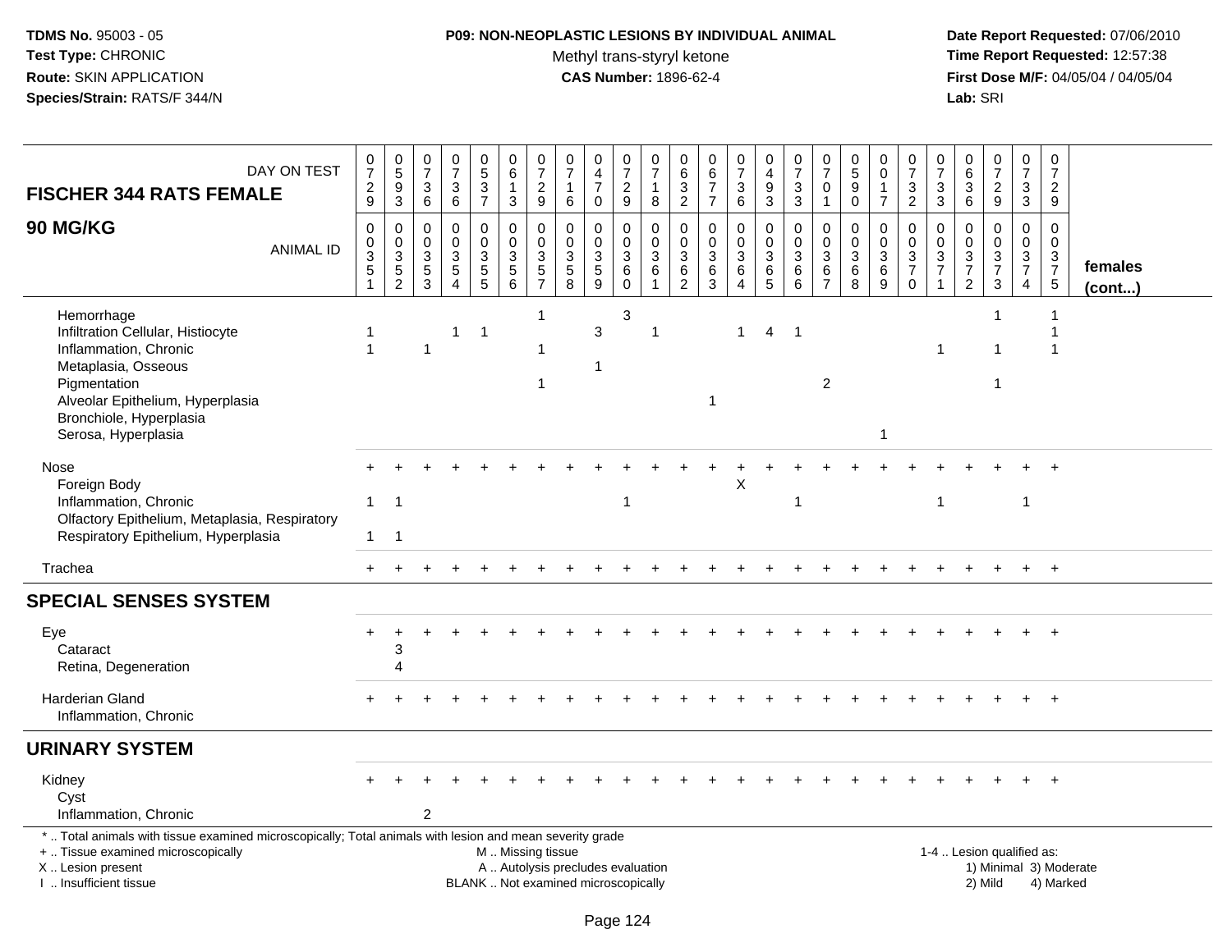**TDMS No.** 95003 - 05
**Test Type:** CHRONIC
**Route:** SKIN APPLICATION
**Species/Strain:** RATS/F 344/N

**P09: NON-NEOPLASTIC LESIONS BY INDIVIDUAL ANIMAL**
Methyl trans-styryl ketone
**CAS Number:** 1896-62-4

**Date Report Requested:** 07/06/2010
**Time Report Requested:** 12:57:38
**First Dose M/F:** 04/05/04 / 04/05/04
**Lab:** SRI

| FISCHER 344 RATS FEMALE — DAY ON TEST | 0729 | 0593 | 0736 | 0736 | 0537 | 0613 | 0729 | 0716 | 0470 | 0729 | 0718 | 0632 | 0677 | 0736 | 0493 | 0733 | 0701 | 0590 | 0017 | 0732 | 0733 | 0636 | 0729 | 0733 | 0729 | |
|---|---|---|---|---|---|---|---|---|---|---|---|---|---|---|---|---|---|---|---|---|---|---|---|---|---|---|
| **90 MG/KG** — ANIMAL ID | 00351 | 00352 | 00353 | 00354 | 00355 | 00356 | 00357 | 00358 | 00359 | 00360 | 00361 | 00362 | 00363 | 00364 | 00365 | 00366 | 00367 | 00368 | 00369 | 00370 | 00371 | 00372 | 00373 | 00374 | 00375 | **females (cont...)** |
| Hemorrhage | | | | | | | 1 | | | 3 | | | | | | | | | | | | | 1 | | 1 | |
| Infiltration Cellular, Histiocyte | 1 | | | 1 | 1 | | | | 3 | | 1 | | | 1 | 4 | 1 | | | | | | | | | 1 | |
| Inflammation, Chronic | 1 | | 1 | | | | 1 | | | | | | | | | | | | | | 1 | | 1 | | 1 | |
| Metaplasia, Osseous | | | | | | | | | 1 | | | | | | | | | | | | | | | | | |
| Pigmentation | | | | | | | 1 | | | | | | | | | | 2 | | | | | | 1 | | | |
| Alveolar Epithelium, Hyperplasia | | | | | | | | | | | | | 1 | | | | | | | | | | | | | |
| Bronchiole, Hyperplasia | | | | | | | | | | | | | | | | | | | | | | | | | | |
| Serosa, Hyperplasia | | | | | | | | | | | | | | | | | | | 1 | | | | | | | |
| Nose | + | + | + | + | + | + | + | + | + | + | + | + | + | + | + | + | + | + | + | + | + | + | + | + | + | |
| Foreign Body | | | | | | | | | | | | | | X | | | | | | | | | | | | |
| Inflammation, Chronic | 1 | 1 | | | | | | | | 1 | | | | | | 1 | | | | | 1 | | | 1 | | |
| Olfactory Epithelium, Metaplasia, Respiratory | | | | | | | | | | | | | | | | | | | | | | | | | | |
| Respiratory Epithelium, Hyperplasia | 1 | 1 | | | | | | | | | | | | | | | | | | | | | | | | |
| Trachea | + | + | + | + | + | + | + | + | + | + | + | + | + | + | + | + | + | + | + | + | + | + | + | + | + | |
| **SPECIAL SENSES SYSTEM** | | | | | | | | | | | | | | | | | | | | | | | | | | |
| Eye | + | + | + | + | + | + | + | + | + | + | + | + | + | + | + | + | + | + | + | + | + | + | + | + | + | |
| Cataract | | 3 | | | | | | | | | | | | | | | | | | | | | | | | |
| Retina, Degeneration | | 4 | | | | | | | | | | | | | | | | | | | | | | | | |
| Harderian Gland | + | + | + | + | + | + | + | + | + | + | + | + | + | + | + | + | + | + | + | + | + | + | + | + | + | |
| Inflammation, Chronic | | | | | | | | | | | | | | | | | | | | | | | | | | |
| **URINARY SYSTEM** | | | | | | | | | | | | | | | | | | | | | | | | | | |
| Kidney | + | + | + | + | + | + | + | + | + | + | + | + | + | + | + | + | + | + | + | + | + | + | + | + | + | |
| Cyst | | | | | | | | | | | | | | | | | | | | | | | | | | |
| Inflammation, Chronic | | | 2 | | | | | | | | | | | | | | | | | | | | | | | |

\* .. Total animals with tissue examined microscopically; Total animals with lesion and mean severity grade
+ .. Tissue examined microscopically
X .. Lesion present
I .. Insufficient tissue

M .. Missing tissue
A .. Autolysis precludes evaluation
BLANK .. Not examined microscopically

1-4 .. Lesion qualified as:
1) Minimal 3) Moderate
2) Mild 4) Marked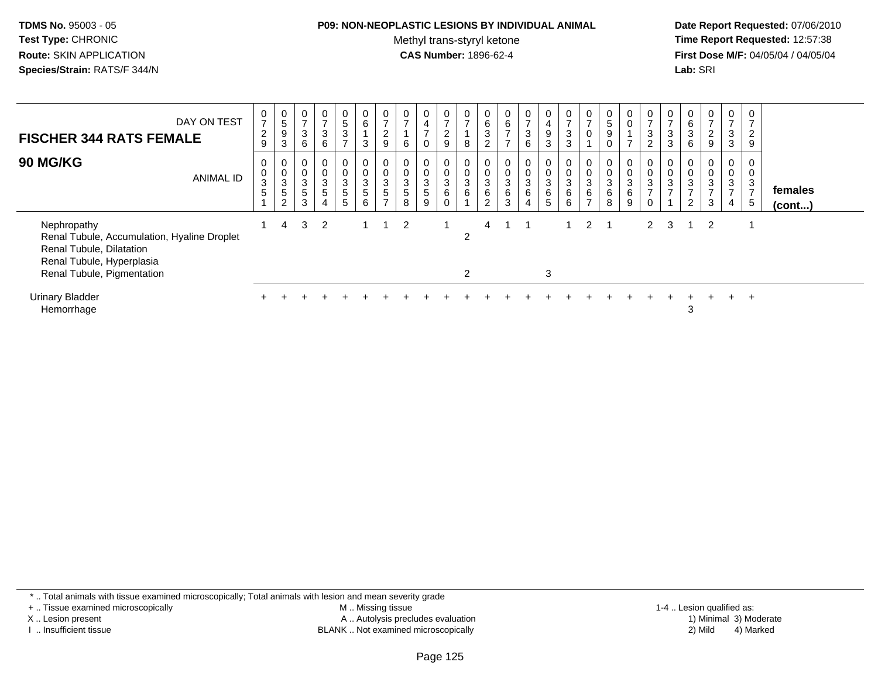**TDMS No.** 95003 - 05
**Test Type:** CHRONIC
**Route:** SKIN APPLICATION
**Species/Strain:** RATS/F 344/N

**P09: NON-NEOPLASTIC LESIONS BY INDIVIDUAL ANIMAL**
Methyl trans-styryl ketone
**CAS Number:** 1896-62-4

**Date Report Requested:** 07/06/2010
**Time Report Requested:** 12:57:38
**First Dose M/F:** 04/05/04 / 04/05/04
**Lab:** SRI

| FISCHER 344 RATS FEMALE — DAY ON TEST | 0729 | 0593 | 0736 | 0736 | 0537 | 0613 | 0729 | 0716 | 0470 | 0729 | 0718 | 0632 | 0677 | 0736 | 0493 | 0733 | 0701 | 0590 | 0017 | 0732 | 0733 | 0636 | 0729 | 0733 | 0729 | |
|---|---|---|---|---|---|---|---|---|---|---|---|---|---|---|---|---|---|---|---|---|---|---|---|---|---|---|
| **90 MG/KG** — ANIMAL ID | 0035 1 | 0035 2 | 0035 3 | 0035 4 | 0035 5 | 0035 6 | 0035 7 | 0035 8 | 0035 9 | 0036 0 | 0036 1 | 0036 2 | 0036 3 | 0036 4 | 0036 5 | 0036 6 | 0036 7 | 0036 8 | 0036 9 | 0037 0 | 0037 1 | 0037 2 | 0037 3 | 0037 4 | 0037 5 | **females (cont...)** |
| Nephropathy | 1 | 4 | 3 | 2 | | 1 | 1 | 2 | | 1 | | 4 | 1 | 1 | | 1 | 2 | 1 | | 2 | 3 | 1 | 2 | | 1 | |
| Renal Tubule, Accumulation, Hyaline Droplet | | | | | | | | | | | 2 | | | | | | | | | | | | | | | |
| Renal Tubule, Dilatation | | | | | | | | | | | | | | | | | | | | | | | | | | |
| Renal Tubule, Hyperplasia | | | | | | | | | | | | | | | | | | | | | | | | | | |
| Renal Tubule, Pigmentation | | | | | | | | | | | 2 | | | | 3 | | | | | | | | | | | |
| Urinary Bladder | + | + | + | + | + | + | + | + | + | + | + | + | + | + | + | + | + | + | + | + | + | + | + | + | + | |
| Hemorrhage | | | | | | | | | | | | | | | | | | | | | | 3 | | | | |

\* .. Total animals with tissue examined microscopically; Total animals with lesion and mean severity grade
+ .. Tissue examined microscopically
X .. Lesion present
I .. Insufficient tissue

M .. Missing tissue
A .. Autolysis precludes evaluation
BLANK .. Not examined microscopically

1-4 .. Lesion qualified as:
1) Minimal 3) Moderate
2) Mild 4) Marked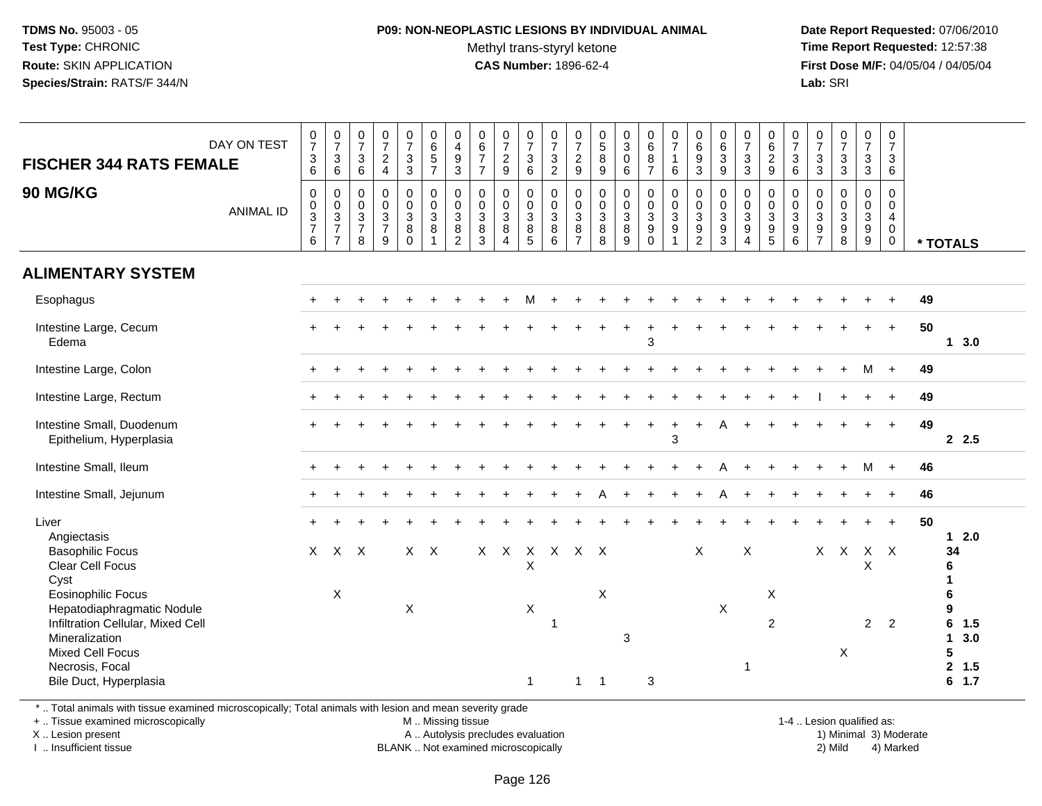**TDMS No.** 95003 - 05
**Test Type:** CHRONIC
**Route:** SKIN APPLICATION
**Species/Strain:** RATS/F 344/N

**P09: NON-NEOPLASTIC LESIONS BY INDIVIDUAL ANIMAL**
Methyl trans-styryl ketone
**CAS Number:** 1896-62-4

**Date Report Requested:** 07/06/2010
**Time Report Requested:** 12:57:38
**First Dose M/F:** 04/05/04 / 04/05/04
**Lab:** SRI

**FISCHER 344 RATS FEMALE**
**90 MG/KG**

| DAY ON TEST | 0736 | 0736 | 0736 | 0724 | 0733 | 0657 | 0493 | 0677 | 0729 | 0736 | 0732 | 0729 | 0589 | 0306 | 0687 | 0716 | 0693 | 0639 | 0733 | 0629 | 0736 | 0733 | 0733 | 0733 | 0736 | |
|---|---|---|---|---|---|---|---|---|---|---|---|---|---|---|---|---|---|---|---|---|---|---|---|---|---|---|
| **ANIMAL ID** | 0376 | 0377 | 0378 | 0379 | 0380 | 0381 | 0382 | 0383 | 0384 | 0385 | 0386 | 0387 | 0388 | 0389 | 0390 | 0391 | 0392 | 0393 | 0394 | 0395 | 0396 | 0397 | 0398 | 0399 | 0400 | *** TOTALS** |
| **ALIMENTARY SYSTEM** | | | | | | | | | | | | | | | | | | | | | | | | | | |
| Esophagus | + | + | + | + | + | + | + | + | + | M | + | + | + | + | + | + | + | + | + | + | + | + | + | + | + | 49 |
| Intestine Large, Cecum | + | + | + | + | + | + | + | + | + | + | + | + | + | + | + | + | + | + | + | + | + | + | + | + | + | 50 |
| Edema | | | | | | | | | | | | | | | 3 | | | | | | | | | | | 1 3.0 |
| Intestine Large, Colon | + | + | + | + | + | + | + | + | + | + | + | + | + | + | + | + | + | + | + | + | + | + | + | M | + | 49 |
| Intestine Large, Rectum | + | + | + | + | + | + | + | + | + | + | + | + | + | + | + | + | + | + | + | + | + | + | I | + | + | 49 |
| Intestine Small, Duodenum | + | + | + | + | + | + | + | + | + | + | + | + | + | + | + | + | + | A | + | + | + | + | + | + | + | 49 |
| Epithelium, Hyperplasia | | | | | | | | | | | | | | | | 3 | | | | | | | | | | 2 2.5 |
| Intestine Small, Ileum | + | + | + | + | + | + | + | + | + | + | + | + | + | + | + | + | + | A | + | + | + | + | + | M | + | 46 |
| Intestine Small, Jejunum | + | + | + | + | + | + | + | + | + | + | + | + | A | + | + | + | + | A | + | + | + | + | + | + | + | 46 |
| Liver | + | + | + | + | + | + | + | + | + | + | + | + | + | + | + | + | + | + | + | + | + | + | + | + | + | 50 |
| Angiectasis | | | | | | | | | | | | | | | | | | | | | | | | | | 1 2.0 |
| Basophilic Focus | X | X | X | | X | X | | X | X | X | X | X | X | | | | X | | X | | | X | X | X | X | 34 |
| Clear Cell Focus | | | | | | | | | | X | | | | | | | | | | | | | | X | | 6 |
| Cyst | | | | | | | | | | | | | | | | | | | | | | | | | | 1 |
| Eosinophilic Focus | | X | | | | | | | | | | | X | | | | | | | X | | | | | | 6 |
| Hepatodiaphragmatic Nodule | | | | | X | | | | | X | | | | | | | | X | | | | | | | | 9 |
| Infiltration Cellular, Mixed Cell | | | | | | | | | | | 1 | | | | | | | | | 2 | | | | 2 | 2 | 6 1.5 |
| Mineralization | | | | | | | | | | | | | | 3 | | | | | | | | | | | | 1 3.0 |
| Mixed Cell Focus | | | | | | | | | | | | | | | | | | | | | | | X | | | 5 |
| Necrosis, Focal | | | | | | | | | | | | | | | | | | | 1 | | | | | | | 2 1.5 |
| Bile Duct, Hyperplasia | | | | | | | | | | 1 | | 1 | 1 | | 3 | | | | | | | | | | | 6 1.7 |

* .. Total animals with tissue examined microscopically; Total animals with lesion and mean severity grade
+ .. Tissue examined microscopically
X .. Lesion present
I .. Insufficient tissue

M .. Missing tissue
A .. Autolysis precludes evaluation
BLANK .. Not examined microscopically

1-4 .. Lesion qualified as:
1) Minimal 3) Moderate
2) Mild 4) Marked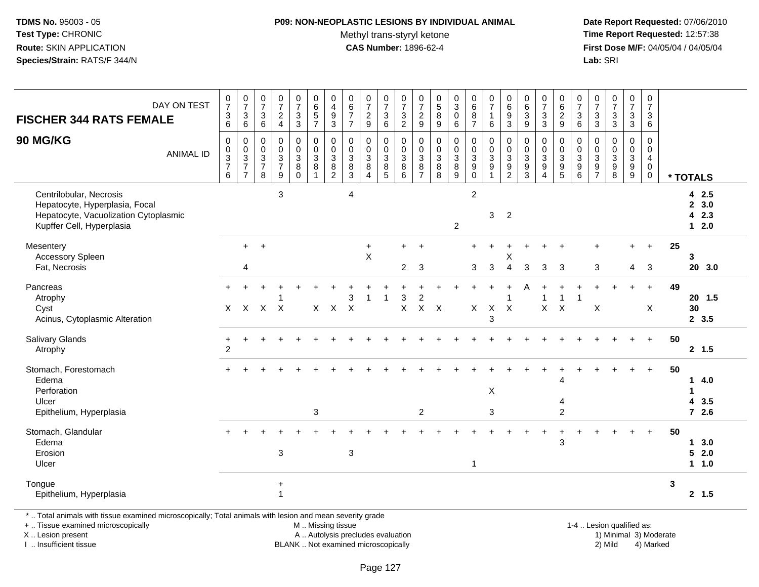**TDMS No.** 95003 - 05
**Test Type:** CHRONIC
**Route:** SKIN APPLICATION
**Species/Strain:** RATS/F 344/N

**P09: NON-NEOPLASTIC LESIONS BY INDIVIDUAL ANIMAL**
Methyl trans-styryl ketone
**CAS Number:** 1896-62-4

**Date Report Requested:** 07/06/2010
**Time Report Requested:** 12:57:38
**First Dose M/F:** 04/05/04 / 04/05/04
**Lab:** SRI

| **FISCHER 344 RATS FEMALE** DAY ON TEST | 0736 | 0736 | 0736 | 0724 | 0733 | 0657 | 0493 | 0677 | 0729 | 0736 | 0732 | 0729 | 0589 | 0306 | 0687 | 0716 | 0693 | 0639 | 0733 | 0629 | 0736 | 0733 | 0733 | 0733 | 0736 | |
|---|---|---|---|---|---|---|---|---|---|---|---|---|---|---|---|---|---|---|---|---|---|---|---|---|---|---|
| **90 MG/KG** ANIMAL ID | 00376 | 00377 | 00378 | 00379 | 00380 | 00381 | 00382 | 00383 | 00384 | 00385 | 00386 | 00387 | 00388 | 00389 | 00390 | 00391 | 00392 | 00393 | 00394 | 00395 | 00396 | 00397 | 00398 | 00399 | 00400 | *** TOTALS** |
| Centrilobular, Necrosis | | | | 3 | | | | 4 | | | | | | | 2 | | | | | | | | | | | 4 2.5 |
| Hepatocyte, Hyperplasia, Focal | | | | | | | | | | | | | | | | | | | | | | | | | | 2 3.0 |
| Hepatocyte, Vacuolization Cytoplasmic | | | | | | | | | | | | | | | | 3 | 2 | | | | | | | | | 4 2.3 |
| Kupffer Cell, Hyperplasia | | | | | | | | | | | | | | 2 | | | | | | | | | | | | 1 2.0 |
| Mesentery | | + | + | | | | | | + | | + | + | | | + | + | + | + | + | + | | + | | + | + | 25 |
| Accessory Spleen | | | | | | | | | X | | | | | | | | X | | | | | | | | | 3 |
| Fat, Necrosis | | 4 | | | | | | | | | 2 | 3 | | | 3 | 3 | 4 | 3 | 3 | 3 | | 3 | | 4 | 3 | 20 3.0 |
| Pancreas | + | + | + | + | + | + | + | + | + | + | + | + | + | + | + | + | + | A | + | + | + | + | + | + | + | 49 |
| Atrophy | | | | 1 | | | | 3 | 1 | 1 | 3 | 2 | | | | | 1 | | 1 | 1 | 1 | | | | | 20 1.5 |
| Cyst | X | X | X | X | | X | X | X | | | X | X | X | | X | X | X | | X | X | | X | | | X | 30 |
| Acinus, Cytoplasmic Alteration | | | | | | | | | | | | | | | | 3 | | | | | | | | | | 2 3.5 |
| Salivary Glands | + | + | + | + | + | + | + | + | + | + | + | + | + | + | + | + | + | + | + | + | + | + | + | + | + | 50 |
| Atrophy | 2 | | | | | | | | | | | | | | | | | | | | | | | | | 2 1.5 |
| Stomach, Forestomach | + | + | + | + | + | + | + | + | + | + | + | + | + | + | + | + | + | + | + | + | + | + | + | + | + | 50 |
| Edema | | | | | | | | | | | | | | | | | | | | 4 | | | | | | 1 4.0 |
| Perforation | | | | | | | | | | | | | | | | X | | | | | | | | | | 1 |
| Ulcer | | | | | | | | | | | | | | | | | | | | 4 | | | | | | 4 3.5 |
| Epithelium, Hyperplasia | | | | | | 3 | | | | | | 2 | | | | 3 | | | | 2 | | | | | | 7 2.6 |
| Stomach, Glandular | + | + | + | + | + | + | + | + | + | + | + | + | + | + | + | + | + | + | + | + | + | + | + | + | + | 50 |
| Edema | | | | | | | | | | | | | | | | | | | | 3 | | | | | | 1 3.0 |
| Erosion | | | | 3 | | | | 3 | | | | | | | | | | | | | | | | | | 5 2.0 |
| Ulcer | | | | | | | | | | | | | | | 1 | | | | | | | | | | | 1 1.0 |
| Tongue | | | | + | | | | | | | | | | | | | | | | | | | | | | 3 |
| Epithelium, Hyperplasia | | | | 1 | | | | | | | | | | | | | | | | | | | | | | 2 1.5 |

\* .. Total animals with tissue examined microscopically; Total animals with lesion and mean severity grade
\+ .. Tissue examined microscopically
X .. Lesion present
I .. Insufficient tissue

M .. Missing tissue
A .. Autolysis precludes evaluation
BLANK .. Not examined microscopically

1-4 .. Lesion qualified as:
1) Minimal 3) Moderate
2) Mild 4) Marked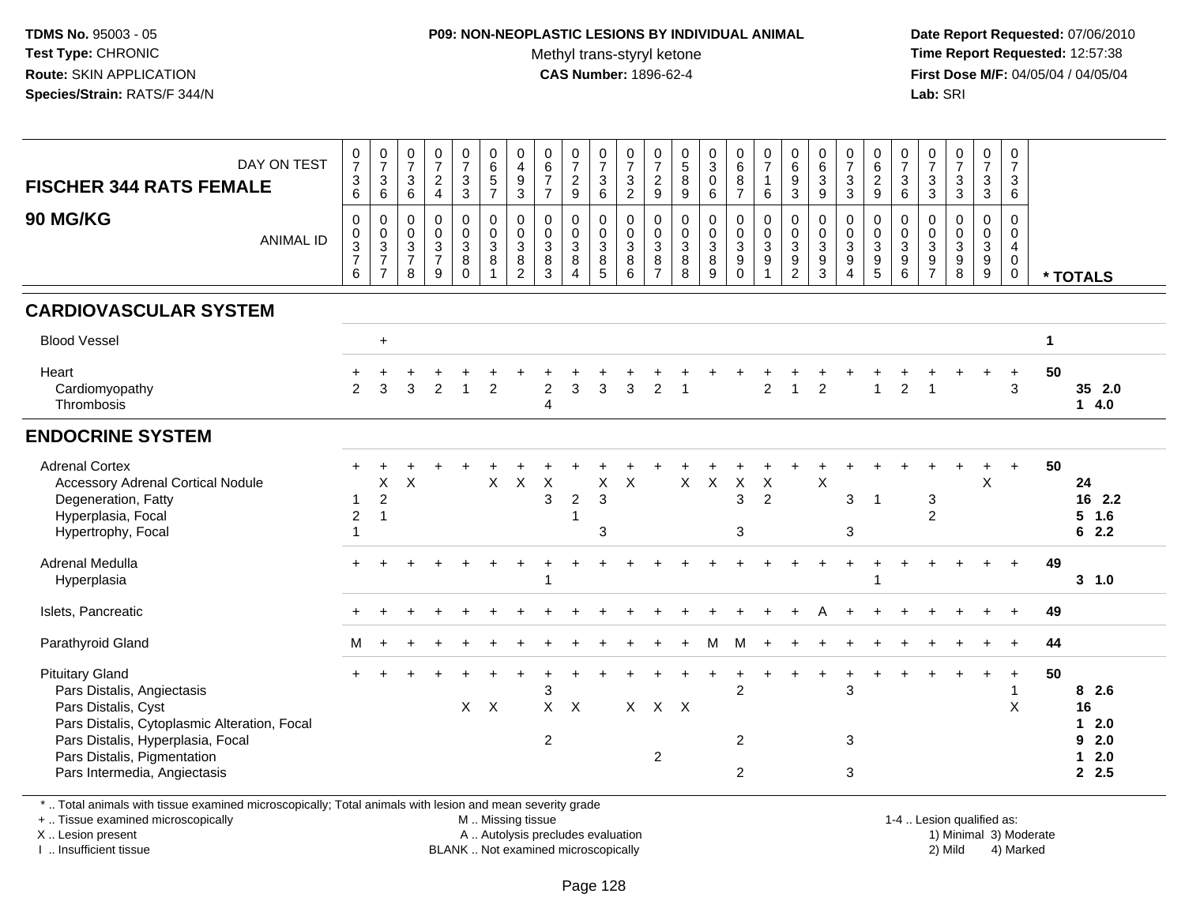**TDMS No.** 95003 - 05
**Test Type:** CHRONIC
**Route:** SKIN APPLICATION
**Species/Strain:** RATS/F 344/N

**P09: NON-NEOPLASTIC LESIONS BY INDIVIDUAL ANIMAL**
Methyl trans-styryl ketone
**CAS Number:** 1896-62-4

**Date Report Requested:** 07/06/2010
**Time Report Requested:** 12:57:38
**First Dose M/F:** 04/05/04 / 04/05/04
**Lab:** SRI

| FISCHER 344 RATS FEMALE — DAY ON TEST | 0736 | 0736 | 0736 | 0724 | 0733 | 0657 | 0493 | 0677 | 0729 | 0736 | 0732 | 0729 | 0589 | 0306 | 0687 | 0716 | 0693 | 0639 | 0733 | 0629 | 0736 | 0733 | 0733 | 0733 | 0736 | |
|---|---|---|---|---|---|---|---|---|---|---|---|---|---|---|---|---|---|---|---|---|---|---|---|---|---|---|
| **90 MG/KG** — ANIMAL ID | 0376 | 0377 | 0378 | 0379 | 0380 | 0381 | 0382 | 0383 | 0384 | 0385 | 0386 | 0387 | 0388 | 0389 | 0390 | 0391 | 0392 | 0393 | 0394 | 0395 | 0396 | 0397 | 0398 | 0399 | 0400 | *** TOTALS** |
| **CARDIOVASCULAR SYSTEM** | | | | | | | | | | | | | | | | | | | | | | | | | | |
| Blood Vessel | | + | | | | | | | | | | | | | | | | | | | | | | | | 1 |
| Heart | + | + | + | + | + | + | + | + | + | + | + | + | + | + | + | + | + | + | + | + | + | + | + | + | + | 50 |
| Cardiomyopathy | 2 | 3 | 3 | 2 | 1 | 2 | | 2 | 3 | 3 | 3 | 2 | 1 | | | 2 | 1 | 2 | | 1 | 2 | 1 | | | 3 | **35 2.0** |
| Thrombosis | | | | | | | | 4 | | | | | | | | | | | | | | | | | | **1 4.0** |
| **ENDOCRINE SYSTEM** | | | | | | | | | | | | | | | | | | | | | | | | | | |
| Adrenal Cortex | + | + | + | + | + | + | + | + | + | + | + | + | + | + | + | + | + | + | + | + | + | + | + | + | + | 50 |
| Accessory Adrenal Cortical Nodule | | X | X | | | X | X | X | | X | X | | X | X | X | X | | X | | | | | | X | | **24** |
| Degeneration, Fatty | 1 | 2 | | | | | | 3 | 2 | 3 | | | | | 3 | 2 | | | 3 | 1 | | 3 | | | | **16 2.2** |
| Hyperplasia, Focal | 2 | 1 | | | | | | | 1 | | | | | | | | | | | | | 2 | | | | **5 1.6** |
| Hypertrophy, Focal | 1 | | | | | | | | | 3 | | | | | 3 | | | | 3 | | | | | | | **6 2.2** |
| Adrenal Medulla | + | + | + | + | + | + | + | + | + | + | + | + | + | + | + | + | + | + | + | + | + | + | + | + | + | 49 |
| Hyperplasia | | | | | | | | 1 | | | | | | | | | | | | 1 | | | | | | **3 1.0** |
| Islets, Pancreatic | + | + | + | + | + | + | + | + | + | + | + | + | + | + | + | + | + | A | + | + | + | + | + | + | + | 49 |
| Parathyroid Gland | M | + | + | + | + | + | + | + | + | + | + | + | + | M | M | + | + | + | + | + | + | + | + | + | + | 44 |
| Pituitary Gland | + | + | + | + | + | + | + | + | + | + | + | + | + | + | + | + | + | + | + | + | + | + | + | + | + | 50 |
| Pars Distalis, Angiectasis | | | | | | | | 3 | | | | | | | 2 | | | | 3 | | | | | | 1 | **8 2.6** |
| Pars Distalis, Cyst | | | | | X | X | | X | X | | X | X | X | | | | | | | | | | | | X | **16** |
| Pars Distalis, Cytoplasmic Alteration, Focal | | | | | | | | | | | | | | | | | | | | | | | | | | **1 2.0** |
| Pars Distalis, Hyperplasia, Focal | | | | | | | | 2 | | | | | | | 2 | | | | 3 | | | | | | | **9 2.0** |
| Pars Distalis, Pigmentation | | | | | | | | | | | | 2 | | | | | | | | | | | | | | **1 2.0** |
| Pars Intermedia, Angiectasis | | | | | | | | | | | | | | | 2 | | | | 3 | | | | | | | **2 2.5** |

\* .. Total animals with tissue examined microscopically; Total animals with lesion and mean severity grade
\+ .. Tissue examined microscopically
X .. Lesion present
I .. Insufficient tissue

M .. Missing tissue
A .. Autolysis precludes evaluation
BLANK .. Not examined microscopically

1-4 .. Lesion qualified as:
1) Minimal 3) Moderate
2) Mild 4) Marked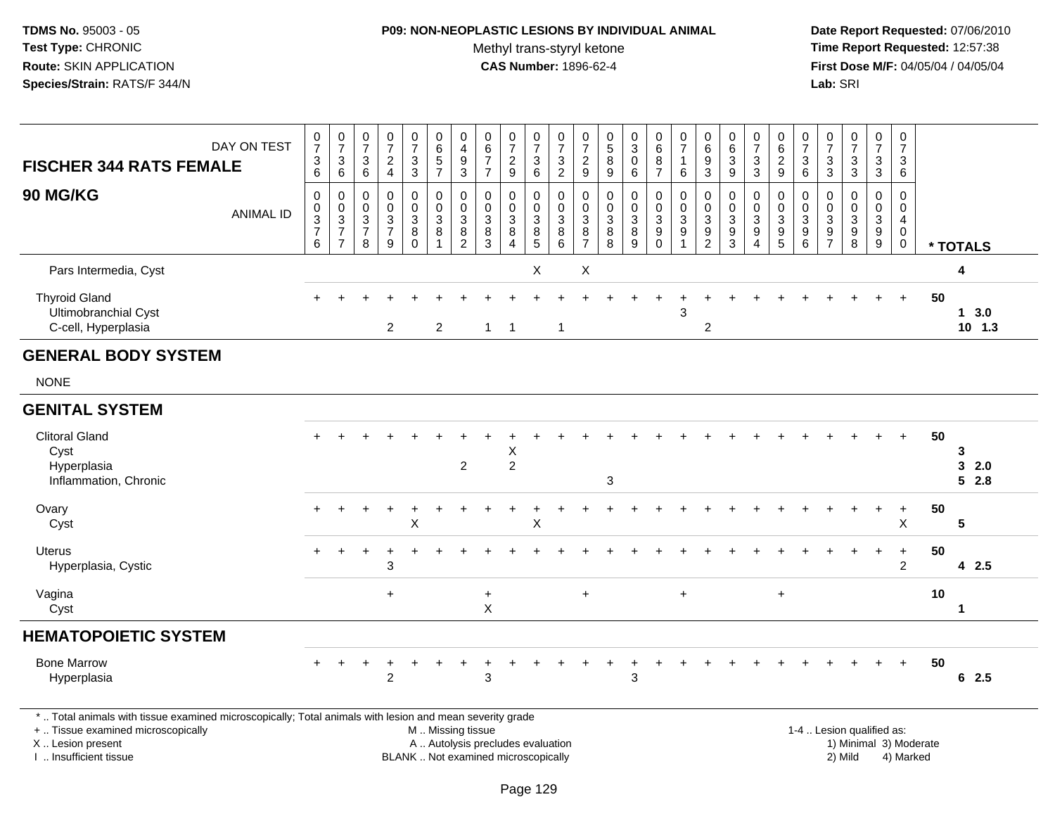TDMS No. 95003 - 05
Test Type: CHRONIC
Route: SKIN APPLICATION
Species/Strain: RATS/F 344/N

**P09: NON-NEOPLASTIC LESIONS BY INDIVIDUAL ANIMAL**
Methyl trans-styryl ketone
**CAS Number:** 1896-62-4

Date Report Requested: 07/06/2010
Time Report Requested: 12:57:38
First Dose M/F: 04/05/04 / 04/05/04
Lab: SRI

| FISCHER 344 RATS FEMALE 90 MG/KG — DAY ON TEST | 0736 | 0736 | 0736 | 0724 | 0733 | 0657 | 0493 | 0677 | 0729 | 0736 | 0732 | 0729 | 0589 | 0306 | 0687 | 0716 | 0693 | 0639 | 0733 | 0629 | 0736 | 0733 | 0733 | 0733 | 0736 | |
|---|---|---|---|---|---|---|---|---|---|---|---|---|---|---|---|---|---|---|---|---|---|---|---|---|---|---|
| ANIMAL ID | 00376 | 00377 | 00378 | 00379 | 00380 | 00381 | 00382 | 00383 | 00384 | 00385 | 00386 | 00387 | 00388 | 00389 | 00390 | 00391 | 00392 | 00393 | 00394 | 00395 | 00396 | 00397 | 00398 | 00399 | 00400 | * TOTALS |
| Pars Intermedia, Cyst | | | | | | | | | | X | | X | | | | | | | | | | | | | | 4 |
| Thyroid Gland | + | + | + | + | + | + | + | + | + | + | + | + | + | + | + | + | + | + | + | + | + | + | + | + | + | 50 |
| Ultimobranchial Cyst | | | | | | | | | | | | | | | | 3 | | | | | | | | | | 1 3.0 |
| C-cell, Hyperplasia | | | | 2 | | 2 | | 1 | 1 | | 1 | | | | | | 2 | | | | | | | | | 10 1.3 |
| **GENERAL BODY SYSTEM** | | | | | | | | | | | | | | | | | | | | | | | | | | |
| NONE | | | | | | | | | | | | | | | | | | | | | | | | | | |
| **GENITAL SYSTEM** | | | | | | | | | | | | | | | | | | | | | | | | | | |
| Clitoral Gland | + | + | + | + | + | + | + | + | + | + | + | + | + | + | + | + | + | + | + | + | + | + | + | + | + | 50 |
| Cyst | | | | | | | | | X | | | | | | | | | | | | | | | | | 3 |
| Hyperplasia | | | | | | | 2 | | 2 | | | | | | | | | | | | | | | | | 3 2.0 |
| Inflammation, Chronic | | | | | | | | | | | | | 3 | | | | | | | | | | | | | 5 2.8 |
| Ovary | + | + | + | + | + | + | + | + | + | + | + | + | + | + | + | + | + | + | + | + | + | + | + | + | + | 50 |
| Cyst | | | | | X | | | | | X | | | | | | | | | | | | | | | X | 5 |
| Uterus | + | + | + | + | + | + | + | + | + | + | + | + | + | + | + | + | + | + | + | + | + | + | + | + | + | 50 |
| Hyperplasia, Cystic | | | | 3 | | | | | | | | | | | | | | | | | | | | | 2 | 4 2.5 |
| Vagina | | | | + | | | | + | | | | + | | | | + | | | | + | | | | | | 10 |
| Cyst | | | | | | | | X | | | | | | | | | | | | | | | | | | 1 |
| **HEMATOPOIETIC SYSTEM** | | | | | | | | | | | | | | | | | | | | | | | | | | |
| Bone Marrow | + | + | + | + | + | + | + | + | + | + | + | + | + | + | + | + | + | + | + | + | + | + | + | + | + | 50 |
| Hyperplasia | | | | 2 | | | | 3 | | | | | | 3 | | | | | | | | | | | | 6 2.5 |

\* .. Total animals with tissue examined microscopically; Total animals with lesion and mean severity grade
+ .. Tissue examined microscopically
X .. Lesion present
I .. Insufficient tissue
M .. Missing tissue
A .. Autolysis precludes evaluation
BLANK .. Not examined microscopically
1-4 .. Lesion qualified as: 1) Minimal 2) Mild 3) Moderate 4) Marked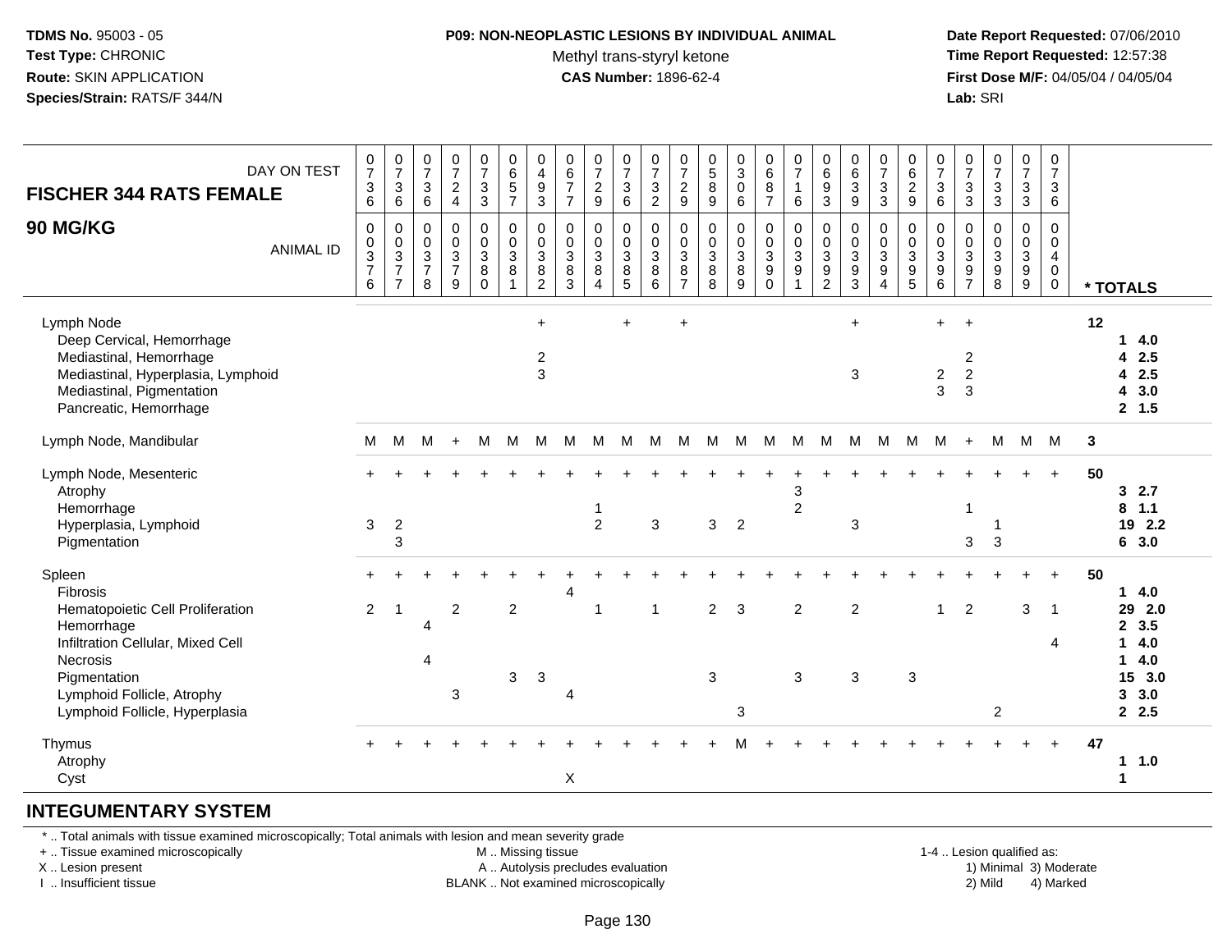**TDMS No.** 95003 - 05
**Test Type:** CHRONIC
**Route:** SKIN APPLICATION
**Species/Strain:** RATS/F 344/N

**P09: NON-NEOPLASTIC LESIONS BY INDIVIDUAL ANIMAL**
Methyl trans-styryl ketone
**CAS Number:** 1896-62-4

**Date Report Requested:** 07/06/2010
**Time Report Requested:** 12:57:38
**First Dose M/F:** 04/05/04 / 04/05/04
**Lab:** SRI

## FISCHER 344 RATS FEMALE 90 MG/KG

| DAY ON TEST | 0736 | 0736 | 0736 | 0724 | 0733 | 0657 | 0493 | 0677 | 0729 | 0736 | 0732 | 0729 | 0589 | 0306 | 0687 | 0716 | 0693 | 0639 | 0733 | 0629 | 0736 | 0733 | 0733 | 0733 | 0736 | |
|---|---|---|---|---|---|---|---|---|---|---|---|---|---|---|---|---|---|---|---|---|---|---|---|---|---|---|
| **ANIMAL ID** | 0376 | 0377 | 0378 | 0379 | 0380 | 0381 | 0382 | 0383 | 0384 | 0385 | 0386 | 0387 | 0388 | 0389 | 0390 | 0391 | 0392 | 0393 | 0394 | 0395 | 0396 | 0397 | 0398 | 0399 | 0400 | *** TOTALS** |
| Lymph Node | | | | | | | + | | | + | | + | | | | | | + | | | + | + | | | | 12 |
| Deep Cervical, Hemorrhage | | | | | | | | | | | | | | | | | | | | | | | | | | 1 4.0 |
| Mediastinal, Hemorrhage | | | | | | | 2 | | | | | | | | | | | | | | | 2 | | | | 4 2.5 |
| Mediastinal, Hyperplasia, Lymphoid | | | | | | | 3 | | | | | | | | | | | 3 | | | 2 | 2 | | | | 4 2.5 |
| Mediastinal, Pigmentation | | | | | | | | | | | | | | | | | | | | | 3 | 3 | | | | 4 3.0 |
| Pancreatic, Hemorrhage | | | | | | | | | | | | | | | | | | | | | | | | | | 2 1.5 |
| Lymph Node, Mandibular | M | M | M | + | M | M | M | M | M | M | M | M | M | M | M | M | M | M | M | M | M | + | M | M | M | 3 |
| Lymph Node, Mesenteric | + | + | + | + | + | + | + | + | + | + | + | + | + | + | + | + | + | + | + | + | + | + | + | + | + | 50 |
| Atrophy | | | | | | | | | | | | | | | | 3 | | | | | | | | | | 3 2.7 |
| Hemorrhage | | | | | | | | | 1 | | | | | | | 2 | | | | | | 1 | | | | 8 1.1 |
| Hyperplasia, Lymphoid | 3 | 2 | | | | | | | 2 | | 3 | | 3 | 2 | | | | 3 | | | | | 1 | | | 19 2.2 |
| Pigmentation | | 3 | | | | | | | | | | | | | | | | | | | | 3 | 3 | | | 6 3.0 |
| Spleen | + | + | + | + | + | + | + | + | + | + | + | + | + | + | + | + | + | + | + | + | + | + | + | + | + | 50 |
| Fibrosis | | | | | | | | 4 | | | | | | | | | | | | | | | | | | 1 4.0 |
| Hematopoietic Cell Proliferation | 2 | 1 | | 2 | | 2 | | | 1 | | 1 | | 2 | 3 | | 2 | | 2 | | | 1 | 2 | | 3 | 1 | 29 2.0 |
| Hemorrhage | | | 4 | | | | | | | | | | | | | | | | | | | | | | | 2 3.5 |
| Infiltration Cellular, Mixed Cell | | | | | | | | | | | | | | | | | | | | | | | | | 4 | 1 4.0 |
| Necrosis | | | 4 | | | | | | | | | | | | | | | | | | | | | | | 1 4.0 |
| Pigmentation | | | | | | 3 | 3 | | | | | | 3 | | | 3 | | 3 | | 3 | | | | | | 15 3.0 |
| Lymphoid Follicle, Atrophy | | | | 3 | | | | 4 | | | | | | | | | | | | | | | | | | 3 3.0 |
| Lymphoid Follicle, Hyperplasia | | | | | | | | | | | | | | 3 | | | | | | | | | 2 | | | 2 2.5 |
| Thymus | + | + | + | + | + | + | + | + | + | + | + | + | + | M | + | + | + | + | + | + | + | + | + | + | + | 47 |
| Atrophy | | | | | | | | | | | | | | | | | | | | | | | | | | 1 1.0 |
| Cyst | | | | | | | | X | | | | | | | | | | | | | | | | | | 1 |

## INTEGUMENTARY SYSTEM

* .. Total animals with tissue examined microscopically; Total animals with lesion and mean severity grade
+ .. Tissue examined microscopically
X .. Lesion present
I .. Insufficient tissue

M .. Missing tissue
A .. Autolysis precludes evaluation
BLANK .. Not examined microscopically

1-4 .. Lesion qualified as:
1) Minimal 3) Moderate
2) Mild 4) Marked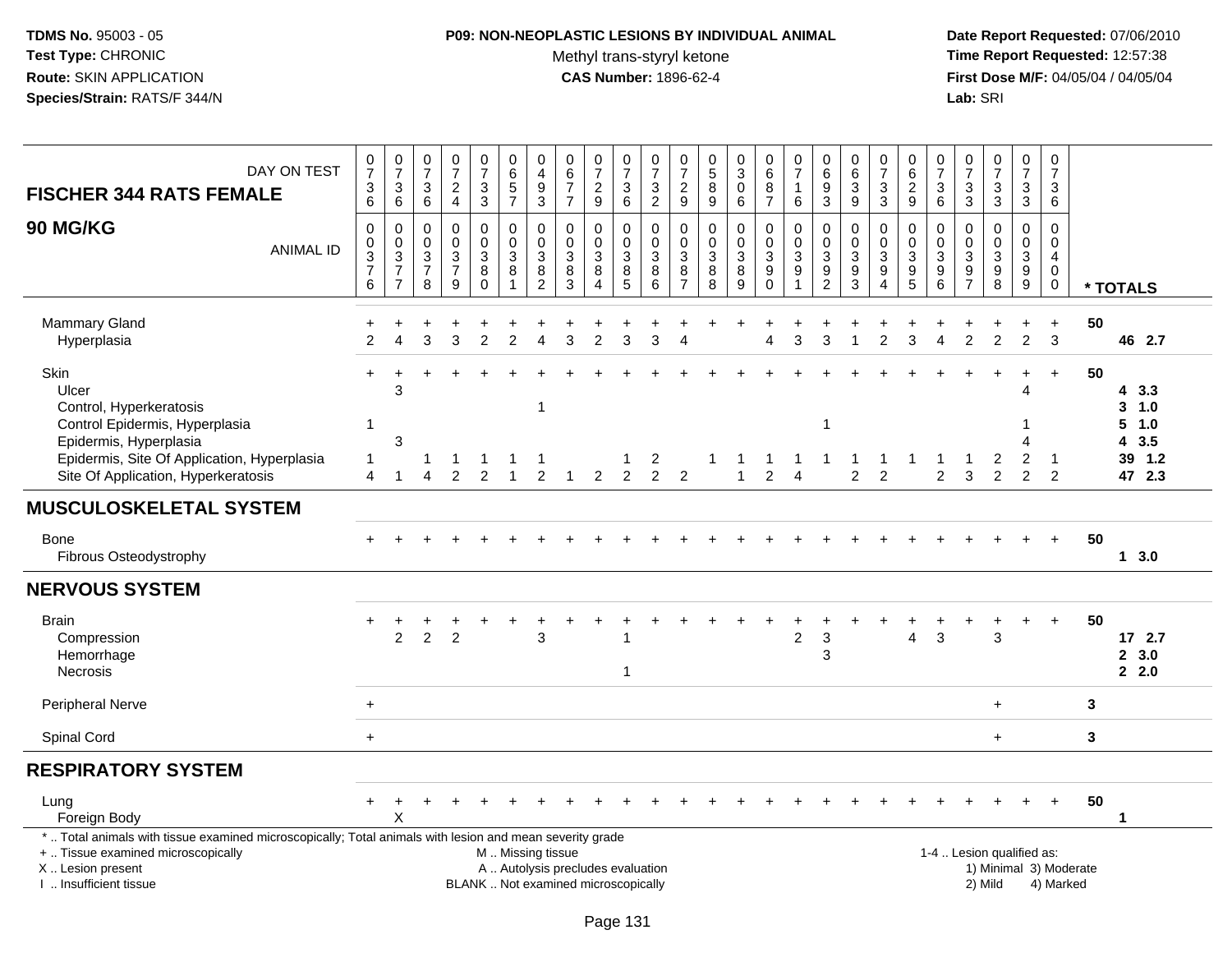**TDMS No.** 95003 - 05
**Test Type:** CHRONIC
**Route:** SKIN APPLICATION
**Species/Strain:** RATS/F 344/N

**P09: NON-NEOPLASTIC LESIONS BY INDIVIDUAL ANIMAL**
Methyl trans-styryl ketone
**CAS Number:** 1896-62-4

**Date Report Requested:** 07/06/2010
**Time Report Requested:** 12:57:38
**First Dose M/F:** 04/05/04 / 04/05/04
**Lab:** SRI

**FISCHER 344 RATS FEMALE — 90 MG/KG**

| DAY ON TEST | 736 | 736 | 736 | 724 | 733 | 657 | 493 | 677 | 729 | 736 | 732 | 729 | 589 | 306 | 687 | 716 | 693 | 639 | 733 | 629 | 736 | 733 | 733 | 733 | 736 | |
|---|---|---|---|---|---|---|---|---|---|---|---|---|---|---|---|---|---|---|---|---|---|---|---|---|---|---|
| **ANIMAL ID** | 0376 | 0377 | 0378 | 0379 | 0380 | 0381 | 0382 | 0383 | 0384 | 0385 | 0386 | 0387 | 0388 | 0389 | 0390 | 0391 | 0392 | 0393 | 0394 | 0395 | 0396 | 0397 | 0398 | 0399 | 0400 | *** TOTALS** |
| Mammary Gland | + | + | + | + | + | + | + | + | + | + | + | + | + | + | + | + | + | + | + | + | + | + | + | + | + | 50 |
| Hyperplasia | 2 | 4 | 3 | 3 | 2 | 2 | 4 | 3 | 2 | 3 | 3 | 4 | | | 4 | 3 | 3 | 1 | 2 | 3 | 4 | 2 | 2 | 2 | 3 | 46 2.7 |
| Skin | + | + | + | + | + | + | + | + | + | + | + | + | + | + | + | + | + | + | + | + | + | + | + | + | + | 50 |
| Ulcer | | 3 | | | | | | | | | | | | | | | | | | | | | | 4 | | 4 3.3 |
| Control, Hyperkeratosis | | | | | | | 1 | | | | | | | | | | | | | | | | | | | 3 1.0 |
| Control Epidermis, Hyperplasia | 1 | | | | | | | | | | | | | | | | 1 | | | | | | | 1 | | 5 1.0 |
| Epidermis, Hyperplasia | | 3 | | | | | | | | | | | | | | | | | | | | | | 4 | | 4 3.5 |
| Epidermis, Site Of Application, Hyperplasia | 1 | | 1 | 1 | 1 | 1 | 1 | | | 1 | 2 | | 1 | 1 | 1 | 1 | 1 | 1 | 1 | 1 | 1 | 1 | 2 | 2 | 1 | 39 1.2 |
| Site Of Application, Hyperkeratosis | 4 | 1 | 4 | 2 | 2 | 1 | 2 | 1 | 2 | 2 | 2 | 2 | | 1 | 2 | 4 | | 2 | 2 | | 2 | 3 | 2 | 2 | 2 | 47 2.3 |
| **MUSCULOSKELETAL SYSTEM** | | | | | | | | | | | | | | | | | | | | | | | | | | |
| Bone | + | + | + | + | + | + | + | + | + | + | + | + | + | + | + | + | + | + | + | + | + | + | + | + | + | 50 |
| Fibrous Osteodystrophy | | | | | | | | | | | | | | | | | | | | | | | | | | 1 3.0 |
| **NERVOUS SYSTEM** | | | | | | | | | | | | | | | | | | | | | | | | | | |
| Brain | + | + | + | + | + | + | + | + | + | + | + | + | + | + | + | + | + | + | + | + | + | + | + | + | + | 50 |
| Compression | | 2 | 2 | 2 | | | 3 | | | 1 | | | | | | 2 | 3 | | | 4 | 3 | | 3 | | | 17 2.7 |
| Hemorrhage | | | | | | | | | | | | | | | | | 3 | | | | | | | | | 2 3.0 |
| Necrosis | | | | | | | | | | 1 | | | | | | | | | | | | | | | | 2 2.0 |
| Peripheral Nerve | + | | | | | | | | | | | | | | | | | | | | | | + | | | 3 |
| Spinal Cord | + | | | | | | | | | | | | | | | | | | | | | | + | | | 3 |
| **RESPIRATORY SYSTEM** | | | | | | | | | | | | | | | | | | | | | | | | | | |
| Lung | + | + | + | + | + | + | + | + | + | + | + | + | + | + | + | + | + | + | + | + | + | + | + | + | + | 50 |
| Foreign Body | | X | | | | | | | | | | | | | | | | | | | | | | | | 1 |

\* .. Total animals with tissue examined microscopically; Total animals with lesion and mean severity grade
\+ .. Tissue examined microscopically
X .. Lesion present
I .. Insufficient tissue

M .. Missing tissue
A .. Autolysis precludes evaluation
BLANK .. Not examined microscopically

1-4 .. Lesion qualified as:
1) Minimal 3) Moderate
2) Mild 4) Marked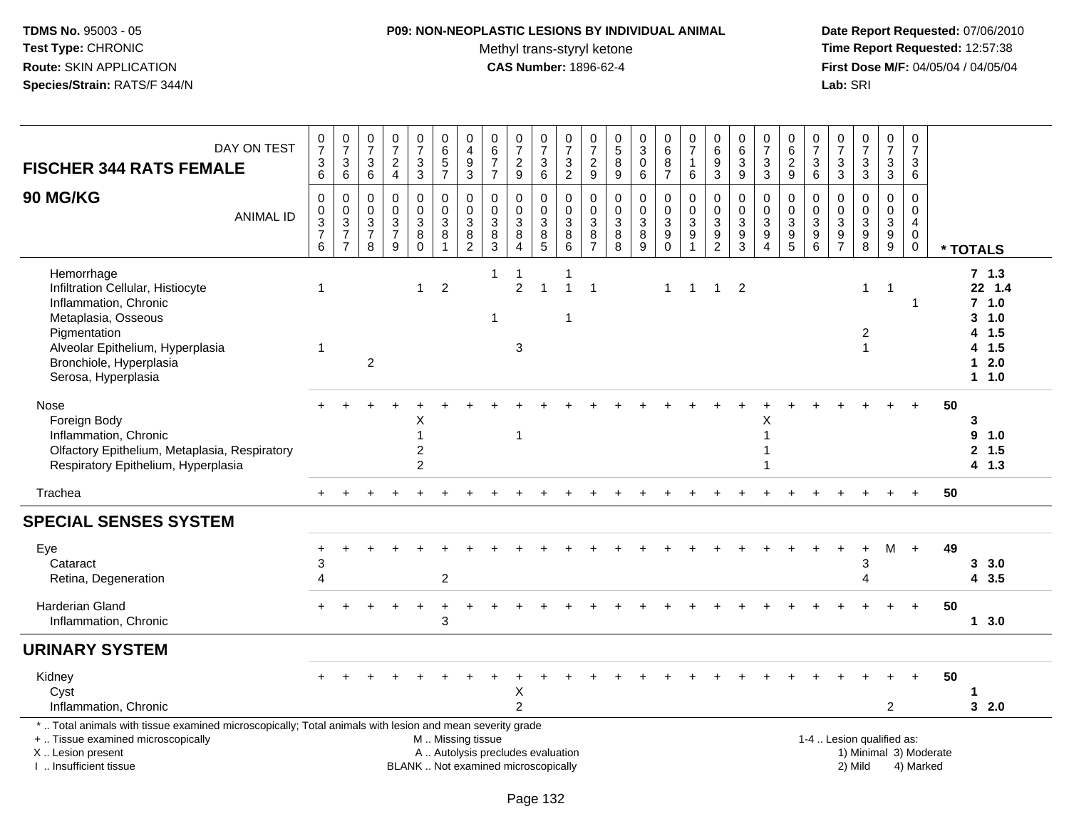**TDMS No.** 95003 - 05
**Test Type:** CHRONIC
**Route:** SKIN APPLICATION
**Species/Strain:** RATS/F 344/N

**P09: NON-NEOPLASTIC LESIONS BY INDIVIDUAL ANIMAL**
Methyl trans-styryl ketone
**CAS Number:** 1896-62-4

**Date Report Requested:** 07/06/2010
**Time Report Requested:** 12:57:38
**First Dose M/F:** 04/05/04 / 04/05/04
**Lab:** SRI

| DAY ON TEST | 0736 | 0736 | 0736 | 0724 | 0733 | 0657 | 0493 | 0677 | 0729 | 0736 | 0732 | 0729 | 0589 | 0306 | 0687 | 0716 | 0693 | 0639 | 0733 | 0629 | 0736 | 0733 | 0733 | 0733 | 0736 | |
|---|---|---|---|---|---|---|---|---|---|---|---|---|---|---|---|---|---|---|---|---|---|---|---|---|---|---|
| **FISCHER 344 RATS FEMALE 90 MG/KG** ANIMAL ID | 0037 6 | 0037 7 | 0037 8 | 0037 9 | 0038 0 | 0038 1 | 0038 2 | 0038 3 | 0038 4 | 0038 5 | 0038 6 | 0038 7 | 0038 8 | 0038 9 | 0039 0 | 0039 1 | 0039 2 | 0039 3 | 0039 4 | 0039 5 | 0039 6 | 0039 7 | 0039 8 | 0039 9 | 0040 0 | * TOTALS |
| Hemorrhage | | | | | | | | 1 | 1 | | 1 | | | | | | | | | | | | | | | 7 1.3 |
| Infiltration Cellular, Histiocyte | 1 | | | | 1 | 2 | | | 2 | 1 | 1 | 1 | | | 1 | 1 | 1 | 2 | | | | | 1 | 1 | | 22 1.4 |
| Inflammation, Chronic | | | | | | | | | | | | | | | | | | | | | | | | | 1 | 7 1.0 |
| Metaplasia, Osseous | | | | | | | | 1 | | | 1 | | | | | | | | | | | | | | | 3 1.0 |
| Pigmentation | | | | | | | | | | | | | | | | | | | | | | | 2 | | | 4 1.5 |
| Alveolar Epithelium, Hyperplasia | 1 | | | | | | | | 3 | | | | | | | | | | | | | | 1 | | | 4 1.5 |
| Bronchiole, Hyperplasia | | | 2 | | | | | | | | | | | | | | | | | | | | | | | 1 2.0 |
| Serosa, Hyperplasia | | | | | | | | | | | | | | | | | | | | | | | | | | 1 1.0 |
| Nose | + | + | + | + | + | + | + | + | + | + | + | + | + | + | + | + | + | + | + | + | + | + | + | + | + | 50 |
| Foreign Body | | | | | X | | | | | | | | | | | | | | X | | | | | | | 3 |
| Inflammation, Chronic | | | | | 1 | | | | 1 | | | | | | | | | | 1 | | | | | | | 9 1.0 |
| Olfactory Epithelium, Metaplasia, Respiratory | | | | | 2 | | | | | | | | | | | | | | 1 | | | | | | | 2 1.5 |
| Respiratory Epithelium, Hyperplasia | | | | | 2 | | | | | | | | | | | | | | 1 | | | | | | | 4 1.3 |
| Trachea | + | + | + | + | + | + | + | + | + | + | + | + | + | + | + | + | + | + | + | + | + | + | + | + | + | 50 |
| **SPECIAL SENSES SYSTEM** | | | | | | | | | | | | | | | | | | | | | | | | | | |
| Eye | + | + | + | + | + | + | + | + | + | + | + | + | + | + | + | + | + | + | + | + | + | + | + | M | + | 49 |
| Cataract | 3 | | | | | | | | | | | | | | | | | | | | | | 3 | | | 3 3.0 |
| Retina, Degeneration | 4 | | | | | 2 | | | | | | | | | | | | | | | | | 4 | | | 4 3.5 |
| Harderian Gland | + | + | + | + | + | + | + | + | + | + | + | + | + | + | + | + | + | + | + | + | + | + | + | + | + | 50 |
| Inflammation, Chronic | | | | | | 3 | | | | | | | | | | | | | | | | | | | | 1 3.0 |
| **URINARY SYSTEM** | | | | | | | | | | | | | | | | | | | | | | | | | | |
| Kidney | + | + | + | + | + | + | + | + | + | + | + | + | + | + | + | + | + | + | + | + | + | + | + | + | + | 50 |
| Cyst | | | | | | | | | X | | | | | | | | | | | | | | | | | 1 |
| Inflammation, Chronic | | | | | | | | | 2 | | | | | | | | | | | | | | | 2 | | 3 2.0 |

\* .. Total animals with tissue examined microscopically; Total animals with lesion and mean severity grade
+ .. Tissue examined microscopically
X .. Lesion present
I .. Insufficient tissue

M .. Missing tissue
A .. Autolysis precludes evaluation
BLANK .. Not examined microscopically

1-4 .. Lesion qualified as:
1) Minimal 3) Moderate
2) Mild 4) Marked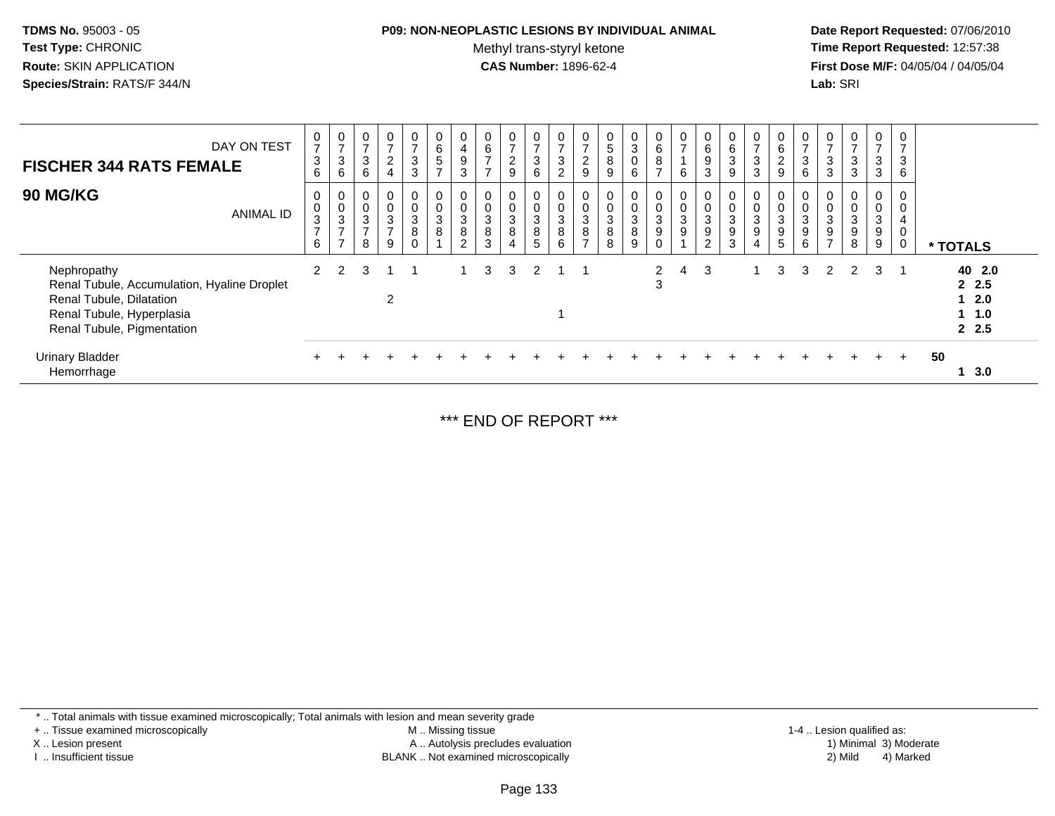**TDMS No.** 95003 - 05
**Test Type:** CHRONIC
**Route:** SKIN APPLICATION
**Species/Strain:** RATS/F 344/N

**P09: NON-NEOPLASTIC LESIONS BY INDIVIDUAL ANIMAL**
Methyl trans-styryl ketone
**CAS Number:** 1896-62-4

**Date Report Requested:** 07/06/2010
**Time Report Requested:** 12:57:38
**First Dose M/F:** 04/05/04 / 04/05/04
**Lab:** SRI

## FISCHER 344 RATS FEMALE
## 90 MG/KG

| DAY ON TEST | 0736 | 0736 | 0736 | 0724 | 0733 | 0657 | 0493 | 0677 | 0729 | 0736 | 0732 | 0729 | 0589 | 0306 | 0687 | 0716 | 0693 | 0639 | 0733 | 0629 | 0736 | 0733 | 0733 | 0733 | 0736 | |
|---|---|---|---|---|---|---|---|---|---|---|---|---|---|---|---|---|---|---|---|---|---|---|---|---|---|---|
| ANIMAL ID | 0376 | 0377 | 0378 | 0379 | 0380 | 0381 | 0382 | 0383 | 0384 | 0385 | 0386 | 0387 | 0388 | 0389 | 0390 | 0391 | 0392 | 0393 | 0394 | 0395 | 0396 | 0397 | 0398 | 0399 | 0400 | * TOTALS |
| Nephropathy | 2 | 2 | 3 | 1 | 1 | | 1 | 3 | 3 | 2 | 1 | 1 | | | 2 | 4 | 3 | | 1 | 3 | 3 | 2 | 2 | 3 | 1 | 40 2.0 |
| Renal Tubule, Accumulation, Hyaline Droplet | | | | | | | | | | | | | | | 3 | | | | | | | | | | | 2 2.5 |
| Renal Tubule, Dilatation | | | | 2 | | | | | | | | | | | | | | | | | | | | | | 1 2.0 |
| Renal Tubule, Hyperplasia | | | | | | | | | | | 1 | | | | | | | | | | | | | | | 1 1.0 |
| Renal Tubule, Pigmentation | | | | | | | | | | | | | | | | | | | | | | | | | | 2 2.5 |
| Urinary Bladder | + | + | + | + | + | + | + | + | + | + | + | + | + | + | + | + | + | + | + | + | + | + | + | + | + | 50 |
| Hemorrhage | | | | | | | | | | | | | | | | | | | | | | | | | | 1 3.0 |

*** END OF REPORT ***

\* .. Total animals with tissue examined microscopically; Total animals with lesion and mean severity grade
\+ .. Tissue examined microscopically
X .. Lesion present
I .. Insufficient tissue
M .. Missing tissue
A .. Autolysis precludes evaluation
BLANK .. Not examined microscopically
1-4 .. Lesion qualified as: 1) Minimal 2) Mild 3) Moderate 4) Marked